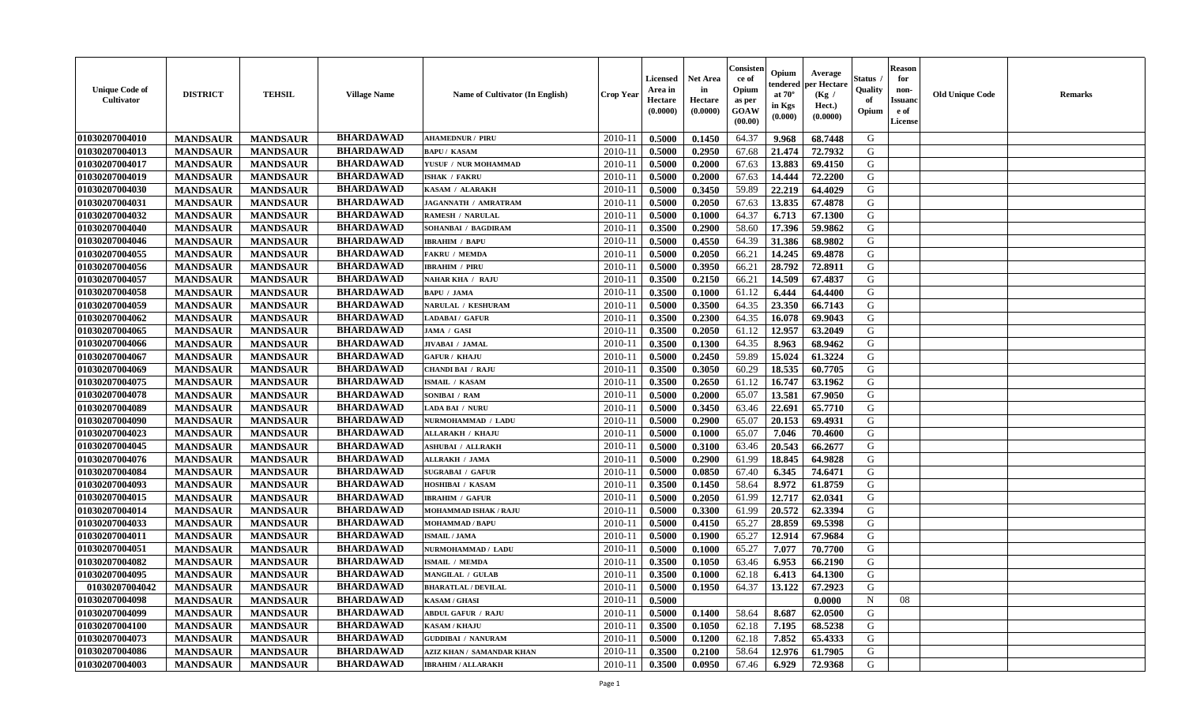| Unique Code of Cultivator | DISTRICT | TEHSIL | Village Name | Name of Cultivator (In English) | Crop Year | Licensed Area in Hectare (0.0000) | Net Area in Hectare (0.0000) | Consistence of Opium as per GOAW (00.00) | Opium tendered at 70° in Kgs (0.000) | Average per Hectare (Kg / Hect.) (0.0000) | Status / Quality of Opium | Reason for non-Issuance of License | Old Unique Code | Remarks |
|---|---|---|---|---|---|---|---|---|---|---|---|---|---|---|
| 01030207004010 | MANDSAUR | MANDSAUR | BHARDAWAD | AHAMEDNUR / PIRU | 2010-11 | 0.5000 | 0.1450 | 64.37 | 9.968 | 68.7448 | G | | | |
| 01030207004013 | MANDSAUR | MANDSAUR | BHARDAWAD | BAPU / KASAM | 2010-11 | 0.5000 | 0.2950 | 67.68 | 21.474 | 72.7932 | G | | | |
| 01030207004017 | MANDSAUR | MANDSAUR | BHARDAWAD | YUSUF / NUR MOHAMMAD | 2010-11 | 0.5000 | 0.2000 | 67.63 | 13.883 | 69.4150 | G | | | |
| 01030207004019 | MANDSAUR | MANDSAUR | BHARDAWAD | ISHAK / FAKRU | 2010-11 | 0.5000 | 0.2000 | 67.63 | 14.444 | 72.2200 | G | | | |
| 01030207004030 | MANDSAUR | MANDSAUR | BHARDAWAD | KASAM / ALARAKH | 2010-11 | 0.5000 | 0.3450 | 59.89 | 22.219 | 64.4029 | G | | | |
| 01030207004031 | MANDSAUR | MANDSAUR | BHARDAWAD | JAGANNATH / AMRATRAM | 2010-11 | 0.5000 | 0.2050 | 67.63 | 13.835 | 67.4878 | G | | | |
| 01030207004032 | MANDSAUR | MANDSAUR | BHARDAWAD | RAMESH / NARULAL | 2010-11 | 0.5000 | 0.1000 | 64.37 | 6.713 | 67.1300 | G | | | |
| 01030207004040 | MANDSAUR | MANDSAUR | BHARDAWAD | SOHANBAI / BAGDIRAM | 2010-11 | 0.3500 | 0.2900 | 58.60 | 17.396 | 59.9862 | G | | | |
| 01030207004046 | MANDSAUR | MANDSAUR | BHARDAWAD | IBRAHIM / BAPU | 2010-11 | 0.5000 | 0.4550 | 64.39 | 31.386 | 68.9802 | G | | | |
| 01030207004055 | MANDSAUR | MANDSAUR | BHARDAWAD | FAKRU / MEMDA | 2010-11 | 0.5000 | 0.2050 | 66.21 | 14.245 | 69.4878 | G | | | |
| 01030207004056 | MANDSAUR | MANDSAUR | BHARDAWAD | IBRAHIM / PIRU | 2010-11 | 0.5000 | 0.3950 | 66.21 | 28.792 | 72.8911 | G | | | |
| 01030207004057 | MANDSAUR | MANDSAUR | BHARDAWAD | NAHAR KHA / RAJU | 2010-11 | 0.3500 | 0.2150 | 66.21 | 14.509 | 67.4837 | G | | | |
| 01030207004058 | MANDSAUR | MANDSAUR | BHARDAWAD | BAPU / JAMA | 2010-11 | 0.3500 | 0.1000 | 61.12 | 6.444 | 64.4400 | G | | | |
| 01030207004059 | MANDSAUR | MANDSAUR | BHARDAWAD | NARULAL / KESHURAM | 2010-11 | 0.5000 | 0.3500 | 64.35 | 23.350 | 66.7143 | G | | | |
| 01030207004062 | MANDSAUR | MANDSAUR | BHARDAWAD | LADABAI / GAFUR | 2010-11 | 0.3500 | 0.2300 | 64.35 | 16.078 | 69.9043 | G | | | |
| 01030207004065 | MANDSAUR | MANDSAUR | BHARDAWAD | JAMA / GASI | 2010-11 | 0.3500 | 0.2050 | 61.12 | 12.957 | 63.2049 | G | | | |
| 01030207004066 | MANDSAUR | MANDSAUR | BHARDAWAD | JIVABAI / JAMAL | 2010-11 | 0.3500 | 0.1300 | 64.35 | 8.963 | 68.9462 | G | | | |
| 01030207004067 | MANDSAUR | MANDSAUR | BHARDAWAD | GAFUR / KHAJU | 2010-11 | 0.5000 | 0.2450 | 59.89 | 15.024 | 61.3224 | G | | | |
| 01030207004069 | MANDSAUR | MANDSAUR | BHARDAWAD | CHANDI BAI / RAJU | 2010-11 | 0.3500 | 0.3050 | 60.29 | 18.535 | 60.7705 | G | | | |
| 01030207004075 | MANDSAUR | MANDSAUR | BHARDAWAD | ISMAIL / KASAM | 2010-11 | 0.3500 | 0.2650 | 61.12 | 16.747 | 63.1962 | G | | | |
| 01030207004078 | MANDSAUR | MANDSAUR | BHARDAWAD | SONIBAI / RAM | 2010-11 | 0.5000 | 0.2000 | 65.07 | 13.581 | 67.9050 | G | | | |
| 01030207004089 | MANDSAUR | MANDSAUR | BHARDAWAD | LADA BAI / NURU | 2010-11 | 0.5000 | 0.3450 | 63.46 | 22.691 | 65.7710 | G | | | |
| 01030207004090 | MANDSAUR | MANDSAUR | BHARDAWAD | NURMOHAMMAD / LADU | 2010-11 | 0.5000 | 0.2900 | 65.07 | 20.153 | 69.4931 | G | | | |
| 01030207004023 | MANDSAUR | MANDSAUR | BHARDAWAD | ALLARAKH / KHAJU | 2010-11 | 0.5000 | 0.1000 | 65.07 | 7.046 | 70.4600 | G | | | |
| 01030207004045 | MANDSAUR | MANDSAUR | BHARDAWAD | ASHUBAI / ALLRAKH | 2010-11 | 0.5000 | 0.3100 | 63.46 | 20.543 | 66.2677 | G | | | |
| 01030207004076 | MANDSAUR | MANDSAUR | BHARDAWAD | ALLRAKH / JAMA | 2010-11 | 0.5000 | 0.2900 | 61.99 | 18.845 | 64.9828 | G | | | |
| 01030207004084 | MANDSAUR | MANDSAUR | BHARDAWAD | SUGRABAI / GAFUR | 2010-11 | 0.5000 | 0.0850 | 67.40 | 6.345 | 74.6471 | G | | | |
| 01030207004093 | MANDSAUR | MANDSAUR | BHARDAWAD | HOSHIBAI / KASAM | 2010-11 | 0.3500 | 0.1450 | 58.64 | 8.972 | 61.8759 | G | | | |
| 01030207004015 | MANDSAUR | MANDSAUR | BHARDAWAD | IBRAHIM / GAFUR | 2010-11 | 0.5000 | 0.2050 | 61.99 | 12.717 | 62.0341 | G | | | |
| 01030207004014 | MANDSAUR | MANDSAUR | BHARDAWAD | MOHAMMAD ISHAK / RAJU | 2010-11 | 0.5000 | 0.3300 | 61.99 | 20.572 | 62.3394 | G | | | |
| 01030207004033 | MANDSAUR | MANDSAUR | BHARDAWAD | MOHAMMAD / BAPU | 2010-11 | 0.5000 | 0.4150 | 65.27 | 28.859 | 69.5398 | G | | | |
| 01030207004011 | MANDSAUR | MANDSAUR | BHARDAWAD | ISMAIL / JAMA | 2010-11 | 0.5000 | 0.1900 | 65.27 | 12.914 | 67.9684 | G | | | |
| 01030207004051 | MANDSAUR | MANDSAUR | BHARDAWAD | NURMOHAMMAD / LADU | 2010-11 | 0.5000 | 0.1000 | 65.27 | 7.077 | 70.7700 | G | | | |
| 01030207004082 | MANDSAUR | MANDSAUR | BHARDAWAD | ISMAIL / MEMDA | 2010-11 | 0.3500 | 0.1050 | 63.46 | 6.953 | 66.2190 | G | | | |
| 01030207004095 | MANDSAUR | MANDSAUR | BHARDAWAD | MANGILAL / GULAB | 2010-11 | 0.3500 | 0.1000 | 62.18 | 6.413 | 64.1300 | G | | | |
| 01030207004042 | MANDSAUR | MANDSAUR | BHARDAWAD | BHARATLAL / DEVILAL | 2010-11 | 0.5000 | 0.1950 | 64.37 | 13.122 | 67.2923 | G | | | |
| 01030207004098 | MANDSAUR | MANDSAUR | BHARDAWAD | KASAM / GHASI | 2010-11 | 0.5000 | | | | 0.0000 | N | 08 | | |
| 01030207004099 | MANDSAUR | MANDSAUR | BHARDAWAD | ABDUL GAFUR / RAJU | 2010-11 | 0.5000 | 0.1400 | 58.64 | 8.687 | 62.0500 | G | | | |
| 01030207004100 | MANDSAUR | MANDSAUR | BHARDAWAD | KASAM / KHAJU | 2010-11 | 0.3500 | 0.1050 | 62.18 | 7.195 | 68.5238 | G | | | |
| 01030207004073 | MANDSAUR | MANDSAUR | BHARDAWAD | GUDDIBAI / NANURAM | 2010-11 | 0.5000 | 0.1200 | 62.18 | 7.852 | 65.4333 | G | | | |
| 01030207004086 | MANDSAUR | MANDSAUR | BHARDAWAD | AZIZ KHAN / SAMANDAR KHAN | 2010-11 | 0.3500 | 0.2100 | 58.64 | 12.976 | 61.7905 | G | | | |
| 01030207004003 | MANDSAUR | MANDSAUR | BHARDAWAD | IBRAHIM / ALLARAKH | 2010-11 | 0.3500 | 0.0950 | 67.46 | 6.929 | 72.9368 | G | | | |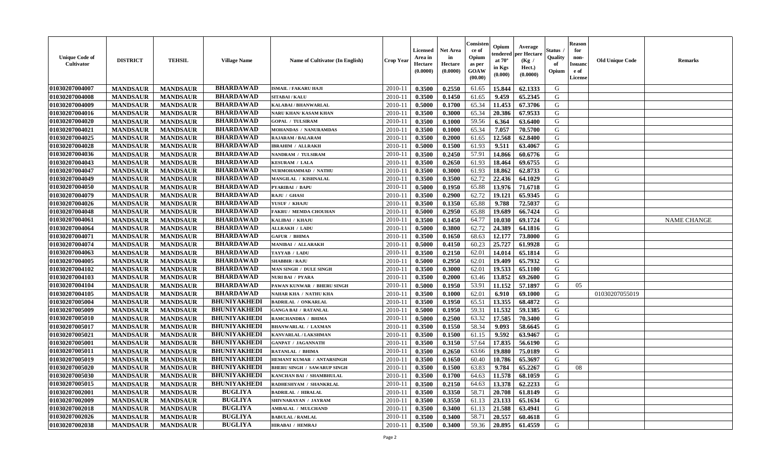| Unique Code of Cultivator | DISTRICT | TEHSIL | Village Name | Name of Cultivator (In English) | Crop Year | Licensed Area in Hectare (0.0000) | Net Area in Hectare (0.0000) | Consistence of Opium as per GOAW (00.00) | Opium tendered at 70° in Kgs (0.000) | Average per Hectare (Kg / Hect.) (0.0000) | Status / Quality of Opium | Reason for non-Issuance of License | Old Unique Code | Remarks |
|---|---|---|---|---|---|---|---|---|---|---|---|---|---|---|
| 01030207004007 | MANDSAUR | MANDSAUR | BHARDAWAD | ISMAIL / FAKARU HAJI | 2010-11 | 0.3500 | 0.2550 | 61.65 | 15.844 | 62.1333 | G | | | |
| 01030207004008 | MANDSAUR | MANDSAUR | BHARDAWAD | SITABAI / KALU | 2010-11 | 0.3500 | 0.1450 | 61.65 | 9.459 | 65.2345 | G | | | |
| 01030207004009 | MANDSAUR | MANDSAUR | BHARDAWAD | KALABAI / BHANWARLAL | 2010-11 | 0.5000 | 0.1700 | 65.34 | 11.453 | 67.3706 | G | | | |
| 01030207004016 | MANDSAUR | MANDSAUR | BHARDAWAD | NARU KHAN/ KASAM KHAN | 2010-11 | 0.3500 | 0.3000 | 65.34 | 20.386 | 67.9533 | G | | | |
| 01030207004020 | MANDSAUR | MANDSAUR | BHARDAWAD | GOPAL / TULSIRAM | 2010-11 | 0.3500 | 0.1000 | 59.56 | 6.364 | 63.6400 | G | | | |
| 01030207004021 | MANDSAUR | MANDSAUR | BHARDAWAD | MOHANDAS / NANURAMDAS | 2010-11 | 0.3500 | 0.1000 | 65.34 | 7.057 | 70.5700 | G | | | |
| 01030207004025 | MANDSAUR | MANDSAUR | BHARDAWAD | RAJARAM / BALARAM | 2010-11 | 0.3500 | 0.2000 | 61.65 | 12.568 | 62.8400 | G | | | |
| 01030207004028 | MANDSAUR | MANDSAUR | BHARDAWAD | IBRAHIM / ALLRAKH | 2010-11 | 0.5000 | 0.1500 | 61.93 | 9.511 | 63.4067 | G | | | |
| 01030207004036 | MANDSAUR | MANDSAUR | BHARDAWAD | NANDRAM / TULSIRAM | 2010-11 | 0.3500 | 0.2450 | 57.91 | 14.866 | 60.6776 | G | | | |
| 01030207004043 | MANDSAUR | MANDSAUR | BHARDAWAD | KESURAM / LALA | 2010-11 | 0.3500 | 0.2650 | 61.93 | 18.464 | 69.6755 | G | | | |
| 01030207004047 | MANDSAUR | MANDSAUR | BHARDAWAD | NURMOHAMMAD / NATHU | 2010-11 | 0.3500 | 0.3000 | 61.93 | 18.862 | 62.8733 | G | | | |
| 01030207004049 | MANDSAUR | MANDSAUR | BHARDAWAD | MANGILAL / KISHNALAL | 2010-11 | 0.3500 | 0.3500 | 62.72 | 22.436 | 64.1029 | G | | | |
| 01030207004050 | MANDSAUR | MANDSAUR | BHARDAWAD | PYARIBAI / BAPU | 2010-11 | 0.5000 | 0.1950 | 65.88 | 13.976 | 71.6718 | G | | | |
| 01030207004079 | MANDSAUR | MANDSAUR | BHARDAWAD | RAJU / GHASI | 2010-11 | 0.3500 | 0.2900 | 62.72 | 19.121 | 65.9345 | G | | | |
| 01030207004026 | MANDSAUR | MANDSAUR | BHARDAWAD | YUSUF / KHAJU | 2010-11 | 0.3500 | 0.1350 | 65.88 | 9.788 | 72.5037 | G | | | |
| 01030207004048 | MANDSAUR | MANDSAUR | BHARDAWAD | FAKRU / MEMDA CHOUHAN | 2010-11 | 0.5000 | 0.2950 | 65.88 | 19.689 | 66.7424 | G | | | |
| 01030207004061 | MANDSAUR | MANDSAUR | BHARDAWAD | KALIBAI / KHAJU | 2010-11 | 0.3500 | 0.1450 | 64.77 | 10.030 | 69.1724 | G | | | NAME CHANGE |
| 01030207004064 | MANDSAUR | MANDSAUR | BHARDAWAD | ALLRAKH / LADU | 2010-11 | 0.5000 | 0.3800 | 62.72 | 24.389 | 64.1816 | G | | | |
| 01030207004071 | MANDSAUR | MANDSAUR | BHARDAWAD | GAFUR / BHIMA | 2010-11 | 0.3500 | 0.1650 | 68.63 | 12.177 | 73.8000 | G | | | |
| 01030207004074 | MANDSAUR | MANDSAUR | BHARDAWAD | MANIBAI / ALLARAKH | 2010-11 | 0.5000 | 0.4150 | 60.23 | 25.727 | 61.9928 | G | | | |
| 01030207004063 | MANDSAUR | MANDSAUR | BHARDAWAD | TAYYAB / LADU | 2010-11 | 0.3500 | 0.2150 | 62.01 | 14.014 | 65.1814 | G | | | |
| 01030207004005 | MANDSAUR | MANDSAUR | BHARDAWAD | SHABBIR / RAJU | 2010-11 | 0.5000 | 0.2950 | 62.01 | 19.409 | 65.7932 | G | | | |
| 01030207004102 | MANDSAUR | MANDSAUR | BHARDAWAD | MAN SINGH / DULE SINGH | 2010-11 | 0.3500 | 0.3000 | 62.01 | 19.533 | 65.1100 | G | | | |
| 01030207004103 | MANDSAUR | MANDSAUR | BHARDAWAD | NURI BAI / PYARA | 2010-11 | 0.3500 | 0.2000 | 63.46 | 13.852 | 69.2600 | G | | | |
| 01030207004104 | MANDSAUR | MANDSAUR | BHARDAWAD | PAWAN KUNWAR / BHERU SINGH | 2010-11 | 0.5000 | 0.1950 | 53.91 | 11.152 | 57.1897 | G | 05 | | |
| 01030207004105 | MANDSAUR | MANDSAUR | BHARDAWAD | NAHAR KHA / NATHU KHA | 2010-11 | 0.3500 | 0.1000 | 62.01 | 6.910 | 69.1000 | G | | 01030207055019 | |
| 01030207005004 | MANDSAUR | MANDSAUR | BHUNIYAKHEDI | BADRILAL / ONKARLAL | 2010-11 | 0.3500 | 0.1950 | 65.51 | 13.355 | 68.4872 | G | | | |
| 01030207005009 | MANDSAUR | MANDSAUR | BHUNIYAKHEDI | GANGA BAI / RATANLAL | 2010-11 | 0.5000 | 0.1950 | 59.31 | 11.532 | 59.1385 | G | | | |
| 01030207005010 | MANDSAUR | MANDSAUR | BHUNIYAKHEDI | RAMCHANDRA / BHIMA | 2010-11 | 0.5000 | 0.2500 | 63.32 | 17.585 | 70.3400 | G | | | |
| 01030207005017 | MANDSAUR | MANDSAUR | BHUNIYAKHEDI | BHANWARLAL / LAXMAN | 2010-11 | 0.3500 | 0.1550 | 58.34 | 9.093 | 58.6645 | G | | | |
| 01030207005021 | MANDSAUR | MANDSAUR | BHUNIYAKHEDI | KANVARLAL / LAKSHMAN | 2010-11 | 0.3500 | 0.1500 | 61.15 | 9.592 | 63.9467 | G | | | |
| 01030207005001 | MANDSAUR | MANDSAUR | BHUNIYAKHEDI | GANPAT / JAGANNATH | 2010-11 | 0.3500 | 0.3150 | 57.64 | 17.835 | 56.6190 | G | | | |
| 01030207005011 | MANDSAUR | MANDSAUR | BHUNIYAKHEDI | RATANLAL / BHIMA | 2010-11 | 0.3500 | 0.2650 | 63.66 | 19.880 | 75.0189 | G | | | |
| 01030207005019 | MANDSAUR | MANDSAUR | BHUNIYAKHEDI | HEMANT KUMAR / ANTARSINGH | 2010-11 | 0.3500 | 0.1650 | 60.40 | 10.786 | 65.3697 | G | | | |
| 01030207005020 | MANDSAUR | MANDSAUR | BHUNIYAKHEDI | BHERU SINGH / SAWARUP SINGH | 2010-11 | 0.3500 | 0.1500 | 63.83 | 9.784 | 65.2267 | G | 08 | | |
| 01030207005030 | MANDSAUR | MANDSAUR | BHUNIYAKHEDI | KANCHAN BAI / SHAMBHULAL | 2010-11 | 0.3500 | 0.1700 | 64.63 | 11.578 | 68.1059 | G | | | |
| 01030207005015 | MANDSAUR | MANDSAUR | BHUNIYAKHEDI | RADHESHYAM / SHANKRLAL | 2010-11 | 0.3500 | 0.2150 | 64.63 | 13.378 | 62.2233 | G | | | |
| 01030207002001 | MANDSAUR | MANDSAUR | BUGLIYA | BADRILAL / HIRALAL | 2010-11 | 0.3500 | 0.3350 | 58.71 | 20.708 | 61.8149 | G | | | |
| 01030207002009 | MANDSAUR | MANDSAUR | BUGLIYA | SHIVNARAYAN / JAYRAM | 2010-11 | 0.3500 | 0.3550 | 61.13 | 23.133 | 65.1634 | G | | | |
| 01030207002018 | MANDSAUR | MANDSAUR | BUGLIYA | AMBALAL / MULCHAND | 2010-11 | 0.3500 | 0.3400 | 61.13 | 21.588 | 63.4941 | G | | | |
| 01030207002026 | MANDSAUR | MANDSAUR | BUGLIYA | BABULAL / RAMLAL | 2010-11 | 0.3500 | 0.3400 | 58.71 | 20.557 | 60.4618 | G | | | |
| 01030207002038 | MANDSAUR | MANDSAUR | BUGLIYA | HIRABAI / HEMRAJ | 2010-11 | 0.3500 | 0.3400 | 59.36 | 20.895 | 61.4559 | G | | | |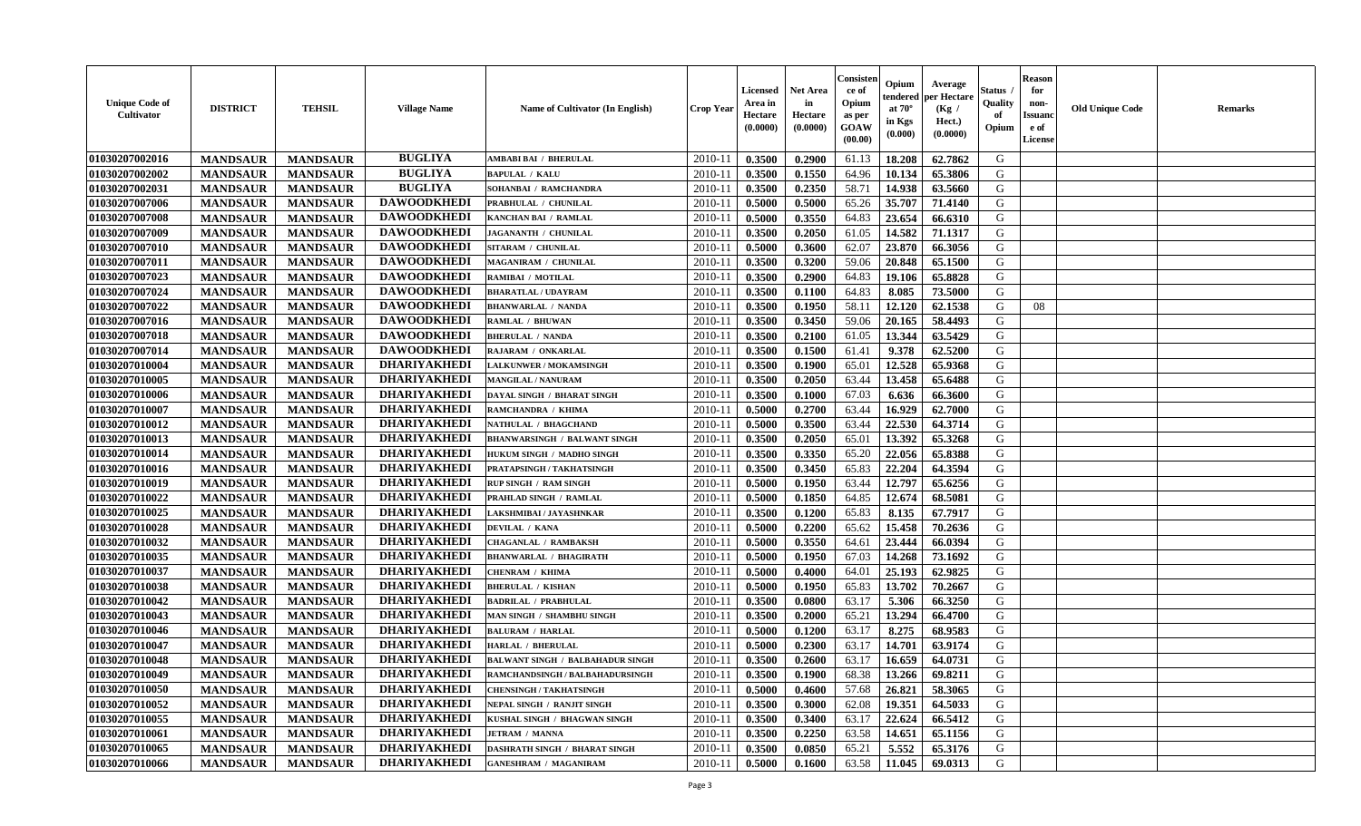| Unique Code of Cultivator | DISTRICT | TEHSIL | Village Name | Name of Cultivator (In English) | Crop Year | Licensed Area in Hectare (0.0000) | Net Area in Hectare (0.0000) | Consistence of Opium as per GOAW (00.00) | Opium tendered at 70° in Kgs (0.000) | Average per Hectare (Kg / Hect.) (0.0000) | Status / Quality of Opium | Reason for non-Issuance of License | Old Unique Code | Remarks |
|---|---|---|---|---|---|---|---|---|---|---|---|---|---|---|
| 01030207002016 | MANDSAUR | MANDSAUR | BUGLIYA | AMBABI BAI / BHERULAL | 2010-11 | 0.3500 | 0.2900 | 61.13 | 18.208 | 62.7862 | G | | | |
| 01030207002002 | MANDSAUR | MANDSAUR | BUGLIYA | BAPULAL / KALU | 2010-11 | 0.3500 | 0.1550 | 64.96 | 10.134 | 65.3806 | G | | | |
| 01030207002031 | MANDSAUR | MANDSAUR | BUGLIYA | SOHANBAI / RAMCHANDRA | 2010-11 | 0.3500 | 0.2350 | 58.71 | 14.938 | 63.5660 | G | | | |
| 01030207007006 | MANDSAUR | MANDSAUR | DAWOODKHEDI | PRABHULAL / CHUNILAL | 2010-11 | 0.5000 | 0.5000 | 65.26 | 35.707 | 71.4140 | G | | | |
| 01030207007008 | MANDSAUR | MANDSAUR | DAWOODKHEDI | KANCHAN BAI / RAMLAL | 2010-11 | 0.5000 | 0.3550 | 64.83 | 23.654 | 66.6310 | G | | | |
| 01030207007009 | MANDSAUR | MANDSAUR | DAWOODKHEDI | JAGANANTH / CHUNILAL | 2010-11 | 0.3500 | 0.2050 | 61.05 | 14.582 | 71.1317 | G | | | |
| 01030207007010 | MANDSAUR | MANDSAUR | DAWOODKHEDI | SITARAM / CHUNILAL | 2010-11 | 0.5000 | 0.3600 | 62.07 | 23.870 | 66.3056 | G | | | |
| 01030207007011 | MANDSAUR | MANDSAUR | DAWOODKHEDI | MAGANIRAM / CHUNILAL | 2010-11 | 0.3500 | 0.3200 | 59.06 | 20.848 | 65.1500 | G | | | |
| 01030207007023 | MANDSAUR | MANDSAUR | DAWOODKHEDI | RAMIBAI / MOTILAL | 2010-11 | 0.3500 | 0.2900 | 64.83 | 19.106 | 65.8828 | G | | | |
| 01030207007024 | MANDSAUR | MANDSAUR | DAWOODKHEDI | BHARATLAL / UDAYRAM | 2010-11 | 0.3500 | 0.1100 | 64.83 | 8.085 | 73.5000 | G | | | |
| 01030207007022 | MANDSAUR | MANDSAUR | DAWOODKHEDI | BHANWARLAL / NANDA | 2010-11 | 0.3500 | 0.1950 | 58.11 | 12.120 | 62.1538 | G | 08 | | |
| 01030207007016 | MANDSAUR | MANDSAUR | DAWOODKHEDI | RAMLAL / BHUWAN | 2010-11 | 0.3500 | 0.3450 | 59.06 | 20.165 | 58.4493 | G | | | |
| 01030207007018 | MANDSAUR | MANDSAUR | DAWOODKHEDI | BHERULAL / NANDA | 2010-11 | 0.3500 | 0.2100 | 61.05 | 13.344 | 63.5429 | G | | | |
| 01030207007014 | MANDSAUR | MANDSAUR | DAWOODKHEDI | RAJARAM / ONKARLAL | 2010-11 | 0.3500 | 0.1500 | 61.41 | 9.378 | 62.5200 | G | | | |
| 01030207010004 | MANDSAUR | MANDSAUR | DHARIYAKHEDI | LALKUNWER / MOKAMSINGH | 2010-11 | 0.3500 | 0.1900 | 65.01 | 12.528 | 65.9368 | G | | | |
| 01030207010005 | MANDSAUR | MANDSAUR | DHARIYAKHEDI | MANGILAL / NANURAM | 2010-11 | 0.3500 | 0.2050 | 63.44 | 13.458 | 65.6488 | G | | | |
| 01030207010006 | MANDSAUR | MANDSAUR | DHARIYAKHEDI | DAYAL SINGH / BHARAT SINGH | 2010-11 | 0.3500 | 0.1000 | 67.03 | 6.636 | 66.3600 | G | | | |
| 01030207010007 | MANDSAUR | MANDSAUR | DHARIYAKHEDI | RAMCHANDRA / KHIMA | 2010-11 | 0.5000 | 0.2700 | 63.44 | 16.929 | 62.7000 | G | | | |
| 01030207010012 | MANDSAUR | MANDSAUR | DHARIYAKHEDI | NATHULAL / BHAGCHAND | 2010-11 | 0.5000 | 0.3500 | 63.44 | 22.530 | 64.3714 | G | | | |
| 01030207010013 | MANDSAUR | MANDSAUR | DHARIYAKHEDI | BHANWARSINGH / BALWANT SINGH | 2010-11 | 0.3500 | 0.2050 | 65.01 | 13.392 | 65.3268 | G | | | |
| 01030207010014 | MANDSAUR | MANDSAUR | DHARIYAKHEDI | HUKUM SINGH / MADHO SINGH | 2010-11 | 0.3500 | 0.3350 | 65.20 | 22.056 | 65.8388 | G | | | |
| 01030207010016 | MANDSAUR | MANDSAUR | DHARIYAKHEDI | PRATAPSINGH / TAKHATSINGH | 2010-11 | 0.3500 | 0.3450 | 65.83 | 22.204 | 64.3594 | G | | | |
| 01030207010019 | MANDSAUR | MANDSAUR | DHARIYAKHEDI | RUP SINGH / RAM SINGH | 2010-11 | 0.5000 | 0.1950 | 63.44 | 12.797 | 65.6256 | G | | | |
| 01030207010022 | MANDSAUR | MANDSAUR | DHARIYAKHEDI | PRAHLAD SINGH / RAMLAL | 2010-11 | 0.5000 | 0.1850 | 64.85 | 12.674 | 68.5081 | G | | | |
| 01030207010025 | MANDSAUR | MANDSAUR | DHARIYAKHEDI | LAKSHMIBAI / JAYASHNKAR | 2010-11 | 0.3500 | 0.1200 | 65.83 | 8.135 | 67.7917 | G | | | |
| 01030207010028 | MANDSAUR | MANDSAUR | DHARIYAKHEDI | DEVILAL / KANA | 2010-11 | 0.5000 | 0.2200 | 65.62 | 15.458 | 70.2636 | G | | | |
| 01030207010032 | MANDSAUR | MANDSAUR | DHARIYAKHEDI | CHAGANLAL / RAMBAKSH | 2010-11 | 0.5000 | 0.3550 | 64.61 | 23.444 | 66.0394 | G | | | |
| 01030207010035 | MANDSAUR | MANDSAUR | DHARIYAKHEDI | BHANWARLAL / BHAGIRATH | 2010-11 | 0.5000 | 0.1950 | 67.03 | 14.268 | 73.1692 | G | | | |
| 01030207010037 | MANDSAUR | MANDSAUR | DHARIYAKHEDI | CHENRAM / KHIMA | 2010-11 | 0.5000 | 0.4000 | 64.01 | 25.193 | 62.9825 | G | | | |
| 01030207010038 | MANDSAUR | MANDSAUR | DHARIYAKHEDI | BHERULAL / KISHAN | 2010-11 | 0.5000 | 0.1950 | 65.83 | 13.702 | 70.2667 | G | | | |
| 01030207010042 | MANDSAUR | MANDSAUR | DHARIYAKHEDI | BADRILAL / PRABHULAL | 2010-11 | 0.3500 | 0.0800 | 63.17 | 5.306 | 66.3250 | G | | | |
| 01030207010043 | MANDSAUR | MANDSAUR | DHARIYAKHEDI | MAN SINGH / SHAMBHU SINGH | 2010-11 | 0.3500 | 0.2000 | 65.21 | 13.294 | 66.4700 | G | | | |
| 01030207010046 | MANDSAUR | MANDSAUR | DHARIYAKHEDI | BALURAM / HARLAL | 2010-11 | 0.5000 | 0.1200 | 63.17 | 8.275 | 68.9583 | G | | | |
| 01030207010047 | MANDSAUR | MANDSAUR | DHARIYAKHEDI | HARLAL / BHERULAL | 2010-11 | 0.5000 | 0.2300 | 63.17 | 14.701 | 63.9174 | G | | | |
| 01030207010048 | MANDSAUR | MANDSAUR | DHARIYAKHEDI | BALWANT SINGH / BALBAHADUR SINGH | 2010-11 | 0.3500 | 0.2600 | 63.17 | 16.659 | 64.0731 | G | | | |
| 01030207010049 | MANDSAUR | MANDSAUR | DHARIYAKHEDI | RAMCHANDSINGH / BALBAHADURSINGH | 2010-11 | 0.3500 | 0.1900 | 68.38 | 13.266 | 69.8211 | G | | | |
| 01030207010050 | MANDSAUR | MANDSAUR | DHARIYAKHEDI | CHENSINGH / TAKHATSINGH | 2010-11 | 0.5000 | 0.4600 | 57.68 | 26.821 | 58.3065 | G | | | |
| 01030207010052 | MANDSAUR | MANDSAUR | DHARIYAKHEDI | NEPAL SINGH / RANJIT SINGH | 2010-11 | 0.3500 | 0.3000 | 62.08 | 19.351 | 64.5033 | G | | | |
| 01030207010055 | MANDSAUR | MANDSAUR | DHARIYAKHEDI | KUSHAL SINGH / BHAGWAN SINGH | 2010-11 | 0.3500 | 0.3400 | 63.17 | 22.624 | 66.5412 | G | | | |
| 01030207010061 | MANDSAUR | MANDSAUR | DHARIYAKHEDI | JETRAM / MANNA | 2010-11 | 0.3500 | 0.2250 | 63.58 | 14.651 | 65.1156 | G | | | |
| 01030207010065 | MANDSAUR | MANDSAUR | DHARIYAKHEDI | DASHRATH SINGH / BHARAT SINGH | 2010-11 | 0.3500 | 0.0850 | 65.21 | 5.552 | 65.3176 | G | | | |
| 01030207010066 | MANDSAUR | MANDSAUR | DHARIYAKHEDI | GANESHRAM / MAGANIRAM | 2010-11 | 0.5000 | 0.1600 | 63.58 | 11.045 | 69.0313 | G | | | |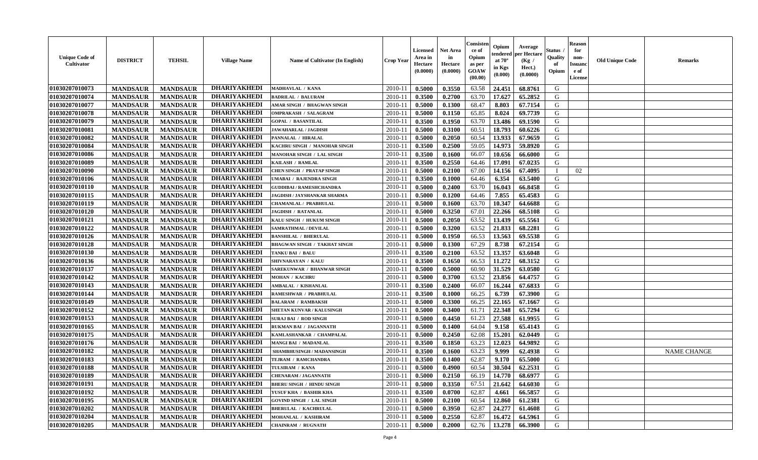| Unique Code of Cultivator | DISTRICT | TEHSIL | Village Name | Name of Cultivator (In English) | Crop Year | Licensed Area in Hectare (0.0000) | Net Area in Hectare (0.0000) | Consistence of Opium as per GOAW (00.00) | Opium tendered at 70° in Kgs (0.000) | Average per Hectare (Kg / Hect.) (0.0000) | Status / Quality of Opium | Reason for non-Issuance of License | Old Unique Code | Remarks |
|---|---|---|---|---|---|---|---|---|---|---|---|---|---|---|
| 01030207010073 | MANDSAUR | MANDSAUR | DHARIYAKHEDI | MADHAVLAL / KANA | 2010-11 | 0.5000 | 0.3550 | 63.58 | 24.451 | 68.8761 | G | | | |
| 01030207010074 | MANDSAUR | MANDSAUR | DHARIYAKHEDI | BADRILAL / BALURAM | 2010-11 | 0.3500 | 0.2700 | 63.70 | 17.627 | 65.2852 | G | | | |
| 01030207010077 | MANDSAUR | MANDSAUR | DHARIYAKHEDI | AMAR SINGH / BHAGWAN SINGH | 2010-11 | 0.5000 | 0.1300 | 68.47 | 8.803 | 67.7154 | G | | | |
| 01030207010078 | MANDSAUR | MANDSAUR | DHARIYAKHEDI | OMPRAKASH / SALAGRAM | 2010-11 | 0.5000 | 0.1150 | 65.85 | 8.024 | 69.7739 | G | | | |
| 01030207010079 | MANDSAUR | MANDSAUR | DHARIYAKHEDI | GOPAL / BASANTILAL | 2010-11 | 0.3500 | 0.1950 | 63.70 | 13.486 | 69.1590 | G | | | |
| 01030207010081 | MANDSAUR | MANDSAUR | DHARIYAKHEDI | JAWAHARLAL / JAGDISH | 2010-11 | 0.5000 | 0.3100 | 60.51 | 18.793 | 60.6226 | G | | | |
| 01030207010082 | MANDSAUR | MANDSAUR | DHARIYAKHEDI | PANNALAL / HIRALAL | 2010-11 | 0.5000 | 0.2050 | 60.54 | 13.933 | 67.9659 | G | | | |
| 01030207010084 | MANDSAUR | MANDSAUR | DHARIYAKHEDI | KACHRU SINGH / MANOHAR SINGH | 2010-11 | 0.3500 | 0.2500 | 59.05 | 14.973 | 59.8920 | G | | | |
| 01030207010086 | MANDSAUR | MANDSAUR | DHARIYAKHEDI | MANOHAR SINGH / LAL SINGH | 2010-11 | 0.3500 | 0.1600 | 66.07 | 10.656 | 66.6000 | G | | | |
| 01030207010089 | MANDSAUR | MANDSAUR | DHARIYAKHEDI | KAILASH / RAMLAL | 2010-11 | 0.3500 | 0.2550 | 64.46 | 17.091 | 67.0235 | G | | | |
| 01030207010090 | MANDSAUR | MANDSAUR | DHARIYAKHEDI | CHEN SINGH / PRATAP SINGH | 2010-11 | 0.5000 | 0.2100 | 67.00 | 14.156 | 67.4095 | I | 02 | | |
| 01030207010106 | MANDSAUR | MANDSAUR | DHARIYAKHEDI | UMABAI / RAJENDRA SINGH | 2010-11 | 0.3500 | 0.1000 | 64.46 | 6.354 | 63.5400 | G | | | |
| 01030207010110 | MANDSAUR | MANDSAUR | DHARIYAKHEDI | GUDDIBAI / RAMESHCHANDRA | 2010-11 | 0.5000 | 0.2400 | 63.70 | 16.043 | 66.8458 | G | | | |
| 01030207010115 | MANDSAUR | MANDSAUR | DHARIYAKHEDI | JAGDISH / JAYSHANKAR SHARMA | 2010-11 | 0.5000 | 0.1200 | 64.46 | 7.855 | 65.4583 | G | | | |
| 01030207010119 | MANDSAUR | MANDSAUR | DHARIYAKHEDI | CHAMANLAL / PRABHULAL | 2010-11 | 0.5000 | 0.1600 | 63.70 | 10.347 | 64.6688 | G | | | |
| 01030207010120 | MANDSAUR | MANDSAUR | DHARIYAKHEDI | JAGDISH / RATANLAL | 2010-11 | 0.5000 | 0.3250 | 67.01 | 22.266 | 68.5108 | G | | | |
| 01030207010121 | MANDSAUR | MANDSAUR | DHARIYAKHEDI | KALU SINGH / HUKUM SINGH | 2010-11 | 0.5000 | 0.2050 | 63.52 | 13.439 | 65.5561 | G | | | |
| 01030207010122 | MANDSAUR | MANDSAUR | DHARIYAKHEDI | SAMRATHMAL / DEVILAL | 2010-11 | 0.5000 | 0.3200 | 63.52 | 21.833 | 68.2281 | G | | | |
| 01030207010126 | MANDSAUR | MANDSAUR | DHARIYAKHEDI | BANSHILAL / BHERULAL | 2010-11 | 0.5000 | 0.1950 | 66.53 | 13.563 | 69.5538 | G | | | |
| 01030207010128 | MANDSAUR | MANDSAUR | DHARIYAKHEDI | BHAGWAN SINGH / TAKHAT SINGH | 2010-11 | 0.5000 | 0.1300 | 67.29 | 8.738 | 67.2154 | G | | | |
| 01030207010130 | MANDSAUR | MANDSAUR | DHARIYAKHEDI | TANKU BAI / BALU | 2010-11 | 0.3500 | 0.2100 | 63.52 | 13.357 | 63.6048 | G | | | |
| 01030207010136 | MANDSAUR | MANDSAUR | DHARIYAKHEDI | SHIVNARAYAN / KALU | 2010-11 | 0.3500 | 0.1650 | 66.53 | 11.272 | 68.3152 | G | | | |
| 01030207010137 | MANDSAUR | MANDSAUR | DHARIYAKHEDI | SAREKUNWAR / BHANWAR SINGH | 2010-11 | 0.5000 | 0.5000 | 60.90 | 31.529 | 63.0580 | G | | | |
| 01030207010142 | MANDSAUR | MANDSAUR | DHARIYAKHEDI | MOHAN / KACHRU | 2010-11 | 0.5000 | 0.3700 | 63.52 | 23.856 | 64.4757 | G | | | |
| 01030207010143 | MANDSAUR | MANDSAUR | DHARIYAKHEDI | AMBALAL / KISHANLAL | 2010-11 | 0.3500 | 0.2400 | 66.07 | 16.244 | 67.6833 | G | | | |
| 01030207010144 | MANDSAUR | MANDSAUR | DHARIYAKHEDI | RAMESHWAR / PRABHULAL | 2010-11 | 0.3500 | 0.1000 | 66.25 | 6.739 | 67.3900 | G | | | |
| 01030207010149 | MANDSAUR | MANDSAUR | DHARIYAKHEDI | BALARAM / RAMBAKSH | 2010-11 | 0.5000 | 0.3300 | 66.25 | 22.165 | 67.1667 | G | | | |
| 01030207010152 | MANDSAUR | MANDSAUR | DHARIYAKHEDI | SHETAN KUNVAR / KALUSINGH | 2010-11 | 0.5000 | 0.3400 | 61.71 | 22.348 | 65.7294 | G | | | |
| 01030207010153 | MANDSAUR | MANDSAUR | DHARIYAKHEDI | SURAJ BAI / ROD SINGH | 2010-11 | 0.5000 | 0.4450 | 61.23 | 27.588 | 61.9955 | G | | | |
| 01030207010165 | MANDSAUR | MANDSAUR | DHARIYAKHEDI | RUKMAN BAI / JAGANNATH | 2010-11 | 0.5000 | 0.1400 | 64.04 | 9.158 | 65.4143 | G | | | |
| 01030207010175 | MANDSAUR | MANDSAUR | DHARIYAKHEDI | KAMLASHANKAR / CHAMPALAL | 2010-11 | 0.5000 | 0.2450 | 62.08 | 15.201 | 62.0449 | G | | | |
| 01030207010176 | MANDSAUR | MANDSAUR | DHARIYAKHEDI | MANGI BAI / MADANLAL | 2010-11 | 0.3500 | 0.1850 | 63.23 | 12.023 | 64.9892 | G | | | |
| 01030207010182 | MANDSAUR | MANDSAUR | DHARIYAKHEDI | SHAMBHUSINGH / MADANSINGH | 2010-11 | 0.3500 | 0.1600 | 63.23 | 9.999 | 62.4938 | G | | | NAME CHANGE |
| 01030207010183 | MANDSAUR | MANDSAUR | DHARIYAKHEDI | TEJRAM / RAMCHANDRA | 2010-11 | 0.3500 | 0.1400 | 62.87 | 9.170 | 65.5000 | G | | | |
| 01030207010188 | MANDSAUR | MANDSAUR | DHARIYAKHEDI | TULSIRAM / KANA | 2010-11 | 0.5000 | 0.4900 | 60.54 | 30.504 | 62.2531 | G | | | |
| 01030207010189 | MANDSAUR | MANDSAUR | DHARIYAKHEDI | CHENARAM / JAGANNATH | 2010-11 | 0.5000 | 0.2150 | 66.19 | 14.770 | 68.6977 | G | | | |
| 01030207010191 | MANDSAUR | MANDSAUR | DHARIYAKHEDI | BHERU SINGH / HINDU SINGH | 2010-11 | 0.5000 | 0.3350 | 67.51 | 21.642 | 64.6030 | G | | | |
| 01030207010192 | MANDSAUR | MANDSAUR | DHARIYAKHEDI | YUSUF KHA / BASHIR KHA | 2010-11 | 0.3500 | 0.0700 | 62.87 | 4.661 | 66.5857 | G | | | |
| 01030207010195 | MANDSAUR | MANDSAUR | DHARIYAKHEDI | GOVIND SINGH / LAL SINGH | 2010-11 | 0.5000 | 0.2100 | 60.54 | 12.860 | 61.2381 | G | | | |
| 01030207010202 | MANDSAUR | MANDSAUR | DHARIYAKHEDI | BHERULAL / KACHRULAL | 2010-11 | 0.5000 | 0.3950 | 62.87 | 24.277 | 61.4608 | G | | | |
| 01030207010204 | MANDSAUR | MANDSAUR | DHARIYAKHEDI | MOHANLAL / KASHIRAM | 2010-11 | 0.5000 | 0.2550 | 62.87 | 16.472 | 64.5961 | G | | | |
| 01030207010205 | MANDSAUR | MANDSAUR | DHARIYAKHEDI | CHAINRAM / RUGNATH | 2010-11 | 0.5000 | 0.2000 | 62.76 | 13.278 | 66.3900 | G | | | |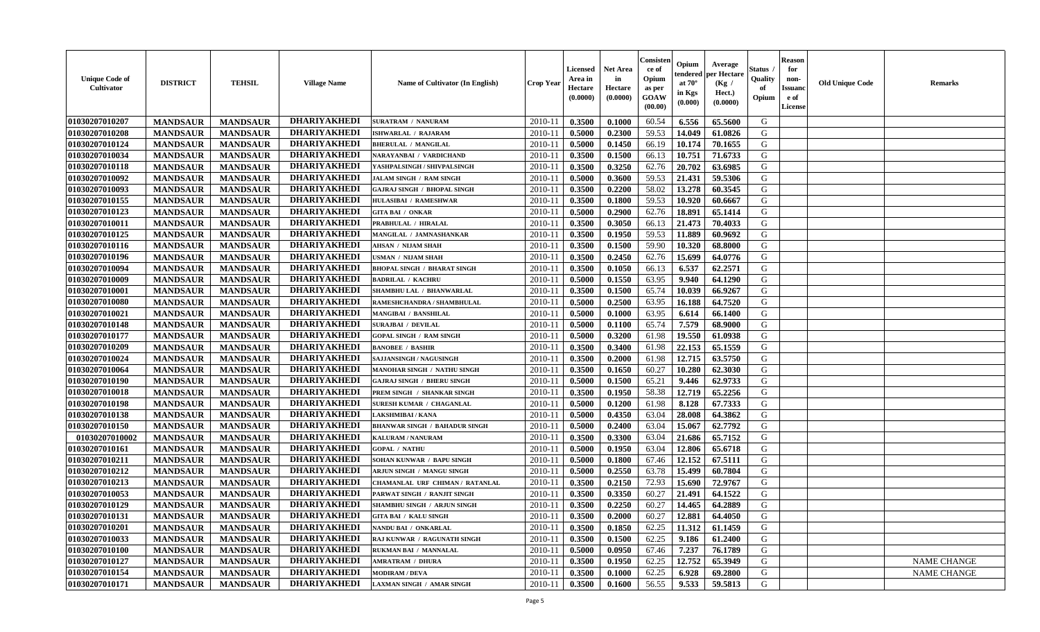| Unique Code of Cultivator | DISTRICT | TEHSIL | Village Name | Name of Cultivator (In English) | Crop Year | Licensed Area in Hectare (0.0000) | Net Area in Hectare (0.0000) | Consistence of Opium as per GOAW (00.00) | Opium tendered at 70° in Kgs (0.000) | Average per Hectare (Kg / Hect.) (0.0000) | Status / Quality of Opium | Reason for non-Issuance of License | Old Unique Code | Remarks |
|---|---|---|---|---|---|---|---|---|---|---|---|---|---|---|
| 01030207010207 | MANDSAUR | MANDSAUR | DHARIYAKHEDI | SURATRAM / NANURAM | 2010-11 | 0.3500 | 0.1000 | 60.54 | 6.556 | 65.5600 | G | | | |
| 01030207010208 | MANDSAUR | MANDSAUR | DHARIYAKHEDI | ISHWARLAL / RAJARAM | 2010-11 | 0.5000 | 0.2300 | 59.53 | 14.049 | 61.0826 | G | | | |
| 01030207010124 | MANDSAUR | MANDSAUR | DHARIYAKHEDI | BHERULAL / MANGILAL | 2010-11 | 0.5000 | 0.1450 | 66.19 | 10.174 | 70.1655 | G | | | |
| 01030207010034 | MANDSAUR | MANDSAUR | DHARIYAKHEDI | NARAYANBAI / VARDICHAND | 2010-11 | 0.3500 | 0.1500 | 66.13 | 10.751 | 71.6733 | G | | | |
| 01030207010118 | MANDSAUR | MANDSAUR | DHARIYAKHEDI | YASHPALSINGH / SHIVPALSINGH | 2010-11 | 0.3500 | 0.3250 | 62.76 | 20.702 | 63.6985 | G | | | |
| 01030207010092 | MANDSAUR | MANDSAUR | DHARIYAKHEDI | JALAM SINGH / RAM SINGH | 2010-11 | 0.5000 | 0.3600 | 59.53 | 21.431 | 59.5306 | G | | | |
| 01030207010093 | MANDSAUR | MANDSAUR | DHARIYAKHEDI | GAJRAJ SINGH / BHOPAL SINGH | 2010-11 | 0.3500 | 0.2200 | 58.02 | 13.278 | 60.3545 | G | | | |
| 01030207010155 | MANDSAUR | MANDSAUR | DHARIYAKHEDI | HULASIBAI / RAMESHWAR | 2010-11 | 0.3500 | 0.1800 | 59.53 | 10.920 | 60.6667 | G | | | |
| 01030207010123 | MANDSAUR | MANDSAUR | DHARIYAKHEDI | GITA BAI / ONKAR | 2010-11 | 0.5000 | 0.2900 | 62.76 | 18.891 | 65.1414 | G | | | |
| 01030207010011 | MANDSAUR | MANDSAUR | DHARIYAKHEDI | PRABHULAL / HIRALAL | 2010-11 | 0.3500 | 0.3050 | 66.13 | 21.473 | 70.4033 | G | | | |
| 01030207010125 | MANDSAUR | MANDSAUR | DHARIYAKHEDI | MANGILAL / JAMNASHANKAR | 2010-11 | 0.3500 | 0.1950 | 59.53 | 11.889 | 60.9692 | G | | | |
| 01030207010116 | MANDSAUR | MANDSAUR | DHARIYAKHEDI | AHSAN / NIJAM SHAH | 2010-11 | 0.3500 | 0.1500 | 59.90 | 10.320 | 68.8000 | G | | | |
| 01030207010196 | MANDSAUR | MANDSAUR | DHARIYAKHEDI | USMAN / NIJAM SHAH | 2010-11 | 0.3500 | 0.2450 | 62.76 | 15.699 | 64.0776 | G | | | |
| 01030207010094 | MANDSAUR | MANDSAUR | DHARIYAKHEDI | BHOPAL SINGH / BHARAT SINGH | 2010-11 | 0.3500 | 0.1050 | 66.13 | 6.537 | 62.2571 | G | | | |
| 01030207010009 | MANDSAUR | MANDSAUR | DHARIYAKHEDI | BADRILAL / KACHRU | 2010-11 | 0.5000 | 0.1550 | 63.95 | 9.940 | 64.1290 | G | | | |
| 01030207010001 | MANDSAUR | MANDSAUR | DHARIYAKHEDI | SHAMBHU LAL / BHANWARLAL | 2010-11 | 0.3500 | 0.1500 | 65.74 | 10.039 | 66.9267 | G | | | |
| 01030207010080 | MANDSAUR | MANDSAUR | DHARIYAKHEDI | RAMESHCHANDRA / SHAMBHULAL | 2010-11 | 0.5000 | 0.2500 | 63.95 | 16.188 | 64.7520 | G | | | |
| 01030207010021 | MANDSAUR | MANDSAUR | DHARIYAKHEDI | MANGIBAI / BANSHILAL | 2010-11 | 0.5000 | 0.1000 | 63.95 | 6.614 | 66.1400 | G | | | |
| 01030207010148 | MANDSAUR | MANDSAUR | DHARIYAKHEDI | SURAJBAI / DEVILAL | 2010-11 | 0.5000 | 0.1100 | 65.74 | 7.579 | 68.9000 | G | | | |
| 01030207010177 | MANDSAUR | MANDSAUR | DHARIYAKHEDI | GOPAL SINGH / RAM SINGH | 2010-11 | 0.5000 | 0.3200 | 61.98 | 19.550 | 61.0938 | G | | | |
| 01030207010209 | MANDSAUR | MANDSAUR | DHARIYAKHEDI | BANOBEE / BASHIR | 2010-11 | 0.3500 | 0.3400 | 61.98 | 22.153 | 65.1559 | G | | | |
| 01030207010024 | MANDSAUR | MANDSAUR | DHARIYAKHEDI | SAJJANSINGH / NAGUSINGH | 2010-11 | 0.3500 | 0.2000 | 61.98 | 12.715 | 63.5750 | G | | | |
| 01030207010064 | MANDSAUR | MANDSAUR | DHARIYAKHEDI | MANOHAR SINGH / NATHU SINGH | 2010-11 | 0.3500 | 0.1650 | 60.27 | 10.280 | 62.3030 | G | | | |
| 01030207010190 | MANDSAUR | MANDSAUR | DHARIYAKHEDI | GAJRAJ SINGH / BHERU SINGH | 2010-11 | 0.5000 | 0.1500 | 65.21 | 9.446 | 62.9733 | G | | | |
| 01030207010018 | MANDSAUR | MANDSAUR | DHARIYAKHEDI | PREM SINGH / SHANKAR SINGH | 2010-11 | 0.3500 | 0.1950 | 58.38 | 12.719 | 65.2256 | G | | | |
| 01030207010198 | MANDSAUR | MANDSAUR | DHARIYAKHEDI | SURESH KUMAR / CHAGANLAL | 2010-11 | 0.5000 | 0.1200 | 61.98 | 8.128 | 67.7333 | G | | | |
| 01030207010138 | MANDSAUR | MANDSAUR | DHARIYAKHEDI | LAKSHMIBAI / KANA | 2010-11 | 0.5000 | 0.4350 | 63.04 | 28.008 | 64.3862 | G | | | |
| 01030207010150 | MANDSAUR | MANDSAUR | DHARIYAKHEDI | BHANWAR SINGH / BAHADUR SINGH | 2010-11 | 0.5000 | 0.2400 | 63.04 | 15.067 | 62.7792 | G | | | |
| 01030207010002 | MANDSAUR | MANDSAUR | DHARIYAKHEDI | KALURAM / NANURAM | 2010-11 | 0.3500 | 0.3300 | 63.04 | 21.686 | 65.7152 | G | | | |
| 01030207010161 | MANDSAUR | MANDSAUR | DHARIYAKHEDI | GOPAL / NATHU | 2010-11 | 0.5000 | 0.1950 | 63.04 | 12.806 | 65.6718 | G | | | |
| 01030207010211 | MANDSAUR | MANDSAUR | DHARIYAKHEDI | SOHAN KUNWAR / BAPU SINGH | 2010-11 | 0.5000 | 0.1800 | 67.46 | 12.152 | 67.5111 | G | | | |
| 01030207010212 | MANDSAUR | MANDSAUR | DHARIYAKHEDI | ARJUN SINGH / MANGU SINGH | 2010-11 | 0.5000 | 0.2550 | 63.78 | 15.499 | 60.7804 | G | | | |
| 01030207010213 | MANDSAUR | MANDSAUR | DHARIYAKHEDI | CHAMANLAL URF CHIMAN / RATANLAL | 2010-11 | 0.3500 | 0.2150 | 72.93 | 15.690 | 72.9767 | G | | | |
| 01030207010053 | MANDSAUR | MANDSAUR | DHARIYAKHEDI | PARWAT SINGH / RANJIT SINGH | 2010-11 | 0.3500 | 0.3350 | 60.27 | 21.491 | 64.1522 | G | | | |
| 01030207010129 | MANDSAUR | MANDSAUR | DHARIYAKHEDI | SHAMBHU SINGH / ARJUN SINGH | 2010-11 | 0.3500 | 0.2250 | 60.27 | 14.465 | 64.2889 | G | | | |
| 01030207010131 | MANDSAUR | MANDSAUR | DHARIYAKHEDI | GITA BAI / KALU SINGH | 2010-11 | 0.3500 | 0.2000 | 60.27 | 12.881 | 64.4050 | G | | | |
| 01030207010201 | MANDSAUR | MANDSAUR | DHARIYAKHEDI | NANDU BAI / ONKARLAL | 2010-11 | 0.3500 | 0.1850 | 62.25 | 11.312 | 61.1459 | G | | | |
| 01030207010033 | MANDSAUR | MANDSAUR | DHARIYAKHEDI | RAJ KUNWAR / RAGUNATH SINGH | 2010-11 | 0.3500 | 0.1500 | 62.25 | 9.186 | 61.2400 | G | | | |
| 01030207010100 | MANDSAUR | MANDSAUR | DHARIYAKHEDI | RUKMAN BAI / MANNALAL | 2010-11 | 0.5000 | 0.0950 | 67.46 | 7.237 | 76.1789 | G | | | |
| 01030207010127 | MANDSAUR | MANDSAUR | DHARIYAKHEDI | AMRATRAM / DHURA | 2010-11 | 0.3500 | 0.1950 | 62.25 | 12.752 | 65.3949 | G | | | NAME CHANGE |
| 01030207010154 | MANDSAUR | MANDSAUR | DHARIYAKHEDI | MODIRAM / DEVA | 2010-11 | 0.3500 | 0.1000 | 62.25 | 6.928 | 69.2800 | G | | | NAME CHANGE |
| 01030207010171 | MANDSAUR | MANDSAUR | DHARIYAKHEDI | LAXMAN SINGH / AMAR SINGH | 2010-11 | 0.3500 | 0.1600 | 56.55 | 9.533 | 59.5813 | G | | | |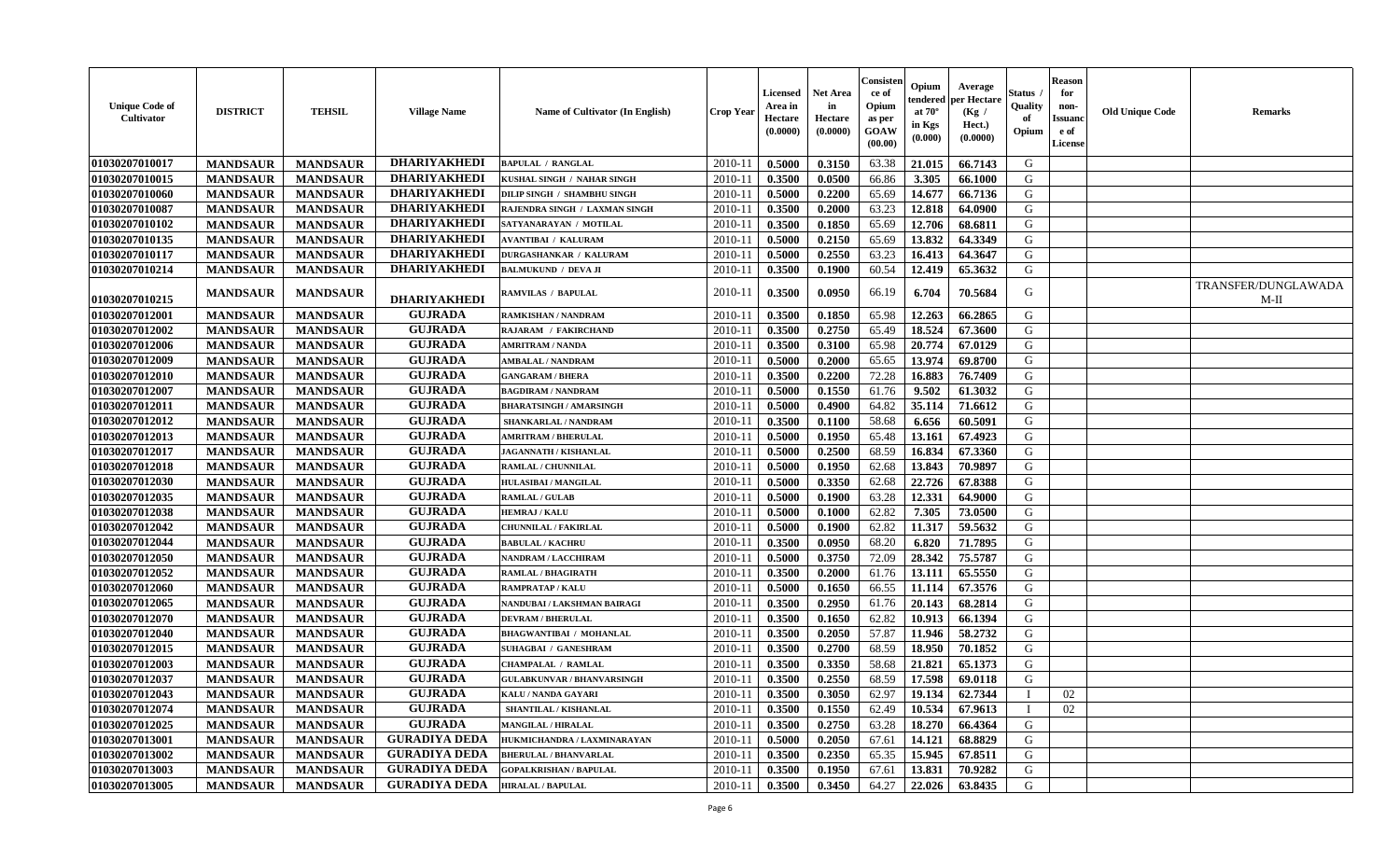| Unique Code of Cultivator | DISTRICT | TEHSIL | Village Name | Name of Cultivator (In English) | Crop Year | Licensed Area in Hectare (0.0000) | Net Area in Hectare (0.0000) | Consistence of Opium as per GOAW (00.00) | Opium tendered at 70° in Kgs (0.000) | Average per Hectare (Kg / Hect.) (0.0000) | Status / Quality of Opium | Reason for non-Issuance of License | Old Unique Code | Remarks |
|---|---|---|---|---|---|---|---|---|---|---|---|---|---|---|
| 01030207010017 | MANDSAUR | MANDSAUR | DHARIYAKHEDI | BAPULAL / RANGLAL | 2010-11 | 0.5000 | 0.3150 | 63.38 | 21.015 | 66.7143 | G | | | |
| 01030207010015 | MANDSAUR | MANDSAUR | DHARIYAKHEDI | KUSHAL SINGH / NAHAR SINGH | 2010-11 | 0.3500 | 0.0500 | 66.86 | 3.305 | 66.1000 | G | | | |
| 01030207010060 | MANDSAUR | MANDSAUR | DHARIYAKHEDI | DILIP SINGH / SHAMBHU SINGH | 2010-11 | 0.5000 | 0.2200 | 65.69 | 14.677 | 66.7136 | G | | | |
| 01030207010087 | MANDSAUR | MANDSAUR | DHARIYAKHEDI | RAJENDRA SINGH / LAXMAN SINGH | 2010-11 | 0.3500 | 0.2000 | 63.23 | 12.818 | 64.0900 | G | | | |
| 01030207010102 | MANDSAUR | MANDSAUR | DHARIYAKHEDI | SATYANARAYAN / MOTILAL | 2010-11 | 0.3500 | 0.1850 | 65.69 | 12.706 | 68.6811 | G | | | |
| 01030207010135 | MANDSAUR | MANDSAUR | DHARIYAKHEDI | AVANTIBAI / KALURAM | 2010-11 | 0.5000 | 0.2150 | 65.69 | 13.832 | 64.3349 | G | | | |
| 01030207010117 | MANDSAUR | MANDSAUR | DHARIYAKHEDI | DURGASHANKAR / KALURAM | 2010-11 | 0.5000 | 0.2550 | 63.23 | 16.413 | 64.3647 | G | | | |
| 01030207010214 | MANDSAUR | MANDSAUR | DHARIYAKHEDI | BALMUKUND / DEVA JI | 2010-11 | 0.3500 | 0.1900 | 60.54 | 12.419 | 65.3632 | G | | | |
| 01030207010215 | MANDSAUR | MANDSAUR | DHARIYAKHEDI | RAMVILAS / BAPULAL | 2010-11 | 0.3500 | 0.0950 | 66.19 | 6.704 | 70.5684 | G | | | TRANSFER/DUNGLAWADA M-II |
| 01030207012001 | MANDSAUR | MANDSAUR | GUJRADA | RAMKISHAN / NANDRAM | 2010-11 | 0.3500 | 0.1850 | 65.98 | 12.263 | 66.2865 | G | | | |
| 01030207012002 | MANDSAUR | MANDSAUR | GUJRADA | RAJARAM / FAKIRCHAND | 2010-11 | 0.3500 | 0.2750 | 65.49 | 18.524 | 67.3600 | G | | | |
| 01030207012006 | MANDSAUR | MANDSAUR | GUJRADA | AMRITRAM / NANDA | 2010-11 | 0.3500 | 0.3100 | 65.98 | 20.774 | 67.0129 | G | | | |
| 01030207012009 | MANDSAUR | MANDSAUR | GUJRADA | AMBALAL / NANDRAM | 2010-11 | 0.5000 | 0.2000 | 65.65 | 13.974 | 69.8700 | G | | | |
| 01030207012010 | MANDSAUR | MANDSAUR | GUJRADA | GANGARAM / BHERA | 2010-11 | 0.3500 | 0.2200 | 72.28 | 16.883 | 76.7409 | G | | | |
| 01030207012007 | MANDSAUR | MANDSAUR | GUJRADA | BAGDIRAM / NANDRAM | 2010-11 | 0.5000 | 0.1550 | 61.76 | 9.502 | 61.3032 | G | | | |
| 01030207012011 | MANDSAUR | MANDSAUR | GUJRADA | BHARATSINGH / AMARSINGH | 2010-11 | 0.5000 | 0.4900 | 64.82 | 35.114 | 71.6612 | G | | | |
| 01030207012012 | MANDSAUR | MANDSAUR | GUJRADA | SHANKARLAL / NANDRAM | 2010-11 | 0.3500 | 0.1100 | 58.68 | 6.656 | 60.5091 | G | | | |
| 01030207012013 | MANDSAUR | MANDSAUR | GUJRADA | AMRITRAM / BHERULAL | 2010-11 | 0.5000 | 0.1950 | 65.48 | 13.161 | 67.4923 | G | | | |
| 01030207012017 | MANDSAUR | MANDSAUR | GUJRADA | JAGANNATH / KISHANLAL | 2010-11 | 0.5000 | 0.2500 | 68.59 | 16.834 | 67.3360 | G | | | |
| 01030207012018 | MANDSAUR | MANDSAUR | GUJRADA | RAMLAL / CHUNNILAL | 2010-11 | 0.5000 | 0.1950 | 62.68 | 13.843 | 70.9897 | G | | | |
| 01030207012030 | MANDSAUR | MANDSAUR | GUJRADA | HULASIBAI / MANGILAL | 2010-11 | 0.5000 | 0.3350 | 62.68 | 22.726 | 67.8388 | G | | | |
| 01030207012035 | MANDSAUR | MANDSAUR | GUJRADA | RAMLAL / GULAB | 2010-11 | 0.5000 | 0.1900 | 63.28 | 12.331 | 64.9000 | G | | | |
| 01030207012038 | MANDSAUR | MANDSAUR | GUJRADA | HEMRAJ / KALU | 2010-11 | 0.5000 | 0.1000 | 62.82 | 7.305 | 73.0500 | G | | | |
| 01030207012042 | MANDSAUR | MANDSAUR | GUJRADA | CHUNNILAL / FAKIRLAL | 2010-11 | 0.5000 | 0.1900 | 62.82 | 11.317 | 59.5632 | G | | | |
| 01030207012044 | MANDSAUR | MANDSAUR | GUJRADA | BABULAL / KACHRU | 2010-11 | 0.3500 | 0.0950 | 68.20 | 6.820 | 71.7895 | G | | | |
| 01030207012050 | MANDSAUR | MANDSAUR | GUJRADA | NANDRAM / LACCHIRAM | 2010-11 | 0.5000 | 0.3750 | 72.09 | 28.342 | 75.5787 | G | | | |
| 01030207012052 | MANDSAUR | MANDSAUR | GUJRADA | RAMLAL / BHAGIRATH | 2010-11 | 0.3500 | 0.2000 | 61.76 | 13.111 | 65.5550 | G | | | |
| 01030207012060 | MANDSAUR | MANDSAUR | GUJRADA | RAMPRATAP / KALU | 2010-11 | 0.5000 | 0.1650 | 66.55 | 11.114 | 67.3576 | G | | | |
| 01030207012065 | MANDSAUR | MANDSAUR | GUJRADA | NANDUBAI / LAKSHMAN BAIRAGI | 2010-11 | 0.3500 | 0.2950 | 61.76 | 20.143 | 68.2814 | G | | | |
| 01030207012070 | MANDSAUR | MANDSAUR | GUJRADA | DEVRAM / BHERULAL | 2010-11 | 0.3500 | 0.1650 | 62.82 | 10.913 | 66.1394 | G | | | |
| 01030207012040 | MANDSAUR | MANDSAUR | GUJRADA | BHAGWANTIBAI / MOHANLAL | 2010-11 | 0.3500 | 0.2050 | 57.87 | 11.946 | 58.2732 | G | | | |
| 01030207012015 | MANDSAUR | MANDSAUR | GUJRADA | SUHAGBAI / GANESHRAM | 2010-11 | 0.3500 | 0.2700 | 68.59 | 18.950 | 70.1852 | G | | | |
| 01030207012003 | MANDSAUR | MANDSAUR | GUJRADA | CHAMPALAL / RAMLAL | 2010-11 | 0.3500 | 0.3350 | 58.68 | 21.821 | 65.1373 | G | | | |
| 01030207012037 | MANDSAUR | MANDSAUR | GUJRADA | GULABKUNVAR / BHANVARSINGH | 2010-11 | 0.3500 | 0.2550 | 68.59 | 17.598 | 69.0118 | G | | | |
| 01030207012043 | MANDSAUR | MANDSAUR | GUJRADA | KALU / NANDA GAYARI | 2010-11 | 0.3500 | 0.3050 | 62.97 | 19.134 | 62.7344 | I | 02 | | |
| 01030207012074 | MANDSAUR | MANDSAUR | GUJRADA | SHANTILAL / KISHANLAL | 2010-11 | 0.3500 | 0.1550 | 62.49 | 10.534 | 67.9613 | I | 02 | | |
| 01030207012025 | MANDSAUR | MANDSAUR | GUJRADA | MANGILAL / HIRALAL | 2010-11 | 0.3500 | 0.2750 | 63.28 | 18.270 | 66.4364 | G | | | |
| 01030207013001 | MANDSAUR | MANDSAUR | GURADIYA DEDA | HUKMICHANDRA / LAXMINARAYAN | 2010-11 | 0.5000 | 0.2050 | 67.61 | 14.121 | 68.8829 | G | | | |
| 01030207013002 | MANDSAUR | MANDSAUR | GURADIYA DEDA | BHERULAL / BHANVARLAL | 2010-11 | 0.3500 | 0.2350 | 65.35 | 15.945 | 67.8511 | G | | | |
| 01030207013003 | MANDSAUR | MANDSAUR | GURADIYA DEDA | GOPALKRISHAN / BAPULAL | 2010-11 | 0.3500 | 0.1950 | 67.61 | 13.831 | 70.9282 | G | | | |
| 01030207013005 | MANDSAUR | MANDSAUR | GURADIYA DEDA | HIRALAL / BAPULAL | 2010-11 | 0.3500 | 0.3450 | 64.27 | 22.026 | 63.8435 | G | | | |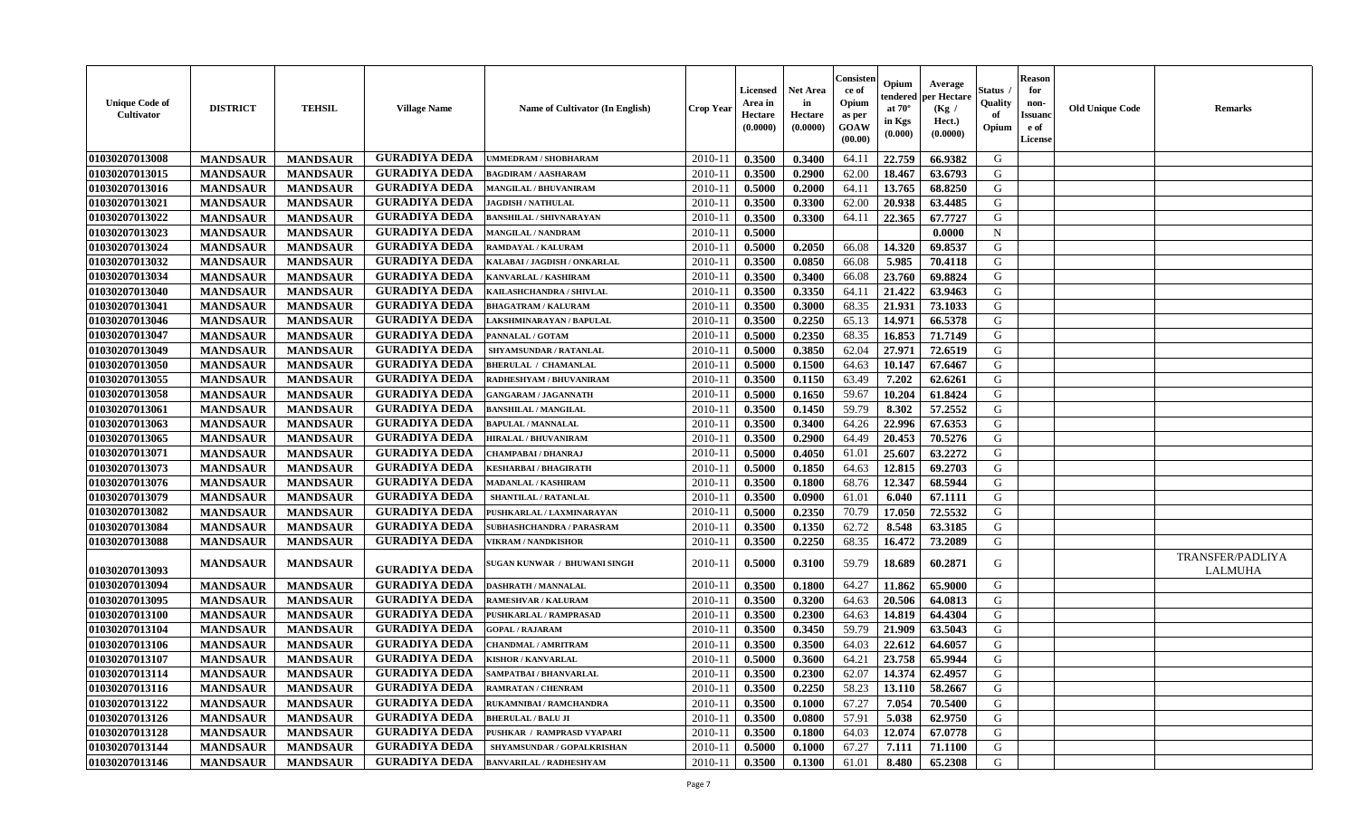| Unique Code of Cultivator | DISTRICT | TEHSIL | Village Name | Name of Cultivator (In English) | Crop Year | Licensed Area in Hectare (0.0000) | Net Area in Hectare (0.0000) | Consistence of Opium as per GOAW (00.00) | Opium tendered at 70° in Kgs (0.000) | Average per Hectare (Kg / Hect.) (0.0000) | Status / Quality of Opium | Reason for non-Issuance of License | Old Unique Code | Remarks |
|---|---|---|---|---|---|---|---|---|---|---|---|---|---|---|
| 01030207013008 | MANDSAUR | MANDSAUR | GURADIYA DEDA | UMMEDRAM / SHOBHARAM | 2010-11 | 0.3500 | 0.3400 | 64.11 | 22.759 | 66.9382 | G | | | |
| 01030207013015 | MANDSAUR | MANDSAUR | GURADIYA DEDA | BAGDIRAM / AASHARAM | 2010-11 | 0.3500 | 0.2900 | 62.00 | 18.467 | 63.6793 | G | | | |
| 01030207013016 | MANDSAUR | MANDSAUR | GURADIYA DEDA | MANGILAL / BHUVANIRAM | 2010-11 | 0.5000 | 0.2000 | 64.11 | 13.765 | 68.8250 | G | | | |
| 01030207013021 | MANDSAUR | MANDSAUR | GURADIYA DEDA | JAGDISH / NATHULAL | 2010-11 | 0.3500 | 0.3300 | 62.00 | 20.938 | 63.4485 | G | | | |
| 01030207013022 | MANDSAUR | MANDSAUR | GURADIYA DEDA | BANSHILAL / SHIVNARAYAN | 2010-11 | 0.3500 | 0.3300 | 64.11 | 22.365 | 67.7727 | G | | | |
| 01030207013023 | MANDSAUR | MANDSAUR | GURADIYA DEDA | MANGILAL / NANDRAM | 2010-11 | 0.5000 | | | | 0.0000 | N | | | |
| 01030207013024 | MANDSAUR | MANDSAUR | GURADIYA DEDA | RAMDAYAL / KALURAM | 2010-11 | 0.5000 | 0.2050 | 66.08 | 14.320 | 69.8537 | G | | | |
| 01030207013032 | MANDSAUR | MANDSAUR | GURADIYA DEDA | KALABAI / JAGDISH / ONKARLAL | 2010-11 | 0.3500 | 0.0850 | 66.08 | 5.985 | 70.4118 | G | | | |
| 01030207013034 | MANDSAUR | MANDSAUR | GURADIYA DEDA | KANVARLAL / KASHIRAM | 2010-11 | 0.3500 | 0.3400 | 66.08 | 23.760 | 69.8824 | G | | | |
| 01030207013040 | MANDSAUR | MANDSAUR | GURADIYA DEDA | KAILASHCHANDRA / SHIVLAL | 2010-11 | 0.3500 | 0.3350 | 64.11 | 21.422 | 63.9463 | G | | | |
| 01030207013041 | MANDSAUR | MANDSAUR | GURADIYA DEDA | BHAGATRAM / KALURAM | 2010-11 | 0.3500 | 0.3000 | 68.35 | 21.931 | 73.1033 | G | | | |
| 01030207013046 | MANDSAUR | MANDSAUR | GURADIYA DEDA | LAKSHMINARAYAN / BAPULAL | 2010-11 | 0.3500 | 0.2250 | 65.13 | 14.971 | 66.5378 | G | | | |
| 01030207013047 | MANDSAUR | MANDSAUR | GURADIYA DEDA | PANNALAL / GOTAM | 2010-11 | 0.5000 | 0.2350 | 68.35 | 16.853 | 71.7149 | G | | | |
| 01030207013049 | MANDSAUR | MANDSAUR | GURADIYA DEDA | SHYAMSUNDAR / RATANLAL | 2010-11 | 0.5000 | 0.3850 | 62.04 | 27.971 | 72.6519 | G | | | |
| 01030207013050 | MANDSAUR | MANDSAUR | GURADIYA DEDA | BHERULAL / CHAMANLAL | 2010-11 | 0.5000 | 0.1500 | 64.63 | 10.147 | 67.6467 | G | | | |
| 01030207013055 | MANDSAUR | MANDSAUR | GURADIYA DEDA | RADHESHYAM / BHUVANIRAM | 2010-11 | 0.3500 | 0.1150 | 63.49 | 7.202 | 62.6261 | G | | | |
| 01030207013058 | MANDSAUR | MANDSAUR | GURADIYA DEDA | GANGARAM / JAGANNATH | 2010-11 | 0.5000 | 0.1650 | 59.67 | 10.204 | 61.8424 | G | | | |
| 01030207013061 | MANDSAUR | MANDSAUR | GURADIYA DEDA | BANSHILAL / MANGILAL | 2010-11 | 0.3500 | 0.1450 | 59.79 | 8.302 | 57.2552 | G | | | |
| 01030207013063 | MANDSAUR | MANDSAUR | GURADIYA DEDA | BAPULAL / MANNALAL | 2010-11 | 0.3500 | 0.3400 | 64.26 | 22.996 | 67.6353 | G | | | |
| 01030207013065 | MANDSAUR | MANDSAUR | GURADIYA DEDA | HIRALAL / BHUVANIRAM | 2010-11 | 0.3500 | 0.2900 | 64.49 | 20.453 | 70.5276 | G | | | |
| 01030207013071 | MANDSAUR | MANDSAUR | GURADIYA DEDA | CHAMPABAI / DHANRAJ | 2010-11 | 0.5000 | 0.4050 | 61.01 | 25.607 | 63.2272 | G | | | |
| 01030207013073 | MANDSAUR | MANDSAUR | GURADIYA DEDA | KESHARBAI / BHAGIRATH | 2010-11 | 0.5000 | 0.1850 | 64.63 | 12.815 | 69.2703 | G | | | |
| 01030207013076 | MANDSAUR | MANDSAUR | GURADIYA DEDA | MADANLAL / KASHIRAM | 2010-11 | 0.3500 | 0.1800 | 68.76 | 12.347 | 68.5944 | G | | | |
| 01030207013079 | MANDSAUR | MANDSAUR | GURADIYA DEDA | SHANTILAL / RATANLAL | 2010-11 | 0.3500 | 0.0900 | 61.01 | 6.040 | 67.1111 | G | | | |
| 01030207013082 | MANDSAUR | MANDSAUR | GURADIYA DEDA | PUSHKARLAL / LAXMINARAYAN | 2010-11 | 0.5000 | 0.2350 | 70.79 | 17.050 | 72.5532 | G | | | |
| 01030207013084 | MANDSAUR | MANDSAUR | GURADIYA DEDA | SUBHASHCHANDRA / PARASRAM | 2010-11 | 0.3500 | 0.1350 | 62.72 | 8.548 | 63.3185 | G | | | |
| 01030207013088 | MANDSAUR | MANDSAUR | GURADIYA DEDA | VIKRAM / NANDKISHOR | 2010-11 | 0.3500 | 0.2250 | 68.35 | 16.472 | 73.2089 | G | | | |
| 01030207013093 | MANDSAUR | MANDSAUR | GURADIYA DEDA | SUGAN KUNWAR / BHUWANI SINGH | 2010-11 | 0.5000 | 0.3100 | 59.79 | 18.689 | 60.2871 | G | | | TRANSFER/PADLIYA LALMUHA |
| 01030207013094 | MANDSAUR | MANDSAUR | GURADIYA DEDA | DASHRATH / MANNALAL | 2010-11 | 0.3500 | 0.1800 | 64.27 | 11.862 | 65.9000 | G | | | |
| 01030207013095 | MANDSAUR | MANDSAUR | GURADIYA DEDA | RAMESHVAR / KALURAM | 2010-11 | 0.3500 | 0.3200 | 64.63 | 20.506 | 64.0813 | G | | | |
| 01030207013100 | MANDSAUR | MANDSAUR | GURADIYA DEDA | PUSHKARLAL / RAMPRASAD | 2010-11 | 0.3500 | 0.2300 | 64.63 | 14.819 | 64.4304 | G | | | |
| 01030207013104 | MANDSAUR | MANDSAUR | GURADIYA DEDA | GOPAL / RAJARAM | 2010-11 | 0.3500 | 0.3450 | 59.79 | 21.909 | 63.5043 | G | | | |
| 01030207013106 | MANDSAUR | MANDSAUR | GURADIYA DEDA | CHANDMAL / AMRITRAM | 2010-11 | 0.3500 | 0.3500 | 64.03 | 22.612 | 64.6057 | G | | | |
| 01030207013107 | MANDSAUR | MANDSAUR | GURADIYA DEDA | KISHOR / KANVARLAL | 2010-11 | 0.5000 | 0.3600 | 64.21 | 23.758 | 65.9944 | G | | | |
| 01030207013114 | MANDSAUR | MANDSAUR | GURADIYA DEDA | SAMPATBAI / BHANVARLAL | 2010-11 | 0.3500 | 0.2300 | 62.07 | 14.374 | 62.4957 | G | | | |
| 01030207013116 | MANDSAUR | MANDSAUR | GURADIYA DEDA | RAMRATAN / CHENRAM | 2010-11 | 0.3500 | 0.2250 | 58.23 | 13.110 | 58.2667 | G | | | |
| 01030207013122 | MANDSAUR | MANDSAUR | GURADIYA DEDA | RUKAMNIBAI / RAMCHANDRA | 2010-11 | 0.3500 | 0.1000 | 67.27 | 7.054 | 70.5400 | G | | | |
| 01030207013126 | MANDSAUR | MANDSAUR | GURADIYA DEDA | BHERULAL / BALU JI | 2010-11 | 0.3500 | 0.0800 | 57.91 | 5.038 | 62.9750 | G | | | |
| 01030207013128 | MANDSAUR | MANDSAUR | GURADIYA DEDA | PUSHKAR / RAMPRASD VYAPARI | 2010-11 | 0.3500 | 0.1800 | 64.03 | 12.074 | 67.0778 | G | | | |
| 01030207013144 | MANDSAUR | MANDSAUR | GURADIYA DEDA | SHYAMSUNDAR / GOPALKRISHAN | 2010-11 | 0.5000 | 0.1000 | 67.27 | 7.111 | 71.1100 | G | | | |
| 01030207013146 | MANDSAUR | MANDSAUR | GURADIYA DEDA | BANVARILAL / RADHESHYAM | 2010-11 | 0.3500 | 0.1300 | 61.01 | 8.480 | 65.2308 | G | | | |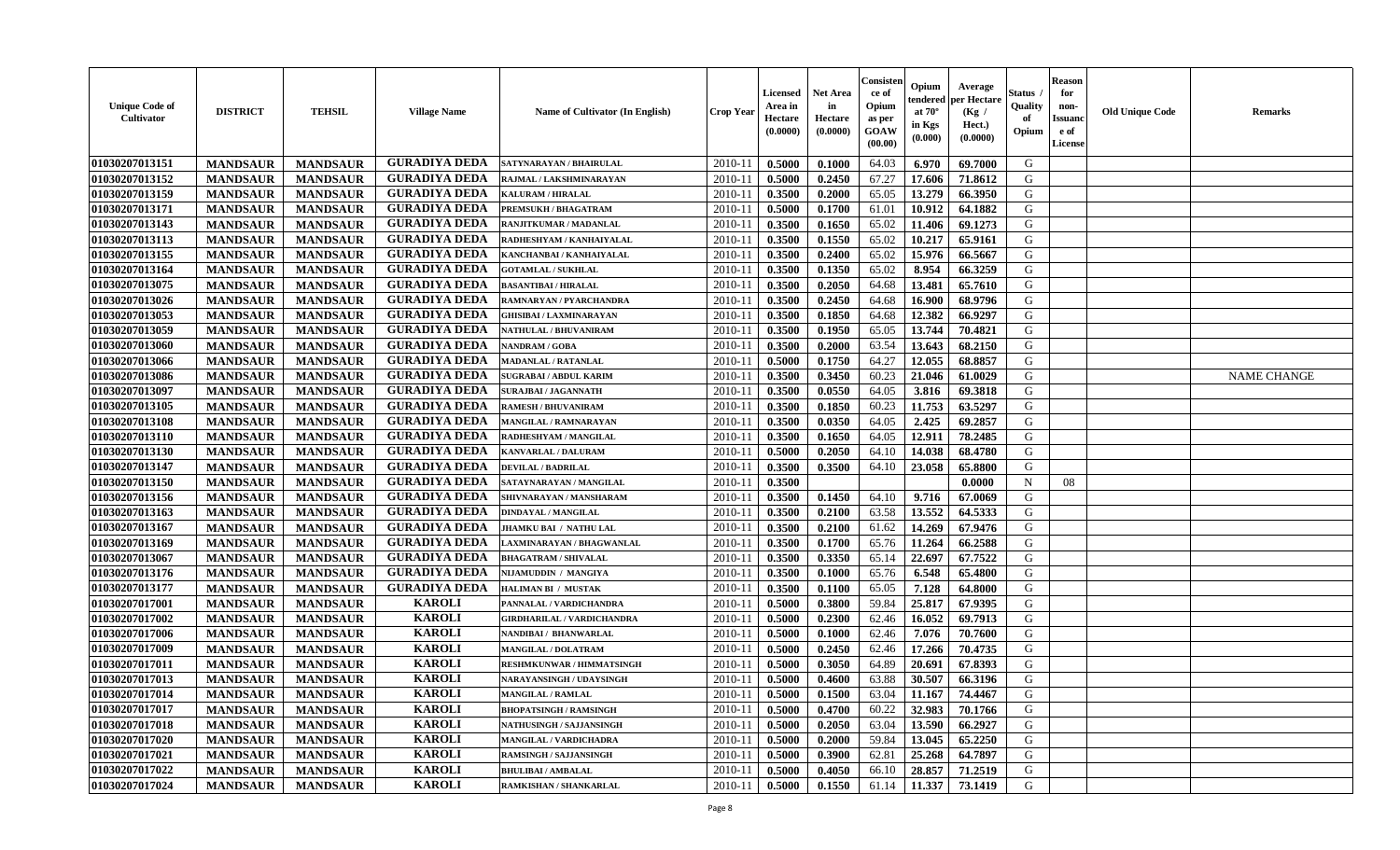| Unique Code of Cultivator | DISTRICT | TEHSIL | Village Name | Name of Cultivator (In English) | Crop Year | Licensed Area in Hectare (0.0000) | Net Area in Hectare (0.0000) | Consistence of Opium as per GOAW (00.00) | Opium tendered at 70° in Kgs (0.000) | Average per Hectare (Kg / Hect.) (0.0000) | Status / Quality of Opium | Reason for non-Issuance of License | Old Unique Code | Remarks |
|---|---|---|---|---|---|---|---|---|---|---|---|---|---|---|
| 01030207013151 | MANDSAUR | MANDSAUR | GURADIYA DEDA | SATYNARAYAN / BHAIRULAL | 2010-11 | 0.5000 | 0.1000 | 64.03 | 6.970 | 69.7000 | G | | | |
| 01030207013152 | MANDSAUR | MANDSAUR | GURADIYA DEDA | RAJMAL / LAKSHMINARAYAN | 2010-11 | 0.5000 | 0.2450 | 67.27 | 17.606 | 71.8612 | G | | | |
| 01030207013159 | MANDSAUR | MANDSAUR | GURADIYA DEDA | KALURAM / HIRALAL | 2010-11 | 0.3500 | 0.2000 | 65.05 | 13.279 | 66.3950 | G | | | |
| 01030207013171 | MANDSAUR | MANDSAUR | GURADIYA DEDA | PREMSUKH / BHAGATRAM | 2010-11 | 0.5000 | 0.1700 | 61.01 | 10.912 | 64.1882 | G | | | |
| 01030207013143 | MANDSAUR | MANDSAUR | GURADIYA DEDA | RANJITKUMAR / MADANLAL | 2010-11 | 0.3500 | 0.1650 | 65.02 | 11.406 | 69.1273 | G | | | |
| 01030207013113 | MANDSAUR | MANDSAUR | GURADIYA DEDA | RADHESHYAM / KANHAIYALAL | 2010-11 | 0.3500 | 0.1550 | 65.02 | 10.217 | 65.9161 | G | | | |
| 01030207013155 | MANDSAUR | MANDSAUR | GURADIYA DEDA | KANCHANBAI / KANHAIYALAL | 2010-11 | 0.3500 | 0.2400 | 65.02 | 15.976 | 66.5667 | G | | | |
| 01030207013164 | MANDSAUR | MANDSAUR | GURADIYA DEDA | GOTAMLAL / SUKHLAL | 2010-11 | 0.3500 | 0.1350 | 65.02 | 8.954 | 66.3259 | G | | | |
| 01030207013075 | MANDSAUR | MANDSAUR | GURADIYA DEDA | BASANTIBAI / HIRALAL | 2010-11 | 0.3500 | 0.2050 | 64.68 | 13.481 | 65.7610 | G | | | |
| 01030207013026 | MANDSAUR | MANDSAUR | GURADIYA DEDA | RAMNARYAN / PYARCHANDRA | 2010-11 | 0.3500 | 0.2450 | 64.68 | 16.900 | 68.9796 | G | | | |
| 01030207013053 | MANDSAUR | MANDSAUR | GURADIYA DEDA | GHISIBAI / LAXMINARAYAN | 2010-11 | 0.3500 | 0.1850 | 64.68 | 12.382 | 66.9297 | G | | | |
| 01030207013059 | MANDSAUR | MANDSAUR | GURADIYA DEDA | NATHULAL / BHUVANIRAM | 2010-11 | 0.3500 | 0.1950 | 65.05 | 13.744 | 70.4821 | G | | | |
| 01030207013060 | MANDSAUR | MANDSAUR | GURADIYA DEDA | NANDRAM / GOBA | 2010-11 | 0.3500 | 0.2000 | 63.54 | 13.643 | 68.2150 | G | | | |
| 01030207013066 | MANDSAUR | MANDSAUR | GURADIYA DEDA | MADANLAL / RATANLAL | 2010-11 | 0.5000 | 0.1750 | 64.27 | 12.055 | 68.8857 | G | | | |
| 01030207013086 | MANDSAUR | MANDSAUR | GURADIYA DEDA | SUGRABAI / ABDUL KARIM | 2010-11 | 0.3500 | 0.3450 | 60.23 | 21.046 | 61.0029 | G | | | NAME CHANGE |
| 01030207013097 | MANDSAUR | MANDSAUR | GURADIYA DEDA | SURAJBAI / JAGANNATH | 2010-11 | 0.3500 | 0.0550 | 64.05 | 3.816 | 69.3818 | G | | | |
| 01030207013105 | MANDSAUR | MANDSAUR | GURADIYA DEDA | RAMESH / BHUVANIRAM | 2010-11 | 0.3500 | 0.1850 | 60.23 | 11.753 | 63.5297 | G | | | |
| 01030207013108 | MANDSAUR | MANDSAUR | GURADIYA DEDA | MANGILAL / RAMNARAYAN | 2010-11 | 0.3500 | 0.0350 | 64.05 | 2.425 | 69.2857 | G | | | |
| 01030207013110 | MANDSAUR | MANDSAUR | GURADIYA DEDA | RADHESHYAM / MANGILAL | 2010-11 | 0.3500 | 0.1650 | 64.05 | 12.911 | 78.2485 | G | | | |
| 01030207013130 | MANDSAUR | MANDSAUR | GURADIYA DEDA | KANVARLAL / DALURAM | 2010-11 | 0.5000 | 0.2050 | 64.10 | 14.038 | 68.4780 | G | | | |
| 01030207013147 | MANDSAUR | MANDSAUR | GURADIYA DEDA | DEVILAL / BADRILAL | 2010-11 | 0.3500 | 0.3500 | 64.10 | 23.058 | 65.8800 | G | | | |
| 01030207013150 | MANDSAUR | MANDSAUR | GURADIYA DEDA | SATAYNARAYAN / MANGILAL | 2010-11 | 0.3500 | | | | 0.0000 | N | 08 | | |
| 01030207013156 | MANDSAUR | MANDSAUR | GURADIYA DEDA | SHIVNARAYAN / MANSHARAM | 2010-11 | 0.3500 | 0.1450 | 64.10 | 9.716 | 67.0069 | G | | | |
| 01030207013163 | MANDSAUR | MANDSAUR | GURADIYA DEDA | DINDAYAL / MANGILAL | 2010-11 | 0.3500 | 0.2100 | 63.58 | 13.552 | 64.5333 | G | | | |
| 01030207013167 | MANDSAUR | MANDSAUR | GURADIYA DEDA | JHAMKU BAI / NATHU LAL | 2010-11 | 0.3500 | 0.2100 | 61.62 | 14.269 | 67.9476 | G | | | |
| 01030207013169 | MANDSAUR | MANDSAUR | GURADIYA DEDA | LAXMINARAYAN / BHAGWANLAL | 2010-11 | 0.3500 | 0.1700 | 65.76 | 11.264 | 66.2588 | G | | | |
| 01030207013067 | MANDSAUR | MANDSAUR | GURADIYA DEDA | BHAGATRAM / SHIVALAL | 2010-11 | 0.3500 | 0.3350 | 65.14 | 22.697 | 67.7522 | G | | | |
| 01030207013176 | MANDSAUR | MANDSAUR | GURADIYA DEDA | NIJAMUDDIN / MANGIYA | 2010-11 | 0.3500 | 0.1000 | 65.76 | 6.548 | 65.4800 | G | | | |
| 01030207013177 | MANDSAUR | MANDSAUR | GURADIYA DEDA | HALIMAN BI / MUSTAK | 2010-11 | 0.3500 | 0.1100 | 65.05 | 7.128 | 64.8000 | G | | | |
| 01030207017001 | MANDSAUR | MANDSAUR | KAROLI | PANNALAL / VARDICHANDRA | 2010-11 | 0.5000 | 0.3800 | 59.84 | 25.817 | 67.9395 | G | | | |
| 01030207017002 | MANDSAUR | MANDSAUR | KAROLI | GIRDHARILAL / VARDICHANDRA | 2010-11 | 0.5000 | 0.2300 | 62.46 | 16.052 | 69.7913 | G | | | |
| 01030207017006 | MANDSAUR | MANDSAUR | KAROLI | NANDIBAI / BHANWARLAL | 2010-11 | 0.5000 | 0.1000 | 62.46 | 7.076 | 70.7600 | G | | | |
| 01030207017009 | MANDSAUR | MANDSAUR | KAROLI | MANGILAL / DOLATRAM | 2010-11 | 0.5000 | 0.2450 | 62.46 | 17.266 | 70.4735 | G | | | |
| 01030207017011 | MANDSAUR | MANDSAUR | KAROLI | RESHMKUNWAR / HIMMATSINGH | 2010-11 | 0.5000 | 0.3050 | 64.89 | 20.691 | 67.8393 | G | | | |
| 01030207017013 | MANDSAUR | MANDSAUR | KAROLI | NARAYANSINGH / UDAYSINGH | 2010-11 | 0.5000 | 0.4600 | 63.88 | 30.507 | 66.3196 | G | | | |
| 01030207017014 | MANDSAUR | MANDSAUR | KAROLI | MANGILAL / RAMLAL | 2010-11 | 0.5000 | 0.1500 | 63.04 | 11.167 | 74.4467 | G | | | |
| 01030207017017 | MANDSAUR | MANDSAUR | KAROLI | BHOPATSINGH / RAMSINGH | 2010-11 | 0.5000 | 0.4700 | 60.22 | 32.983 | 70.1766 | G | | | |
| 01030207017018 | MANDSAUR | MANDSAUR | KAROLI | NATHUSINGH / SAJJANSINGH | 2010-11 | 0.5000 | 0.2050 | 63.04 | 13.590 | 66.2927 | G | | | |
| 01030207017020 | MANDSAUR | MANDSAUR | KAROLI | MANGILAL / VARDICHADRA | 2010-11 | 0.5000 | 0.2000 | 59.84 | 13.045 | 65.2250 | G | | | |
| 01030207017021 | MANDSAUR | MANDSAUR | KAROLI | RAMSINGH / SAJJANSINGH | 2010-11 | 0.5000 | 0.3900 | 62.81 | 25.268 | 64.7897 | G | | | |
| 01030207017022 | MANDSAUR | MANDSAUR | KAROLI | BHULIBAI / AMBALAL | 2010-11 | 0.5000 | 0.4050 | 66.10 | 28.857 | 71.2519 | G | | | |
| 01030207017024 | MANDSAUR | MANDSAUR | KAROLI | RAMKISHAN / SHANKARLAL | 2010-11 | 0.5000 | 0.1550 | 61.14 | 11.337 | 73.1419 | G | | | |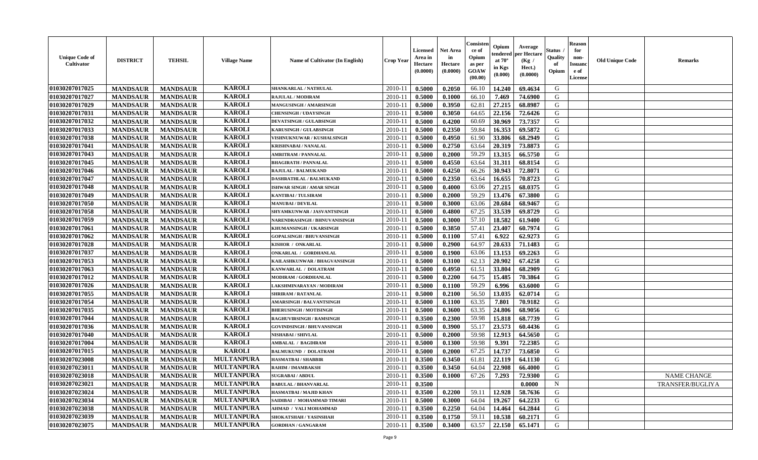| Unique Code of Cultivator | DISTRICT | TEHSIL | Village Name | Name of Cultivator (In English) | Crop Year | Licensed Area in Hectare (0.0000) | Net Area in Hectare (0.0000) | Consistence of Opium as per GOAW (00.00) | Opium tendered at 70° in Kgs (0.000) | Average per Hectare (Kg / Hect.) (0.0000) | Status / Quality of Opium | Reason for non-Issuance of License | Old Unique Code | Remarks |
|---|---|---|---|---|---|---|---|---|---|---|---|---|---|---|
| 01030207017025 | MANDSAUR | MANDSAUR | KAROLI | SHANKARLAL / NATHULAL | 2010-11 | 0.5000 | 0.2050 | 66.10 | 14.240 | 69.4634 | G | | | |
| 01030207017027 | MANDSAUR | MANDSAUR | KAROLI | RAJULAL / MODIRAM | 2010-11 | 0.5000 | 0.1000 | 66.10 | 7.469 | 74.6900 | G | | | |
| 01030207017029 | MANDSAUR | MANDSAUR | KAROLI | MANGUSINGH / AMARSINGH | 2010-11 | 0.5000 | 0.3950 | 62.81 | 27.215 | 68.8987 | G | | | |
| 01030207017031 | MANDSAUR | MANDSAUR | KAROLI | CHENSINGH / UDAYSINGH | 2010-11 | 0.5000 | 0.3050 | 64.65 | 22.156 | 72.6426 | G | | | |
| 01030207017032 | MANDSAUR | MANDSAUR | KAROLI | DEVATSINGH / GULABSINGH | 2010-11 | 0.5000 | 0.4200 | 60.69 | 30.969 | 73.7357 | G | | | |
| 01030207017033 | MANDSAUR | MANDSAUR | KAROLI | KARUSINGH / GULABSINGH | 2010-11 | 0.5000 | 0.2350 | 59.84 | 16.353 | 69.5872 | G | | | |
| 01030207017038 | MANDSAUR | MANDSAUR | KAROLI | VISHNUKNUWAR / KUSHALSINGH | 2010-11 | 0.5000 | 0.4950 | 61.90 | 33.806 | 68.2949 | G | | | |
| 01030207017041 | MANDSAUR | MANDSAUR | KAROLI | KRISHNABAI / NANALAL | 2010-11 | 0.5000 | 0.2750 | 63.64 | 20.319 | 73.8873 | G | | | |
| 01030207017043 | MANDSAUR | MANDSAUR | KAROLI | AMRITRAM / PANNALAL | 2010-11 | 0.5000 | 0.2000 | 59.29 | 13.315 | 66.5750 | G | | | |
| 01030207017045 | MANDSAUR | MANDSAUR | KAROLI | BHAGIRATH / PANNALAL | 2010-11 | 0.5000 | 0.4550 | 63.64 | 31.311 | 68.8154 | G | | | |
| 01030207017046 | MANDSAUR | MANDSAUR | KAROLI | RAJULAL / BALMUKAND | 2010-11 | 0.5000 | 0.4250 | 66.26 | 30.943 | 72.8071 | G | | | |
| 01030207017047 | MANDSAUR | MANDSAUR | KAROLI | DASHRATHLAL / BALMUKAND | 2010-11 | 0.5000 | 0.2350 | 63.64 | 16.655 | 70.8723 | G | | | |
| 01030207017048 | MANDSAUR | MANDSAUR | KAROLI | ISHWAR SINGH / AMAR SINGH | 2010-11 | 0.5000 | 0.4000 | 63.06 | 27.215 | 68.0375 | G | | | |
| 01030207017049 | MANDSAUR | MANDSAUR | KAROLI | KANTIBAI / TULSIRAM | 2010-11 | 0.5000 | 0.2000 | 59.29 | 13.476 | 67.3800 | G | | | |
| 01030207017050 | MANDSAUR | MANDSAUR | KAROLI | MANUBAI / DEVILAL | 2010-11 | 0.5000 | 0.3000 | 63.06 | 20.684 | 68.9467 | G | | | |
| 01030207017058 | MANDSAUR | MANDSAUR | KAROLI | SHYAMKUNWAR / JASVANTSINGH | 2010-11 | 0.5000 | 0.4800 | 67.25 | 33.539 | 69.8729 | G | | | |
| 01030207017059 | MANDSAUR | MANDSAUR | KAROLI | NARENDRASINGH / BHNUVANISINGH | 2010-11 | 0.5000 | 0.3000 | 57.10 | 18.582 | 61.9400 | G | | | |
| 01030207017061 | MANDSAUR | MANDSAUR | KAROLI | KHUMANSINGH / UKARSINGH | 2010-11 | 0.5000 | 0.3850 | 57.41 | 23.407 | 60.7974 | G | | | |
| 01030207017062 | MANDSAUR | MANDSAUR | KAROLI | GOPALSINGH / BHUVANSINGH | 2010-11 | 0.5000 | 0.1100 | 57.41 | 6.922 | 62.9273 | G | | | |
| 01030207017028 | MANDSAUR | MANDSAUR | KAROLI | KISHOR / ONKARLAL | 2010-11 | 0.5000 | 0.2900 | 64.97 | 20.633 | 71.1483 | G | | | |
| 01030207017037 | MANDSAUR | MANDSAUR | KAROLI | ONKARLAL / GORDHANLAL | 2010-11 | 0.5000 | 0.1900 | 63.06 | 13.153 | 69.2263 | G | | | |
| 01030207017053 | MANDSAUR | MANDSAUR | KAROLI | KAILASHKUNWAR / BHAGVANSINGH | 2010-11 | 0.5000 | 0.3100 | 62.13 | 20.902 | 67.4258 | G | | | |
| 01030207017063 | MANDSAUR | MANDSAUR | KAROLI | KANWARLAL / DOLATRAM | 2010-11 | 0.5000 | 0.4950 | 61.51 | 33.804 | 68.2909 | G | | | |
| 01030207017012 | MANDSAUR | MANDSAUR | KAROLI | MODIRAM / GORDHANLAL | 2010-11 | 0.5000 | 0.2200 | 64.75 | 15.485 | 70.3864 | G | | | |
| 01030207017026 | MANDSAUR | MANDSAUR | KAROLI | LAKSHMINARAYAN / MODIRAM | 2010-11 | 0.5000 | 0.1100 | 59.29 | 6.996 | 63.6000 | G | | | |
| 01030207017055 | MANDSAUR | MANDSAUR | KAROLI | SHRIRAM / RATANLAL | 2010-11 | 0.5000 | 0.2100 | 56.50 | 13.035 | 62.0714 | G | | | |
| 01030207017054 | MANDSAUR | MANDSAUR | KAROLI | AMARSINGH / BALVANTSINGH | 2010-11 | 0.5000 | 0.1100 | 63.35 | 7.801 | 70.9182 | G | | | |
| 01030207017035 | MANDSAUR | MANDSAUR | KAROLI | BHERUSINGH / MOTISINGH | 2010-11 | 0.5000 | 0.3600 | 63.35 | 24.806 | 68.9056 | G | | | |
| 01030207017044 | MANDSAUR | MANDSAUR | KAROLI | RAGHUVIRSINGH / RAMSINGH | 2010-11 | 0.3500 | 0.2300 | 59.98 | 15.818 | 68.7739 | G | | | |
| 01030207017036 | MANDSAUR | MANDSAUR | KAROLI | GOVINDSINGH / BHUVANSINGH | 2010-11 | 0.5000 | 0.3900 | 55.17 | 23.573 | 60.4436 | G | | | |
| 01030207017040 | MANDSAUR | MANDSAUR | KAROLI | NISHABAI / SHIVLAL | 2010-11 | 0.5000 | 0.2000 | 59.98 | 12.913 | 64.5650 | G | | | |
| 01030207017004 | MANDSAUR | MANDSAUR | KAROLI | AMBALAL / BAGDIRAM | 2010-11 | 0.5000 | 0.1300 | 59.98 | 9.391 | 72.2385 | G | | | |
| 01030207017015 | MANDSAUR | MANDSAUR | KAROLI | BALMUKUND / DOLATRAM | 2010-11 | 0.5000 | 0.2000 | 67.25 | 14.737 | 73.6850 | G | | | |
| 01030207023008 | MANDSAUR | MANDSAUR | MULTANPURA | HASMATBAI / SHABBIR | 2010-11 | 0.3500 | 0.3450 | 61.81 | 22.119 | 64.1130 | G | | | |
| 01030207023011 | MANDSAUR | MANDSAUR | MULTANPURA | RAHIM / IMAMBAKSH | 2010-11 | 0.3500 | 0.3450 | 64.04 | 22.908 | 66.4000 | G | | | |
| 01030207023018 | MANDSAUR | MANDSAUR | MULTANPURA | SUGRABAI / ABDUL | 2010-11 | 0.3500 | 0.1000 | 67.26 | 7.293 | 72.9300 | G | | | NAME CHANGE |
| 01030207023021 | MANDSAUR | MANDSAUR | MULTANPURA | BABULAL / BHANVARLAL | 2010-11 | 0.3500 | | | | 0.0000 | N | | | TRANSFER/BUGLIYA |
| 01030207023024 | MANDSAUR | MANDSAUR | MULTANPURA | HASMATBAI / MAJID KHAN | 2010-11 | 0.3500 | 0.2200 | 59.11 | 12.928 | 58.7636 | G | | | |
| 01030207023034 | MANDSAUR | MANDSAUR | MULTANPURA | SAIDIBAI / MOHAMMAD TIMARI | 2010-11 | 0.5000 | 0.3000 | 64.04 | 19.267 | 64.2233 | G | | | |
| 01030207023038 | MANDSAUR | MANDSAUR | MULTANPURA | AHMAD / VALI MOHAMMAD | 2010-11 | 0.3500 | 0.2250 | 64.04 | 14.464 | 64.2844 | G | | | |
| 01030207023039 | MANDSAUR | MANDSAUR | MULTANPURA | SHOKATSHAH / YASINSHAH | 2010-11 | 0.3500 | 0.1750 | 59.11 | 10.538 | 60.2171 | G | | | |
| 01030207023075 | MANDSAUR | MANDSAUR | MULTANPURA | GORDHAN / GANGARAM | 2010-11 | 0.3500 | 0.3400 | 63.57 | 22.150 | 65.1471 | G | | | |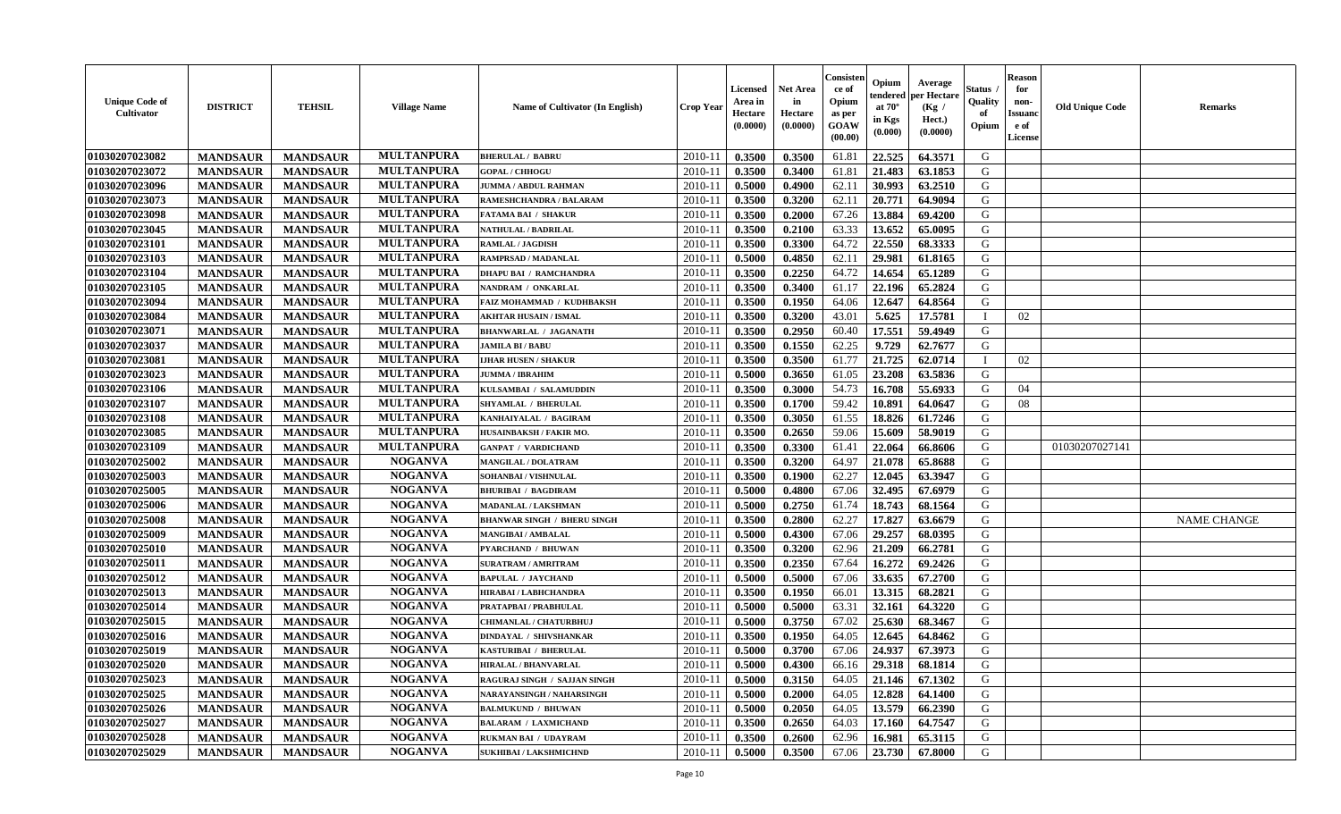| Unique Code of Cultivator | DISTRICT | TEHSIL | Village Name | Name of Cultivator (In English) | Crop Year | Licensed Area in Hectare (0.0000) | Net Area in Hectare (0.0000) | Consistence of Opium as per GOAW (00.00) | Opium tendered at 70° in Kgs (0.000) | Average per Hectare (Kg / Hect.) (0.0000) | Status / Quality of Opium | Reason for non-Issuance of License | Old Unique Code | Remarks |
|---|---|---|---|---|---|---|---|---|---|---|---|---|---|---|
| 01030207023082 | MANDSAUR | MANDSAUR | MULTANPURA | BHERULAL / BABRU | 2010-11 | 0.3500 | 0.3500 | 61.81 | 22.525 | 64.3571 | G | | | |
| 01030207023072 | MANDSAUR | MANDSAUR | MULTANPURA | GOPAL / CHHOGU | 2010-11 | 0.3500 | 0.3400 | 61.81 | 21.483 | 63.1853 | G | | | |
| 01030207023096 | MANDSAUR | MANDSAUR | MULTANPURA | JUMMA / ABDUL RAHMAN | 2010-11 | 0.5000 | 0.4900 | 62.11 | 30.993 | 63.2510 | G | | | |
| 01030207023073 | MANDSAUR | MANDSAUR | MULTANPURA | RAMESHCHANDRA / BALARAM | 2010-11 | 0.3500 | 0.3200 | 62.11 | 20.771 | 64.9094 | G | | | |
| 01030207023098 | MANDSAUR | MANDSAUR | MULTANPURA | FATAMA BAI / SHAKUR | 2010-11 | 0.3500 | 0.2000 | 67.26 | 13.884 | 69.4200 | G | | | |
| 01030207023045 | MANDSAUR | MANDSAUR | MULTANPURA | NATHULAL / BADRILAL | 2010-11 | 0.3500 | 0.2100 | 63.33 | 13.652 | 65.0095 | G | | | |
| 01030207023101 | MANDSAUR | MANDSAUR | MULTANPURA | RAMLAL / JAGDISH | 2010-11 | 0.3500 | 0.3300 | 64.72 | 22.550 | 68.3333 | G | | | |
| 01030207023103 | MANDSAUR | MANDSAUR | MULTANPURA | RAMPRSAD / MADANLAL | 2010-11 | 0.5000 | 0.4850 | 62.11 | 29.981 | 61.8165 | G | | | |
| 01030207023104 | MANDSAUR | MANDSAUR | MULTANPURA | DHAPU BAI / RAMCHANDRA | 2010-11 | 0.3500 | 0.2250 | 64.72 | 14.654 | 65.1289 | G | | | |
| 01030207023105 | MANDSAUR | MANDSAUR | MULTANPURA | NANDRAM / ONKARLAL | 2010-11 | 0.3500 | 0.3400 | 61.17 | 22.196 | 65.2824 | G | | | |
| 01030207023094 | MANDSAUR | MANDSAUR | MULTANPURA | FAIZ MOHAMMAD / KUDHBAKSH | 2010-11 | 0.3500 | 0.1950 | 64.06 | 12.647 | 64.8564 | G | | | |
| 01030207023084 | MANDSAUR | MANDSAUR | MULTANPURA | AKHTAR HUSAIN / ISMAL | 2010-11 | 0.3500 | 0.3200 | 43.01 | 5.625 | 17.5781 | I | 02 | | |
| 01030207023071 | MANDSAUR | MANDSAUR | MULTANPURA | BHANWARLAL / JAGANATH | 2010-11 | 0.3500 | 0.2950 | 60.40 | 17.551 | 59.4949 | G | | | |
| 01030207023037 | MANDSAUR | MANDSAUR | MULTANPURA | JAMILA BI / BABU | 2010-11 | 0.3500 | 0.1550 | 62.25 | 9.729 | 62.7677 | G | | | |
| 01030207023081 | MANDSAUR | MANDSAUR | MULTANPURA | IJHAR HUSEN / SHAKUR | 2010-11 | 0.3500 | 0.3500 | 61.77 | 21.725 | 62.0714 | I | 02 | | |
| 01030207023023 | MANDSAUR | MANDSAUR | MULTANPURA | JUMMA / IBRAHIM | 2010-11 | 0.5000 | 0.3650 | 61.05 | 23.208 | 63.5836 | G | | | |
| 01030207023106 | MANDSAUR | MANDSAUR | MULTANPURA | KULSAMBAI / SALAMUDDIN | 2010-11 | 0.3500 | 0.3000 | 54.73 | 16.708 | 55.6933 | G | 04 | | |
| 01030207023107 | MANDSAUR | MANDSAUR | MULTANPURA | SHYAMLAL / BHERULAL | 2010-11 | 0.3500 | 0.1700 | 59.42 | 10.891 | 64.0647 | G | 08 | | |
| 01030207023108 | MANDSAUR | MANDSAUR | MULTANPURA | KANHAIYALAL / BAGIRAM | 2010-11 | 0.3500 | 0.3050 | 61.55 | 18.826 | 61.7246 | G | | | |
| 01030207023085 | MANDSAUR | MANDSAUR | MULTANPURA | HUSAINBAKSH / FAKIR MO. | 2010-11 | 0.3500 | 0.2650 | 59.06 | 15.609 | 58.9019 | G | | | |
| 01030207023109 | MANDSAUR | MANDSAUR | MULTANPURA | GANPAT / VARDICHAND | 2010-11 | 0.3500 | 0.3300 | 61.41 | 22.064 | 66.8606 | G | | 01030207027141 | |
| 01030207025002 | MANDSAUR | MANDSAUR | NOGANVA | MANGILAL / DOLATRAM | 2010-11 | 0.3500 | 0.3200 | 64.97 | 21.078 | 65.8688 | G | | | |
| 01030207025003 | MANDSAUR | MANDSAUR | NOGANVA | SOHANBAI / VISHNULAL | 2010-11 | 0.3500 | 0.1900 | 62.27 | 12.045 | 63.3947 | G | | | |
| 01030207025005 | MANDSAUR | MANDSAUR | NOGANVA | BHURIBAI / BAGDIRAM | 2010-11 | 0.5000 | 0.4800 | 67.06 | 32.495 | 67.6979 | G | | | |
| 01030207025006 | MANDSAUR | MANDSAUR | NOGANVA | MADANLAL / LAKSHMAN | 2010-11 | 0.5000 | 0.2750 | 61.74 | 18.743 | 68.1564 | G | | | |
| 01030207025008 | MANDSAUR | MANDSAUR | NOGANVA | BHANWAR SINGH / BHERU SINGH | 2010-11 | 0.3500 | 0.2800 | 62.27 | 17.827 | 63.6679 | G | | | NAME CHANGE |
| 01030207025009 | MANDSAUR | MANDSAUR | NOGANVA | MANGIBAI / AMBALAL | 2010-11 | 0.5000 | 0.4300 | 67.06 | 29.257 | 68.0395 | G | | | |
| 01030207025010 | MANDSAUR | MANDSAUR | NOGANVA | PYARCHAND / BHUWAN | 2010-11 | 0.3500 | 0.3200 | 62.96 | 21.209 | 66.2781 | G | | | |
| 01030207025011 | MANDSAUR | MANDSAUR | NOGANVA | SURATRAM / AMRITRAM | 2010-11 | 0.3500 | 0.2350 | 67.64 | 16.272 | 69.2426 | G | | | |
| 01030207025012 | MANDSAUR | MANDSAUR | NOGANVA | BAPULAL / JAYCHAND | 2010-11 | 0.5000 | 0.5000 | 67.06 | 33.635 | 67.2700 | G | | | |
| 01030207025013 | MANDSAUR | MANDSAUR | NOGANVA | HIRABAI / LABHCHANDRA | 2010-11 | 0.3500 | 0.1950 | 66.01 | 13.315 | 68.2821 | G | | | |
| 01030207025014 | MANDSAUR | MANDSAUR | NOGANVA | PRATAPBAI / PRABHULAL | 2010-11 | 0.5000 | 0.5000 | 63.31 | 32.161 | 64.3220 | G | | | |
| 01030207025015 | MANDSAUR | MANDSAUR | NOGANVA | CHIMANLAL / CHATURBHUJ | 2010-11 | 0.5000 | 0.3750 | 67.02 | 25.630 | 68.3467 | G | | | |
| 01030207025016 | MANDSAUR | MANDSAUR | NOGANVA | DINDAYAL / SHIVSHANKAR | 2010-11 | 0.3500 | 0.1950 | 64.05 | 12.645 | 64.8462 | G | | | |
| 01030207025019 | MANDSAUR | MANDSAUR | NOGANVA | KASTURIBAI / BHERULAL | 2010-11 | 0.5000 | 0.3700 | 67.06 | 24.937 | 67.3973 | G | | | |
| 01030207025020 | MANDSAUR | MANDSAUR | NOGANVA | HIRALAL / BHANVARLAL | 2010-11 | 0.5000 | 0.4300 | 66.16 | 29.318 | 68.1814 | G | | | |
| 01030207025023 | MANDSAUR | MANDSAUR | NOGANVA | RAGURAJ SINGH / SAJJAN SINGH | 2010-11 | 0.5000 | 0.3150 | 64.05 | 21.146 | 67.1302 | G | | | |
| 01030207025025 | MANDSAUR | MANDSAUR | NOGANVA | NARAYANSINGH / NAHARSINGH | 2010-11 | 0.5000 | 0.2000 | 64.05 | 12.828 | 64.1400 | G | | | |
| 01030207025026 | MANDSAUR | MANDSAUR | NOGANVA | BALMUKUND / BHUWAN | 2010-11 | 0.5000 | 0.2050 | 64.05 | 13.579 | 66.2390 | G | | | |
| 01030207025027 | MANDSAUR | MANDSAUR | NOGANVA | BALARAM / LAXMICHAND | 2010-11 | 0.3500 | 0.2650 | 64.03 | 17.160 | 64.7547 | G | | | |
| 01030207025028 | MANDSAUR | MANDSAUR | NOGANVA | RUKMAN BAI / UDAYRAM | 2010-11 | 0.3500 | 0.2600 | 62.96 | 16.981 | 65.3115 | G | | | |
| 01030207025029 | MANDSAUR | MANDSAUR | NOGANVA | SUKHIBAI / LAKSHMICHND | 2010-11 | 0.5000 | 0.3500 | 67.06 | 23.730 | 67.8000 | G | | | |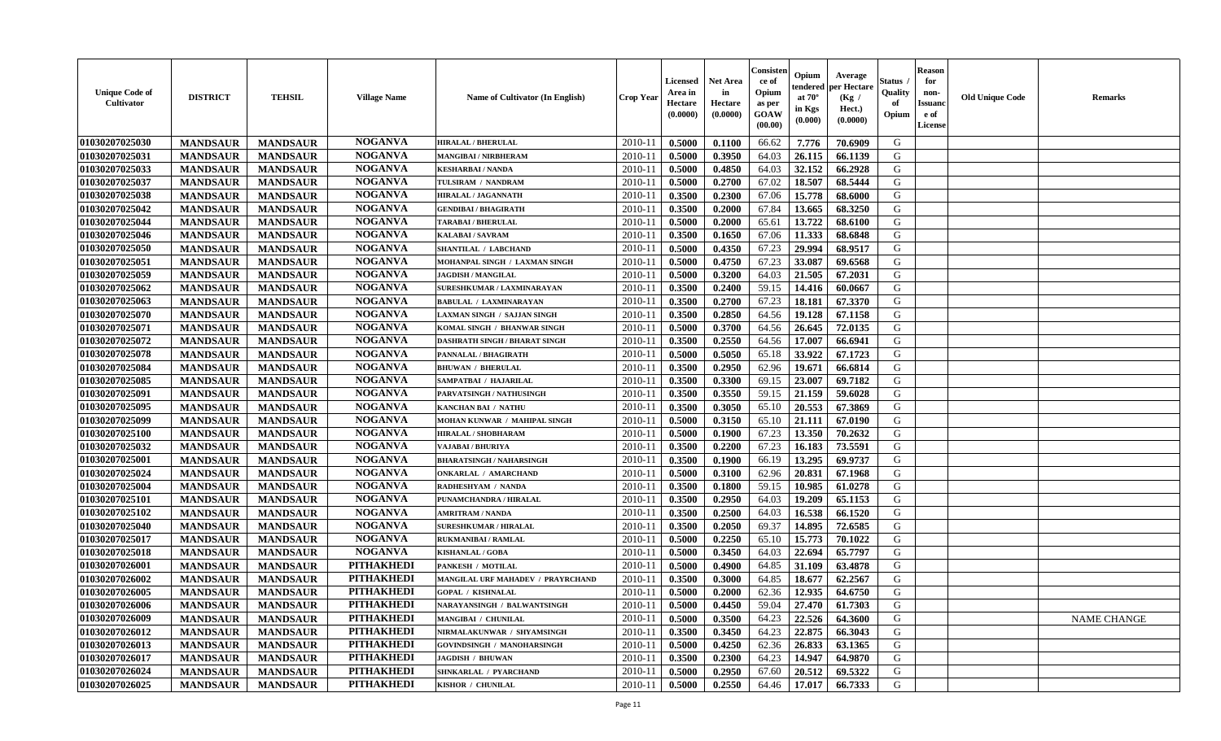| Unique Code of Cultivator | DISTRICT | TEHSIL | Village Name | Name of Cultivator (In English) | Crop Year | Licensed Area in Hectare (0.0000) | Net Area in Hectare (0.0000) | Consistence of Opium as per GOAW (00.00) | Opium tendered at 70° in Kgs (0.000) | Average per Hectare (Kg / Hect.) (0.0000) | Status / Quality of Opium | Reason for non-Issuance of License | Old Unique Code | Remarks |
|---|---|---|---|---|---|---|---|---|---|---|---|---|---|---|
| 01030207025030 | MANDSAUR | MANDSAUR | NOGANVA | HIRALAL / BHERULAL | 2010-11 | 0.5000 | 0.1100 | 66.62 | 7.776 | 70.6909 | G | | | |
| 01030207025031 | MANDSAUR | MANDSAUR | NOGANVA | MANGIBAI / NIRBHERAM | 2010-11 | 0.5000 | 0.3950 | 64.03 | 26.115 | 66.1139 | G | | | |
| 01030207025033 | MANDSAUR | MANDSAUR | NOGANVA | KESHARBAI / NANDA | 2010-11 | 0.5000 | 0.4850 | 64.03 | 32.152 | 66.2928 | G | | | |
| 01030207025037 | MANDSAUR | MANDSAUR | NOGANVA | TULSIRAM / NANDRAM | 2010-11 | 0.5000 | 0.2700 | 67.02 | 18.507 | 68.5444 | G | | | |
| 01030207025038 | MANDSAUR | MANDSAUR | NOGANVA | HIRALAL / JAGANNATH | 2010-11 | 0.3500 | 0.2300 | 67.06 | 15.778 | 68.6000 | G | | | |
| 01030207025042 | MANDSAUR | MANDSAUR | NOGANVA | GENDIBAI / BHAGIRATH | 2010-11 | 0.3500 | 0.2000 | 67.84 | 13.665 | 68.3250 | G | | | |
| 01030207025044 | MANDSAUR | MANDSAUR | NOGANVA | TARABAI / BHERULAL | 2010-11 | 0.5000 | 0.2000 | 65.61 | 13.722 | 68.6100 | G | | | |
| 01030207025046 | MANDSAUR | MANDSAUR | NOGANVA | KALABAI / SAVRAM | 2010-11 | 0.3500 | 0.1650 | 67.06 | 11.333 | 68.6848 | G | | | |
| 01030207025050 | MANDSAUR | MANDSAUR | NOGANVA | SHANTILAL / LABCHAND | 2010-11 | 0.5000 | 0.4350 | 67.23 | 29.994 | 68.9517 | G | | | |
| 01030207025051 | MANDSAUR | MANDSAUR | NOGANVA | MOHANPAL SINGH / LAXMAN SINGH | 2010-11 | 0.5000 | 0.4750 | 67.23 | 33.087 | 69.6568 | G | | | |
| 01030207025059 | MANDSAUR | MANDSAUR | NOGANVA | JAGDISH / MANGILAL | 2010-11 | 0.5000 | 0.3200 | 64.03 | 21.505 | 67.2031 | G | | | |
| 01030207025062 | MANDSAUR | MANDSAUR | NOGANVA | SURESHKUMAR / LAXMINARAYAN | 2010-11 | 0.3500 | 0.2400 | 59.15 | 14.416 | 60.0667 | G | | | |
| 01030207025063 | MANDSAUR | MANDSAUR | NOGANVA | BABULAL / LAXMINARAYAN | 2010-11 | 0.3500 | 0.2700 | 67.23 | 18.181 | 67.3370 | G | | | |
| 01030207025070 | MANDSAUR | MANDSAUR | NOGANVA | LAXMAN SINGH / SAJJAN SINGH | 2010-11 | 0.3500 | 0.2850 | 64.56 | 19.128 | 67.1158 | G | | | |
| 01030207025071 | MANDSAUR | MANDSAUR | NOGANVA | KOMAL SINGH / BHANWAR SINGH | 2010-11 | 0.5000 | 0.3700 | 64.56 | 26.645 | 72.0135 | G | | | |
| 01030207025072 | MANDSAUR | MANDSAUR | NOGANVA | DASHRATH SINGH / BHARAT SINGH | 2010-11 | 0.3500 | 0.2550 | 64.56 | 17.007 | 66.6941 | G | | | |
| 01030207025078 | MANDSAUR | MANDSAUR | NOGANVA | PANNALAL / BHAGIRATH | 2010-11 | 0.5000 | 0.5050 | 65.18 | 33.922 | 67.1723 | G | | | |
| 01030207025084 | MANDSAUR | MANDSAUR | NOGANVA | BHUWAN / BHERULAL | 2010-11 | 0.3500 | 0.2950 | 62.96 | 19.671 | 66.6814 | G | | | |
| 01030207025085 | MANDSAUR | MANDSAUR | NOGANVA | SAMPATBAI / HAJARILAL | 2010-11 | 0.3500 | 0.3300 | 69.15 | 23.007 | 69.7182 | G | | | |
| 01030207025091 | MANDSAUR | MANDSAUR | NOGANVA | PARVATSINGH / NATHUSINGH | 2010-11 | 0.3500 | 0.3550 | 59.15 | 21.159 | 59.6028 | G | | | |
| 01030207025095 | MANDSAUR | MANDSAUR | NOGANVA | KANCHAN BAI / NATHU | 2010-11 | 0.3500 | 0.3050 | 65.10 | 20.553 | 67.3869 | G | | | |
| 01030207025099 | MANDSAUR | MANDSAUR | NOGANVA | MOHAN KUNWAR / MAHIPAL SINGH | 2010-11 | 0.5000 | 0.3150 | 65.10 | 21.111 | 67.0190 | G | | | |
| 01030207025100 | MANDSAUR | MANDSAUR | NOGANVA | HIRALAL / SHOBHARAM | 2010-11 | 0.5000 | 0.1900 | 67.23 | 13.350 | 70.2632 | G | | | |
| 01030207025032 | MANDSAUR | MANDSAUR | NOGANVA | VAJABAI / BHURIYA | 2010-11 | 0.3500 | 0.2200 | 67.23 | 16.183 | 73.5591 | G | | | |
| 01030207025001 | MANDSAUR | MANDSAUR | NOGANVA | BHARATSINGH / NAHARSINGH | 2010-11 | 0.3500 | 0.1900 | 66.19 | 13.295 | 69.9737 | G | | | |
| 01030207025024 | MANDSAUR | MANDSAUR | NOGANVA | ONKARLAL / AMARCHAND | 2010-11 | 0.5000 | 0.3100 | 62.96 | 20.831 | 67.1968 | G | | | |
| 01030207025004 | MANDSAUR | MANDSAUR | NOGANVA | RADHESHYAM / NANDA | 2010-11 | 0.3500 | 0.1800 | 59.15 | 10.985 | 61.0278 | G | | | |
| 01030207025101 | MANDSAUR | MANDSAUR | NOGANVA | PUNAMCHANDRA / HIRALAL | 2010-11 | 0.3500 | 0.2950 | 64.03 | 19.209 | 65.1153 | G | | | |
| 01030207025102 | MANDSAUR | MANDSAUR | NOGANVA | AMRITRAM / NANDA | 2010-11 | 0.3500 | 0.2500 | 64.03 | 16.538 | 66.1520 | G | | | |
| 01030207025040 | MANDSAUR | MANDSAUR | NOGANVA | SURESHKUMAR / HIRALAL | 2010-11 | 0.3500 | 0.2050 | 69.37 | 14.895 | 72.6585 | G | | | |
| 01030207025017 | MANDSAUR | MANDSAUR | NOGANVA | RUKMANIBAI / RAMLAL | 2010-11 | 0.5000 | 0.2250 | 65.10 | 15.773 | 70.1022 | G | | | |
| 01030207025018 | MANDSAUR | MANDSAUR | NOGANVA | KISHANLAL / GOBA | 2010-11 | 0.5000 | 0.3450 | 64.03 | 22.694 | 65.7797 | G | | | |
| 01030207026001 | MANDSAUR | MANDSAUR | PITHAKHEDI | PANKESH / MOTILAL | 2010-11 | 0.5000 | 0.4900 | 64.85 | 31.109 | 63.4878 | G | | | |
| 01030207026002 | MANDSAUR | MANDSAUR | PITHAKHEDI | MANGILAL URF MAHADEV / PRAYRCHAND | 2010-11 | 0.3500 | 0.3000 | 64.85 | 18.677 | 62.2567 | G | | | |
| 01030207026005 | MANDSAUR | MANDSAUR | PITHAKHEDI | GOPAL / KISHNALAL | 2010-11 | 0.5000 | 0.2000 | 62.36 | 12.935 | 64.6750 | G | | | |
| 01030207026006 | MANDSAUR | MANDSAUR | PITHAKHEDI | NARAYANSINGH / BALWANTSINGH | 2010-11 | 0.5000 | 0.4450 | 59.04 | 27.470 | 61.7303 | G | | | |
| 01030207026009 | MANDSAUR | MANDSAUR | PITHAKHEDI | MANGIBAI / CHUNILAL | 2010-11 | 0.5000 | 0.3500 | 64.23 | 22.526 | 64.3600 | G | | | NAME CHANGE |
| 01030207026012 | MANDSAUR | MANDSAUR | PITHAKHEDI | NIRMALAKUNWAR / SHYAMSINGH | 2010-11 | 0.3500 | 0.3450 | 64.23 | 22.875 | 66.3043 | G | | | |
| 01030207026013 | MANDSAUR | MANDSAUR | PITHAKHEDI | GOVINDSINGH / MANOHARSINGH | 2010-11 | 0.5000 | 0.4250 | 62.36 | 26.833 | 63.1365 | G | | | |
| 01030207026017 | MANDSAUR | MANDSAUR | PITHAKHEDI | JAGDISH / BHUWAN | 2010-11 | 0.3500 | 0.2300 | 64.23 | 14.947 | 64.9870 | G | | | |
| 01030207026024 | MANDSAUR | MANDSAUR | PITHAKHEDI | SHNKARLAL / PYARCHAND | 2010-11 | 0.5000 | 0.2950 | 67.60 | 20.512 | 69.5322 | G | | | |
| 01030207026025 | MANDSAUR | MANDSAUR | PITHAKHEDI | KISHOR / CHUNILAL | 2010-11 | 0.5000 | 0.2550 | 64.46 | 17.017 | 66.7333 | G | | | |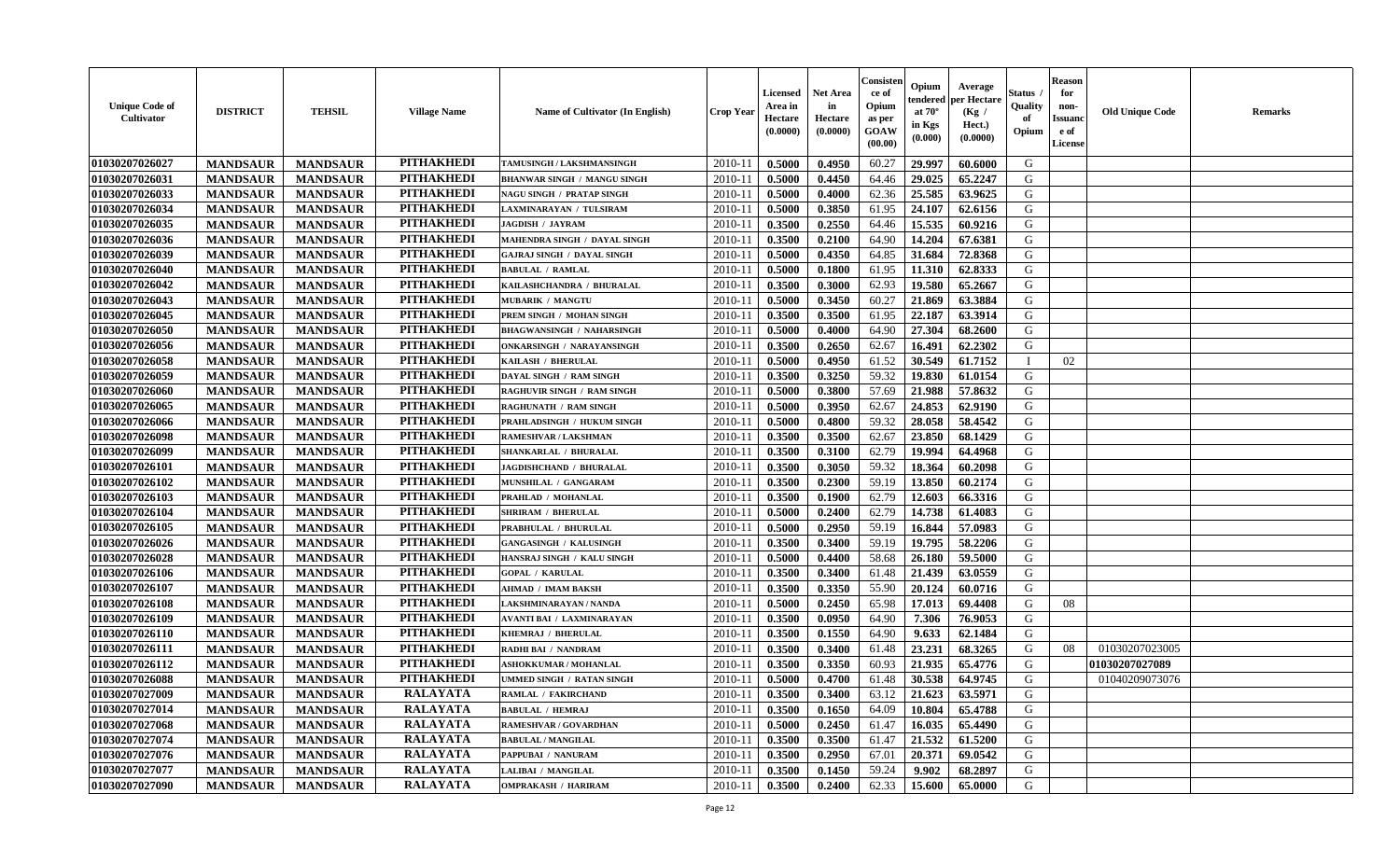| Unique Code of Cultivator | DISTRICT | TEHSIL | Village Name | Name of Cultivator (In English) | Crop Year | Licensed Area in Hectare (0.0000) | Net Area in Hectare (0.0000) | Consistence of Opium as per GOAW (00.00) | Opium tendered at 70° in Kgs (0.000) | Average per Hectare (Kg / Hect.) (0.0000) | Status / Quality of Opium | Reason for non-Issuance of License | Old Unique Code | Remarks |
|---|---|---|---|---|---|---|---|---|---|---|---|---|---|---|
| 01030207026027 | MANDSAUR | MANDSAUR | PITHAKHEDI | TAMUSINGH / LAKSHMANSINGH | 2010-11 | 0.5000 | 0.4950 | 60.27 | 29.997 | 60.6000 | G | | | |
| 01030207026031 | MANDSAUR | MANDSAUR | PITHAKHEDI | BHANWAR SINGH / MANGU SINGH | 2010-11 | 0.5000 | 0.4450 | 64.46 | 29.025 | 65.2247 | G | | | |
| 01030207026033 | MANDSAUR | MANDSAUR | PITHAKHEDI | NAGU SINGH / PRATAP SINGH | 2010-11 | 0.5000 | 0.4000 | 62.36 | 25.585 | 63.9625 | G | | | |
| 01030207026034 | MANDSAUR | MANDSAUR | PITHAKHEDI | LAXMINARAYAN / TULSIRAM | 2010-11 | 0.5000 | 0.3850 | 61.95 | 24.107 | 62.6156 | G | | | |
| 01030207026035 | MANDSAUR | MANDSAUR | PITHAKHEDI | JAGDISH / JAYRAM | 2010-11 | 0.3500 | 0.2550 | 64.46 | 15.535 | 60.9216 | G | | | |
| 01030207026036 | MANDSAUR | MANDSAUR | PITHAKHEDI | MAHENDRA SINGH / DAYAL SINGH | 2010-11 | 0.3500 | 0.2100 | 64.90 | 14.204 | 67.6381 | G | | | |
| 01030207026039 | MANDSAUR | MANDSAUR | PITHAKHEDI | GAJRAJ SINGH / DAYAL SINGH | 2010-11 | 0.5000 | 0.4350 | 64.85 | 31.684 | 72.8368 | G | | | |
| 01030207026040 | MANDSAUR | MANDSAUR | PITHAKHEDI | BABULAL / RAMLAL | 2010-11 | 0.5000 | 0.1800 | 61.95 | 11.310 | 62.8333 | G | | | |
| 01030207026042 | MANDSAUR | MANDSAUR | PITHAKHEDI | KAILASHCHANDRA / BHURALAL | 2010-11 | 0.3500 | 0.3000 | 62.93 | 19.580 | 65.2667 | G | | | |
| 01030207026043 | MANDSAUR | MANDSAUR | PITHAKHEDI | MUBARIK / MANGTU | 2010-11 | 0.5000 | 0.3450 | 60.27 | 21.869 | 63.3884 | G | | | |
| 01030207026045 | MANDSAUR | MANDSAUR | PITHAKHEDI | PREM SINGH / MOHAN SINGH | 2010-11 | 0.3500 | 0.3500 | 61.95 | 22.187 | 63.3914 | G | | | |
| 01030207026050 | MANDSAUR | MANDSAUR | PITHAKHEDI | BHAGWANSINGH / NAHARSINGH | 2010-11 | 0.5000 | 0.4000 | 64.90 | 27.304 | 68.2600 | G | | | |
| 01030207026056 | MANDSAUR | MANDSAUR | PITHAKHEDI | ONKARSINGH / NARAYANSINGH | 2010-11 | 0.3500 | 0.2650 | 62.67 | 16.491 | 62.2302 | G | | | |
| 01030207026058 | MANDSAUR | MANDSAUR | PITHAKHEDI | KAILASH / BHERULAL | 2010-11 | 0.5000 | 0.4950 | 61.52 | 30.549 | 61.7152 | I | 02 | | |
| 01030207026059 | MANDSAUR | MANDSAUR | PITHAKHEDI | DAYAL SINGH / RAM SINGH | 2010-11 | 0.3500 | 0.3250 | 59.32 | 19.830 | 61.0154 | G | | | |
| 01030207026060 | MANDSAUR | MANDSAUR | PITHAKHEDI | RAGHUVIR SINGH / RAM SINGH | 2010-11 | 0.5000 | 0.3800 | 57.69 | 21.988 | 57.8632 | G | | | |
| 01030207026065 | MANDSAUR | MANDSAUR | PITHAKHEDI | RAGHUNATH / RAM SINGH | 2010-11 | 0.5000 | 0.3950 | 62.67 | 24.853 | 62.9190 | G | | | |
| 01030207026066 | MANDSAUR | MANDSAUR | PITHAKHEDI | PRAHLADSINGH / HUKUM SINGH | 2010-11 | 0.5000 | 0.4800 | 59.32 | 28.058 | 58.4542 | G | | | |
| 01030207026098 | MANDSAUR | MANDSAUR | PITHAKHEDI | RAMESHVAR / LAKSHMAN | 2010-11 | 0.3500 | 0.3500 | 62.67 | 23.850 | 68.1429 | G | | | |
| 01030207026099 | MANDSAUR | MANDSAUR | PITHAKHEDI | SHANKARLAL / BHURALAL | 2010-11 | 0.3500 | 0.3100 | 62.79 | 19.994 | 64.4968 | G | | | |
| 01030207026101 | MANDSAUR | MANDSAUR | PITHAKHEDI | JAGDISHCHAND / BHURALAL | 2010-11 | 0.3500 | 0.3050 | 59.32 | 18.364 | 60.2098 | G | | | |
| 01030207026102 | MANDSAUR | MANDSAUR | PITHAKHEDI | MUNSHILAL / GANGARAM | 2010-11 | 0.3500 | 0.2300 | 59.19 | 13.850 | 60.2174 | G | | | |
| 01030207026103 | MANDSAUR | MANDSAUR | PITHAKHEDI | PRAHLAD / MOHANLAL | 2010-11 | 0.3500 | 0.1900 | 62.79 | 12.603 | 66.3316 | G | | | |
| 01030207026104 | MANDSAUR | MANDSAUR | PITHAKHEDI | SHRIRAM / BHERULAL | 2010-11 | 0.5000 | 0.2400 | 62.79 | 14.738 | 61.4083 | G | | | |
| 01030207026105 | MANDSAUR | MANDSAUR | PITHAKHEDI | PRABHULAL / BHURALAL | 2010-11 | 0.5000 | 0.2950 | 59.19 | 16.844 | 57.0983 | G | | | |
| 01030207026026 | MANDSAUR | MANDSAUR | PITHAKHEDI | GANGASINGH / KALUSINGH | 2010-11 | 0.3500 | 0.3400 | 59.19 | 19.795 | 58.2206 | G | | | |
| 01030207026028 | MANDSAUR | MANDSAUR | PITHAKHEDI | HANSRAJ SINGH / KALU SINGH | 2010-11 | 0.5000 | 0.4400 | 58.68 | 26.180 | 59.5000 | G | | | |
| 01030207026106 | MANDSAUR | MANDSAUR | PITHAKHEDI | GOPAL / KARULAL | 2010-11 | 0.3500 | 0.3400 | 61.48 | 21.439 | 63.0559 | G | | | |
| 01030207026107 | MANDSAUR | MANDSAUR | PITHAKHEDI | AHMAD / IMAM BAKSH | 2010-11 | 0.3500 | 0.3350 | 55.90 | 20.124 | 60.0716 | G | | | |
| 01030207026108 | MANDSAUR | MANDSAUR | PITHAKHEDI | LAKSHMINARAYAN / NANDA | 2010-11 | 0.5000 | 0.2450 | 65.98 | 17.013 | 69.4408 | G | 08 | | |
| 01030207026109 | MANDSAUR | MANDSAUR | PITHAKHEDI | AVANTI BAI / LAXMINARAYAN | 2010-11 | 0.3500 | 0.0950 | 64.90 | 7.306 | 76.9053 | G | | | |
| 01030207026110 | MANDSAUR | MANDSAUR | PITHAKHEDI | KHEMRAJ / BHERULAL | 2010-11 | 0.3500 | 0.1550 | 64.90 | 9.633 | 62.1484 | G | | | |
| 01030207026111 | MANDSAUR | MANDSAUR | PITHAKHEDI | RADHI BAI / NANDRAM | 2010-11 | 0.3500 | 0.3400 | 61.48 | 23.231 | 68.3265 | G | 08 | 01030207023005 | |
| 01030207026112 | MANDSAUR | MANDSAUR | PITHAKHEDI | ASHOKKUMAR / MOHANLAL | 2010-11 | 0.3500 | 0.3350 | 60.93 | 21.935 | 65.4776 | G | | 01030207027089 | |
| 01030207026088 | MANDSAUR | MANDSAUR | PITHAKHEDI | UMMED SINGH / RATAN SINGH | 2010-11 | 0.5000 | 0.4700 | 61.48 | 30.538 | 64.9745 | G | | 01040209073076 | |
| 01030207027009 | MANDSAUR | MANDSAUR | RALAYATA | RAMLAL / FAKIRCHAND | 2010-11 | 0.3500 | 0.3400 | 63.12 | 21.623 | 63.5971 | G | | | |
| 01030207027014 | MANDSAUR | MANDSAUR | RALAYATA | BABULAL / HEMRAJ | 2010-11 | 0.3500 | 0.1650 | 64.09 | 10.804 | 65.4788 | G | | | |
| 01030207027068 | MANDSAUR | MANDSAUR | RALAYATA | RAMESHVAR / GOVARDHAN | 2010-11 | 0.5000 | 0.2450 | 61.47 | 16.035 | 65.4490 | G | | | |
| 01030207027074 | MANDSAUR | MANDSAUR | RALAYATA | BABULAL / MANGILAL | 2010-11 | 0.3500 | 0.3500 | 61.47 | 21.532 | 61.5200 | G | | | |
| 01030207027076 | MANDSAUR | MANDSAUR | RALAYATA | PAPPUBAI / NANURAM | 2010-11 | 0.3500 | 0.2950 | 67.01 | 20.371 | 69.0542 | G | | | |
| 01030207027077 | MANDSAUR | MANDSAUR | RALAYATA | LALIBAI / MANGILAL | 2010-11 | 0.3500 | 0.1450 | 59.24 | 9.902 | 68.2897 | G | | | |
| 01030207027090 | MANDSAUR | MANDSAUR | RALAYATA | OMPRAKASH / HARIRAM | 2010-11 | 0.3500 | 0.2400 | 62.33 | 15.600 | 65.0000 | G | | | |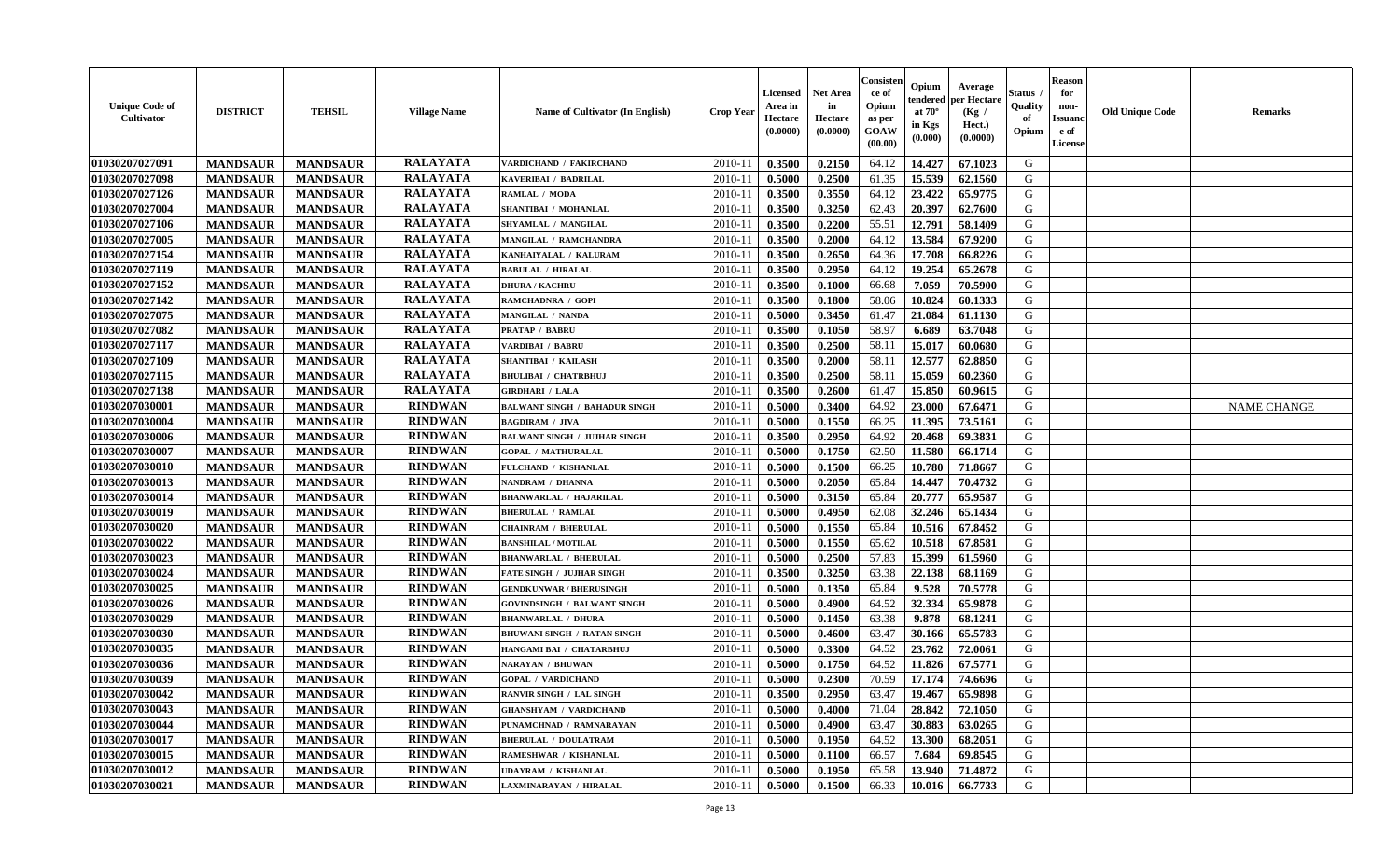| Unique Code of Cultivator | DISTRICT | TEHSIL | Village Name | Name of Cultivator (In English) | Crop Year | Licensed Area in Hectare (0.0000) | Net Area in Hectare (0.0000) | Consistence of Opium as per GOAW (00.00) | Opium tendered at 70° in Kgs (0.000) | Average per Hectare (Kg / Hect.) (0.0000) | Status / Quality of Opium | Reason for non-Issuance of License | Old Unique Code | Remarks |
|---|---|---|---|---|---|---|---|---|---|---|---|---|---|---|
| 01030207027091 | MANDSAUR | MANDSAUR | RALAYATA | VARDICHAND / FAKIRCHAND | 2010-11 | 0.3500 | 0.2150 | 64.12 | 14.427 | 67.1023 | G | | | |
| 01030207027098 | MANDSAUR | MANDSAUR | RALAYATA | KAVERIBAI / BADRILAL | 2010-11 | 0.5000 | 0.2500 | 61.35 | 15.539 | 62.1560 | G | | | |
| 01030207027126 | MANDSAUR | MANDSAUR | RALAYATA | RAMLAL / MODA | 2010-11 | 0.3500 | 0.3550 | 64.12 | 23.422 | 65.9775 | G | | | |
| 01030207027004 | MANDSAUR | MANDSAUR | RALAYATA | SHANTIBAI / MOHANLAL | 2010-11 | 0.3500 | 0.3250 | 62.43 | 20.397 | 62.7600 | G | | | |
| 01030207027106 | MANDSAUR | MANDSAUR | RALAYATA | SHYAMLAL / MANGILAL | 2010-11 | 0.3500 | 0.2200 | 55.51 | 12.791 | 58.1409 | G | | | |
| 01030207027005 | MANDSAUR | MANDSAUR | RALAYATA | MANGILAL / RAMCHANDRA | 2010-11 | 0.3500 | 0.2000 | 64.12 | 13.584 | 67.9200 | G | | | |
| 01030207027154 | MANDSAUR | MANDSAUR | RALAYATA | KANHAIYALAL / KALURAM | 2010-11 | 0.3500 | 0.2650 | 64.36 | 17.708 | 66.8226 | G | | | |
| 01030207027119 | MANDSAUR | MANDSAUR | RALAYATA | BABULAL / HIRALAL | 2010-11 | 0.3500 | 0.2950 | 64.12 | 19.254 | 65.2678 | G | | | |
| 01030207027152 | MANDSAUR | MANDSAUR | RALAYATA | DHURA / KACHRU | 2010-11 | 0.3500 | 0.1000 | 66.68 | 7.059 | 70.5900 | G | | | |
| 01030207027142 | MANDSAUR | MANDSAUR | RALAYATA | RAMCHADNRA / GOPI | 2010-11 | 0.3500 | 0.1800 | 58.06 | 10.824 | 60.1333 | G | | | |
| 01030207027075 | MANDSAUR | MANDSAUR | RALAYATA | MANGILAL / NANDA | 2010-11 | 0.5000 | 0.3450 | 61.47 | 21.084 | 61.1130 | G | | | |
| 01030207027082 | MANDSAUR | MANDSAUR | RALAYATA | PRATAP / BABRU | 2010-11 | 0.3500 | 0.1050 | 58.97 | 6.689 | 63.7048 | G | | | |
| 01030207027117 | MANDSAUR | MANDSAUR | RALAYATA | VARDIBAI / BABRU | 2010-11 | 0.3500 | 0.2500 | 58.11 | 15.017 | 60.0680 | G | | | |
| 01030207027109 | MANDSAUR | MANDSAUR | RALAYATA | SHANTIBAI / KAILASH | 2010-11 | 0.3500 | 0.2000 | 58.11 | 12.577 | 62.8850 | G | | | |
| 01030207027115 | MANDSAUR | MANDSAUR | RALAYATA | BHULIBAI / CHATRBHUJ | 2010-11 | 0.3500 | 0.2500 | 58.11 | 15.059 | 60.2360 | G | | | |
| 01030207027138 | MANDSAUR | MANDSAUR | RALAYATA | GIRDHARI / LALA | 2010-11 | 0.3500 | 0.2600 | 61.47 | 15.850 | 60.9615 | G | | | |
| 01030207030001 | MANDSAUR | MANDSAUR | RINDWAN | BALWANT SINGH / BAHADUR SINGH | 2010-11 | 0.5000 | 0.3400 | 64.92 | 23.000 | 67.6471 | G | | | NAME CHANGE |
| 01030207030004 | MANDSAUR | MANDSAUR | RINDWAN | BAGDIRAM / JIVA | 2010-11 | 0.5000 | 0.1550 | 66.25 | 11.395 | 73.5161 | G | | | |
| 01030207030006 | MANDSAUR | MANDSAUR | RINDWAN | BALWANT SINGH / JUJHAR SINGH | 2010-11 | 0.3500 | 0.2950 | 64.92 | 20.468 | 69.3831 | G | | | |
| 01030207030007 | MANDSAUR | MANDSAUR | RINDWAN | GOPAL / MATHURALAL | 2010-11 | 0.5000 | 0.1750 | 62.50 | 11.580 | 66.1714 | G | | | |
| 01030207030010 | MANDSAUR | MANDSAUR | RINDWAN | FULCHAND / KISHANLAL | 2010-11 | 0.5000 | 0.1500 | 66.25 | 10.780 | 71.8667 | G | | | |
| 01030207030013 | MANDSAUR | MANDSAUR | RINDWAN | NANDRAM / DHANNA | 2010-11 | 0.5000 | 0.2050 | 65.84 | 14.447 | 70.4732 | G | | | |
| 01030207030014 | MANDSAUR | MANDSAUR | RINDWAN | BHANWARLAL / HAJARILAL | 2010-11 | 0.5000 | 0.3150 | 65.84 | 20.777 | 65.9587 | G | | | |
| 01030207030019 | MANDSAUR | MANDSAUR | RINDWAN | BHERULAL / RAMLAL | 2010-11 | 0.5000 | 0.4950 | 62.08 | 32.246 | 65.1434 | G | | | |
| 01030207030020 | MANDSAUR | MANDSAUR | RINDWAN | CHAINRAM / BHERULAL | 2010-11 | 0.5000 | 0.1550 | 65.84 | 10.516 | 67.8452 | G | | | |
| 01030207030022 | MANDSAUR | MANDSAUR | RINDWAN | BANSHILAL / MOTILAL | 2010-11 | 0.5000 | 0.1550 | 65.62 | 10.518 | 67.8581 | G | | | |
| 01030207030023 | MANDSAUR | MANDSAUR | RINDWAN | BHANWARLAL / BHERULAL | 2010-11 | 0.5000 | 0.2500 | 57.83 | 15.399 | 61.5960 | G | | | |
| 01030207030024 | MANDSAUR | MANDSAUR | RINDWAN | FATE SINGH / JUJHAR SINGH | 2010-11 | 0.3500 | 0.3250 | 63.38 | 22.138 | 68.1169 | G | | | |
| 01030207030025 | MANDSAUR | MANDSAUR | RINDWAN | GENDKUNWAR / BHERUSINGH | 2010-11 | 0.5000 | 0.1350 | 65.84 | 9.528 | 70.5778 | G | | | |
| 01030207030026 | MANDSAUR | MANDSAUR | RINDWAN | GOVINDSINGH / BALWANT SINGH | 2010-11 | 0.5000 | 0.4900 | 64.52 | 32.334 | 65.9878 | G | | | |
| 01030207030029 | MANDSAUR | MANDSAUR | RINDWAN | BHANWARLAL / DHURA | 2010-11 | 0.5000 | 0.1450 | 63.38 | 9.878 | 68.1241 | G | | | |
| 01030207030030 | MANDSAUR | MANDSAUR | RINDWAN | BHUWANI SINGH / RATAN SINGH | 2010-11 | 0.5000 | 0.4600 | 63.47 | 30.166 | 65.5783 | G | | | |
| 01030207030035 | MANDSAUR | MANDSAUR | RINDWAN | HANGAMI BAI / CHATARBHUJ | 2010-11 | 0.5000 | 0.3300 | 64.52 | 23.762 | 72.0061 | G | | | |
| 01030207030036 | MANDSAUR | MANDSAUR | RINDWAN | NARAYAN / BHUWAN | 2010-11 | 0.5000 | 0.1750 | 64.52 | 11.826 | 67.5771 | G | | | |
| 01030207030039 | MANDSAUR | MANDSAUR | RINDWAN | GOPAL / VARDICHAND | 2010-11 | 0.5000 | 0.2300 | 70.59 | 17.174 | 74.6696 | G | | | |
| 01030207030042 | MANDSAUR | MANDSAUR | RINDWAN | RANVIR SINGH / LAL SINGH | 2010-11 | 0.3500 | 0.2950 | 63.47 | 19.467 | 65.9898 | G | | | |
| 01030207030043 | MANDSAUR | MANDSAUR | RINDWAN | GHANSHYAM / VARDICHAND | 2010-11 | 0.5000 | 0.4000 | 71.04 | 28.842 | 72.1050 | G | | | |
| 01030207030044 | MANDSAUR | MANDSAUR | RINDWAN | PUNAMCHNAD / RAMNARAYAN | 2010-11 | 0.5000 | 0.4900 | 63.47 | 30.883 | 63.0265 | G | | | |
| 01030207030017 | MANDSAUR | MANDSAUR | RINDWAN | BHERULAL / DOULATRAM | 2010-11 | 0.5000 | 0.1950 | 64.52 | 13.300 | 68.2051 | G | | | |
| 01030207030015 | MANDSAUR | MANDSAUR | RINDWAN | RAMESHWAR / KISHANLAL | 2010-11 | 0.5000 | 0.1100 | 66.57 | 7.684 | 69.8545 | G | | | |
| 01030207030012 | MANDSAUR | MANDSAUR | RINDWAN | UDAYRAM / KISHANLAL | 2010-11 | 0.5000 | 0.1950 | 65.58 | 13.940 | 71.4872 | G | | | |
| 01030207030021 | MANDSAUR | MANDSAUR | RINDWAN | LAXMINARAYAN / HIRALAL | 2010-11 | 0.5000 | 0.1500 | 66.33 | 10.016 | 66.7733 | G | | | |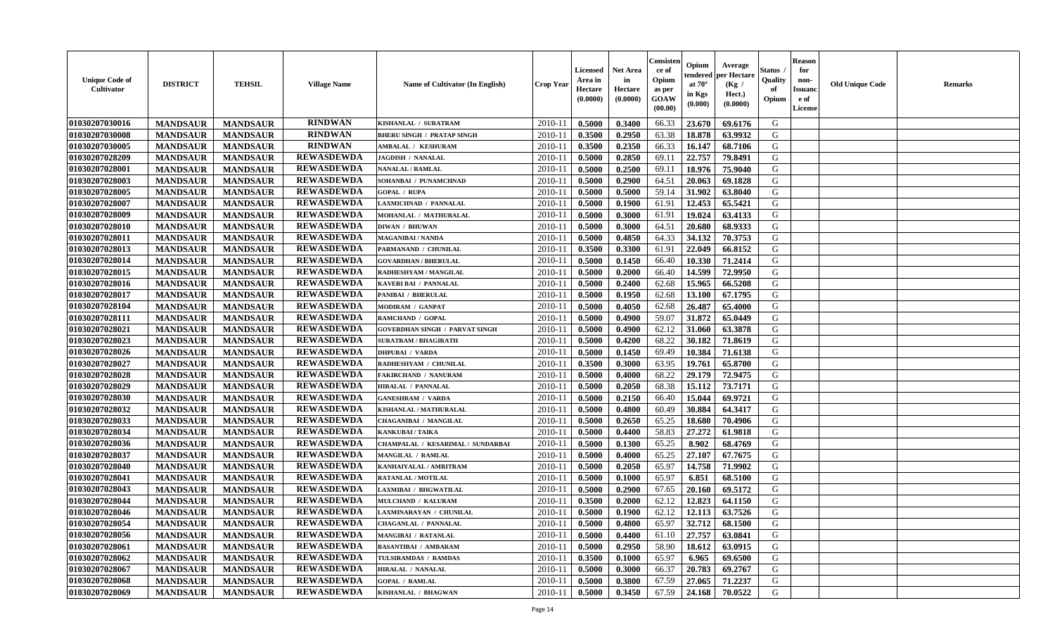| Unique Code of Cultivator | DISTRICT | TEHSIL | Village Name | Name of Cultivator (In English) | Crop Year | Licensed Area in Hectare (0.0000) | Net Area in Hectare (0.0000) | Consistence of Opium as per GOAW (00.00) | Opium tendered at 70° in Kgs (0.000) | Average per Hectare (Kg / Hect.) (0.0000) | Status / Quality of Opium | Reason for non-Issuance of License | Old Unique Code | Remarks |
|---|---|---|---|---|---|---|---|---|---|---|---|---|---|---|
| 01030207030016 | MANDSAUR | MANDSAUR | RINDWAN | KISHANLAL / SURATRAM | 2010-11 | 0.5000 | 0.3400 | 66.33 | 23.670 | 69.6176 | G | | | |
| 01030207030008 | MANDSAUR | MANDSAUR | RINDWAN | BHERU SINGH / PRATAP SINGH | 2010-11 | 0.3500 | 0.2950 | 63.38 | 18.878 | 63.9932 | G | | | |
| 01030207030005 | MANDSAUR | MANDSAUR | RINDWAN | AMBALAL / KESHURAM | 2010-11 | 0.3500 | 0.2350 | 66.33 | 16.147 | 68.7106 | G | | | |
| 01030207028209 | MANDSAUR | MANDSAUR | REWASDEWDA | JAGDISH / NANALAL | 2010-11 | 0.5000 | 0.2850 | 69.11 | 22.757 | 79.8491 | G | | | |
| 01030207028001 | MANDSAUR | MANDSAUR | REWASDEWDA | NANALAL / RAMLAL | 2010-11 | 0.5000 | 0.2500 | 69.11 | 18.976 | 75.9040 | G | | | |
| 01030207028003 | MANDSAUR | MANDSAUR | REWASDEWDA | SOHANBAI / PUNAMCHNAD | 2010-11 | 0.5000 | 0.2900 | 64.51 | 20.063 | 69.1828 | G | | | |
| 01030207028005 | MANDSAUR | MANDSAUR | REWASDEWDA | GOPAL / RUPA | 2010-11 | 0.5000 | 0.5000 | 59.14 | 31.902 | 63.8040 | G | | | |
| 01030207028007 | MANDSAUR | MANDSAUR | REWASDEWDA | LAXMICHNAD / PANNALAL | 2010-11 | 0.5000 | 0.1900 | 61.91 | 12.453 | 65.5421 | G | | | |
| 01030207028009 | MANDSAUR | MANDSAUR | REWASDEWDA | MOHANLAL / MATHURALAL | 2010-11 | 0.5000 | 0.3000 | 61.91 | 19.024 | 63.4133 | G | | | |
| 01030207028010 | MANDSAUR | MANDSAUR | REWASDEWDA | DIWAN / BHUWAN | 2010-11 | 0.5000 | 0.3000 | 64.51 | 20.680 | 68.9333 | G | | | |
| 01030207028011 | MANDSAUR | MANDSAUR | REWASDEWDA | MAGANIBAI / NANDA | 2010-11 | 0.5000 | 0.4850 | 64.33 | 34.132 | 70.3753 | G | | | |
| 01030207028013 | MANDSAUR | MANDSAUR | REWASDEWDA | PARMANAND / CHUNILAL | 2010-11 | 0.3500 | 0.3300 | 61.91 | 22.049 | 66.8152 | G | | | |
| 01030207028014 | MANDSAUR | MANDSAUR | REWASDEWDA | GOVARDHAN / BHERULAL | 2010-11 | 0.5000 | 0.1450 | 66.40 | 10.330 | 71.2414 | G | | | |
| 01030207028015 | MANDSAUR | MANDSAUR | REWASDEWDA | RADHESHYAM / MANGILAL | 2010-11 | 0.5000 | 0.2000 | 66.40 | 14.599 | 72.9950 | G | | | |
| 01030207028016 | MANDSAUR | MANDSAUR | REWASDEWDA | KAVERI BAI / PANNALAL | 2010-11 | 0.5000 | 0.2400 | 62.68 | 15.965 | 66.5208 | G | | | |
| 01030207028017 | MANDSAUR | MANDSAUR | REWASDEWDA | PANIBAI / BHERULAL | 2010-11 | 0.5000 | 0.1950 | 62.68 | 13.100 | 67.1795 | G | | | |
| 01030207028104 | MANDSAUR | MANDSAUR | REWASDEWDA | MODIRAM / GANPAT | 2010-11 | 0.5000 | 0.4050 | 62.68 | 26.487 | 65.4000 | G | | | |
| 01030207028111 | MANDSAUR | MANDSAUR | REWASDEWDA | RAMCHAND / GOPAL | 2010-11 | 0.5000 | 0.4900 | 59.07 | 31.872 | 65.0449 | G | | | |
| 01030207028021 | MANDSAUR | MANDSAUR | REWASDEWDA | GOVERDHAN SINGH / PARVAT SINGH | 2010-11 | 0.5000 | 0.4900 | 62.12 | 31.060 | 63.3878 | G | | | |
| 01030207028023 | MANDSAUR | MANDSAUR | REWASDEWDA | SURATRAM / BHAGIRATH | 2010-11 | 0.5000 | 0.4200 | 68.22 | 30.182 | 71.8619 | G | | | |
| 01030207028026 | MANDSAUR | MANDSAUR | REWASDEWDA | DHPUBAI / VARDA | 2010-11 | 0.5000 | 0.1450 | 69.49 | 10.384 | 71.6138 | G | | | |
| 01030207028027 | MANDSAUR | MANDSAUR | REWASDEWDA | RADHESHYAM / CHUNILAL | 2010-11 | 0.3500 | 0.3000 | 63.95 | 19.761 | 65.8700 | G | | | |
| 01030207028028 | MANDSAUR | MANDSAUR | REWASDEWDA | FAKIRCHAND / NANURAM | 2010-11 | 0.5000 | 0.4000 | 68.22 | 29.179 | 72.9475 | G | | | |
| 01030207028029 | MANDSAUR | MANDSAUR | REWASDEWDA | HIRALAL / PANNALAL | 2010-11 | 0.5000 | 0.2050 | 68.38 | 15.112 | 73.7171 | G | | | |
| 01030207028030 | MANDSAUR | MANDSAUR | REWASDEWDA | GANESHRAM / VARDA | 2010-11 | 0.5000 | 0.2150 | 66.40 | 15.044 | 69.9721 | G | | | |
| 01030207028032 | MANDSAUR | MANDSAUR | REWASDEWDA | KISHANLAL / MATHURALAL | 2010-11 | 0.5000 | 0.4800 | 60.49 | 30.884 | 64.3417 | G | | | |
| 01030207028033 | MANDSAUR | MANDSAUR | REWASDEWDA | CHAGANIBAI / MANGILAL | 2010-11 | 0.5000 | 0.2650 | 65.25 | 18.680 | 70.4906 | G | | | |
| 01030207028034 | MANDSAUR | MANDSAUR | REWASDEWDA | KANKUBAI / TAIKA | 2010-11 | 0.5000 | 0.4400 | 58.83 | 27.272 | 61.9818 | G | | | |
| 01030207028036 | MANDSAUR | MANDSAUR | REWASDEWDA | CHAMPALAL / KESARIMAL / SUNDARBAI | 2010-11 | 0.5000 | 0.1300 | 65.25 | 8.902 | 68.4769 | G | | | |
| 01030207028037 | MANDSAUR | MANDSAUR | REWASDEWDA | MANGILAL / RAMLAL | 2010-11 | 0.5000 | 0.4000 | 65.25 | 27.107 | 67.7675 | G | | | |
| 01030207028040 | MANDSAUR | MANDSAUR | REWASDEWDA | KANHAIYALAL / AMRITRAM | 2010-11 | 0.5000 | 0.2050 | 65.97 | 14.758 | 71.9902 | G | | | |
| 01030207028041 | MANDSAUR | MANDSAUR | REWASDEWDA | RATANLAL / MOTILAL | 2010-11 | 0.5000 | 0.1000 | 65.97 | 6.851 | 68.5100 | G | | | |
| 01030207028043 | MANDSAUR | MANDSAUR | REWASDEWDA | LAXMIBAI / BHGWATILAL | 2010-11 | 0.5000 | 0.2900 | 67.65 | 20.160 | 69.5172 | G | | | |
| 01030207028044 | MANDSAUR | MANDSAUR | REWASDEWDA | MULCHAND / KALURAM | 2010-11 | 0.3500 | 0.2000 | 62.12 | 12.823 | 64.1150 | G | | | |
| 01030207028046 | MANDSAUR | MANDSAUR | REWASDEWDA | LAXMINARAYAN / CHUNILAL | 2010-11 | 0.5000 | 0.1900 | 62.12 | 12.113 | 63.7526 | G | | | |
| 01030207028054 | MANDSAUR | MANDSAUR | REWASDEWDA | CHAGANLAL / PANNALAL | 2010-11 | 0.5000 | 0.4800 | 65.97 | 32.712 | 68.1500 | G | | | |
| 01030207028056 | MANDSAUR | MANDSAUR | REWASDEWDA | MANGIBAI / RATANLAL | 2010-11 | 0.5000 | 0.4400 | 61.10 | 27.757 | 63.0841 | G | | | |
| 01030207028061 | MANDSAUR | MANDSAUR | REWASDEWDA | BASANTIBAI / AMBARAM | 2010-11 | 0.5000 | 0.2950 | 58.90 | 18.612 | 63.0915 | G | | | |
| 01030207028062 | MANDSAUR | MANDSAUR | REWASDEWDA | TULSIRAMDAS / RAMDAS | 2010-11 | 0.3500 | 0.1000 | 65.97 | 6.965 | 69.6500 | G | | | |
| 01030207028067 | MANDSAUR | MANDSAUR | REWASDEWDA | HIRALAL / NANALAL | 2010-11 | 0.5000 | 0.3000 | 66.37 | 20.783 | 69.2767 | G | | | |
| 01030207028068 | MANDSAUR | MANDSAUR | REWASDEWDA | GOPAL / RAMLAL | 2010-11 | 0.5000 | 0.3800 | 67.59 | 27.065 | 71.2237 | G | | | |
| 01030207028069 | MANDSAUR | MANDSAUR | REWASDEWDA | KISHANLAL / BHAGWAN | 2010-11 | 0.5000 | 0.3450 | 67.59 | 24.168 | 70.0522 | G | | | |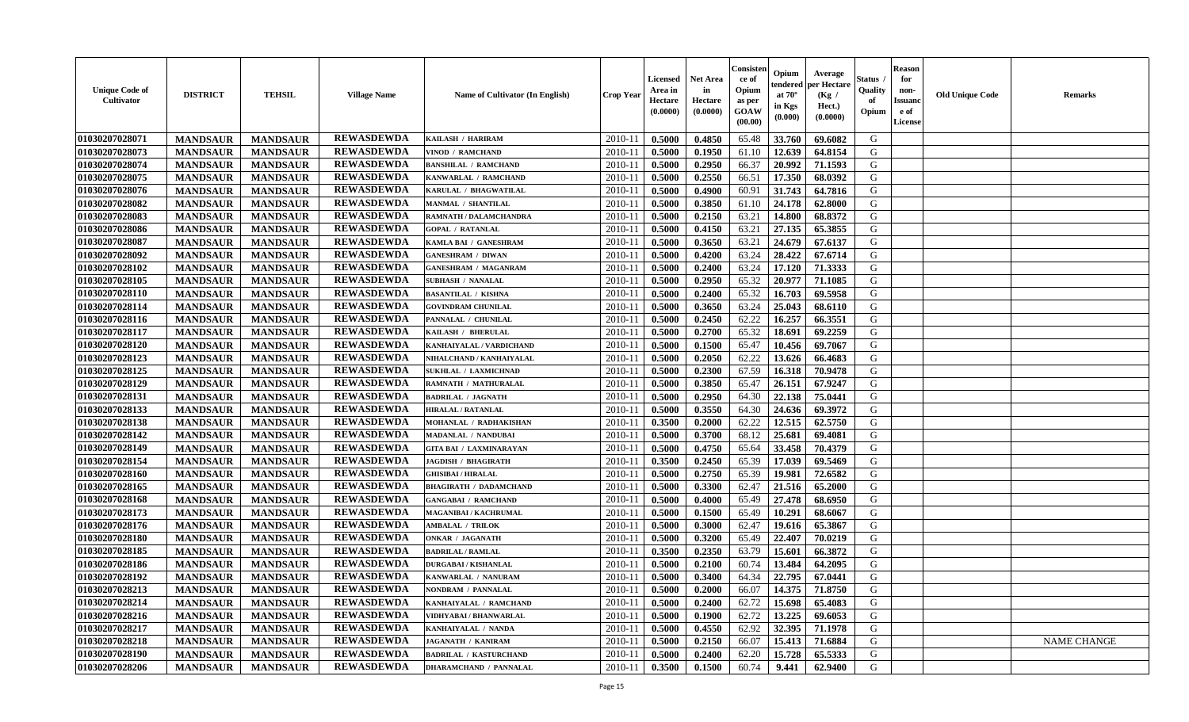| Unique Code of Cultivator | DISTRICT | TEHSIL | Village Name | Name of Cultivator (In English) | Crop Year | Licensed Area in Hectare (0.0000) | Net Area in Hectare (0.0000) | Consistence of Opium as per GOAW (00.00) | Opium tendered at 70° in Kgs (0.000) | Average per Hectare (Kg / Hect.) (0.0000) | Status / Quality of Opium | Reason for non-Issuance of License | Old Unique Code | Remarks |
|---|---|---|---|---|---|---|---|---|---|---|---|---|---|---|
| 01030207028071 | MANDSAUR | MANDSAUR | REWASDEWDA | KAILASH / HARIRAM | 2010-11 | 0.5000 | 0.4850 | 65.48 | 33.760 | 69.6082 | G | | | |
| 01030207028073 | MANDSAUR | MANDSAUR | REWASDEWDA | VINOD / RAMCHAND | 2010-11 | 0.5000 | 0.1950 | 61.10 | 12.639 | 64.8154 | G | | | |
| 01030207028074 | MANDSAUR | MANDSAUR | REWASDEWDA | BANSHILAL / RAMCHAND | 2010-11 | 0.5000 | 0.2950 | 66.37 | 20.992 | 71.1593 | G | | | |
| 01030207028075 | MANDSAUR | MANDSAUR | REWASDEWDA | KANWARLAL / RAMCHAND | 2010-11 | 0.5000 | 0.2550 | 66.51 | 17.350 | 68.0392 | G | | | |
| 01030207028076 | MANDSAUR | MANDSAUR | REWASDEWDA | KARULAL / BHAGWATILAL | 2010-11 | 0.5000 | 0.4900 | 60.91 | 31.743 | 64.7816 | G | | | |
| 01030207028082 | MANDSAUR | MANDSAUR | REWASDEWDA | MANMAL / SHANTILAL | 2010-11 | 0.5000 | 0.3850 | 61.10 | 24.178 | 62.8000 | G | | | |
| 01030207028083 | MANDSAUR | MANDSAUR | REWASDEWDA | RAMNATH / DALAMCHANDRA | 2010-11 | 0.5000 | 0.2150 | 63.21 | 14.800 | 68.8372 | G | | | |
| 01030207028086 | MANDSAUR | MANDSAUR | REWASDEWDA | GOPAL / RATANLAL | 2010-11 | 0.5000 | 0.4150 | 63.21 | 27.135 | 65.3855 | G | | | |
| 01030207028087 | MANDSAUR | MANDSAUR | REWASDEWDA | KAMLA BAI / GANESHRAM | 2010-11 | 0.5000 | 0.3650 | 63.21 | 24.679 | 67.6137 | G | | | |
| 01030207028092 | MANDSAUR | MANDSAUR | REWASDEWDA | GANESHRAM / DIWAN | 2010-11 | 0.5000 | 0.4200 | 63.24 | 28.422 | 67.6714 | G | | | |
| 01030207028102 | MANDSAUR | MANDSAUR | REWASDEWDA | GANESHRAM / MAGANRAM | 2010-11 | 0.5000 | 0.2400 | 63.24 | 17.120 | 71.3333 | G | | | |
| 01030207028105 | MANDSAUR | MANDSAUR | REWASDEWDA | SUBHASH / NANALAL | 2010-11 | 0.5000 | 0.2950 | 65.32 | 20.977 | 71.1085 | G | | | |
| 01030207028110 | MANDSAUR | MANDSAUR | REWASDEWDA | BASANTILAL / KISHNA | 2010-11 | 0.5000 | 0.2400 | 65.32 | 16.703 | 69.5958 | G | | | |
| 01030207028114 | MANDSAUR | MANDSAUR | REWASDEWDA | GOVINDRAM CHUNILAL | 2010-11 | 0.5000 | 0.3650 | 63.24 | 25.043 | 68.6110 | G | | | |
| 01030207028116 | MANDSAUR | MANDSAUR | REWASDEWDA | PANNALAL / CHUNILAL | 2010-11 | 0.5000 | 0.2450 | 62.22 | 16.257 | 66.3551 | G | | | |
| 01030207028117 | MANDSAUR | MANDSAUR | REWASDEWDA | KAILASH / BHERULAL | 2010-11 | 0.5000 | 0.2700 | 65.32 | 18.691 | 69.2259 | G | | | |
| 01030207028120 | MANDSAUR | MANDSAUR | REWASDEWDA | KANHAIYALAL / VARDICHAND | 2010-11 | 0.5000 | 0.1500 | 65.47 | 10.456 | 69.7067 | G | | | |
| 01030207028123 | MANDSAUR | MANDSAUR | REWASDEWDA | NIHALCHAND / KANHAIYALAL | 2010-11 | 0.5000 | 0.2050 | 62.22 | 13.626 | 66.4683 | G | | | |
| 01030207028125 | MANDSAUR | MANDSAUR | REWASDEWDA | SUKHLAL / LAXMICHNAD | 2010-11 | 0.5000 | 0.2300 | 67.59 | 16.318 | 70.9478 | G | | | |
| 01030207028129 | MANDSAUR | MANDSAUR | REWASDEWDA | RAMNATH / MATHURALAL | 2010-11 | 0.5000 | 0.3850 | 65.47 | 26.151 | 67.9247 | G | | | |
| 01030207028131 | MANDSAUR | MANDSAUR | REWASDEWDA | BADRILAL / JAGNATH | 2010-11 | 0.5000 | 0.2950 | 64.30 | 22.138 | 75.0441 | G | | | |
| 01030207028133 | MANDSAUR | MANDSAUR | REWASDEWDA | HIRALAL / RATANLAL | 2010-11 | 0.5000 | 0.3550 | 64.30 | 24.636 | 69.3972 | G | | | |
| 01030207028138 | MANDSAUR | MANDSAUR | REWASDEWDA | MOHANLAL / RADHAKISHAN | 2010-11 | 0.3500 | 0.2000 | 62.22 | 12.515 | 62.5750 | G | | | |
| 01030207028142 | MANDSAUR | MANDSAUR | REWASDEWDA | MADANLAL / NANDUBAI | 2010-11 | 0.5000 | 0.3700 | 68.12 | 25.681 | 69.4081 | G | | | |
| 01030207028149 | MANDSAUR | MANDSAUR | REWASDEWDA | GITA BAI / LAXMINARAYAN | 2010-11 | 0.5000 | 0.4750 | 65.64 | 33.458 | 70.4379 | G | | | |
| 01030207028154 | MANDSAUR | MANDSAUR | REWASDEWDA | JAGDISH / BHAGIRATH | 2010-11 | 0.3500 | 0.2450 | 65.39 | 17.039 | 69.5469 | G | | | |
| 01030207028160 | MANDSAUR | MANDSAUR | REWASDEWDA | GHISIBAI / HIRALAL | 2010-11 | 0.5000 | 0.2750 | 65.39 | 19.981 | 72.6582 | G | | | |
| 01030207028165 | MANDSAUR | MANDSAUR | REWASDEWDA | BHAGIRATH / DADAMCHAND | 2010-11 | 0.5000 | 0.3300 | 62.47 | 21.516 | 65.2000 | G | | | |
| 01030207028168 | MANDSAUR | MANDSAUR | REWASDEWDA | GANGABAI / RAMCHAND | 2010-11 | 0.5000 | 0.4000 | 65.49 | 27.478 | 68.6950 | G | | | |
| 01030207028173 | MANDSAUR | MANDSAUR | REWASDEWDA | MAGANIBAI / KACHRUMAL | 2010-11 | 0.5000 | 0.1500 | 65.49 | 10.291 | 68.6067 | G | | | |
| 01030207028176 | MANDSAUR | MANDSAUR | REWASDEWDA | AMBALAL / TRILOK | 2010-11 | 0.5000 | 0.3000 | 62.47 | 19.616 | 65.3867 | G | | | |
| 01030207028180 | MANDSAUR | MANDSAUR | REWASDEWDA | ONKAR / JAGANATH | 2010-11 | 0.5000 | 0.3200 | 65.49 | 22.407 | 70.0219 | G | | | |
| 01030207028185 | MANDSAUR | MANDSAUR | REWASDEWDA | BADRILAL / RAMLAL | 2010-11 | 0.3500 | 0.2350 | 63.79 | 15.601 | 66.3872 | G | | | |
| 01030207028186 | MANDSAUR | MANDSAUR | REWASDEWDA | DURGABAI / KISHANLAL | 2010-11 | 0.5000 | 0.2100 | 60.74 | 13.484 | 64.2095 | G | | | |
| 01030207028192 | MANDSAUR | MANDSAUR | REWASDEWDA | KANWARLAL / NANURAM | 2010-11 | 0.5000 | 0.3400 | 64.34 | 22.795 | 67.0441 | G | | | |
| 01030207028213 | MANDSAUR | MANDSAUR | REWASDEWDA | NONDRAM / PANNALAL | 2010-11 | 0.5000 | 0.2000 | 66.07 | 14.375 | 71.8750 | G | | | |
| 01030207028214 | MANDSAUR | MANDSAUR | REWASDEWDA | KANHAIYALAL / RAMCHAND | 2010-11 | 0.5000 | 0.2400 | 62.72 | 15.698 | 65.4083 | G | | | |
| 01030207028216 | MANDSAUR | MANDSAUR | REWASDEWDA | VIDHYABAI / BHANWARLAL | 2010-11 | 0.5000 | 0.1900 | 62.72 | 13.225 | 69.6053 | G | | | |
| 01030207028217 | MANDSAUR | MANDSAUR | REWASDEWDA | KANHAIYALAL / NANDA | 2010-11 | 0.5000 | 0.4550 | 62.92 | 32.395 | 71.1978 | G | | | |
| 01030207028218 | MANDSAUR | MANDSAUR | REWASDEWDA | JAGANATH / KANIRAM | 2010-11 | 0.5000 | 0.2150 | 66.07 | 15.413 | 71.6884 | G | | | NAME CHANGE |
| 01030207028190 | MANDSAUR | MANDSAUR | REWASDEWDA | BADRILAL / KASTURCHAND | 2010-11 | 0.5000 | 0.2400 | 62.20 | 15.728 | 65.5333 | G | | | |
| 01030207028206 | MANDSAUR | MANDSAUR | REWASDEWDA | DHARAMCHAND / PANNALAL | 2010-11 | 0.3500 | 0.1500 | 60.74 | 9.441 | 62.9400 | G | | | |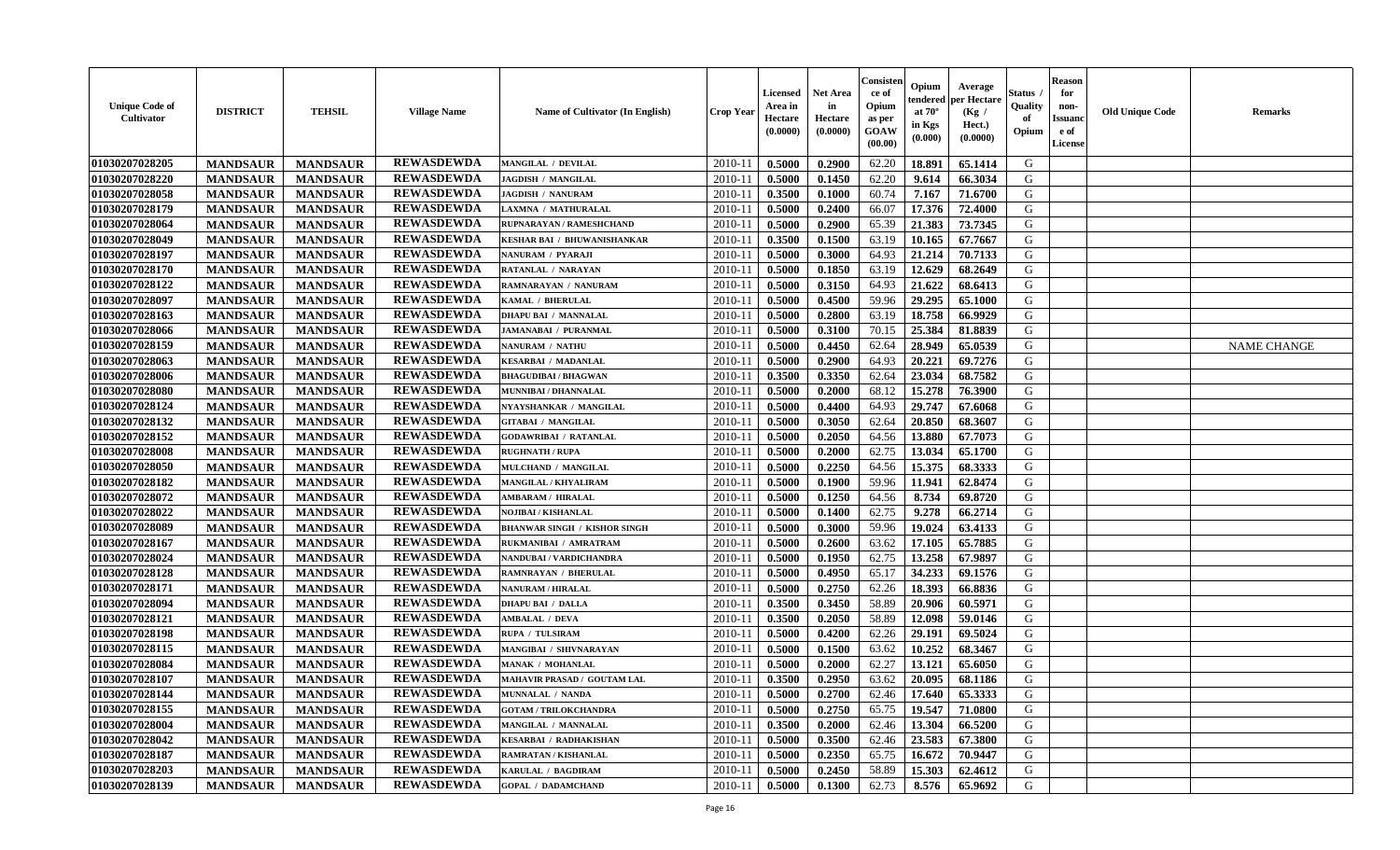| Unique Code of Cultivator | DISTRICT | TEHSIL | Village Name | Name of Cultivator (In English) | Crop Year | Licensed Area in Hectare (0.0000) | Net Area in Hectare (0.0000) | Consistence of Opium as per GOAW (00.00) | Opium tendered at 70° in Kgs (0.000) | Average per Hectare (Kg / Hect.) (0.0000) | Status / Quality of Opium | Reason for non-Issuance of License | Old Unique Code | Remarks |
|---|---|---|---|---|---|---|---|---|---|---|---|---|---|---|
| 01030207028205 | MANDSAUR | MANDSAUR | REWASDEWDA | MANGILAL / DEVILAL | 2010-11 | 0.5000 | 0.2900 | 62.20 | 18.891 | 65.1414 | G | | | |
| 01030207028220 | MANDSAUR | MANDSAUR | REWASDEWDA | JAGDISH / MANGILAL | 2010-11 | 0.5000 | 0.1450 | 62.20 | 9.614 | 66.3034 | G | | | |
| 01030207028058 | MANDSAUR | MANDSAUR | REWASDEWDA | JAGDISH / NANURAM | 2010-11 | 0.3500 | 0.1000 | 60.74 | 7.167 | 71.6700 | G | | | |
| 01030207028179 | MANDSAUR | MANDSAUR | REWASDEWDA | LAXMNA / MATHURALAL | 2010-11 | 0.5000 | 0.2400 | 66.07 | 17.376 | 72.4000 | G | | | |
| 01030207028064 | MANDSAUR | MANDSAUR | REWASDEWDA | RUPNARAYAN / RAMESHCHAND | 2010-11 | 0.5000 | 0.2900 | 65.39 | 21.383 | 73.7345 | G | | | |
| 01030207028049 | MANDSAUR | MANDSAUR | REWASDEWDA | KESHAR BAI / BHUWANISHANKAR | 2010-11 | 0.3500 | 0.1500 | 63.19 | 10.165 | 67.7667 | G | | | |
| 01030207028197 | MANDSAUR | MANDSAUR | REWASDEWDA | NANURAM / PYARAJI | 2010-11 | 0.5000 | 0.3000 | 64.93 | 21.214 | 70.7133 | G | | | |
| 01030207028170 | MANDSAUR | MANDSAUR | REWASDEWDA | RATANLAL / NARAYAN | 2010-11 | 0.5000 | 0.1850 | 63.19 | 12.629 | 68.2649 | G | | | |
| 01030207028122 | MANDSAUR | MANDSAUR | REWASDEWDA | RAMNARAYAN / NANURAM | 2010-11 | 0.5000 | 0.3150 | 64.93 | 21.622 | 68.6413 | G | | | |
| 01030207028097 | MANDSAUR | MANDSAUR | REWASDEWDA | KAMAL / BHERULAL | 2010-11 | 0.5000 | 0.4500 | 59.96 | 29.295 | 65.1000 | G | | | |
| 01030207028163 | MANDSAUR | MANDSAUR | REWASDEWDA | DHAPU BAI / MANNALAL | 2010-11 | 0.5000 | 0.2800 | 63.19 | 18.758 | 66.9929 | G | | | |
| 01030207028066 | MANDSAUR | MANDSAUR | REWASDEWDA | JAMANABAI / PURANMAL | 2010-11 | 0.5000 | 0.3100 | 70.15 | 25.384 | 81.8839 | G | | | |
| 01030207028159 | MANDSAUR | MANDSAUR | REWASDEWDA | NANURAM / NATHU | 2010-11 | 0.5000 | 0.4450 | 62.64 | 28.949 | 65.0539 | G | | | NAME CHANGE |
| 01030207028063 | MANDSAUR | MANDSAUR | REWASDEWDA | KESARBAI / MADANLAL | 2010-11 | 0.5000 | 0.2900 | 64.93 | 20.221 | 69.7276 | G | | | |
| 01030207028006 | MANDSAUR | MANDSAUR | REWASDEWDA | BHAGUDIBAI / BHAGWAN | 2010-11 | 0.3500 | 0.3350 | 62.64 | 23.034 | 68.7582 | G | | | |
| 01030207028080 | MANDSAUR | MANDSAUR | REWASDEWDA | MUNNIBAI / DHANNALAL | 2010-11 | 0.5000 | 0.2000 | 68.12 | 15.278 | 76.3900 | G | | | |
| 01030207028124 | MANDSAUR | MANDSAUR | REWASDEWDA | NYAYSHANKAR / MANGILAL | 2010-11 | 0.5000 | 0.4400 | 64.93 | 29.747 | 67.6068 | G | | | |
| 01030207028132 | MANDSAUR | MANDSAUR | REWASDEWDA | GITABAI / MANGILAL | 2010-11 | 0.5000 | 0.3050 | 62.64 | 20.850 | 68.3607 | G | | | |
| 01030207028152 | MANDSAUR | MANDSAUR | REWASDEWDA | GODAWRIBAI / RATANLAL | 2010-11 | 0.5000 | 0.2050 | 64.56 | 13.880 | 67.7073 | G | | | |
| 01030207028008 | MANDSAUR | MANDSAUR | REWASDEWDA | RUGHNATH / RUPA | 2010-11 | 0.5000 | 0.2000 | 62.75 | 13.034 | 65.1700 | G | | | |
| 01030207028050 | MANDSAUR | MANDSAUR | REWASDEWDA | MULCHAND / MANGILAL | 2010-11 | 0.5000 | 0.2250 | 64.56 | 15.375 | 68.3333 | G | | | |
| 01030207028182 | MANDSAUR | MANDSAUR | REWASDEWDA | MANGILAL / KHYALIRAM | 2010-11 | 0.5000 | 0.1900 | 59.96 | 11.941 | 62.8474 | G | | | |
| 01030207028072 | MANDSAUR | MANDSAUR | REWASDEWDA | AMBARAM / HIRALAL | 2010-11 | 0.5000 | 0.1250 | 64.56 | 8.734 | 69.8720 | G | | | |
| 01030207028022 | MANDSAUR | MANDSAUR | REWASDEWDA | NOJIBAI / KISHANLAL | 2010-11 | 0.5000 | 0.1400 | 62.75 | 9.278 | 66.2714 | G | | | |
| 01030207028089 | MANDSAUR | MANDSAUR | REWASDEWDA | BHANWAR SINGH / KISHOR SINGH | 2010-11 | 0.5000 | 0.3000 | 59.96 | 19.024 | 63.4133 | G | | | |
| 01030207028167 | MANDSAUR | MANDSAUR | REWASDEWDA | RUKMANIBAI / AMRATRAM | 2010-11 | 0.5000 | 0.2600 | 63.62 | 17.105 | 65.7885 | G | | | |
| 01030207028024 | MANDSAUR | MANDSAUR | REWASDEWDA | NANDUBAI / VARDICHANDRA | 2010-11 | 0.5000 | 0.1950 | 62.75 | 13.258 | 67.9897 | G | | | |
| 01030207028128 | MANDSAUR | MANDSAUR | REWASDEWDA | RAMNRAYAN / BHERULAL | 2010-11 | 0.5000 | 0.4950 | 65.17 | 34.233 | 69.1576 | G | | | |
| 01030207028171 | MANDSAUR | MANDSAUR | REWASDEWDA | NANURAM / HIRALAL | 2010-11 | 0.5000 | 0.2750 | 62.26 | 18.393 | 66.8836 | G | | | |
| 01030207028094 | MANDSAUR | MANDSAUR | REWASDEWDA | DHAPU BAI / DALLA | 2010-11 | 0.3500 | 0.3450 | 58.89 | 20.906 | 60.5971 | G | | | |
| 01030207028121 | MANDSAUR | MANDSAUR | REWASDEWDA | AMBALAL / DEVA | 2010-11 | 0.3500 | 0.2050 | 58.89 | 12.098 | 59.0146 | G | | | |
| 01030207028198 | MANDSAUR | MANDSAUR | REWASDEWDA | RUPA / TULSIRAM | 2010-11 | 0.5000 | 0.4200 | 62.26 | 29.191 | 69.5024 | G | | | |
| 01030207028115 | MANDSAUR | MANDSAUR | REWASDEWDA | MANGIBAI / SHIVNARAYAN | 2010-11 | 0.5000 | 0.1500 | 63.62 | 10.252 | 68.3467 | G | | | |
| 01030207028084 | MANDSAUR | MANDSAUR | REWASDEWDA | MANAK / MOHANLAL | 2010-11 | 0.5000 | 0.2000 | 62.27 | 13.121 | 65.6050 | G | | | |
| 01030207028107 | MANDSAUR | MANDSAUR | REWASDEWDA | MAHAVIR PRASAD / GOUTAM LAL | 2010-11 | 0.3500 | 0.2950 | 63.62 | 20.095 | 68.1186 | G | | | |
| 01030207028144 | MANDSAUR | MANDSAUR | REWASDEWDA | MUNNALAL / NANDA | 2010-11 | 0.5000 | 0.2700 | 62.46 | 17.640 | 65.3333 | G | | | |
| 01030207028155 | MANDSAUR | MANDSAUR | REWASDEWDA | GOTAM / TRILOKCHANDRA | 2010-11 | 0.5000 | 0.2750 | 65.75 | 19.547 | 71.0800 | G | | | |
| 01030207028004 | MANDSAUR | MANDSAUR | REWASDEWDA | MANGILAL / MANNALAL | 2010-11 | 0.3500 | 0.2000 | 62.46 | 13.304 | 66.5200 | G | | | |
| 01030207028042 | MANDSAUR | MANDSAUR | REWASDEWDA | KESARBAI / RADHAKISHAN | 2010-11 | 0.5000 | 0.3500 | 62.46 | 23.583 | 67.3800 | G | | | |
| 01030207028187 | MANDSAUR | MANDSAUR | REWASDEWDA | RAMRATAN / KISHANLAL | 2010-11 | 0.5000 | 0.2350 | 65.75 | 16.672 | 70.9447 | G | | | |
| 01030207028203 | MANDSAUR | MANDSAUR | REWASDEWDA | KARULAL / BAGDIRAM | 2010-11 | 0.5000 | 0.2450 | 58.89 | 15.303 | 62.4612 | G | | | |
| 01030207028139 | MANDSAUR | MANDSAUR | REWASDEWDA | GOPAL / DADAMCHAND | 2010-11 | 0.5000 | 0.1300 | 62.73 | 8.576 | 65.9692 | G | | | |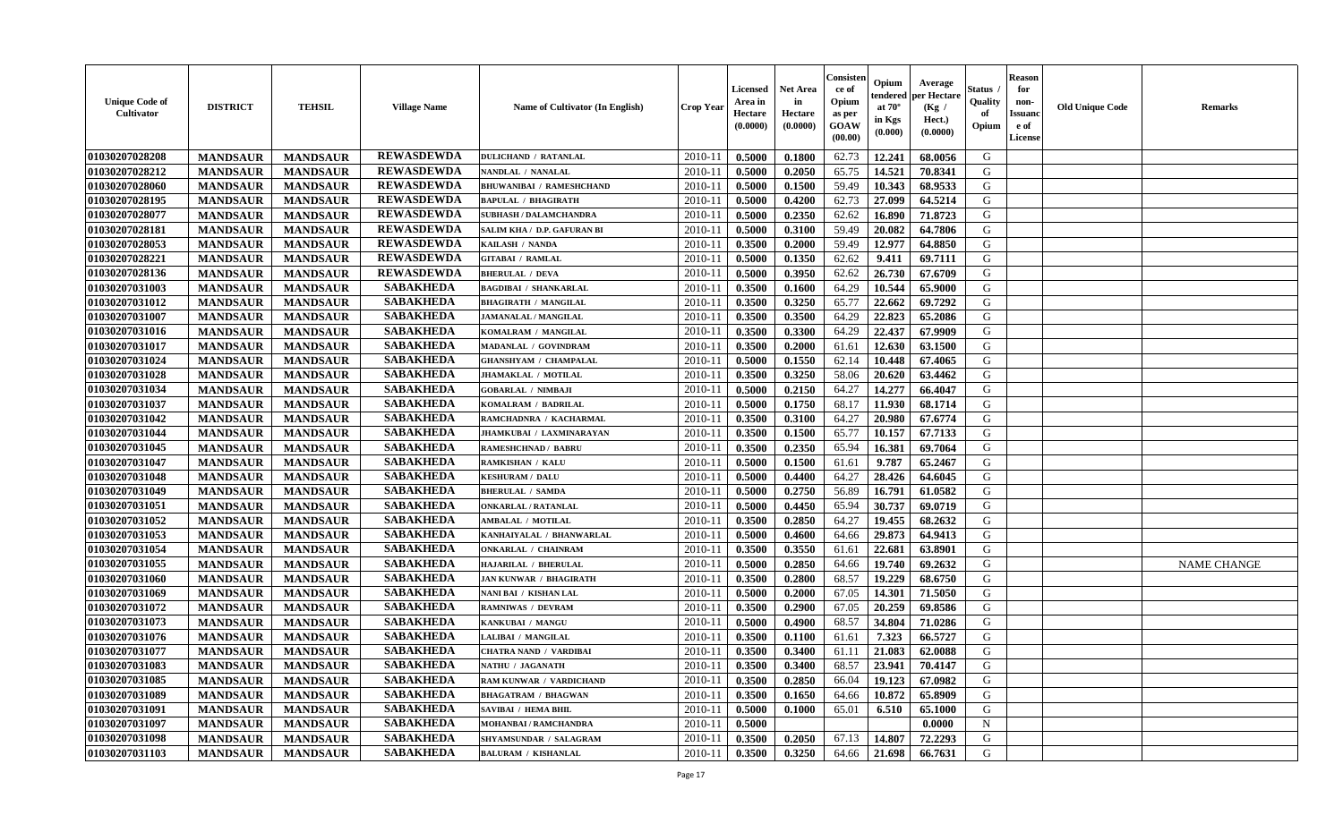| Unique Code of Cultivator | DISTRICT | TEHSIL | Village Name | Name of Cultivator (In English) | Crop Year | Licensed Area in Hectare (0.0000) | Net Area in Hectare (0.0000) | Consistence of Opium as per GOAW (00.00) | Opium tendered at 70° in Kgs (0.000) | Average per Hectare (Kg / Hect.) (0.0000) | Status / Quality of Opium | Reason for non-Issuance of License | Old Unique Code | Remarks |
|---|---|---|---|---|---|---|---|---|---|---|---|---|---|---|
| 01030207028208 | MANDSAUR | MANDSAUR | REWASDEWDA | DULICHAND / RATANLAL | 2010-11 | 0.5000 | 0.1800 | 62.73 | 12.241 | 68.0056 | G | | | |
| 01030207028212 | MANDSAUR | MANDSAUR | REWASDEWDA | NANDLAL / NANALAL | 2010-11 | 0.5000 | 0.2050 | 65.75 | 14.521 | 70.8341 | G | | | |
| 01030207028060 | MANDSAUR | MANDSAUR | REWASDEWDA | BHUWANIBAI / RAMESHCHAND | 2010-11 | 0.5000 | 0.1500 | 59.49 | 10.343 | 68.9533 | G | | | |
| 01030207028195 | MANDSAUR | MANDSAUR | REWASDEWDA | BAPULAL / BHAGIRATH | 2010-11 | 0.5000 | 0.4200 | 62.73 | 27.099 | 64.5214 | G | | | |
| 01030207028077 | MANDSAUR | MANDSAUR | REWASDEWDA | SUBHASH / DALAMCHANDRA | 2010-11 | 0.5000 | 0.2350 | 62.62 | 16.890 | 71.8723 | G | | | |
| 01030207028181 | MANDSAUR | MANDSAUR | REWASDEWDA | SALIM KHA / D.P. GAFURAN BI | 2010-11 | 0.5000 | 0.3100 | 59.49 | 20.082 | 64.7806 | G | | | |
| 01030207028053 | MANDSAUR | MANDSAUR | REWASDEWDA | KAILASH / NANDA | 2010-11 | 0.3500 | 0.2000 | 59.49 | 12.977 | 64.8850 | G | | | |
| 01030207028221 | MANDSAUR | MANDSAUR | REWASDEWDA | GITABAI / RAMLAL | 2010-11 | 0.5000 | 0.1350 | 62.62 | 9.411 | 69.7111 | G | | | |
| 01030207028136 | MANDSAUR | MANDSAUR | REWASDEWDA | BHERULAL / DEVA | 2010-11 | 0.5000 | 0.3950 | 62.62 | 26.730 | 67.6709 | G | | | |
| 01030207031003 | MANDSAUR | MANDSAUR | SABAKHEDA | BAGDIBAI / SHANKARLAL | 2010-11 | 0.3500 | 0.1600 | 64.29 | 10.544 | 65.9000 | G | | | |
| 01030207031012 | MANDSAUR | MANDSAUR | SABAKHEDA | BHAGIRATH / MANGILAL | 2010-11 | 0.3500 | 0.3250 | 65.77 | 22.662 | 69.7292 | G | | | |
| 01030207031007 | MANDSAUR | MANDSAUR | SABAKHEDA | JAMANALAL / MANGILAL | 2010-11 | 0.3500 | 0.3500 | 64.29 | 22.823 | 65.2086 | G | | | |
| 01030207031016 | MANDSAUR | MANDSAUR | SABAKHEDA | KOMALRAM / MANGILAL | 2010-11 | 0.3500 | 0.3300 | 64.29 | 22.437 | 67.9909 | G | | | |
| 01030207031017 | MANDSAUR | MANDSAUR | SABAKHEDA | MADANLAL / GOVINDRAM | 2010-11 | 0.3500 | 0.2000 | 61.61 | 12.630 | 63.1500 | G | | | |
| 01030207031024 | MANDSAUR | MANDSAUR | SABAKHEDA | GHANSHYAM / CHAMPALAL | 2010-11 | 0.5000 | 0.1550 | 62.14 | 10.448 | 67.4065 | G | | | |
| 01030207031028 | MANDSAUR | MANDSAUR | SABAKHEDA | JHAMAKLAL / MOTILAL | 2010-11 | 0.3500 | 0.3250 | 58.06 | 20.620 | 63.4462 | G | | | |
| 01030207031034 | MANDSAUR | MANDSAUR | SABAKHEDA | GOBARLAL / NIMBAJI | 2010-11 | 0.5000 | 0.2150 | 64.27 | 14.277 | 66.4047 | G | | | |
| 01030207031037 | MANDSAUR | MANDSAUR | SABAKHEDA | KOMALRAM / BADRILAL | 2010-11 | 0.5000 | 0.1750 | 68.17 | 11.930 | 68.1714 | G | | | |
| 01030207031042 | MANDSAUR | MANDSAUR | SABAKHEDA | RAMCHADNRA / KACHARMAL | 2010-11 | 0.3500 | 0.3100 | 64.27 | 20.980 | 67.6774 | G | | | |
| 01030207031044 | MANDSAUR | MANDSAUR | SABAKHEDA | JHAMKUBAI / LAXMINARAYAN | 2010-11 | 0.3500 | 0.1500 | 65.77 | 10.157 | 67.7133 | G | | | |
| 01030207031045 | MANDSAUR | MANDSAUR | SABAKHEDA | RAMESHCHNAD / BABRU | 2010-11 | 0.3500 | 0.2350 | 65.94 | 16.381 | 69.7064 | G | | | |
| 01030207031047 | MANDSAUR | MANDSAUR | SABAKHEDA | RAMKISHAN / KALU | 2010-11 | 0.5000 | 0.1500 | 61.61 | 9.787 | 65.2467 | G | | | |
| 01030207031048 | MANDSAUR | MANDSAUR | SABAKHEDA | KESHURAM / DALU | 2010-11 | 0.5000 | 0.4400 | 64.27 | 28.426 | 64.6045 | G | | | |
| 01030207031049 | MANDSAUR | MANDSAUR | SABAKHEDA | BHERULAL / SAMDA | 2010-11 | 0.5000 | 0.2750 | 56.89 | 16.791 | 61.0582 | G | | | |
| 01030207031051 | MANDSAUR | MANDSAUR | SABAKHEDA | ONKARLAL / RATANLAL | 2010-11 | 0.5000 | 0.4450 | 65.94 | 30.737 | 69.0719 | G | | | |
| 01030207031052 | MANDSAUR | MANDSAUR | SABAKHEDA | AMBALAL / MOTILAL | 2010-11 | 0.3500 | 0.2850 | 64.27 | 19.455 | 68.2632 | G | | | |
| 01030207031053 | MANDSAUR | MANDSAUR | SABAKHEDA | KANHAIYALAL / BHANWARLAL | 2010-11 | 0.5000 | 0.4600 | 64.66 | 29.873 | 64.9413 | G | | | |
| 01030207031054 | MANDSAUR | MANDSAUR | SABAKHEDA | ONKARLAL / CHAINRAM | 2010-11 | 0.3500 | 0.3550 | 61.61 | 22.681 | 63.8901 | G | | | |
| 01030207031055 | MANDSAUR | MANDSAUR | SABAKHEDA | HAJARILAL / BHERULAL | 2010-11 | 0.5000 | 0.2850 | 64.66 | 19.740 | 69.2632 | G | | | NAME CHANGE |
| 01030207031060 | MANDSAUR | MANDSAUR | SABAKHEDA | JAN KUNWAR / BHAGIRATH | 2010-11 | 0.3500 | 0.2800 | 68.57 | 19.229 | 68.6750 | G | | | |
| 01030207031069 | MANDSAUR | MANDSAUR | SABAKHEDA | NANI BAI / KISHAN LAL | 2010-11 | 0.5000 | 0.2000 | 67.05 | 14.301 | 71.5050 | G | | | |
| 01030207031072 | MANDSAUR | MANDSAUR | SABAKHEDA | RAMNIWAS / DEVRAM | 2010-11 | 0.3500 | 0.2900 | 67.05 | 20.259 | 69.8586 | G | | | |
| 01030207031073 | MANDSAUR | MANDSAUR | SABAKHEDA | KANKUBAI / MANGU | 2010-11 | 0.5000 | 0.4900 | 68.57 | 34.804 | 71.0286 | G | | | |
| 01030207031076 | MANDSAUR | MANDSAUR | SABAKHEDA | LALIBAI / MANGILAL | 2010-11 | 0.3500 | 0.1100 | 61.61 | 7.323 | 66.5727 | G | | | |
| 01030207031077 | MANDSAUR | MANDSAUR | SABAKHEDA | CHATRA NAND / VARDIBAI | 2010-11 | 0.3500 | 0.3400 | 61.11 | 21.083 | 62.0088 | G | | | |
| 01030207031083 | MANDSAUR | MANDSAUR | SABAKHEDA | NATHU / JAGANATH | 2010-11 | 0.3500 | 0.3400 | 68.57 | 23.941 | 70.4147 | G | | | |
| 01030207031085 | MANDSAUR | MANDSAUR | SABAKHEDA | RAM KUNWAR / VARDICHAND | 2010-11 | 0.3500 | 0.2850 | 66.04 | 19.123 | 67.0982 | G | | | |
| 01030207031089 | MANDSAUR | MANDSAUR | SABAKHEDA | BHAGATRAM / BHAGWAN | 2010-11 | 0.3500 | 0.1650 | 64.66 | 10.872 | 65.8909 | G | | | |
| 01030207031091 | MANDSAUR | MANDSAUR | SABAKHEDA | SAVIBAI / HEMA BHIL | 2010-11 | 0.5000 | 0.1000 | 65.01 | 6.510 | 65.1000 | G | | | |
| 01030207031097 | MANDSAUR | MANDSAUR | SABAKHEDA | MOHANBAI / RAMCHANDRA | 2010-11 | 0.5000 | | | | 0.0000 | N | | | |
| 01030207031098 | MANDSAUR | MANDSAUR | SABAKHEDA | SHYAMSUNDAR / SALAGRAM | 2010-11 | 0.3500 | 0.2050 | 67.13 | 14.807 | 72.2293 | G | | | |
| 01030207031103 | MANDSAUR | MANDSAUR | SABAKHEDA | BALURAM / KISHANLAL | 2010-11 | 0.3500 | 0.3250 | 64.66 | 21.698 | 66.7631 | G | | | |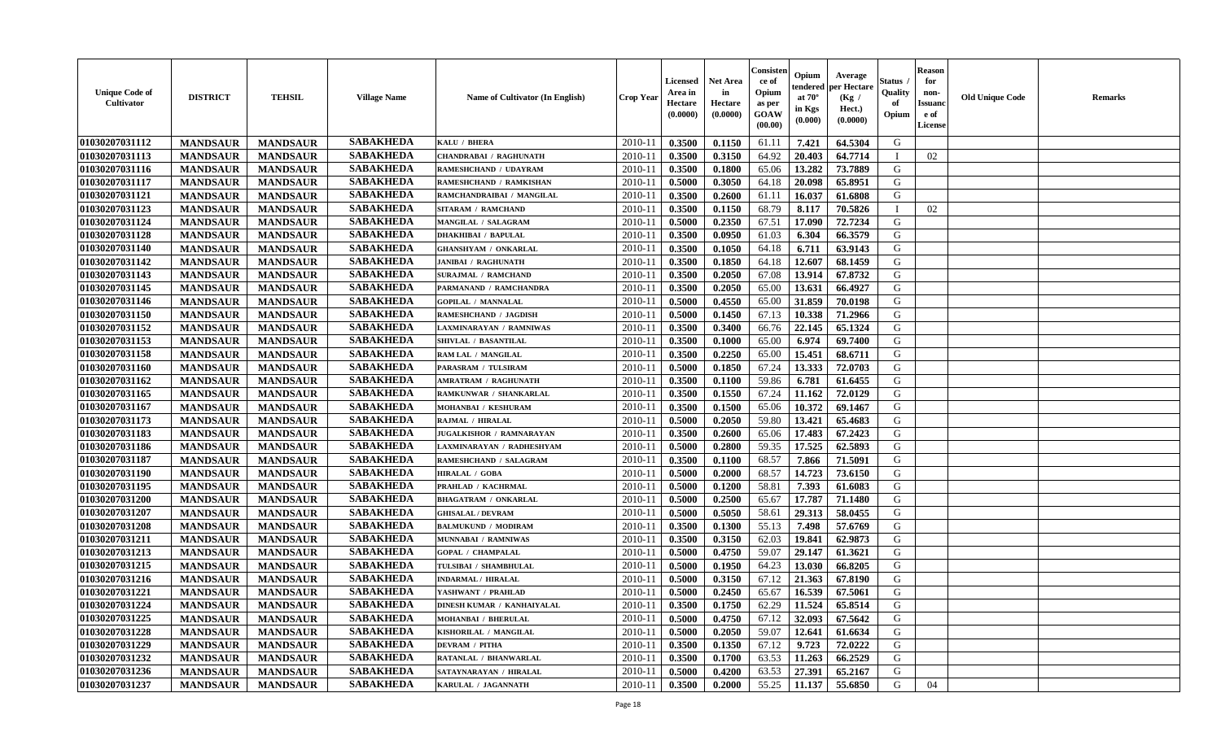| Unique Code of Cultivator | DISTRICT | TEHSIL | Village Name | Name of Cultivator (In English) | Crop Year | Licensed Area in Hectare (0.0000) | Net Area in Hectare (0.0000) | Consistence of Opium as per GOAW (00.00) | Opium tendered at 70° in Kgs (0.000) | Average per Hectare (Kg / Hect.) (0.0000) | Status / Quality of Opium | Reason for non-Issuance of License | Old Unique Code | Remarks |
|---|---|---|---|---|---|---|---|---|---|---|---|---|---|---|
| 01030207031112 | MANDSAUR | MANDSAUR | SABAKHEDA | KALU / BHERA | 2010-11 | 0.3500 | 0.1150 | 61.11 | 7.421 | 64.5304 | G | | | |
| 01030207031113 | MANDSAUR | MANDSAUR | SABAKHEDA | CHANDRABAI / RAGHUNATH | 2010-11 | 0.3500 | 0.3150 | 64.92 | 20.403 | 64.7714 | I | 02 | | |
| 01030207031116 | MANDSAUR | MANDSAUR | SABAKHEDA | RAMESHCHAND / UDAYRAM | 2010-11 | 0.3500 | 0.1800 | 65.06 | 13.282 | 73.7889 | G | | | |
| 01030207031117 | MANDSAUR | MANDSAUR | SABAKHEDA | RAMESHCHAND / RAMKISHAN | 2010-11 | 0.5000 | 0.3050 | 64.18 | 20.098 | 65.8951 | G | | | |
| 01030207031121 | MANDSAUR | MANDSAUR | SABAKHEDA | RAMCHANDRAIBAI / MANGILAL | 2010-11 | 0.3500 | 0.2600 | 61.11 | 16.037 | 61.6808 | G | | | |
| 01030207031123 | MANDSAUR | MANDSAUR | SABAKHEDA | SITARAM / RAMCHAND | 2010-11 | 0.3500 | 0.1150 | 68.79 | 8.117 | 70.5826 | I | 02 | | |
| 01030207031124 | MANDSAUR | MANDSAUR | SABAKHEDA | MANGILAL / SALAGRAM | 2010-11 | 0.5000 | 0.2350 | 67.51 | 17.090 | 72.7234 | G | | | |
| 01030207031128 | MANDSAUR | MANDSAUR | SABAKHEDA | DHAKHIBAI / BAPULAL | 2010-11 | 0.3500 | 0.0950 | 61.03 | 6.304 | 66.3579 | G | | | |
| 01030207031140 | MANDSAUR | MANDSAUR | SABAKHEDA | GHANSHYAM / ONKARLAL | 2010-11 | 0.3500 | 0.1050 | 64.18 | 6.711 | 63.9143 | G | | | |
| 01030207031142 | MANDSAUR | MANDSAUR | SABAKHEDA | JANIBAI / RAGHUNATH | 2010-11 | 0.3500 | 0.1850 | 64.18 | 12.607 | 68.1459 | G | | | |
| 01030207031143 | MANDSAUR | MANDSAUR | SABAKHEDA | SURAJMAL / RAMCHAND | 2010-11 | 0.3500 | 0.2050 | 67.08 | 13.914 | 67.8732 | G | | | |
| 01030207031145 | MANDSAUR | MANDSAUR | SABAKHEDA | PARMANAND / RAMCHANDRA | 2010-11 | 0.3500 | 0.2050 | 65.00 | 13.631 | 66.4927 | G | | | |
| 01030207031146 | MANDSAUR | MANDSAUR | SABAKHEDA | GOPILAL / MANNALAL | 2010-11 | 0.5000 | 0.4550 | 65.00 | 31.859 | 70.0198 | G | | | |
| 01030207031150 | MANDSAUR | MANDSAUR | SABAKHEDA | RAMESHCHAND / JAGDISH | 2010-11 | 0.5000 | 0.1450 | 67.13 | 10.338 | 71.2966 | G | | | |
| 01030207031152 | MANDSAUR | MANDSAUR | SABAKHEDA | LAXMINARAYAN / RAMNIWAS | 2010-11 | 0.3500 | 0.3400 | 66.76 | 22.145 | 65.1324 | G | | | |
| 01030207031153 | MANDSAUR | MANDSAUR | SABAKHEDA | SHIVLAL / BASANTILAL | 2010-11 | 0.3500 | 0.1000 | 65.00 | 6.974 | 69.7400 | G | | | |
| 01030207031158 | MANDSAUR | MANDSAUR | SABAKHEDA | RAM LAL / MANGILAL | 2010-11 | 0.3500 | 0.2250 | 65.00 | 15.451 | 68.6711 | G | | | |
| 01030207031160 | MANDSAUR | MANDSAUR | SABAKHEDA | PARASRAM / TULSIRAM | 2010-11 | 0.5000 | 0.1850 | 67.24 | 13.333 | 72.0703 | G | | | |
| 01030207031162 | MANDSAUR | MANDSAUR | SABAKHEDA | AMRATRAM / RAGHUNATH | 2010-11 | 0.3500 | 0.1100 | 59.86 | 6.781 | 61.6455 | G | | | |
| 01030207031165 | MANDSAUR | MANDSAUR | SABAKHEDA | RAMKUNWAR / SHANKARLAL | 2010-11 | 0.3500 | 0.1550 | 67.24 | 11.162 | 72.0129 | G | | | |
| 01030207031167 | MANDSAUR | MANDSAUR | SABAKHEDA | MOHANBAI / KESHURAM | 2010-11 | 0.3500 | 0.1500 | 65.06 | 10.372 | 69.1467 | G | | | |
| 01030207031173 | MANDSAUR | MANDSAUR | SABAKHEDA | RAJMAL / HIRALAL | 2010-11 | 0.5000 | 0.2050 | 59.80 | 13.421 | 65.4683 | G | | | |
| 01030207031183 | MANDSAUR | MANDSAUR | SABAKHEDA | JUGALKISHOR / RAMNARAYAN | 2010-11 | 0.3500 | 0.2600 | 65.06 | 17.483 | 67.2423 | G | | | |
| 01030207031186 | MANDSAUR | MANDSAUR | SABAKHEDA | LAXMINARAYAN / RADHESHYAM | 2010-11 | 0.5000 | 0.2800 | 59.35 | 17.525 | 62.5893 | G | | | |
| 01030207031187 | MANDSAUR | MANDSAUR | SABAKHEDA | RAMESHCHAND / SALAGRAM | 2010-11 | 0.3500 | 0.1100 | 68.57 | 7.866 | 71.5091 | G | | | |
| 01030207031190 | MANDSAUR | MANDSAUR | SABAKHEDA | HIRALAL / GOBA | 2010-11 | 0.5000 | 0.2000 | 68.57 | 14.723 | 73.6150 | G | | | |
| 01030207031195 | MANDSAUR | MANDSAUR | SABAKHEDA | PRAHLAD / KACHRMAL | 2010-11 | 0.5000 | 0.1200 | 58.81 | 7.393 | 61.6083 | G | | | |
| 01030207031200 | MANDSAUR | MANDSAUR | SABAKHEDA | BHAGATRAM / ONKARLAL | 2010-11 | 0.5000 | 0.2500 | 65.67 | 17.787 | 71.1480 | G | | | |
| 01030207031207 | MANDSAUR | MANDSAUR | SABAKHEDA | GHISALAL / DEVRAM | 2010-11 | 0.5000 | 0.5050 | 58.61 | 29.313 | 58.0455 | G | | | |
| 01030207031208 | MANDSAUR | MANDSAUR | SABAKHEDA | BALMUKUND / MODIRAM | 2010-11 | 0.3500 | 0.1300 | 55.13 | 7.498 | 57.6769 | G | | | |
| 01030207031211 | MANDSAUR | MANDSAUR | SABAKHEDA | MUNNABAI / RAMNIWAS | 2010-11 | 0.3500 | 0.3150 | 62.03 | 19.841 | 62.9873 | G | | | |
| 01030207031213 | MANDSAUR | MANDSAUR | SABAKHEDA | GOPAL / CHAMPALAL | 2010-11 | 0.5000 | 0.4750 | 59.07 | 29.147 | 61.3621 | G | | | |
| 01030207031215 | MANDSAUR | MANDSAUR | SABAKHEDA | TULSIBAI / SHAMBHULAL | 2010-11 | 0.5000 | 0.1950 | 64.23 | 13.030 | 66.8205 | G | | | |
| 01030207031216 | MANDSAUR | MANDSAUR | SABAKHEDA | INDARMAL / HIRALAL | 2010-11 | 0.5000 | 0.3150 | 67.12 | 21.363 | 67.8190 | G | | | |
| 01030207031221 | MANDSAUR | MANDSAUR | SABAKHEDA | YASHWANT / PRAHLAD | 2010-11 | 0.5000 | 0.2450 | 65.67 | 16.539 | 67.5061 | G | | | |
| 01030207031224 | MANDSAUR | MANDSAUR | SABAKHEDA | DINESH KUMAR / KANHAIYALAL | 2010-11 | 0.3500 | 0.1750 | 62.29 | 11.524 | 65.8514 | G | | | |
| 01030207031225 | MANDSAUR | MANDSAUR | SABAKHEDA | MOHANBAI / BHERULAL | 2010-11 | 0.5000 | 0.4750 | 67.12 | 32.093 | 67.5642 | G | | | |
| 01030207031228 | MANDSAUR | MANDSAUR | SABAKHEDA | KISHORILAL / MANGILAL | 2010-11 | 0.5000 | 0.2050 | 59.07 | 12.641 | 61.6634 | G | | | |
| 01030207031229 | MANDSAUR | MANDSAUR | SABAKHEDA | DEVRAM / PITHA | 2010-11 | 0.3500 | 0.1350 | 67.12 | 9.723 | 72.0222 | G | | | |
| 01030207031232 | MANDSAUR | MANDSAUR | SABAKHEDA | RATANLAL / BHANWARLAL | 2010-11 | 0.3500 | 0.1700 | 63.53 | 11.263 | 66.2529 | G | | | |
| 01030207031236 | MANDSAUR | MANDSAUR | SABAKHEDA | SATAYNARAYAN / HIRALAL | 2010-11 | 0.5000 | 0.4200 | 63.53 | 27.391 | 65.2167 | G | | | |
| 01030207031237 | MANDSAUR | MANDSAUR | SABAKHEDA | KARULAL / JAGANNATH | 2010-11 | 0.3500 | 0.2000 | 55.25 | 11.137 | 55.6850 | G | 04 | | |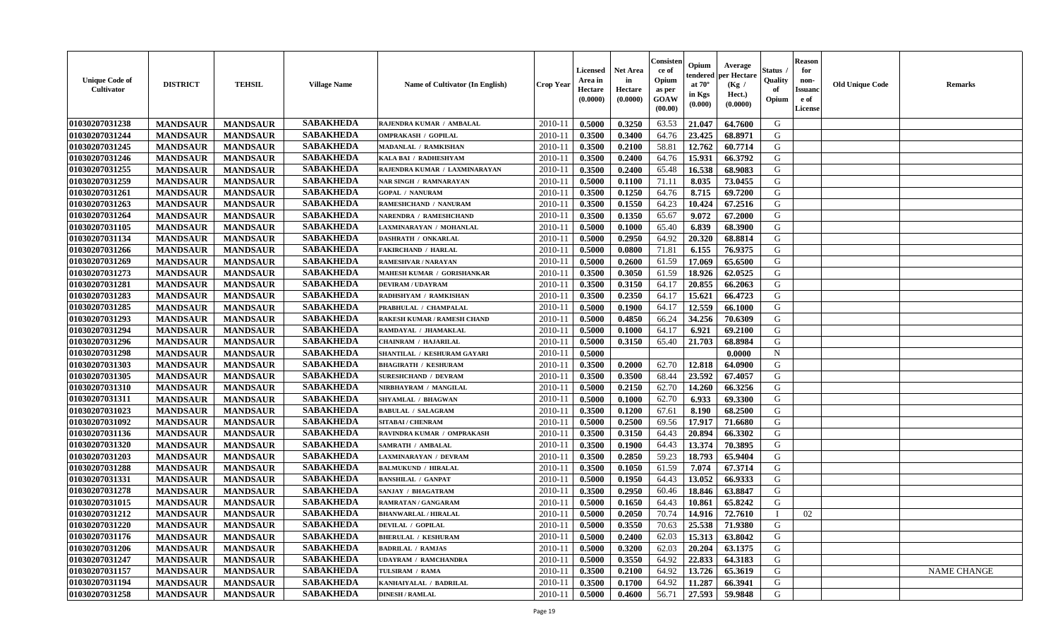| Unique Code of Cultivator | DISTRICT | TEHSIL | Village Name | Name of Cultivator (In English) | Crop Year | Licensed Area in Hectare (0.0000) | Net Area in Hectare (0.0000) | Consistence of Opium as per GOAW (00.00) | Opium tendered at 70° in Kgs (0.000) | Average per Hectare (Kg / Hect.) (0.0000) | Status / Quality of Opium | Reason for non-Issuance of License | Old Unique Code | Remarks |
|---|---|---|---|---|---|---|---|---|---|---|---|---|---|---|
| 01030207031238 | MANDSAUR | MANDSAUR | SABAKHEDA | RAJENDRA KUMAR / AMBALAL | 2010-11 | 0.5000 | 0.3250 | 63.53 | 21.047 | 64.7600 | G | | | |
| 01030207031244 | MANDSAUR | MANDSAUR | SABAKHEDA | OMPRAKASH / GOPILAL | 2010-11 | 0.3500 | 0.3400 | 64.76 | 23.425 | 68.8971 | G | | | |
| 01030207031245 | MANDSAUR | MANDSAUR | SABAKHEDA | MADANLAL / RAMKISHAN | 2010-11 | 0.3500 | 0.2100 | 58.81 | 12.762 | 60.7714 | G | | | |
| 01030207031246 | MANDSAUR | MANDSAUR | SABAKHEDA | KALA BAI / RADHESHYAM | 2010-11 | 0.3500 | 0.2400 | 64.76 | 15.931 | 66.3792 | G | | | |
| 01030207031255 | MANDSAUR | MANDSAUR | SABAKHEDA | RAJENDRA KUMAR / LAXMINARAYAN | 2010-11 | 0.3500 | 0.2400 | 65.48 | 16.538 | 68.9083 | G | | | |
| 01030207031259 | MANDSAUR | MANDSAUR | SABAKHEDA | NAR SINGH / RAMNARAYAN | 2010-11 | 0.5000 | 0.1100 | 71.11 | 8.035 | 73.0455 | G | | | |
| 01030207031261 | MANDSAUR | MANDSAUR | SABAKHEDA | GOPAL / NANURAM | 2010-11 | 0.3500 | 0.1250 | 64.76 | 8.715 | 69.7200 | G | | | |
| 01030207031263 | MANDSAUR | MANDSAUR | SABAKHEDA | RAMESHCHAND / NANURAM | 2010-11 | 0.3500 | 0.1550 | 64.23 | 10.424 | 67.2516 | G | | | |
| 01030207031264 | MANDSAUR | MANDSAUR | SABAKHEDA | NARENDRA / RAMESHCHAND | 2010-11 | 0.3500 | 0.1350 | 65.67 | 9.072 | 67.2000 | G | | | |
| 01030207031105 | MANDSAUR | MANDSAUR | SABAKHEDA | LAXMINARAYAN / MOHANLAL | 2010-11 | 0.5000 | 0.1000 | 65.40 | 6.839 | 68.3900 | G | | | |
| 01030207031134 | MANDSAUR | MANDSAUR | SABAKHEDA | DASHRATH / ONKARLAL | 2010-11 | 0.5000 | 0.2950 | 64.92 | 20.320 | 68.8814 | G | | | |
| 01030207031266 | MANDSAUR | MANDSAUR | SABAKHEDA | FAKIRCHAND / HARLAL | 2010-11 | 0.5000 | 0.0800 | 71.81 | 6.155 | 76.9375 | G | | | |
| 01030207031269 | MANDSAUR | MANDSAUR | SABAKHEDA | RAMESHVAR / NARAYAN | 2010-11 | 0.5000 | 0.2600 | 61.59 | 17.069 | 65.6500 | G | | | |
| 01030207031273 | MANDSAUR | MANDSAUR | SABAKHEDA | MAHESH KUMAR / GORISHANKAR | 2010-11 | 0.3500 | 0.3050 | 61.59 | 18.926 | 62.0525 | G | | | |
| 01030207031281 | MANDSAUR | MANDSAUR | SABAKHEDA | DEVIRAM / UDAYRAM | 2010-11 | 0.3500 | 0.3150 | 64.17 | 20.855 | 66.2063 | G | | | |
| 01030207031283 | MANDSAUR | MANDSAUR | SABAKHEDA | RADHSHYAM / RAMKISHAN | 2010-11 | 0.3500 | 0.2350 | 64.17 | 15.621 | 66.4723 | G | | | |
| 01030207031285 | MANDSAUR | MANDSAUR | SABAKHEDA | PRABHULAL / CHAMPALAL | 2010-11 | 0.5000 | 0.1900 | 64.17 | 12.559 | 66.1000 | G | | | |
| 01030207031293 | MANDSAUR | MANDSAUR | SABAKHEDA | RAKESH KUMAR / RAMESH CHAND | 2010-11 | 0.5000 | 0.4850 | 66.24 | 34.256 | 70.6309 | G | | | |
| 01030207031294 | MANDSAUR | MANDSAUR | SABAKHEDA | RAMDAYAL / JHAMAKLAL | 2010-11 | 0.5000 | 0.1000 | 64.17 | 6.921 | 69.2100 | G | | | |
| 01030207031296 | MANDSAUR | MANDSAUR | SABAKHEDA | CHAINRAM / HAJARILAL | 2010-11 | 0.5000 | 0.3150 | 65.40 | 21.703 | 68.8984 | G | | | |
| 01030207031298 | MANDSAUR | MANDSAUR | SABAKHEDA | SHANTILAL / KESHURAM GAYARI | 2010-11 | 0.5000 | | | | 0.0000 | N | | | |
| 01030207031303 | MANDSAUR | MANDSAUR | SABAKHEDA | BHAGIRATH / KESHURAM | 2010-11 | 0.3500 | 0.2000 | 62.70 | 12.818 | 64.0900 | G | | | |
| 01030207031305 | MANDSAUR | MANDSAUR | SABAKHEDA | SURESHCHAND / DEVRAM | 2010-11 | 0.3500 | 0.3500 | 68.44 | 23.592 | 67.4057 | G | | | |
| 01030207031310 | MANDSAUR | MANDSAUR | SABAKHEDA | NIRBHAYRAM / MANGILAL | 2010-11 | 0.5000 | 0.2150 | 62.70 | 14.260 | 66.3256 | G | | | |
| 01030207031311 | MANDSAUR | MANDSAUR | SABAKHEDA | SHYAMLAL / BHAGWAN | 2010-11 | 0.5000 | 0.1000 | 62.70 | 6.933 | 69.3300 | G | | | |
| 01030207031023 | MANDSAUR | MANDSAUR | SABAKHEDA | BABULAL / SALAGRAM | 2010-11 | 0.3500 | 0.1200 | 67.61 | 8.190 | 68.2500 | G | | | |
| 01030207031092 | MANDSAUR | MANDSAUR | SABAKHEDA | SITABAI / CHENRAM | 2010-11 | 0.5000 | 0.2500 | 69.56 | 17.917 | 71.6680 | G | | | |
| 01030207031136 | MANDSAUR | MANDSAUR | SABAKHEDA | RAVINDRA KUMAR / OMPRAKASH | 2010-11 | 0.3500 | 0.3150 | 64.43 | 20.894 | 66.3302 | G | | | |
| 01030207031320 | MANDSAUR | MANDSAUR | SABAKHEDA | SAMRATH / AMBALAL | 2010-11 | 0.3500 | 0.1900 | 64.43 | 13.374 | 70.3895 | G | | | |
| 01030207031203 | MANDSAUR | MANDSAUR | SABAKHEDA | LAXMINARAYAN / DEVRAM | 2010-11 | 0.3500 | 0.2850 | 59.23 | 18.793 | 65.9404 | G | | | |
| 01030207031288 | MANDSAUR | MANDSAUR | SABAKHEDA | BALMUKUND / HIRALAL | 2010-11 | 0.3500 | 0.1050 | 61.59 | 7.074 | 67.3714 | G | | | |
| 01030207031331 | MANDSAUR | MANDSAUR | SABAKHEDA | BANSHILAL / GANPAT | 2010-11 | 0.5000 | 0.1950 | 64.43 | 13.052 | 66.9333 | G | | | |
| 01030207031278 | MANDSAUR | MANDSAUR | SABAKHEDA | SANJAY / BHAGATRAM | 2010-11 | 0.3500 | 0.2950 | 60.46 | 18.846 | 63.8847 | G | | | |
| 01030207031015 | MANDSAUR | MANDSAUR | SABAKHEDA | RAMRATAN / GANGARAM | 2010-11 | 0.5000 | 0.1650 | 64.43 | 10.861 | 65.8242 | G | | | |
| 01030207031212 | MANDSAUR | MANDSAUR | SABAKHEDA | BHANWARLAL / HIRALAL | 2010-11 | 0.5000 | 0.2050 | 70.74 | 14.916 | 72.7610 | I | 02 | | |
| 01030207031220 | MANDSAUR | MANDSAUR | SABAKHEDA | DEVILAL / GOPILAL | 2010-11 | 0.5000 | 0.3550 | 70.63 | 25.538 | 71.9380 | G | | | |
| 01030207031176 | MANDSAUR | MANDSAUR | SABAKHEDA | BHERULAL / KESHURAM | 2010-11 | 0.5000 | 0.2400 | 62.03 | 15.313 | 63.8042 | G | | | |
| 01030207031206 | MANDSAUR | MANDSAUR | SABAKHEDA | BADRILAL / RAMJAS | 2010-11 | 0.5000 | 0.3200 | 62.03 | 20.204 | 63.1375 | G | | | |
| 01030207031247 | MANDSAUR | MANDSAUR | SABAKHEDA | UDAYRAM / RAMCHANDRA | 2010-11 | 0.5000 | 0.3550 | 64.92 | 22.833 | 64.3183 | G | | | |
| 01030207031157 | MANDSAUR | MANDSAUR | SABAKHEDA | TULSIRAM / RAMA | 2010-11 | 0.3500 | 0.2100 | 64.92 | 13.726 | 65.3619 | G | | | NAME CHANGE |
| 01030207031194 | MANDSAUR | MANDSAUR | SABAKHEDA | KANHAIYALAL / BADRILAL | 2010-11 | 0.3500 | 0.1700 | 64.92 | 11.287 | 66.3941 | G | | | |
| 01030207031258 | MANDSAUR | MANDSAUR | SABAKHEDA | DINESH / RAMLAL | 2010-11 | 0.5000 | 0.4600 | 56.71 | 27.593 | 59.9848 | G | | | |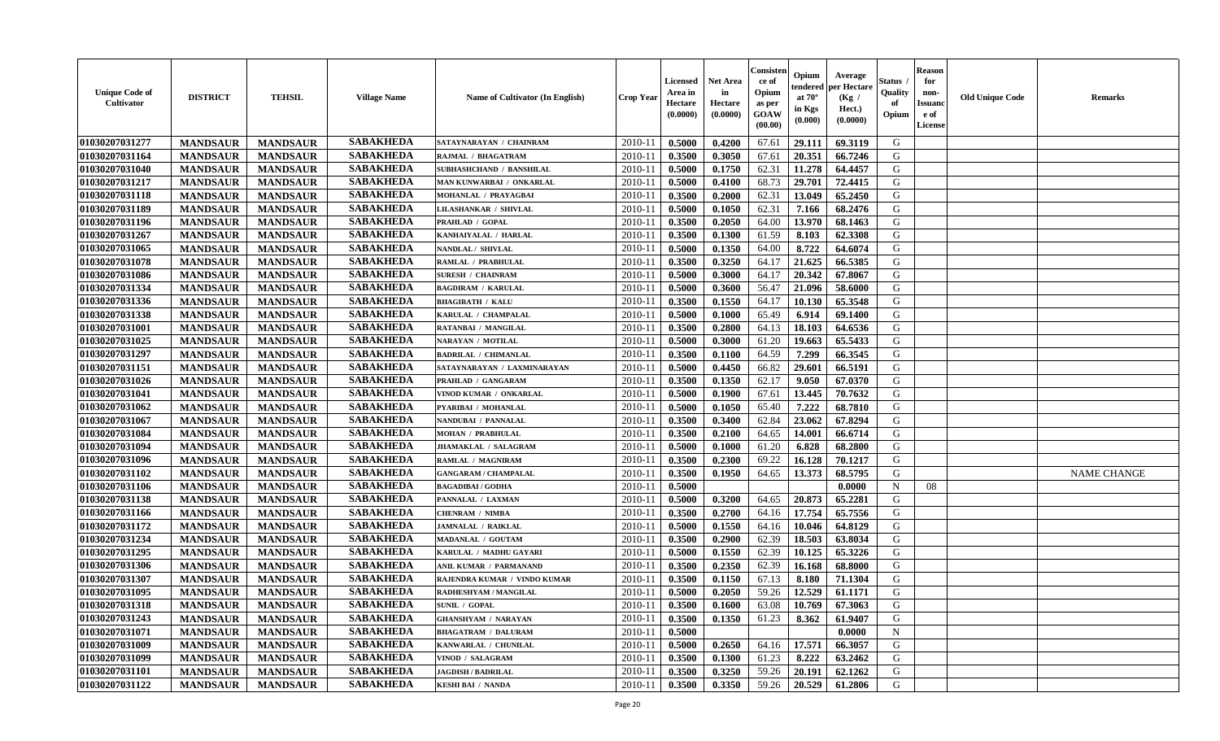| Unique Code of Cultivator | DISTRICT | TEHSIL | Village Name | Name of Cultivator (In English) | Crop Year | Licensed Area in Hectare (0.0000) | Net Area in Hectare (0.0000) | Consistence of Opium as per GOAW (00.00) | Opium tendered at 70° in Kgs (0.000) | Average per Hectare (Kg / Hect.) (0.0000) | Status / Quality of Opium | Reason for non-Issuance of License | Old Unique Code | Remarks |
|---|---|---|---|---|---|---|---|---|---|---|---|---|---|---|
| 01030207031277 | MANDSAUR | MANDSAUR | SABAKHEDA | SATAYNARAYAN / CHAINRAM | 2010-11 | 0.5000 | 0.4200 | 67.61 | 29.111 | 69.3119 | G | | | |
| 01030207031164 | MANDSAUR | MANDSAUR | SABAKHEDA | RAJMAL / BHAGATRAM | 2010-11 | 0.3500 | 0.3050 | 67.61 | 20.351 | 66.7246 | G | | | |
| 01030207031040 | MANDSAUR | MANDSAUR | SABAKHEDA | SUBHASHCHAND / BANSHILAL | 2010-11 | 0.5000 | 0.1750 | 62.31 | 11.278 | 64.4457 | G | | | |
| 01030207031217 | MANDSAUR | MANDSAUR | SABAKHEDA | MAN KUNWARBAI / ONKARLAL | 2010-11 | 0.5000 | 0.4100 | 68.73 | 29.701 | 72.4415 | G | | | |
| 01030207031118 | MANDSAUR | MANDSAUR | SABAKHEDA | MOHANLAL / PRAYAGBAI | 2010-11 | 0.3500 | 0.2000 | 62.31 | 13.049 | 65.2450 | G | | | |
| 01030207031189 | MANDSAUR | MANDSAUR | SABAKHEDA | LILASHANKAR / SHIVLAL | 2010-11 | 0.5000 | 0.1050 | 62.31 | 7.166 | 68.2476 | G | | | |
| 01030207031196 | MANDSAUR | MANDSAUR | SABAKHEDA | PRAHLAD / GOPAL | 2010-11 | 0.3500 | 0.2050 | 64.00 | 13.970 | 68.1463 | G | | | |
| 01030207031267 | MANDSAUR | MANDSAUR | SABAKHEDA | KANHAIYALAL / HARLAL | 2010-11 | 0.3500 | 0.1300 | 61.59 | 8.103 | 62.3308 | G | | | |
| 01030207031065 | MANDSAUR | MANDSAUR | SABAKHEDA | NANDLAL / SHIVLAL | 2010-11 | 0.5000 | 0.1350 | 64.00 | 8.722 | 64.6074 | G | | | |
| 01030207031078 | MANDSAUR | MANDSAUR | SABAKHEDA | RAMLAL / PRABHULAL | 2010-11 | 0.3500 | 0.3250 | 64.17 | 21.625 | 66.5385 | G | | | |
| 01030207031086 | MANDSAUR | MANDSAUR | SABAKHEDA | SURESH / CHAINRAM | 2010-11 | 0.5000 | 0.3000 | 64.17 | 20.342 | 67.8067 | G | | | |
| 01030207031334 | MANDSAUR | MANDSAUR | SABAKHEDA | BAGDIRAM / KARULAL | 2010-11 | 0.5000 | 0.3600 | 56.47 | 21.096 | 58.6000 | G | | | |
| 01030207031336 | MANDSAUR | MANDSAUR | SABAKHEDA | BHAGIRATH / KALU | 2010-11 | 0.3500 | 0.1550 | 64.17 | 10.130 | 65.3548 | G | | | |
| 01030207031338 | MANDSAUR | MANDSAUR | SABAKHEDA | KARULAL / CHAMPALAL | 2010-11 | 0.5000 | 0.1000 | 65.49 | 6.914 | 69.1400 | G | | | |
| 01030207031001 | MANDSAUR | MANDSAUR | SABAKHEDA | RATANBAI / MANGILAL | 2010-11 | 0.3500 | 0.2800 | 64.13 | 18.103 | 64.6536 | G | | | |
| 01030207031025 | MANDSAUR | MANDSAUR | SABAKHEDA | NARAYAN / MOTILAL | 2010-11 | 0.5000 | 0.3000 | 61.20 | 19.663 | 65.5433 | G | | | |
| 01030207031297 | MANDSAUR | MANDSAUR | SABAKHEDA | BADRILAL / CHIMANLAL | 2010-11 | 0.3500 | 0.1100 | 64.59 | 7.299 | 66.3545 | G | | | |
| 01030207031151 | MANDSAUR | MANDSAUR | SABAKHEDA | SATAYNARAYAN / LAXMINARAYAN | 2010-11 | 0.5000 | 0.4450 | 66.82 | 29.601 | 66.5191 | G | | | |
| 01030207031026 | MANDSAUR | MANDSAUR | SABAKHEDA | PRAHLAD / GANGARAM | 2010-11 | 0.3500 | 0.1350 | 62.17 | 9.050 | 67.0370 | G | | | |
| 01030207031041 | MANDSAUR | MANDSAUR | SABAKHEDA | VINOD KUMAR / ONKARLAL | 2010-11 | 0.5000 | 0.1900 | 67.61 | 13.445 | 70.7632 | G | | | |
| 01030207031062 | MANDSAUR | MANDSAUR | SABAKHEDA | PYARIBAI / MOHANLAL | 2010-11 | 0.5000 | 0.1050 | 65.40 | 7.222 | 68.7810 | G | | | |
| 01030207031067 | MANDSAUR | MANDSAUR | SABAKHEDA | NANDUBAI / PANNALAL | 2010-11 | 0.3500 | 0.3400 | 62.84 | 23.062 | 67.8294 | G | | | |
| 01030207031084 | MANDSAUR | MANDSAUR | SABAKHEDA | MOHAN / PRABHULAL | 2010-11 | 0.3500 | 0.2100 | 64.65 | 14.001 | 66.6714 | G | | | |
| 01030207031094 | MANDSAUR | MANDSAUR | SABAKHEDA | JHAMAKLAL / SALAGRAM | 2010-11 | 0.5000 | 0.1000 | 61.20 | 6.828 | 68.2800 | G | | | |
| 01030207031096 | MANDSAUR | MANDSAUR | SABAKHEDA | RAMLAL / MAGNIRAM | 2010-11 | 0.3500 | 0.2300 | 69.22 | 16.128 | 70.1217 | G | | | |
| 01030207031102 | MANDSAUR | MANDSAUR | SABAKHEDA | GANGARAM / CHAMPALAL | 2010-11 | 0.3500 | 0.1950 | 64.65 | 13.373 | 68.5795 | G | | | NAME CHANGE |
| 01030207031106 | MANDSAUR | MANDSAUR | SABAKHEDA | BAGADIBAI / GODHA | 2010-11 | 0.5000 | | | | 0.0000 | N | 08 | | |
| 01030207031138 | MANDSAUR | MANDSAUR | SABAKHEDA | PANNALAL / LAXMAN | 2010-11 | 0.5000 | 0.3200 | 64.65 | 20.873 | 65.2281 | G | | | |
| 01030207031166 | MANDSAUR | MANDSAUR | SABAKHEDA | CHENRAM / NIMBA | 2010-11 | 0.3500 | 0.2700 | 64.16 | 17.754 | 65.7556 | G | | | |
| 01030207031172 | MANDSAUR | MANDSAUR | SABAKHEDA | JAMNALAL / RAIKLAL | 2010-11 | 0.5000 | 0.1550 | 64.16 | 10.046 | 64.8129 | G | | | |
| 01030207031234 | MANDSAUR | MANDSAUR | SABAKHEDA | MADANLAL / GOUTAM | 2010-11 | 0.3500 | 0.2900 | 62.39 | 18.503 | 63.8034 | G | | | |
| 01030207031295 | MANDSAUR | MANDSAUR | SABAKHEDA | KARULAL / MADHU GAYARI | 2010-11 | 0.5000 | 0.1550 | 62.39 | 10.125 | 65.3226 | G | | | |
| 01030207031306 | MANDSAUR | MANDSAUR | SABAKHEDA | ANIL KUMAR / PARMANAND | 2010-11 | 0.3500 | 0.2350 | 62.39 | 16.168 | 68.8000 | G | | | |
| 01030207031307 | MANDSAUR | MANDSAUR | SABAKHEDA | RAJENDRA KUMAR / VINDO KUMAR | 2010-11 | 0.3500 | 0.1150 | 67.13 | 8.180 | 71.1304 | G | | | |
| 01030207031095 | MANDSAUR | MANDSAUR | SABAKHEDA | RADHESHYAM / MANGILAL | 2010-11 | 0.5000 | 0.2050 | 59.26 | 12.529 | 61.1171 | G | | | |
| 01030207031318 | MANDSAUR | MANDSAUR | SABAKHEDA | SUNIL / GOPAL | 2010-11 | 0.3500 | 0.1600 | 63.08 | 10.769 | 67.3063 | G | | | |
| 01030207031243 | MANDSAUR | MANDSAUR | SABAKHEDA | GHANSHYAM / NARAYAN | 2010-11 | 0.3500 | 0.1350 | 61.23 | 8.362 | 61.9407 | G | | | |
| 01030207031071 | MANDSAUR | MANDSAUR | SABAKHEDA | BHAGATRAM / DALURAM | 2010-11 | 0.5000 | | | | 0.0000 | N | | | |
| 01030207031009 | MANDSAUR | MANDSAUR | SABAKHEDA | KANWARLAL / CHUNILAL | 2010-11 | 0.5000 | 0.2650 | 64.16 | 17.571 | 66.3057 | G | | | |
| 01030207031099 | MANDSAUR | MANDSAUR | SABAKHEDA | VINOD / SALAGRAM | 2010-11 | 0.3500 | 0.1300 | 61.23 | 8.222 | 63.2462 | G | | | |
| 01030207031101 | MANDSAUR | MANDSAUR | SABAKHEDA | JAGDISH / BADRILAL | 2010-11 | 0.3500 | 0.3250 | 59.26 | 20.191 | 62.1262 | G | | | |
| 01030207031122 | MANDSAUR | MANDSAUR | SABAKHEDA | KESHI BAI / NANDA | 2010-11 | 0.3500 | 0.3350 | 59.26 | 20.529 | 61.2806 | G | | | |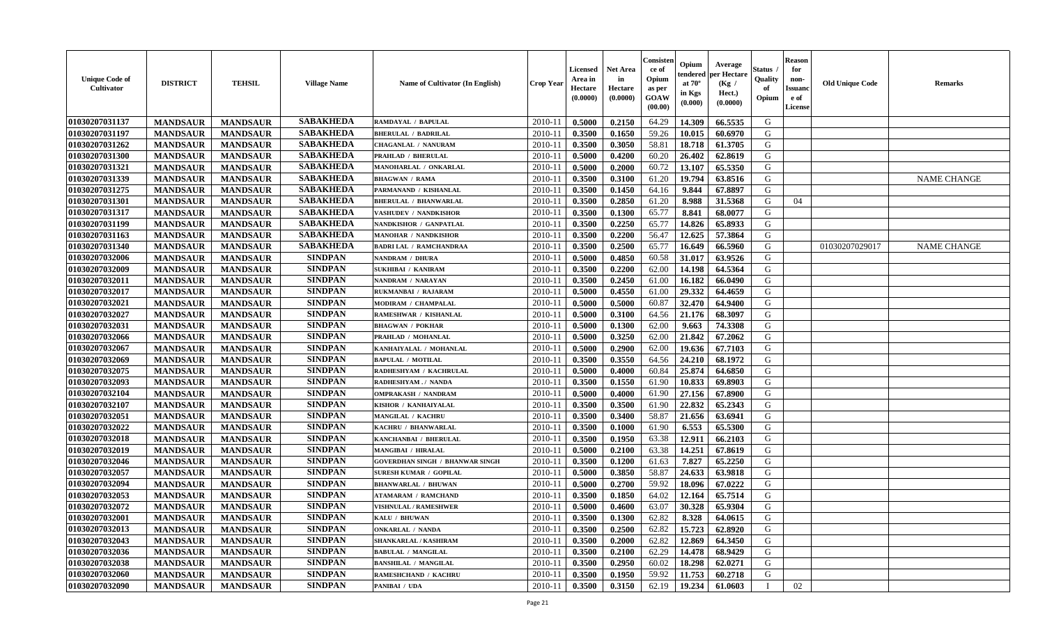| Unique Code of Cultivator | DISTRICT | TEHSIL | Village Name | Name of Cultivator (In English) | Crop Year | Licensed Area in Hectare (0.0000) | Net Area in Hectare (0.0000) | Consistence of Opium as per GOAW (00.00) | Opium tendered at 70° in Kgs (0.000) | Average per Hectare (Kg / Hect.) (0.0000) | Status / Quality of Opium | Reason for non-Issuance of License | Old Unique Code | Remarks |
|---|---|---|---|---|---|---|---|---|---|---|---|---|---|---|
| 01030207031137 | MANDSAUR | MANDSAUR | SABAKHEDA | RAMDAYAL / BAPULAL | 2010-11 | 0.5000 | 0.2150 | 64.29 | 14.309 | 66.5535 | G | | | |
| 01030207031197 | MANDSAUR | MANDSAUR | SABAKHEDA | BHERULAL / BADRILAL | 2010-11 | 0.3500 | 0.1650 | 59.26 | 10.015 | 60.6970 | G | | | |
| 01030207031262 | MANDSAUR | MANDSAUR | SABAKHEDA | CHAGANLAL / NANURAM | 2010-11 | 0.3500 | 0.3050 | 58.81 | 18.718 | 61.3705 | G | | | |
| 01030207031300 | MANDSAUR | MANDSAUR | SABAKHEDA | PRAHLAD / BHERULAL | 2010-11 | 0.5000 | 0.4200 | 60.20 | 26.402 | 62.8619 | G | | | |
| 01030207031321 | MANDSAUR | MANDSAUR | SABAKHEDA | MANOHARLAL / ONKARLAL | 2010-11 | 0.5000 | 0.2000 | 60.72 | 13.107 | 65.5350 | G | | | |
| 01030207031339 | MANDSAUR | MANDSAUR | SABAKHEDA | BHAGWAN / RAMA | 2010-11 | 0.3500 | 0.3100 | 61.20 | 19.794 | 63.8516 | G | | | NAME CHANGE |
| 01030207031275 | MANDSAUR | MANDSAUR | SABAKHEDA | PARMANAND / KISHANLAL | 2010-11 | 0.3500 | 0.1450 | 64.16 | 9.844 | 67.8897 | G | | | |
| 01030207031301 | MANDSAUR | MANDSAUR | SABAKHEDA | BHERULAL / BHANWARLAL | 2010-11 | 0.3500 | 0.2850 | 61.20 | 8.988 | 31.5368 | G | 04 | | |
| 01030207031317 | MANDSAUR | MANDSAUR | SABAKHEDA | VASHUDEV / NANDKISHOR | 2010-11 | 0.3500 | 0.1300 | 65.77 | 8.841 | 68.0077 | G | | | |
| 01030207031199 | MANDSAUR | MANDSAUR | SABAKHEDA | NANDKISHOR / GANPATLAL | 2010-11 | 0.3500 | 0.2250 | 65.77 | 14.826 | 65.8933 | G | | | |
| 01030207031163 | MANDSAUR | MANDSAUR | SABAKHEDA | MANOHAR / NANDKISHOR | 2010-11 | 0.3500 | 0.2200 | 56.47 | 12.625 | 57.3864 | G | | | |
| 01030207031340 | MANDSAUR | MANDSAUR | SABAKHEDA | BADRI LAL / RAMCHANDRAA | 2010-11 | 0.3500 | 0.2500 | 65.77 | 16.649 | 66.5960 | G | | 01030207029017 | NAME CHANGE |
| 01030207032006 | MANDSAUR | MANDSAUR | SINDPAN | NANDRAM / DHURA | 2010-11 | 0.5000 | 0.4850 | 60.58 | 31.017 | 63.9526 | G | | | |
| 01030207032009 | MANDSAUR | MANDSAUR | SINDPAN | SUKHIBAI / KANIRAM | 2010-11 | 0.3500 | 0.2200 | 62.00 | 14.198 | 64.5364 | G | | | |
| 01030207032011 | MANDSAUR | MANDSAUR | SINDPAN | NANDRAM / NARAYAN | 2010-11 | 0.3500 | 0.2450 | 61.00 | 16.182 | 66.0490 | G | | | |
| 01030207032017 | MANDSAUR | MANDSAUR | SINDPAN | RUKMANBAI / RAJARAM | 2010-11 | 0.5000 | 0.4550 | 61.00 | 29.332 | 64.4659 | G | | | |
| 01030207032021 | MANDSAUR | MANDSAUR | SINDPAN | MODIRAM / CHAMPALAL | 2010-11 | 0.5000 | 0.5000 | 60.87 | 32.470 | 64.9400 | G | | | |
| 01030207032027 | MANDSAUR | MANDSAUR | SINDPAN | RAMESHWAR / KISHANLAL | 2010-11 | 0.5000 | 0.3100 | 64.56 | 21.176 | 68.3097 | G | | | |
| 01030207032031 | MANDSAUR | MANDSAUR | SINDPAN | BHAGWAN / POKHAR | 2010-11 | 0.5000 | 0.1300 | 62.00 | 9.663 | 74.3308 | G | | | |
| 01030207032066 | MANDSAUR | MANDSAUR | SINDPAN | PRAHLAD / MOHANLAL | 2010-11 | 0.5000 | 0.3250 | 62.00 | 21.842 | 67.2062 | G | | | |
| 01030207032067 | MANDSAUR | MANDSAUR | SINDPAN | KANHAIYALAL / MOHANLAL | 2010-11 | 0.5000 | 0.2900 | 62.00 | 19.636 | 67.7103 | G | | | |
| 01030207032069 | MANDSAUR | MANDSAUR | SINDPAN | BAPULAL / MOTILAL | 2010-11 | 0.3500 | 0.3550 | 64.56 | 24.210 | 68.1972 | G | | | |
| 01030207032075 | MANDSAUR | MANDSAUR | SINDPAN | RADHESHYAM / KACHRULAL | 2010-11 | 0.5000 | 0.4000 | 60.84 | 25.874 | 64.6850 | G | | | |
| 01030207032093 | MANDSAUR | MANDSAUR | SINDPAN | RADHESHYAM ./ NANDA | 2010-11 | 0.3500 | 0.1550 | 61.90 | 10.833 | 69.8903 | G | | | |
| 01030207032104 | MANDSAUR | MANDSAUR | SINDPAN | OMPRAKASH / NANDRAM | 2010-11 | 0.5000 | 0.4000 | 61.90 | 27.156 | 67.8900 | G | | | |
| 01030207032107 | MANDSAUR | MANDSAUR | SINDPAN | KISHOR / KANHAIYALAL | 2010-11 | 0.3500 | 0.3500 | 61.90 | 22.832 | 65.2343 | G | | | |
| 01030207032051 | MANDSAUR | MANDSAUR | SINDPAN | MANGILAL / KACHRU | 2010-11 | 0.3500 | 0.3400 | 58.87 | 21.656 | 63.6941 | G | | | |
| 01030207032022 | MANDSAUR | MANDSAUR | SINDPAN | KACHRU / BHANWARLAL | 2010-11 | 0.3500 | 0.1000 | 61.90 | 6.553 | 65.5300 | G | | | |
| 01030207032018 | MANDSAUR | MANDSAUR | SINDPAN | KANCHANBAI / BHERULAL | 2010-11 | 0.3500 | 0.1950 | 63.38 | 12.911 | 66.2103 | G | | | |
| 01030207032019 | MANDSAUR | MANDSAUR | SINDPAN | MANGIBAI / HIRALAL | 2010-11 | 0.5000 | 0.2100 | 63.38 | 14.251 | 67.8619 | G | | | |
| 01030207032046 | MANDSAUR | MANDSAUR | SINDPAN | GOVERDHAN SINGH / BHANWAR SINGH | 2010-11 | 0.3500 | 0.1200 | 61.63 | 7.827 | 65.2250 | G | | | |
| 01030207032057 | MANDSAUR | MANDSAUR | SINDPAN | SURESH KUMAR / GOPILAL | 2010-11 | 0.5000 | 0.3850 | 58.87 | 24.633 | 63.9818 | G | | | |
| 01030207032094 | MANDSAUR | MANDSAUR | SINDPAN | BHANWARLAL / BHUWAN | 2010-11 | 0.5000 | 0.2700 | 59.92 | 18.096 | 67.0222 | G | | | |
| 01030207032053 | MANDSAUR | MANDSAUR | SINDPAN | ATAMARAM / RAMCHAND | 2010-11 | 0.3500 | 0.1850 | 64.02 | 12.164 | 65.7514 | G | | | |
| 01030207032072 | MANDSAUR | MANDSAUR | SINDPAN | VISHNULAL / RAMESHWER | 2010-11 | 0.5000 | 0.4600 | 63.07 | 30.328 | 65.9304 | G | | | |
| 01030207032001 | MANDSAUR | MANDSAUR | SINDPAN | KALU / BHUWAN | 2010-11 | 0.3500 | 0.1300 | 62.82 | 8.328 | 64.0615 | G | | | |
| 01030207032013 | MANDSAUR | MANDSAUR | SINDPAN | ONKARLAL / NANDA | 2010-11 | 0.3500 | 0.2500 | 62.82 | 15.723 | 62.8920 | G | | | |
| 01030207032043 | MANDSAUR | MANDSAUR | SINDPAN | SHANKARLAL / KASHIRAM | 2010-11 | 0.3500 | 0.2000 | 62.82 | 12.869 | 64.3450 | G | | | |
| 01030207032036 | MANDSAUR | MANDSAUR | SINDPAN | BABULAL / MANGILAL | 2010-11 | 0.3500 | 0.2100 | 62.29 | 14.478 | 68.9429 | G | | | |
| 01030207032038 | MANDSAUR | MANDSAUR | SINDPAN | BANSHILAL / MANGILAL | 2010-11 | 0.3500 | 0.2950 | 60.02 | 18.298 | 62.0271 | G | | | |
| 01030207032060 | MANDSAUR | MANDSAUR | SINDPAN | RAMESHCHAND / KACHRU | 2010-11 | 0.3500 | 0.1950 | 59.92 | 11.753 | 60.2718 | G | | | |
| 01030207032090 | MANDSAUR | MANDSAUR | SINDPAN | PANIBAI / UDA | 2010-11 | 0.3500 | 0.3150 | 62.19 | 19.234 | 61.0603 | I | 02 | | |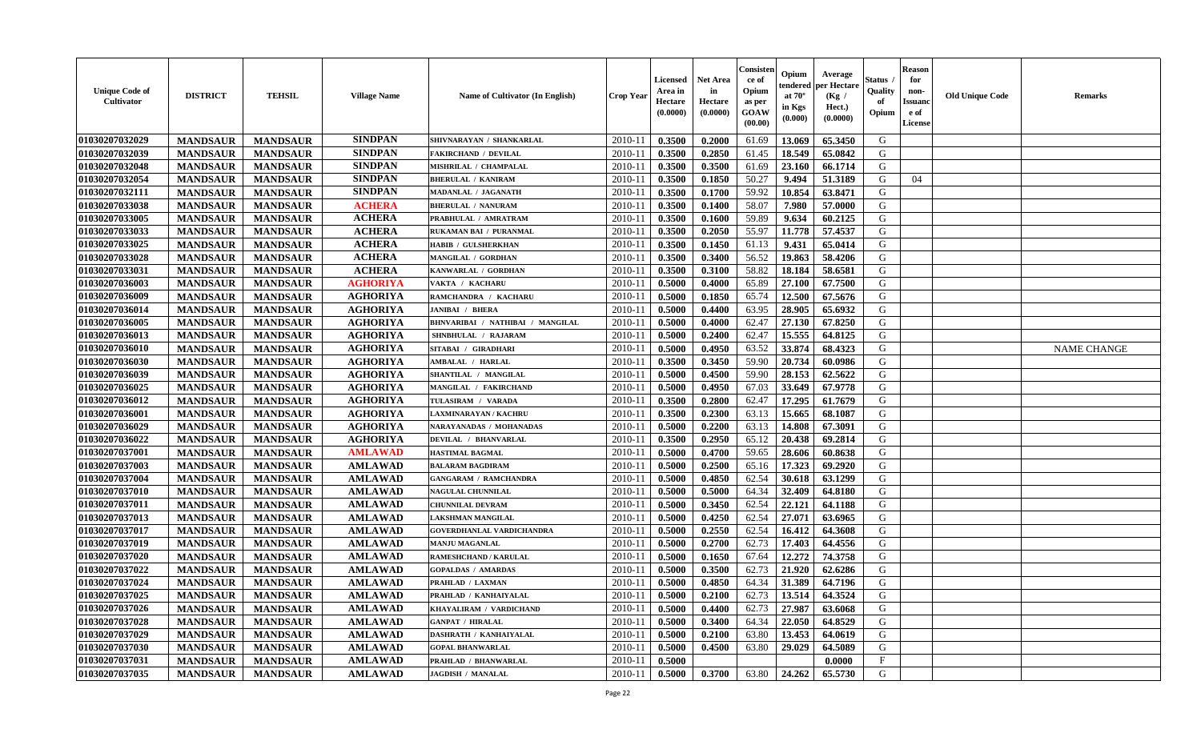| Unique Code of Cultivator | DISTRICT | TEHSIL | Village Name | Name of Cultivator (In English) | Crop Year | Licensed Area in Hectare (0.0000) | Net Area in Hectare (0.0000) | Consistence of Opium as per GOAW (00.00) | Opium tendered at 70° in Kgs (0.000) | Average per Hectare (Kg / Hect.) (0.0000) | Status / Quality of Opium | Reason for non-Issuance of License | Old Unique Code | Remarks |
|---|---|---|---|---|---|---|---|---|---|---|---|---|---|---|
| 01030207032029 | MANDSAUR | MANDSAUR | SINDPAN | SHIVNARAYAN / SHANKARLAL | 2010-11 | 0.3500 | 0.2000 | 61.69 | 13.069 | 65.3450 | G | | | |
| 01030207032039 | MANDSAUR | MANDSAUR | SINDPAN | FAKIRCHAND / DEVILAL | 2010-11 | 0.3500 | 0.2850 | 61.45 | 18.549 | 65.0842 | G | | | |
| 01030207032048 | MANDSAUR | MANDSAUR | SINDPAN | MISHRILAL / CHAMPALAL | 2010-11 | 0.3500 | 0.3500 | 61.69 | 23.160 | 66.1714 | G | | | |
| 01030207032054 | MANDSAUR | MANDSAUR | SINDPAN | BHERULAL / KANIRAM | 2010-11 | 0.3500 | 0.1850 | 50.27 | 9.494 | 51.3189 | G | 04 | | |
| 01030207032111 | MANDSAUR | MANDSAUR | SINDPAN | MADANLAL / JAGANATH | 2010-11 | 0.3500 | 0.1700 | 59.92 | 10.854 | 63.8471 | G | | | |
| 01030207033038 | MANDSAUR | MANDSAUR | ACHERA | BHERULAL / NANURAM | 2010-11 | 0.3500 | 0.1400 | 58.07 | 7.980 | 57.0000 | G | | | |
| 01030207033005 | MANDSAUR | MANDSAUR | ACHERA | PRABHULAL / AMRATRAM | 2010-11 | 0.3500 | 0.1600 | 59.89 | 9.634 | 60.2125 | G | | | |
| 01030207033033 | MANDSAUR | MANDSAUR | ACHERA | RUKAMAN BAI / PURANMAL | 2010-11 | 0.3500 | 0.2050 | 55.97 | 11.778 | 57.4537 | G | | | |
| 01030207033025 | MANDSAUR | MANDSAUR | ACHERA | HABIB / GULSHERKHAN | 2010-11 | 0.3500 | 0.1450 | 61.13 | 9.431 | 65.0414 | G | | | |
| 01030207033028 | MANDSAUR | MANDSAUR | ACHERA | MANGILAL / GORDHAN | 2010-11 | 0.3500 | 0.3400 | 56.52 | 19.863 | 58.4206 | G | | | |
| 01030207033031 | MANDSAUR | MANDSAUR | ACHERA | KANWARLAL / GORDHAN | 2010-11 | 0.3500 | 0.3100 | 58.82 | 18.184 | 58.6581 | G | | | |
| 01030207036003 | MANDSAUR | MANDSAUR | AGHORIYA | VAKTA / KACHARU | 2010-11 | 0.5000 | 0.4000 | 65.89 | 27.100 | 67.7500 | G | | | |
| 01030207036009 | MANDSAUR | MANDSAUR | AGHORIYA | RAMCHANDRA / KACHARU | 2010-11 | 0.5000 | 0.1850 | 65.74 | 12.500 | 67.5676 | G | | | |
| 01030207036014 | MANDSAUR | MANDSAUR | AGHORIYA | JANIBAI / BHERA | 2010-11 | 0.5000 | 0.4400 | 63.95 | 28.905 | 65.6932 | G | | | |
| 01030207036005 | MANDSAUR | MANDSAUR | AGHORIYA | BHNVARIBAI / NATHIBAI / MANGILAL | 2010-11 | 0.5000 | 0.4000 | 62.47 | 27.130 | 67.8250 | G | | | |
| 01030207036013 | MANDSAUR | MANDSAUR | AGHORIYA | SHNBHULAL / RAJARAM | 2010-11 | 0.5000 | 0.2400 | 62.47 | 15.555 | 64.8125 | G | | | |
| 01030207036010 | MANDSAUR | MANDSAUR | AGHORIYA | SITABAI / GIRADHARI | 2010-11 | 0.5000 | 0.4950 | 63.52 | 33.874 | 68.4323 | G | | | NAME CHANGE |
| 01030207036030 | MANDSAUR | MANDSAUR | AGHORIYA | AMBALAL / HARLAL | 2010-11 | 0.3500 | 0.3450 | 59.90 | 20.734 | 60.0986 | G | | | |
| 01030207036039 | MANDSAUR | MANDSAUR | AGHORIYA | SHANTILAL / MANGILAL | 2010-11 | 0.5000 | 0.4500 | 59.90 | 28.153 | 62.5622 | G | | | |
| 01030207036025 | MANDSAUR | MANDSAUR | AGHORIYA | MANGILAL / FAKIRCHAND | 2010-11 | 0.5000 | 0.4950 | 67.03 | 33.649 | 67.9778 | G | | | |
| 01030207036012 | MANDSAUR | MANDSAUR | AGHORIYA | TULASIRAM / VARADA | 2010-11 | 0.3500 | 0.2800 | 62.47 | 17.295 | 61.7679 | G | | | |
| 01030207036001 | MANDSAUR | MANDSAUR | AGHORIYA | LAXMINARAYAN / KACHRU | 2010-11 | 0.3500 | 0.2300 | 63.13 | 15.665 | 68.1087 | G | | | |
| 01030207036029 | MANDSAUR | MANDSAUR | AGHORIYA | NARAYANADAS / MOHANADAS | 2010-11 | 0.5000 | 0.2200 | 63.13 | 14.808 | 67.3091 | G | | | |
| 01030207036022 | MANDSAUR | MANDSAUR | AGHORIYA | DEVILAL / BHANVARLAL | 2010-11 | 0.3500 | 0.2950 | 65.12 | 20.438 | 69.2814 | G | | | |
| 01030207037001 | MANDSAUR | MANDSAUR | AMLAWAD | HASTIMAL BAGMAL | 2010-11 | 0.5000 | 0.4700 | 59.65 | 28.606 | 60.8638 | G | | | |
| 01030207037003 | MANDSAUR | MANDSAUR | AMLAWAD | BALARAM BAGDIRAM | 2010-11 | 0.5000 | 0.2500 | 65.16 | 17.323 | 69.2920 | G | | | |
| 01030207037004 | MANDSAUR | MANDSAUR | AMLAWAD | GANGARAM / RAMCHANDRA | 2010-11 | 0.5000 | 0.4850 | 62.54 | 30.618 | 63.1299 | G | | | |
| 01030207037010 | MANDSAUR | MANDSAUR | AMLAWAD | NAGULAL CHUNNILAL | 2010-11 | 0.5000 | 0.5000 | 64.34 | 32.409 | 64.8180 | G | | | |
| 01030207037011 | MANDSAUR | MANDSAUR | AMLAWAD | CHUNNILAL DEVRAM | 2010-11 | 0.5000 | 0.3450 | 62.54 | 22.121 | 64.1188 | G | | | |
| 01030207037013 | MANDSAUR | MANDSAUR | AMLAWAD | LAKSHMAN MANGILAL | 2010-11 | 0.5000 | 0.4250 | 62.54 | 27.071 | 63.6965 | G | | | |
| 01030207037017 | MANDSAUR | MANDSAUR | AMLAWAD | GOVERDHANLAL VARDICHANDRA | 2010-11 | 0.5000 | 0.2550 | 62.54 | 16.412 | 64.3608 | G | | | |
| 01030207037019 | MANDSAUR | MANDSAUR | AMLAWAD | MANJU MAGANLAL | 2010-11 | 0.5000 | 0.2700 | 62.73 | 17.403 | 64.4556 | G | | | |
| 01030207037020 | MANDSAUR | MANDSAUR | AMLAWAD | RAMESHCHAND / KARULAL | 2010-11 | 0.5000 | 0.1650 | 67.64 | 12.272 | 74.3758 | G | | | |
| 01030207037022 | MANDSAUR | MANDSAUR | AMLAWAD | GOPALDAS / AMARDAS | 2010-11 | 0.5000 | 0.3500 | 62.73 | 21.920 | 62.6286 | G | | | |
| 01030207037024 | MANDSAUR | MANDSAUR | AMLAWAD | PRAHLAD / LAXMAN | 2010-11 | 0.5000 | 0.4850 | 64.34 | 31.389 | 64.7196 | G | | | |
| 01030207037025 | MANDSAUR | MANDSAUR | AMLAWAD | PRAHLAD / KANHAIYALAL | 2010-11 | 0.5000 | 0.2100 | 62.73 | 13.514 | 64.3524 | G | | | |
| 01030207037026 | MANDSAUR | MANDSAUR | AMLAWAD | KHAYALIRAM / VARDICHAND | 2010-11 | 0.5000 | 0.4400 | 62.73 | 27.987 | 63.6068 | G | | | |
| 01030207037028 | MANDSAUR | MANDSAUR | AMLAWAD | GANPAT / HIRALAL | 2010-11 | 0.5000 | 0.3400 | 64.34 | 22.050 | 64.8529 | G | | | |
| 01030207037029 | MANDSAUR | MANDSAUR | AMLAWAD | DASHRATH / KANHAIYALAL | 2010-11 | 0.5000 | 0.2100 | 63.80 | 13.453 | 64.0619 | G | | | |
| 01030207037030 | MANDSAUR | MANDSAUR | AMLAWAD | GOPAL BHANWARLAL | 2010-11 | 0.5000 | 0.4500 | 63.80 | 29.029 | 64.5089 | G | | | |
| 01030207037031 | MANDSAUR | MANDSAUR | AMLAWAD | PRAHLAD / BHANWARLAL | 2010-11 | 0.5000 | | | | 0.0000 | F | | | |
| 01030207037035 | MANDSAUR | MANDSAUR | AMLAWAD | JAGDISH / MANALAL | 2010-11 | 0.5000 | 0.3700 | 63.80 | 24.262 | 65.5730 | G | | | |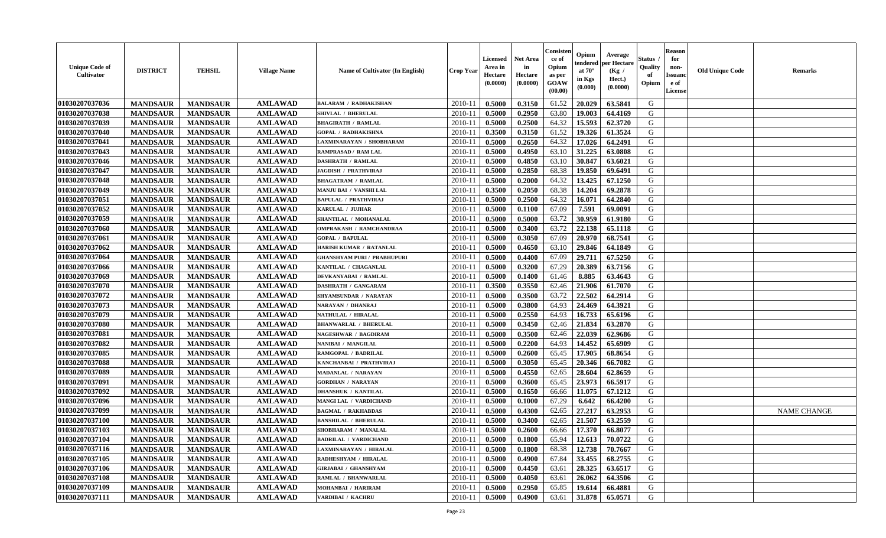| Unique Code of Cultivator | DISTRICT | TEHSIL | Village Name | Name of Cultivator (In English) | Crop Year | Licensed Area in Hectare (0.0000) | Net Area in Hectare (0.0000) | Consistence of Opium as per GOAW (00.00) | Opium tendered at 70° in Kgs (0.000) | Average per Hectare (Kg / Hect.) (0.0000) | Status / Quality of Opium | Reason for non-Issuance of License | Old Unique Code | Remarks |
|---|---|---|---|---|---|---|---|---|---|---|---|---|---|---|
| 01030207037036 | MANDSAUR | MANDSAUR | AMLAWAD | BALARAM / RADHAKISHAN | 2010-11 | 0.5000 | 0.3150 | 61.52 | 20.029 | 63.5841 | G | | | |
| 01030207037038 | MANDSAUR | MANDSAUR | AMLAWAD | SHIVLAL / BHERULAL | 2010-11 | 0.5000 | 0.2950 | 63.80 | 19.003 | 64.4169 | G | | | |
| 01030207037039 | MANDSAUR | MANDSAUR | AMLAWAD | BHAGIRATH / RAMLAL | 2010-11 | 0.5000 | 0.2500 | 64.32 | 15.593 | 62.3720 | G | | | |
| 01030207037040 | MANDSAUR | MANDSAUR | AMLAWAD | GOPAL / RADHAKISHNA | 2010-11 | 0.3500 | 0.3150 | 61.52 | 19.326 | 61.3524 | G | | | |
| 01030207037041 | MANDSAUR | MANDSAUR | AMLAWAD | LAXMINARAYAN / SHOBHARAM | 2010-11 | 0.5000 | 0.2650 | 64.32 | 17.026 | 64.2491 | G | | | |
| 01030207037043 | MANDSAUR | MANDSAUR | AMLAWAD | RAMPRASAD / RAM LAL | 2010-11 | 0.5000 | 0.4950 | 63.10 | 31.225 | 63.0808 | G | | | |
| 01030207037046 | MANDSAUR | MANDSAUR | AMLAWAD | DASHRATH / RAMLAL | 2010-11 | 0.5000 | 0.4850 | 63.10 | 30.847 | 63.6021 | G | | | |
| 01030207037047 | MANDSAUR | MANDSAUR | AMLAWAD | JAGDISH / PRATHVIRAJ | 2010-11 | 0.5000 | 0.2850 | 68.38 | 19.850 | 69.6491 | G | | | |
| 01030207037048 | MANDSAUR | MANDSAUR | AMLAWAD | BHAGATRAM / RAMLAL | 2010-11 | 0.5000 | 0.2000 | 64.32 | 13.425 | 67.1250 | G | | | |
| 01030207037049 | MANDSAUR | MANDSAUR | AMLAWAD | MANJU BAI / VANSHI LAL | 2010-11 | 0.3500 | 0.2050 | 68.38 | 14.204 | 69.2878 | G | | | |
| 01030207037051 | MANDSAUR | MANDSAUR | AMLAWAD | BAPULAL / PRATHVIRAJ | 2010-11 | 0.5000 | 0.2500 | 64.32 | 16.071 | 64.2840 | G | | | |
| 01030207037052 | MANDSAUR | MANDSAUR | AMLAWAD | KARULAL / JUJHAR | 2010-11 | 0.5000 | 0.1100 | 67.09 | 7.591 | 69.0091 | G | | | |
| 01030207037059 | MANDSAUR | MANDSAUR | AMLAWAD | SHANTILAL / MOHANALAL | 2010-11 | 0.5000 | 0.5000 | 63.72 | 30.959 | 61.9180 | G | | | |
| 01030207037060 | MANDSAUR | MANDSAUR | AMLAWAD | OMPRAKASH / RAMCHANDRAA | 2010-11 | 0.5000 | 0.3400 | 63.72 | 22.138 | 65.1118 | G | | | |
| 01030207037061 | MANDSAUR | MANDSAUR | AMLAWAD | GOPAL / BAPULAL | 2010-11 | 0.5000 | 0.3050 | 67.09 | 20.970 | 68.7541 | G | | | |
| 01030207037062 | MANDSAUR | MANDSAUR | AMLAWAD | HARISH KUMAR / RATANLAL | 2010-11 | 0.5000 | 0.4650 | 63.10 | 29.846 | 64.1849 | G | | | |
| 01030207037064 | MANDSAUR | MANDSAUR | AMLAWAD | GHANSHYAM PURI / PRABHUPURI | 2010-11 | 0.5000 | 0.4400 | 67.09 | 29.711 | 67.5250 | G | | | |
| 01030207037066 | MANDSAUR | MANDSAUR | AMLAWAD | KANTILAL / CHAGANLAL | 2010-11 | 0.5000 | 0.3200 | 67.29 | 20.389 | 63.7156 | G | | | |
| 01030207037069 | MANDSAUR | MANDSAUR | AMLAWAD | DEVKANYABAI / RAMLAL | 2010-11 | 0.5000 | 0.1400 | 61.46 | 8.885 | 63.4643 | G | | | |
| 01030207037070 | MANDSAUR | MANDSAUR | AMLAWAD | DASHRATH / GANGARAM | 2010-11 | 0.3500 | 0.3550 | 62.46 | 21.906 | 61.7070 | G | | | |
| 01030207037072 | MANDSAUR | MANDSAUR | AMLAWAD | SHYAMSUNDAR / NARAYAN | 2010-11 | 0.5000 | 0.3500 | 63.72 | 22.502 | 64.2914 | G | | | |
| 01030207037073 | MANDSAUR | MANDSAUR | AMLAWAD | NARAYAN / DHANRAJ | 2010-11 | 0.5000 | 0.3800 | 64.93 | 24.469 | 64.3921 | G | | | |
| 01030207037079 | MANDSAUR | MANDSAUR | AMLAWAD | NATHULAL / HIRALAL | 2010-11 | 0.5000 | 0.2550 | 64.93 | 16.733 | 65.6196 | G | | | |
| 01030207037080 | MANDSAUR | MANDSAUR | AMLAWAD | BHANWARLAL / BHERULAL | 2010-11 | 0.5000 | 0.3450 | 62.46 | 21.834 | 63.2870 | G | | | |
| 01030207037081 | MANDSAUR | MANDSAUR | AMLAWAD | NAGESHWAR / BAGDIRAM | 2010-11 | 0.5000 | 0.3500 | 62.46 | 22.039 | 62.9686 | G | | | |
| 01030207037082 | MANDSAUR | MANDSAUR | AMLAWAD | NANIBAI / MANGILAL | 2010-11 | 0.5000 | 0.2200 | 64.93 | 14.452 | 65.6909 | G | | | |
| 01030207037085 | MANDSAUR | MANDSAUR | AMLAWAD | RAMGOPAL / BADRILAL | 2010-11 | 0.5000 | 0.2600 | 65.45 | 17.905 | 68.8654 | G | | | |
| 01030207037088 | MANDSAUR | MANDSAUR | AMLAWAD | KANCHANBAI / PRATHVIRAJ | 2010-11 | 0.5000 | 0.3050 | 65.45 | 20.346 | 66.7082 | G | | | |
| 01030207037089 | MANDSAUR | MANDSAUR | AMLAWAD | MADANLAL / NARAYAN | 2010-11 | 0.5000 | 0.4550 | 62.65 | 28.604 | 62.8659 | G | | | |
| 01030207037091 | MANDSAUR | MANDSAUR | AMLAWAD | GORDHAN / NARAYAN | 2010-11 | 0.5000 | 0.3600 | 65.45 | 23.973 | 66.5917 | G | | | |
| 01030207037092 | MANDSAUR | MANDSAUR | AMLAWAD | DHANSHUK / KANTILAL | 2010-11 | 0.5000 | 0.1650 | 66.66 | 11.075 | 67.1212 | G | | | |
| 01030207037096 | MANDSAUR | MANDSAUR | AMLAWAD | MANGI LAL / VARDICHAND | 2010-11 | 0.5000 | 0.1000 | 67.29 | 6.642 | 66.4200 | G | | | |
| 01030207037099 | MANDSAUR | MANDSAUR | AMLAWAD | BAGMAL / RAKHABDAS | 2010-11 | 0.5000 | 0.4300 | 62.65 | 27.217 | 63.2953 | G | | | NAME CHANGE |
| 01030207037100 | MANDSAUR | MANDSAUR | AMLAWAD | BANSHILAL / BHERULAL | 2010-11 | 0.5000 | 0.3400 | 62.65 | 21.507 | 63.2559 | G | | | |
| 01030207037103 | MANDSAUR | MANDSAUR | AMLAWAD | SHOBHARAM / MANALAL | 2010-11 | 0.5000 | 0.2600 | 66.66 | 17.370 | 66.8077 | G | | | |
| 01030207037104 | MANDSAUR | MANDSAUR | AMLAWAD | BADRILAL / VARDICHAND | 2010-11 | 0.5000 | 0.1800 | 65.94 | 12.613 | 70.0722 | G | | | |
| 01030207037116 | MANDSAUR | MANDSAUR | AMLAWAD | LAXMINARAYAN / HIRALAL | 2010-11 | 0.5000 | 0.1800 | 68.38 | 12.738 | 70.7667 | G | | | |
| 01030207037105 | MANDSAUR | MANDSAUR | AMLAWAD | RADHESHYAM / HIRALAL | 2010-11 | 0.5000 | 0.4900 | 67.84 | 33.455 | 68.2755 | G | | | |
| 01030207037106 | MANDSAUR | MANDSAUR | AMLAWAD | GIRJABAI / GHANSHYAM | 2010-11 | 0.5000 | 0.4450 | 63.61 | 28.325 | 63.6517 | G | | | |
| 01030207037108 | MANDSAUR | MANDSAUR | AMLAWAD | RAMLAL / BHANWARLAL | 2010-11 | 0.5000 | 0.4050 | 63.61 | 26.062 | 64.3506 | G | | | |
| 01030207037109 | MANDSAUR | MANDSAUR | AMLAWAD | MOHANBAI / HARIRAM | 2010-11 | 0.5000 | 0.2950 | 65.85 | 19.614 | 66.4881 | G | | | |
| 01030207037111 | MANDSAUR | MANDSAUR | AMLAWAD | VARDIBAI / KACHRU | 2010-11 | 0.5000 | 0.4900 | 63.61 | 31.878 | 65.0571 | G | | | |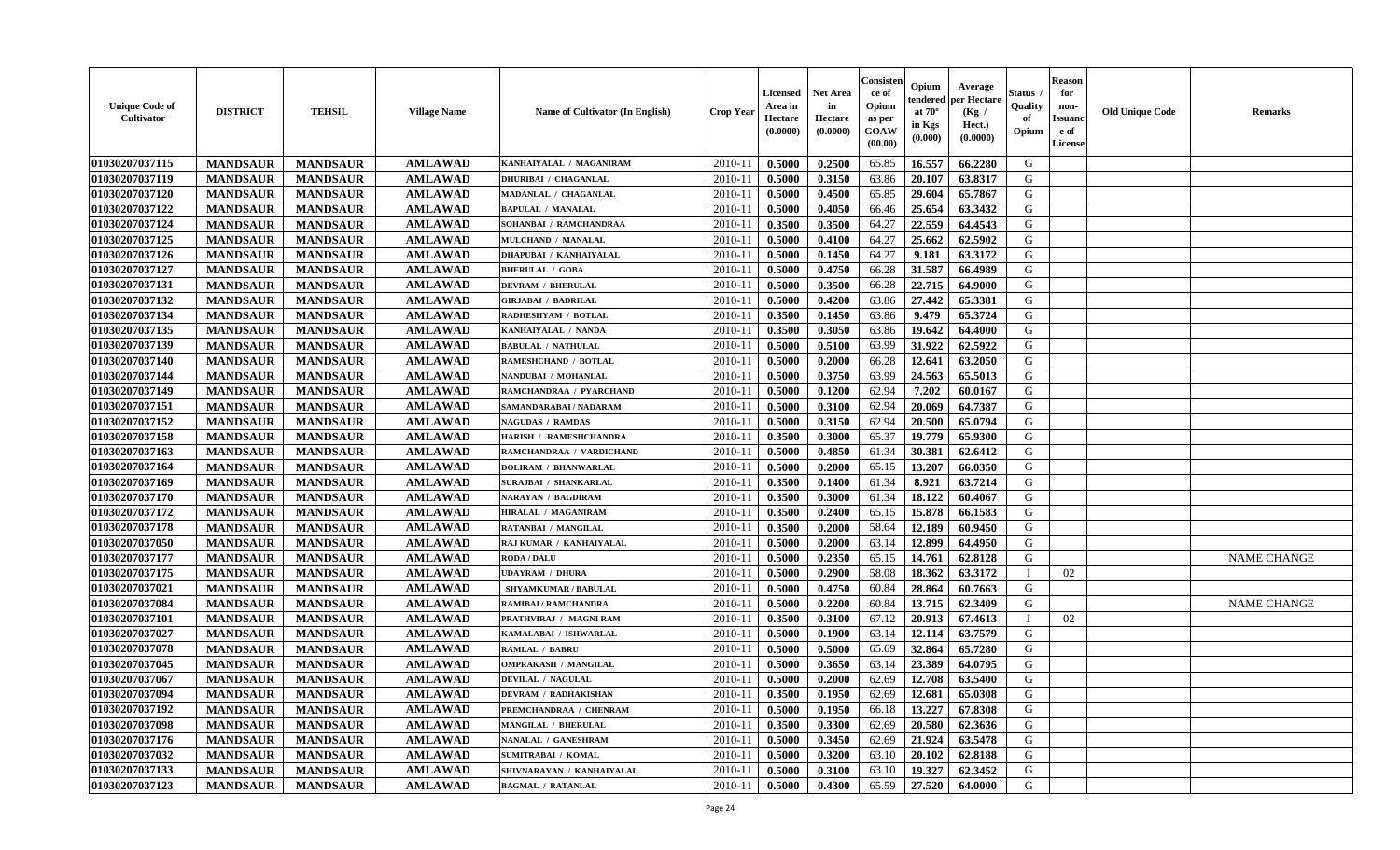| Unique Code of Cultivator | DISTRICT | TEHSIL | Village Name | Name of Cultivator (In English) | Crop Year | Licensed Area in Hectare (0.0000) | Net Area in Hectare (0.0000) | Consistence of Opium as per GOAW (00.00) | Opium tendered at 70° in Kgs (0.000) | Average per Hectare (Kg / Hect.) (0.0000) | Status / Quality of Opium | Reason for non-Issuance of License | Old Unique Code | Remarks |
|---|---|---|---|---|---|---|---|---|---|---|---|---|---|---|
| 01030207037115 | MANDSAUR | MANDSAUR | AMLAWAD | KANHAIYALAL / MAGANIRAM | 2010-11 | 0.5000 | 0.2500 | 65.85 | 16.557 | 66.2280 | G | | | |
| 01030207037119 | MANDSAUR | MANDSAUR | AMLAWAD | DHURIBAI / CHAGANLAL | 2010-11 | 0.5000 | 0.3150 | 63.86 | 20.107 | 63.8317 | G | | | |
| 01030207037120 | MANDSAUR | MANDSAUR | AMLAWAD | MADANLAL / CHAGANLAL | 2010-11 | 0.5000 | 0.4500 | 65.85 | 29.604 | 65.7867 | G | | | |
| 01030207037122 | MANDSAUR | MANDSAUR | AMLAWAD | BAPULAL / MANALAL | 2010-11 | 0.5000 | 0.4050 | 66.46 | 25.654 | 63.3432 | G | | | |
| 01030207037124 | MANDSAUR | MANDSAUR | AMLAWAD | SOHANBAI / RAMCHANDRAA | 2010-11 | 0.3500 | 0.3500 | 64.27 | 22.559 | 64.4543 | G | | | |
| 01030207037125 | MANDSAUR | MANDSAUR | AMLAWAD | MULCHAND / MANALAL | 2010-11 | 0.5000 | 0.4100 | 64.27 | 25.662 | 62.5902 | G | | | |
| 01030207037126 | MANDSAUR | MANDSAUR | AMLAWAD | DHAPUBAI / KANHAIYALAL | 2010-11 | 0.5000 | 0.1450 | 64.27 | 9.181 | 63.3172 | G | | | |
| 01030207037127 | MANDSAUR | MANDSAUR | AMLAWAD | BHERULAL / GOBA | 2010-11 | 0.5000 | 0.4750 | 66.28 | 31.587 | 66.4989 | G | | | |
| 01030207037131 | MANDSAUR | MANDSAUR | AMLAWAD | DEVRAM / BHERULAL | 2010-11 | 0.5000 | 0.3500 | 66.28 | 22.715 | 64.9000 | G | | | |
| 01030207037132 | MANDSAUR | MANDSAUR | AMLAWAD | GIRJABAI / BADRILAL | 2010-11 | 0.5000 | 0.4200 | 63.86 | 27.442 | 65.3381 | G | | | |
| 01030207037134 | MANDSAUR | MANDSAUR | AMLAWAD | RADHESHYAM / BOTLAL | 2010-11 | 0.3500 | 0.1450 | 63.86 | 9.479 | 65.3724 | G | | | |
| 01030207037135 | MANDSAUR | MANDSAUR | AMLAWAD | KANHAIYALAL / NANDA | 2010-11 | 0.3500 | 0.3050 | 63.86 | 19.642 | 64.4000 | G | | | |
| 01030207037139 | MANDSAUR | MANDSAUR | AMLAWAD | BABULAL / NATHULAL | 2010-11 | 0.5000 | 0.5100 | 63.99 | 31.922 | 62.5922 | G | | | |
| 01030207037140 | MANDSAUR | MANDSAUR | AMLAWAD | RAMESHCHAND / BOTLAL | 2010-11 | 0.5000 | 0.2000 | 66.28 | 12.641 | 63.2050 | G | | | |
| 01030207037144 | MANDSAUR | MANDSAUR | AMLAWAD | NANDUBAI / MOHANLAL | 2010-11 | 0.5000 | 0.3750 | 63.99 | 24.563 | 65.5013 | G | | | |
| 01030207037149 | MANDSAUR | MANDSAUR | AMLAWAD | RAMCHANDRAA / PYARCHAND | 2010-11 | 0.5000 | 0.1200 | 62.94 | 7.202 | 60.0167 | G | | | |
| 01030207037151 | MANDSAUR | MANDSAUR | AMLAWAD | SAMANDARABAI / NADARAM | 2010-11 | 0.5000 | 0.3100 | 62.94 | 20.069 | 64.7387 | G | | | |
| 01030207037152 | MANDSAUR | MANDSAUR | AMLAWAD | NAGUDAS / RAMDAS | 2010-11 | 0.5000 | 0.3150 | 62.94 | 20.500 | 65.0794 | G | | | |
| 01030207037158 | MANDSAUR | MANDSAUR | AMLAWAD | HARISH / RAMESHCHANDRA | 2010-11 | 0.3500 | 0.3000 | 65.37 | 19.779 | 65.9300 | G | | | |
| 01030207037163 | MANDSAUR | MANDSAUR | AMLAWAD | RAMCHANDRAA / VARDICHAND | 2010-11 | 0.5000 | 0.4850 | 61.34 | 30.381 | 62.6412 | G | | | |
| 01030207037164 | MANDSAUR | MANDSAUR | AMLAWAD | DOLIRAM / BHANWARLAL | 2010-11 | 0.5000 | 0.2000 | 65.15 | 13.207 | 66.0350 | G | | | |
| 01030207037169 | MANDSAUR | MANDSAUR | AMLAWAD | SURAJBAI / SHANKARLAL | 2010-11 | 0.3500 | 0.1400 | 61.34 | 8.921 | 63.7214 | G | | | |
| 01030207037170 | MANDSAUR | MANDSAUR | AMLAWAD | NARAYAN / BAGDIRAM | 2010-11 | 0.3500 | 0.3000 | 61.34 | 18.122 | 60.4067 | G | | | |
| 01030207037172 | MANDSAUR | MANDSAUR | AMLAWAD | HIRALAL / MAGANIRAM | 2010-11 | 0.3500 | 0.2400 | 65.15 | 15.878 | 66.1583 | G | | | |
| 01030207037178 | MANDSAUR | MANDSAUR | AMLAWAD | RATANBAI / MANGILAL | 2010-11 | 0.3500 | 0.2000 | 58.64 | 12.189 | 60.9450 | G | | | |
| 01030207037050 | MANDSAUR | MANDSAUR | AMLAWAD | RAJ KUMAR / KANHAIYALAL | 2010-11 | 0.5000 | 0.2000 | 63.14 | 12.899 | 64.4950 | G | | | |
| 01030207037177 | MANDSAUR | MANDSAUR | AMLAWAD | RODA / DALU | 2010-11 | 0.5000 | 0.2350 | 65.15 | 14.761 | 62.8128 | G | | | NAME CHANGE |
| 01030207037175 | MANDSAUR | MANDSAUR | AMLAWAD | UDAYRAM / DHURA | 2010-11 | 0.5000 | 0.2900 | 58.08 | 18.362 | 63.3172 | I | 02 | | |
| 01030207037021 | MANDSAUR | MANDSAUR | AMLAWAD | SHYAMKUMAR / BABULAL | 2010-11 | 0.5000 | 0.4750 | 60.84 | 28.864 | 60.7663 | G | | | |
| 01030207037084 | MANDSAUR | MANDSAUR | AMLAWAD | RAMIBAI / RAMCHANDRA | 2010-11 | 0.5000 | 0.2200 | 60.84 | 13.715 | 62.3409 | G | | | NAME CHANGE |
| 01030207037101 | MANDSAUR | MANDSAUR | AMLAWAD | PRATHVIRAJ / MAGNI RAM | 2010-11 | 0.3500 | 0.3100 | 67.12 | 20.913 | 67.4613 | I | 02 | | |
| 01030207037027 | MANDSAUR | MANDSAUR | AMLAWAD | KAMALABAI / ISHWARLAL | 2010-11 | 0.5000 | 0.1900 | 63.14 | 12.114 | 63.7579 | G | | | |
| 01030207037078 | MANDSAUR | MANDSAUR | AMLAWAD | RAMLAL / BABRU | 2010-11 | 0.5000 | 0.5000 | 65.69 | 32.864 | 65.7280 | G | | | |
| 01030207037045 | MANDSAUR | MANDSAUR | AMLAWAD | OMPRAKASH / MANGILAL | 2010-11 | 0.5000 | 0.3650 | 63.14 | 23.389 | 64.0795 | G | | | |
| 01030207037067 | MANDSAUR | MANDSAUR | AMLAWAD | DEVILAL / NAGULAL | 2010-11 | 0.5000 | 0.2000 | 62.69 | 12.708 | 63.5400 | G | | | |
| 01030207037094 | MANDSAUR | MANDSAUR | AMLAWAD | DEVRAM / RADHAKISHAN | 2010-11 | 0.3500 | 0.1950 | 62.69 | 12.681 | 65.0308 | G | | | |
| 01030207037192 | MANDSAUR | MANDSAUR | AMLAWAD | PREMCHANDRAA / CHENRAM | 2010-11 | 0.5000 | 0.1950 | 66.18 | 13.227 | 67.8308 | G | | | |
| 01030207037098 | MANDSAUR | MANDSAUR | AMLAWAD | MANGILAL / BHERULAL | 2010-11 | 0.3500 | 0.3300 | 62.69 | 20.580 | 62.3636 | G | | | |
| 01030207037176 | MANDSAUR | MANDSAUR | AMLAWAD | NANALAL / GANESHRAM | 2010-11 | 0.5000 | 0.3450 | 62.69 | 21.924 | 63.5478 | G | | | |
| 01030207037032 | MANDSAUR | MANDSAUR | AMLAWAD | SUMITRABAI / KOMAL | 2010-11 | 0.5000 | 0.3200 | 63.10 | 20.102 | 62.8188 | G | | | |
| 01030207037133 | MANDSAUR | MANDSAUR | AMLAWAD | SHIVNARAYAN / KANHAIYALAL | 2010-11 | 0.5000 | 0.3100 | 63.10 | 19.327 | 62.3452 | G | | | |
| 01030207037123 | MANDSAUR | MANDSAUR | AMLAWAD | BAGMAL / RATANLAL | 2010-11 | 0.5000 | 0.4300 | 65.59 | 27.520 | 64.0000 | G | | | |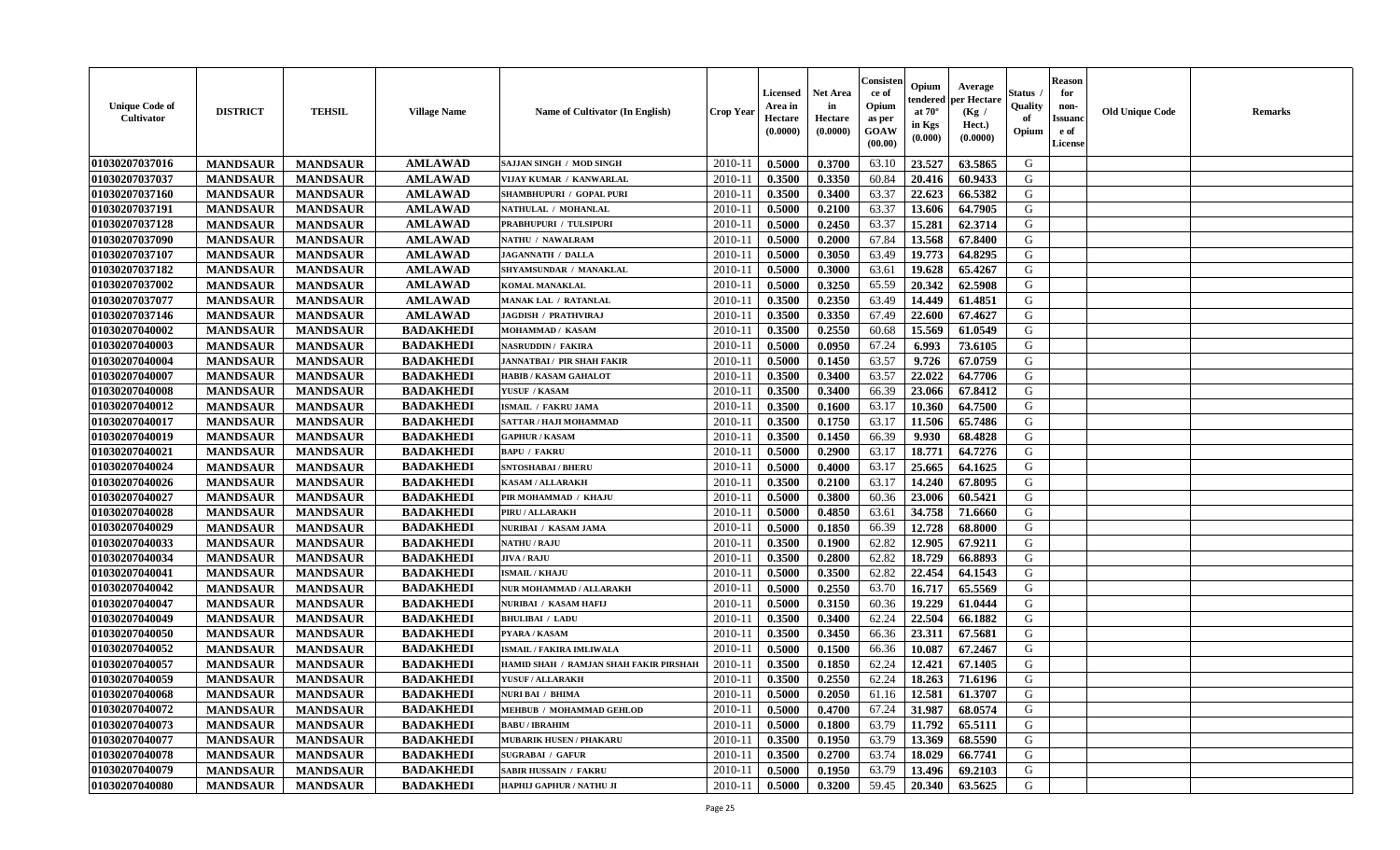| Unique Code of Cultivator | DISTRICT | TEHSIL | Village Name | Name of Cultivator (In English) | Crop Year | Licensed Area in Hectare (0.0000) | Net Area in Hectare (0.0000) | Consistence of Opium as per GOAW (00.00) | Opium tendered at 70° in Kgs (0.000) | Average per Hectare (Kg / Hect.) (0.0000) | Status / Quality of Opium | Reason for non-Issuance of License | Old Unique Code | Remarks |
|---|---|---|---|---|---|---|---|---|---|---|---|---|---|---|
| 01030207037016 | MANDSAUR | MANDSAUR | AMLAWAD | SAJJAN SINGH / MOD SINGH | 2010-11 | 0.5000 | 0.3700 | 63.10 | 23.527 | 63.5865 | G | | | |
| 01030207037037 | MANDSAUR | MANDSAUR | AMLAWAD | VIJAY KUMAR / KANWARLAL | 2010-11 | 0.3500 | 0.3350 | 60.84 | 20.416 | 60.9433 | G | | | |
| 01030207037160 | MANDSAUR | MANDSAUR | AMLAWAD | SHAMBHUPURI / GOPAL PURI | 2010-11 | 0.3500 | 0.3400 | 63.37 | 22.623 | 66.5382 | G | | | |
| 01030207037191 | MANDSAUR | MANDSAUR | AMLAWAD | NATHULAL / MOHANLAL | 2010-11 | 0.5000 | 0.2100 | 63.37 | 13.606 | 64.7905 | G | | | |
| 01030207037128 | MANDSAUR | MANDSAUR | AMLAWAD | PRABHUPURI / TULSIPURI | 2010-11 | 0.5000 | 0.2450 | 63.37 | 15.281 | 62.3714 | G | | | |
| 01030207037090 | MANDSAUR | MANDSAUR | AMLAWAD | NATHU / NAWALRAM | 2010-11 | 0.5000 | 0.2000 | 67.84 | 13.568 | 67.8400 | G | | | |
| 01030207037107 | MANDSAUR | MANDSAUR | AMLAWAD | JAGANNATH / DALLA | 2010-11 | 0.5000 | 0.3050 | 63.49 | 19.773 | 64.8295 | G | | | |
| 01030207037182 | MANDSAUR | MANDSAUR | AMLAWAD | SHYAMSUNDAR / MANAKLAL | 2010-11 | 0.5000 | 0.3000 | 63.61 | 19.628 | 65.4267 | G | | | |
| 01030207037002 | MANDSAUR | MANDSAUR | AMLAWAD | KOMAL MANAKLAL | 2010-11 | 0.5000 | 0.3250 | 65.59 | 20.342 | 62.5908 | G | | | |
| 01030207037077 | MANDSAUR | MANDSAUR | AMLAWAD | MANAK LAL / RATANLAL | 2010-11 | 0.3500 | 0.2350 | 63.49 | 14.449 | 61.4851 | G | | | |
| 01030207037146 | MANDSAUR | MANDSAUR | AMLAWAD | JAGDISH / PRATHVIRAJ | 2010-11 | 0.3500 | 0.3350 | 67.49 | 22.600 | 67.4627 | G | | | |
| 01030207040002 | MANDSAUR | MANDSAUR | BADAKHEDI | MOHAMMAD / KASAM | 2010-11 | 0.3500 | 0.2550 | 60.68 | 15.569 | 61.0549 | G | | | |
| 01030207040003 | MANDSAUR | MANDSAUR | BADAKHEDI | NASRUDDIN / FAKIRA | 2010-11 | 0.5000 | 0.0950 | 67.24 | 6.993 | 73.6105 | G | | | |
| 01030207040004 | MANDSAUR | MANDSAUR | BADAKHEDI | JANNATBAI / PIR SHAH FAKIR | 2010-11 | 0.5000 | 0.1450 | 63.57 | 9.726 | 67.0759 | G | | | |
| 01030207040007 | MANDSAUR | MANDSAUR | BADAKHEDI | HABIB / KASAM GAHALOT | 2010-11 | 0.3500 | 0.3400 | 63.57 | 22.022 | 64.7706 | G | | | |
| 01030207040008 | MANDSAUR | MANDSAUR | BADAKHEDI | YUSUF / KASAM | 2010-11 | 0.3500 | 0.3400 | 66.39 | 23.066 | 67.8412 | G | | | |
| 01030207040012 | MANDSAUR | MANDSAUR | BADAKHEDI | ISMAIL / FAKRU JAMA | 2010-11 | 0.3500 | 0.1600 | 63.17 | 10.360 | 64.7500 | G | | | |
| 01030207040017 | MANDSAUR | MANDSAUR | BADAKHEDI | SATTAR / HAJI MOHAMMAD | 2010-11 | 0.3500 | 0.1750 | 63.17 | 11.506 | 65.7486 | G | | | |
| 01030207040019 | MANDSAUR | MANDSAUR | BADAKHEDI | GAPHUR / KASAM | 2010-11 | 0.3500 | 0.1450 | 66.39 | 9.930 | 68.4828 | G | | | |
| 01030207040021 | MANDSAUR | MANDSAUR | BADAKHEDI | BAPU / FAKRU | 2010-11 | 0.5000 | 0.2900 | 63.17 | 18.771 | 64.7276 | G | | | |
| 01030207040024 | MANDSAUR | MANDSAUR | BADAKHEDI | SNTOSHABAI / BHERU | 2010-11 | 0.5000 | 0.4000 | 63.17 | 25.665 | 64.1625 | G | | | |
| 01030207040026 | MANDSAUR | MANDSAUR | BADAKHEDI | KASAM / ALLARAKH | 2010-11 | 0.3500 | 0.2100 | 63.17 | 14.240 | 67.8095 | G | | | |
| 01030207040027 | MANDSAUR | MANDSAUR | BADAKHEDI | PIR MOHAMMAD / KHAJU | 2010-11 | 0.5000 | 0.3800 | 60.36 | 23.006 | 60.5421 | G | | | |
| 01030207040028 | MANDSAUR | MANDSAUR | BADAKHEDI | PIRU / ALLARAKH | 2010-11 | 0.5000 | 0.4850 | 63.61 | 34.758 | 71.6660 | G | | | |
| 01030207040029 | MANDSAUR | MANDSAUR | BADAKHEDI | NURIBAI / KASAM JAMA | 2010-11 | 0.5000 | 0.1850 | 66.39 | 12.728 | 68.8000 | G | | | |
| 01030207040033 | MANDSAUR | MANDSAUR | BADAKHEDI | NATHU / RAJU | 2010-11 | 0.3500 | 0.1900 | 62.82 | 12.905 | 67.9211 | G | | | |
| 01030207040034 | MANDSAUR | MANDSAUR | BADAKHEDI | JIVA / RAJU | 2010-11 | 0.3500 | 0.2800 | 62.82 | 18.729 | 66.8893 | G | | | |
| 01030207040041 | MANDSAUR | MANDSAUR | BADAKHEDI | ISMAIL / KHAJU | 2010-11 | 0.5000 | 0.3500 | 62.82 | 22.454 | 64.1543 | G | | | |
| 01030207040042 | MANDSAUR | MANDSAUR | BADAKHEDI | NUR MOHAMMAD / ALLARAKH | 2010-11 | 0.5000 | 0.2550 | 63.70 | 16.717 | 65.5569 | G | | | |
| 01030207040047 | MANDSAUR | MANDSAUR | BADAKHEDI | NURIBAI / KASAM HAFIJ | 2010-11 | 0.5000 | 0.3150 | 60.36 | 19.229 | 61.0444 | G | | | |
| 01030207040049 | MANDSAUR | MANDSAUR | BADAKHEDI | BHULIBAI / LADU | 2010-11 | 0.3500 | 0.3400 | 62.24 | 22.504 | 66.1882 | G | | | |
| 01030207040050 | MANDSAUR | MANDSAUR | BADAKHEDI | PYARA / KASAM | 2010-11 | 0.3500 | 0.3450 | 66.36 | 23.311 | 67.5681 | G | | | |
| 01030207040052 | MANDSAUR | MANDSAUR | BADAKHEDI | ISMAIL / FAKIRA IMLIWALA | 2010-11 | 0.5000 | 0.1500 | 66.36 | 10.087 | 67.2467 | G | | | |
| 01030207040057 | MANDSAUR | MANDSAUR | BADAKHEDI | HAMID SHAH / RAMJAN SHAH FAKIR PIRSHAH | 2010-11 | 0.3500 | 0.1850 | 62.24 | 12.421 | 67.1405 | G | | | |
| 01030207040059 | MANDSAUR | MANDSAUR | BADAKHEDI | YUSUF / ALLARAKH | 2010-11 | 0.3500 | 0.2550 | 62.24 | 18.263 | 71.6196 | G | | | |
| 01030207040068 | MANDSAUR | MANDSAUR | BADAKHEDI | NURI BAI / BHIMA | 2010-11 | 0.5000 | 0.2050 | 61.16 | 12.581 | 61.3707 | G | | | |
| 01030207040072 | MANDSAUR | MANDSAUR | BADAKHEDI | MEHBUB / MOHAMMAD GEHLOD | 2010-11 | 0.5000 | 0.4700 | 67.24 | 31.987 | 68.0574 | G | | | |
| 01030207040073 | MANDSAUR | MANDSAUR | BADAKHEDI | BABU / IBRAHIM | 2010-11 | 0.5000 | 0.1800 | 63.79 | 11.792 | 65.5111 | G | | | |
| 01030207040077 | MANDSAUR | MANDSAUR | BADAKHEDI | MUBARIK HUSEN / PHAKARU | 2010-11 | 0.3500 | 0.1950 | 63.79 | 13.369 | 68.5590 | G | | | |
| 01030207040078 | MANDSAUR | MANDSAUR | BADAKHEDI | SUGRABAI / GAFUR | 2010-11 | 0.3500 | 0.2700 | 63.74 | 18.029 | 66.7741 | G | | | |
| 01030207040079 | MANDSAUR | MANDSAUR | BADAKHEDI | SABIR HUSSAIN / FAKRU | 2010-11 | 0.5000 | 0.1950 | 63.79 | 13.496 | 69.2103 | G | | | |
| 01030207040080 | MANDSAUR | MANDSAUR | BADAKHEDI | HAPHIJ GAPHUR / NATHU JI | 2010-11 | 0.5000 | 0.3200 | 59.45 | 20.340 | 63.5625 | G | | | |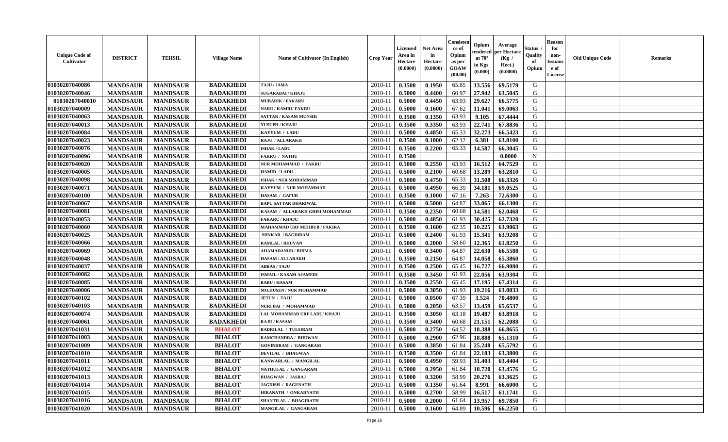| Unique Code of Cultivator | DISTRICT | TEHSIL | Village Name | Name of Cultivator (In English) | Crop Year | Licensed Area in Hectare (0.0000) | Net Area in Hectare (0.0000) | Consisten ce of Opium as per GOAW (00.00) | Opium tendered at 70° in Kgs (0.000) | Average per Hectare (Kg / Hect.) (0.0000) | Status / Quality of Opium | Reason for non-Issuanc e of License | Old Unique Code | Remarks |
|---|---|---|---|---|---|---|---|---|---|---|---|---|---|---|
| 01030207040086 | MANDSAUR | MANDSAUR | BADAKHEDI | TAJU / JAMA | 2010-11 | 0.3500 | 0.1950 | 65.85 | 13.556 | 69.5179 | G | | | |
| 01030207040046 | MANDSAUR | MANDSAUR | BADAKHEDI | SUGARABAI / KHAJU | 2010-11 | 0.5000 | 0.4400 | 60.97 | 27.942 | 63.5045 | G | | | |
| 01030207040010 | MANDSAUR | MANDSAUR | BADAKHEDI | MUBARIK / FAKARU | 2010-11 | 0.5000 | 0.4450 | 63.93 | 29.627 | 66.5775 | G | | | |
| 01030207040009 | MANDSAUR | MANDSAUR | BADAKHEDI | NARU / KAMRU FAKRU | 2010-11 | 0.5000 | 0.1600 | 67.62 | 11.041 | 69.0063 | G | | | |
| 01030207040063 | MANDSAUR | MANDSAUR | BADAKHEDI | SATTAR / KASAM MUNSHI | 2010-11 | 0.3500 | 0.1350 | 63.93 | 9.105 | 67.4444 | G | | | |
| 01030207040013 | MANDSAUR | MANDSAUR | BADAKHEDI | YUSUPH / KHAJU | 2010-11 | 0.3500 | 0.3350 | 63.93 | 22.741 | 67.8836 | G | | | |
| 01030207040084 | MANDSAUR | MANDSAUR | BADAKHEDI | KAYYUM / LADU | 2010-11 | 0.5000 | 0.4850 | 65.33 | 32.273 | 66.5423 | G | | | |
| 01030207040023 | MANDSAUR | MANDSAUR | BADAKHEDI | RAJU / ALLARAKH | 2010-11 | 0.3500 | 0.1000 | 62.12 | 6.381 | 63.8100 | G | | | |
| 01030207040076 | MANDSAUR | MANDSAUR | BADAKHEDI | ISHAK / LADU | 2010-11 | 0.3500 | 0.2200 | 65.33 | 14.587 | 66.3045 | G | | | |
| 01030207040096 | MANDSAUR | MANDSAUR | BADAKHEDI | FAKRU / NATHU | 2010-11 | 0.3500 | | | | 0.0000 | N | | | |
| 01030207040020 | MANDSAUR | MANDSAUR | BADAKHEDI | NUR MOHAMMAD / FAKRU | 2010-11 | 0.5000 | 0.2550 | 63.93 | 16.512 | 64.7529 | G | | | |
| 01030207040005 | MANDSAUR | MANDSAUR | BADAKHEDI | HAMID / LADU | 2010-11 | 0.5000 | 0.2100 | 60.68 | 13.289 | 63.2810 | G | | | |
| 01030207040098 | MANDSAUR | MANDSAUR | BADAKHEDI | ISHAK / NUR MOHAMMAD | 2010-11 | 0.5000 | 0.4750 | 65.33 | 31.508 | 66.3326 | G | | | |
| 01030207040071 | MANDSAUR | MANDSAUR | BADAKHEDI | KAYYUM / NUR MOHAMMAD | 2010-11 | 0.5000 | 0.4950 | 66.39 | 34.181 | 69.0525 | G | | | |
| 01030207040100 | MANDSAUR | MANDSAUR | BADAKHEDI | HASAM / GAFUR | 2010-11 | 0.3500 | 0.1000 | 67.16 | 7.263 | 72.6300 | G | | | |
| 01030207040067 | MANDSAUR | MANDSAUR | BADAKHEDI | BAPU SATTAR DHARIWAL | 2010-11 | 0.5000 | 0.5000 | 64.87 | 33.065 | 66.1300 | G | | | |
| 01030207040081 | MANDSAUR | MANDSAUR | BADAKHEDI | KASAM / ALLARAKH GHISI MOHAMMAD | 2010-11 | 0.3500 | 0.2350 | 60.68 | 14.581 | 62.0468 | G | | | |
| 01030207040053 | MANDSAUR | MANDSAUR | BADAKHEDI | FAKARU / KHAJU | 2010-11 | 0.5000 | 0.4850 | 61.93 | 30.425 | 62.7320 | G | | | |
| 01030207040060 | MANDSAUR | MANDSAUR | BADAKHEDI | MAHAMMAD URF MEHBUB / FAKIRA | 2010-11 | 0.3500 | 0.1600 | 62.35 | 10.225 | 63.9063 | G | | | |
| 01030207040025 | MANDSAUR | MANDSAUR | BADAKHEDI | SHNKAR / BAGDIRAM | 2010-11 | 0.5000 | 0.2400 | 61.93 | 15.341 | 63.9208 | G | | | |
| 01030207040066 | MANDSAUR | MANDSAUR | BADAKHEDI | RAMLAL / BHUVAN | 2010-11 | 0.5000 | 0.2000 | 58.60 | 12.365 | 61.8250 | G | | | |
| 01030207040069 | MANDSAUR | MANDSAUR | BADAKHEDI | AHAMADANUR / BHIMA | 2010-11 | 0.5000 | 0.3400 | 64.87 | 22.630 | 66.5588 | G | | | |
| 01030207040048 | MANDSAUR | MANDSAUR | BADAKHEDI | HASAM / ALLARAKH | 2010-11 | 0.3500 | 0.2150 | 64.87 | 14.058 | 65.3860 | G | | | |
| 01030207040037 | MANDSAUR | MANDSAUR | BADAKHEDI | ABBAS / TAJU | 2010-11 | 0.3500 | 0.2500 | 65.45 | 16.727 | 66.9080 | G | | | |
| 01030207040082 | MANDSAUR | MANDSAUR | BADAKHEDI | ISMAIL / KASAM AJAMERI | 2010-11 | 0.3500 | 0.3450 | 61.93 | 22.056 | 63.9304 | G | | | |
| 01030207040085 | MANDSAUR | MANDSAUR | BADAKHEDI | BABU / HASAM | 2010-11 | 0.3500 | 0.2550 | 65.45 | 17.195 | 67.4314 | G | | | |
| 01030207040006 | MANDSAUR | MANDSAUR | BADAKHEDI | MO.HUSEN / NUR MOHAMMAD | 2010-11 | 0.5000 | 0.3050 | 61.93 | 19.216 | 63.0033 | G | | | |
| 01030207040102 | MANDSAUR | MANDSAUR | BADAKHEDI | JETUN / TAJU | 2010-11 | 0.5000 | 0.0500 | 67.39 | 3.524 | 70.4800 | G | | | |
| 01030207040103 | MANDSAUR | MANDSAUR | BADAKHEDI | NURI BAI / MOHAMMAD | 2010-11 | 0.5000 | 0.2050 | 63.57 | 13.459 | 65.6537 | G | | | |
| 01030207040074 | MANDSAUR | MANDSAUR | BADAKHEDI | LAL MOHAMMAD URF LADU/ KHAJU | 2010-11 | 0.3500 | 0.3050 | 63.18 | 19.487 | 63.8918 | G | | | |
| 01030207040061 | MANDSAUR | MANDSAUR | BADAKHEDI | RAJU / KASAM | 2010-11 | 0.3500 | 0.3400 | 60.68 | 21.151 | 62.2088 | G | | | |
| 01030207041031 | MANDSAUR | MANDSAUR | BHALOT | BADRILAL / TULSIRAM | 2010-11 | 0.5000 | 0.2750 | 64.52 | 18.388 | 66.8655 | G | | | |
| 01030207041003 | MANDSAUR | MANDSAUR | BHALOT | RAMCHANDRA / BHUWAN | 2010-11 | 0.5000 | 0.2900 | 62.96 | 18.888 | 65.1310 | G | | | |
| 01030207041009 | MANDSAUR | MANDSAUR | BHALOT | GOVINDRAM / GANGARAM | 2010-11 | 0.5000 | 0.3850 | 61.84 | 25.248 | 65.5792 | G | | | |
| 01030207041010 | MANDSAUR | MANDSAUR | BHALOT | DEVILAL / BHAGWAN | 2010-11 | 0.3500 | 0.3500 | 61.84 | 22.183 | 63.3800 | G | | | |
| 01030207041011 | MANDSAUR | MANDSAUR | BHALOT | KANWARLAL / MANGILAL | 2010-11 | 0.5000 | 0.4950 | 59.93 | 31.403 | 63.4404 | G | | | |
| 01030207041012 | MANDSAUR | MANDSAUR | BHALOT | NATHULAL / GANGARAM | 2010-11 | 0.5000 | 0.2950 | 61.84 | 18.720 | 63.4576 | G | | | |
| 01030207041013 | MANDSAUR | MANDSAUR | BHALOT | BHAGWAN / JASRAJ | 2010-11 | 0.5000 | 0.3200 | 58.99 | 20.276 | 63.3625 | G | | | |
| 01030207041014 | MANDSAUR | MANDSAUR | BHALOT | JAGDISH / RAGUNATH | 2010-11 | 0.5000 | 0.1350 | 61.64 | 8.991 | 66.6000 | G | | | |
| 01030207041015 | MANDSAUR | MANDSAUR | BHALOT | HIRANATH / ONKARNATH | 2010-11 | 0.5000 | 0.2700 | 58.99 | 16.517 | 61.1741 | G | | | |
| 01030207041016 | MANDSAUR | MANDSAUR | BHALOT | SHANTILAL / BHAGIRATH | 2010-11 | 0.5000 | 0.2000 | 61.64 | 13.957 | 69.7850 | G | | | |
| 01030207041020 | MANDSAUR | MANDSAUR | BHALOT | MANGILAL / GANGARAM | 2010-11 | 0.5000 | 0.1600 | 64.89 | 10.596 | 66.2250 | G | | | |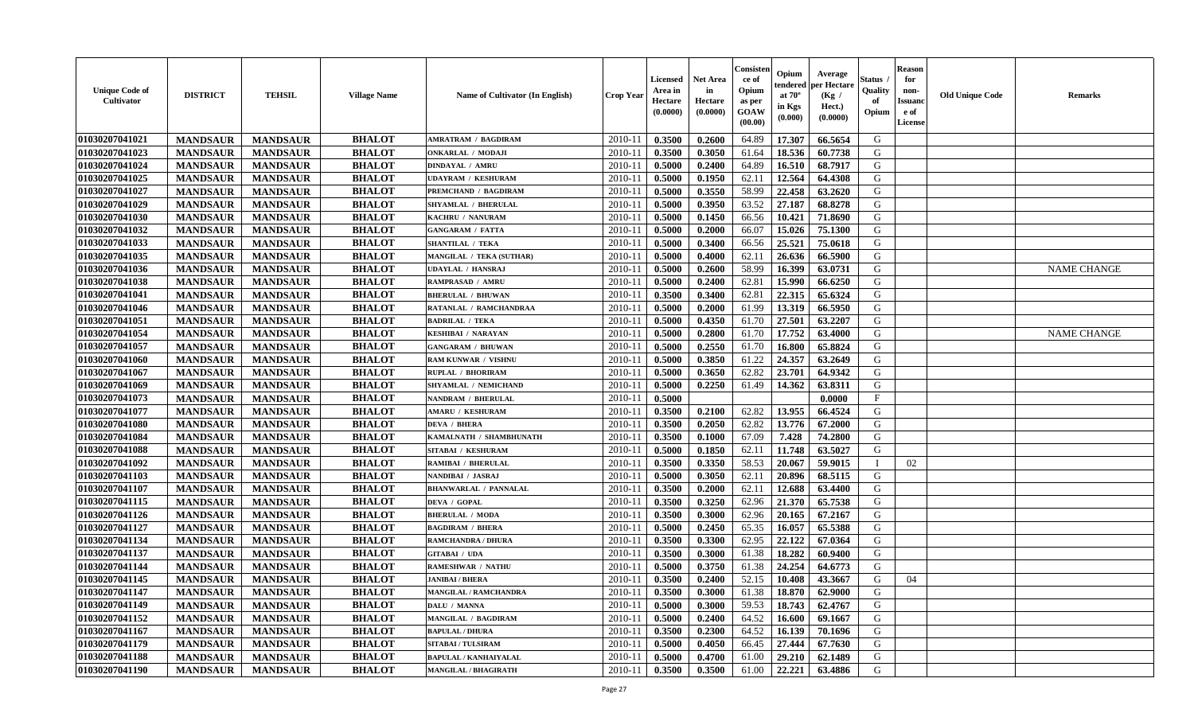| Unique Code of Cultivator | DISTRICT | TEHSIL | Village Name | Name of Cultivator (In English) | Crop Year | Licensed Area in Hectare (0.0000) | Net Area in Hectare (0.0000) | Consistence of Opium as per GOAW (00.00) | Opium tendered at 70° in Kgs (0.000) | Average per Hectare (Kg / Hect.) (0.0000) | Status / Quality of Opium | Reason for non-Issuance of License | Old Unique Code | Remarks |
|---|---|---|---|---|---|---|---|---|---|---|---|---|---|---|
| 01030207041021 | MANDSAUR | MANDSAUR | BHALOT | AMRATRAM / BAGDIRAM | 2010-11 | 0.3500 | 0.2600 | 64.89 | 17.307 | 66.5654 | G | | | |
| 01030207041023 | MANDSAUR | MANDSAUR | BHALOT | ONKARLAL / MODAJI | 2010-11 | 0.3500 | 0.3050 | 61.64 | 18.536 | 60.7738 | G | | | |
| 01030207041024 | MANDSAUR | MANDSAUR | BHALOT | DINDAYAL / AMRU | 2010-11 | 0.5000 | 0.2400 | 64.89 | 16.510 | 68.7917 | G | | | |
| 01030207041025 | MANDSAUR | MANDSAUR | BHALOT | UDAYRAM / KESHURAM | 2010-11 | 0.5000 | 0.1950 | 62.11 | 12.564 | 64.4308 | G | | | |
| 01030207041027 | MANDSAUR | MANDSAUR | BHALOT | PREMCHAND / BAGDIRAM | 2010-11 | 0.5000 | 0.3550 | 58.99 | 22.458 | 63.2620 | G | | | |
| 01030207041029 | MANDSAUR | MANDSAUR | BHALOT | SHYAMLAL / BHERULAL | 2010-11 | 0.5000 | 0.3950 | 63.52 | 27.187 | 68.8278 | G | | | |
| 01030207041030 | MANDSAUR | MANDSAUR | BHALOT | KACHRU / NANURAM | 2010-11 | 0.5000 | 0.1450 | 66.56 | 10.421 | 71.8690 | G | | | |
| 01030207041032 | MANDSAUR | MANDSAUR | BHALOT | GANGARAM / FATTA | 2010-11 | 0.5000 | 0.2000 | 66.07 | 15.026 | 75.1300 | G | | | |
| 01030207041033 | MANDSAUR | MANDSAUR | BHALOT | SHANTILAL / TEKA | 2010-11 | 0.5000 | 0.3400 | 66.56 | 25.521 | 75.0618 | G | | | |
| 01030207041035 | MANDSAUR | MANDSAUR | BHALOT | MANGILAL / TEKA (SUTHAR) | 2010-11 | 0.5000 | 0.4000 | 62.11 | 26.636 | 66.5900 | G | | | |
| 01030207041036 | MANDSAUR | MANDSAUR | BHALOT | UDAYLAL / HANSRAJ | 2010-11 | 0.5000 | 0.2600 | 58.99 | 16.399 | 63.0731 | G | | | NAME CHANGE |
| 01030207041038 | MANDSAUR | MANDSAUR | BHALOT | RAMPRASAD / AMRU | 2010-11 | 0.5000 | 0.2400 | 62.81 | 15.990 | 66.6250 | G | | | |
| 01030207041041 | MANDSAUR | MANDSAUR | BHALOT | BHERULAL / BHUWAN | 2010-11 | 0.3500 | 0.3400 | 62.81 | 22.315 | 65.6324 | G | | | |
| 01030207041046 | MANDSAUR | MANDSAUR | BHALOT | RATANLAL / RAMCHANDRAA | 2010-11 | 0.5000 | 0.2000 | 61.99 | 13.319 | 66.5950 | G | | | |
| 01030207041051 | MANDSAUR | MANDSAUR | BHALOT | BADRILAL / TEKA | 2010-11 | 0.5000 | 0.4350 | 61.70 | 27.501 | 63.2207 | G | | | |
| 01030207041054 | MANDSAUR | MANDSAUR | BHALOT | KESHIBAI / NARAYAN | 2010-11 | 0.5000 | 0.2800 | 61.70 | 17.752 | 63.4000 | G | | | NAME CHANGE |
| 01030207041057 | MANDSAUR | MANDSAUR | BHALOT | GANGARAM / BHUWAN | 2010-11 | 0.5000 | 0.2550 | 61.70 | 16.800 | 65.8824 | G | | | |
| 01030207041060 | MANDSAUR | MANDSAUR | BHALOT | RAM KUNWAR / VISHNU | 2010-11 | 0.5000 | 0.3850 | 61.22 | 24.357 | 63.2649 | G | | | |
| 01030207041067 | MANDSAUR | MANDSAUR | BHALOT | RUPLAL / BHORIRAM | 2010-11 | 0.5000 | 0.3650 | 62.82 | 23.701 | 64.9342 | G | | | |
| 01030207041069 | MANDSAUR | MANDSAUR | BHALOT | SHYAMLAL / NEMICHAND | 2010-11 | 0.5000 | 0.2250 | 61.49 | 14.362 | 63.8311 | G | | | |
| 01030207041073 | MANDSAUR | MANDSAUR | BHALOT | NANDRAM / BHERULAL | 2010-11 | 0.5000 | | | | 0.0000 | F | | | |
| 01030207041077 | MANDSAUR | MANDSAUR | BHALOT | AMARU / KESHURAM | 2010-11 | 0.3500 | 0.2100 | 62.82 | 13.955 | 66.4524 | G | | | |
| 01030207041080 | MANDSAUR | MANDSAUR | BHALOT | DEVA / BHERA | 2010-11 | 0.3500 | 0.2050 | 62.82 | 13.776 | 67.2000 | G | | | |
| 01030207041084 | MANDSAUR | MANDSAUR | BHALOT | KAMALNATH / SHAMBHUNATH | 2010-11 | 0.3500 | 0.1000 | 67.09 | 7.428 | 74.2800 | G | | | |
| 01030207041088 | MANDSAUR | MANDSAUR | BHALOT | SITABAI / KESHURAM | 2010-11 | 0.5000 | 0.1850 | 62.11 | 11.748 | 63.5027 | G | | | |
| 01030207041092 | MANDSAUR | MANDSAUR | BHALOT | RAMIBAI / BHERULAL | 2010-11 | 0.3500 | 0.3350 | 58.53 | 20.067 | 59.9015 | I | 02 | | |
| 01030207041103 | MANDSAUR | MANDSAUR | BHALOT | NANDIBAI / JASRAJ | 2010-11 | 0.5000 | 0.3050 | 62.11 | 20.896 | 68.5115 | G | | | |
| 01030207041107 | MANDSAUR | MANDSAUR | BHALOT | BHANWARLAL / PANNALAL | 2010-11 | 0.3500 | 0.2000 | 62.11 | 12.688 | 63.4400 | G | | | |
| 01030207041115 | MANDSAUR | MANDSAUR | BHALOT | DEVA / GOPAL | 2010-11 | 0.3500 | 0.3250 | 62.96 | 21.370 | 65.7538 | G | | | |
| 01030207041126 | MANDSAUR | MANDSAUR | BHALOT | BHERULAL / MODA | 2010-11 | 0.3500 | 0.3000 | 62.96 | 20.165 | 67.2167 | G | | | |
| 01030207041127 | MANDSAUR | MANDSAUR | BHALOT | BAGDIRAM / BHERA | 2010-11 | 0.5000 | 0.2450 | 65.35 | 16.057 | 65.5388 | G | | | |
| 01030207041134 | MANDSAUR | MANDSAUR | BHALOT | RAMCHANDRA / DHURA | 2010-11 | 0.3500 | 0.3300 | 62.95 | 22.122 | 67.0364 | G | | | |
| 01030207041137 | MANDSAUR | MANDSAUR | BHALOT | GITABAI / UDA | 2010-11 | 0.3500 | 0.3000 | 61.38 | 18.282 | 60.9400 | G | | | |
| 01030207041144 | MANDSAUR | MANDSAUR | BHALOT | RAMESHWAR / NATHU | 2010-11 | 0.5000 | 0.3750 | 61.38 | 24.254 | 64.6773 | G | | | |
| 01030207041145 | MANDSAUR | MANDSAUR | BHALOT | JANIBAI / BHERA | 2010-11 | 0.3500 | 0.2400 | 52.15 | 10.408 | 43.3667 | G | 04 | | |
| 01030207041147 | MANDSAUR | MANDSAUR | BHALOT | MANGILAL / RAMCHANDRA | 2010-11 | 0.3500 | 0.3000 | 61.38 | 18.870 | 62.9000 | G | | | |
| 01030207041149 | MANDSAUR | MANDSAUR | BHALOT | DALU / MANNA | 2010-11 | 0.5000 | 0.3000 | 59.53 | 18.743 | 62.4767 | G | | | |
| 01030207041152 | MANDSAUR | MANDSAUR | BHALOT | MANGILAL / BAGDIRAM | 2010-11 | 0.5000 | 0.2400 | 64.52 | 16.600 | 69.1667 | G | | | |
| 01030207041167 | MANDSAUR | MANDSAUR | BHALOT | BAPULAL / DHURA | 2010-11 | 0.3500 | 0.2300 | 64.52 | 16.139 | 70.1696 | G | | | |
| 01030207041179 | MANDSAUR | MANDSAUR | BHALOT | SITABAI / TULSIRAM | 2010-11 | 0.5000 | 0.4050 | 66.45 | 27.444 | 67.7630 | G | | | |
| 01030207041188 | MANDSAUR | MANDSAUR | BHALOT | BAPULAL / KANHAIYALAL | 2010-11 | 0.5000 | 0.4700 | 61.00 | 29.210 | 62.1489 | G | | | |
| 01030207041190 | MANDSAUR | MANDSAUR | BHALOT | MANGILAL / BHAGIRATH | 2010-11 | 0.3500 | 0.3500 | 61.00 | 22.221 | 63.4886 | G | | | |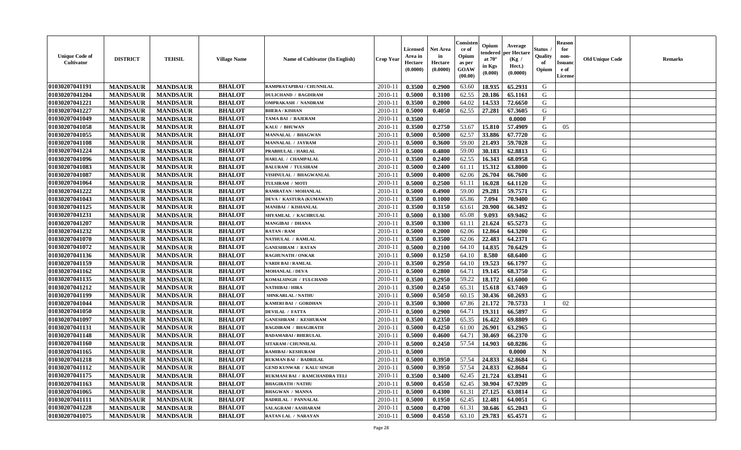| Unique Code of Cultivator | DISTRICT | TEHSIL | Village Name | Name of Cultivator (In English) | Crop Year | Licensed Area in Hectare (0.0000) | Net Area in Hectare (0.0000) | Consistence of Opium as per GOAW (00.00) | Opium tendered at 70° in Kgs (0.000) | Average per Hectare (Kg / Hect.) (0.0000) | Status / Quality of Opium | Reason for non-Issuance of License | Old Unique Code | Remarks |
|---|---|---|---|---|---|---|---|---|---|---|---|---|---|---|
| 01030207041191 | MANDSAUR | MANDSAUR | BHALOT | RAMPRATAPIBAI / CHUNNILAL | 2010-11 | 0.3500 | 0.2900 | 63.60 | 18.935 | 65.2931 | G | | | |
| 01030207041204 | MANDSAUR | MANDSAUR | BHALOT | DULICHAND / BAGDIRAM | 2010-11 | 0.5000 | 0.3100 | 62.55 | 20.186 | 65.1161 | G | | | |
| 01030207041221 | MANDSAUR | MANDSAUR | BHALOT | OMPRAKASH / NANDRAM | 2010-11 | 0.3500 | 0.2000 | 64.02 | 14.533 | 72.6650 | G | | | |
| 01030207041227 | MANDSAUR | MANDSAUR | BHALOT | BHERA / KISHAN | 2010-11 | 0.5000 | 0.4050 | 62.55 | 27.281 | 67.3605 | G | | | |
| 01030207041049 | MANDSAUR | MANDSAUR | BHALOT | TAMA BAI / BAJERAM | 2010-11 | 0.3500 | | | | 0.0000 | F | | | |
| 01030207041058 | MANDSAUR | MANDSAUR | BHALOT | KALU / BHUWAN | 2010-11 | 0.3500 | 0.2750 | 53.67 | 15.810 | 57.4909 | G | 05 | | |
| 01030207041055 | MANDSAUR | MANDSAUR | BHALOT | MANNALAL / BHAGWAN | 2010-11 | 0.5000 | 0.5000 | 62.57 | 33.886 | 67.7720 | G | | | |
| 01030207041108 | MANDSAUR | MANDSAUR | BHALOT | MANNALAL / JAYRAM | 2010-11 | 0.5000 | 0.3600 | 59.00 | 21.493 | 59.7028 | G | | | |
| 01030207041224 | MANDSAUR | MANDSAUR | BHALOT | PRABHULAL / HARLAL | 2010-11 | 0.5000 | 0.4800 | 59.00 | 30.183 | 62.8813 | G | | | |
| 01030207041096 | MANDSAUR | MANDSAUR | BHALOT | HARLAL / CHAMPALAL | 2010-11 | 0.3500 | 0.2400 | 62.55 | 16.343 | 68.0958 | G | | | |
| 01030207041083 | MANDSAUR | MANDSAUR | BHALOT | BALURAM / TULSIRAM | 2010-11 | 0.5000 | 0.2400 | 61.11 | 15.312 | 63.8000 | G | | | |
| 01030207041087 | MANDSAUR | MANDSAUR | BHALOT | VISHNULAL / BHAGWANLAL | 2010-11 | 0.5000 | 0.4000 | 62.06 | 26.704 | 66.7600 | G | | | |
| 01030207041064 | MANDSAUR | MANDSAUR | BHALOT | TULSIRAM / MOTI | 2010-11 | 0.5000 | 0.2500 | 61.11 | 16.028 | 64.1120 | G | | | |
| 01030207041222 | MANDSAUR | MANDSAUR | BHALOT | RAMRATAN / MOHANLAL | 2010-11 | 0.5000 | 0.4900 | 59.00 | 29.281 | 59.7571 | G | | | |
| 01030207041043 | MANDSAUR | MANDSAUR | BHALOT | DEVA / KASTURA (KUMAWAT) | 2010-11 | 0.3500 | 0.1000 | 65.86 | 7.094 | 70.9400 | G | | | |
| 01030207041125 | MANDSAUR | MANDSAUR | BHALOT | MANIBAI / KISHANLAL | 2010-11 | 0.3500 | 0.3150 | 63.61 | 20.900 | 66.3492 | G | | | |
| 01030207041231 | MANDSAUR | MANDSAUR | BHALOT | SHYAMLAL / KACHRULAL | 2010-11 | 0.5000 | 0.1300 | 65.08 | 9.093 | 69.9462 | G | | | |
| 01030207041207 | MANDSAUR | MANDSAUR | BHALOT | MANGIBAI / DHANA | 2010-11 | 0.3500 | 0.3300 | 61.11 | 21.624 | 65.5273 | G | | | |
| 01030207041232 | MANDSAUR | MANDSAUR | BHALOT | RATAN / RAM | 2010-11 | 0.5000 | 0.2000 | 62.06 | 12.864 | 64.3200 | G | | | |
| 01030207041070 | MANDSAUR | MANDSAUR | BHALOT | NATHULAL / RAMLAL | 2010-11 | 0.3500 | 0.3500 | 62.06 | 22.483 | 64.2371 | G | | | |
| 01030207041072 | MANDSAUR | MANDSAUR | BHALOT | GANESHRAM / RATAN | 2010-11 | 0.5000 | 0.2100 | 64.10 | 14.835 | 70.6429 | G | | | |
| 01030207041136 | MANDSAUR | MANDSAUR | BHALOT | RAGHUNATH / ONKAR | 2010-11 | 0.5000 | 0.1250 | 64.10 | 8.580 | 68.6400 | G | | | |
| 01030207041159 | MANDSAUR | MANDSAUR | BHALOT | VARDI BAI / RAMLAL | 2010-11 | 0.3500 | 0.2950 | 64.10 | 19.523 | 66.1797 | G | | | |
| 01030207041162 | MANDSAUR | MANDSAUR | BHALOT | MOHANLAL / DEVA | 2010-11 | 0.5000 | 0.2800 | 64.71 | 19.145 | 68.3750 | G | | | |
| 01030207041135 | MANDSAUR | MANDSAUR | BHALOT | KOMALSINGH / FULCHAND | 2010-11 | 0.3500 | 0.2950 | 59.22 | 18.172 | 61.6000 | G | | | |
| 01030207041212 | MANDSAUR | MANDSAUR | BHALOT | NATHIBAI / HIRA | 2010-11 | 0.3500 | 0.2450 | 65.31 | 15.618 | 63.7469 | G | | | |
| 01030207041199 | MANDSAUR | MANDSAUR | BHALOT | SHNKARLAL / NATHU | 2010-11 | 0.5000 | 0.5050 | 60.15 | 30.436 | 60.2693 | G | | | |
| 01030207041044 | MANDSAUR | MANDSAUR | BHALOT | KAMERI BAI / GORDHAN | 2010-11 | 0.3500 | 0.3000 | 67.86 | 21.172 | 70.5733 | I | 02 | | |
| 01030207041050 | MANDSAUR | MANDSAUR | BHALOT | DEVILAL / FATTA | 2010-11 | 0.5000 | 0.2900 | 64.71 | 19.311 | 66.5897 | G | | | |
| 01030207041097 | MANDSAUR | MANDSAUR | BHALOT | GANESHRAM / KESHURAM | 2010-11 | 0.3500 | 0.2350 | 65.35 | 16.422 | 69.8809 | G | | | |
| 01030207041131 | MANDSAUR | MANDSAUR | BHALOT | BAGDIRAM / BHAGIRATH | 2010-11 | 0.5000 | 0.4250 | 61.00 | 26.901 | 63.2965 | G | | | |
| 01030207041148 | MANDSAUR | MANDSAUR | BHALOT | BADAMABAI / BHERULAL | 2010-11 | 0.5000 | 0.4600 | 64.71 | 30.469 | 66.2370 | G | | | |
| 01030207041160 | MANDSAUR | MANDSAUR | BHALOT | SITARAM / CHUNNILAL | 2010-11 | 0.5000 | 0.2450 | 57.54 | 14.903 | 60.8286 | G | | | |
| 01030207041165 | MANDSAUR | MANDSAUR | BHALOT | RAMIBAI / KESHURAM | 2010-11 | 0.5000 | | | | 0.0000 | N | | | |
| 01030207041218 | MANDSAUR | MANDSAUR | BHALOT | RUKMAN BAI / BADRILAL | 2010-11 | 0.5000 | 0.3950 | 57.54 | 24.833 | 62.8684 | G | | | |
| 01030207041112 | MANDSAUR | MANDSAUR | BHALOT | GEND KUNWAR / KALU SINGH | 2010-11 | 0.5000 | 0.3950 | 57.54 | 24.833 | 62.8684 | G | | | |
| 01030207041175 | MANDSAUR | MANDSAUR | BHALOT | RUKMANI BAI / RAMCHANDRA TELI | 2010-11 | 0.3500 | 0.3400 | 62.45 | 21.724 | 63.8941 | G | | | |
| 01030207041163 | MANDSAUR | MANDSAUR | BHALOT | BHAGIRATH / NATHU | 2010-11 | 0.5000 | 0.4550 | 62.45 | 30.904 | 67.9209 | G | | | |
| 01030207041065 | MANDSAUR | MANDSAUR | BHALOT | BHAGWAN / MANNA | 2010-11 | 0.5000 | 0.4300 | 61.31 | 27.125 | 63.0814 | G | | | |
| 01030207041111 | MANDSAUR | MANDSAUR | BHALOT | BADRILAL / PANNALAL | 2010-11 | 0.5000 | 0.1950 | 62.45 | 12.481 | 64.0051 | G | | | |
| 01030207041228 | MANDSAUR | MANDSAUR | BHALOT | SALAGRAM / AASHARAM | 2010-11 | 0.5000 | 0.4700 | 61.31 | 30.646 | 65.2043 | G | | | |
| 01030207041075 | MANDSAUR | MANDSAUR | BHALOT | RATAN LAL / NARAYAN | 2010-11 | 0.5000 | 0.4550 | 63.10 | 29.783 | 65.4571 | G | | | |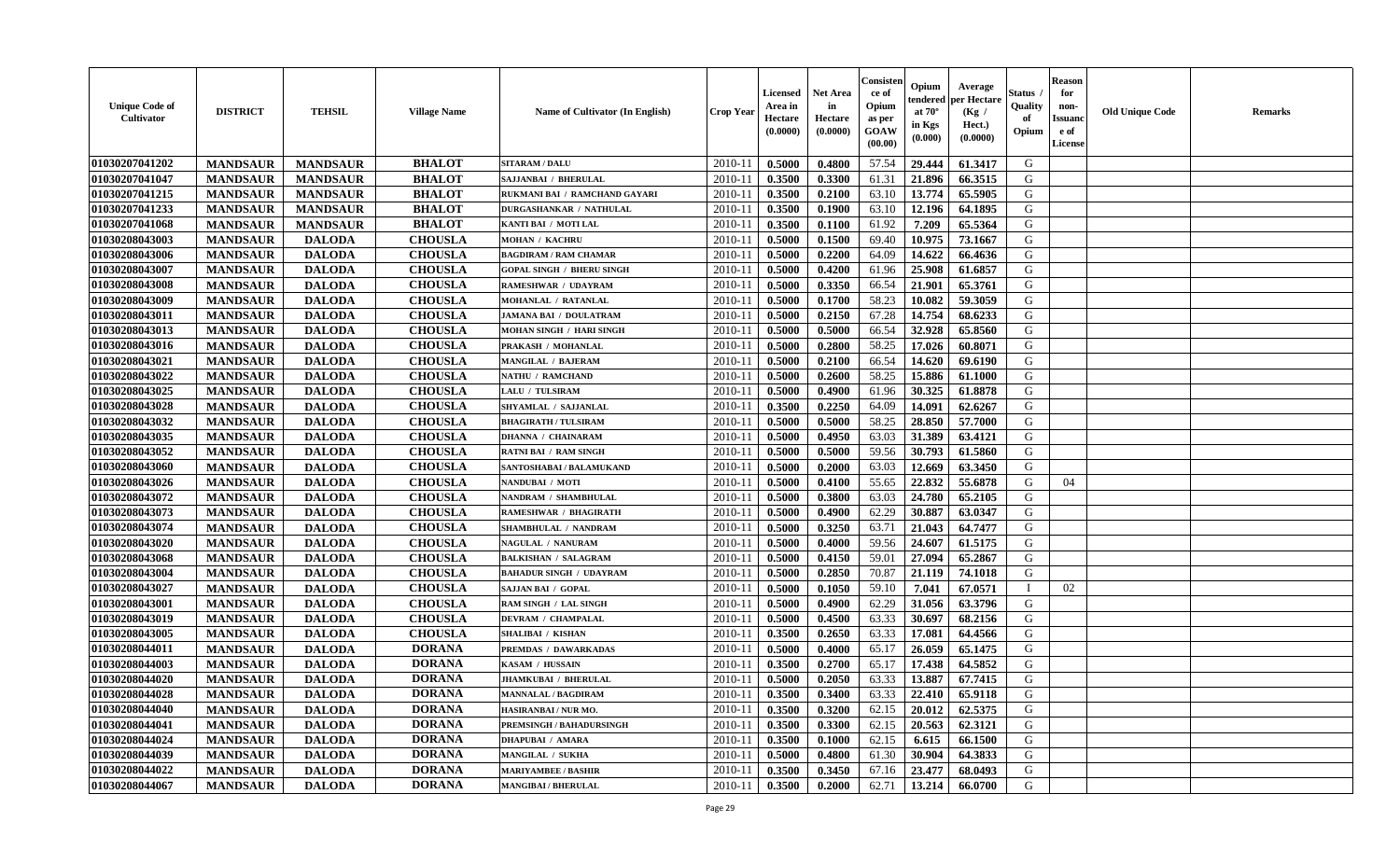| Unique Code of Cultivator | DISTRICT | TEHSIL | Village Name | Name of Cultivator (In English) | Crop Year | Licensed Area in Hectare (0.0000) | Net Area in Hectare (0.0000) | Consistence of Opium as per GOAW (00.00) | Opium tendered at 70° in Kgs (0.000) | Average per Hectare (Kg / Hect.) (0.0000) | Status / Quality of Opium | Reason for non-Issuance of License | Old Unique Code | Remarks |
|---|---|---|---|---|---|---|---|---|---|---|---|---|---|---|
| 01030207041202 | MANDSAUR | MANDSAUR | BHALOT | SITARAM / DALU | 2010-11 | 0.5000 | 0.4800 | 57.54 | 29.444 | 61.3417 | G | | | |
| 01030207041047 | MANDSAUR | MANDSAUR | BHALOT | SAJJANBAI / BHERULAL | 2010-11 | 0.3500 | 0.3300 | 61.31 | 21.896 | 66.3515 | G | | | |
| 01030207041215 | MANDSAUR | MANDSAUR | BHALOT | RUKMANI BAI / RAMCHAND GAYARI | 2010-11 | 0.3500 | 0.2100 | 63.10 | 13.774 | 65.5905 | G | | | |
| 01030207041233 | MANDSAUR | MANDSAUR | BHALOT | DURGASHANKAR / NATHULAL | 2010-11 | 0.3500 | 0.1900 | 63.10 | 12.196 | 64.1895 | G | | | |
| 01030207041068 | MANDSAUR | MANDSAUR | BHALOT | KANTI BAI / MOTI LAL | 2010-11 | 0.3500 | 0.1100 | 61.92 | 7.209 | 65.5364 | G | | | |
| 01030208043003 | MANDSAUR | DALODA | CHOUSLA | MOHAN / KACHRU | 2010-11 | 0.5000 | 0.1500 | 69.40 | 10.975 | 73.1667 | G | | | |
| 01030208043006 | MANDSAUR | DALODA | CHOUSLA | BAGDIRAM / RAM CHAMAR | 2010-11 | 0.5000 | 0.2200 | 64.09 | 14.622 | 66.4636 | G | | | |
| 01030208043007 | MANDSAUR | DALODA | CHOUSLA | GOPAL SINGH / BHERU SINGH | 2010-11 | 0.5000 | 0.4200 | 61.96 | 25.908 | 61.6857 | G | | | |
| 01030208043008 | MANDSAUR | DALODA | CHOUSLA | RAMESHWAR / UDAYRAM | 2010-11 | 0.5000 | 0.3350 | 66.54 | 21.901 | 65.3761 | G | | | |
| 01030208043009 | MANDSAUR | DALODA | CHOUSLA | MOHANLAL / RATANLAL | 2010-11 | 0.5000 | 0.1700 | 58.23 | 10.082 | 59.3059 | G | | | |
| 01030208043011 | MANDSAUR | DALODA | CHOUSLA | JAMANA BAI / DOULATRAM | 2010-11 | 0.5000 | 0.2150 | 67.28 | 14.754 | 68.6233 | G | | | |
| 01030208043013 | MANDSAUR | DALODA | CHOUSLA | MOHAN SINGH / HARI SINGH | 2010-11 | 0.5000 | 0.5000 | 66.54 | 32.928 | 65.8560 | G | | | |
| 01030208043016 | MANDSAUR | DALODA | CHOUSLA | PRAKASH / MOHANLAL | 2010-11 | 0.5000 | 0.2800 | 58.25 | 17.026 | 60.8071 | G | | | |
| 01030208043021 | MANDSAUR | DALODA | CHOUSLA | MANGILAL / BAJERAM | 2010-11 | 0.5000 | 0.2100 | 66.54 | 14.620 | 69.6190 | G | | | |
| 01030208043022 | MANDSAUR | DALODA | CHOUSLA | NATHU / RAMCHAND | 2010-11 | 0.5000 | 0.2600 | 58.25 | 15.886 | 61.1000 | G | | | |
| 01030208043025 | MANDSAUR | DALODA | CHOUSLA | LALU / TULSIRAM | 2010-11 | 0.5000 | 0.4900 | 61.96 | 30.325 | 61.8878 | G | | | |
| 01030208043028 | MANDSAUR | DALODA | CHOUSLA | SHYAMLAL / SAJJANLAL | 2010-11 | 0.3500 | 0.2250 | 64.09 | 14.091 | 62.6267 | G | | | |
| 01030208043032 | MANDSAUR | DALODA | CHOUSLA | BHAGIRATH / TULSIRAM | 2010-11 | 0.5000 | 0.5000 | 58.25 | 28.850 | 57.7000 | G | | | |
| 01030208043035 | MANDSAUR | DALODA | CHOUSLA | DHANNA / CHAINARAM | 2010-11 | 0.5000 | 0.4950 | 63.03 | 31.389 | 63.4121 | G | | | |
| 01030208043052 | MANDSAUR | DALODA | CHOUSLA | RATNI BAI / RAM SINGH | 2010-11 | 0.5000 | 0.5000 | 59.56 | 30.793 | 61.5860 | G | | | |
| 01030208043060 | MANDSAUR | DALODA | CHOUSLA | SANTOSHABAI / BALAMUKAND | 2010-11 | 0.5000 | 0.2000 | 63.03 | 12.669 | 63.3450 | G | | | |
| 01030208043026 | MANDSAUR | DALODA | CHOUSLA | NANDUBAI / MOTI | 2010-11 | 0.5000 | 0.4100 | 55.65 | 22.832 | 55.6878 | G | 04 | | |
| 01030208043072 | MANDSAUR | DALODA | CHOUSLA | NANDRAM / SHAMBHULAL | 2010-11 | 0.5000 | 0.3800 | 63.03 | 24.780 | 65.2105 | G | | | |
| 01030208043073 | MANDSAUR | DALODA | CHOUSLA | RAMESHWAR / BHAGIRATH | 2010-11 | 0.5000 | 0.4900 | 62.29 | 30.887 | 63.0347 | G | | | |
| 01030208043074 | MANDSAUR | DALODA | CHOUSLA | SHAMBHULAL / NANDRAM | 2010-11 | 0.5000 | 0.3250 | 63.71 | 21.043 | 64.7477 | G | | | |
| 01030208043020 | MANDSAUR | DALODA | CHOUSLA | NAGULAL / NANURAM | 2010-11 | 0.5000 | 0.4000 | 59.56 | 24.607 | 61.5175 | G | | | |
| 01030208043068 | MANDSAUR | DALODA | CHOUSLA | BALKISHAN / SALAGRAM | 2010-11 | 0.5000 | 0.4150 | 59.01 | 27.094 | 65.2867 | G | | | |
| 01030208043004 | MANDSAUR | DALODA | CHOUSLA | BAHADUR SINGH / UDAYRAM | 2010-11 | 0.5000 | 0.2850 | 70.87 | 21.119 | 74.1018 | G | | | |
| 01030208043027 | MANDSAUR | DALODA | CHOUSLA | SAJJAN BAI / GOPAL | 2010-11 | 0.5000 | 0.1050 | 59.10 | 7.041 | 67.0571 | I | 02 | | |
| 01030208043001 | MANDSAUR | DALODA | CHOUSLA | RAM SINGH / LAL SINGH | 2010-11 | 0.5000 | 0.4900 | 62.29 | 31.056 | 63.3796 | G | | | |
| 01030208043019 | MANDSAUR | DALODA | CHOUSLA | DEVRAM / CHAMPALAL | 2010-11 | 0.5000 | 0.4500 | 63.33 | 30.697 | 68.2156 | G | | | |
| 01030208043005 | MANDSAUR | DALODA | CHOUSLA | SHALIBAI / KISHAN | 2010-11 | 0.3500 | 0.2650 | 63.33 | 17.081 | 64.4566 | G | | | |
| 01030208044011 | MANDSAUR | DALODA | DORANA | PREMDAS / DAWARKADAS | 2010-11 | 0.5000 | 0.4000 | 65.17 | 26.059 | 65.1475 | G | | | |
| 01030208044003 | MANDSAUR | DALODA | DORANA | KASAM / HUSSAIN | 2010-11 | 0.3500 | 0.2700 | 65.17 | 17.438 | 64.5852 | G | | | |
| 01030208044020 | MANDSAUR | DALODA | DORANA | JHAMKUBAI / BHERULAL | 2010-11 | 0.5000 | 0.2050 | 63.33 | 13.887 | 67.7415 | G | | | |
| 01030208044028 | MANDSAUR | DALODA | DORANA | MANNALAL / BAGDIRAM | 2010-11 | 0.3500 | 0.3400 | 63.33 | 22.410 | 65.9118 | G | | | |
| 01030208044040 | MANDSAUR | DALODA | DORANA | HASIRANBAI / NUR MO. | 2010-11 | 0.3500 | 0.3200 | 62.15 | 20.012 | 62.5375 | G | | | |
| 01030208044041 | MANDSAUR | DALODA | DORANA | PREMSINGH / BAHADURSINGH | 2010-11 | 0.3500 | 0.3300 | 62.15 | 20.563 | 62.3121 | G | | | |
| 01030208044024 | MANDSAUR | DALODA | DORANA | DHAPUBAI / AMARA | 2010-11 | 0.3500 | 0.1000 | 62.15 | 6.615 | 66.1500 | G | | | |
| 01030208044039 | MANDSAUR | DALODA | DORANA | MANGILAL / SUKHA | 2010-11 | 0.5000 | 0.4800 | 61.30 | 30.904 | 64.3833 | G | | | |
| 01030208044022 | MANDSAUR | DALODA | DORANA | MARIYAMBEE / BASHIR | 2010-11 | 0.3500 | 0.3450 | 67.16 | 23.477 | 68.0493 | G | | | |
| 01030208044067 | MANDSAUR | DALODA | DORANA | MANGIBAI / BHERULAL | 2010-11 | 0.3500 | 0.2000 | 62.71 | 13.214 | 66.0700 | G | | | |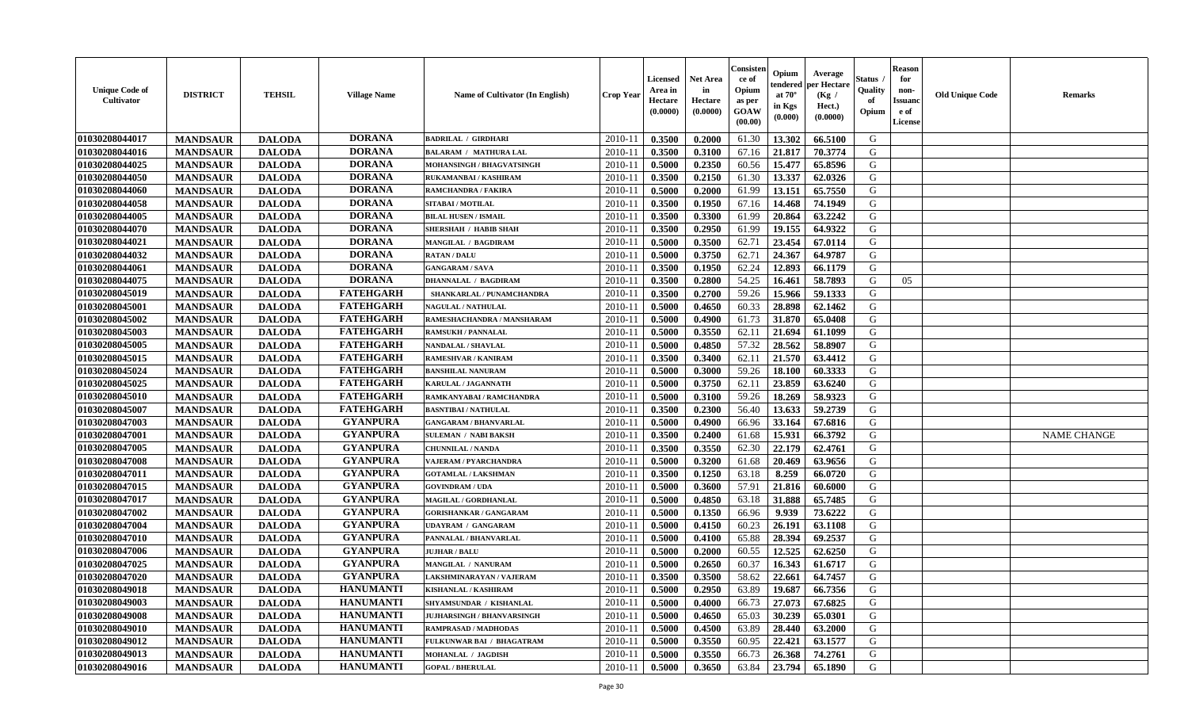| Unique Code of Cultivator | DISTRICT | TEHSIL | Village Name | Name of Cultivator (In English) | Crop Year | Licensed Area in Hectare (0.0000) | Net Area in Hectare (0.0000) | Consistence of Opium as per GOAW (00.00) | Opium tendered at 70° in Kgs (0.000) | Average per Hectare (Kg / Hect.) (0.0000) | Status / Quality of Opium | Reason for non-Issuance of License | Old Unique Code | Remarks |
|---|---|---|---|---|---|---|---|---|---|---|---|---|---|---|
| 01030208044017 | MANDSAUR | DALODA | DORANA | BADRILAL / GIRDHARI | 2010-11 | 0.3500 | 0.2000 | 61.30 | 13.302 | 66.5100 | G | | | |
| 01030208044016 | MANDSAUR | DALODA | DORANA | BALARAM / MATHURA LAL | 2010-11 | 0.3500 | 0.3100 | 67.16 | 21.817 | 70.3774 | G | | | |
| 01030208044025 | MANDSAUR | DALODA | DORANA | MOHANSINGH / BHAGVATSINGH | 2010-11 | 0.5000 | 0.2350 | 60.56 | 15.477 | 65.8596 | G | | | |
| 01030208044050 | MANDSAUR | DALODA | DORANA | RUKAMANBAI / KASHIRAM | 2010-11 | 0.3500 | 0.2150 | 61.30 | 13.337 | 62.0326 | G | | | |
| 01030208044060 | MANDSAUR | DALODA | DORANA | RAMCHANDRA / FAKIRA | 2010-11 | 0.5000 | 0.2000 | 61.99 | 13.151 | 65.7550 | G | | | |
| 01030208044058 | MANDSAUR | DALODA | DORANA | SITABAI / MOTILAL | 2010-11 | 0.3500 | 0.1950 | 67.16 | 14.468 | 74.1949 | G | | | |
| 01030208044005 | MANDSAUR | DALODA | DORANA | BILAL HUSEN / ISMAIL | 2010-11 | 0.3500 | 0.3300 | 61.99 | 20.864 | 63.2242 | G | | | |
| 01030208044070 | MANDSAUR | DALODA | DORANA | SHERSHAH / HABIB SHAH | 2010-11 | 0.3500 | 0.2950 | 61.99 | 19.155 | 64.9322 | G | | | |
| 01030208044021 | MANDSAUR | DALODA | DORANA | MANGILAL / BAGDIRAM | 2010-11 | 0.5000 | 0.3500 | 62.71 | 23.454 | 67.0114 | G | | | |
| 01030208044032 | MANDSAUR | DALODA | DORANA | RATAN / DALU | 2010-11 | 0.5000 | 0.3750 | 62.71 | 24.367 | 64.9787 | G | | | |
| 01030208044061 | MANDSAUR | DALODA | DORANA | GANGARAM / SAVA | 2010-11 | 0.3500 | 0.1950 | 62.24 | 12.893 | 66.1179 | G | | | |
| 01030208044075 | MANDSAUR | DALODA | DORANA | DHANNALAL / BAGDIRAM | 2010-11 | 0.3500 | 0.2800 | 54.25 | 16.461 | 58.7893 | G | 05 | | |
| 01030208045019 | MANDSAUR | DALODA | FATEHGARH | SHANKARLAL / PUNAMCHANDRA | 2010-11 | 0.3500 | 0.2700 | 59.26 | 15.966 | 59.1333 | G | | | |
| 01030208045001 | MANDSAUR | DALODA | FATEHGARH | NAGULAL / NATHULAL | 2010-11 | 0.5000 | 0.4650 | 60.33 | 28.898 | 62.1462 | G | | | |
| 01030208045002 | MANDSAUR | DALODA | FATEHGARH | RAMESHACHANDRA / MANSHARAM | 2010-11 | 0.5000 | 0.4900 | 61.73 | 31.870 | 65.0408 | G | | | |
| 01030208045003 | MANDSAUR | DALODA | FATEHGARH | RAMSUKH / PANNALAL | 2010-11 | 0.5000 | 0.3550 | 62.11 | 21.694 | 61.1099 | G | | | |
| 01030208045005 | MANDSAUR | DALODA | FATEHGARH | NANDALAL / SHAVLAL | 2010-11 | 0.5000 | 0.4850 | 57.32 | 28.562 | 58.8907 | G | | | |
| 01030208045015 | MANDSAUR | DALODA | FATEHGARH | RAMESHVAR / KANIRAM | 2010-11 | 0.3500 | 0.3400 | 62.11 | 21.570 | 63.4412 | G | | | |
| 01030208045024 | MANDSAUR | DALODA | FATEHGARH | BANSHILAL NANURAM | 2010-11 | 0.5000 | 0.3000 | 59.26 | 18.100 | 60.3333 | G | | | |
| 01030208045025 | MANDSAUR | DALODA | FATEHGARH | KARULAL / JAGANNATH | 2010-11 | 0.5000 | 0.3750 | 62.11 | 23.859 | 63.6240 | G | | | |
| 01030208045010 | MANDSAUR | DALODA | FATEHGARH | RAMKANYABAI / RAMCHANDRA | 2010-11 | 0.5000 | 0.3100 | 59.26 | 18.269 | 58.9323 | G | | | |
| 01030208045007 | MANDSAUR | DALODA | FATEHGARH | BASNTIBAI / NATHULAL | 2010-11 | 0.3500 | 0.2300 | 56.40 | 13.633 | 59.2739 | G | | | |
| 01030208047003 | MANDSAUR | DALODA | GYANPURA | GANGARAM / BHANVARLAL | 2010-11 | 0.5000 | 0.4900 | 66.96 | 33.164 | 67.6816 | G | | | |
| 01030208047001 | MANDSAUR | DALODA | GYANPURA | SULEMAN / NABI BAKSH | 2010-11 | 0.3500 | 0.2400 | 61.68 | 15.931 | 66.3792 | G | | | NAME CHANGE |
| 01030208047005 | MANDSAUR | DALODA | GYANPURA | CHUNNILAL / NANDA | 2010-11 | 0.3500 | 0.3550 | 62.30 | 22.179 | 62.4761 | G | | | |
| 01030208047008 | MANDSAUR | DALODA | GYANPURA | VAJERAM / PYARCHANDRA | 2010-11 | 0.5000 | 0.3200 | 61.68 | 20.469 | 63.9656 | G | | | |
| 01030208047011 | MANDSAUR | DALODA | GYANPURA | GOTAMLAL / LAKSHMAN | 2010-11 | 0.3500 | 0.1250 | 63.18 | 8.259 | 66.0720 | G | | | |
| 01030208047015 | MANDSAUR | DALODA | GYANPURA | GOVINDRAM / UDA | 2010-11 | 0.5000 | 0.3600 | 57.91 | 21.816 | 60.6000 | G | | | |
| 01030208047017 | MANDSAUR | DALODA | GYANPURA | MAGILAL / GORDHANLAL | 2010-11 | 0.5000 | 0.4850 | 63.18 | 31.888 | 65.7485 | G | | | |
| 01030208047002 | MANDSAUR | DALODA | GYANPURA | GORISHANKAR / GANGARAM | 2010-11 | 0.5000 | 0.1350 | 66.96 | 9.939 | 73.6222 | G | | | |
| 01030208047004 | MANDSAUR | DALODA | GYANPURA | UDAYRAM / GANGARAM | 2010-11 | 0.5000 | 0.4150 | 60.23 | 26.191 | 63.1108 | G | | | |
| 01030208047010 | MANDSAUR | DALODA | GYANPURA | PANNALAL / BHANVARLAL | 2010-11 | 0.5000 | 0.4100 | 65.88 | 28.394 | 69.2537 | G | | | |
| 01030208047006 | MANDSAUR | DALODA | GYANPURA | JUJHAR / BALU | 2010-11 | 0.5000 | 0.2000 | 60.55 | 12.525 | 62.6250 | G | | | |
| 01030208047025 | MANDSAUR | DALODA | GYANPURA | MANGILAL / NANURAM | 2010-11 | 0.5000 | 0.2650 | 60.37 | 16.343 | 61.6717 | G | | | |
| 01030208047020 | MANDSAUR | DALODA | GYANPURA | LAKSHMINARAYAN / VAJERAM | 2010-11 | 0.3500 | 0.3500 | 58.62 | 22.661 | 64.7457 | G | | | |
| 01030208049018 | MANDSAUR | DALODA | HANUMANTI | KISHANLAL / KASHIRAM | 2010-11 | 0.5000 | 0.2950 | 63.89 | 19.687 | 66.7356 | G | | | |
| 01030208049003 | MANDSAUR | DALODA | HANUMANTI | SHYAMSUNDAR / KISHANLAL | 2010-11 | 0.5000 | 0.4000 | 66.73 | 27.073 | 67.6825 | G | | | |
| 01030208049008 | MANDSAUR | DALODA | HANUMANTI | JUJHARSINGH / BHANVARSINGH | 2010-11 | 0.5000 | 0.4650 | 65.03 | 30.239 | 65.0301 | G | | | |
| 01030208049010 | MANDSAUR | DALODA | HANUMANTI | RAMPRASAD / MADHODAS | 2010-11 | 0.5000 | 0.4500 | 63.89 | 28.440 | 63.2000 | G | | | |
| 01030208049012 | MANDSAUR | DALODA | HANUMANTI | FULKUNWAR BAI / BHAGATRAM | 2010-11 | 0.5000 | 0.3550 | 60.95 | 22.421 | 63.1577 | G | | | |
| 01030208049013 | MANDSAUR | DALODA | HANUMANTI | MOHANLAL / JAGDISH | 2010-11 | 0.5000 | 0.3550 | 66.73 | 26.368 | 74.2761 | G | | | |
| 01030208049016 | MANDSAUR | DALODA | HANUMANTI | GOPAL / BHERULAL | 2010-11 | 0.5000 | 0.3650 | 63.84 | 23.794 | 65.1890 | G | | | |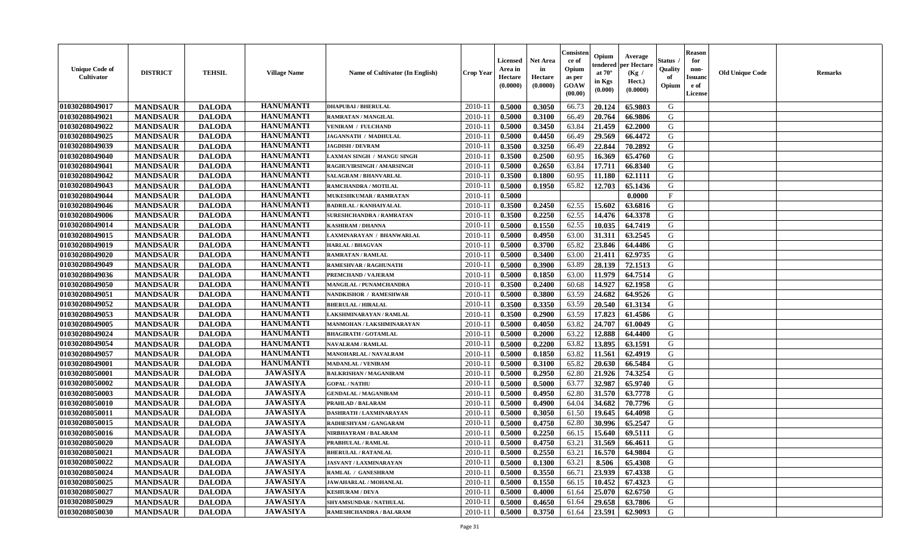| Unique Code of Cultivator | DISTRICT | TEHSIL | Village Name | Name of Cultivator (In English) | Crop Year | Licensed Area in Hectare (0.0000) | Net Area in Hectare (0.0000) | Consistence of Opium as per GOAW (00.00) | Opium tendered at 70° in Kgs (0.000) | Average per Hectare (Kg / Hect.) (0.0000) | Status / Quality of Opium | Reason for non-Issuance of License | Old Unique Code | Remarks |
|---|---|---|---|---|---|---|---|---|---|---|---|---|---|---|
| 01030208049017 | MANDSAUR | DALODA | HANUMANTI | DHAPUBAI / BHERULAL | 2010-11 | 0.5000 | 0.3050 | 66.73 | 20.124 | 65.9803 | G | | | |
| 01030208049021 | MANDSAUR | DALODA | HANUMANTI | RAMRATAN / MANGILAL | 2010-11 | 0.5000 | 0.3100 | 66.49 | 20.764 | 66.9806 | G | | | |
| 01030208049022 | MANDSAUR | DALODA | HANUMANTI | VENIRAM / FULCHAND | 2010-11 | 0.5000 | 0.3450 | 63.84 | 21.459 | 62.2000 | G | | | |
| 01030208049025 | MANDSAUR | DALODA | HANUMANTI | JAGANNATH / MADHULAL | 2010-11 | 0.5000 | 0.4450 | 66.49 | 29.569 | 66.4472 | G | | | |
| 01030208049039 | MANDSAUR | DALODA | HANUMANTI | JAGDISH / DEVRAM | 2010-11 | 0.3500 | 0.3250 | 66.49 | 22.844 | 70.2892 | G | | | |
| 01030208049040 | MANDSAUR | DALODA | HANUMANTI | LAXMAN SINGH / MANGU SINGH | 2010-11 | 0.3500 | 0.2500 | 60.95 | 16.369 | 65.4760 | G | | | |
| 01030208049041 | MANDSAUR | DALODA | HANUMANTI | RAGHUVIRSINGH / AMARSINGH | 2010-11 | 0.5000 | 0.2650 | 63.84 | 17.711 | 66.8340 | G | | | |
| 01030208049042 | MANDSAUR | DALODA | HANUMANTI | SALAGRAM / BHANVARLAL | 2010-11 | 0.3500 | 0.1800 | 60.95 | 11.180 | 62.1111 | G | | | |
| 01030208049043 | MANDSAUR | DALODA | HANUMANTI | RAMCHANDRA / MOTILAL | 2010-11 | 0.5000 | 0.1950 | 65.82 | 12.703 | 65.1436 | G | | | |
| 01030208049044 | MANDSAUR | DALODA | HANUMANTI | MUKESHKUMAR / RAMRATAN | 2010-11 | 0.5000 | | | | 0.0000 | F | | | |
| 01030208049046 | MANDSAUR | DALODA | HANUMANTI | BADRILAL / KANHAIYALAL | 2010-11 | 0.3500 | 0.2450 | 62.55 | 15.602 | 63.6816 | G | | | |
| 01030208049006 | MANDSAUR | DALODA | HANUMANTI | SURESHCHANDRA / RAMRATAN | 2010-11 | 0.3500 | 0.2250 | 62.55 | 14.476 | 64.3378 | G | | | |
| 01030208049014 | MANDSAUR | DALODA | HANUMANTI | KASHIRAM / DHANNA | 2010-11 | 0.5000 | 0.1550 | 62.55 | 10.035 | 64.7419 | G | | | |
| 01030208049015 | MANDSAUR | DALODA | HANUMANTI | LAXMINARAYAN / BHANWARLAL | 2010-11 | 0.5000 | 0.4950 | 63.00 | 31.311 | 63.2545 | G | | | |
| 01030208049019 | MANDSAUR | DALODA | HANUMANTI | HARLAL / BHAGVAN | 2010-11 | 0.5000 | 0.3700 | 65.82 | 23.846 | 64.4486 | G | | | |
| 01030208049020 | MANDSAUR | DALODA | HANUMANTI | RAMRATAN / RAMLAL | 2010-11 | 0.5000 | 0.3400 | 63.00 | 21.411 | 62.9735 | G | | | |
| 01030208049049 | MANDSAUR | DALODA | HANUMANTI | RAMESHVAR / RAGHUNATH | 2010-11 | 0.5000 | 0.3900 | 63.89 | 28.139 | 72.1513 | G | | | |
| 01030208049036 | MANDSAUR | DALODA | HANUMANTI | PREMCHAND / VAJERAM | 2010-11 | 0.5000 | 0.1850 | 63.00 | 11.979 | 64.7514 | G | | | |
| 01030208049050 | MANDSAUR | DALODA | HANUMANTI | MANGILAL / PUNAMCHANDRA | 2010-11 | 0.3500 | 0.2400 | 60.68 | 14.927 | 62.1958 | G | | | |
| 01030208049051 | MANDSAUR | DALODA | HANUMANTI | NANDKISHOR / RAMESHWAR | 2010-11 | 0.5000 | 0.3800 | 63.59 | 24.682 | 64.9526 | G | | | |
| 01030208049052 | MANDSAUR | DALODA | HANUMANTI | BHERULAL / HIRALAL | 2010-11 | 0.3500 | 0.3350 | 63.59 | 20.540 | 61.3134 | G | | | |
| 01030208049053 | MANDSAUR | DALODA | HANUMANTI | LAKSHMINARAYAN / RAMLAL | 2010-11 | 0.3500 | 0.2900 | 63.59 | 17.823 | 61.4586 | G | | | |
| 01030208049005 | MANDSAUR | DALODA | HANUMANTI | MANMOHAN / LAKSHMINARAYAN | 2010-11 | 0.5000 | 0.4050 | 63.82 | 24.707 | 61.0049 | G | | | |
| 01030208049024 | MANDSAUR | DALODA | HANUMANTI | BHAGIRATH / GOTAMLAL | 2010-11 | 0.5000 | 0.2000 | 63.22 | 12.888 | 64.4400 | G | | | |
| 01030208049054 | MANDSAUR | DALODA | HANUMANTI | NAVALRAM / RAMLAL | 2010-11 | 0.5000 | 0.2200 | 63.82 | 13.895 | 63.1591 | G | | | |
| 01030208049057 | MANDSAUR | DALODA | HANUMANTI | MANOHARLAL / NAVALRAM | 2010-11 | 0.5000 | 0.1850 | 63.82 | 11.561 | 62.4919 | G | | | |
| 01030208049001 | MANDSAUR | DALODA | HANUMANTI | MADANLAL / VENIRAM | 2010-11 | 0.5000 | 0.3100 | 65.82 | 20.630 | 66.5484 | G | | | |
| 01030208050001 | MANDSAUR | DALODA | JAWASIYA | BALKRISHAN / MAGANIRAM | 2010-11 | 0.5000 | 0.2950 | 62.80 | 21.926 | 74.3254 | G | | | |
| 01030208050002 | MANDSAUR | DALODA | JAWASIYA | GOPAL / NATHU | 2010-11 | 0.5000 | 0.5000 | 63.77 | 32.987 | 65.9740 | G | | | |
| 01030208050003 | MANDSAUR | DALODA | JAWASIYA | GENDALAL / MAGANIRAM | 2010-11 | 0.5000 | 0.4950 | 62.80 | 31.570 | 63.7778 | G | | | |
| 01030208050010 | MANDSAUR | DALODA | JAWASIYA | PRAHLAD / BALARAM | 2010-11 | 0.5000 | 0.4900 | 64.04 | 34.682 | 70.7796 | G | | | |
| 01030208050011 | MANDSAUR | DALODA | JAWASIYA | DASHRATH / LAXMINARAYAN | 2010-11 | 0.5000 | 0.3050 | 61.50 | 19.645 | 64.4098 | G | | | |
| 01030208050015 | MANDSAUR | DALODA | JAWASIYA | RADHESHYAM / GANGARAM | 2010-11 | 0.5000 | 0.4750 | 62.80 | 30.996 | 65.2547 | G | | | |
| 01030208050016 | MANDSAUR | DALODA | JAWASIYA | NIRBHAYRAM / BALARAM | 2010-11 | 0.5000 | 0.2250 | 66.15 | 15.640 | 69.5111 | G | | | |
| 01030208050020 | MANDSAUR | DALODA | JAWASIYA | PRABHULAL / RAMLAL | 2010-11 | 0.5000 | 0.4750 | 63.21 | 31.569 | 66.4611 | G | | | |
| 01030208050021 | MANDSAUR | DALODA | JAWASIYA | BHERULAL / RATANLAL | 2010-11 | 0.5000 | 0.2550 | 63.21 | 16.570 | 64.9804 | G | | | |
| 01030208050022 | MANDSAUR | DALODA | JAWASIYA | JASVANT / LAXMINARAYAN | 2010-11 | 0.5000 | 0.1300 | 63.21 | 8.506 | 65.4308 | G | | | |
| 01030208050024 | MANDSAUR | DALODA | JAWASIYA | RAMLAL / GANESHRAM | 2010-11 | 0.5000 | 0.3550 | 66.71 | 23.939 | 67.4338 | G | | | |
| 01030208050025 | MANDSAUR | DALODA | JAWASIYA | JAWAHARLAL / MOHANLAL | 2010-11 | 0.5000 | 0.1550 | 66.15 | 10.452 | 67.4323 | G | | | |
| 01030208050027 | MANDSAUR | DALODA | JAWASIYA | KESHURAM / DEVA | 2010-11 | 0.5000 | 0.4000 | 61.64 | 25.070 | 62.6750 | G | | | |
| 01030208050029 | MANDSAUR | DALODA | JAWASIYA | SHYAMSUNDAR / NATHULAL | 2010-11 | 0.5000 | 0.4650 | 61.64 | 29.658 | 63.7806 | G | | | |
| 01030208050030 | MANDSAUR | DALODA | JAWASIYA | RAMESHCHANDRA / BALARAM | 2010-11 | 0.5000 | 0.3750 | 61.64 | 23.591 | 62.9093 | G | | | |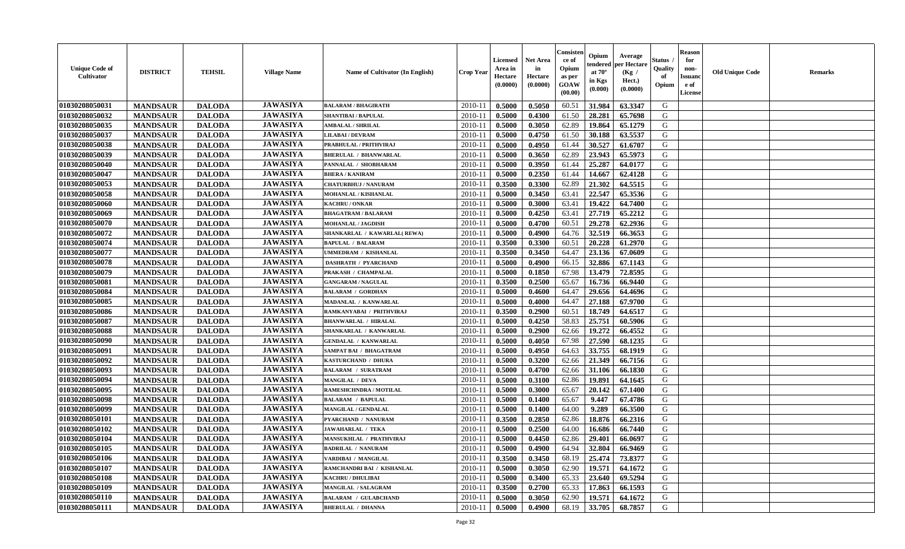| Unique Code of Cultivator | DISTRICT | TEHSIL | Village Name | Name of Cultivator (In English) | Crop Year | Licensed Area in Hectare (0.0000) | Net Area in Hectare (0.0000) | Consistence of Opium as per GOAW (00.00) | Opium tendered at 70° in Kgs (0.000) | Average per Hectare (Kg / Hect.) (0.0000) | Status / Quality of Opium | Reason for non-Issuance of License | Old Unique Code | Remarks |
|---|---|---|---|---|---|---|---|---|---|---|---|---|---|---|
| 01030208050031 | MANDSAUR | DALODA | JAWASIYA | BALARAM / BHAGIRATH | 2010-11 | 0.5000 | 0.5050 | 60.51 | 31.984 | 63.3347 | G | | | |
| 01030208050032 | MANDSAUR | DALODA | JAWASIYA | SHANTIBAI / BAPULAL | 2010-11 | 0.5000 | 0.4300 | 61.50 | 28.281 | 65.7698 | G | | | |
| 01030208050035 | MANDSAUR | DALODA | JAWASIYA | AMBALAL / SHRILAL | 2010-11 | 0.5000 | 0.3050 | 62.89 | 19.864 | 65.1279 | G | | | |
| 01030208050037 | MANDSAUR | DALODA | JAWASIYA | LILABAI / DEVRAM | 2010-11 | 0.5000 | 0.4750 | 61.50 | 30.188 | 63.5537 | G | | | |
| 01030208050038 | MANDSAUR | DALODA | JAWASIYA | PRABHULAL / PRITHVIRAJ | 2010-11 | 0.5000 | 0.4950 | 61.44 | 30.527 | 61.6707 | G | | | |
| 01030208050039 | MANDSAUR | DALODA | JAWASIYA | BHERULAL / BHANWARLAL | 2010-11 | 0.5000 | 0.3650 | 62.89 | 23.943 | 65.5973 | G | | | |
| 01030208050040 | MANDSAUR | DALODA | JAWASIYA | PANNALAL / SHOBHARAM | 2010-11 | 0.5000 | 0.3950 | 61.44 | 25.287 | 64.0177 | G | | | |
| 01030208050047 | MANDSAUR | DALODA | JAWASIYA | BHERA / KANIRAM | 2010-11 | 0.5000 | 0.2350 | 61.44 | 14.667 | 62.4128 | G | | | |
| 01030208050053 | MANDSAUR | DALODA | JAWASIYA | CHATURBHUJ / NANURAM | 2010-11 | 0.3500 | 0.3300 | 62.89 | 21.302 | 64.5515 | G | | | |
| 01030208050058 | MANDSAUR | DALODA | JAWASIYA | MOHANLAL / KISHANLAL | 2010-11 | 0.5000 | 0.3450 | 63.41 | 22.547 | 65.3536 | G | | | |
| 01030208050060 | MANDSAUR | DALODA | JAWASIYA | KACHRU / ONKAR | 2010-11 | 0.5000 | 0.3000 | 63.41 | 19.422 | 64.7400 | G | | | |
| 01030208050069 | MANDSAUR | DALODA | JAWASIYA | BHAGATRAM / BALARAM | 2010-11 | 0.5000 | 0.4250 | 63.41 | 27.719 | 65.2212 | G | | | |
| 01030208050070 | MANDSAUR | DALODA | JAWASIYA | MOHANLAL / JAGDISH | 2010-11 | 0.5000 | 0.4700 | 60.51 | 29.278 | 62.2936 | G | | | |
| 01030208050072 | MANDSAUR | DALODA | JAWASIYA | SHANKARLAL / KAWARLAL( REWA) | 2010-11 | 0.5000 | 0.4900 | 64.76 | 32.519 | 66.3653 | G | | | |
| 01030208050074 | MANDSAUR | DALODA | JAWASIYA | BAPULAL / BALARAM | 2010-11 | 0.3500 | 0.3300 | 60.51 | 20.228 | 61.2970 | G | | | |
| 01030208050077 | MANDSAUR | DALODA | JAWASIYA | UMMEDRAM / KISHANLAL | 2010-11 | 0.3500 | 0.3450 | 64.47 | 23.136 | 67.0609 | G | | | |
| 01030208050078 | MANDSAUR | DALODA | JAWASIYA | DASHRATH / PYARCHAND | 2010-11 | 0.5000 | 0.4900 | 66.15 | 32.886 | 67.1143 | G | | | |
| 01030208050079 | MANDSAUR | DALODA | JAWASIYA | PRAKASH / CHAMPALAL | 2010-11 | 0.5000 | 0.1850 | 67.98 | 13.479 | 72.8595 | G | | | |
| 01030208050081 | MANDSAUR | DALODA | JAWASIYA | GANGARAM / NAGULAL | 2010-11 | 0.3500 | 0.2500 | 65.67 | 16.736 | 66.9440 | G | | | |
| 01030208050084 | MANDSAUR | DALODA | JAWASIYA | BALARAM / GORDHAN | 2010-11 | 0.5000 | 0.4600 | 64.47 | 29.656 | 64.4696 | G | | | |
| 01030208050085 | MANDSAUR | DALODA | JAWASIYA | MADANLAL / KANWARLAL | 2010-11 | 0.5000 | 0.4000 | 64.47 | 27.188 | 67.9700 | G | | | |
| 01030208050086 | MANDSAUR | DALODA | JAWASIYA | RAMKANYABAI / PRITHVIRAJ | 2010-11 | 0.3500 | 0.2900 | 60.51 | 18.749 | 64.6517 | G | | | |
| 01030208050087 | MANDSAUR | DALODA | JAWASIYA | BHANWARLAL / HIRALAL | 2010-11 | 0.5000 | 0.4250 | 58.83 | 25.751 | 60.5906 | G | | | |
| 01030208050088 | MANDSAUR | DALODA | JAWASIYA | SHANKARLAL / KANWARLAL | 2010-11 | 0.5000 | 0.2900 | 62.66 | 19.272 | 66.4552 | G | | | |
| 01030208050090 | MANDSAUR | DALODA | JAWASIYA | GENDALAL / KANWARLAL | 2010-11 | 0.5000 | 0.4050 | 67.98 | 27.590 | 68.1235 | G | | | |
| 01030208050091 | MANDSAUR | DALODA | JAWASIYA | SAMPAT BAI / BHAGATRAM | 2010-11 | 0.5000 | 0.4950 | 64.63 | 33.755 | 68.1919 | G | | | |
| 01030208050092 | MANDSAUR | DALODA | JAWASIYA | KASTURCHAND / DHURA | 2010-11 | 0.5000 | 0.3200 | 62.66 | 21.349 | 66.7156 | G | | | |
| 01030208050093 | MANDSAUR | DALODA | JAWASIYA | BALARAM / SURATRAM | 2010-11 | 0.5000 | 0.4700 | 62.66 | 31.106 | 66.1830 | G | | | |
| 01030208050094 | MANDSAUR | DALODA | JAWASIYA | MANGILAL / DEVA | 2010-11 | 0.5000 | 0.3100 | 62.86 | 19.891 | 64.1645 | G | | | |
| 01030208050095 | MANDSAUR | DALODA | JAWASIYA | RAMESHCHNDRA / MOTILAL | 2010-11 | 0.5000 | 0.3000 | 65.67 | 20.142 | 67.1400 | G | | | |
| 01030208050098 | MANDSAUR | DALODA | JAWASIYA | BALARAM / BAPULAL | 2010-11 | 0.5000 | 0.1400 | 65.67 | 9.447 | 67.4786 | G | | | |
| 01030208050099 | MANDSAUR | DALODA | JAWASIYA | MANGILAL / GENDALAL | 2010-11 | 0.5000 | 0.1400 | 64.00 | 9.289 | 66.3500 | G | | | |
| 01030208050101 | MANDSAUR | DALODA | JAWASIYA | PYARCHAND / NANURAM | 2010-11 | 0.3500 | 0.2850 | 62.86 | 18.876 | 66.2316 | G | | | |
| 01030208050102 | MANDSAUR | DALODA | JAWASIYA | JAWAHARLAL / TEKA | 2010-11 | 0.5000 | 0.2500 | 64.00 | 16.686 | 66.7440 | G | | | |
| 01030208050104 | MANDSAUR | DALODA | JAWASIYA | MANSUKHLAL / PRATHVIRAJ | 2010-11 | 0.5000 | 0.4450 | 62.86 | 29.401 | 66.0697 | G | | | |
| 01030208050105 | MANDSAUR | DALODA | JAWASIYA | BADRILAL / NANURAM | 2010-11 | 0.5000 | 0.4900 | 64.94 | 32.804 | 66.9469 | G | | | |
| 01030208050106 | MANDSAUR | DALODA | JAWASIYA | VARDIBAI / MANGILAL | 2010-11 | 0.3500 | 0.3450 | 68.19 | 25.474 | 73.8377 | G | | | |
| 01030208050107 | MANDSAUR | DALODA | JAWASIYA | RAMCHANDRI BAI / KISHANLAL | 2010-11 | 0.5000 | 0.3050 | 62.90 | 19.571 | 64.1672 | G | | | |
| 01030208050108 | MANDSAUR | DALODA | JAWASIYA | KACHRU / DHULIBAI | 2010-11 | 0.5000 | 0.3400 | 65.33 | 23.640 | 69.5294 | G | | | |
| 01030208050109 | MANDSAUR | DALODA | JAWASIYA | MANGILAL / SALAGRAM | 2010-11 | 0.3500 | 0.2700 | 65.33 | 17.863 | 66.1593 | G | | | |
| 01030208050110 | MANDSAUR | DALODA | JAWASIYA | BALARAM / GULABCHAND | 2010-11 | 0.5000 | 0.3050 | 62.90 | 19.571 | 64.1672 | G | | | |
| 01030208050111 | MANDSAUR | DALODA | JAWASIYA | BHERULAL / DHANNA | 2010-11 | 0.5000 | 0.4900 | 68.19 | 33.705 | 68.7857 | G | | | |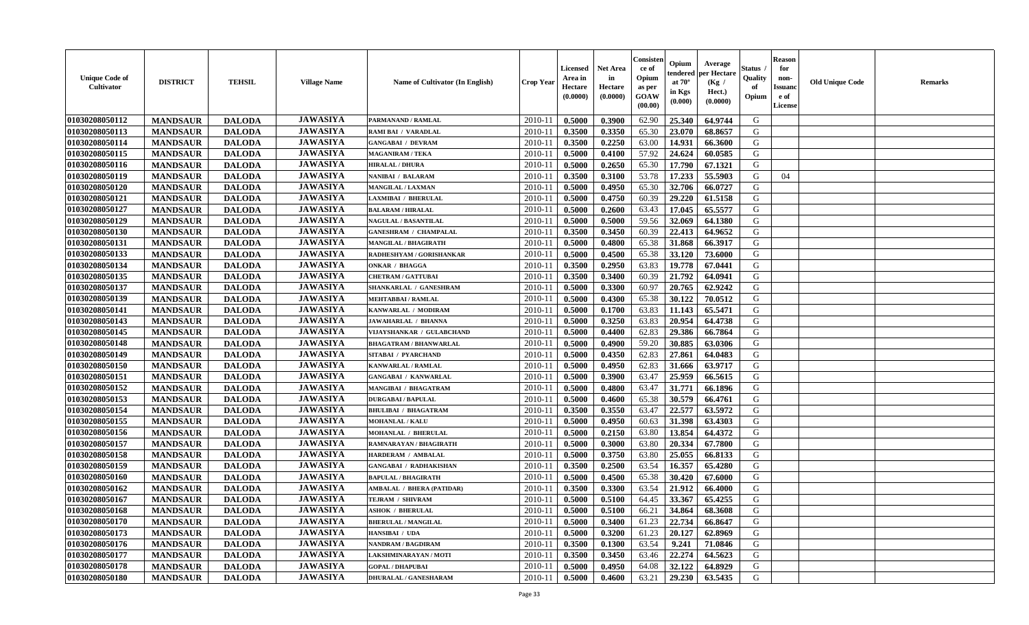| Unique Code of Cultivator | DISTRICT | TEHSIL | Village Name | Name of Cultivator (In English) | Crop Year | Licensed Area in Hectare (0.0000) | Net Area in Hectare (0.0000) | Consistence of Opium as per GOAW (00.00) | Opium tendered at 70° in Kgs (0.000) | Average per Hectare (Kg / Hect.) (0.0000) | Status / Quality of Opium | Reason for non-Issuance of License | Old Unique Code | Remarks |
|---|---|---|---|---|---|---|---|---|---|---|---|---|---|---|
| 01030208050112 | MANDSAUR | DALODA | JAWASIYA | PARMANAND / RAMLAL | 2010-11 | 0.5000 | 0.3900 | 62.90 | 25.340 | 64.9744 | G | | | |
| 01030208050113 | MANDSAUR | DALODA | JAWASIYA | RAMI BAI / VARADLAL | 2010-11 | 0.3500 | 0.3350 | 65.30 | 23.070 | 68.8657 | G | | | |
| 01030208050114 | MANDSAUR | DALODA | JAWASIYA | GANGABAI / DEVRAM | 2010-11 | 0.3500 | 0.2250 | 63.00 | 14.931 | 66.3600 | G | | | |
| 01030208050115 | MANDSAUR | DALODA | JAWASIYA | MAGANIRAM / TEKA | 2010-11 | 0.5000 | 0.4100 | 57.92 | 24.624 | 60.0585 | G | | | |
| 01030208050116 | MANDSAUR | DALODA | JAWASIYA | HIRALAL / DHURA | 2010-11 | 0.5000 | 0.2650 | 65.30 | 17.790 | 67.1321 | G | | | |
| 01030208050119 | MANDSAUR | DALODA | JAWASIYA | NANIBAI / BALARAM | 2010-11 | 0.3500 | 0.3100 | 53.78 | 17.233 | 55.5903 | G | 04 | | |
| 01030208050120 | MANDSAUR | DALODA | JAWASIYA | MANGILAL / LAXMAN | 2010-11 | 0.5000 | 0.4950 | 65.30 | 32.706 | 66.0727 | G | | | |
| 01030208050121 | MANDSAUR | DALODA | JAWASIYA | LAXMIBAI / BHERULAL | 2010-11 | 0.5000 | 0.4750 | 60.39 | 29.220 | 61.5158 | G | | | |
| 01030208050127 | MANDSAUR | DALODA | JAWASIYA | BALARAM / HIRALAL | 2010-11 | 0.5000 | 0.2600 | 63.43 | 17.045 | 65.5577 | G | | | |
| 01030208050129 | MANDSAUR | DALODA | JAWASIYA | NAGULAL / BASANTILAL | 2010-11 | 0.5000 | 0.5000 | 59.56 | 32.069 | 64.1380 | G | | | |
| 01030208050130 | MANDSAUR | DALODA | JAWASIYA | GANESHRAM / CHAMPALAL | 2010-11 | 0.3500 | 0.3450 | 60.39 | 22.413 | 64.9652 | G | | | |
| 01030208050131 | MANDSAUR | DALODA | JAWASIYA | MANGILAL / BHAGIRATH | 2010-11 | 0.5000 | 0.4800 | 65.38 | 31.868 | 66.3917 | G | | | |
| 01030208050133 | MANDSAUR | DALODA | JAWASIYA | RADHESHYAM / GORISHANKAR | 2010-11 | 0.5000 | 0.4500 | 65.38 | 33.120 | 73.6000 | G | | | |
| 01030208050134 | MANDSAUR | DALODA | JAWASIYA | ONKAR / BHAGGA | 2010-11 | 0.3500 | 0.2950 | 63.83 | 19.778 | 67.0441 | G | | | |
| 01030208050135 | MANDSAUR | DALODA | JAWASIYA | CHETRAM / GATTUBAI | 2010-11 | 0.3500 | 0.3400 | 60.39 | 21.792 | 64.0941 | G | | | |
| 01030208050137 | MANDSAUR | DALODA | JAWASIYA | SHANKARLAL / GANESHRAM | 2010-11 | 0.5000 | 0.3300 | 60.97 | 20.765 | 62.9242 | G | | | |
| 01030208050139 | MANDSAUR | DALODA | JAWASIYA | MEHTABBAI / RAMLAL | 2010-11 | 0.5000 | 0.4300 | 65.38 | 30.122 | 70.0512 | G | | | |
| 01030208050141 | MANDSAUR | DALODA | JAWASIYA | KANWARLAL / MODIRAM | 2010-11 | 0.5000 | 0.1700 | 63.83 | 11.143 | 65.5471 | G | | | |
| 01030208050143 | MANDSAUR | DALODA | JAWASIYA | JAWAHARLAL / BHANNA | 2010-11 | 0.5000 | 0.3250 | 63.83 | 20.954 | 64.4738 | G | | | |
| 01030208050145 | MANDSAUR | DALODA | JAWASIYA | VIJAYSHANKAR / GULABCHAND | 2010-11 | 0.5000 | 0.4400 | 62.83 | 29.386 | 66.7864 | G | | | |
| 01030208050148 | MANDSAUR | DALODA | JAWASIYA | BHAGATRAM / BHANWARLAL | 2010-11 | 0.5000 | 0.4900 | 59.20 | 30.885 | 63.0306 | G | | | |
| 01030208050149 | MANDSAUR | DALODA | JAWASIYA | SITABAI / PYARCHAND | 2010-11 | 0.5000 | 0.4350 | 62.83 | 27.861 | 64.0483 | G | | | |
| 01030208050150 | MANDSAUR | DALODA | JAWASIYA | KANWARLAL / RAMLAL | 2010-11 | 0.5000 | 0.4950 | 62.83 | 31.666 | 63.9717 | G | | | |
| 01030208050151 | MANDSAUR | DALODA | JAWASIYA | GANGABAI / KANWARLAL | 2010-11 | 0.5000 | 0.3900 | 63.47 | 25.959 | 66.5615 | G | | | |
| 01030208050152 | MANDSAUR | DALODA | JAWASIYA | MANGIBAI / BHAGATRAM | 2010-11 | 0.5000 | 0.4800 | 63.47 | 31.771 | 66.1896 | G | | | |
| 01030208050153 | MANDSAUR | DALODA | JAWASIYA | DURGABAI / BAPULAL | 2010-11 | 0.5000 | 0.4600 | 65.38 | 30.579 | 66.4761 | G | | | |
| 01030208050154 | MANDSAUR | DALODA | JAWASIYA | BHULIBAI / BHAGATRAM | 2010-11 | 0.3500 | 0.3550 | 63.47 | 22.577 | 63.5972 | G | | | |
| 01030208050155 | MANDSAUR | DALODA | JAWASIYA | MOHANLAL / KALU | 2010-11 | 0.5000 | 0.4950 | 60.63 | 31.398 | 63.4303 | G | | | |
| 01030208050156 | MANDSAUR | DALODA | JAWASIYA | MOHANLAL / BHERULAL | 2010-11 | 0.5000 | 0.2150 | 63.80 | 13.854 | 64.4372 | G | | | |
| 01030208050157 | MANDSAUR | DALODA | JAWASIYA | RAMNARAYAN / BHAGIRATH | 2010-11 | 0.5000 | 0.3000 | 63.80 | 20.334 | 67.7800 | G | | | |
| 01030208050158 | MANDSAUR | DALODA | JAWASIYA | HARDERAM / AMBALAL | 2010-11 | 0.5000 | 0.3750 | 63.80 | 25.055 | 66.8133 | G | | | |
| 01030208050159 | MANDSAUR | DALODA | JAWASIYA | GANGABAI / RADHAKISHAN | 2010-11 | 0.3500 | 0.2500 | 63.54 | 16.357 | 65.4280 | G | | | |
| 01030208050160 | MANDSAUR | DALODA | JAWASIYA | BAPULAL / BHAGIRATH | 2010-11 | 0.5000 | 0.4500 | 65.38 | 30.420 | 67.6000 | G | | | |
| 01030208050162 | MANDSAUR | DALODA | JAWASIYA | AMBALAL / BHERA (PATIDAR) | 2010-11 | 0.3500 | 0.3300 | 63.54 | 21.912 | 66.4000 | G | | | |
| 01030208050167 | MANDSAUR | DALODA | JAWASIYA | TEJRAM / SHIVRAM | 2010-11 | 0.5000 | 0.5100 | 64.45 | 33.367 | 65.4255 | G | | | |
| 01030208050168 | MANDSAUR | DALODA | JAWASIYA | ASHOK / BHERULAL | 2010-11 | 0.5000 | 0.5100 | 66.21 | 34.864 | 68.3608 | G | | | |
| 01030208050170 | MANDSAUR | DALODA | JAWASIYA | BHERULAL / MANGILAL | 2010-11 | 0.5000 | 0.3400 | 61.23 | 22.734 | 66.8647 | G | | | |
| 01030208050173 | MANDSAUR | DALODA | JAWASIYA | HANSIBAI / UDA | 2010-11 | 0.5000 | 0.3200 | 61.23 | 20.127 | 62.8969 | G | | | |
| 01030208050176 | MANDSAUR | DALODA | JAWASIYA | NANDRAM / BAGDIRAM | 2010-11 | 0.3500 | 0.1300 | 63.54 | 9.241 | 71.0846 | G | | | |
| 01030208050177 | MANDSAUR | DALODA | JAWASIYA | LAKSHMINARAYAN / MOTI | 2010-11 | 0.3500 | 0.3450 | 63.46 | 22.274 | 64.5623 | G | | | |
| 01030208050178 | MANDSAUR | DALODA | JAWASIYA | GOPAL / DHAPUBAI | 2010-11 | 0.5000 | 0.4950 | 64.08 | 32.122 | 64.8929 | G | | | |
| 01030208050180 | MANDSAUR | DALODA | JAWASIYA | DHURALAL / GANESHARAM | 2010-11 | 0.5000 | 0.4600 | 63.21 | 29.230 | 63.5435 | G | | | |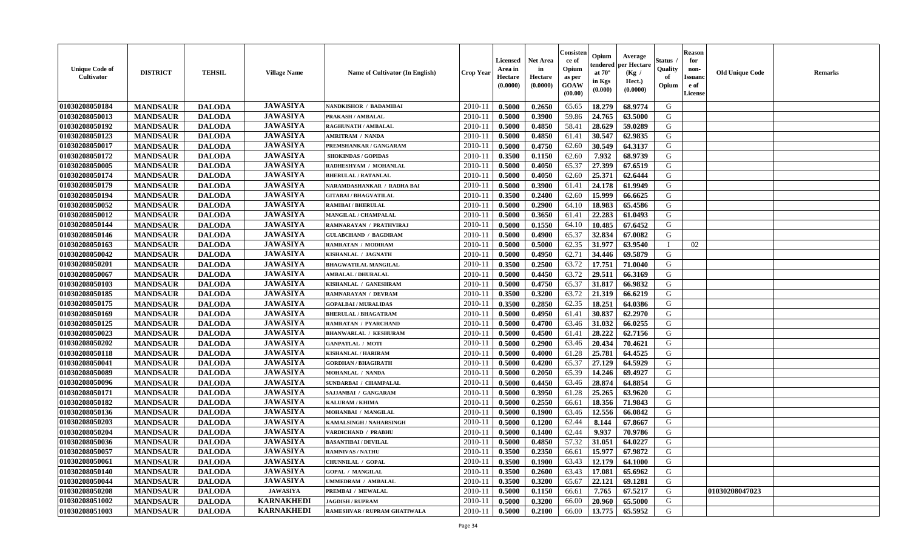| Unique Code of Cultivator | DISTRICT | TEHSIL | Village Name | Name of Cultivator (In English) | Crop Year | Licensed Area in Hectare (0.0000) | Net Area in Hectare (0.0000) | Consistence of Opium as per GOAW (00.00) | Opium tendered at 70° in Kgs (0.000) | Average per Hectare (Kg / Hect.) (0.0000) | Status / Quality of Opium | Reason for non-Issuance of License | Old Unique Code | Remarks |
|---|---|---|---|---|---|---|---|---|---|---|---|---|---|---|
| 01030208050184 | MANDSAUR | DALODA | JAWASIYA | NANDKISHOR / BADAMIBAI | 2010-11 | 0.5000 | 0.2650 | 65.65 | 18.279 | 68.9774 | G | | | |
| 01030208050013 | MANDSAUR | DALODA | JAWASIYA | PRAKASH / AMBALAL | 2010-11 | 0.5000 | 0.3900 | 59.86 | 24.765 | 63.5000 | G | | | |
| 01030208050192 | MANDSAUR | DALODA | JAWASIYA | RAGHUNATH / AMBALAL | 2010-11 | 0.5000 | 0.4850 | 58.41 | 28.629 | 59.0289 | G | | | |
| 01030208050123 | MANDSAUR | DALODA | JAWASIYA | AMRITRAM / NANDA | 2010-11 | 0.5000 | 0.4850 | 61.41 | 30.547 | 62.9835 | G | | | |
| 01030208050017 | MANDSAUR | DALODA | JAWASIYA | PREMSHANKAR / GANGARAM | 2010-11 | 0.5000 | 0.4750 | 62.60 | 30.549 | 64.3137 | G | | | |
| 01030208050172 | MANDSAUR | DALODA | JAWASIYA | SHOKINDAS / GOPIDAS | 2010-11 | 0.3500 | 0.1150 | 62.60 | 7.932 | 68.9739 | G | | | |
| 01030208050005 | MANDSAUR | DALODA | JAWASIYA | RADHESHYAM / MOHANLAL | 2010-11 | 0.5000 | 0.4050 | 65.37 | 27.399 | 67.6519 | G | | | |
| 01030208050174 | MANDSAUR | DALODA | JAWASIYA | BHERULAL / RATANLAL | 2010-11 | 0.5000 | 0.4050 | 62.60 | 25.371 | 62.6444 | G | | | |
| 01030208050179 | MANDSAUR | DALODA | JAWASIYA | NARAMDASHANKAR / RADHA BAI | 2010-11 | 0.5000 | 0.3900 | 61.41 | 24.178 | 61.9949 | G | | | |
| 01030208050194 | MANDSAUR | DALODA | JAWASIYA | GITABAI / BHAGVATILAL | 2010-11 | 0.3500 | 0.2400 | 62.60 | 15.999 | 66.6625 | G | | | |
| 01030208050052 | MANDSAUR | DALODA | JAWASIYA | RAMIBAI / BHERULAL | 2010-11 | 0.5000 | 0.2900 | 64.10 | 18.983 | 65.4586 | G | | | |
| 01030208050012 | MANDSAUR | DALODA | JAWASIYA | MANGILAL / CHAMPALAL | 2010-11 | 0.5000 | 0.3650 | 61.41 | 22.283 | 61.0493 | G | | | |
| 01030208050144 | MANDSAUR | DALODA | JAWASIYA | RAMNARAYAN / PRATHVIRAJ | 2010-11 | 0.5000 | 0.1550 | 64.10 | 10.485 | 67.6452 | G | | | |
| 01030208050146 | MANDSAUR | DALODA | JAWASIYA | GULABCHAND / BAGDIRAM | 2010-11 | 0.5000 | 0.4900 | 65.37 | 32.834 | 67.0082 | G | | | |
| 01030208050163 | MANDSAUR | DALODA | JAWASIYA | RAMRATAN / MODIRAM | 2010-11 | 0.5000 | 0.5000 | 62.35 | 31.977 | 63.9540 | I | 02 | | |
| 01030208050042 | MANDSAUR | DALODA | JAWASIYA | KISHANLAL / JAGNATH | 2010-11 | 0.5000 | 0.4950 | 62.71 | 34.446 | 69.5879 | G | | | |
| 01030208050201 | MANDSAUR | DALODA | JAWASIYA | BHAGWATILAL MANGILAL | 2010-11 | 0.3500 | 0.2500 | 63.72 | 17.751 | 71.0040 | G | | | |
| 01030208050067 | MANDSAUR | DALODA | JAWASIYA | AMBALAL / DHURALAL | 2010-11 | 0.5000 | 0.4450 | 63.72 | 29.511 | 66.3169 | G | | | |
| 01030208050103 | MANDSAUR | DALODA | JAWASIYA | KISHANLAL / GANESHRAM | 2010-11 | 0.5000 | 0.4750 | 65.37 | 31.817 | 66.9832 | G | | | |
| 01030208050185 | MANDSAUR | DALODA | JAWASIYA | RAMNARAYAN / DEVRAM | 2010-11 | 0.3500 | 0.3200 | 63.72 | 21.319 | 66.6219 | G | | | |
| 01030208050175 | MANDSAUR | DALODA | JAWASIYA | GOPALBAI / MURALIDAS | 2010-11 | 0.3500 | 0.2850 | 62.35 | 18.251 | 64.0386 | G | | | |
| 01030208050169 | MANDSAUR | DALODA | JAWASIYA | BHERULAL / BHAGATRAM | 2010-11 | 0.5000 | 0.4950 | 61.41 | 30.837 | 62.2970 | G | | | |
| 01030208050125 | MANDSAUR | DALODA | JAWASIYA | RAMRATAN / PYARCHAND | 2010-11 | 0.5000 | 0.4700 | 63.46 | 31.032 | 66.0255 | G | | | |
| 01030208050023 | MANDSAUR | DALODA | JAWASIYA | BHANWARLAL / KESHURAM | 2010-11 | 0.5000 | 0.4500 | 61.41 | 28.222 | 62.7156 | G | | | |
| 01030208050202 | MANDSAUR | DALODA | JAWASIYA | GANPATLAL / MOTI | 2010-11 | 0.5000 | 0.2900 | 63.46 | 20.434 | 70.4621 | G | | | |
| 01030208050118 | MANDSAUR | DALODA | JAWASIYA | KISHANLAL / HARIRAM | 2010-11 | 0.5000 | 0.4000 | 61.28 | 25.781 | 64.4525 | G | | | |
| 01030208050041 | MANDSAUR | DALODA | JAWASIYA | GORDHAN / BHAGIRATH | 2010-11 | 0.5000 | 0.4200 | 65.37 | 27.129 | 64.5929 | G | | | |
| 01030208050089 | MANDSAUR | DALODA | JAWASIYA | MOHANLAL / NANDA | 2010-11 | 0.5000 | 0.2050 | 65.39 | 14.246 | 69.4927 | G | | | |
| 01030208050096 | MANDSAUR | DALODA | JAWASIYA | SUNDARBAI / CHAMPALAL | 2010-11 | 0.5000 | 0.4450 | 63.46 | 28.874 | 64.8854 | G | | | |
| 01030208050171 | MANDSAUR | DALODA | JAWASIYA | SAJJANBAI / GANGARAM | 2010-11 | 0.5000 | 0.3950 | 61.28 | 25.265 | 63.9620 | G | | | |
| 01030208050182 | MANDSAUR | DALODA | JAWASIYA | KALURAM / KHIMA | 2010-11 | 0.5000 | 0.2550 | 66.61 | 18.356 | 71.9843 | G | | | |
| 01030208050136 | MANDSAUR | DALODA | JAWASIYA | MOHANBAI / MANGILAL | 2010-11 | 0.5000 | 0.1900 | 63.46 | 12.556 | 66.0842 | G | | | |
| 01030208050203 | MANDSAUR | DALODA | JAWASIYA | KAMALSINGH / NAHARSINGH | 2010-11 | 0.5000 | 0.1200 | 62.44 | 8.144 | 67.8667 | G | | | |
| 01030208050204 | MANDSAUR | DALODA | JAWASIYA | VARDICHAND / PRABHU | 2010-11 | 0.5000 | 0.1400 | 62.44 | 9.937 | 70.9786 | G | | | |
| 01030208050036 | MANDSAUR | DALODA | JAWASIYA | BASANTIBAI / DEVILAL | 2010-11 | 0.5000 | 0.4850 | 57.32 | 31.051 | 64.0227 | G | | | |
| 01030208050057 | MANDSAUR | DALODA | JAWASIYA | RAMNIVAS / NATHU | 2010-11 | 0.3500 | 0.2350 | 66.61 | 15.977 | 67.9872 | G | | | |
| 01030208050061 | MANDSAUR | DALODA | JAWASIYA | CHUNNILAL / GOPAL | 2010-11 | 0.3500 | 0.1900 | 63.43 | 12.179 | 64.1000 | G | | | |
| 01030208050140 | MANDSAUR | DALODA | JAWASIYA | GOPAL / MANGILAL | 2010-11 | 0.3500 | 0.2600 | 63.43 | 17.081 | 65.6962 | G | | | |
| 01030208050044 | MANDSAUR | DALODA | JAWASIYA | UMMEDRAM / AMBALAL | 2010-11 | 0.3500 | 0.3200 | 65.67 | 22.121 | 69.1281 | G | | | |
| 01030208050208 | MANDSAUR | DALODA | JAWASIYA | PREMBAI / MEWALAL | 2010-11 | 0.5000 | 0.1150 | 66.61 | 7.765 | 67.5217 | G | | 01030208047023 | |
| 01030208051002 | MANDSAUR | DALODA | KARNAKHEDI | JAGDISH / RUPRAM | 2010-11 | 0.5000 | 0.3200 | 66.00 | 20.960 | 65.5000 | G | | | |
| 01030208051003 | MANDSAUR | DALODA | KARNAKHEDI | RAMESHVAR / RUPRAM GHATIWALA | 2010-11 | 0.5000 | 0.2100 | 66.00 | 13.775 | 65.5952 | G | | | |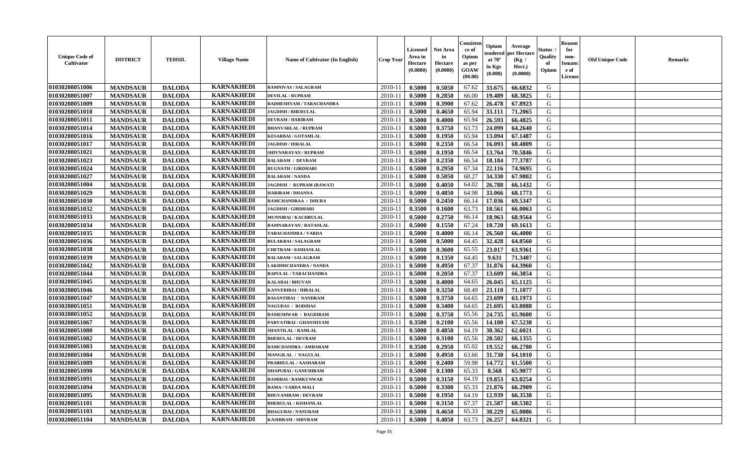| Unique Code of Cultivator | DISTRICT | TEHSIL | Village Name | Name of Cultivator (In English) | Crop Year | Licensed Area in Hectare (0.0000) | Net Area in Hectare (0.0000) | Consistence of Opium as per GOAW (00.00) | Opium tendered at 70° in Kgs (0.000) | Average per Hectare (Kg / Hect.) (0.0000) | Status / Quality of Opium | Reason for non-Issuance of License | Old Unique Code | Remarks |
|---|---|---|---|---|---|---|---|---|---|---|---|---|---|---|
| 01030208051006 | MANDSAUR | DALODA | KARNAKHEDI | RAMNIVAS / SALAGRAM | 2010-11 | 0.5000 | 0.5050 | 67.62 | 33.675 | 66.6832 | G | | | |
| 01030208051007 | MANDSAUR | DALODA | KARNAKHEDI | DEVILAL / RUPRAM | 2010-11 | 0.5000 | 0.2850 | 66.00 | 19.489 | 68.3825 | G | | | |
| 01030208051009 | MANDSAUR | DALODA | KARNAKHEDI | RADHESHYAM / TARACHANDRA | 2010-11 | 0.5000 | 0.3900 | 67.62 | 26.478 | 67.8923 | G | | | |
| 01030208051010 | MANDSAUR | DALODA | KARNAKHEDI | JAGDISH / BHERULAL | 2010-11 | 0.5000 | 0.4650 | 65.94 | 33.111 | 71.2065 | G | | | |
| 01030208051011 | MANDSAUR | DALODA | KARNAKHEDI | DEVRAM / HARIRAM | 2010-11 | 0.5000 | 0.4000 | 65.94 | 26.593 | 66.4825 | G | | | |
| 01030208051014 | MANDSAUR | DALODA | KARNAKHEDI | BHANVARLAL / RUPRAM | 2010-11 | 0.5000 | 0.3750 | 63.73 | 24.099 | 64.2640 | G | | | |
| 01030208051016 | MANDSAUR | DALODA | KARNAKHEDI | KESARBAI / GOTAMLAL | 2010-11 | 0.5000 | 0.1950 | 65.94 | 13.094 | 67.1487 | G | | | |
| 01030208051017 | MANDSAUR | DALODA | KARNAKHEDI | JAGDISH / HIRALAL | 2010-11 | 0.5000 | 0.2350 | 66.54 | 16.093 | 68.4809 | G | | | |
| 01030208051021 | MANDSAUR | DALODA | KARNAKHEDI | SHIVNARAYAN / RUPRAM | 2010-11 | 0.5000 | 0.1950 | 66.54 | 13.764 | 70.5846 | G | | | |
| 01030208051023 | MANDSAUR | DALODA | KARNAKHEDI | BALARAM / DEVRAM | 2010-11 | 0.3500 | 0.2350 | 66.54 | 18.184 | 77.3787 | G | | | |
| 01030208051024 | MANDSAUR | DALODA | KARNAKHEDI | RUGNATH / GIRDHARI | 2010-11 | 0.5000 | 0.2950 | 67.34 | 22.116 | 74.9695 | G | | | |
| 01030208051027 | MANDSAUR | DALODA | KARNAKHEDI | BALARAM / NANDA | 2010-11 | 0.5000 | 0.5050 | 68.27 | 34.330 | 67.9802 | G | | | |
| 01030208051004 | MANDSAUR | DALODA | KARNAKHEDI | JAGDISH / RUPRAM (RAWAT) | 2010-11 | 0.5000 | 0.4050 | 64.02 | 26.788 | 66.1432 | G | | | |
| 01030208051029 | MANDSAUR | DALODA | KARNAKHEDI | HARIRAM / DHANNA | 2010-11 | 0.5000 | 0.4850 | 64.98 | 33.066 | 68.1773 | G | | | |
| 01030208051030 | MANDSAUR | DALODA | KARNAKHEDI | RAMCHANDRAA / DHURA | 2010-11 | 0.5000 | 0.2450 | 66.14 | 17.036 | 69.5347 | G | | | |
| 01030208051032 | MANDSAUR | DALODA | KARNAKHEDI | JAGDISH / GIRDHARI | 2010-11 | 0.3500 | 0.1600 | 63.73 | 10.561 | 66.0063 | G | | | |
| 01030208051033 | MANDSAUR | DALODA | KARNAKHEDI | MUNNIBAI / KACHRULAL | 2010-11 | 0.5000 | 0.2750 | 66.14 | 18.963 | 68.9564 | G | | | |
| 01030208051034 | MANDSAUR | DALODA | KARNAKHEDI | RAMNARAYAN / RATANLAL | 2010-11 | 0.5000 | 0.1550 | 67.24 | 10.720 | 69.1613 | G | | | |
| 01030208051035 | MANDSAUR | DALODA | KARNAKHEDI | TARACHANDRA / VARDA | 2010-11 | 0.5000 | 0.4000 | 66.14 | 26.560 | 66.4000 | G | | | |
| 01030208051036 | MANDSAUR | DALODA | KARNAKHEDI | BULAKBAI / SALAGRAM | 2010-11 | 0.5000 | 0.5000 | 64.45 | 32.428 | 64.8560 | G | | | |
| 01030208051038 | MANDSAUR | DALODA | KARNAKHEDI | CHETRAM / KISHANLAL | 2010-11 | 0.5000 | 0.3600 | 65.55 | 23.017 | 63.9361 | G | | | |
| 01030208051039 | MANDSAUR | DALODA | KARNAKHEDI | BALARAM / SALAGRAM | 2010-11 | 0.5000 | 0.1350 | 64.45 | 9.631 | 71.3407 | G | | | |
| 01030208051042 | MANDSAUR | DALODA | KARNAKHEDI | LAKHMICHANDRA / NANDA | 2010-11 | 0.5000 | 0.4950 | 67.37 | 31.876 | 64.3960 | G | | | |
| 01030208051044 | MANDSAUR | DALODA | KARNAKHEDI | BAPULAL / TARACHANDRA | 2010-11 | 0.5000 | 0.2050 | 67.37 | 13.609 | 66.3854 | G | | | |
| 01030208051045 | MANDSAUR | DALODA | KARNAKHEDI | KALABAI / BHUVAN | 2010-11 | 0.5000 | 0.4000 | 64.65 | 26.045 | 65.1125 | G | | | |
| 01030208051046 | MANDSAUR | DALODA | KARNAKHEDI | KANVERIBAI / HIRALAL | 2010-11 | 0.5000 | 0.3250 | 68.49 | 23.110 | 71.1077 | G | | | |
| 01030208051047 | MANDSAUR | DALODA | KARNAKHEDI | BASANTIBAI / NANDRAM | 2010-11 | 0.5000 | 0.3750 | 64.65 | 23.699 | 63.1973 | G | | | |
| 01030208051051 | MANDSAUR | DALODA | KARNAKHEDI | NAGUDAS / RODIDAS | 2010-11 | 0.5000 | 0.3400 | 64.65 | 21.695 | 63.8088 | G | | | |
| 01030208051052 | MANDSAUR | DALODA | KARNAKHEDI | RAMESHWAR / BAGDIRAM | 2010-11 | 0.5000 | 0.3750 | 65.56 | 24.735 | 65.9600 | G | | | |
| 01030208051067 | MANDSAUR | DALODA | KARNAKHEDI | PARVATIBAI / GHANSHYAM | 2010-11 | 0.3500 | 0.2100 | 65.56 | 14.180 | 67.5238 | G | | | |
| 01030208051080 | MANDSAUR | DALODA | KARNAKHEDI | SHANTILAL / RAMLAL | 2010-11 | 0.5000 | 0.4850 | 64.19 | 30.362 | 62.6021 | G | | | |
| 01030208051082 | MANDSAUR | DALODA | KARNAKHEDI | BHERULAL / DEVRAM | 2010-11 | 0.5000 | 0.3100 | 65.56 | 20.502 | 66.1355 | G | | | |
| 01030208051083 | MANDSAUR | DALODA | KARNAKHEDI | RAMCHANDRA / AMBARAM | 2010-11 | 0.3500 | 0.2950 | 65.02 | 19.552 | 66.2780 | G | | | |
| 01030208051084 | MANDSAUR | DALODA | KARNAKHEDI | MANGILAL / NAGULAL | 2010-11 | 0.5000 | 0.4950 | 63.66 | 31.730 | 64.1010 | G | | | |
| 01030208051089 | MANDSAUR | DALODA | KARNAKHEDI | PRABHULAL / AASHARAM | 2010-11 | 0.5000 | 0.2400 | 59.98 | 14.772 | 61.5500 | G | | | |
| 01030208051090 | MANDSAUR | DALODA | KARNAKHEDI | DHAPUBAI / GANESHRAM | 2010-11 | 0.5000 | 0.1300 | 65.33 | 8.568 | 65.9077 | G | | | |
| 01030208051091 | MANDSAUR | DALODA | KARNAKHEDI | RAMIBAI / RAMKUNWAR | 2010-11 | 0.5000 | 0.3150 | 64.19 | 19.853 | 63.0254 | G | | | |
| 01030208051094 | MANDSAUR | DALODA | KARNAKHEDI | RAMA / VARDA MALI | 2010-11 | 0.5000 | 0.3300 | 65.33 | 21.876 | 66.2909 | G | | | |
| 01030208051095 | MANDSAUR | DALODA | KARNAKHEDI | BHUVANIRAM / DEVRAM | 2010-11 | 0.5000 | 0.1950 | 64.19 | 12.939 | 66.3538 | G | | | |
| 01030208051101 | MANDSAUR | DALODA | KARNAKHEDI | BHERULAL / KISHANLAL | 2010-11 | 0.5000 | 0.3150 | 67.37 | 21.587 | 68.5302 | G | | | |
| 01030208051103 | MANDSAUR | DALODA | KARNAKHEDI | BHAGUBAI / NANURAM | 2010-11 | 0.5000 | 0.4650 | 65.33 | 30.229 | 65.0086 | G | | | |
| 01030208051104 | MANDSAUR | DALODA | KARNAKHEDI | KASHIRAM / SHIVRAM | 2010-11 | 0.5000 | 0.4050 | 63.73 | 26.257 | 64.8321 | G | | | |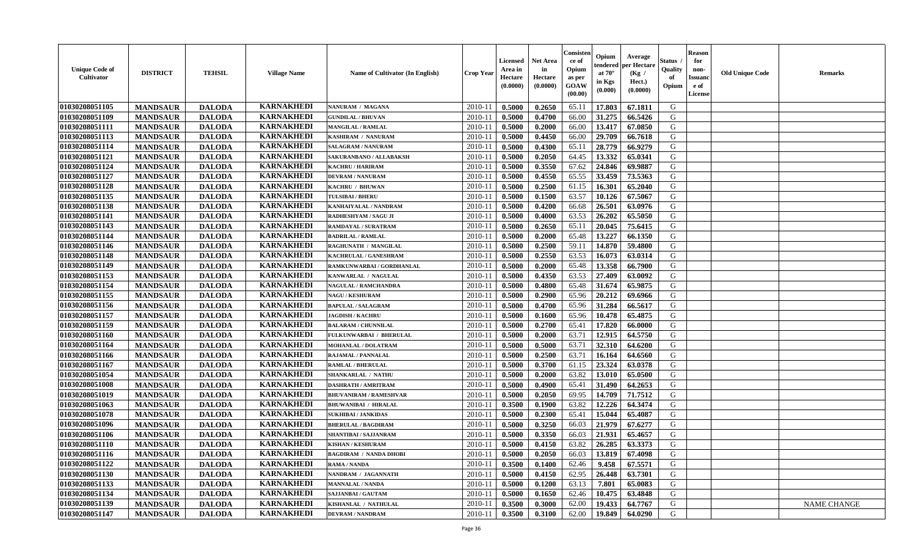| Unique Code of Cultivator | DISTRICT | TEHSIL | Village Name | Name of Cultivator (In English) | Crop Year | Licensed Area in Hectare (0.0000) | Net Area in Hectare (0.0000) | Consistence of Opium as per GOAW (00.00) | Opium tendered at 70° in Kgs (0.000) | Average per Hectare (Kg / Hect.) (0.0000) | Status / Quality of Opium | Reason for non-Issuance of License | Old Unique Code | Remarks |
|---|---|---|---|---|---|---|---|---|---|---|---|---|---|---|
| 01030208051105 | MANDSAUR | DALODA | KARNAKHEDI | NANURAM / MAGANA | 2010-11 | 0.5000 | 0.2650 | 65.11 | 17.803 | 67.1811 | G | | | |
| 01030208051109 | MANDSAUR | DALODA | KARNAKHEDI | GUNDILAL / BHUVAN | 2010-11 | 0.5000 | 0.4700 | 66.00 | 31.275 | 66.5426 | G | | | |
| 01030208051111 | MANDSAUR | DALODA | KARNAKHEDI | MANGILAL / RAMLAL | 2010-11 | 0.5000 | 0.2000 | 66.00 | 13.417 | 67.0850 | G | | | |
| 01030208051113 | MANDSAUR | DALODA | KARNAKHEDI | KASHIRAM / NANURAM | 2010-11 | 0.5000 | 0.4450 | 66.00 | 29.709 | 66.7618 | G | | | |
| 01030208051114 | MANDSAUR | DALODA | KARNAKHEDI | SALAGRAM / NANURAM | 2010-11 | 0.5000 | 0.4300 | 65.11 | 28.779 | 66.9279 | G | | | |
| 01030208051121 | MANDSAUR | DALODA | KARNAKHEDI | SAKURANBANO / ALLABAKSH | 2010-11 | 0.5000 | 0.2050 | 64.45 | 13.332 | 65.0341 | G | | | |
| 01030208051124 | MANDSAUR | DALODA | KARNAKHEDI | KACHRU / HARIRAM | 2010-11 | 0.5000 | 0.3550 | 67.62 | 24.846 | 69.9887 | G | | | |
| 01030208051127 | MANDSAUR | DALODA | KARNAKHEDI | DEVRAM / NANURAM | 2010-11 | 0.5000 | 0.4550 | 65.55 | 33.459 | 73.5363 | G | | | |
| 01030208051128 | MANDSAUR | DALODA | KARNAKHEDI | KACHRU / BHUWAN | 2010-11 | 0.5000 | 0.2500 | 61.15 | 16.301 | 65.2040 | G | | | |
| 01030208051135 | MANDSAUR | DALODA | KARNAKHEDI | TULSIBAI / BHERU | 2010-11 | 0.5000 | 0.1500 | 63.57 | 10.126 | 67.5067 | G | | | |
| 01030208051138 | MANDSAUR | DALODA | KARNAKHEDI | KANHAIYALAL / NANDRAM | 2010-11 | 0.5000 | 0.4200 | 66.68 | 26.501 | 63.0976 | G | | | |
| 01030208051141 | MANDSAUR | DALODA | KARNAKHEDI | RADHESHYAM / SAGU JI | 2010-11 | 0.5000 | 0.4000 | 63.53 | 26.202 | 65.5050 | G | | | |
| 01030208051143 | MANDSAUR | DALODA | KARNAKHEDI | RAMDAYAL / SURATRAM | 2010-11 | 0.5000 | 0.2650 | 65.11 | 20.045 | 75.6415 | G | | | |
| 01030208051144 | MANDSAUR | DALODA | KARNAKHEDI | BADRILAL / RAMLAL | 2010-11 | 0.5000 | 0.2000 | 65.48 | 13.227 | 66.1350 | G | | | |
| 01030208051146 | MANDSAUR | DALODA | KARNAKHEDI | RAGHUNATH / MANGILAL | 2010-11 | 0.5000 | 0.2500 | 59.11 | 14.870 | 59.4800 | G | | | |
| 01030208051148 | MANDSAUR | DALODA | KARNAKHEDI | KACHRULAL / GANESHRAM | 2010-11 | 0.5000 | 0.2550 | 63.53 | 16.073 | 63.0314 | G | | | |
| 01030208051149 | MANDSAUR | DALODA | KARNAKHEDI | RAMKUNWARBAI / GORDHANLAL | 2010-11 | 0.5000 | 0.2000 | 65.48 | 13.358 | 66.7900 | G | | | |
| 01030208051153 | MANDSAUR | DALODA | KARNAKHEDI | KANWARLAL / NAGULAL | 2010-11 | 0.5000 | 0.4350 | 63.53 | 27.409 | 63.0092 | G | | | |
| 01030208051154 | MANDSAUR | DALODA | KARNAKHEDI | NAGULAL / RAMCHANDRA | 2010-11 | 0.5000 | 0.4800 | 65.48 | 31.674 | 65.9875 | G | | | |
| 01030208051155 | MANDSAUR | DALODA | KARNAKHEDI | NAGU / KESHURAM | 2010-11 | 0.5000 | 0.2900 | 65.96 | 20.212 | 69.6966 | G | | | |
| 01030208051156 | MANDSAUR | DALODA | KARNAKHEDI | BAPULAL / SALAGRAM | 2010-11 | 0.5000 | 0.4700 | 65.96 | 31.284 | 66.5617 | G | | | |
| 01030208051157 | MANDSAUR | DALODA | KARNAKHEDI | JAGDISH / KACHRU | 2010-11 | 0.5000 | 0.1600 | 65.96 | 10.478 | 65.4875 | G | | | |
| 01030208051159 | MANDSAUR | DALODA | KARNAKHEDI | BALARAM / CHUNNILAL | 2010-11 | 0.5000 | 0.2700 | 65.41 | 17.820 | 66.0000 | G | | | |
| 01030208051160 | MANDSAUR | DALODA | KARNAKHEDI | FULKUNWARBAI / BHERULAL | 2010-11 | 0.5000 | 0.2000 | 63.71 | 12.915 | 64.5750 | G | | | |
| 01030208051164 | MANDSAUR | DALODA | KARNAKHEDI | MOHANLAL / DOLATRAM | 2010-11 | 0.5000 | 0.5000 | 63.71 | 32.310 | 64.6200 | G | | | |
| 01030208051166 | MANDSAUR | DALODA | KARNAKHEDI | RAJAMAL / PANNALAL | 2010-11 | 0.5000 | 0.2500 | 63.71 | 16.164 | 64.6560 | G | | | |
| 01030208051167 | MANDSAUR | DALODA | KARNAKHEDI | RAMLAL / BHERULAL | 2010-11 | 0.5000 | 0.3700 | 61.15 | 23.324 | 63.0378 | G | | | |
| 01030208051054 | MANDSAUR | DALODA | KARNAKHEDI | SHANKARLAL / NATHU | 2010-11 | 0.5000 | 0.2000 | 63.82 | 13.010 | 65.0500 | G | | | |
| 01030208051008 | MANDSAUR | DALODA | KARNAKHEDI | DASHRATH / AMRITRAM | 2010-11 | 0.5000 | 0.4900 | 65.41 | 31.490 | 64.2653 | G | | | |
| 01030208051019 | MANDSAUR | DALODA | KARNAKHEDI | BHUVANIRAM / RAMESHVAR | 2010-11 | 0.5000 | 0.2050 | 69.95 | 14.709 | 71.7512 | G | | | |
| 01030208051063 | MANDSAUR | DALODA | KARNAKHEDI | BHUWANIBAI / HIRALAL | 2010-11 | 0.3500 | 0.1900 | 63.82 | 12.226 | 64.3474 | G | | | |
| 01030208051078 | MANDSAUR | DALODA | KARNAKHEDI | SUKHIBAI / JANKIDAS | 2010-11 | 0.5000 | 0.2300 | 65.41 | 15.044 | 65.4087 | G | | | |
| 01030208051096 | MANDSAUR | DALODA | KARNAKHEDI | BHERULAL / BAGDIRAM | 2010-11 | 0.5000 | 0.3250 | 66.03 | 21.979 | 67.6277 | G | | | |
| 01030208051106 | MANDSAUR | DALODA | KARNAKHEDI | SHANTIBAI / SAJJANRAM | 2010-11 | 0.5000 | 0.3350 | 66.03 | 21.931 | 65.4657 | G | | | |
| 01030208051110 | MANDSAUR | DALODA | KARNAKHEDI | KISHAN / KESHURAM | 2010-11 | 0.5000 | 0.4150 | 63.82 | 26.285 | 63.3373 | G | | | |
| 01030208051116 | MANDSAUR | DALODA | KARNAKHEDI | BAGDIRAM / NANDA DHOBI | 2010-11 | 0.5000 | 0.2050 | 66.03 | 13.819 | 67.4098 | G | | | |
| 01030208051122 | MANDSAUR | DALODA | KARNAKHEDI | RAMA / NANDA | 2010-11 | 0.3500 | 0.1400 | 62.46 | 9.458 | 67.5571 | G | | | |
| 01030208051130 | MANDSAUR | DALODA | KARNAKHEDI | NANDRAM / JAGANNATH | 2010-11 | 0.5000 | 0.4150 | 62.95 | 26.448 | 63.7301 | G | | | |
| 01030208051133 | MANDSAUR | DALODA | KARNAKHEDI | MANNALAL / NANDA | 2010-11 | 0.5000 | 0.1200 | 63.13 | 7.801 | 65.0083 | G | | | |
| 01030208051134 | MANDSAUR | DALODA | KARNAKHEDI | SAJJANBAI / GAUTAM | 2010-11 | 0.5000 | 0.1650 | 62.46 | 10.475 | 63.4848 | G | | | |
| 01030208051139 | MANDSAUR | DALODA | KARNAKHEDI | KISHANLAL / NATHULAL | 2010-11 | 0.3500 | 0.3000 | 62.00 | 19.433 | 64.7767 | G | | | NAME CHANGE |
| 01030208051147 | MANDSAUR | DALODA | KARNAKHEDI | DEVRAM / NANDRAM | 2010-11 | 0.3500 | 0.3100 | 62.00 | 19.849 | 64.0290 | G | | | |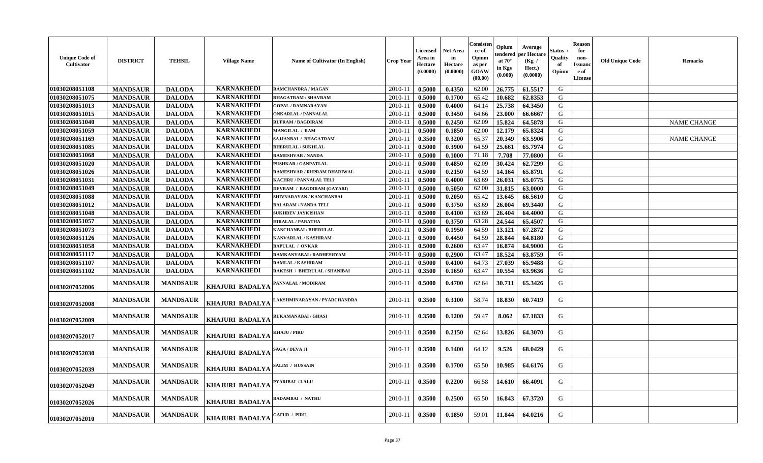| Unique Code of Cultivator | DISTRICT | TEHSIL | Village Name | Name of Cultivator (In English) | Crop Year | Licensed Area in Hectare (0.0000) | Net Area in Hectare (0.0000) | Consistence of Opium as per GOAW (00.00) | Opium tendered at 70° in Kgs (0.000) | Average per Hectare (Kg / Hect.) (0.0000) | Status / Quality of Opium | Reason for non-Issuance of License | Old Unique Code | Remarks |
|---|---|---|---|---|---|---|---|---|---|---|---|---|---|---|
| 01030208051108 | MANDSAUR | DALODA | KARNAKHEDI | RAMCHANDRA / MAGAN | 2010-11 | 0.5000 | 0.4350 | 62.00 | 26.775 | 61.5517 | G | | | |
| 01030208051075 | MANDSAUR | DALODA | KARNAKHEDI | BHAGATRAM / SHAVRAM | 2010-11 | 0.5000 | 0.1700 | 65.42 | 10.682 | 62.8353 | G | | | |
| 01030208051013 | MANDSAUR | DALODA | KARNAKHEDI | GOPAL / RAMNARAYAN | 2010-11 | 0.5000 | 0.4000 | 64.14 | 25.738 | 64.3450 | G | | | |
| 01030208051015 | MANDSAUR | DALODA | KARNAKHEDI | ONKARLAL / PANNALAL | 2010-11 | 0.5000 | 0.3450 | 64.66 | 23.000 | 66.6667 | G | | | |
| 01030208051040 | MANDSAUR | DALODA | KARNAKHEDI | RUPRAM / BAGDIRAM | 2010-11 | 0.5000 | 0.2450 | 62.09 | 15.824 | 64.5878 | G | | | NAME CHANGE |
| 01030208051059 | MANDSAUR | DALODA | KARNAKHEDI | MANGILAL / RAM | 2010-11 | 0.5000 | 0.1850 | 62.00 | 12.179 | 65.8324 | G | | | |
| 01030208051169 | MANDSAUR | DALODA | KARNAKHEDI | SAJJANBAI / BHAGATRAM | 2010-11 | 0.3500 | 0.3200 | 65.37 | 20.349 | 63.5906 | G | | | NAME CHANGE |
| 01030208051085 | MANDSAUR | DALODA | KARNAKHEDI | BHERULAL / SUKHLAL | 2010-11 | 0.5000 | 0.3900 | 64.59 | 25.661 | 65.7974 | G | | | |
| 01030208051068 | MANDSAUR | DALODA | KARNAKHEDI | RAMESHVAR / NANDA | 2010-11 | 0.5000 | 0.1000 | 71.18 | 7.708 | 77.0800 | G | | | |
| 01030208051020 | MANDSAUR | DALODA | KARNAKHEDI | PUSHKAR / GANPATLAL | 2010-11 | 0.5000 | 0.4850 | 62.09 | 30.424 | 62.7299 | G | | | |
| 01030208051026 | MANDSAUR | DALODA | KARNAKHEDI | RAMESHVAR / RUPRAM DHARIWAL | 2010-11 | 0.5000 | 0.2150 | 64.59 | 14.164 | 65.8791 | G | | | |
| 01030208051031 | MANDSAUR | DALODA | KARNAKHEDI | KACHRU / PANNALAL TELI | 2010-11 | 0.5000 | 0.4000 | 63.69 | 26.031 | 65.0775 | G | | | |
| 01030208051049 | MANDSAUR | DALODA | KARNAKHEDI | DEVRAM / BAGDIRAM (GAYARI) | 2010-11 | 0.5000 | 0.5050 | 62.00 | 31.815 | 63.0000 | G | | | |
| 01030208051088 | MANDSAUR | DALODA | KARNAKHEDI | SHIVNARAYAN / KANCHANBAI | 2010-11 | 0.5000 | 0.2050 | 65.42 | 13.645 | 66.5610 | G | | | |
| 01030208051012 | MANDSAUR | DALODA | KARNAKHEDI | BALARAM / NANDA TELI | 2010-11 | 0.5000 | 0.3750 | 63.69 | 26.004 | 69.3440 | G | | | |
| 01030208051048 | MANDSAUR | DALODA | KARNAKHEDI | SUKHDEV JAYKISHAN | 2010-11 | 0.5000 | 0.4100 | 63.69 | 26.404 | 64.4000 | G | | | |
| 01030208051057 | MANDSAUR | DALODA | KARNAKHEDI | HIRALAL / PARATHA | 2010-11 | 0.5000 | 0.3750 | 63.28 | 24.544 | 65.4507 | G | | | |
| 01030208051073 | MANDSAUR | DALODA | KARNAKHEDI | KANCHANBAI / BHERULAL | 2010-11 | 0.3500 | 0.1950 | 64.59 | 13.121 | 67.2872 | G | | | |
| 01030208051126 | MANDSAUR | DALODA | KARNAKHEDI | KANVARLAL / KASHIRAM | 2010-11 | 0.5000 | 0.4450 | 64.59 | 28.844 | 64.8180 | G | | | |
| 01030208051058 | MANDSAUR | DALODA | KARNAKHEDI | BAPULAL / ONKAR | 2010-11 | 0.5000 | 0.2600 | 63.47 | 16.874 | 64.9000 | G | | | |
| 01030208051117 | MANDSAUR | DALODA | KARNAKHEDI | RAMKANYABAI / RADHESHYAM | 2010-11 | 0.5000 | 0.2900 | 63.47 | 18.524 | 63.8759 | G | | | |
| 01030208051107 | MANDSAUR | DALODA | KARNAKHEDI | RAMLAL / KASHIRAM | 2010-11 | 0.5000 | 0.4100 | 64.73 | 27.039 | 65.9488 | G | | | |
| 01030208051102 | MANDSAUR | DALODA | KARNAKHEDI | RAKESH / BHERULAL / SHANIBAI | 2010-11 | 0.3500 | 0.1650 | 63.47 | 10.554 | 63.9636 | G | | | |
| 01030207052006 | MANDSAUR | MANDSAUR | KHAJURI BADALYA | PANNALAL / MODIRAM | 2010-11 | 0.5000 | 0.4700 | 62.64 | 30.711 | 65.3426 | G | | | |
| 01030207052008 | MANDSAUR | MANDSAUR | KHAJURI BADALYA | LAKSHMINARAYAN / PYARCHANDRA | 2010-11 | 0.3500 | 0.3100 | 58.74 | 18.830 | 60.7419 | G | | | |
| 01030207052009 | MANDSAUR | MANDSAUR | KHAJURI BADALYA | RUKAMANABAI / GHASI | 2010-11 | 0.3500 | 0.1200 | 59.47 | 8.062 | 67.1833 | G | | | |
| 01030207052017 | MANDSAUR | MANDSAUR | KHAJURI BADALYA | KHAJU / PIRU | 2010-11 | 0.3500 | 0.2150 | 62.64 | 13.826 | 64.3070 | G | | | |
| 01030207052030 | MANDSAUR | MANDSAUR | KHAJURI BADALYA | SAGA / DEVA JI | 2010-11 | 0.3500 | 0.1400 | 64.12 | 9.526 | 68.0429 | G | | | |
| 01030207052039 | MANDSAUR | MANDSAUR | KHAJURI BADALYA | SALIM / HUSSAIN | 2010-11 | 0.3500 | 0.1700 | 65.50 | 10.985 | 64.6176 | G | | | |
| 01030207052049 | MANDSAUR | MANDSAUR | KHAJURI BADALYA | PYARIBAI / LALU | 2010-11 | 0.3500 | 0.2200 | 66.58 | 14.610 | 66.4091 | G | | | |
| 01030207052026 | MANDSAUR | MANDSAUR | KHAJURI BADALYA | BADAMBAI / NATHU | 2010-11 | 0.3500 | 0.2500 | 65.50 | 16.843 | 67.3720 | G | | | |
| 01030207052010 | MANDSAUR | MANDSAUR | KHAJURI BADALYA | GAFUR / PIRU | 2010-11 | 0.3500 | 0.1850 | 59.01 | 11.844 | 64.0216 | G | | | |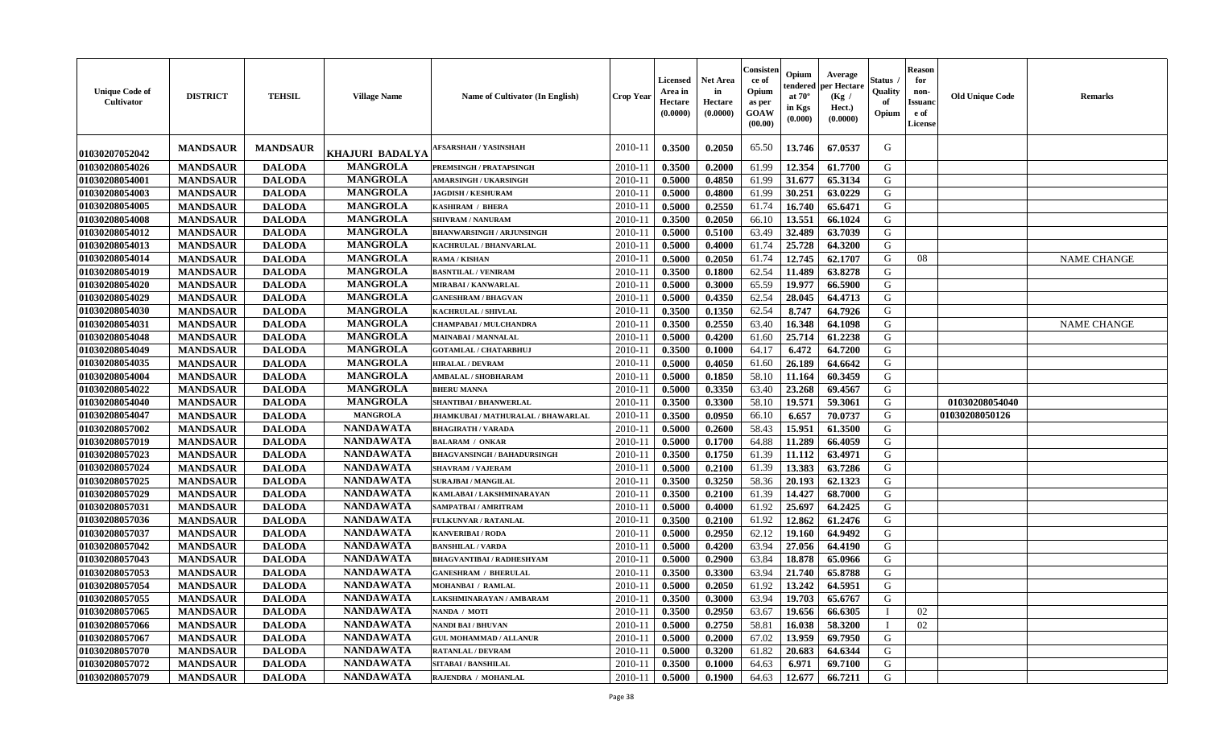| Unique Code of Cultivator | DISTRICT | TEHSIL | Village Name | Name of Cultivator (In English) | Crop Year | Licensed Area in Hectare (0.0000) | Net Area in Hectare (0.0000) | Consistence of Opium as per GOAW (00.00) | Opium tendered at 70° in Kgs (0.000) | Average per Hectare (Kg / Hect.) (0.0000) | Status / Quality of Opium | Reason for non-Issuance of License | Old Unique Code | Remarks |
|---|---|---|---|---|---|---|---|---|---|---|---|---|---|---|
| 01030207052042 | MANDSAUR | MANDSAUR | KHAJURI BADALYA | AFSARSHAH / YASINSHAH | 2010-11 | 0.3500 | 0.2050 | 65.50 | 13.746 | 67.0537 | G | | | |
| 01030208054026 | MANDSAUR | DALODA | MANGROLA | PREMSINGH / PRATAPSINGH | 2010-11 | 0.3500 | 0.2000 | 61.99 | 12.354 | 61.7700 | G | | | |
| 01030208054001 | MANDSAUR | DALODA | MANGROLA | AMARSINGH / UKARSINGH | 2010-11 | 0.5000 | 0.4850 | 61.99 | 31.677 | 65.3134 | G | | | |
| 01030208054003 | MANDSAUR | DALODA | MANGROLA | JAGDISH / KESHURAM | 2010-11 | 0.5000 | 0.4800 | 61.99 | 30.251 | 63.0229 | G | | | |
| 01030208054005 | MANDSAUR | DALODA | MANGROLA | KASHIRAM / BHERA | 2010-11 | 0.5000 | 0.2550 | 61.74 | 16.740 | 65.6471 | G | | | |
| 01030208054008 | MANDSAUR | DALODA | MANGROLA | SHIVRAM / NANURAM | 2010-11 | 0.3500 | 0.2050 | 66.10 | 13.551 | 66.1024 | G | | | |
| 01030208054012 | MANDSAUR | DALODA | MANGROLA | BHANWARSINGH / ARJUNSINGH | 2010-11 | 0.5000 | 0.5100 | 63.49 | 32.489 | 63.7039 | G | | | |
| 01030208054013 | MANDSAUR | DALODA | MANGROLA | KACHRULAL / BHANVARLAL | 2010-11 | 0.5000 | 0.4000 | 61.74 | 25.728 | 64.3200 | G | | | |
| 01030208054014 | MANDSAUR | DALODA | MANGROLA | RAMA / KISHAN | 2010-11 | 0.5000 | 0.2050 | 61.74 | 12.745 | 62.1707 | G | 08 | | NAME CHANGE |
| 01030208054019 | MANDSAUR | DALODA | MANGROLA | BASNTILAL / VENIRAM | 2010-11 | 0.3500 | 0.1800 | 62.54 | 11.489 | 63.8278 | G | | | |
| 01030208054020 | MANDSAUR | DALODA | MANGROLA | MIRABAI / KANWARLAL | 2010-11 | 0.5000 | 0.3000 | 65.59 | 19.977 | 66.5900 | G | | | |
| 01030208054029 | MANDSAUR | DALODA | MANGROLA | GANESHRAM / BHAGVAN | 2010-11 | 0.5000 | 0.4350 | 62.54 | 28.045 | 64.4713 | G | | | |
| 01030208054030 | MANDSAUR | DALODA | MANGROLA | KACHRULAL / SHIVLAL | 2010-11 | 0.3500 | 0.1350 | 62.54 | 8.747 | 64.7926 | G | | | |
| 01030208054031 | MANDSAUR | DALODA | MANGROLA | CHAMPABAI / MULCHANDRA | 2010-11 | 0.3500 | 0.2550 | 63.40 | 16.348 | 64.1098 | G | | | NAME CHANGE |
| 01030208054048 | MANDSAUR | DALODA | MANGROLA | MAINABAI / MANNALAL | 2010-11 | 0.5000 | 0.4200 | 61.60 | 25.714 | 61.2238 | G | | | |
| 01030208054049 | MANDSAUR | DALODA | MANGROLA | GOTAMLAL / CHATARBHUJ | 2010-11 | 0.3500 | 0.1000 | 64.17 | 6.472 | 64.7200 | G | | | |
| 01030208054035 | MANDSAUR | DALODA | MANGROLA | HIRALAL / DEVRAM | 2010-11 | 0.5000 | 0.4050 | 61.60 | 26.189 | 64.6642 | G | | | |
| 01030208054004 | MANDSAUR | DALODA | MANGROLA | AMBALAL / SHOBHARAM | 2010-11 | 0.5000 | 0.1850 | 58.10 | 11.164 | 60.3459 | G | | | |
| 01030208054022 | MANDSAUR | DALODA | MANGROLA | BHERU MANNA | 2010-11 | 0.5000 | 0.3350 | 63.40 | 23.268 | 69.4567 | G | | | |
| 01030208054040 | MANDSAUR | DALODA | MANGROLA | SHANTIBAI / BHANWERLAL | 2010-11 | 0.3500 | 0.3300 | 58.10 | 19.571 | 59.3061 | G | | 01030208054040 | |
| 01030208054047 | MANDSAUR | DALODA | MANGROLA | JHAMKUBAI / MATHURALAL / BHAWARLAL | 2010-11 | 0.3500 | 0.0950 | 66.10 | 6.657 | 70.0737 | G | | 01030208050126 | |
| 01030208057002 | MANDSAUR | DALODA | NANDAWATA | BHAGIRATH / VARADA | 2010-11 | 0.5000 | 0.2600 | 58.43 | 15.951 | 61.3500 | G | | | |
| 01030208057019 | MANDSAUR | DALODA | NANDAWATA | BALARAM / ONKAR | 2010-11 | 0.5000 | 0.1700 | 64.88 | 11.289 | 66.4059 | G | | | |
| 01030208057023 | MANDSAUR | DALODA | NANDAWATA | BHAGVANSINGH / BAHADURSINGH | 2010-11 | 0.3500 | 0.1750 | 61.39 | 11.112 | 63.4971 | G | | | |
| 01030208057024 | MANDSAUR | DALODA | NANDAWATA | SHAVRAM / VAJERAM | 2010-11 | 0.5000 | 0.2100 | 61.39 | 13.383 | 63.7286 | G | | | |
| 01030208057025 | MANDSAUR | DALODA | NANDAWATA | SURAJBAI / MANGILAL | 2010-11 | 0.3500 | 0.3250 | 58.36 | 20.193 | 62.1323 | G | | | |
| 01030208057029 | MANDSAUR | DALODA | NANDAWATA | KAMLABAI / LAKSHMINARAYAN | 2010-11 | 0.3500 | 0.2100 | 61.39 | 14.427 | 68.7000 | G | | | |
| 01030208057031 | MANDSAUR | DALODA | NANDAWATA | SAMPATBAI / AMRITRAM | 2010-11 | 0.5000 | 0.4000 | 61.92 | 25.697 | 64.2425 | G | | | |
| 01030208057036 | MANDSAUR | DALODA | NANDAWATA | FULKUNVAR / RATANLAL | 2010-11 | 0.3500 | 0.2100 | 61.92 | 12.862 | 61.2476 | G | | | |
| 01030208057037 | MANDSAUR | DALODA | NANDAWATA | KANVERIBAI / RODA | 2010-11 | 0.5000 | 0.2950 | 62.12 | 19.160 | 64.9492 | G | | | |
| 01030208057042 | MANDSAUR | DALODA | NANDAWATA | BANSHILAL / VARDA | 2010-11 | 0.5000 | 0.4200 | 63.94 | 27.056 | 64.4190 | G | | | |
| 01030208057043 | MANDSAUR | DALODA | NANDAWATA | BHAGVANTIBAI / RADHESHYAM | 2010-11 | 0.5000 | 0.2900 | 63.84 | 18.878 | 65.0966 | G | | | |
| 01030208057053 | MANDSAUR | DALODA | NANDAWATA | GANESHRAM / BHERULAL | 2010-11 | 0.3500 | 0.3300 | 63.94 | 21.740 | 65.8788 | G | | | |
| 01030208057054 | MANDSAUR | DALODA | NANDAWATA | MOHANBAI / RAMLAL | 2010-11 | 0.5000 | 0.2050 | 61.92 | 13.242 | 64.5951 | G | | | |
| 01030208057055 | MANDSAUR | DALODA | NANDAWATA | LAKSHMINARAYAN / AMBARAM | 2010-11 | 0.3500 | 0.3000 | 63.94 | 19.703 | 65.6767 | G | | | |
| 01030208057065 | MANDSAUR | DALODA | NANDAWATA | NANDA / MOTI | 2010-11 | 0.3500 | 0.2950 | 63.67 | 19.656 | 66.6305 | I | 02 | | |
| 01030208057066 | MANDSAUR | DALODA | NANDAWATA | NANDI BAI / BHUVAN | 2010-11 | 0.5000 | 0.2750 | 58.81 | 16.038 | 58.3200 | I | 02 | | |
| 01030208057067 | MANDSAUR | DALODA | NANDAWATA | GUL MOHAMMAD / ALLANUR | 2010-11 | 0.5000 | 0.2000 | 67.02 | 13.959 | 69.7950 | G | | | |
| 01030208057070 | MANDSAUR | DALODA | NANDAWATA | RATANLAL / DEVRAM | 2010-11 | 0.5000 | 0.3200 | 61.82 | 20.683 | 64.6344 | G | | | |
| 01030208057072 | MANDSAUR | DALODA | NANDAWATA | SITABAI / BANSHILAL | 2010-11 | 0.3500 | 0.1000 | 64.63 | 6.971 | 69.7100 | G | | | |
| 01030208057079 | MANDSAUR | DALODA | NANDAWATA | RAJENDRA / MOHANLAL | 2010-11 | 0.5000 | 0.1900 | 64.63 | 12.677 | 66.7211 | G | | | |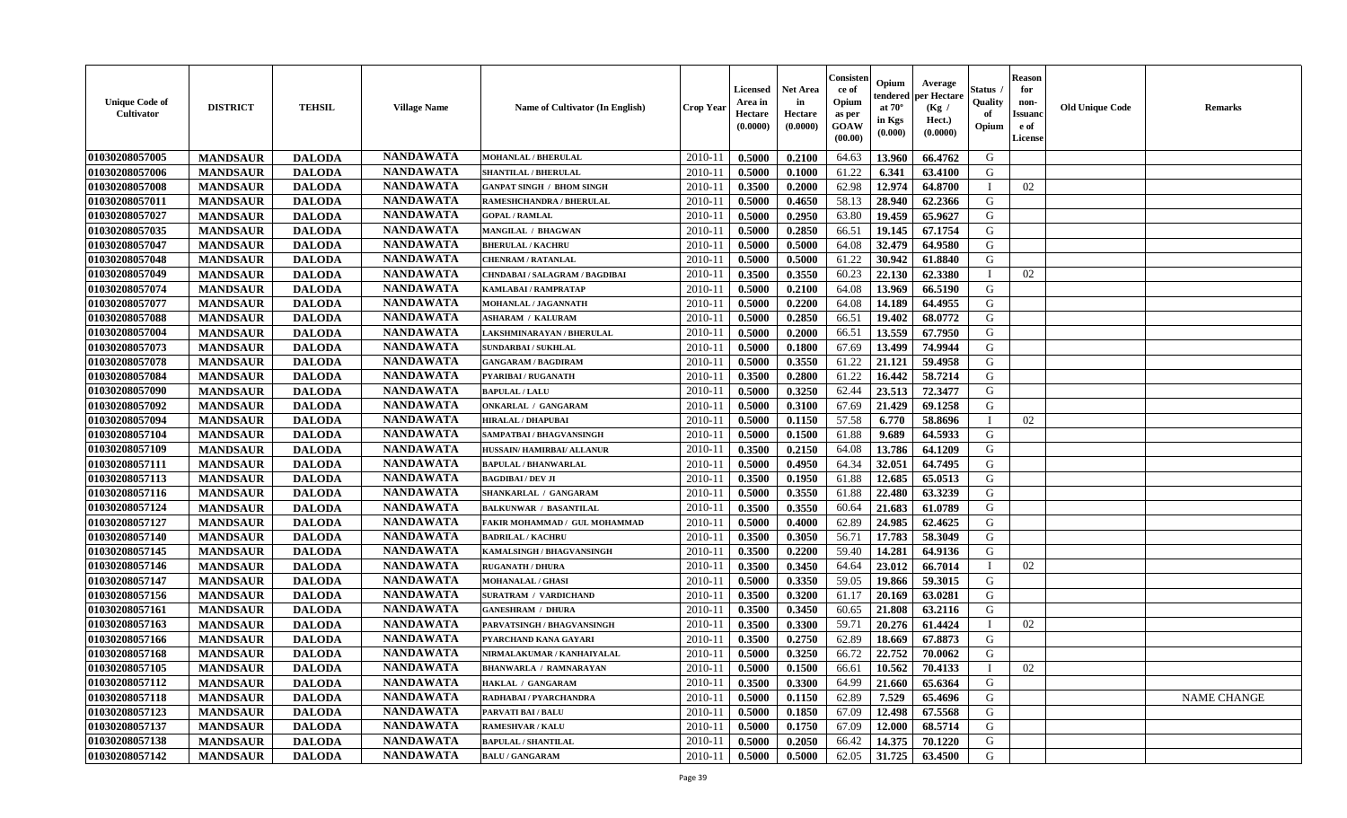| Unique Code of Cultivator | DISTRICT | TEHSIL | Village Name | Name of Cultivator (In English) | Crop Year | Licensed Area in Hectare (0.0000) | Net Area in Hectare (0.0000) | Consistence of Opium as per GOAW (00.00) | Opium tendered at 70° in Kgs (0.000) | Average per Hectare (Kg / Hect.) (0.0000) | Status / Quality of Opium | Reason for non-Issuance of License | Old Unique Code | Remarks |
|---|---|---|---|---|---|---|---|---|---|---|---|---|---|---|
| 01030208057005 | MANDSAUR | DALODA | NANDAWATA | MOHANLAL / BHERULAL | 2010-11 | 0.5000 | 0.2100 | 64.63 | 13.960 | 66.4762 | G | | | |
| 01030208057006 | MANDSAUR | DALODA | NANDAWATA | SHANTILAL / BHERULAL | 2010-11 | 0.5000 | 0.1000 | 61.22 | 6.341 | 63.4100 | G | | | |
| 01030208057008 | MANDSAUR | DALODA | NANDAWATA | GANPAT SINGH / BHOM SINGH | 2010-11 | 0.3500 | 0.2000 | 62.98 | 12.974 | 64.8700 | I | 02 | | |
| 01030208057011 | MANDSAUR | DALODA | NANDAWATA | RAMESHCHANDRA / BHERULAL | 2010-11 | 0.5000 | 0.4650 | 58.13 | 28.940 | 62.2366 | G | | | |
| 01030208057027 | MANDSAUR | DALODA | NANDAWATA | GOPAL / RAMLAL | 2010-11 | 0.5000 | 0.2950 | 63.80 | 19.459 | 65.9627 | G | | | |
| 01030208057035 | MANDSAUR | DALODA | NANDAWATA | MANGILAL / BHAGWAN | 2010-11 | 0.5000 | 0.2850 | 66.51 | 19.145 | 67.1754 | G | | | |
| 01030208057047 | MANDSAUR | DALODA | NANDAWATA | BHERULAL / KACHRU | 2010-11 | 0.5000 | 0.5000 | 64.08 | 32.479 | 64.9580 | G | | | |
| 01030208057048 | MANDSAUR | DALODA | NANDAWATA | CHENRAM / RATANLAL | 2010-11 | 0.5000 | 0.5000 | 61.22 | 30.942 | 61.8840 | G | | | |
| 01030208057049 | MANDSAUR | DALODA | NANDAWATA | CHNDABAI / SALAGRAM / BAGDIBAI | 2010-11 | 0.3500 | 0.3550 | 60.23 | 22.130 | 62.3380 | I | 02 | | |
| 01030208057074 | MANDSAUR | DALODA | NANDAWATA | KAMLABAI / RAMPRATAP | 2010-11 | 0.5000 | 0.2100 | 64.08 | 13.969 | 66.5190 | G | | | |
| 01030208057077 | MANDSAUR | DALODA | NANDAWATA | MOHANLAL / JAGANNATH | 2010-11 | 0.5000 | 0.2200 | 64.08 | 14.189 | 64.4955 | G | | | |
| 01030208057088 | MANDSAUR | DALODA | NANDAWATA | ASHARAM / KALURAM | 2010-11 | 0.5000 | 0.2850 | 66.51 | 19.402 | 68.0772 | G | | | |
| 01030208057004 | MANDSAUR | DALODA | NANDAWATA | LAKSHMINARAYAN / BHERULAL | 2010-11 | 0.5000 | 0.2000 | 66.51 | 13.559 | 67.7950 | G | | | |
| 01030208057073 | MANDSAUR | DALODA | NANDAWATA | SUNDARBAI / SUKHLAL | 2010-11 | 0.5000 | 0.1800 | 67.69 | 13.499 | 74.9944 | G | | | |
| 01030208057078 | MANDSAUR | DALODA | NANDAWATA | GANGARAM / BAGDIRAM | 2010-11 | 0.5000 | 0.3550 | 61.22 | 21.121 | 59.4958 | G | | | |
| 01030208057084 | MANDSAUR | DALODA | NANDAWATA | PYARIBAI / RUGANATH | 2010-11 | 0.3500 | 0.2800 | 61.22 | 16.442 | 58.7214 | G | | | |
| 01030208057090 | MANDSAUR | DALODA | NANDAWATA | BAPULAL / LALU | 2010-11 | 0.5000 | 0.3250 | 62.44 | 23.513 | 72.3477 | G | | | |
| 01030208057092 | MANDSAUR | DALODA | NANDAWATA | ONKARLAL / GANGARAM | 2010-11 | 0.5000 | 0.3100 | 67.69 | 21.429 | 69.1258 | G | | | |
| 01030208057094 | MANDSAUR | DALODA | NANDAWATA | HIRALAL / DHAPUBAI | 2010-11 | 0.5000 | 0.1150 | 57.58 | 6.770 | 58.8696 | I | 02 | | |
| 01030208057104 | MANDSAUR | DALODA | NANDAWATA | SAMPATBAI / BHAGVANSINGH | 2010-11 | 0.5000 | 0.1500 | 61.88 | 9.689 | 64.5933 | G | | | |
| 01030208057109 | MANDSAUR | DALODA | NANDAWATA | HUSSAIN/ HAMIRBAI/ ALLANUR | 2010-11 | 0.3500 | 0.2150 | 64.08 | 13.786 | 64.1209 | G | | | |
| 01030208057111 | MANDSAUR | DALODA | NANDAWATA | BAPULAL / BHANWARLAL | 2010-11 | 0.5000 | 0.4950 | 64.34 | 32.051 | 64.7495 | G | | | |
| 01030208057113 | MANDSAUR | DALODA | NANDAWATA | BAGDIBAI / DEV JI | 2010-11 | 0.3500 | 0.1950 | 61.88 | 12.685 | 65.0513 | G | | | |
| 01030208057116 | MANDSAUR | DALODA | NANDAWATA | SHANKARLAL / GANGARAM | 2010-11 | 0.5000 | 0.3550 | 61.88 | 22.480 | 63.3239 | G | | | |
| 01030208057124 | MANDSAUR | DALODA | NANDAWATA | BALKUNWAR / BASANTILAL | 2010-11 | 0.3500 | 0.3550 | 60.64 | 21.683 | 61.0789 | G | | | |
| 01030208057127 | MANDSAUR | DALODA | NANDAWATA | FAKIR MOHAMMAD / GUL MOHAMMAD | 2010-11 | 0.5000 | 0.4000 | 62.89 | 24.985 | 62.4625 | G | | | |
| 01030208057140 | MANDSAUR | DALODA | NANDAWATA | BADRILAL / KACHRU | 2010-11 | 0.3500 | 0.3050 | 56.71 | 17.783 | 58.3049 | G | | | |
| 01030208057145 | MANDSAUR | DALODA | NANDAWATA | KAMALSINGH / BHAGVANSINGH | 2010-11 | 0.3500 | 0.2200 | 59.40 | 14.281 | 64.9136 | G | | | |
| 01030208057146 | MANDSAUR | DALODA | NANDAWATA | RUGANATH / DHURA | 2010-11 | 0.3500 | 0.3450 | 64.64 | 23.012 | 66.7014 | I | 02 | | |
| 01030208057147 | MANDSAUR | DALODA | NANDAWATA | MOHANALAL / GHASI | 2010-11 | 0.5000 | 0.3350 | 59.05 | 19.866 | 59.3015 | G | | | |
| 01030208057156 | MANDSAUR | DALODA | NANDAWATA | SURATRAM / VARDICHAND | 2010-11 | 0.3500 | 0.3200 | 61.17 | 20.169 | 63.0281 | G | | | |
| 01030208057161 | MANDSAUR | DALODA | NANDAWATA | GANESHRAM / DHURA | 2010-11 | 0.3500 | 0.3450 | 60.65 | 21.808 | 63.2116 | G | | | |
| 01030208057163 | MANDSAUR | DALODA | NANDAWATA | PARVATSINGH / BHAGVANSINGH | 2010-11 | 0.3500 | 0.3300 | 59.71 | 20.276 | 61.4424 | I | 02 | | |
| 01030208057166 | MANDSAUR | DALODA | NANDAWATA | PYARCHAND KANA GAYARI | 2010-11 | 0.3500 | 0.2750 | 62.89 | 18.669 | 67.8873 | G | | | |
| 01030208057168 | MANDSAUR | DALODA | NANDAWATA | NIRMALAKUMAR / KANHAIYALAL | 2010-11 | 0.5000 | 0.3250 | 66.72 | 22.752 | 70.0062 | G | | | |
| 01030208057105 | MANDSAUR | DALODA | NANDAWATA | BHANWARLA / RAMNARAYAN | 2010-11 | 0.5000 | 0.1500 | 66.61 | 10.562 | 70.4133 | I | 02 | | |
| 01030208057112 | MANDSAUR | DALODA | NANDAWATA | HAKLAL / GANGARAM | 2010-11 | 0.3500 | 0.3300 | 64.99 | 21.660 | 65.6364 | G | | | |
| 01030208057118 | MANDSAUR | DALODA | NANDAWATA | RADHABAI / PYARCHANDRA | 2010-11 | 0.5000 | 0.1150 | 62.89 | 7.529 | 65.4696 | G | | | NAME CHANGE |
| 01030208057123 | MANDSAUR | DALODA | NANDAWATA | PARVATI BAI / BALU | 2010-11 | 0.5000 | 0.1850 | 67.09 | 12.498 | 67.5568 | G | | | |
| 01030208057137 | MANDSAUR | DALODA | NANDAWATA | RAMESHVAR / KALU | 2010-11 | 0.5000 | 0.1750 | 67.09 | 12.000 | 68.5714 | G | | | |
| 01030208057138 | MANDSAUR | DALODA | NANDAWATA | BAPULAL / SHANTILAL | 2010-11 | 0.5000 | 0.2050 | 66.42 | 14.375 | 70.1220 | G | | | |
| 01030208057142 | MANDSAUR | DALODA | NANDAWATA | BALU / GANGARAM | 2010-11 | 0.5000 | 0.5000 | 62.05 | 31.725 | 63.4500 | G | | | |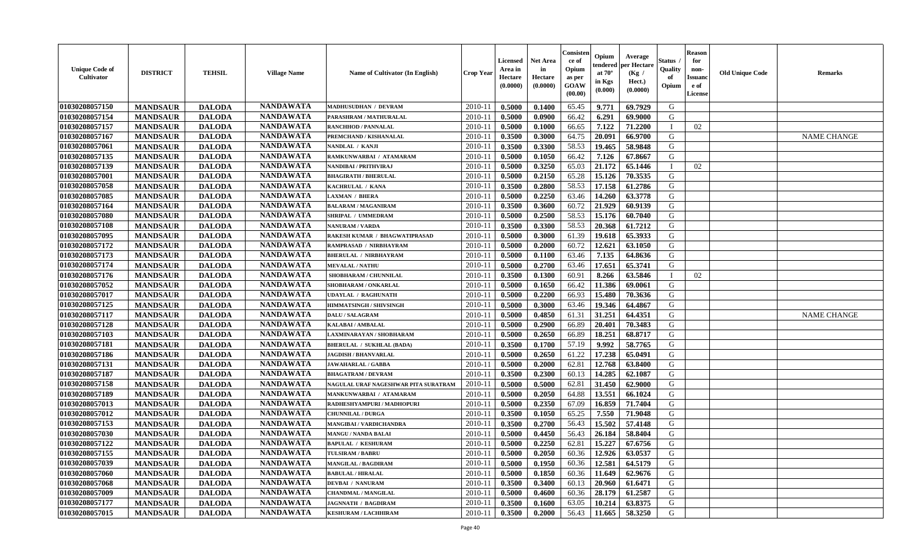| Unique Code of Cultivator | DISTRICT | TEHSIL | Village Name | Name of Cultivator (In English) | Crop Year | Licensed Area in Hectare (0.0000) | Net Area in Hectare (0.0000) | Consistence of Opium as per GOAW (00.00) | Opium tendered at 70° in Kgs (0.000) | Average per Hectare (Kg / Hect.) (0.0000) | Status / Quality of Opium | Reason for non-Issuance of License | Old Unique Code | Remarks |
|---|---|---|---|---|---|---|---|---|---|---|---|---|---|---|
| 01030208057150 | MANDSAUR | DALODA | NANDAWATA | MADHUSUDHAN / DEVRAM | 2010-11 | 0.5000 | 0.1400 | 65.45 | 9.771 | 69.7929 | G | | | |
| 01030208057154 | MANDSAUR | DALODA | NANDAWATA | PARASHRAM / MATHURALAL | 2010-11 | 0.5000 | 0.0900 | 66.42 | 6.291 | 69.9000 | G | | | |
| 01030208057157 | MANDSAUR | DALODA | NANDAWATA | RANCHHOD / PANNALAL | 2010-11 | 0.5000 | 0.1000 | 66.65 | 7.122 | 71.2200 | I | 02 | | |
| 01030208057167 | MANDSAUR | DALODA | NANDAWATA | PREMCHAND / KISHANALAL | 2010-11 | 0.3500 | 0.3000 | 64.75 | 20.091 | 66.9700 | G | | | NAME CHANGE |
| 01030208057061 | MANDSAUR | DALODA | NANDAWATA | NANDLAL / KANJI | 2010-11 | 0.3500 | 0.3300 | 58.53 | 19.465 | 58.9848 | G | | | |
| 01030208057135 | MANDSAUR | DALODA | NANDAWATA | RAMKUNWARBAI / ATAMARAM | 2010-11 | 0.5000 | 0.1050 | 66.42 | 7.126 | 67.8667 | G | | | |
| 01030208057139 | MANDSAUR | DALODA | NANDAWATA | NANDIBAI / PRITHVIRAJ | 2010-11 | 0.5000 | 0.3250 | 65.03 | 21.172 | 65.1446 | I | 02 | | |
| 01030208057001 | MANDSAUR | DALODA | NANDAWATA | BHAGIRATH / BHERULAL | 2010-11 | 0.5000 | 0.2150 | 65.28 | 15.126 | 70.3535 | G | | | |
| 01030208057058 | MANDSAUR | DALODA | NANDAWATA | KACHRULAL / KANA | 2010-11 | 0.3500 | 0.2800 | 58.53 | 17.158 | 61.2786 | G | | | |
| 01030208057085 | MANDSAUR | DALODA | NANDAWATA | LAXMAN / BHERA | 2010-11 | 0.5000 | 0.2250 | 63.46 | 14.260 | 63.3778 | G | | | |
| 01030208057164 | MANDSAUR | DALODA | NANDAWATA | BALARAM / MAGANIRAM | 2010-11 | 0.3500 | 0.3600 | 60.72 | 21.929 | 60.9139 | G | | | |
| 01030208057080 | MANDSAUR | DALODA | NANDAWATA | SHRIPAL / UMMEDRAM | 2010-11 | 0.5000 | 0.2500 | 58.53 | 15.176 | 60.7040 | G | | | |
| 01030208057108 | MANDSAUR | DALODA | NANDAWATA | NANURAM / VARDA | 2010-11 | 0.3500 | 0.3300 | 58.53 | 20.368 | 61.7212 | G | | | |
| 01030208057095 | MANDSAUR | DALODA | NANDAWATA | RAKESH KUMAR / BHAGWATIPRASAD | 2010-11 | 0.5000 | 0.3000 | 61.39 | 19.618 | 65.3933 | G | | | |
| 01030208057172 | MANDSAUR | DALODA | NANDAWATA | RAMPRASAD / NIRBHAYRAM | 2010-11 | 0.5000 | 0.2000 | 60.72 | 12.621 | 63.1050 | G | | | |
| 01030208057173 | MANDSAUR | DALODA | NANDAWATA | BHERULAL / NIRBHAYRAM | 2010-11 | 0.5000 | 0.1100 | 63.46 | 7.135 | 64.8636 | G | | | |
| 01030208057174 | MANDSAUR | DALODA | NANDAWATA | MEVALAL / NATHU | 2010-11 | 0.5000 | 0.2700 | 63.46 | 17.651 | 65.3741 | G | | | |
| 01030208057176 | MANDSAUR | DALODA | NANDAWATA | SHOBHARAM / CHUNNILAL | 2010-11 | 0.3500 | 0.1300 | 60.91 | 8.266 | 63.5846 | I | 02 | | |
| 01030208057052 | MANDSAUR | DALODA | NANDAWATA | SHOBHARAM / ONKARLAL | 2010-11 | 0.5000 | 0.1650 | 66.42 | 11.386 | 69.0061 | G | | | |
| 01030208057017 | MANDSAUR | DALODA | NANDAWATA | UDAYLAL / RAGHUNATH | 2010-11 | 0.5000 | 0.2200 | 66.93 | 15.480 | 70.3636 | G | | | |
| 01030208057125 | MANDSAUR | DALODA | NANDAWATA | HIMMATSINGH / SHIVSINGH | 2010-11 | 0.5000 | 0.3000 | 63.46 | 19.346 | 64.4867 | G | | | |
| 01030208057117 | MANDSAUR | DALODA | NANDAWATA | DALU / SALAGRAM | 2010-11 | 0.5000 | 0.4850 | 61.31 | 31.251 | 64.4351 | G | | | NAME CHANGE |
| 01030208057128 | MANDSAUR | DALODA | NANDAWATA | KALABAI / AMBALAL | 2010-11 | 0.5000 | 0.2900 | 66.89 | 20.401 | 70.3483 | G | | | |
| 01030208057103 | MANDSAUR | DALODA | NANDAWATA | LAXMINARAYAN / SHOBHARAM | 2010-11 | 0.5000 | 0.2650 | 66.89 | 18.251 | 68.8717 | G | | | |
| 01030208057181 | MANDSAUR | DALODA | NANDAWATA | BHERULAL / SUKHLAL (BADA) | 2010-11 | 0.3500 | 0.1700 | 57.19 | 9.992 | 58.7765 | G | | | |
| 01030208057186 | MANDSAUR | DALODA | NANDAWATA | JAGDISH / BHANVARLAL | 2010-11 | 0.5000 | 0.2650 | 61.22 | 17.238 | 65.0491 | G | | | |
| 01030208057131 | MANDSAUR | DALODA | NANDAWATA | JAWAHARLAL / GABBA | 2010-11 | 0.5000 | 0.2000 | 62.81 | 12.768 | 63.8400 | G | | | |
| 01030208057187 | MANDSAUR | DALODA | NANDAWATA | BHAGATRAM / DEVRAM | 2010-11 | 0.3500 | 0.2300 | 60.13 | 14.285 | 62.1087 | G | | | |
| 01030208057158 | MANDSAUR | DALODA | NANDAWATA | NAGULAL URAF NAGESHWAR PITA SURATRAM | 2010-11 | 0.5000 | 0.5000 | 62.81 | 31.450 | 62.9000 | G | | | |
| 01030208057189 | MANDSAUR | DALODA | NANDAWATA | MANKUNWARBAI / ATAMARAM | 2010-11 | 0.5000 | 0.2050 | 64.88 | 13.551 | 66.1024 | G | | | |
| 01030208057013 | MANDSAUR | DALODA | NANDAWATA | RADHESHYAMPURI / MADHOPURI | 2010-11 | 0.5000 | 0.2350 | 67.09 | 16.859 | 71.7404 | G | | | |
| 01030208057012 | MANDSAUR | DALODA | NANDAWATA | CHUNNILAL / DURGA | 2010-11 | 0.3500 | 0.1050 | 65.25 | 7.550 | 71.9048 | G | | | |
| 01030208057153 | MANDSAUR | DALODA | NANDAWATA | MANGIBAI / VARDICHANDRA | 2010-11 | 0.3500 | 0.2700 | 56.43 | 15.502 | 57.4148 | G | | | |
| 01030208057030 | MANDSAUR | DALODA | NANDAWATA | MANGU / NANDA BALAI | 2010-11 | 0.5000 | 0.4450 | 56.43 | 26.184 | 58.8404 | G | | | |
| 01030208057122 | MANDSAUR | DALODA | NANDAWATA | BAPULAL / KESHURAM | 2010-11 | 0.5000 | 0.2250 | 62.81 | 15.227 | 67.6756 | G | | | |
| 01030208057155 | MANDSAUR | DALODA | NANDAWATA | TULSIRAM / BABRU | 2010-11 | 0.5000 | 0.2050 | 60.36 | 12.926 | 63.0537 | G | | | |
| 01030208057039 | MANDSAUR | DALODA | NANDAWATA | MANGILAL / BAGDIRAM | 2010-11 | 0.5000 | 0.1950 | 60.36 | 12.581 | 64.5179 | G | | | |
| 01030208057060 | MANDSAUR | DALODA | NANDAWATA | BABULAL / HIRALAL | 2010-11 | 0.5000 | 0.1850 | 60.36 | 11.649 | 62.9676 | G | | | |
| 01030208057068 | MANDSAUR | DALODA | NANDAWATA | DEVBAI / NANURAM | 2010-11 | 0.3500 | 0.3400 | 60.13 | 20.960 | 61.6471 | G | | | |
| 01030208057009 | MANDSAUR | DALODA | NANDAWATA | CHANDMAL / MANGILAL | 2010-11 | 0.5000 | 0.4600 | 60.36 | 28.179 | 61.2587 | G | | | |
| 01030208057177 | MANDSAUR | DALODA | NANDAWATA | JAGNNATH / BAGDIRAM | 2010-11 | 0.3500 | 0.1600 | 63.05 | 10.214 | 63.8375 | G | | | |
| 01030208057015 | MANDSAUR | DALODA | NANDAWATA | KESHURAM / LACHHIRAM | 2010-11 | 0.3500 | 0.2000 | 56.43 | 11.665 | 58.3250 | G | | | |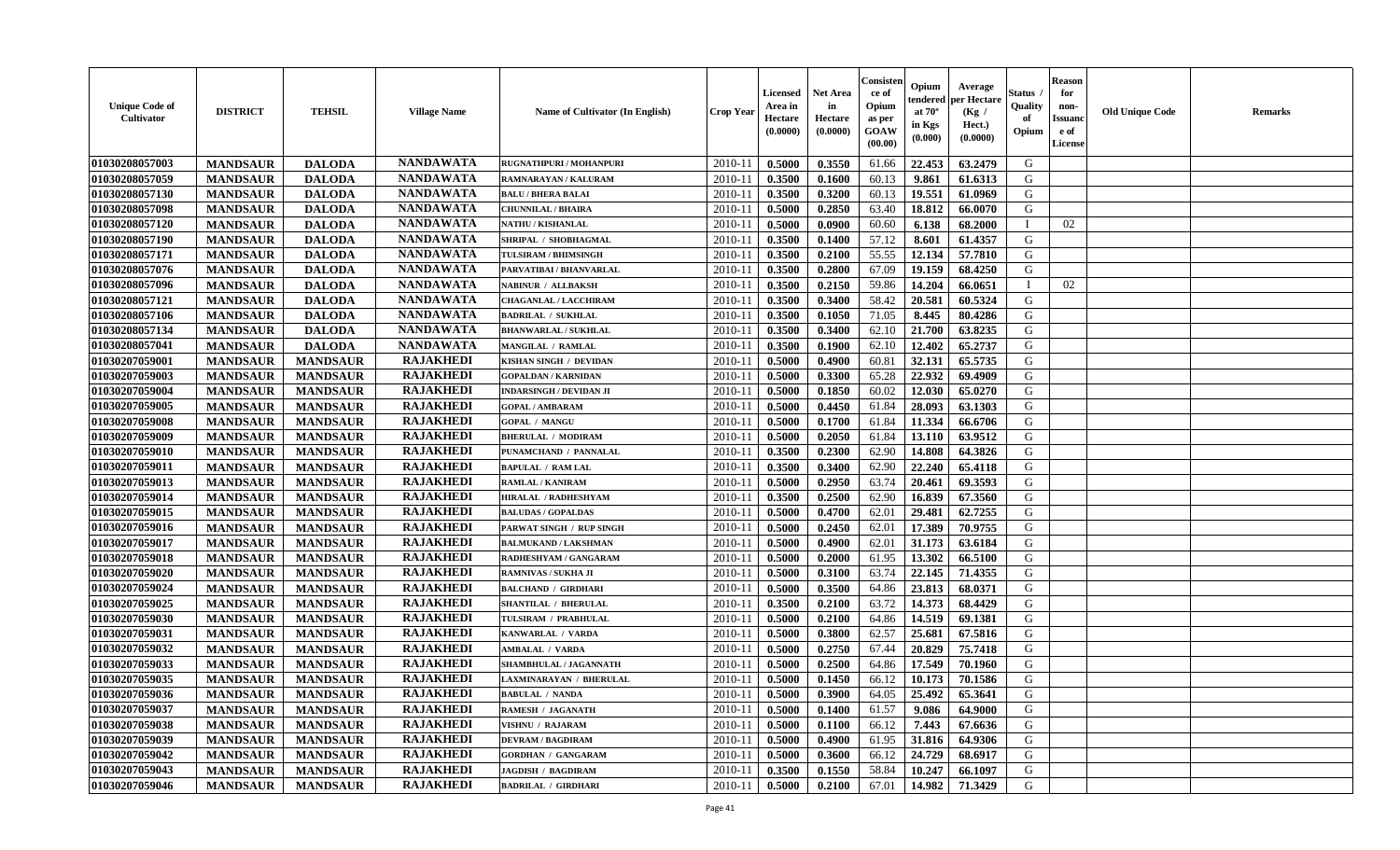| Unique Code of Cultivator | DISTRICT | TEHSIL | Village Name | Name of Cultivator (In English) | Crop Year | Licensed Area in Hectare (0.0000) | Net Area in Hectare (0.0000) | Consistence of Opium as per GOAW (00.00) | Opium tendered at 70° in Kgs (0.000) | Average per Hectare (Kg / Hect.) (0.0000) | Status / Quality of Opium | Reason for non-Issuance of License | Old Unique Code | Remarks |
|---|---|---|---|---|---|---|---|---|---|---|---|---|---|---|
| 01030208057003 | MANDSAUR | DALODA | NANDAWATA | RUGNATHPURI / MOHANPURI | 2010-11 | 0.5000 | 0.3550 | 61.66 | 22.453 | 63.2479 | G | | | |
| 01030208057059 | MANDSAUR | DALODA | NANDAWATA | RAMNARAYAN / KALURAM | 2010-11 | 0.3500 | 0.1600 | 60.13 | 9.861 | 61.6313 | G | | | |
| 01030208057130 | MANDSAUR | DALODA | NANDAWATA | BALU / BHERA BALAI | 2010-11 | 0.3500 | 0.3200 | 60.13 | 19.551 | 61.0969 | G | | | |
| 01030208057098 | MANDSAUR | DALODA | NANDAWATA | CHUNNILAL / BHAIRA | 2010-11 | 0.5000 | 0.2850 | 63.40 | 18.812 | 66.0070 | G | | | |
| 01030208057120 | MANDSAUR | DALODA | NANDAWATA | NATHU / KISHANLAL | 2010-11 | 0.5000 | 0.0900 | 60.60 | 6.138 | 68.2000 | I | 02 | | |
| 01030208057190 | MANDSAUR | DALODA | NANDAWATA | SHRIPAL / SHOBHAGMAL | 2010-11 | 0.3500 | 0.1400 | 57.12 | 8.601 | 61.4357 | G | | | |
| 01030208057171 | MANDSAUR | DALODA | NANDAWATA | TULSIRAM / BHIMSINGH | 2010-11 | 0.3500 | 0.2100 | 55.55 | 12.134 | 57.7810 | G | | | |
| 01030208057076 | MANDSAUR | DALODA | NANDAWATA | PARVATIBAI / BHANVARLAL | 2010-11 | 0.3500 | 0.2800 | 67.09 | 19.159 | 68.4250 | G | | | |
| 01030208057096 | MANDSAUR | DALODA | NANDAWATA | NABINUR / ALLBAKSH | 2010-11 | 0.3500 | 0.2150 | 59.86 | 14.204 | 66.0651 | I | 02 | | |
| 01030208057121 | MANDSAUR | DALODA | NANDAWATA | CHAGANLAL / LACCHIRAM | 2010-11 | 0.3500 | 0.3400 | 58.42 | 20.581 | 60.5324 | G | | | |
| 01030208057106 | MANDSAUR | DALODA | NANDAWATA | BADRILAL / SUKHLAL | 2010-11 | 0.3500 | 0.1050 | 71.05 | 8.445 | 80.4286 | G | | | |
| 01030208057134 | MANDSAUR | DALODA | NANDAWATA | BHANWARLAL / SUKHLAL | 2010-11 | 0.3500 | 0.3400 | 62.10 | 21.700 | 63.8235 | G | | | |
| 01030208057041 | MANDSAUR | DALODA | NANDAWATA | MANGILAL / RAMLAL | 2010-11 | 0.3500 | 0.1900 | 62.10 | 12.402 | 65.2737 | G | | | |
| 01030207059001 | MANDSAUR | MANDSAUR | RAJAKHEDI | KISHAN SINGH / DEVIDAN | 2010-11 | 0.5000 | 0.4900 | 60.81 | 32.131 | 65.5735 | G | | | |
| 01030207059003 | MANDSAUR | MANDSAUR | RAJAKHEDI | GOPALDAN / KARNIDAN | 2010-11 | 0.5000 | 0.3300 | 65.28 | 22.932 | 69.4909 | G | | | |
| 01030207059004 | MANDSAUR | MANDSAUR | RAJAKHEDI | INDARSINGH / DEVIDAN JI | 2010-11 | 0.5000 | 0.1850 | 60.02 | 12.030 | 65.0270 | G | | | |
| 01030207059005 | MANDSAUR | MANDSAUR | RAJAKHEDI | GOPAL / AMBARAM | 2010-11 | 0.5000 | 0.4450 | 61.84 | 28.093 | 63.1303 | G | | | |
| 01030207059008 | MANDSAUR | MANDSAUR | RAJAKHEDI | GOPAL / MANGU | 2010-11 | 0.5000 | 0.1700 | 61.84 | 11.334 | 66.6706 | G | | | |
| 01030207059009 | MANDSAUR | MANDSAUR | RAJAKHEDI | BHERULAL / MODIRAM | 2010-11 | 0.5000 | 0.2050 | 61.84 | 13.110 | 63.9512 | G | | | |
| 01030207059010 | MANDSAUR | MANDSAUR | RAJAKHEDI | PUNAMCHAND / PANNALAL | 2010-11 | 0.3500 | 0.2300 | 62.90 | 14.808 | 64.3826 | G | | | |
| 01030207059011 | MANDSAUR | MANDSAUR | RAJAKHEDI | BAPULAL / RAM LAL | 2010-11 | 0.3500 | 0.3400 | 62.90 | 22.240 | 65.4118 | G | | | |
| 01030207059013 | MANDSAUR | MANDSAUR | RAJAKHEDI | RAMLAL / KANIRAM | 2010-11 | 0.5000 | 0.2950 | 63.74 | 20.461 | 69.3593 | G | | | |
| 01030207059014 | MANDSAUR | MANDSAUR | RAJAKHEDI | HIRALAL / RADHESHYAM | 2010-11 | 0.3500 | 0.2500 | 62.90 | 16.839 | 67.3560 | G | | | |
| 01030207059015 | MANDSAUR | MANDSAUR | RAJAKHEDI | BALUDAS / GOPALDAS | 2010-11 | 0.5000 | 0.4700 | 62.01 | 29.481 | 62.7255 | G | | | |
| 01030207059016 | MANDSAUR | MANDSAUR | RAJAKHEDI | PARWAT SINGH / RUP SINGH | 2010-11 | 0.5000 | 0.2450 | 62.01 | 17.389 | 70.9755 | G | | | |
| 01030207059017 | MANDSAUR | MANDSAUR | RAJAKHEDI | BALMUKAND / LAKSHMAN | 2010-11 | 0.5000 | 0.4900 | 62.01 | 31.173 | 63.6184 | G | | | |
| 01030207059018 | MANDSAUR | MANDSAUR | RAJAKHEDI | RADHESHYAM / GANGARAM | 2010-11 | 0.5000 | 0.2000 | 61.95 | 13.302 | 66.5100 | G | | | |
| 01030207059020 | MANDSAUR | MANDSAUR | RAJAKHEDI | RAMNIVAS / SUKHA JI | 2010-11 | 0.5000 | 0.3100 | 63.74 | 22.145 | 71.4355 | G | | | |
| 01030207059024 | MANDSAUR | MANDSAUR | RAJAKHEDI | BALCHAND / GIRDHARI | 2010-11 | 0.5000 | 0.3500 | 64.86 | 23.813 | 68.0371 | G | | | |
| 01030207059025 | MANDSAUR | MANDSAUR | RAJAKHEDI | SHANTILAL / BHERULAL | 2010-11 | 0.3500 | 0.2100 | 63.72 | 14.373 | 68.4429 | G | | | |
| 01030207059030 | MANDSAUR | MANDSAUR | RAJAKHEDI | TULSIRAM / PRABHULAL | 2010-11 | 0.5000 | 0.2100 | 64.86 | 14.519 | 69.1381 | G | | | |
| 01030207059031 | MANDSAUR | MANDSAUR | RAJAKHEDI | KANWARLAL / VARDA | 2010-11 | 0.5000 | 0.3800 | 62.57 | 25.681 | 67.5816 | G | | | |
| 01030207059032 | MANDSAUR | MANDSAUR | RAJAKHEDI | AMBALAL / VARDA | 2010-11 | 0.5000 | 0.2750 | 67.44 | 20.829 | 75.7418 | G | | | |
| 01030207059033 | MANDSAUR | MANDSAUR | RAJAKHEDI | SHAMBHULAL / JAGANNATH | 2010-11 | 0.5000 | 0.2500 | 64.86 | 17.549 | 70.1960 | G | | | |
| 01030207059035 | MANDSAUR | MANDSAUR | RAJAKHEDI | LAXMINARAYAN / BHERULAL | 2010-11 | 0.5000 | 0.1450 | 66.12 | 10.173 | 70.1586 | G | | | |
| 01030207059036 | MANDSAUR | MANDSAUR | RAJAKHEDI | BABULAL / NANDA | 2010-11 | 0.5000 | 0.3900 | 64.05 | 25.492 | 65.3641 | G | | | |
| 01030207059037 | MANDSAUR | MANDSAUR | RAJAKHEDI | RAMESH / JAGANATH | 2010-11 | 0.5000 | 0.1400 | 61.57 | 9.086 | 64.9000 | G | | | |
| 01030207059038 | MANDSAUR | MANDSAUR | RAJAKHEDI | VISHNU / RAJARAM | 2010-11 | 0.5000 | 0.1100 | 66.12 | 7.443 | 67.6636 | G | | | |
| 01030207059039 | MANDSAUR | MANDSAUR | RAJAKHEDI | DEVRAM / BAGDIRAM | 2010-11 | 0.5000 | 0.4900 | 61.95 | 31.816 | 64.9306 | G | | | |
| 01030207059042 | MANDSAUR | MANDSAUR | RAJAKHEDI | GORDHAN / GANGARAM | 2010-11 | 0.5000 | 0.3600 | 66.12 | 24.729 | 68.6917 | G | | | |
| 01030207059043 | MANDSAUR | MANDSAUR | RAJAKHEDI | JAGDISH / BAGDIRAM | 2010-11 | 0.3500 | 0.1550 | 58.84 | 10.247 | 66.1097 | G | | | |
| 01030207059046 | MANDSAUR | MANDSAUR | RAJAKHEDI | BADRILAL / GIRDHARI | 2010-11 | 0.5000 | 0.2100 | 67.01 | 14.982 | 71.3429 | G | | | |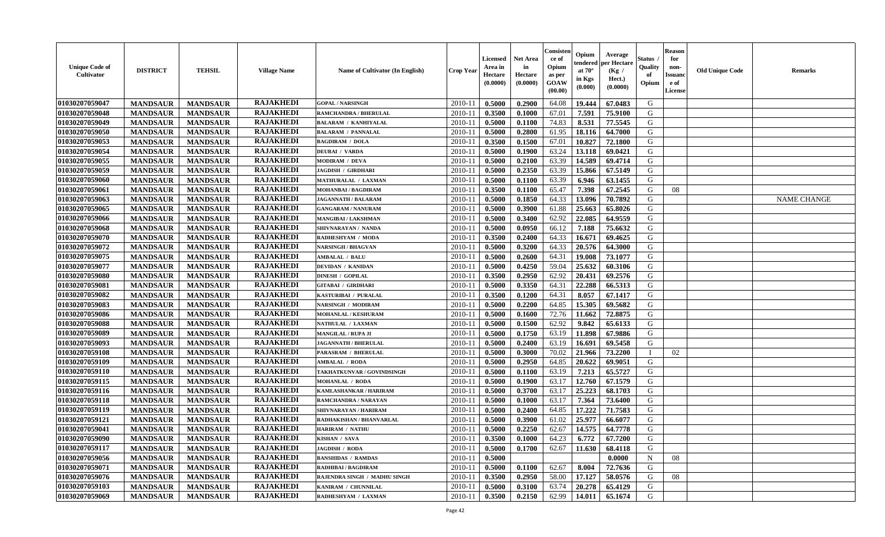| Unique Code of Cultivator | DISTRICT | TEHSIL | Village Name | Name of Cultivator (In English) | Crop Year | Licensed Area in Hectare (0.0000) | Net Area in Hectare (0.0000) | Consistence of Opium as per GOAW (00.00) | Opium tendered at 70° in Kgs (0.000) | Average per Hectare (Kg / Hect.) (0.0000) | Status / Quality of Opium | Reason for non-Issuance of License | Old Unique Code | Remarks |
|---|---|---|---|---|---|---|---|---|---|---|---|---|---|---|
| 01030207059047 | MANDSAUR | MANDSAUR | RAJAKHEDI | GOPAL / NARSINGH | 2010-11 | 0.5000 | 0.2900 | 64.08 | 19.444 | 67.0483 | G | | | |
| 01030207059048 | MANDSAUR | MANDSAUR | RAJAKHEDI | RAMCHANDRA / BHERULAL | 2010-11 | 0.3500 | 0.1000 | 67.01 | 7.591 | 75.9100 | G | | | |
| 01030207059049 | MANDSAUR | MANDSAUR | RAJAKHEDI | BALARAM / KANHIYALAL | 2010-11 | 0.5000 | 0.1100 | 74.83 | 8.531 | 77.5545 | G | | | |
| 01030207059050 | MANDSAUR | MANDSAUR | RAJAKHEDI | BALARAM / PANNALAL | 2010-11 | 0.5000 | 0.2800 | 61.95 | 18.116 | 64.7000 | G | | | |
| 01030207059053 | MANDSAUR | MANDSAUR | RAJAKHEDI | BAGDIRAM / DOLA | 2010-11 | 0.3500 | 0.1500 | 67.01 | 10.827 | 72.1800 | G | | | |
| 01030207059054 | MANDSAUR | MANDSAUR | RAJAKHEDI | DEUBAI / VARDA | 2010-11 | 0.5000 | 0.1900 | 63.24 | 13.118 | 69.0421 | G | | | |
| 01030207059055 | MANDSAUR | MANDSAUR | RAJAKHEDI | MODIRAM / DEVA | 2010-11 | 0.5000 | 0.2100 | 63.39 | 14.589 | 69.4714 | G | | | |
| 01030207059059 | MANDSAUR | MANDSAUR | RAJAKHEDI | JAGDISH / GIRDHARI | 2010-11 | 0.5000 | 0.2350 | 63.39 | 15.866 | 67.5149 | G | | | |
| 01030207059060 | MANDSAUR | MANDSAUR | RAJAKHEDI | MATHURALAL / LAXMAN | 2010-11 | 0.5000 | 0.1100 | 63.39 | 6.946 | 63.1455 | G | | | |
| 01030207059061 | MANDSAUR | MANDSAUR | RAJAKHEDI | MOHANBAI / BAGDIRAM | 2010-11 | 0.3500 | 0.1100 | 65.47 | 7.398 | 67.2545 | G | 08 | | |
| 01030207059063 | MANDSAUR | MANDSAUR | RAJAKHEDI | JAGANNATH / BALARAM | 2010-11 | 0.5000 | 0.1850 | 64.33 | 13.096 | 70.7892 | G | | | NAME CHANGE |
| 01030207059065 | MANDSAUR | MANDSAUR | RAJAKHEDI | GANGARAM / NANURAM | 2010-11 | 0.5000 | 0.3900 | 61.88 | 25.663 | 65.8026 | G | | | |
| 01030207059066 | MANDSAUR | MANDSAUR | RAJAKHEDI | MANGIBAI / LAKSHMAN | 2010-11 | 0.5000 | 0.3400 | 62.92 | 22.085 | 64.9559 | G | | | |
| 01030207059068 | MANDSAUR | MANDSAUR | RAJAKHEDI | SHIVNARAYAN / NANDA | 2010-11 | 0.5000 | 0.0950 | 66.12 | 7.188 | 75.6632 | G | | | |
| 01030207059070 | MANDSAUR | MANDSAUR | RAJAKHEDI | RADHESHYAM / MODA | 2010-11 | 0.3500 | 0.2400 | 64.33 | 16.671 | 69.4625 | G | | | |
| 01030207059072 | MANDSAUR | MANDSAUR | RAJAKHEDI | NARSINGH / BHAGVAN | 2010-11 | 0.5000 | 0.3200 | 64.33 | 20.576 | 64.3000 | G | | | |
| 01030207059075 | MANDSAUR | MANDSAUR | RAJAKHEDI | AMBALAL / BALU | 2010-11 | 0.5000 | 0.2600 | 64.31 | 19.008 | 73.1077 | G | | | |
| 01030207059077 | MANDSAUR | MANDSAUR | RAJAKHEDI | DEVIDAN / KANIDAN | 2010-11 | 0.5000 | 0.4250 | 59.04 | 25.632 | 60.3106 | G | | | |
| 01030207059080 | MANDSAUR | MANDSAUR | RAJAKHEDI | DINESH / GOPILAL | 2010-11 | 0.3500 | 0.2950 | 62.92 | 20.431 | 69.2576 | G | | | |
| 01030207059081 | MANDSAUR | MANDSAUR | RAJAKHEDI | GITABAI / GIRDHARI | 2010-11 | 0.5000 | 0.3350 | 64.31 | 22.288 | 66.5313 | G | | | |
| 01030207059082 | MANDSAUR | MANDSAUR | RAJAKHEDI | KASTURIBAI / PURALAL | 2010-11 | 0.3500 | 0.1200 | 64.31 | 8.057 | 67.1417 | G | | | |
| 01030207059083 | MANDSAUR | MANDSAUR | RAJAKHEDI | NARSINGH / MODIRAM | 2010-11 | 0.5000 | 0.2200 | 64.85 | 15.305 | 69.5682 | G | | | |
| 01030207059086 | MANDSAUR | MANDSAUR | RAJAKHEDI | MOHANLAL / KESHURAM | 2010-11 | 0.5000 | 0.1600 | 72.76 | 11.662 | 72.8875 | G | | | |
| 01030207059088 | MANDSAUR | MANDSAUR | RAJAKHEDI | NATHULAL / LAXMAN | 2010-11 | 0.5000 | 0.1500 | 62.92 | 9.842 | 65.6133 | G | | | |
| 01030207059089 | MANDSAUR | MANDSAUR | RAJAKHEDI | MANGILAL / RUPA JI | 2010-11 | 0.5000 | 0.1750 | 63.19 | 11.898 | 67.9886 | G | | | |
| 01030207059093 | MANDSAUR | MANDSAUR | RAJAKHEDI | JAGANNATH / BHERULAL | 2010-11 | 0.5000 | 0.2400 | 63.19 | 16.691 | 69.5458 | G | | | |
| 01030207059108 | MANDSAUR | MANDSAUR | RAJAKHEDI | PARASRAM / BHERULAL | 2010-11 | 0.5000 | 0.3000 | 70.02 | 21.966 | 73.2200 | I | 02 | | |
| 01030207059109 | MANDSAUR | MANDSAUR | RAJAKHEDI | AMBALAL / RODA | 2010-11 | 0.5000 | 0.2950 | 64.85 | 20.622 | 69.9051 | G | | | |
| 01030207059110 | MANDSAUR | MANDSAUR | RAJAKHEDI | TAKHATKUNVAR / GOVINDSINGH | 2010-11 | 0.5000 | 0.1100 | 63.19 | 7.213 | 65.5727 | G | | | |
| 01030207059115 | MANDSAUR | MANDSAUR | RAJAKHEDI | MOHANLAL / RODA | 2010-11 | 0.5000 | 0.1900 | 63.17 | 12.760 | 67.1579 | G | | | |
| 01030207059116 | MANDSAUR | MANDSAUR | RAJAKHEDI | KAMLASHANKAR / HARIRAM | 2010-11 | 0.5000 | 0.3700 | 63.17 | 25.223 | 68.1703 | G | | | |
| 01030207059118 | MANDSAUR | MANDSAUR | RAJAKHEDI | RAMCHANDRA / NARAYAN | 2010-11 | 0.5000 | 0.1000 | 63.17 | 7.364 | 73.6400 | G | | | |
| 01030207059119 | MANDSAUR | MANDSAUR | RAJAKHEDI | SHIVNARAYAN / HARIRAM | 2010-11 | 0.5000 | 0.2400 | 64.85 | 17.222 | 71.7583 | G | | | |
| 01030207059121 | MANDSAUR | MANDSAUR | RAJAKHEDI | RADHAKISHAN / BHANVARLAL | 2010-11 | 0.5000 | 0.3900 | 61.02 | 25.977 | 66.6077 | G | | | |
| 01030207059041 | MANDSAUR | MANDSAUR | RAJAKHEDI | HARIRAM / NATHU | 2010-11 | 0.5000 | 0.2250 | 62.67 | 14.575 | 64.7778 | G | | | |
| 01030207059090 | MANDSAUR | MANDSAUR | RAJAKHEDI | KISHAN / SAVA | 2010-11 | 0.3500 | 0.1000 | 64.23 | 6.772 | 67.7200 | G | | | |
| 01030207059117 | MANDSAUR | MANDSAUR | RAJAKHEDI | JAGDISH / RODA | 2010-11 | 0.5000 | 0.1700 | 62.67 | 11.630 | 68.4118 | G | | | |
| 01030207059056 | MANDSAUR | MANDSAUR | RAJAKHEDI | BANSHIDAS / RAMDAS | 2010-11 | 0.5000 | | | | 0.0000 | N | 08 | | |
| 01030207059071 | MANDSAUR | MANDSAUR | RAJAKHEDI | RADHIBAI / BAGDIRAM | 2010-11 | 0.5000 | 0.1100 | 62.67 | 8.004 | 72.7636 | G | | | |
| 01030207059076 | MANDSAUR | MANDSAUR | RAJAKHEDI | RAJENDRA SINGH / MADHU SINGH | 2010-11 | 0.3500 | 0.2950 | 58.00 | 17.127 | 58.0576 | G | 08 | | |
| 01030207059103 | MANDSAUR | MANDSAUR | RAJAKHEDI | KANIRAM / CHUNNILAL | 2010-11 | 0.5000 | 0.3100 | 63.74 | 20.278 | 65.4129 | G | | | |
| 01030207059069 | MANDSAUR | MANDSAUR | RAJAKHEDI | RADHESHYAM / LAXMAN | 2010-11 | 0.3500 | 0.2150 | 62.99 | 14.011 | 65.1674 | G | | | |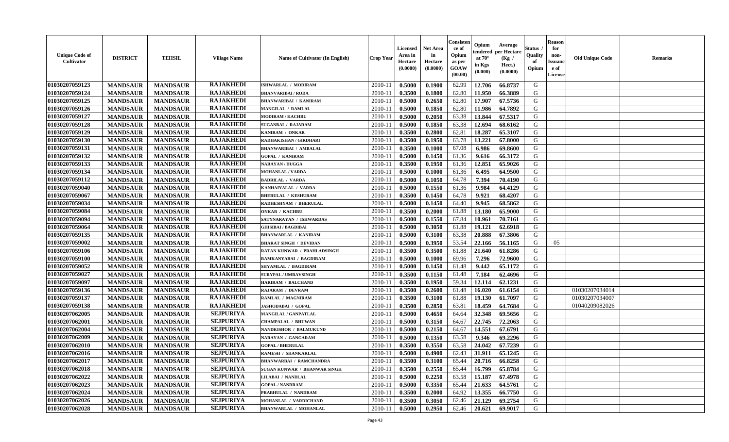| Unique Code of Cultivator | DISTRICT | TEHSIL | Village Name | Name of Cultivator (In English) | Crop Year | Licensed Area in Hectare (0.0000) | Net Area in Hectare (0.0000) | Consistence of Opium as per GOAW (00.00) | Opium tendered at 70° in Kgs (0.000) | Average per Hectare (Kg / Hect.) (0.0000) | Status / Quality of Opium | Reason for non-Issuance of License | Old Unique Code | Remarks |
|---|---|---|---|---|---|---|---|---|---|---|---|---|---|---|
| 01030207059123 | MANDSAUR | MANDSAUR | RAJAKHEDI | ISHWARLAL / MODIRAM | 2010-11 | 0.5000 | 0.1900 | 62.99 | 12.706 | 66.8737 | G | | | |
| 01030207059124 | MANDSAUR | MANDSAUR | RAJAKHEDI | BHANVARIBAI / RODA | 2010-11 | 0.3500 | 0.1800 | 62.80 | 11.950 | 66.3889 | G | | | |
| 01030207059125 | MANDSAUR | MANDSAUR | RAJAKHEDI | BHANWARIBAI / KANIRAM | 2010-11 | 0.5000 | 0.2650 | 62.80 | 17.907 | 67.5736 | G | | | |
| 01030207059126 | MANDSAUR | MANDSAUR | RAJAKHEDI | MANGILAL / RAMLAL | 2010-11 | 0.5000 | 0.1850 | 62.80 | 11.986 | 64.7892 | G | | | |
| 01030207059127 | MANDSAUR | MANDSAUR | RAJAKHEDI | MODIRAM / KACHRU | 2010-11 | 0.5000 | 0.2050 | 63.38 | 13.844 | 67.5317 | G | | | |
| 01030207059128 | MANDSAUR | MANDSAUR | RAJAKHEDI | SUGANBAI / RAJARAM | 2010-11 | 0.5000 | 0.1850 | 63.38 | 12.694 | 68.6162 | G | | | |
| 01030207059129 | MANDSAUR | MANDSAUR | RAJAKHEDI | KANIRAM / ONKAR | 2010-11 | 0.3500 | 0.2800 | 62.81 | 18.287 | 65.3107 | G | | | |
| 01030207059130 | MANDSAUR | MANDSAUR | RAJAKHEDI | RADHAKISHAN / GIRDHARI | 2010-11 | 0.3500 | 0.1950 | 63.78 | 13.221 | 67.8000 | G | | | |
| 01030207059131 | MANDSAUR | MANDSAUR | RAJAKHEDI | BHANWARIBAI / AMBALAL | 2010-11 | 0.3500 | 0.1000 | 67.08 | 6.986 | 69.8600 | G | | | |
| 01030207059132 | MANDSAUR | MANDSAUR | RAJAKHEDI | GOPAL / KANIRAM | 2010-11 | 0.5000 | 0.1450 | 61.36 | 9.616 | 66.3172 | G | | | |
| 01030207059133 | MANDSAUR | MANDSAUR | RAJAKHEDI | NARAYAN / DUGGA | 2010-11 | 0.3500 | 0.1950 | 61.36 | 12.851 | 65.9026 | G | | | |
| 01030207059134 | MANDSAUR | MANDSAUR | RAJAKHEDI | MOHANLAL / VARDA | 2010-11 | 0.5000 | 0.1000 | 61.36 | 6.495 | 64.9500 | G | | | |
| 01030207059112 | MANDSAUR | MANDSAUR | RAJAKHEDI | BADRILAL / VARDA | 2010-11 | 0.5000 | 0.1050 | 64.78 | 7.394 | 70.4190 | G | | | |
| 01030207059040 | MANDSAUR | MANDSAUR | RAJAKHEDI | KANHAIYALAL / VARDA | 2010-11 | 0.5000 | 0.1550 | 61.36 | 9.984 | 64.4129 | G | | | |
| 01030207059067 | MANDSAUR | MANDSAUR | RAJAKHEDI | BHERULAL / KESHURAM | 2010-11 | 0.3500 | 0.1450 | 64.78 | 9.921 | 68.4207 | G | | | |
| 01030207059034 | MANDSAUR | MANDSAUR | RAJAKHEDI | RADHESHYAM / BHERULAL | 2010-11 | 0.5000 | 0.1450 | 64.40 | 9.945 | 68.5862 | G | | | |
| 01030207059084 | MANDSAUR | MANDSAUR | RAJAKHEDI | ONKAR / KACHRU | 2010-11 | 0.3500 | 0.2000 | 61.88 | 13.180 | 65.9000 | G | | | |
| 01030207059094 | MANDSAUR | MANDSAUR | RAJAKHEDI | SATYNARAYAN / ISHWARDAS | 2010-11 | 0.5000 | 0.1550 | 67.84 | 10.961 | 70.7161 | G | | | |
| 01030207059064 | MANDSAUR | MANDSAUR | RAJAKHEDI | GHISIBAI / BAGDIBAI | 2010-11 | 0.5000 | 0.3050 | 61.88 | 19.121 | 62.6918 | G | | | |
| 01030207059135 | MANDSAUR | MANDSAUR | RAJAKHEDI | BHANWARLAL / KANIRAM | 2010-11 | 0.5000 | 0.3100 | 63.38 | 20.888 | 67.3806 | G | | | |
| 01030207059002 | MANDSAUR | MANDSAUR | RAJAKHEDI | BHARAT SINGH / DEVIDAN | 2010-11 | 0.5000 | 0.3950 | 53.54 | 22.166 | 56.1165 | G | 05 | | |
| 01030207059106 | MANDSAUR | MANDSAUR | RAJAKHEDI | RATAN KUNWAR / PRAHLADSINGH | 2010-11 | 0.3500 | 0.3500 | 61.88 | 21.640 | 61.8286 | G | | | |
| 01030207059100 | MANDSAUR | MANDSAUR | RAJAKHEDI | RAMKANYABAI / BAGDIRAM | 2010-11 | 0.5000 | 0.1000 | 69.96 | 7.296 | 72.9600 | G | | | |
| 01030207059052 | MANDSAUR | MANDSAUR | RAJAKHEDI | SHYAMLAL / BAGDIRAM | 2010-11 | 0.5000 | 0.1450 | 61.48 | 9.442 | 65.1172 | G | | | |
| 01030207059027 | MANDSAUR | MANDSAUR | RAJAKHEDI | SURYPAL / UMRAVSINGH | 2010-11 | 0.3500 | 0.1150 | 61.48 | 7.184 | 62.4696 | G | | | |
| 01030207059097 | MANDSAUR | MANDSAUR | RAJAKHEDI | HARIRAM / BALCHAND | 2010-11 | 0.3500 | 0.1950 | 59.34 | 12.114 | 62.1231 | G | | | |
| 01030207059136 | MANDSAUR | MANDSAUR | RAJAKHEDI | RAJARAM / DEVRAM | 2010-11 | 0.3500 | 0.2600 | 61.48 | 16.020 | 61.6154 | G | | 01030207034014 | |
| 01030207059137 | MANDSAUR | MANDSAUR | RAJAKHEDI | RAMLAL / MAGNIRAM | 2010-11 | 0.3500 | 0.3100 | 61.88 | 19.130 | 61.7097 | G | | 01030207034007 | |
| 01030207059138 | MANDSAUR | MANDSAUR | RAJAKHEDI | JASHODABAI / GOPAL | 2010-11 | 0.3500 | 0.2850 | 63.81 | 18.459 | 64.7684 | G | | 01040209082026 | |
| 01030207062005 | MANDSAUR | MANDSAUR | SEJPURIYA | MANGILAL / GANPATLAL | 2010-11 | 0.5000 | 0.4650 | 64.64 | 32.348 | 69.5656 | G | | | |
| 01030207062001 | MANDSAUR | MANDSAUR | SEJPURIYA | CHAMPALAL / BHUWAN | 2010-11 | 0.5000 | 0.3150 | 64.67 | 22.745 | 72.2063 | G | | | |
| 01030207062004 | MANDSAUR | MANDSAUR | SEJPURIYA | NANDKISHOR / BALMUKUND | 2010-11 | 0.5000 | 0.2150 | 64.67 | 14.551 | 67.6791 | G | | | |
| 01030207062009 | MANDSAUR | MANDSAUR | SEJPURIYA | NARAYAN / GANGARAM | 2010-11 | 0.5000 | 0.1350 | 63.58 | 9.346 | 69.2296 | G | | | |
| 01030207062010 | MANDSAUR | MANDSAUR | SEJPURIYA | GOPAL / BHERULAL | 2010-11 | 0.3500 | 0.3550 | 63.58 | 24.042 | 67.7239 | G | | | |
| 01030207062016 | MANDSAUR | MANDSAUR | SEJPURIYA | RAMESH / SHANKARLAL | 2010-11 | 0.5000 | 0.4900 | 62.43 | 31.911 | 65.1245 | G | | | |
| 01030207062017 | MANDSAUR | MANDSAUR | SEJPURIYA | BHANWARBAI / RAMCHANDRA | 2010-11 | 0.3500 | 0.3100 | 65.44 | 20.716 | 66.8258 | G | | | |
| 01030207062018 | MANDSAUR | MANDSAUR | SEJPURIYA | SUGAN KUNWAR / BHANWAR SINGH | 2010-11 | 0.3500 | 0.2550 | 65.44 | 16.799 | 65.8784 | G | | | |
| 01030207062022 | MANDSAUR | MANDSAUR | SEJPURIYA | LILABAI / NANDLAL | 2010-11 | 0.5000 | 0.2250 | 63.58 | 15.187 | 67.4978 | G | | | |
| 01030207062023 | MANDSAUR | MANDSAUR | SEJPURIYA | GOPAL / NANDRAM | 2010-11 | 0.5000 | 0.3350 | 65.44 | 21.633 | 64.5761 | G | | | |
| 01030207062024 | MANDSAUR | MANDSAUR | SEJPURIYA | PRABHULAL / NANDRAM | 2010-11 | 0.3500 | 0.2000 | 64.92 | 13.355 | 66.7750 | G | | | |
| 01030207062026 | MANDSAUR | MANDSAUR | SEJPURIYA | MOHANLAL / VARDICHAND | 2010-11 | 0.3500 | 0.3050 | 62.46 | 21.129 | 69.2754 | G | | | |
| 01030207062028 | MANDSAUR | MANDSAUR | SEJPURIYA | BHANWARLAL / MOHANLAL | 2010-11 | 0.5000 | 0.2950 | 62.46 | 20.621 | 69.9017 | G | | | |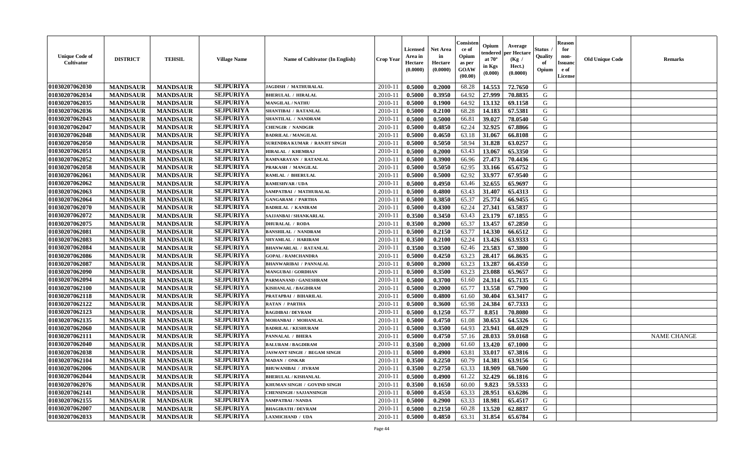| Unique Code of Cultivator | DISTRICT | TEHSIL | Village Name | Name of Cultivator (In English) | Crop Year | Licensed Area in Hectare (0.0000) | Net Area in Hectare (0.0000) | Consistence of Opium as per GOAW (00.00) | Opium tendered at 70° in Kgs (0.000) | Average per Hectare (Kg / Hect.) (0.0000) | Status / Quality of Opium | Reason for non-Issuance of License | Old Unique Code | Remarks |
|---|---|---|---|---|---|---|---|---|---|---|---|---|---|---|
| 01030207062030 | MANDSAUR | MANDSAUR | SEJPURIYA | JAGDISH / MATHURALAL | 2010-11 | 0.5000 | 0.2000 | 68.28 | 14.553 | 72.7650 | G | | | |
| 01030207062034 | MANDSAUR | MANDSAUR | SEJPURIYA | BHERULAL / HIRALAL | 2010-11 | 0.5000 | 0.3950 | 64.92 | 27.999 | 70.8835 | G | | | |
| 01030207062035 | MANDSAUR | MANDSAUR | SEJPURIYA | MANGILAL / NATHU | 2010-11 | 0.5000 | 0.1900 | 64.92 | 13.132 | 69.1158 | G | | | |
| 01030207062036 | MANDSAUR | MANDSAUR | SEJPURIYA | SHANTIBAI / RATANLAL | 2010-11 | 0.5000 | 0.2100 | 68.28 | 14.183 | 67.5381 | G | | | |
| 01030207062043 | MANDSAUR | MANDSAUR | SEJPURIYA | SHANTILAL / NANDRAM | 2010-11 | 0.5000 | 0.5000 | 66.81 | 39.027 | 78.0540 | G | | | |
| 01030207062047 | MANDSAUR | MANDSAUR | SEJPURIYA | CHENGIR / NANDGIR | 2010-11 | 0.5000 | 0.4850 | 62.24 | 32.925 | 67.8866 | G | | | |
| 01030207062048 | MANDSAUR | MANDSAUR | SEJPURIYA | BADRILAL / MANGILAL | 2010-11 | 0.5000 | 0.4650 | 63.18 | 31.067 | 66.8108 | G | | | |
| 01030207062050 | MANDSAUR | MANDSAUR | SEJPURIYA | SURENDRA KUMAR / RANJIT SINGH | 2010-11 | 0.5000 | 0.5050 | 58.94 | 31.828 | 63.0257 | G | | | |
| 01030207062051 | MANDSAUR | MANDSAUR | SEJPURIYA | HIRALAL / KHEMRAJ | 2010-11 | 0.5000 | 0.2000 | 63.43 | 13.067 | 65.3350 | G | | | |
| 01030207062052 | MANDSAUR | MANDSAUR | SEJPURIYA | RAMNARAYAN / RATANLAL | 2010-11 | 0.5000 | 0.3900 | 66.96 | 27.473 | 70.4436 | G | | | |
| 01030207062058 | MANDSAUR | MANDSAUR | SEJPURIYA | PRAKASH / MANGILAL | 2010-11 | 0.5000 | 0.5050 | 62.95 | 33.166 | 65.6752 | G | | | |
| 01030207062061 | MANDSAUR | MANDSAUR | SEJPURIYA | RAMLAL / BHERULAL | 2010-11 | 0.5000 | 0.5000 | 62.92 | 33.977 | 67.9540 | G | | | |
| 01030207062062 | MANDSAUR | MANDSAUR | SEJPURIYA | RAMESHVAR / UDA | 2010-11 | 0.5000 | 0.4950 | 63.46 | 32.655 | 65.9697 | G | | | |
| 01030207062063 | MANDSAUR | MANDSAUR | SEJPURIYA | SAMPATBAI / MATHURALAL | 2010-11 | 0.5000 | 0.4800 | 63.43 | 31.407 | 65.4313 | G | | | |
| 01030207062064 | MANDSAUR | MANDSAUR | SEJPURIYA | GANGARAM / PARTHA | 2010-11 | 0.5000 | 0.3850 | 65.37 | 25.774 | 66.9455 | G | | | |
| 01030207062070 | MANDSAUR | MANDSAUR | SEJPURIYA | BADRILAL / KANIRAM | 2010-11 | 0.5000 | 0.4300 | 62.24 | 27.341 | 63.5837 | G | | | |
| 01030207062072 | MANDSAUR | MANDSAUR | SEJPURIYA | SAJJANBAI / SHANKARLAL | 2010-11 | 0.3500 | 0.3450 | 63.43 | 23.179 | 67.1855 | G | | | |
| 01030207062075 | MANDSAUR | MANDSAUR | SEJPURIYA | DHURALAL / RODA | 2010-11 | 0.3500 | 0.2000 | 65.37 | 13.457 | 67.2850 | G | | | |
| 01030207062081 | MANDSAUR | MANDSAUR | SEJPURIYA | BANSHILAL / NANDRAM | 2010-11 | 0.5000 | 0.2150 | 63.77 | 14.330 | 66.6512 | G | | | |
| 01030207062083 | MANDSAUR | MANDSAUR | SEJPURIYA | SHYAMLAL / HARIRAM | 2010-11 | 0.3500 | 0.2100 | 62.24 | 13.426 | 63.9333 | G | | | |
| 01030207062084 | MANDSAUR | MANDSAUR | SEJPURIYA | BHANWARLAL / RATANLAL | 2010-11 | 0.3500 | 0.3500 | 62.46 | 23.583 | 67.3800 | G | | | |
| 01030207062086 | MANDSAUR | MANDSAUR | SEJPURIYA | GOPAL / RAMCHANDRA | 2010-11 | 0.5000 | 0.4250 | 63.23 | 28.417 | 66.8635 | G | | | |
| 01030207062087 | MANDSAUR | MANDSAUR | SEJPURIYA | BHANWARIBAI / PANNALAL | 2010-11 | 0.5000 | 0.2000 | 63.23 | 13.287 | 66.4350 | G | | | |
| 01030207062090 | MANDSAUR | MANDSAUR | SEJPURIYA | MANGUBAI / GORDHAN | 2010-11 | 0.5000 | 0.3500 | 63.23 | 23.088 | 65.9657 | G | | | |
| 01030207062094 | MANDSAUR | MANDSAUR | SEJPURIYA | PARMANAND / GANESHRAM | 2010-11 | 0.5000 | 0.3700 | 61.60 | 24.314 | 65.7135 | G | | | |
| 01030207062100 | MANDSAUR | MANDSAUR | SEJPURIYA | KISHANLAL / BAGDIRAM | 2010-11 | 0.5000 | 0.2000 | 65.77 | 13.558 | 67.7900 | G | | | |
| 01030207062118 | MANDSAUR | MANDSAUR | SEJPURIYA | PRATAPBAI / BIHARILAL | 2010-11 | 0.5000 | 0.4800 | 61.60 | 30.404 | 63.3417 | G | | | |
| 01030207062122 | MANDSAUR | MANDSAUR | SEJPURIYA | RATAN / PARTHA | 2010-11 | 0.5000 | 0.3600 | 65.98 | 24.384 | 67.7333 | G | | | |
| 01030207062123 | MANDSAUR | MANDSAUR | SEJPURIYA | BAGDIBAI / DEVRAM | 2010-11 | 0.5000 | 0.1250 | 65.77 | 8.851 | 70.8080 | G | | | |
| 01030207062135 | MANDSAUR | MANDSAUR | SEJPURIYA | MOHANBAI / MOHANLAL | 2010-11 | 0.5000 | 0.4750 | 61.08 | 30.653 | 64.5326 | G | | | |
| 01030207062060 | MANDSAUR | MANDSAUR | SEJPURIYA | BADRILAL / KESHURAM | 2010-11 | 0.5000 | 0.3500 | 64.93 | 23.941 | 68.4029 | G | | | |
| 01030207062111 | MANDSAUR | MANDSAUR | SEJPURIYA | PANNALAL / BHERA | 2010-11 | 0.5000 | 0.4750 | 57.16 | 28.033 | 59.0168 | G | | | NAME CHANGE |
| 01030207062040 | MANDSAUR | MANDSAUR | SEJPURIYA | BALURAM / BAGDIRAM | 2010-11 | 0.3500 | 0.2000 | 61.60 | 13.420 | 67.1000 | G | | | |
| 01030207062038 | MANDSAUR | MANDSAUR | SEJPURIYA | JASWANT SINGH / BEGAM SINGH | 2010-11 | 0.5000 | 0.4900 | 63.81 | 33.017 | 67.3816 | G | | | |
| 01030207062104 | MANDSAUR | MANDSAUR | SEJPURIYA | MADAN / ONKAR | 2010-11 | 0.3500 | 0.2250 | 60.79 | 14.381 | 63.9156 | G | | | |
| 01030207062006 | MANDSAUR | MANDSAUR | SEJPURIYA | BHUWANIBAI / JIVRAM | 2010-11 | 0.3500 | 0.2750 | 63.33 | 18.909 | 68.7600 | G | | | |
| 01030207062044 | MANDSAUR | MANDSAUR | SEJPURIYA | BHERULAL / KISHANLAL | 2010-11 | 0.5000 | 0.4900 | 61.22 | 32.429 | 66.1816 | G | | | |
| 01030207062076 | MANDSAUR | MANDSAUR | SEJPURIYA | KHUMAN SINGH / GOVIND SINGH | 2010-11 | 0.3500 | 0.1650 | 60.00 | 9.823 | 59.5333 | G | | | |
| 01030207062141 | MANDSAUR | MANDSAUR | SEJPURIYA | CHENSINGH / SAJJANSINGH | 2010-11 | 0.5000 | 0.4550 | 63.33 | 28.951 | 63.6286 | G | | | |
| 01030207062155 | MANDSAUR | MANDSAUR | SEJPURIYA | SAMPATBAI / NANDA | 2010-11 | 0.5000 | 0.2900 | 63.33 | 18.981 | 65.4517 | G | | | |
| 01030207062007 | MANDSAUR | MANDSAUR | SEJPURIYA | BHAGIRATH / DEVRAM | 2010-11 | 0.5000 | 0.2150 | 60.28 | 13.520 | 62.8837 | G | | | |
| 01030207062033 | MANDSAUR | MANDSAUR | SEJPURIYA | LAXMICHAND / UDA | 2010-11 | 0.5000 | 0.4850 | 63.31 | 31.854 | 65.6784 | G | | | |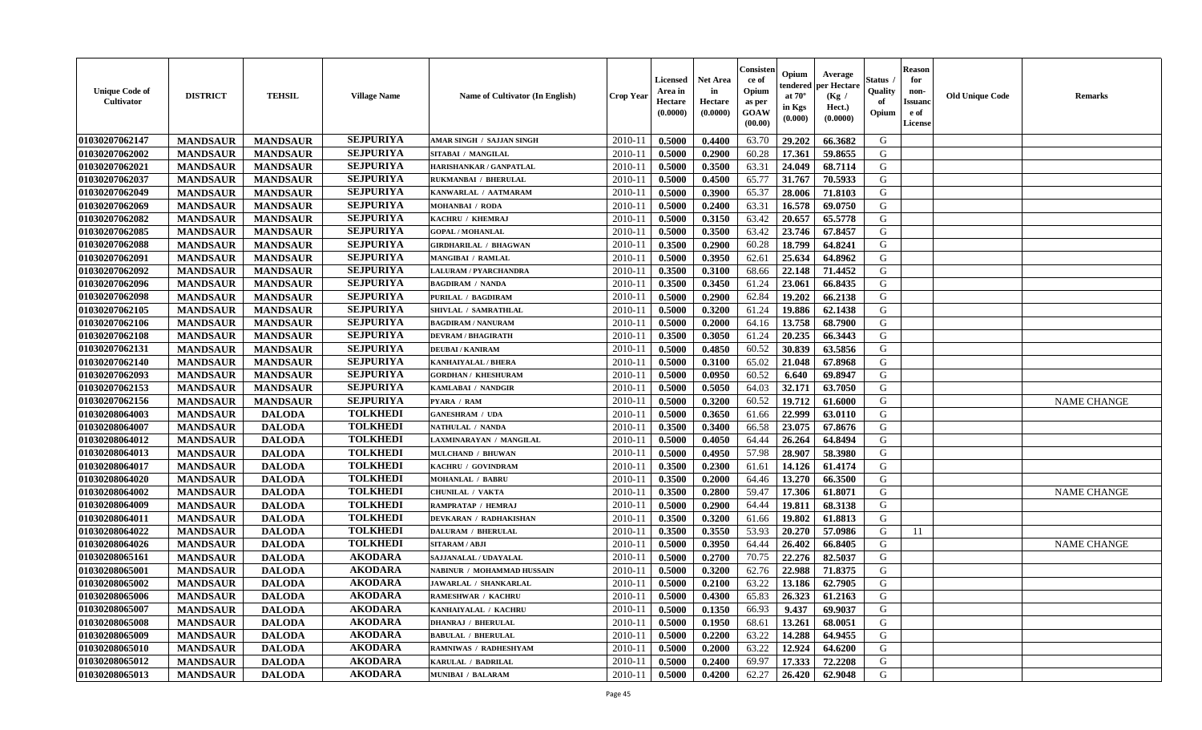| Unique Code of Cultivator | DISTRICT | TEHSIL | Village Name | Name of Cultivator (In English) | Crop Year | Licensed Area in Hectare (0.0000) | Net Area in Hectare (0.0000) | Consistence of Opium as per GOAW (00.00) | Opium tendered at 70° in Kgs (0.000) | Average per Hectare (Kg / Hect.) (0.0000) | Status / Quality of Opium | Reason for non-Issuance of License | Old Unique Code | Remarks |
|---|---|---|---|---|---|---|---|---|---|---|---|---|---|---|
| 01030207062147 | MANDSAUR | MANDSAUR | SEJPURIYA | AMAR SINGH / SAJJAN SINGH | 2010-11 | 0.5000 | 0.4400 | 63.70 | 29.202 | 66.3682 | G | | | |
| 01030207062002 | MANDSAUR | MANDSAUR | SEJPURIYA | SITABAI / MANGILAL | 2010-11 | 0.5000 | 0.2900 | 60.28 | 17.361 | 59.8655 | G | | | |
| 01030207062021 | MANDSAUR | MANDSAUR | SEJPURIYA | HARISHANKAR / GANPATLAL | 2010-11 | 0.5000 | 0.3500 | 63.31 | 24.049 | 68.7114 | G | | | |
| 01030207062037 | MANDSAUR | MANDSAUR | SEJPURIYA | RUKMANBAI / BHERULAL | 2010-11 | 0.5000 | 0.4500 | 65.77 | 31.767 | 70.5933 | G | | | |
| 01030207062049 | MANDSAUR | MANDSAUR | SEJPURIYA | KANWARLAL / AATMARAM | 2010-11 | 0.5000 | 0.3900 | 65.37 | 28.006 | 71.8103 | G | | | |
| 01030207062069 | MANDSAUR | MANDSAUR | SEJPURIYA | MOHANBAI / RODA | 2010-11 | 0.5000 | 0.2400 | 63.31 | 16.578 | 69.0750 | G | | | |
| 01030207062082 | MANDSAUR | MANDSAUR | SEJPURIYA | KACHRU / KHEMRAJ | 2010-11 | 0.5000 | 0.3150 | 63.42 | 20.657 | 65.5778 | G | | | |
| 01030207062085 | MANDSAUR | MANDSAUR | SEJPURIYA | GOPAL / MOHANLAL | 2010-11 | 0.5000 | 0.3500 | 63.42 | 23.746 | 67.8457 | G | | | |
| 01030207062088 | MANDSAUR | MANDSAUR | SEJPURIYA | GIRDHARILAL / BHAGWAN | 2010-11 | 0.3500 | 0.2900 | 60.28 | 18.799 | 64.8241 | G | | | |
| 01030207062091 | MANDSAUR | MANDSAUR | SEJPURIYA | MANGIBAI / RAMLAL | 2010-11 | 0.5000 | 0.3950 | 62.61 | 25.634 | 64.8962 | G | | | |
| 01030207062092 | MANDSAUR | MANDSAUR | SEJPURIYA | LALURAM / PYARCHANDRA | 2010-11 | 0.3500 | 0.3100 | 68.66 | 22.148 | 71.4452 | G | | | |
| 01030207062096 | MANDSAUR | MANDSAUR | SEJPURIYA | BAGDIRAM / NANDA | 2010-11 | 0.3500 | 0.3450 | 61.24 | 23.061 | 66.8435 | G | | | |
| 01030207062098 | MANDSAUR | MANDSAUR | SEJPURIYA | PURILAL / BAGDIRAM | 2010-11 | 0.5000 | 0.2900 | 62.84 | 19.202 | 66.2138 | G | | | |
| 01030207062105 | MANDSAUR | MANDSAUR | SEJPURIYA | SHIVLAL / SAMRATHLAL | 2010-11 | 0.5000 | 0.3200 | 61.24 | 19.886 | 62.1438 | G | | | |
| 01030207062106 | MANDSAUR | MANDSAUR | SEJPURIYA | BAGDIRAM / NANURAM | 2010-11 | 0.5000 | 0.2000 | 64.16 | 13.758 | 68.7900 | G | | | |
| 01030207062108 | MANDSAUR | MANDSAUR | SEJPURIYA | DEVRAM / BHAGIRATH | 2010-11 | 0.3500 | 0.3050 | 61.24 | 20.235 | 66.3443 | G | | | |
| 01030207062131 | MANDSAUR | MANDSAUR | SEJPURIYA | DEUBAI / KANIRAM | 2010-11 | 0.5000 | 0.4850 | 60.52 | 30.839 | 63.5856 | G | | | |
| 01030207062140 | MANDSAUR | MANDSAUR | SEJPURIYA | KANHAIYALAL / BHERA | 2010-11 | 0.5000 | 0.3100 | 65.02 | 21.048 | 67.8968 | G | | | |
| 01030207062093 | MANDSAUR | MANDSAUR | SEJPURIYA | GORDHAN / KHESHURAM | 2010-11 | 0.5000 | 0.0950 | 60.52 | 6.640 | 69.8947 | G | | | |
| 01030207062153 | MANDSAUR | MANDSAUR | SEJPURIYA | KAMLABAI / NANDGIR | 2010-11 | 0.5000 | 0.5050 | 64.03 | 32.171 | 63.7050 | G | | | |
| 01030207062156 | MANDSAUR | MANDSAUR | SEJPURIYA | PYARA / RAM | 2010-11 | 0.5000 | 0.3200 | 60.52 | 19.712 | 61.6000 | G | | | NAME CHANGE |
| 01030208064003 | MANDSAUR | DALODA | TOLKHEDI | GANESHRAM / UDA | 2010-11 | 0.5000 | 0.3650 | 61.66 | 22.999 | 63.0110 | G | | | |
| 01030208064007 | MANDSAUR | DALODA | TOLKHEDI | NATHULAL / NANDA | 2010-11 | 0.3500 | 0.3400 | 66.58 | 23.075 | 67.8676 | G | | | |
| 01030208064012 | MANDSAUR | DALODA | TOLKHEDI | LAXMINARAYAN / MANGILAL | 2010-11 | 0.5000 | 0.4050 | 64.44 | 26.264 | 64.8494 | G | | | |
| 01030208064013 | MANDSAUR | DALODA | TOLKHEDI | MULCHAND / BHUWAN | 2010-11 | 0.5000 | 0.4950 | 57.98 | 28.907 | 58.3980 | G | | | |
| 01030208064017 | MANDSAUR | DALODA | TOLKHEDI | KACHRU / GOVINDRAM | 2010-11 | 0.3500 | 0.2300 | 61.61 | 14.126 | 61.4174 | G | | | |
| 01030208064020 | MANDSAUR | DALODA | TOLKHEDI | MOHANLAL / BABRU | 2010-11 | 0.3500 | 0.2000 | 64.46 | 13.270 | 66.3500 | G | | | |
| 01030208064002 | MANDSAUR | DALODA | TOLKHEDI | CHUNILAL / VAKTA | 2010-11 | 0.3500 | 0.2800 | 59.47 | 17.306 | 61.8071 | G | | | NAME CHANGE |
| 01030208064009 | MANDSAUR | DALODA | TOLKHEDI | RAMPRATAP / HEMRAJ | 2010-11 | 0.5000 | 0.2900 | 64.44 | 19.811 | 68.3138 | G | | | |
| 01030208064011 | MANDSAUR | DALODA | TOLKHEDI | DEVKARAN / RADHAKISHAN | 2010-11 | 0.3500 | 0.3200 | 61.66 | 19.802 | 61.8813 | G | | | |
| 01030208064022 | MANDSAUR | DALODA | TOLKHEDI | DALURAM / BHERULAL | 2010-11 | 0.3500 | 0.3550 | 53.93 | 20.270 | 57.0986 | G | 11 | | |
| 01030208064026 | MANDSAUR | DALODA | TOLKHEDI | SITARAM / ABJI | 2010-11 | 0.5000 | 0.3950 | 64.44 | 26.402 | 66.8405 | G | | | NAME CHANGE |
| 01030208065161 | MANDSAUR | DALODA | AKODARA | SAJJANALAL / UDAYALAL | 2010-11 | 0.5000 | 0.2700 | 70.75 | 22.276 | 82.5037 | G | | | |
| 01030208065001 | MANDSAUR | DALODA | AKODARA | NABINUR / MOHAMMAD HUSSAIN | 2010-11 | 0.5000 | 0.3200 | 62.76 | 22.988 | 71.8375 | G | | | |
| 01030208065002 | MANDSAUR | DALODA | AKODARA | JAWARLAL / SHANKARLAL | 2010-11 | 0.5000 | 0.2100 | 63.22 | 13.186 | 62.7905 | G | | | |
| 01030208065006 | MANDSAUR | DALODA | AKODARA | RAMESHWAR / KACHRU | 2010-11 | 0.5000 | 0.4300 | 65.83 | 26.323 | 61.2163 | G | | | |
| 01030208065007 | MANDSAUR | DALODA | AKODARA | KANHAIYALAL / KACHRU | 2010-11 | 0.5000 | 0.1350 | 66.93 | 9.437 | 69.9037 | G | | | |
| 01030208065008 | MANDSAUR | DALODA | AKODARA | DHANRAJ / BHERULAL | 2010-11 | 0.5000 | 0.1950 | 68.61 | 13.261 | 68.0051 | G | | | |
| 01030208065009 | MANDSAUR | DALODA | AKODARA | BABULAL / BHERULAL | 2010-11 | 0.5000 | 0.2200 | 63.22 | 14.288 | 64.9455 | G | | | |
| 01030208065010 | MANDSAUR | DALODA | AKODARA | RAMNIWAS / RADHESHYAM | 2010-11 | 0.5000 | 0.2000 | 63.22 | 12.924 | 64.6200 | G | | | |
| 01030208065012 | MANDSAUR | DALODA | AKODARA | KARULAL / BADRILAL | 2010-11 | 0.5000 | 0.2400 | 69.97 | 17.333 | 72.2208 | G | | | |
| 01030208065013 | MANDSAUR | DALODA | AKODARA | MUNIBAI / BALARAM | 2010-11 | 0.5000 | 0.4200 | 62.27 | 26.420 | 62.9048 | G | | | |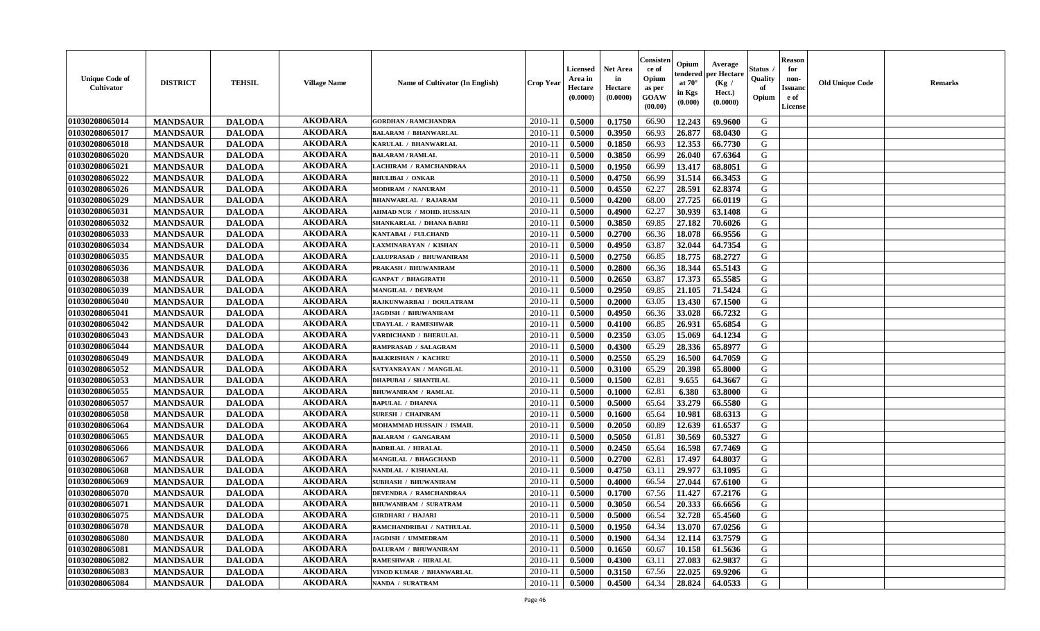| Unique Code of Cultivator | DISTRICT | TEHSIL | Village Name | Name of Cultivator (In English) | Crop Year | Licensed Area in Hectare (0.0000) | Net Area in Hectare (0.0000) | Consistence of Opium as per GOAW (00.00) | Opium tendered at 70° in Kgs (0.000) | Average per Hectare (Kg / Hect.) (0.0000) | Status / Quality of Opium | Reason for non-Issuance of License | Old Unique Code | Remarks |
|---|---|---|---|---|---|---|---|---|---|---|---|---|---|---|
| 01030208065014 | MANDSAUR | DALODA | AKODARA | GORDHAN / RAMCHANDRA | 2010-11 | 0.5000 | 0.1750 | 66.90 | 12.243 | 69.9600 | G | | | |
| 01030208065017 | MANDSAUR | DALODA | AKODARA | BALARAM / BHANWARLAL | 2010-11 | 0.5000 | 0.3950 | 66.93 | 26.877 | 68.0430 | G | | | |
| 01030208065018 | MANDSAUR | DALODA | AKODARA | KARULAL / BHANWARLAL | 2010-11 | 0.5000 | 0.1850 | 66.93 | 12.353 | 66.7730 | G | | | |
| 01030208065020 | MANDSAUR | DALODA | AKODARA | BALARAM / RAMLAL | 2010-11 | 0.5000 | 0.3850 | 66.99 | 26.040 | 67.6364 | G | | | |
| 01030208065021 | MANDSAUR | DALODA | AKODARA | LACHIRAM / RAMCHANDRAA | 2010-11 | 0.5000 | 0.1950 | 66.99 | 13.417 | 68.8051 | G | | | |
| 01030208065022 | MANDSAUR | DALODA | AKODARA | BHULIBAI / ONKAR | 2010-11 | 0.5000 | 0.4750 | 66.99 | 31.514 | 66.3453 | G | | | |
| 01030208065026 | MANDSAUR | DALODA | AKODARA | MODIRAM / NANURAM | 2010-11 | 0.5000 | 0.4550 | 62.27 | 28.591 | 62.8374 | G | | | |
| 01030208065029 | MANDSAUR | DALODA | AKODARA | BHANWARLAL / RAJARAM | 2010-11 | 0.5000 | 0.4200 | 68.00 | 27.725 | 66.0119 | G | | | |
| 01030208065031 | MANDSAUR | DALODA | AKODARA | AHMAD NUR / MOHD. HUSSAIN | 2010-11 | 0.5000 | 0.4900 | 62.27 | 30.939 | 63.1408 | G | | | |
| 01030208065032 | MANDSAUR | DALODA | AKODARA | SHANKARLAL / DHANA BABRI | 2010-11 | 0.5000 | 0.3850 | 69.85 | 27.182 | 70.6026 | G | | | |
| 01030208065033 | MANDSAUR | DALODA | AKODARA | KANTABAI / FULCHAND | 2010-11 | 0.5000 | 0.2700 | 66.36 | 18.078 | 66.9556 | G | | | |
| 01030208065034 | MANDSAUR | DALODA | AKODARA | LAXMINARAYAN / KISHAN | 2010-11 | 0.5000 | 0.4950 | 63.87 | 32.044 | 64.7354 | G | | | |
| 01030208065035 | MANDSAUR | DALODA | AKODARA | LALUPRASAD / BHUWANIRAM | 2010-11 | 0.5000 | 0.2750 | 66.85 | 18.775 | 68.2727 | G | | | |
| 01030208065036 | MANDSAUR | DALODA | AKODARA | PRAKASH / BHUWANIRAM | 2010-11 | 0.5000 | 0.2800 | 66.36 | 18.344 | 65.5143 | G | | | |
| 01030208065038 | MANDSAUR | DALODA | AKODARA | GANPAT / BHAGIRATH | 2010-11 | 0.5000 | 0.2650 | 63.87 | 17.373 | 65.5585 | G | | | |
| 01030208065039 | MANDSAUR | DALODA | AKODARA | MANGILAL / DEVRAM | 2010-11 | 0.5000 | 0.2950 | 69.85 | 21.105 | 71.5424 | G | | | |
| 01030208065040 | MANDSAUR | DALODA | AKODARA | RAJKUNWARBAI / DOULATRAM | 2010-11 | 0.5000 | 0.2000 | 63.05 | 13.430 | 67.1500 | G | | | |
| 01030208065041 | MANDSAUR | DALODA | AKODARA | JAGDISH / BHUWANIRAM | 2010-11 | 0.5000 | 0.4950 | 66.36 | 33.028 | 66.7232 | G | | | |
| 01030208065042 | MANDSAUR | DALODA | AKODARA | UDAYLAL / RAMESHWAR | 2010-11 | 0.5000 | 0.4100 | 66.85 | 26.931 | 65.6854 | G | | | |
| 01030208065043 | MANDSAUR | DALODA | AKODARA | VARDICHAND / BHERULAL | 2010-11 | 0.5000 | 0.2350 | 63.05 | 15.069 | 64.1234 | G | | | |
| 01030208065044 | MANDSAUR | DALODA | AKODARA | RAMPRASAD / SALAGRAM | 2010-11 | 0.5000 | 0.4300 | 65.29 | 28.336 | 65.8977 | G | | | |
| 01030208065049 | MANDSAUR | DALODA | AKODARA | BALKRISHAN / KACHRU | 2010-11 | 0.5000 | 0.2550 | 65.29 | 16.500 | 64.7059 | G | | | |
| 01030208065052 | MANDSAUR | DALODA | AKODARA | SATYANRAYAN / MANGILAL | 2010-11 | 0.5000 | 0.3100 | 65.29 | 20.398 | 65.8000 | G | | | |
| 01030208065053 | MANDSAUR | DALODA | AKODARA | DHAPUBAI / SHANTILAL | 2010-11 | 0.5000 | 0.1500 | 62.81 | 9.655 | 64.3667 | G | | | |
| 01030208065055 | MANDSAUR | DALODA | AKODARA | BHUWANIRAM / RAMLAL | 2010-11 | 0.5000 | 0.1000 | 62.81 | 6.380 | 63.8000 | G | | | |
| 01030208065057 | MANDSAUR | DALODA | AKODARA | BAPULAL / DHANNA | 2010-11 | 0.5000 | 0.5000 | 65.64 | 33.279 | 66.5580 | G | | | |
| 01030208065058 | MANDSAUR | DALODA | AKODARA | SURESH / CHAINRAM | 2010-11 | 0.5000 | 0.1600 | 65.64 | 10.981 | 68.6313 | G | | | |
| 01030208065064 | MANDSAUR | DALODA | AKODARA | MOHAMMAD HUSSAIN / ISMAIL | 2010-11 | 0.5000 | 0.2050 | 60.89 | 12.639 | 61.6537 | G | | | |
| 01030208065065 | MANDSAUR | DALODA | AKODARA | BALARAM / GANGARAM | 2010-11 | 0.5000 | 0.5050 | 61.81 | 30.569 | 60.5327 | G | | | |
| 01030208065066 | MANDSAUR | DALODA | AKODARA | BADRILAL / HIRALAL | 2010-11 | 0.5000 | 0.2450 | 65.64 | 16.598 | 67.7469 | G | | | |
| 01030208065067 | MANDSAUR | DALODA | AKODARA | MANGILAL / BHAGCHAND | 2010-11 | 0.5000 | 0.2700 | 62.81 | 17.497 | 64.8037 | G | | | |
| 01030208065068 | MANDSAUR | DALODA | AKODARA | NANDLAL / KISHANLAL | 2010-11 | 0.5000 | 0.4750 | 63.11 | 29.977 | 63.1095 | G | | | |
| 01030208065069 | MANDSAUR | DALODA | AKODARA | SUBHASH / BHUWANIRAM | 2010-11 | 0.5000 | 0.4000 | 66.54 | 27.044 | 67.6100 | G | | | |
| 01030208065070 | MANDSAUR | DALODA | AKODARA | DEVENDRA / RAMCHANDRAA | 2010-11 | 0.5000 | 0.1700 | 67.56 | 11.427 | 67.2176 | G | | | |
| 01030208065071 | MANDSAUR | DALODA | AKODARA | BHUWANIRAM / SURATRAM | 2010-11 | 0.5000 | 0.3050 | 66.54 | 20.333 | 66.6656 | G | | | |
| 01030208065075 | MANDSAUR | DALODA | AKODARA | GIRDHARI / HAJARI | 2010-11 | 0.5000 | 0.5000 | 66.54 | 32.728 | 65.4560 | G | | | |
| 01030208065078 | MANDSAUR | DALODA | AKODARA | RAMCHANDRIBAI / NATHULAL | 2010-11 | 0.5000 | 0.1950 | 64.34 | 13.070 | 67.0256 | G | | | |
| 01030208065080 | MANDSAUR | DALODA | AKODARA | JAGDISH / UMMEDRAM | 2010-11 | 0.5000 | 0.1900 | 64.34 | 12.114 | 63.7579 | G | | | |
| 01030208065081 | MANDSAUR | DALODA | AKODARA | DALURAM / BHUWANIRAM | 2010-11 | 0.5000 | 0.1650 | 60.67 | 10.158 | 61.5636 | G | | | |
| 01030208065082 | MANDSAUR | DALODA | AKODARA | RAMESHWAR / HIRALAL | 2010-11 | 0.5000 | 0.4300 | 63.11 | 27.083 | 62.9837 | G | | | |
| 01030208065083 | MANDSAUR | DALODA | AKODARA | VINOD KUMAR / BHANWARLAL | 2010-11 | 0.5000 | 0.3150 | 67.56 | 22.025 | 69.9206 | G | | | |
| 01030208065084 | MANDSAUR | DALODA | AKODARA | NANDA / SURATRAM | 2010-11 | 0.5000 | 0.4500 | 64.34 | 28.824 | 64.0533 | G | | | |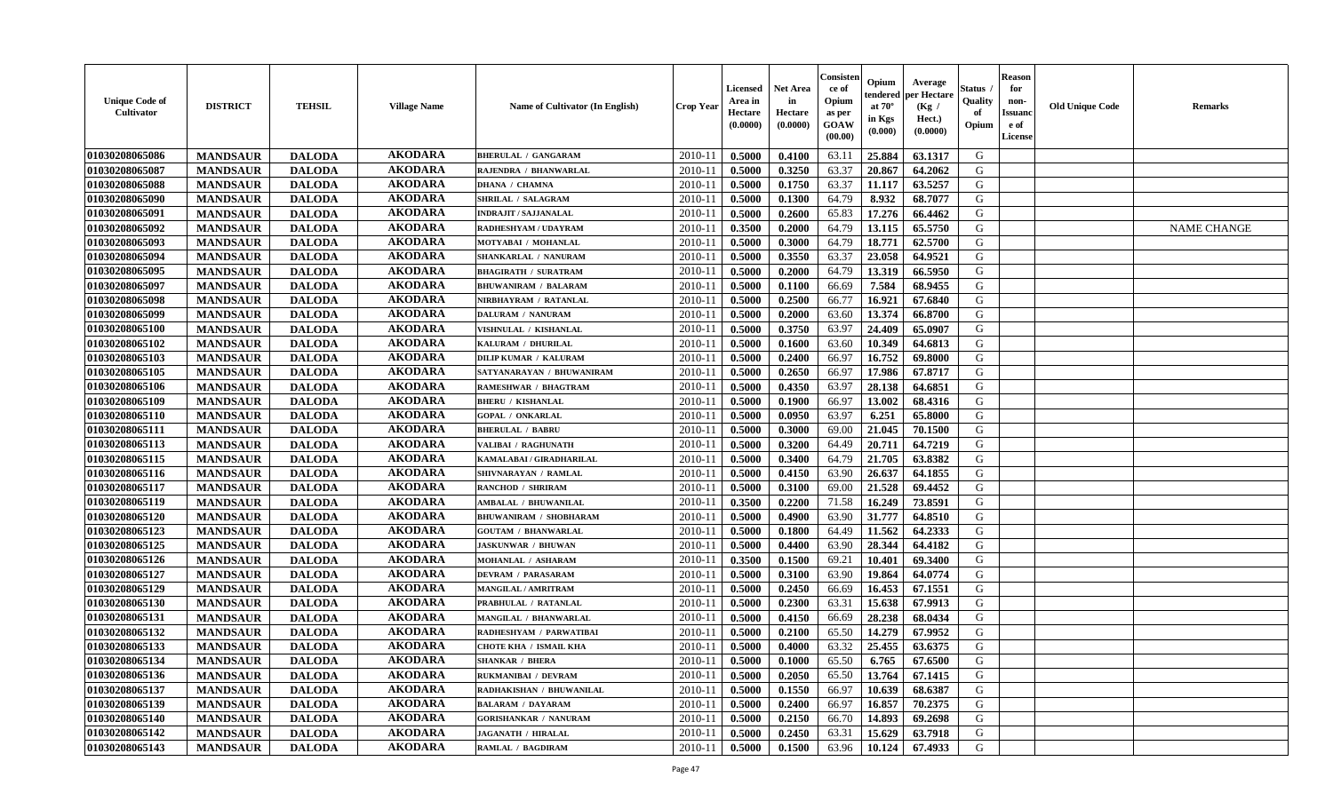| Unique Code of Cultivator | DISTRICT | TEHSIL | Village Name | Name of Cultivator (In English) | Crop Year | Licensed Area in Hectare (0.0000) | Net Area in Hectare (0.0000) | Consistence of Opium as per GOAW (00.00) | Opium tendered at 70° in Kgs (0.000) | Average per Hectare (Kg / Hect.) (0.0000) | Status / Quality of Opium | Reason for non-Issuance of License | Old Unique Code | Remarks |
|---|---|---|---|---|---|---|---|---|---|---|---|---|---|---|
| 01030208065086 | MANDSAUR | DALODA | AKODARA | BHERULAL / GANGARAM | 2010-11 | 0.5000 | 0.4100 | 63.11 | 25.884 | 63.1317 | G | | | |
| 01030208065087 | MANDSAUR | DALODA | AKODARA | RAJENDRA / BHANWARLAL | 2010-11 | 0.5000 | 0.3250 | 63.37 | 20.867 | 64.2062 | G | | | |
| 01030208065088 | MANDSAUR | DALODA | AKODARA | DHANA / CHAMNA | 2010-11 | 0.5000 | 0.1750 | 63.37 | 11.117 | 63.5257 | G | | | |
| 01030208065090 | MANDSAUR | DALODA | AKODARA | SHRILAL / SALAGRAM | 2010-11 | 0.5000 | 0.1300 | 64.79 | 8.932 | 68.7077 | G | | | |
| 01030208065091 | MANDSAUR | DALODA | AKODARA | INDRAJIT / SAJJANALAL | 2010-11 | 0.5000 | 0.2600 | 65.83 | 17.276 | 66.4462 | G | | | |
| 01030208065092 | MANDSAUR | DALODA | AKODARA | RADHESHYAM / UDAYRAM | 2010-11 | 0.3500 | 0.2000 | 64.79 | 13.115 | 65.5750 | G | | | NAME CHANGE |
| 01030208065093 | MANDSAUR | DALODA | AKODARA | MOTYABAI / MOHANLAL | 2010-11 | 0.5000 | 0.3000 | 64.79 | 18.771 | 62.5700 | G | | | |
| 01030208065094 | MANDSAUR | DALODA | AKODARA | SHANKARLAL / NANURAM | 2010-11 | 0.5000 | 0.3550 | 63.37 | 23.058 | 64.9521 | G | | | |
| 01030208065095 | MANDSAUR | DALODA | AKODARA | BHAGIRATH / SURATRAM | 2010-11 | 0.5000 | 0.2000 | 64.79 | 13.319 | 66.5950 | G | | | |
| 01030208065097 | MANDSAUR | DALODA | AKODARA | BHUWANIRAM / BALARAM | 2010-11 | 0.5000 | 0.1100 | 66.69 | 7.584 | 68.9455 | G | | | |
| 01030208065098 | MANDSAUR | DALODA | AKODARA | NIRBHAYRAM / RATANLAL | 2010-11 | 0.5000 | 0.2500 | 66.77 | 16.921 | 67.6840 | G | | | |
| 01030208065099 | MANDSAUR | DALODA | AKODARA | DALURAM / NANURAM | 2010-11 | 0.5000 | 0.2000 | 63.60 | 13.374 | 66.8700 | G | | | |
| 01030208065100 | MANDSAUR | DALODA | AKODARA | VISHNULAL / KISHANLAL | 2010-11 | 0.5000 | 0.3750 | 63.97 | 24.409 | 65.0907 | G | | | |
| 01030208065102 | MANDSAUR | DALODA | AKODARA | KALURAM / DHURILAL | 2010-11 | 0.5000 | 0.1600 | 63.60 | 10.349 | 64.6813 | G | | | |
| 01030208065103 | MANDSAUR | DALODA | AKODARA | DILIP KUMAR / KALURAM | 2010-11 | 0.5000 | 0.2400 | 66.97 | 16.752 | 69.8000 | G | | | |
| 01030208065105 | MANDSAUR | DALODA | AKODARA | SATYANARAYAN / BHUWANIRAM | 2010-11 | 0.5000 | 0.2650 | 66.97 | 17.986 | 67.8717 | G | | | |
| 01030208065106 | MANDSAUR | DALODA | AKODARA | RAMESHWAR / BHAGTRAM | 2010-11 | 0.5000 | 0.4350 | 63.97 | 28.138 | 64.6851 | G | | | |
| 01030208065109 | MANDSAUR | DALODA | AKODARA | BHERU / KISHANLAL | 2010-11 | 0.5000 | 0.1900 | 66.97 | 13.002 | 68.4316 | G | | | |
| 01030208065110 | MANDSAUR | DALODA | AKODARA | GOPAL / ONKARLAL | 2010-11 | 0.5000 | 0.0950 | 63.97 | 6.251 | 65.8000 | G | | | |
| 01030208065111 | MANDSAUR | DALODA | AKODARA | BHERULAL / BABRU | 2010-11 | 0.5000 | 0.3000 | 69.00 | 21.045 | 70.1500 | G | | | |
| 01030208065113 | MANDSAUR | DALODA | AKODARA | VALIBAI / RAGHUNATH | 2010-11 | 0.5000 | 0.3200 | 64.49 | 20.711 | 64.7219 | G | | | |
| 01030208065115 | MANDSAUR | DALODA | AKODARA | KAMALABAI / GIRADHARILAL | 2010-11 | 0.5000 | 0.3400 | 64.79 | 21.705 | 63.8382 | G | | | |
| 01030208065116 | MANDSAUR | DALODA | AKODARA | SHIVNARAYAN / RAMLAL | 2010-11 | 0.5000 | 0.4150 | 63.90 | 26.637 | 64.1855 | G | | | |
| 01030208065117 | MANDSAUR | DALODA | AKODARA | RANCHOD / SHRIRAM | 2010-11 | 0.5000 | 0.3100 | 69.00 | 21.528 | 69.4452 | G | | | |
| 01030208065119 | MANDSAUR | DALODA | AKODARA | AMBALAL / BHUWANILAL | 2010-11 | 0.3500 | 0.2200 | 71.58 | 16.249 | 73.8591 | G | | | |
| 01030208065120 | MANDSAUR | DALODA | AKODARA | BHUWANIRAM / SHOBHARAM | 2010-11 | 0.5000 | 0.4900 | 63.90 | 31.777 | 64.8510 | G | | | |
| 01030208065123 | MANDSAUR | DALODA | AKODARA | GOUTAM / BHANWARLAL | 2010-11 | 0.5000 | 0.1800 | 64.49 | 11.562 | 64.2333 | G | | | |
| 01030208065125 | MANDSAUR | DALODA | AKODARA | JASKUNWAR / BHUWAN | 2010-11 | 0.5000 | 0.4400 | 63.90 | 28.344 | 64.4182 | G | | | |
| 01030208065126 | MANDSAUR | DALODA | AKODARA | MOHANLAL / ASHARAM | 2010-11 | 0.3500 | 0.1500 | 69.21 | 10.401 | 69.3400 | G | | | |
| 01030208065127 | MANDSAUR | DALODA | AKODARA | DEVRAM / PARASARAM | 2010-11 | 0.5000 | 0.3100 | 63.90 | 19.864 | 64.0774 | G | | | |
| 01030208065129 | MANDSAUR | DALODA | AKODARA | MANGILAL / AMRITRAM | 2010-11 | 0.5000 | 0.2450 | 66.69 | 16.453 | 67.1551 | G | | | |
| 01030208065130 | MANDSAUR | DALODA | AKODARA | PRABHULAL / RATANLAL | 2010-11 | 0.5000 | 0.2300 | 63.31 | 15.638 | 67.9913 | G | | | |
| 01030208065131 | MANDSAUR | DALODA | AKODARA | MANGILAL / BHANWARLAL | 2010-11 | 0.5000 | 0.4150 | 66.69 | 28.238 | 68.0434 | G | | | |
| 01030208065132 | MANDSAUR | DALODA | AKODARA | RADHESHYAM / PARWATIBAI | 2010-11 | 0.5000 | 0.2100 | 65.50 | 14.279 | 67.9952 | G | | | |
| 01030208065133 | MANDSAUR | DALODA | AKODARA | CHOTE KHA / ISMAIL KHA | 2010-11 | 0.5000 | 0.4000 | 63.32 | 25.455 | 63.6375 | G | | | |
| 01030208065134 | MANDSAUR | DALODA | AKODARA | SHANKAR / BHERA | 2010-11 | 0.5000 | 0.1000 | 65.50 | 6.765 | 67.6500 | G | | | |
| 01030208065136 | MANDSAUR | DALODA | AKODARA | RUKMANIBAI / DEVRAM | 2010-11 | 0.5000 | 0.2050 | 65.50 | 13.764 | 67.1415 | G | | | |
| 01030208065137 | MANDSAUR | DALODA | AKODARA | RADHAKISHAN / BHUWANILAL | 2010-11 | 0.5000 | 0.1550 | 66.97 | 10.639 | 68.6387 | G | | | |
| 01030208065139 | MANDSAUR | DALODA | AKODARA | BALARAM / DAYARAM | 2010-11 | 0.5000 | 0.2400 | 66.97 | 16.857 | 70.2375 | G | | | |
| 01030208065140 | MANDSAUR | DALODA | AKODARA | GORISHANKAR / NANURAM | 2010-11 | 0.5000 | 0.2150 | 66.70 | 14.893 | 69.2698 | G | | | |
| 01030208065142 | MANDSAUR | DALODA | AKODARA | JAGANATH / HIRALAL | 2010-11 | 0.5000 | 0.2450 | 63.31 | 15.629 | 63.7918 | G | | | |
| 01030208065143 | MANDSAUR | DALODA | AKODARA | RAMLAL / BAGDIRAM | 2010-11 | 0.5000 | 0.1500 | 63.96 | 10.124 | 67.4933 | G | | | |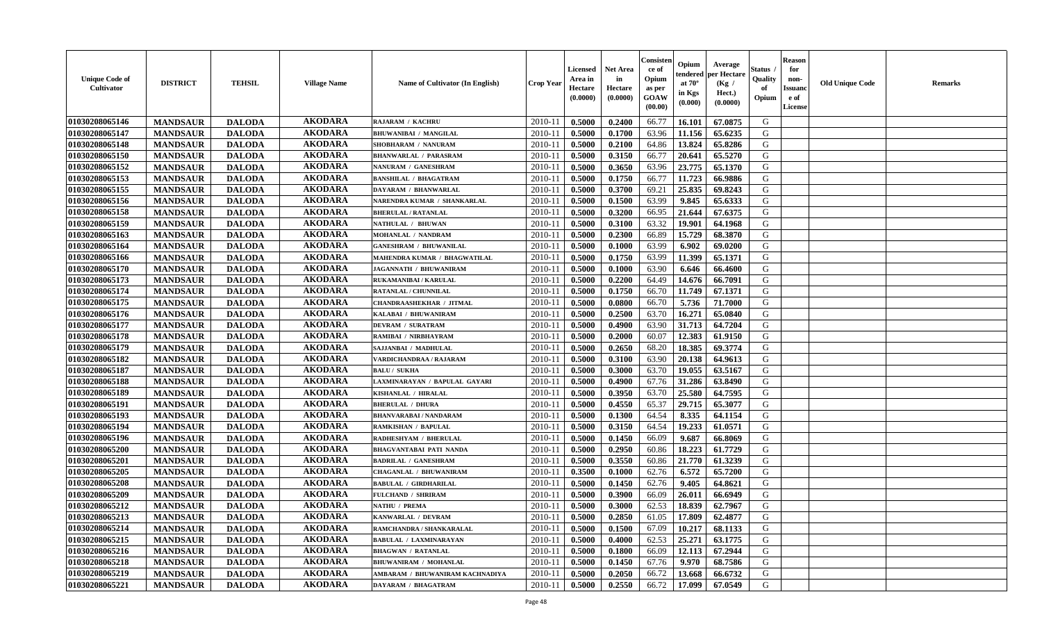| Unique Code of Cultivator | DISTRICT | TEHSIL | Village Name | Name of Cultivator (In English) | Crop Year | Licensed Area in Hectare (0.0000) | Net Area in Hectare (0.0000) | Consistence of Opium as per GOAW (00.00) | Opium tendered at 70° in Kgs (0.000) | Average per Hectare (Kg / Hect.) (0.0000) | Status / Quality of Opium | Reason for non-Issuance of License | Old Unique Code | Remarks |
|---|---|---|---|---|---|---|---|---|---|---|---|---|---|---|
| 01030208065146 | MANDSAUR | DALODA | AKODARA | RAJARAM / KACHRU | 2010-11 | 0.5000 | 0.2400 | 66.77 | 16.101 | 67.0875 | G | | | |
| 01030208065147 | MANDSAUR | DALODA | AKODARA | BHUWANIBAI / MANGILAL | 2010-11 | 0.5000 | 0.1700 | 63.96 | 11.156 | 65.6235 | G | | | |
| 01030208065148 | MANDSAUR | DALODA | AKODARA | SHOBHARAM / NANURAM | 2010-11 | 0.5000 | 0.2100 | 64.86 | 13.824 | 65.8286 | G | | | |
| 01030208065150 | MANDSAUR | DALODA | AKODARA | BHANWARLAL / PARASRAM | 2010-11 | 0.5000 | 0.3150 | 66.77 | 20.641 | 65.5270 | G | | | |
| 01030208065152 | MANDSAUR | DALODA | AKODARA | NANURAM / GANESHRAM | 2010-11 | 0.5000 | 0.3650 | 63.96 | 23.775 | 65.1370 | G | | | |
| 01030208065153 | MANDSAUR | DALODA | AKODARA | BANSHILAL / BHAGATRAM | 2010-11 | 0.5000 | 0.1750 | 66.77 | 11.723 | 66.9886 | G | | | |
| 01030208065155 | MANDSAUR | DALODA | AKODARA | DAYARAM / BHANWARLAL | 2010-11 | 0.5000 | 0.3700 | 69.21 | 25.835 | 69.8243 | G | | | |
| 01030208065156 | MANDSAUR | DALODA | AKODARA | NARENDRA KUMAR / SHANKARLAL | 2010-11 | 0.5000 | 0.1500 | 63.99 | 9.845 | 65.6333 | G | | | |
| 01030208065158 | MANDSAUR | DALODA | AKODARA | BHERULAL / RATANLAL | 2010-11 | 0.5000 | 0.3200 | 66.95 | 21.644 | 67.6375 | G | | | |
| 01030208065159 | MANDSAUR | DALODA | AKODARA | NATHULAL / BHUWAN | 2010-11 | 0.5000 | 0.3100 | 63.32 | 19.901 | 64.1968 | G | | | |
| 01030208065163 | MANDSAUR | DALODA | AKODARA | MOHANLAL / NANDRAM | 2010-11 | 0.5000 | 0.2300 | 66.89 | 15.729 | 68.3870 | G | | | |
| 01030208065164 | MANDSAUR | DALODA | AKODARA | GANESHRAM / BHUWANILAL | 2010-11 | 0.5000 | 0.1000 | 63.99 | 6.902 | 69.0200 | G | | | |
| 01030208065166 | MANDSAUR | DALODA | AKODARA | MAHENDRA KUMAR / BHAGWATILAL | 2010-11 | 0.5000 | 0.1750 | 63.99 | 11.399 | 65.1371 | G | | | |
| 01030208065170 | MANDSAUR | DALODA | AKODARA | JAGANNATH / BHUWANIRAM | 2010-11 | 0.5000 | 0.1000 | 63.90 | 6.646 | 66.4600 | G | | | |
| 01030208065173 | MANDSAUR | DALODA | AKODARA | RUKAMANIBAI / KARULAL | 2010-11 | 0.5000 | 0.2200 | 64.49 | 14.676 | 66.7091 | G | | | |
| 01030208065174 | MANDSAUR | DALODA | AKODARA | RATANLAL / CHUNNILAL | 2010-11 | 0.5000 | 0.1750 | 66.70 | 11.749 | 67.1371 | G | | | |
| 01030208065175 | MANDSAUR | DALODA | AKODARA | CHANDRAASHEKHAR / JITMAL | 2010-11 | 0.5000 | 0.0800 | 66.70 | 5.736 | 71.7000 | G | | | |
| 01030208065176 | MANDSAUR | DALODA | AKODARA | KALABAI / BHUWANIRAM | 2010-11 | 0.5000 | 0.2500 | 63.70 | 16.271 | 65.0840 | G | | | |
| 01030208065177 | MANDSAUR | DALODA | AKODARA | DEVRAM / SURATRAM | 2010-11 | 0.5000 | 0.4900 | 63.90 | 31.713 | 64.7204 | G | | | |
| 01030208065178 | MANDSAUR | DALODA | AKODARA | RAMIBAI / NIRBHAYRAM | 2010-11 | 0.5000 | 0.2000 | 60.07 | 12.383 | 61.9150 | G | | | |
| 01030208065179 | MANDSAUR | DALODA | AKODARA | SAJJANBAI / MADHULAL | 2010-11 | 0.5000 | 0.2650 | 68.20 | 18.385 | 69.3774 | G | | | |
| 01030208065182 | MANDSAUR | DALODA | AKODARA | VARDICHANDRAA / RAJARAM | 2010-11 | 0.5000 | 0.3100 | 63.90 | 20.138 | 64.9613 | G | | | |
| 01030208065187 | MANDSAUR | DALODA | AKODARA | BALU / SUKHA | 2010-11 | 0.5000 | 0.3000 | 63.70 | 19.055 | 63.5167 | G | | | |
| 01030208065188 | MANDSAUR | DALODA | AKODARA | LAXMINARAYAN / BAPULAL GAYARI | 2010-11 | 0.5000 | 0.4900 | 67.76 | 31.286 | 63.8490 | G | | | |
| 01030208065189 | MANDSAUR | DALODA | AKODARA | KISHANLAL / HIRALAL | 2010-11 | 0.5000 | 0.3950 | 63.70 | 25.580 | 64.7595 | G | | | |
| 01030208065191 | MANDSAUR | DALODA | AKODARA | BHERULAL / DHURA | 2010-11 | 0.5000 | 0.4550 | 65.37 | 29.715 | 65.3077 | G | | | |
| 01030208065193 | MANDSAUR | DALODA | AKODARA | BHANVARABAI / NANDARAM | 2010-11 | 0.5000 | 0.1300 | 64.54 | 8.335 | 64.1154 | G | | | |
| 01030208065194 | MANDSAUR | DALODA | AKODARA | RAMKISHAN / BAPULAL | 2010-11 | 0.5000 | 0.3150 | 64.54 | 19.233 | 61.0571 | G | | | |
| 01030208065196 | MANDSAUR | DALODA | AKODARA | RADHESHYAM / BHERULAL | 2010-11 | 0.5000 | 0.1450 | 66.09 | 9.687 | 66.8069 | G | | | |
| 01030208065200 | MANDSAUR | DALODA | AKODARA | BHAGVANTABAI PATI NANDA | 2010-11 | 0.5000 | 0.2950 | 60.86 | 18.223 | 61.7729 | G | | | |
| 01030208065201 | MANDSAUR | DALODA | AKODARA | BADRILAL / GANESHRAM | 2010-11 | 0.5000 | 0.3550 | 60.86 | 21.770 | 61.3239 | G | | | |
| 01030208065205 | MANDSAUR | DALODA | AKODARA | CHAGANLAL / BHUWANIRAM | 2010-11 | 0.3500 | 0.1000 | 62.76 | 6.572 | 65.7200 | G | | | |
| 01030208065208 | MANDSAUR | DALODA | AKODARA | BABULAL / GIRDHARILAL | 2010-11 | 0.5000 | 0.1450 | 62.76 | 9.405 | 64.8621 | G | | | |
| 01030208065209 | MANDSAUR | DALODA | AKODARA | FULCHAND / SHRIRAM | 2010-11 | 0.5000 | 0.3900 | 66.09 | 26.011 | 66.6949 | G | | | |
| 01030208065212 | MANDSAUR | DALODA | AKODARA | NATHU / PREMA | 2010-11 | 0.5000 | 0.3000 | 62.53 | 18.839 | 62.7967 | G | | | |
| 01030208065213 | MANDSAUR | DALODA | AKODARA | KANWARLAL / DEVRAM | 2010-11 | 0.5000 | 0.2850 | 61.05 | 17.809 | 62.4877 | G | | | |
| 01030208065214 | MANDSAUR | DALODA | AKODARA | RAMCHANDRA / SHANKARALAL | 2010-11 | 0.5000 | 0.1500 | 67.09 | 10.217 | 68.1133 | G | | | |
| 01030208065215 | MANDSAUR | DALODA | AKODARA | BABULAL / LAXMINARAYAN | 2010-11 | 0.5000 | 0.4000 | 62.53 | 25.271 | 63.1775 | G | | | |
| 01030208065216 | MANDSAUR | DALODA | AKODARA | BHAGWAN / RATANLAL | 2010-11 | 0.5000 | 0.1800 | 66.09 | 12.113 | 67.2944 | G | | | |
| 01030208065218 | MANDSAUR | DALODA | AKODARA | BHUWANIRAM / MOHANLAL | 2010-11 | 0.5000 | 0.1450 | 67.76 | 9.970 | 68.7586 | G | | | |
| 01030208065219 | MANDSAUR | DALODA | AKODARA | AMBARAM / BHUWANIRAM KACHNADIYA | 2010-11 | 0.5000 | 0.2050 | 66.72 | 13.668 | 66.6732 | G | | | |
| 01030208065221 | MANDSAUR | DALODA | AKODARA | DAYARAM / BHAGATRAM | 2010-11 | 0.5000 | 0.2550 | 66.72 | 17.099 | 67.0549 | G | | | |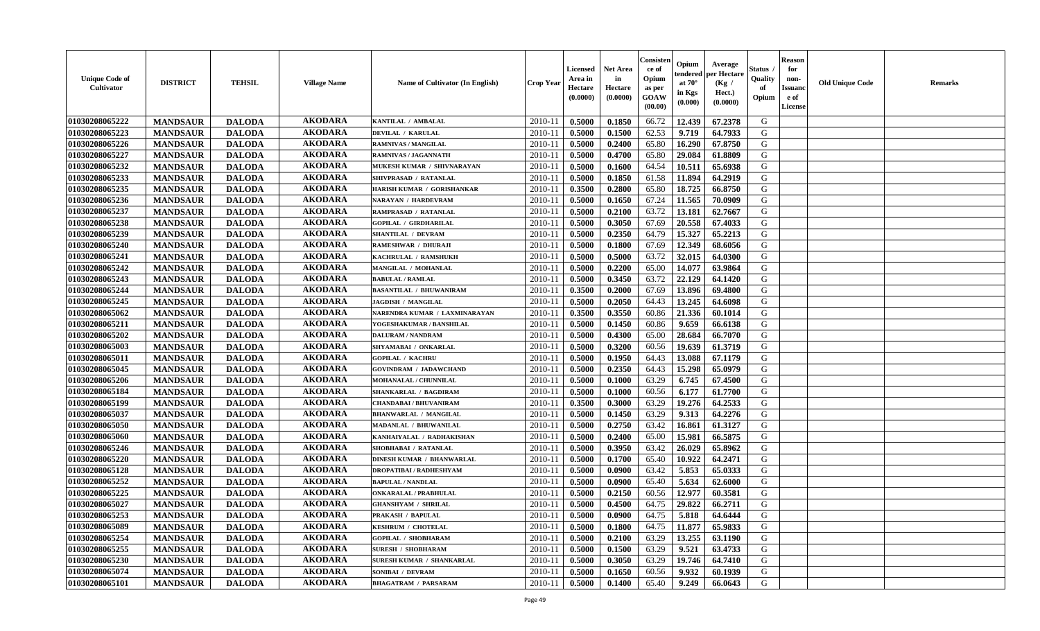| Unique Code of Cultivator | DISTRICT | TEHSIL | Village Name | Name of Cultivator (In English) | Crop Year | Licensed Area in Hectare (0.0000) | Net Area in Hectare (0.0000) | Consistence of Opium as per GOAW (00.00) | Opium tendered at 70° in Kgs (0.000) | Average per Hectare (Kg / Hect.) (0.0000) | Status / Quality of Opium | Reason for non-Issuance of License | Old Unique Code | Remarks |
|---|---|---|---|---|---|---|---|---|---|---|---|---|---|---|
| 01030208065222 | MANDSAUR | DALODA | AKODARA | KANTILAL / AMBALAL | 2010-11 | 0.5000 | 0.1850 | 66.72 | 12.439 | 67.2378 | G | | | |
| 01030208065223 | MANDSAUR | DALODA | AKODARA | DEVILAL / KARULAL | 2010-11 | 0.5000 | 0.1500 | 62.53 | 9.719 | 64.7933 | G | | | |
| 01030208065226 | MANDSAUR | DALODA | AKODARA | RAMNIVAS / MANGILAL | 2010-11 | 0.5000 | 0.2400 | 65.80 | 16.290 | 67.8750 | G | | | |
| 01030208065227 | MANDSAUR | DALODA | AKODARA | RAMNIVAS / JAGANNATH | 2010-11 | 0.5000 | 0.4700 | 65.80 | 29.084 | 61.8809 | G | | | |
| 01030208065232 | MANDSAUR | DALODA | AKODARA | MUKESH KUMAR / SHIVNARAYAN | 2010-11 | 0.5000 | 0.1600 | 64.54 | 10.511 | 65.6938 | G | | | |
| 01030208065233 | MANDSAUR | DALODA | AKODARA | SHIVPRASAD / RATANLAL | 2010-11 | 0.5000 | 0.1850 | 61.58 | 11.894 | 64.2919 | G | | | |
| 01030208065235 | MANDSAUR | DALODA | AKODARA | HARISH KUMAR / GORISHANKAR | 2010-11 | 0.3500 | 0.2800 | 65.80 | 18.725 | 66.8750 | G | | | |
| 01030208065236 | MANDSAUR | DALODA | AKODARA | NARAYAN / HARDEVRAM | 2010-11 | 0.5000 | 0.1650 | 67.24 | 11.565 | 70.0909 | G | | | |
| 01030208065237 | MANDSAUR | DALODA | AKODARA | RAMPRASAD / RATANLAL | 2010-11 | 0.5000 | 0.2100 | 63.72 | 13.181 | 62.7667 | G | | | |
| 01030208065238 | MANDSAUR | DALODA | AKODARA | GOPILAL / GIRDHARILAL | 2010-11 | 0.5000 | 0.3050 | 67.69 | 20.558 | 67.4033 | G | | | |
| 01030208065239 | MANDSAUR | DALODA | AKODARA | SHANTILAL / DEVRAM | 2010-11 | 0.5000 | 0.2350 | 64.79 | 15.327 | 65.2213 | G | | | |
| 01030208065240 | MANDSAUR | DALODA | AKODARA | RAMESHWAR / DHURAJI | 2010-11 | 0.5000 | 0.1800 | 67.69 | 12.349 | 68.6056 | G | | | |
| 01030208065241 | MANDSAUR | DALODA | AKODARA | KACHRULAL / RAMSHUKH | 2010-11 | 0.5000 | 0.5000 | 63.72 | 32.015 | 64.0300 | G | | | |
| 01030208065242 | MANDSAUR | DALODA | AKODARA | MANGILAL / MOHANLAL | 2010-11 | 0.5000 | 0.2200 | 65.00 | 14.077 | 63.9864 | G | | | |
| 01030208065243 | MANDSAUR | DALODA | AKODARA | BABULAL / RAMLAL | 2010-11 | 0.5000 | 0.3450 | 63.72 | 22.129 | 64.1420 | G | | | |
| 01030208065244 | MANDSAUR | DALODA | AKODARA | BASANTILAL / BHUWANIRAM | 2010-11 | 0.3500 | 0.2000 | 67.69 | 13.896 | 69.4800 | G | | | |
| 01030208065245 | MANDSAUR | DALODA | AKODARA | JAGDISH / MANGILAL | 2010-11 | 0.5000 | 0.2050 | 64.43 | 13.245 | 64.6098 | G | | | |
| 01030208065062 | MANDSAUR | DALODA | AKODARA | NARENDRA KUMAR / LAXMINARAYAN | 2010-11 | 0.3500 | 0.3550 | 60.86 | 21.336 | 60.1014 | G | | | |
| 01030208065211 | MANDSAUR | DALODA | AKODARA | YOGESHAKUMAR / BANSHILAL | 2010-11 | 0.5000 | 0.1450 | 60.86 | 9.659 | 66.6138 | G | | | |
| 01030208065202 | MANDSAUR | DALODA | AKODARA | DALURAM / NANDRAM | 2010-11 | 0.5000 | 0.4300 | 65.00 | 28.684 | 66.7070 | G | | | |
| 01030208065003 | MANDSAUR | DALODA | AKODARA | SHYAMABAI / ONKARLAL | 2010-11 | 0.5000 | 0.3200 | 60.56 | 19.639 | 61.3719 | G | | | |
| 01030208065011 | MANDSAUR | DALODA | AKODARA | GOPILAL / KACHRU | 2010-11 | 0.5000 | 0.1950 | 64.43 | 13.088 | 67.1179 | G | | | |
| 01030208065045 | MANDSAUR | DALODA | AKODARA | GOVINDRAM / JADAWCHAND | 2010-11 | 0.5000 | 0.2350 | 64.43 | 15.298 | 65.0979 | G | | | |
| 01030208065206 | MANDSAUR | DALODA | AKODARA | MOHANALAL / CHUNNILAL | 2010-11 | 0.5000 | 0.1000 | 63.29 | 6.745 | 67.4500 | G | | | |
| 01030208065184 | MANDSAUR | DALODA | AKODARA | SHANKARLAL / BAGDIRAM | 2010-11 | 0.5000 | 0.1000 | 60.56 | 6.177 | 61.7700 | G | | | |
| 01030208065199 | MANDSAUR | DALODA | AKODARA | CHANDABAI / BHUVANIRAM | 2010-11 | 0.3500 | 0.3000 | 63.29 | 19.276 | 64.2533 | G | | | |
| 01030208065037 | MANDSAUR | DALODA | AKODARA | BHANWARLAL / MANGILAL | 2010-11 | 0.5000 | 0.1450 | 63.29 | 9.313 | 64.2276 | G | | | |
| 01030208065050 | MANDSAUR | DALODA | AKODARA | MADANLAL / BHUWANILAL | 2010-11 | 0.5000 | 0.2750 | 63.42 | 16.861 | 61.3127 | G | | | |
| 01030208065060 | MANDSAUR | DALODA | AKODARA | KANHAIYALAL / RADHAKISHAN | 2010-11 | 0.5000 | 0.2400 | 65.00 | 15.981 | 66.5875 | G | | | |
| 01030208065246 | MANDSAUR | DALODA | AKODARA | SHOBHABAI / RATANLAL | 2010-11 | 0.5000 | 0.3950 | 63.42 | 26.029 | 65.8962 | G | | | |
| 01030208065220 | MANDSAUR | DALODA | AKODARA | DINESH KUMAR / BHANWARLAL | 2010-11 | 0.5000 | 0.1700 | 65.40 | 10.922 | 64.2471 | G | | | |
| 01030208065128 | MANDSAUR | DALODA | AKODARA | DROPATIBAI / RADHESHYAM | 2010-11 | 0.5000 | 0.0900 | 63.42 | 5.853 | 65.0333 | G | | | |
| 01030208065252 | MANDSAUR | DALODA | AKODARA | BAPULAL / NANDLAL | 2010-11 | 0.5000 | 0.0900 | 65.40 | 5.634 | 62.6000 | G | | | |
| 01030208065225 | MANDSAUR | DALODA | AKODARA | ONKARALAL / PRABHULAL | 2010-11 | 0.5000 | 0.2150 | 60.56 | 12.977 | 60.3581 | G | | | |
| 01030208065027 | MANDSAUR | DALODA | AKODARA | GHANSHYAM / SHRILAL | 2010-11 | 0.5000 | 0.4500 | 64.75 | 29.822 | 66.2711 | G | | | |
| 01030208065253 | MANDSAUR | DALODA | AKODARA | PRAKASH / BAPULAL | 2010-11 | 0.5000 | 0.0900 | 64.75 | 5.818 | 64.6444 | G | | | |
| 01030208065089 | MANDSAUR | DALODA | AKODARA | KESHRUM / CHOTELAL | 2010-11 | 0.5000 | 0.1800 | 64.75 | 11.877 | 65.9833 | G | | | |
| 01030208065254 | MANDSAUR | DALODA | AKODARA | GOPILAL / SHOBHARAM | 2010-11 | 0.5000 | 0.2100 | 63.29 | 13.255 | 63.1190 | G | | | |
| 01030208065255 | MANDSAUR | DALODA | AKODARA | SURESH / SHOBHARAM | 2010-11 | 0.5000 | 0.1500 | 63.29 | 9.521 | 63.4733 | G | | | |
| 01030208065230 | MANDSAUR | DALODA | AKODARA | SURESH KUMAR / SHANKARLAL | 2010-11 | 0.5000 | 0.3050 | 63.29 | 19.746 | 64.7410 | G | | | |
| 01030208065074 | MANDSAUR | DALODA | AKODARA | SONIBAI / DEVRAM | 2010-11 | 0.5000 | 0.1650 | 60.56 | 9.932 | 60.1939 | G | | | |
| 01030208065101 | MANDSAUR | DALODA | AKODARA | BHAGATRAM / PARSARAM | 2010-11 | 0.5000 | 0.1400 | 65.40 | 9.249 | 66.0643 | G | | | |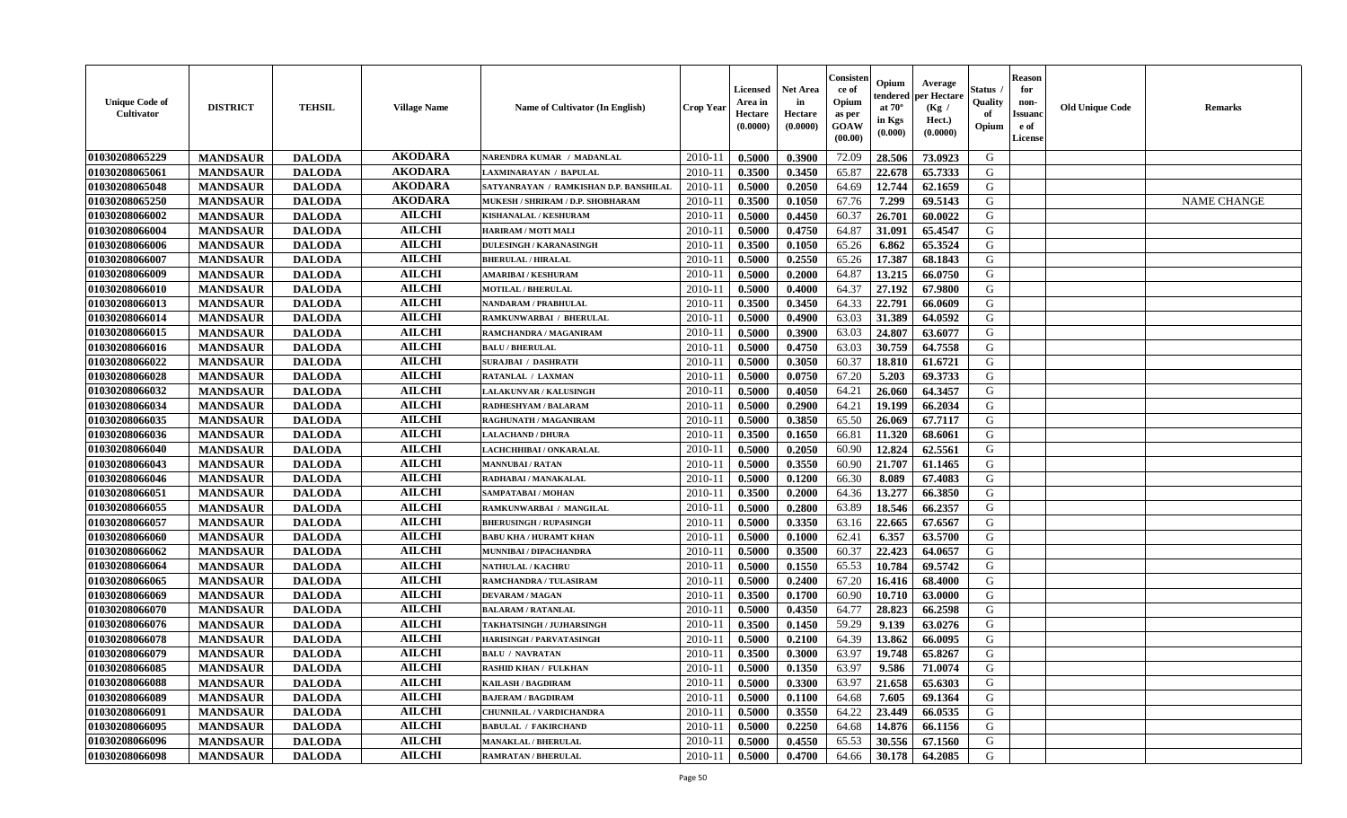| Unique Code of Cultivator | DISTRICT | TEHSIL | Village Name | Name of Cultivator (In English) | Crop Year | Licensed Area in Hectare (0.0000) | Net Area in Hectare (0.0000) | Consistence of Opium as per GOAW (00.00) | Opium tendered at 70° in Kgs (0.000) | Average per Hectare (Kg / Hect.) (0.0000) | Status / Quality of Opium | Reason for non-Issuance of License | Old Unique Code | Remarks |
|---|---|---|---|---|---|---|---|---|---|---|---|---|---|---|
| 01030208065229 | MANDSAUR | DALODA | AKODARA | NARENDRA KUMAR / MADANLAL | 2010-11 | 0.5000 | 0.3900 | 72.09 | 28.506 | 73.0923 | G | | | |
| 01030208065061 | MANDSAUR | DALODA | AKODARA | LAXMINARAYAN / BAPULAL | 2010-11 | 0.3500 | 0.3450 | 65.87 | 22.678 | 65.7333 | G | | | |
| 01030208065048 | MANDSAUR | DALODA | AKODARA | SATYANRAYAN / RAMKISHAN D.P. BANSHILAL | 2010-11 | 0.5000 | 0.2050 | 64.69 | 12.744 | 62.1659 | G | | | |
| 01030208065250 | MANDSAUR | DALODA | AKODARA | MUKESH / SHRIRAM / D.P. SHOBHARAM | 2010-11 | 0.3500 | 0.1050 | 67.76 | 7.299 | 69.5143 | G | | | NAME CHANGE |
| 01030208066002 | MANDSAUR | DALODA | AILCHI | KISHANALAL / KESHURAM | 2010-11 | 0.5000 | 0.4450 | 60.37 | 26.701 | 60.0022 | G | | | |
| 01030208066004 | MANDSAUR | DALODA | AILCHI | HARIRAM / MOTI MALI | 2010-11 | 0.5000 | 0.4750 | 64.87 | 31.091 | 65.4547 | G | | | |
| 01030208066006 | MANDSAUR | DALODA | AILCHI | DULESINGH / KARANASINGH | 2010-11 | 0.3500 | 0.1050 | 65.26 | 6.862 | 65.3524 | G | | | |
| 01030208066007 | MANDSAUR | DALODA | AILCHI | BHERULAL / HIRALAL | 2010-11 | 0.5000 | 0.2550 | 65.26 | 17.387 | 68.1843 | G | | | |
| 01030208066009 | MANDSAUR | DALODA | AILCHI | AMARIBAI / KESHURAM | 2010-11 | 0.5000 | 0.2000 | 64.87 | 13.215 | 66.0750 | G | | | |
| 01030208066010 | MANDSAUR | DALODA | AILCHI | MOTILAL / BHERULAL | 2010-11 | 0.5000 | 0.4000 | 64.37 | 27.192 | 67.9800 | G | | | |
| 01030208066013 | MANDSAUR | DALODA | AILCHI | NANDARAM / PRABHULAL | 2010-11 | 0.3500 | 0.3450 | 64.33 | 22.791 | 66.0609 | G | | | |
| 01030208066014 | MANDSAUR | DALODA | AILCHI | RAMKUNWARBAI / BHERULAL | 2010-11 | 0.5000 | 0.4900 | 63.03 | 31.389 | 64.0592 | G | | | |
| 01030208066015 | MANDSAUR | DALODA | AILCHI | RAMCHANDRA / MAGANIRAM | 2010-11 | 0.5000 | 0.3900 | 63.03 | 24.807 | 63.6077 | G | | | |
| 01030208066016 | MANDSAUR | DALODA | AILCHI | BALU / BHERULAL | 2010-11 | 0.5000 | 0.4750 | 63.03 | 30.759 | 64.7558 | G | | | |
| 01030208066022 | MANDSAUR | DALODA | AILCHI | SURAJBAI / DASHRATH | 2010-11 | 0.5000 | 0.3050 | 60.37 | 18.810 | 61.6721 | G | | | |
| 01030208066028 | MANDSAUR | DALODA | AILCHI | RATANLAL / LAXMAN | 2010-11 | 0.5000 | 0.0750 | 67.20 | 5.203 | 69.3733 | G | | | |
| 01030208066032 | MANDSAUR | DALODA | AILCHI | LALAKUNVAR / KALUSINGH | 2010-11 | 0.5000 | 0.4050 | 64.21 | 26.060 | 64.3457 | G | | | |
| 01030208066034 | MANDSAUR | DALODA | AILCHI | RADHESHYAM / BALARAM | 2010-11 | 0.5000 | 0.2900 | 64.21 | 19.199 | 66.2034 | G | | | |
| 01030208066035 | MANDSAUR | DALODA | AILCHI | RAGHUNATH / MAGANIRAM | 2010-11 | 0.5000 | 0.3850 | 65.50 | 26.069 | 67.7117 | G | | | |
| 01030208066036 | MANDSAUR | DALODA | AILCHI | LALACHAND / DHURA | 2010-11 | 0.3500 | 0.1650 | 66.81 | 11.320 | 68.6061 | G | | | |
| 01030208066040 | MANDSAUR | DALODA | AILCHI | LACHCHHIBAI / ONKARALAL | 2010-11 | 0.5000 | 0.2050 | 60.90 | 12.824 | 62.5561 | G | | | |
| 01030208066043 | MANDSAUR | DALODA | AILCHI | MANNUBAI / RATAN | 2010-11 | 0.5000 | 0.3550 | 60.90 | 21.707 | 61.1465 | G | | | |
| 01030208066046 | MANDSAUR | DALODA | AILCHI | RADHABAI / MANAKALAL | 2010-11 | 0.5000 | 0.1200 | 66.30 | 8.089 | 67.4083 | G | | | |
| 01030208066051 | MANDSAUR | DALODA | AILCHI | SAMPATABAI / MOHAN | 2010-11 | 0.3500 | 0.2000 | 64.36 | 13.277 | 66.3850 | G | | | |
| 01030208066055 | MANDSAUR | DALODA | AILCHI | RAMKUNWARBAI / MANGILAL | 2010-11 | 0.5000 | 0.2800 | 63.89 | 18.546 | 66.2357 | G | | | |
| 01030208066057 | MANDSAUR | DALODA | AILCHI | BHERUSINGH / RUPASINGH | 2010-11 | 0.5000 | 0.3350 | 63.16 | 22.665 | 67.6567 | G | | | |
| 01030208066060 | MANDSAUR | DALODA | AILCHI | BABU KHA / HURAMT KHAN | 2010-11 | 0.5000 | 0.1000 | 62.41 | 6.357 | 63.5700 | G | | | |
| 01030208066062 | MANDSAUR | DALODA | AILCHI | MUNNIBAI / DIPACHANDRA | 2010-11 | 0.5000 | 0.3500 | 60.37 | 22.423 | 64.0657 | G | | | |
| 01030208066064 | MANDSAUR | DALODA | AILCHI | NATHULAL / KACHRU | 2010-11 | 0.5000 | 0.1550 | 65.53 | 10.784 | 69.5742 | G | | | |
| 01030208066065 | MANDSAUR | DALODA | AILCHI | RAMCHANDRA / TULASIRAM | 2010-11 | 0.5000 | 0.2400 | 67.20 | 16.416 | 68.4000 | G | | | |
| 01030208066069 | MANDSAUR | DALODA | AILCHI | DEVARAM / MAGAN | 2010-11 | 0.3500 | 0.1700 | 60.90 | 10.710 | 63.0000 | G | | | |
| 01030208066070 | MANDSAUR | DALODA | AILCHI | BALARAM / RATANLAL | 2010-11 | 0.5000 | 0.4350 | 64.77 | 28.823 | 66.2598 | G | | | |
| 01030208066076 | MANDSAUR | DALODA | AILCHI | TAKHATSINGH / JUJHARSINGH | 2010-11 | 0.3500 | 0.1450 | 59.29 | 9.139 | 63.0276 | G | | | |
| 01030208066078 | MANDSAUR | DALODA | AILCHI | HARISINGH / PARVATASINGH | 2010-11 | 0.5000 | 0.2100 | 64.39 | 13.862 | 66.0095 | G | | | |
| 01030208066079 | MANDSAUR | DALODA | AILCHI | BALU / NAVRATAN | 2010-11 | 0.3500 | 0.3000 | 63.97 | 19.748 | 65.8267 | G | | | |
| 01030208066085 | MANDSAUR | DALODA | AILCHI | RASHID KHAN / FULKHAN | 2010-11 | 0.5000 | 0.1350 | 63.97 | 9.586 | 71.0074 | G | | | |
| 01030208066088 | MANDSAUR | DALODA | AILCHI | KAILASH / BAGDIRAM | 2010-11 | 0.5000 | 0.3300 | 63.97 | 21.658 | 65.6303 | G | | | |
| 01030208066089 | MANDSAUR | DALODA | AILCHI | BAJERAM / BAGDIRAM | 2010-11 | 0.5000 | 0.1100 | 64.68 | 7.605 | 69.1364 | G | | | |
| 01030208066091 | MANDSAUR | DALODA | AILCHI | CHUNNILAL / VARDICHANDRA | 2010-11 | 0.5000 | 0.3550 | 64.22 | 23.449 | 66.0535 | G | | | |
| 01030208066095 | MANDSAUR | DALODA | AILCHI | BABULAL / FAKIRCHAND | 2010-11 | 0.5000 | 0.2250 | 64.68 | 14.876 | 66.1156 | G | | | |
| 01030208066096 | MANDSAUR | DALODA | AILCHI | MANAKLAL / BHERULAL | 2010-11 | 0.5000 | 0.4550 | 65.53 | 30.556 | 67.1560 | G | | | |
| 01030208066098 | MANDSAUR | DALODA | AILCHI | RAMRATAN / BHERULAL | 2010-11 | 0.5000 | 0.4700 | 64.66 | 30.178 | 64.2085 | G | | | |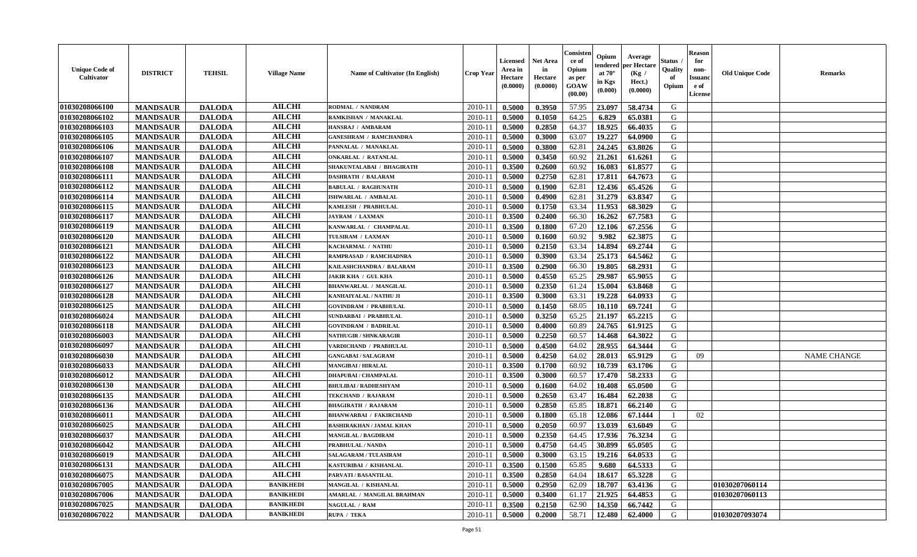| Unique Code of Cultivator | DISTRICT | TEHSIL | Village Name | Name of Cultivator (In English) | Crop Year | Licensed Area in Hectare (0.0000) | Net Area in Hectare (0.0000) | Consistence of Opium as per GOAW (00.00) | Opium tendered at 70° in Kgs (0.000) | Average per Hectare (Kg / Hect.) (0.0000) | Status / Quality of Opium | Reason for non-Issuance of License | Old Unique Code | Remarks |
|---|---|---|---|---|---|---|---|---|---|---|---|---|---|---|
| 01030208066100 | MANDSAUR | DALODA | AILCHI | RODMAL / NANDRAM | 2010-11 | 0.5000 | 0.3950 | 57.95 | 23.097 | 58.4734 | G | | | |
| 01030208066102 | MANDSAUR | DALODA | AILCHI | RAMKISHAN / MANAKLAL | 2010-11 | 0.5000 | 0.1050 | 64.25 | 6.829 | 65.0381 | G | | | |
| 01030208066103 | MANDSAUR | DALODA | AILCHI | HANSRAJ / AMBARAM | 2010-11 | 0.5000 | 0.2850 | 64.37 | 18.925 | 66.4035 | G | | | |
| 01030208066105 | MANDSAUR | DALODA | AILCHI | GANESHRAM / RAMCHANDRA | 2010-11 | 0.5000 | 0.3000 | 63.07 | 19.227 | 64.0900 | G | | | |
| 01030208066106 | MANDSAUR | DALODA | AILCHI | PANNALAL / MANAKLAL | 2010-11 | 0.5000 | 0.3800 | 62.81 | 24.245 | 63.8026 | G | | | |
| 01030208066107 | MANDSAUR | DALODA | AILCHI | ONKARLAL / RATANLAL | 2010-11 | 0.5000 | 0.3450 | 60.92 | 21.261 | 61.6261 | G | | | |
| 01030208066108 | MANDSAUR | DALODA | AILCHI | SHAKUNTALABAI / BHAGIRATH | 2010-11 | 0.3500 | 0.2600 | 60.92 | 16.083 | 61.8577 | G | | | |
| 01030208066111 | MANDSAUR | DALODA | AILCHI | DASHRATH / BALARAM | 2010-11 | 0.5000 | 0.2750 | 62.81 | 17.811 | 64.7673 | G | | | |
| 01030208066112 | MANDSAUR | DALODA | AILCHI | BABULAL / RAGHUNATH | 2010-11 | 0.5000 | 0.1900 | 62.81 | 12.436 | 65.4526 | G | | | |
| 01030208066114 | MANDSAUR | DALODA | AILCHI | ISHWARLAL / AMBALAL | 2010-11 | 0.5000 | 0.4900 | 62.81 | 31.279 | 63.8347 | G | | | |
| 01030208066115 | MANDSAUR | DALODA | AILCHI | KAMLESH / PRABHULAL | 2010-11 | 0.5000 | 0.1750 | 63.34 | 11.953 | 68.3029 | G | | | |
| 01030208066117 | MANDSAUR | DALODA | AILCHI | JAYRAM / LAXMAN | 2010-11 | 0.3500 | 0.2400 | 66.30 | 16.262 | 67.7583 | G | | | |
| 01030208066119 | MANDSAUR | DALODA | AILCHI | KANWARLAL / CHAMPALAL | 2010-11 | 0.3500 | 0.1800 | 67.20 | 12.106 | 67.2556 | G | | | |
| 01030208066120 | MANDSAUR | DALODA | AILCHI | TULSIRAM / LAXMAN | 2010-11 | 0.5000 | 0.1600 | 60.92 | 9.982 | 62.3875 | G | | | |
| 01030208066121 | MANDSAUR | DALODA | AILCHI | KACHARMAL / NATHU | 2010-11 | 0.5000 | 0.2150 | 63.34 | 14.894 | 69.2744 | G | | | |
| 01030208066122 | MANDSAUR | DALODA | AILCHI | RAMPRASAD / RAMCHADNRA | 2010-11 | 0.5000 | 0.3900 | 63.34 | 25.173 | 64.5462 | G | | | |
| 01030208066123 | MANDSAUR | DALODA | AILCHI | KAILASHCHANDRA / BALARAM | 2010-11 | 0.3500 | 0.2900 | 66.30 | 19.805 | 68.2931 | G | | | |
| 01030208066126 | MANDSAUR | DALODA | AILCHI | JAKIR KHA / GUL KHA | 2010-11 | 0.5000 | 0.4550 | 65.25 | 29.987 | 65.9055 | G | | | |
| 01030208066127 | MANDSAUR | DALODA | AILCHI | BHANWARLAL / MANGILAL | 2010-11 | 0.5000 | 0.2350 | 61.24 | 15.004 | 63.8468 | G | | | |
| 01030208066128 | MANDSAUR | DALODA | AILCHI | KANHAIYALAL / NATHU JI | 2010-11 | 0.3500 | 0.3000 | 63.31 | 19.228 | 64.0933 | G | | | |
| 01030208066125 | MANDSAUR | DALODA | AILCHI | GOVINDRAM / PRABHULAL | 2010-11 | 0.5000 | 0.1450 | 68.05 | 10.110 | 69.7241 | G | | | |
| 01030208066024 | MANDSAUR | DALODA | AILCHI | SUNDARBAI / PRABHULAL | 2010-11 | 0.5000 | 0.3250 | 65.25 | 21.197 | 65.2215 | G | | | |
| 01030208066118 | MANDSAUR | DALODA | AILCHI | GOVINDRAM / BADRILAL | 2010-11 | 0.5000 | 0.4000 | 60.89 | 24.765 | 61.9125 | G | | | |
| 01030208066003 | MANDSAUR | DALODA | AILCHI | NATHUGIR / SHNKARAGIR | 2010-11 | 0.5000 | 0.2250 | 60.57 | 14.468 | 64.3022 | G | | | |
| 01030208066097 | MANDSAUR | DALODA | AILCHI | VARDICHAND / PRABHULAL | 2010-11 | 0.5000 | 0.4500 | 64.02 | 28.955 | 64.3444 | G | | | |
| 01030208066030 | MANDSAUR | DALODA | AILCHI | GANGABAI / SALAGRAM | 2010-11 | 0.5000 | 0.4250 | 64.02 | 28.013 | 65.9129 | G | 09 | | NAME CHANGE |
| 01030208066033 | MANDSAUR | DALODA | AILCHI | MANGIBAI / HIRALAL | 2010-11 | 0.3500 | 0.1700 | 60.92 | 10.739 | 63.1706 | G | | | |
| 01030208066012 | MANDSAUR | DALODA | AILCHI | DHAPUBAI / CHAMPALAL | 2010-11 | 0.3500 | 0.3000 | 60.57 | 17.470 | 58.2333 | G | | | |
| 01030208066130 | MANDSAUR | DALODA | AILCHI | BHULIBAI / RADHESHYAM | 2010-11 | 0.5000 | 0.1600 | 64.02 | 10.408 | 65.0500 | G | | | |
| 01030208066135 | MANDSAUR | DALODA | AILCHI | TEKCHAND / RAJARAM | 2010-11 | 0.5000 | 0.2650 | 63.47 | 16.484 | 62.2038 | G | | | |
| 01030208066136 | MANDSAUR | DALODA | AILCHI | BHAGIRATH / RAJARAM | 2010-11 | 0.5000 | 0.2850 | 65.85 | 18.871 | 66.2140 | G | | | |
| 01030208066011 | MANDSAUR | DALODA | AILCHI | BHANWARBAI / FAKIRCHAND | 2010-11 | 0.5000 | 0.1800 | 65.18 | 12.086 | 67.1444 | I | 02 | | |
| 01030208066025 | MANDSAUR | DALODA | AILCHI | BASHIRAKHAN / JAMAL KHAN | 2010-11 | 0.5000 | 0.2050 | 60.97 | 13.039 | 63.6049 | G | | | |
| 01030208066037 | MANDSAUR | DALODA | AILCHI | MANGILAL / BAGDIRAM | 2010-11 | 0.5000 | 0.2350 | 64.45 | 17.936 | 76.3234 | G | | | |
| 01030208066042 | MANDSAUR | DALODA | AILCHI | PRABHULAL / NANDA | 2010-11 | 0.5000 | 0.4750 | 64.45 | 30.899 | 65.0505 | G | | | |
| 01030208066019 | MANDSAUR | DALODA | AILCHI | SALAGARAM / TULASIRAM | 2010-11 | 0.5000 | 0.3000 | 63.15 | 19.216 | 64.0533 | G | | | |
| 01030208066131 | MANDSAUR | DALODA | AILCHI | KASTURIBAI / KISHANLAL | 2010-11 | 0.3500 | 0.1500 | 65.85 | 9.680 | 64.5333 | G | | | |
| 01030208066075 | MANDSAUR | DALODA | AILCHI | PARVATI / BASANTILAL | 2010-11 | 0.3500 | 0.2850 | 64.04 | 18.617 | 65.3228 | G | | | |
| 01030208067005 | MANDSAUR | DALODA | BANIKHEDI | MANGILAL / KISHANLAL | 2010-11 | 0.5000 | 0.2950 | 62.09 | 18.707 | 63.4136 | G | | 01030207060114 | |
| 01030208067006 | MANDSAUR | DALODA | BANIKHEDI | AMARLAL / MANGILAL BRAHMAN | 2010-11 | 0.5000 | 0.3400 | 61.17 | 21.925 | 64.4853 | G | | 01030207060113 | |
| 01030208067025 | MANDSAUR | DALODA | BANIKHEDI | NAGULAL / RAM | 2010-11 | 0.3500 | 0.2150 | 62.90 | 14.350 | 66.7442 | G | | | |
| 01030208067022 | MANDSAUR | DALODA | BANIKHEDI | RUPA / TEKA | 2010-11 | 0.5000 | 0.2000 | 58.71 | 12.480 | 62.4000 | G | | 01030207093074 | |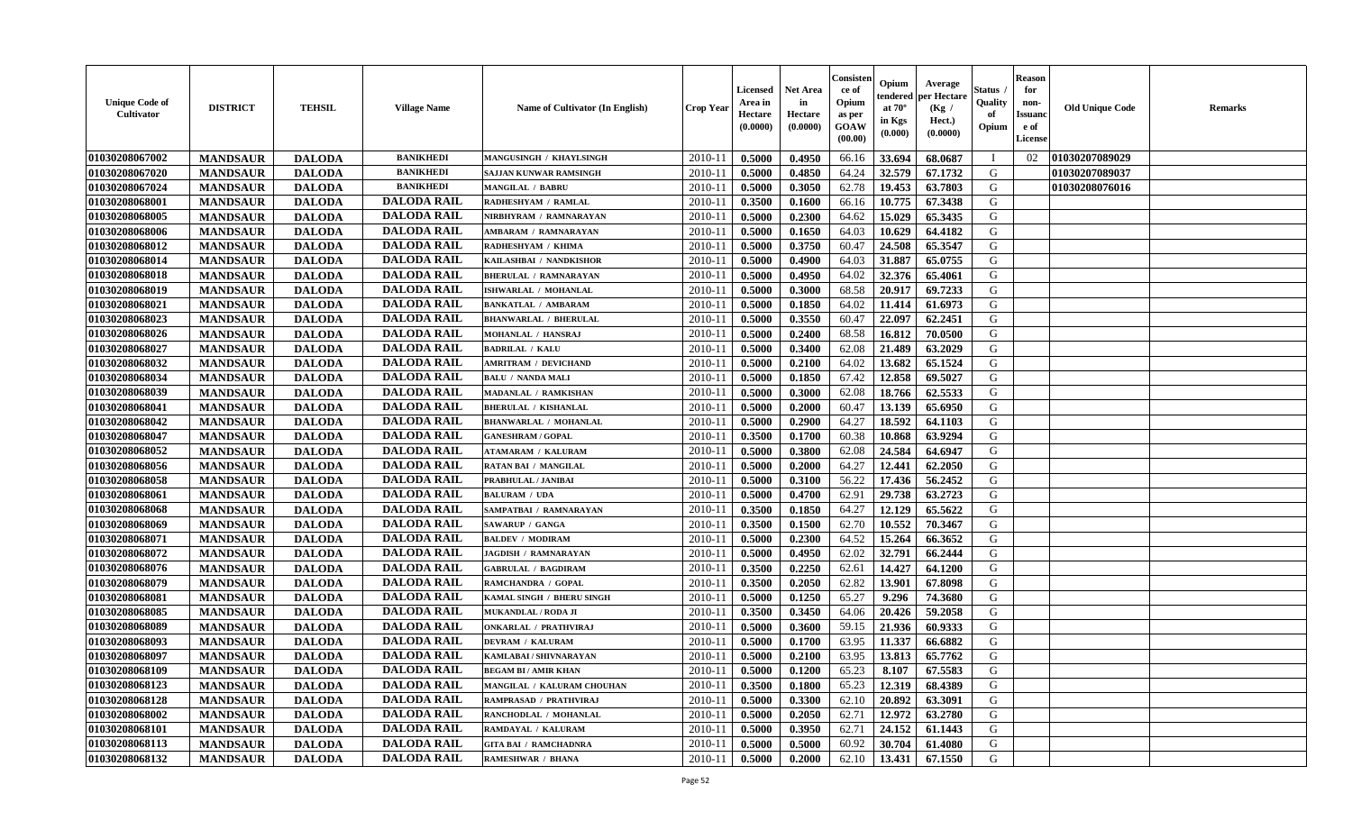| Unique Code of Cultivator | DISTRICT | TEHSIL | Village Name | Name of Cultivator (In English) | Crop Year | Licensed Area in Hectare (0.0000) | Net Area in Hectare (0.0000) | Consistence of Opium as per GOAW (00.00) | Opium tendered at 70° in Kgs (0.000) | Average per Hectare (Kg / Hect.) (0.0000) | Status / Quality of Opium | Reason for non-Issuance of License | Old Unique Code | Remarks |
|---|---|---|---|---|---|---|---|---|---|---|---|---|---|---|
| 01030208067002 | MANDSAUR | DALODA | BANIKHEDI | MANGUSINGH / KHAYLSINGH | 2010-11 | 0.5000 | 0.4950 | 66.16 | 33.694 | 68.0687 | I | 02 | 01030207089029 | |
| 01030208067020 | MANDSAUR | DALODA | BANIKHEDI | SAJJAN KUNWAR RAMSINGH | 2010-11 | 0.5000 | 0.4850 | 64.24 | 32.579 | 67.1732 | G | | 01030207089037 | |
| 01030208067024 | MANDSAUR | DALODA | BANIKHEDI | MANGILAL / BABRU | 2010-11 | 0.5000 | 0.3050 | 62.78 | 19.453 | 63.7803 | G | | 01030208076016 | |
| 01030208068001 | MANDSAUR | DALODA | DALODA RAIL | RADHESHYAM / RAMLAL | 2010-11 | 0.3500 | 0.1600 | 66.16 | 10.775 | 67.3438 | G | | | |
| 01030208068005 | MANDSAUR | DALODA | DALODA RAIL | NIRBHYRAM / RAMNARAYAN | 2010-11 | 0.5000 | 0.2300 | 64.62 | 15.029 | 65.3435 | G | | | |
| 01030208068006 | MANDSAUR | DALODA | DALODA RAIL | AMBARAM / RAMNARAYAN | 2010-11 | 0.5000 | 0.1650 | 64.03 | 10.629 | 64.4182 | G | | | |
| 01030208068012 | MANDSAUR | DALODA | DALODA RAIL | RADHESHYAM / KHIMA | 2010-11 | 0.5000 | 0.3750 | 60.47 | 24.508 | 65.3547 | G | | | |
| 01030208068014 | MANDSAUR | DALODA | DALODA RAIL | KAILASHBAI / NANDKISHOR | 2010-11 | 0.5000 | 0.4900 | 64.03 | 31.887 | 65.0755 | G | | | |
| 01030208068018 | MANDSAUR | DALODA | DALODA RAIL | BHERULAL / RAMNARAYAN | 2010-11 | 0.5000 | 0.4950 | 64.02 | 32.376 | 65.4061 | G | | | |
| 01030208068019 | MANDSAUR | DALODA | DALODA RAIL | ISHWARLAL / MOHANLAL | 2010-11 | 0.5000 | 0.3000 | 68.58 | 20.917 | 69.7233 | G | | | |
| 01030208068021 | MANDSAUR | DALODA | DALODA RAIL | BANKATLAL / AMBARAM | 2010-11 | 0.5000 | 0.1850 | 64.02 | 11.414 | 61.6973 | G | | | |
| 01030208068023 | MANDSAUR | DALODA | DALODA RAIL | BHANWARLAL / BHERULAL | 2010-11 | 0.5000 | 0.3550 | 60.47 | 22.097 | 62.2451 | G | | | |
| 01030208068026 | MANDSAUR | DALODA | DALODA RAIL | MOHANLAL / HANSRAJ | 2010-11 | 0.5000 | 0.2400 | 68.58 | 16.812 | 70.0500 | G | | | |
| 01030208068027 | MANDSAUR | DALODA | DALODA RAIL | BADRILAL / KALU | 2010-11 | 0.5000 | 0.3400 | 62.08 | 21.489 | 63.2029 | G | | | |
| 01030208068032 | MANDSAUR | DALODA | DALODA RAIL | AMRITRAM / DEVICHAND | 2010-11 | 0.5000 | 0.2100 | 64.02 | 13.682 | 65.1524 | G | | | |
| 01030208068034 | MANDSAUR | DALODA | DALODA RAIL | BALU / NANDA MALI | 2010-11 | 0.5000 | 0.1850 | 67.42 | 12.858 | 69.5027 | G | | | |
| 01030208068039 | MANDSAUR | DALODA | DALODA RAIL | MADANLAL / RAMKISHAN | 2010-11 | 0.5000 | 0.3000 | 62.08 | 18.766 | 62.5533 | G | | | |
| 01030208068041 | MANDSAUR | DALODA | DALODA RAIL | BHERULAL / KISHANLAL | 2010-11 | 0.5000 | 0.2000 | 60.47 | 13.139 | 65.6950 | G | | | |
| 01030208068042 | MANDSAUR | DALODA | DALODA RAIL | BHANWARLAL / MOHANLAL | 2010-11 | 0.5000 | 0.2900 | 64.27 | 18.592 | 64.1103 | G | | | |
| 01030208068047 | MANDSAUR | DALODA | DALODA RAIL | GANESHRAM / GOPAL | 2010-11 | 0.3500 | 0.1700 | 60.38 | 10.868 | 63.9294 | G | | | |
| 01030208068052 | MANDSAUR | DALODA | DALODA RAIL | ATAMARAM / KALURAM | 2010-11 | 0.5000 | 0.3800 | 62.08 | 24.584 | 64.6947 | G | | | |
| 01030208068056 | MANDSAUR | DALODA | DALODA RAIL | RATAN BAI / MANGILAL | 2010-11 | 0.5000 | 0.2000 | 64.27 | 12.441 | 62.2050 | G | | | |
| 01030208068058 | MANDSAUR | DALODA | DALODA RAIL | PRABHULAL / JANIBAI | 2010-11 | 0.5000 | 0.3100 | 56.22 | 17.436 | 56.2452 | G | | | |
| 01030208068061 | MANDSAUR | DALODA | DALODA RAIL | BALURAM / UDA | 2010-11 | 0.5000 | 0.4700 | 62.91 | 29.738 | 63.2723 | G | | | |
| 01030208068068 | MANDSAUR | DALODA | DALODA RAIL | SAMPATBAI / RAMNARAYAN | 2010-11 | 0.3500 | 0.1850 | 64.27 | 12.129 | 65.5622 | G | | | |
| 01030208068069 | MANDSAUR | DALODA | DALODA RAIL | SAWARUP / GANGA | 2010-11 | 0.3500 | 0.1500 | 62.70 | 10.552 | 70.3467 | G | | | |
| 01030208068071 | MANDSAUR | DALODA | DALODA RAIL | BALDEV / MODIRAM | 2010-11 | 0.5000 | 0.2300 | 64.52 | 15.264 | 66.3652 | G | | | |
| 01030208068072 | MANDSAUR | DALODA | DALODA RAIL | JAGDISH / RAMNARAYAN | 2010-11 | 0.5000 | 0.4950 | 62.02 | 32.791 | 66.2444 | G | | | |
| 01030208068076 | MANDSAUR | DALODA | DALODA RAIL | GABRULAL / BAGDIRAM | 2010-11 | 0.3500 | 0.2250 | 62.61 | 14.427 | 64.1200 | G | | | |
| 01030208068079 | MANDSAUR | DALODA | DALODA RAIL | RAMCHANDRA / GOPAL | 2010-11 | 0.3500 | 0.2050 | 62.82 | 13.901 | 67.8098 | G | | | |
| 01030208068081 | MANDSAUR | DALODA | DALODA RAIL | KAMAL SINGH / BHERU SINGH | 2010-11 | 0.5000 | 0.1250 | 65.27 | 9.296 | 74.3680 | G | | | |
| 01030208068085 | MANDSAUR | DALODA | DALODA RAIL | MUKANDLAL / RODA JI | 2010-11 | 0.3500 | 0.3450 | 64.06 | 20.426 | 59.2058 | G | | | |
| 01030208068089 | MANDSAUR | DALODA | DALODA RAIL | ONKARLAL / PRATHVIRAJ | 2010-11 | 0.5000 | 0.3600 | 59.15 | 21.936 | 60.9333 | G | | | |
| 01030208068093 | MANDSAUR | DALODA | DALODA RAIL | DEVRAM / KALURAM | 2010-11 | 0.5000 | 0.1700 | 63.95 | 11.337 | 66.6882 | G | | | |
| 01030208068097 | MANDSAUR | DALODA | DALODA RAIL | KAMLABAI / SHIVNARAYAN | 2010-11 | 0.5000 | 0.2100 | 63.95 | 13.813 | 65.7762 | G | | | |
| 01030208068109 | MANDSAUR | DALODA | DALODA RAIL | BEGAM BI / AMIR KHAN | 2010-11 | 0.5000 | 0.1200 | 65.23 | 8.107 | 67.5583 | G | | | |
| 01030208068123 | MANDSAUR | DALODA | DALODA RAIL | MANGILAL / KALURAM CHOUHAN | 2010-11 | 0.3500 | 0.1800 | 65.23 | 12.319 | 68.4389 | G | | | |
| 01030208068128 | MANDSAUR | DALODA | DALODA RAIL | RAMPRASAD / PRATHVIRAJ | 2010-11 | 0.5000 | 0.3300 | 62.10 | 20.892 | 63.3091 | G | | | |
| 01030208068002 | MANDSAUR | DALODA | DALODA RAIL | RANCHODLAL / MOHANLAL | 2010-11 | 0.5000 | 0.2050 | 62.71 | 12.972 | 63.2780 | G | | | |
| 01030208068101 | MANDSAUR | DALODA | DALODA RAIL | RAMDAYAL / KALURAM | 2010-11 | 0.5000 | 0.3950 | 62.71 | 24.152 | 61.1443 | G | | | |
| 01030208068113 | MANDSAUR | DALODA | DALODA RAIL | GITA BAI / RAMCHADNRA | 2010-11 | 0.5000 | 0.5000 | 60.92 | 30.704 | 61.4080 | G | | | |
| 01030208068132 | MANDSAUR | DALODA | DALODA RAIL | RAMESHWAR / BHANA | 2010-11 | 0.5000 | 0.2000 | 62.10 | 13.431 | 67.1550 | G | | | |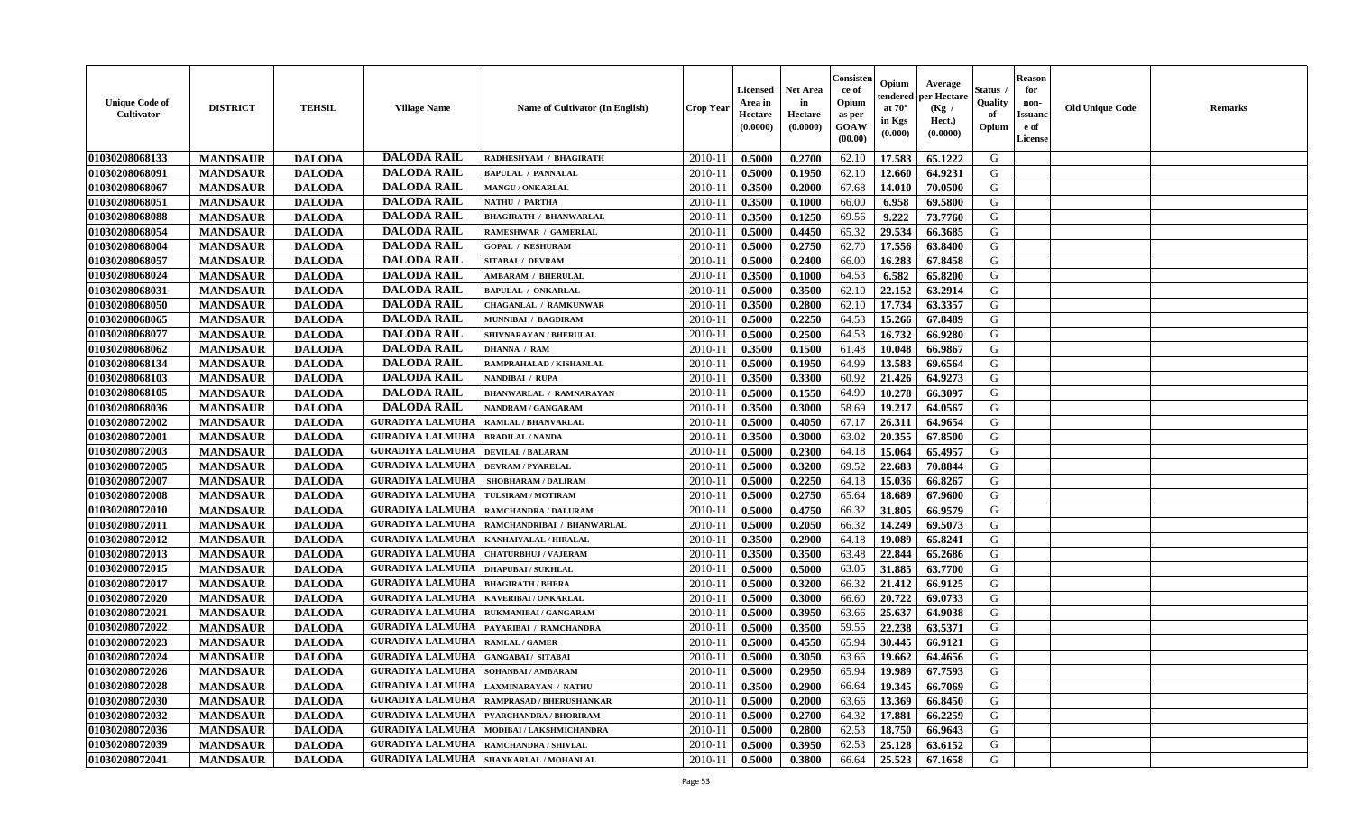| Unique Code of Cultivator | DISTRICT | TEHSIL | Village Name | Name of Cultivator (In English) | Crop Year | Licensed Area in Hectare (0.0000) | Net Area in Hectare (0.0000) | Consistence of Opium as per GOAW (00.00) | Opium tendered at 70° in Kgs (0.000) | Average per Hectare (Kg / Hect.) (0.0000) | Status / Quality of Opium | Reason for non-Issuance of License | Old Unique Code | Remarks |
|---|---|---|---|---|---|---|---|---|---|---|---|---|---|---|
| 01030208068133 | MANDSAUR | DALODA | DALODA RAIL | RADHESHYAM / BHAGIRATH | 2010-11 | 0.5000 | 0.2700 | 62.10 | 17.583 | 65.1222 | G | | | |
| 01030208068091 | MANDSAUR | DALODA | DALODA RAIL | BAPULAL / PANNALAL | 2010-11 | 0.5000 | 0.1950 | 62.10 | 12.660 | 64.9231 | G | | | |
| 01030208068067 | MANDSAUR | DALODA | DALODA RAIL | MANGU / ONKARLAL | 2010-11 | 0.3500 | 0.2000 | 67.68 | 14.010 | 70.0500 | G | | | |
| 01030208068051 | MANDSAUR | DALODA | DALODA RAIL | NATHU / PARTHA | 2010-11 | 0.3500 | 0.1000 | 66.00 | 6.958 | 69.5800 | G | | | |
| 01030208068088 | MANDSAUR | DALODA | DALODA RAIL | BHAGIRATH / BHANWARLAL | 2010-11 | 0.3500 | 0.1250 | 69.56 | 9.222 | 73.7760 | G | | | |
| 01030208068054 | MANDSAUR | DALODA | DALODA RAIL | RAMESHWAR / GAMERLAL | 2010-11 | 0.5000 | 0.4450 | 65.32 | 29.534 | 66.3685 | G | | | |
| 01030208068004 | MANDSAUR | DALODA | DALODA RAIL | GOPAL / KESHURAM | 2010-11 | 0.5000 | 0.2750 | 62.70 | 17.556 | 63.8400 | G | | | |
| 01030208068057 | MANDSAUR | DALODA | DALODA RAIL | SITABAI / DEVRAM | 2010-11 | 0.5000 | 0.2400 | 66.00 | 16.283 | 67.8458 | G | | | |
| 01030208068024 | MANDSAUR | DALODA | DALODA RAIL | AMBARAM / BHERULAL | 2010-11 | 0.3500 | 0.1000 | 64.53 | 6.582 | 65.8200 | G | | | |
| 01030208068031 | MANDSAUR | DALODA | DALODA RAIL | BAPULAL / ONKARLAL | 2010-11 | 0.5000 | 0.3500 | 62.10 | 22.152 | 63.2914 | G | | | |
| 01030208068050 | MANDSAUR | DALODA | DALODA RAIL | CHAGANLAL / RAMKUNWAR | 2010-11 | 0.3500 | 0.2800 | 62.10 | 17.734 | 63.3357 | G | | | |
| 01030208068065 | MANDSAUR | DALODA | DALODA RAIL | MUNNIBAI / BAGDIRAM | 2010-11 | 0.5000 | 0.2250 | 64.53 | 15.266 | 67.8489 | G | | | |
| 01030208068077 | MANDSAUR | DALODA | DALODA RAIL | SHIVNARAYAN / BHERULAL | 2010-11 | 0.5000 | 0.2500 | 64.53 | 16.732 | 66.9280 | G | | | |
| 01030208068062 | MANDSAUR | DALODA | DALODA RAIL | DHANNA / RAM | 2010-11 | 0.3500 | 0.1500 | 61.48 | 10.048 | 66.9867 | G | | | |
| 01030208068134 | MANDSAUR | DALODA | DALODA RAIL | RAMPRAHALAD / KISHANLAL | 2010-11 | 0.5000 | 0.1950 | 64.99 | 13.583 | 69.6564 | G | | | |
| 01030208068103 | MANDSAUR | DALODA | DALODA RAIL | NANDIBAI / RUPA | 2010-11 | 0.3500 | 0.3300 | 60.92 | 21.426 | 64.9273 | G | | | |
| 01030208068105 | MANDSAUR | DALODA | DALODA RAIL | BHANWARLAL / RAMNARAYAN | 2010-11 | 0.5000 | 0.1550 | 64.99 | 10.278 | 66.3097 | G | | | |
| 01030208068036 | MANDSAUR | DALODA | DALODA RAIL | NANDRAM / GANGARAM | 2010-11 | 0.3500 | 0.3000 | 58.69 | 19.217 | 64.0567 | G | | | |
| 01030208072002 | MANDSAUR | DALODA | GURADIYA LALMUHA | RAMLAL / BHANVARLAL | 2010-11 | 0.5000 | 0.4050 | 67.17 | 26.311 | 64.9654 | G | | | |
| 01030208072001 | MANDSAUR | DALODA | GURADIYA LALMUHA | BRADILAL / NANDA | 2010-11 | 0.3500 | 0.3000 | 63.02 | 20.355 | 67.8500 | G | | | |
| 01030208072003 | MANDSAUR | DALODA | GURADIYA LALMUHA | DEVILAL / BALARAM | 2010-11 | 0.5000 | 0.2300 | 64.18 | 15.064 | 65.4957 | G | | | |
| 01030208072005 | MANDSAUR | DALODA | GURADIYA LALMUHA | DEVRAM / PYARELAL | 2010-11 | 0.5000 | 0.3200 | 69.52 | 22.683 | 70.8844 | G | | | |
| 01030208072007 | MANDSAUR | DALODA | GURADIYA LALMUHA | SHOBHARAM / DALIRAM | 2010-11 | 0.5000 | 0.2250 | 64.18 | 15.036 | 66.8267 | G | | | |
| 01030208072008 | MANDSAUR | DALODA | GURADIYA LALMUHA | TULSIRAM / MOTIRAM | 2010-11 | 0.5000 | 0.2750 | 65.64 | 18.689 | 67.9600 | G | | | |
| 01030208072010 | MANDSAUR | DALODA | GURADIYA LALMUHA | RAMCHANDRA / DALURAM | 2010-11 | 0.5000 | 0.4750 | 66.32 | 31.805 | 66.9579 | G | | | |
| 01030208072011 | MANDSAUR | DALODA | GURADIYA LALMUHA | RAMCHANDRIBAI / BHANWARLAL | 2010-11 | 0.5000 | 0.2050 | 66.32 | 14.249 | 69.5073 | G | | | |
| 01030208072012 | MANDSAUR | DALODA | GURADIYA LALMUHA | KANHAIYALAL / HIRALAL | 2010-11 | 0.3500 | 0.2900 | 64.18 | 19.089 | 65.8241 | G | | | |
| 01030208072013 | MANDSAUR | DALODA | GURADIYA LALMUHA | CHATURBHUJ / VAJERAM | 2010-11 | 0.3500 | 0.3500 | 63.48 | 22.844 | 65.2686 | G | | | |
| 01030208072015 | MANDSAUR | DALODA | GURADIYA LALMUHA | DHAPUBAI / SUKHLAL | 2010-11 | 0.5000 | 0.5000 | 63.05 | 31.885 | 63.7700 | G | | | |
| 01030208072017 | MANDSAUR | DALODA | GURADIYA LALMUHA | BHAGIRATH / BHERA | 2010-11 | 0.5000 | 0.3200 | 66.32 | 21.412 | 66.9125 | G | | | |
| 01030208072020 | MANDSAUR | DALODA | GURADIYA LALMUHA | KAVERIBAI / ONKARLAL | 2010-11 | 0.5000 | 0.3000 | 66.60 | 20.722 | 69.0733 | G | | | |
| 01030208072021 | MANDSAUR | DALODA | GURADIYA LALMUHA | RUKMANIBAI / GANGARAM | 2010-11 | 0.5000 | 0.3950 | 63.66 | 25.637 | 64.9038 | G | | | |
| 01030208072022 | MANDSAUR | DALODA | GURADIYA LALMUHA | PAYARIBAI / RAMCHANDRA | 2010-11 | 0.5000 | 0.3500 | 59.55 | 22.238 | 63.5371 | G | | | |
| 01030208072023 | MANDSAUR | DALODA | GURADIYA LALMUHA | RAMLAL / GAMER | 2010-11 | 0.5000 | 0.4550 | 65.94 | 30.445 | 66.9121 | G | | | |
| 01030208072024 | MANDSAUR | DALODA | GURADIYA LALMUHA | GANGABAI / SITABAI | 2010-11 | 0.5000 | 0.3050 | 63.66 | 19.662 | 64.4656 | G | | | |
| 01030208072026 | MANDSAUR | DALODA | GURADIYA LALMUHA | SOHANBAI / AMBARAM | 2010-11 | 0.5000 | 0.2950 | 65.94 | 19.989 | 67.7593 | G | | | |
| 01030208072028 | MANDSAUR | DALODA | GURADIYA LALMUHA | LAXMINARAYAN / NATHU | 2010-11 | 0.3500 | 0.2900 | 66.64 | 19.345 | 66.7069 | G | | | |
| 01030208072030 | MANDSAUR | DALODA | GURADIYA LALMUHA | RAMPRASAD / BHERUSHANKAR | 2010-11 | 0.5000 | 0.2000 | 63.66 | 13.369 | 66.8450 | G | | | |
| 01030208072032 | MANDSAUR | DALODA | GURADIYA LALMUHA | PYARCHANDRA / BHORIRAM | 2010-11 | 0.5000 | 0.2700 | 64.32 | 17.881 | 66.2259 | G | | | |
| 01030208072036 | MANDSAUR | DALODA | GURADIYA LALMUHA | MODIBAI / LAKSHMICHANDRA | 2010-11 | 0.5000 | 0.2800 | 62.53 | 18.750 | 66.9643 | G | | | |
| 01030208072039 | MANDSAUR | DALODA | GURADIYA LALMUHA | RAMCHANDRA / SHIVLAL | 2010-11 | 0.5000 | 0.3950 | 62.53 | 25.128 | 63.6152 | G | | | |
| 01030208072041 | MANDSAUR | DALODA | GURADIYA LALMUHA | SHANKARLAL / MOHANLAL | 2010-11 | 0.5000 | 0.3800 | 66.64 | 25.523 | 67.1658 | G | | | |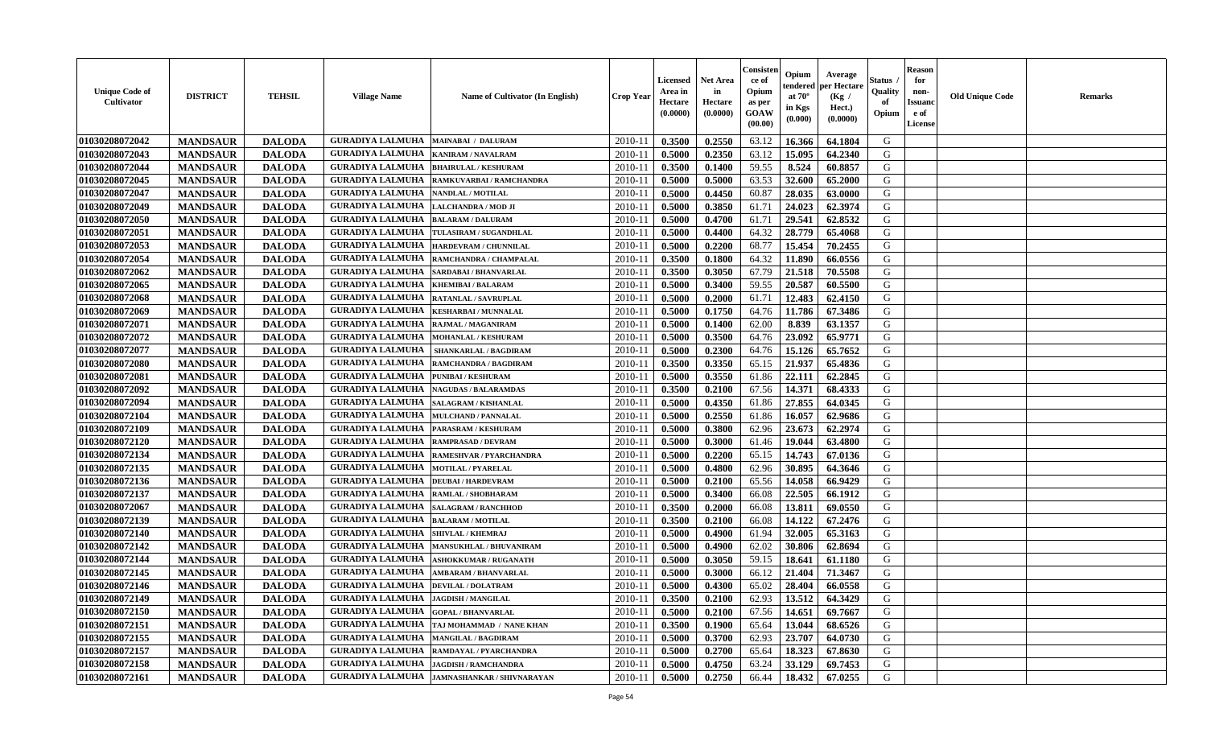| Unique Code of Cultivator | DISTRICT | TEHSIL | Village Name | Name of Cultivator (In English) | Crop Year | Licensed Area in Hectare (0.0000) | Net Area in Hectare (0.0000) | Consistence of Opium as per GOAW (00.00) | Opium tendered at 70° in Kgs (0.000) | Average per Hectare (Kg / Hect.) (0.0000) | Status / Quality of Opium | Reason for non-Issuance of License | Old Unique Code | Remarks |
|---|---|---|---|---|---|---|---|---|---|---|---|---|---|---|
| 01030208072042 | MANDSAUR | DALODA | GURADIYA LALMUHA | MAINABAI / DALURAM | 2010-11 | 0.3500 | 0.2550 | 63.12 | 16.366 | 64.1804 | G | | | |
| 01030208072043 | MANDSAUR | DALODA | GURADIYA LALMUHA | KANIRAM / NAVALRAM | 2010-11 | 0.5000 | 0.2350 | 63.12 | 15.095 | 64.2340 | G | | | |
| 01030208072044 | MANDSAUR | DALODA | GURADIYA LALMUHA | BHAIRULAL / KESHURAM | 2010-11 | 0.3500 | 0.1400 | 59.55 | 8.524 | 60.8857 | G | | | |
| 01030208072045 | MANDSAUR | DALODA | GURADIYA LALMUHA | RAMKUVARBAI / RAMCHANDRA | 2010-11 | 0.5000 | 0.5000 | 63.53 | 32.600 | 65.2000 | G | | | |
| 01030208072047 | MANDSAUR | DALODA | GURADIYA LALMUHA | NANDLAL / MOTILAL | 2010-11 | 0.5000 | 0.4450 | 60.87 | 28.035 | 63.0000 | G | | | |
| 01030208072049 | MANDSAUR | DALODA | GURADIYA LALMUHA | LALCHANDRA / MOD JI | 2010-11 | 0.5000 | 0.3850 | 61.71 | 24.023 | 62.3974 | G | | | |
| 01030208072050 | MANDSAUR | DALODA | GURADIYA LALMUHA | BALARAM / DALURAM | 2010-11 | 0.5000 | 0.4700 | 61.71 | 29.541 | 62.8532 | G | | | |
| 01030208072051 | MANDSAUR | DALODA | GURADIYA LALMUHA | TULASIRAM / SUGANDHLAL | 2010-11 | 0.5000 | 0.4400 | 64.32 | 28.779 | 65.4068 | G | | | |
| 01030208072053 | MANDSAUR | DALODA | GURADIYA LALMUHA | HARDEVRAM / CHUNNILAL | 2010-11 | 0.5000 | 0.2200 | 68.77 | 15.454 | 70.2455 | G | | | |
| 01030208072054 | MANDSAUR | DALODA | GURADIYA LALMUHA | RAMCHANDRA / CHAMPALAL | 2010-11 | 0.3500 | 0.1800 | 64.32 | 11.890 | 66.0556 | G | | | |
| 01030208072062 | MANDSAUR | DALODA | GURADIYA LALMUHA | SARDABAI / BHANVARLAL | 2010-11 | 0.3500 | 0.3050 | 67.79 | 21.518 | 70.5508 | G | | | |
| 01030208072065 | MANDSAUR | DALODA | GURADIYA LALMUHA | KHEMIBAI / BALARAM | 2010-11 | 0.5000 | 0.3400 | 59.55 | 20.587 | 60.5500 | G | | | |
| 01030208072068 | MANDSAUR | DALODA | GURADIYA LALMUHA | RATANLAL / SAVRUPLAL | 2010-11 | 0.5000 | 0.2000 | 61.71 | 12.483 | 62.4150 | G | | | |
| 01030208072069 | MANDSAUR | DALODA | GURADIYA LALMUHA | KESHARBAI / MUNNALAL | 2010-11 | 0.5000 | 0.1750 | 64.76 | 11.786 | 67.3486 | G | | | |
| 01030208072071 | MANDSAUR | DALODA | GURADIYA LALMUHA | RAJMAL / MAGANIRAM | 2010-11 | 0.5000 | 0.1400 | 62.00 | 8.839 | 63.1357 | G | | | |
| 01030208072072 | MANDSAUR | DALODA | GURADIYA LALMUHA | MOHANLAL / KESHURAM | 2010-11 | 0.5000 | 0.3500 | 64.76 | 23.092 | 65.9771 | G | | | |
| 01030208072077 | MANDSAUR | DALODA | GURADIYA LALMUHA | SHANKARLAL / BAGDIRAM | 2010-11 | 0.5000 | 0.2300 | 64.76 | 15.126 | 65.7652 | G | | | |
| 01030208072080 | MANDSAUR | DALODA | GURADIYA LALMUHA | RAMCHANDRA / BAGDIRAM | 2010-11 | 0.3500 | 0.3350 | 65.15 | 21.937 | 65.4836 | G | | | |
| 01030208072081 | MANDSAUR | DALODA | GURADIYA LALMUHA | PUNIBAI / KESHURAM | 2010-11 | 0.5000 | 0.3550 | 61.86 | 22.111 | 62.2845 | G | | | |
| 01030208072092 | MANDSAUR | DALODA | GURADIYA LALMUHA | NAGUDAS / BALARAMDAS | 2010-11 | 0.3500 | 0.2100 | 67.56 | 14.371 | 68.4333 | G | | | |
| 01030208072094 | MANDSAUR | DALODA | GURADIYA LALMUHA | SALAGRAM / KISHANLAL | 2010-11 | 0.5000 | 0.4350 | 61.86 | 27.855 | 64.0345 | G | | | |
| 01030208072104 | MANDSAUR | DALODA | GURADIYA LALMUHA | MULCHAND / PANNALAL | 2010-11 | 0.5000 | 0.2550 | 61.86 | 16.057 | 62.9686 | G | | | |
| 01030208072109 | MANDSAUR | DALODA | GURADIYA LALMUHA | PARASRAM / KESHURAM | 2010-11 | 0.5000 | 0.3800 | 62.96 | 23.673 | 62.2974 | G | | | |
| 01030208072120 | MANDSAUR | DALODA | GURADIYA LALMUHA | RAMPRASAD / DEVRAM | 2010-11 | 0.5000 | 0.3000 | 61.46 | 19.044 | 63.4800 | G | | | |
| 01030208072134 | MANDSAUR | DALODA | GURADIYA LALMUHA | RAMESHVAR / PYARCHANDRA | 2010-11 | 0.5000 | 0.2200 | 65.15 | 14.743 | 67.0136 | G | | | |
| 01030208072135 | MANDSAUR | DALODA | GURADIYA LALMUHA | MOTILAL / PYARELAL | 2010-11 | 0.5000 | 0.4800 | 62.96 | 30.895 | 64.3646 | G | | | |
| 01030208072136 | MANDSAUR | DALODA | GURADIYA LALMUHA | DEUBAI / HARDEVRAM | 2010-11 | 0.5000 | 0.2100 | 65.56 | 14.058 | 66.9429 | G | | | |
| 01030208072137 | MANDSAUR | DALODA | GURADIYA LALMUHA | RAMLAL / SHOBHARAM | 2010-11 | 0.5000 | 0.3400 | 66.08 | 22.505 | 66.1912 | G | | | |
| 01030208072067 | MANDSAUR | DALODA | GURADIYA LALMUHA | SALAGRAM / RANCHHOD | 2010-11 | 0.3500 | 0.2000 | 66.08 | 13.811 | 69.0550 | G | | | |
| 01030208072139 | MANDSAUR | DALODA | GURADIYA LALMUHA | BALARAM / MOTILAL | 2010-11 | 0.3500 | 0.2100 | 66.08 | 14.122 | 67.2476 | G | | | |
| 01030208072140 | MANDSAUR | DALODA | GURADIYA LALMUHA | SHIVLAL / KHEMRAJ | 2010-11 | 0.5000 | 0.4900 | 61.94 | 32.005 | 65.3163 | G | | | |
| 01030208072142 | MANDSAUR | DALODA | GURADIYA LALMUHA | MANSUKHLAL / BHUVANIRAM | 2010-11 | 0.5000 | 0.4900 | 62.02 | 30.806 | 62.8694 | G | | | |
| 01030208072144 | MANDSAUR | DALODA | GURADIYA LALMUHA | ASHOKKUMAR / RUGANATH | 2010-11 | 0.5000 | 0.3050 | 59.15 | 18.641 | 61.1180 | G | | | |
| 01030208072145 | MANDSAUR | DALODA | GURADIYA LALMUHA | AMBARAM / BHANVARLAL | 2010-11 | 0.5000 | 0.3000 | 66.12 | 21.404 | 71.3467 | G | | | |
| 01030208072146 | MANDSAUR | DALODA | GURADIYA LALMUHA | DEVILAL / DOLATRAM | 2010-11 | 0.5000 | 0.4300 | 65.02 | 28.404 | 66.0558 | G | | | |
| 01030208072149 | MANDSAUR | DALODA | GURADIYA LALMUHA | JAGDISH / MANGILAL | 2010-11 | 0.3500 | 0.2100 | 62.93 | 13.512 | 64.3429 | G | | | |
| 01030208072150 | MANDSAUR | DALODA | GURADIYA LALMUHA | GOPAL / BHANVARLAL | 2010-11 | 0.5000 | 0.2100 | 67.56 | 14.651 | 69.7667 | G | | | |
| 01030208072151 | MANDSAUR | DALODA | GURADIYA LALMUHA | TAJ MOHAMMAD / NANE KHAN | 2010-11 | 0.3500 | 0.1900 | 65.64 | 13.044 | 68.6526 | G | | | |
| 01030208072155 | MANDSAUR | DALODA | GURADIYA LALMUHA | MANGILAL / BAGDIRAM | 2010-11 | 0.5000 | 0.3700 | 62.93 | 23.707 | 64.0730 | G | | | |
| 01030208072157 | MANDSAUR | DALODA | GURADIYA LALMUHA | RAMDAYAL / PYARCHANDRA | 2010-11 | 0.5000 | 0.2700 | 65.64 | 18.323 | 67.8630 | G | | | |
| 01030208072158 | MANDSAUR | DALODA | GURADIYA LALMUHA | JAGDISH / RAMCHANDRA | 2010-11 | 0.5000 | 0.4750 | 63.24 | 33.129 | 69.7453 | G | | | |
| 01030208072161 | MANDSAUR | DALODA | GURADIYA LALMUHA | JAMNASHANKAR / SHIVNARAYAN | 2010-11 | 0.5000 | 0.2750 | 66.44 | 18.432 | 67.0255 | G | | | |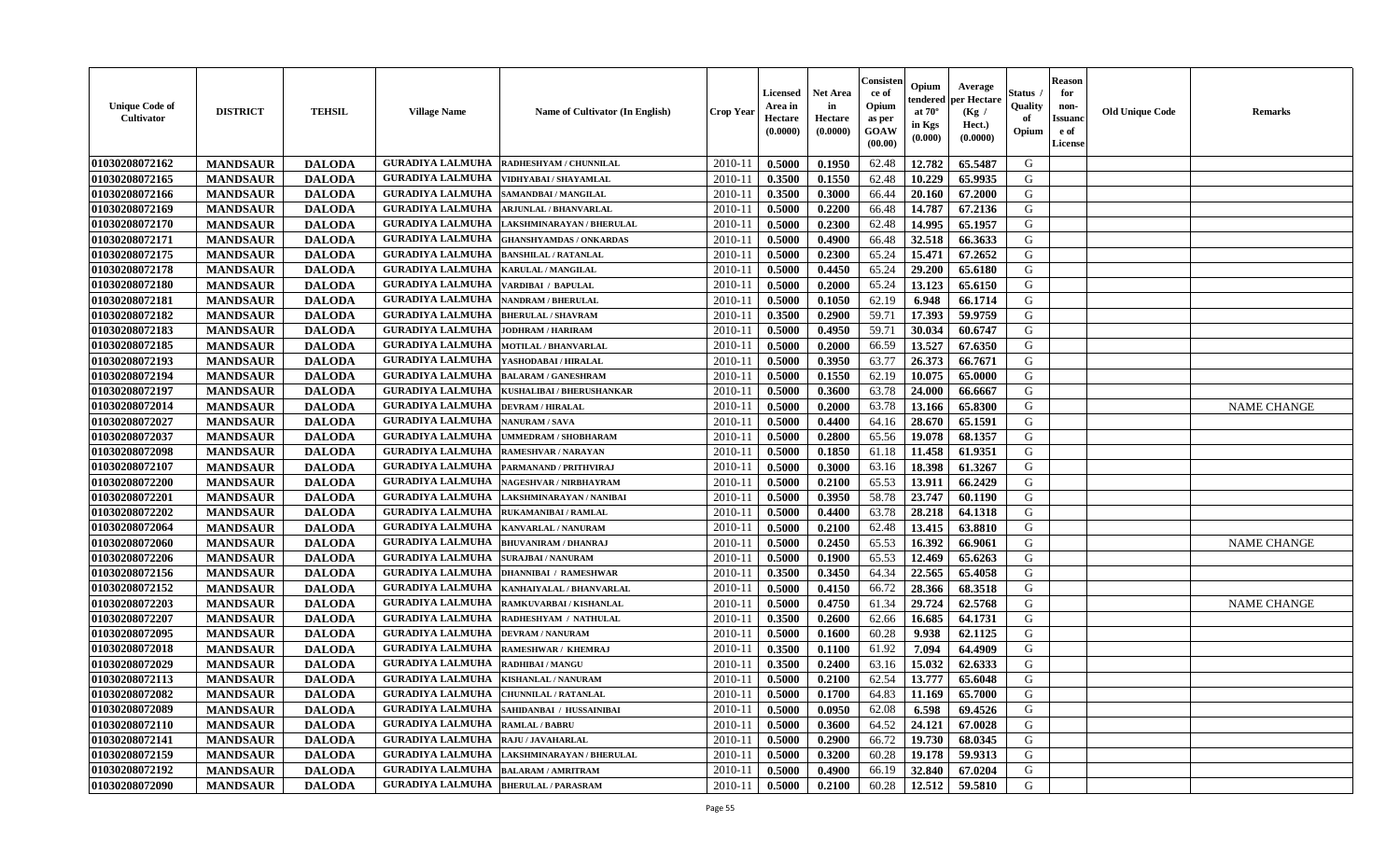| Unique Code of Cultivator | DISTRICT | TEHSIL | Village Name | Name of Cultivator (In English) | Crop Year | Licensed Area in Hectare (0.0000) | Net Area in Hectare (0.0000) | Consistence of Opium as per GOAW (00.00) | Opium tendered at 70° in Kgs (0.000) | Average per Hectare (Kg / Hect.) (0.0000) | Status / Quality of Opium | Reason for non-Issuance of License | Old Unique Code | Remarks |
|---|---|---|---|---|---|---|---|---|---|---|---|---|---|---|
| 01030208072162 | MANDSAUR | DALODA | GURADIYA LALMUHA | RADHESHYAM / CHUNNILAL | 2010-11 | 0.5000 | 0.1950 | 62.48 | 12.782 | 65.5487 | G | | | |
| 01030208072165 | MANDSAUR | DALODA | GURADIYA LALMUHA | VIDHYABAI / SHAYAMLAL | 2010-11 | 0.3500 | 0.1550 | 62.48 | 10.229 | 65.9935 | G | | | |
| 01030208072166 | MANDSAUR | DALODA | GURADIYA LALMUHA | SAMANDBAI / MANGILAL | 2010-11 | 0.3500 | 0.3000 | 66.44 | 20.160 | 67.2000 | G | | | |
| 01030208072169 | MANDSAUR | DALODA | GURADIYA LALMUHA | ARJUNLAL / BHANVARLAL | 2010-11 | 0.5000 | 0.2200 | 66.48 | 14.787 | 67.2136 | G | | | |
| 01030208072170 | MANDSAUR | DALODA | GURADIYA LALMUHA | LAKSHMINARAYAN / BHERULAL | 2010-11 | 0.5000 | 0.2300 | 62.48 | 14.995 | 65.1957 | G | | | |
| 01030208072171 | MANDSAUR | DALODA | GURADIYA LALMUHA | GHANSHYAMDAS / ONKARDAS | 2010-11 | 0.5000 | 0.4900 | 66.48 | 32.518 | 66.3633 | G | | | |
| 01030208072175 | MANDSAUR | DALODA | GURADIYA LALMUHA | BANSHILAL / RATANLAL | 2010-11 | 0.5000 | 0.2300 | 65.24 | 15.471 | 67.2652 | G | | | |
| 01030208072178 | MANDSAUR | DALODA | GURADIYA LALMUHA | KARULAL / MANGILAL | 2010-11 | 0.5000 | 0.4450 | 65.24 | 29.200 | 65.6180 | G | | | |
| 01030208072180 | MANDSAUR | DALODA | GURADIYA LALMUHA | VARDIBAI / BAPULAL | 2010-11 | 0.5000 | 0.2000 | 65.24 | 13.123 | 65.6150 | G | | | |
| 01030208072181 | MANDSAUR | DALODA | GURADIYA LALMUHA | NANDRAM / BHERULAL | 2010-11 | 0.5000 | 0.1050 | 62.19 | 6.948 | 66.1714 | G | | | |
| 01030208072182 | MANDSAUR | DALODA | GURADIYA LALMUHA | BHERULAL / SHAVRAM | 2010-11 | 0.3500 | 0.2900 | 59.71 | 17.393 | 59.9759 | G | | | |
| 01030208072183 | MANDSAUR | DALODA | GURADIYA LALMUHA | JODHRAM / HARIRAM | 2010-11 | 0.5000 | 0.4950 | 59.71 | 30.034 | 60.6747 | G | | | |
| 01030208072185 | MANDSAUR | DALODA | GURADIYA LALMUHA | MOTILAL / BHANVARLAL | 2010-11 | 0.5000 | 0.2000 | 66.59 | 13.527 | 67.6350 | G | | | |
| 01030208072193 | MANDSAUR | DALODA | GURADIYA LALMUHA | YASHODABAI / HIRALAL | 2010-11 | 0.5000 | 0.3950 | 63.77 | 26.373 | 66.7671 | G | | | |
| 01030208072194 | MANDSAUR | DALODA | GURADIYA LALMUHA | BALARAM / GANESHRAM | 2010-11 | 0.5000 | 0.1550 | 62.19 | 10.075 | 65.0000 | G | | | |
| 01030208072197 | MANDSAUR | DALODA | GURADIYA LALMUHA | KUSHALIBAI / BHERUSHANKAR | 2010-11 | 0.5000 | 0.3600 | 63.78 | 24.000 | 66.6667 | G | | | |
| 01030208072014 | MANDSAUR | DALODA | GURADIYA LALMUHA | DEVRAM / HIRALAL | 2010-11 | 0.5000 | 0.2000 | 63.78 | 13.166 | 65.8300 | G | | | NAME CHANGE |
| 01030208072027 | MANDSAUR | DALODA | GURADIYA LALMUHA | NANURAM / SAVA | 2010-11 | 0.5000 | 0.4400 | 64.16 | 28.670 | 65.1591 | G | | | |
| 01030208072037 | MANDSAUR | DALODA | GURADIYA LALMUHA | UMMEDRAM / SHOBHARAM | 2010-11 | 0.5000 | 0.2800 | 65.56 | 19.078 | 68.1357 | G | | | |
| 01030208072098 | MANDSAUR | DALODA | GURADIYA LALMUHA | RAMESHVAR / NARAYAN | 2010-11 | 0.5000 | 0.1850 | 61.18 | 11.458 | 61.9351 | G | | | |
| 01030208072107 | MANDSAUR | DALODA | GURADIYA LALMUHA | PARMANAND / PRITHVIRAJ | 2010-11 | 0.5000 | 0.3000 | 63.16 | 18.398 | 61.3267 | G | | | |
| 01030208072200 | MANDSAUR | DALODA | GURADIYA LALMUHA | NAGESHVAR / NIRBHAYRAM | 2010-11 | 0.5000 | 0.2100 | 65.53 | 13.911 | 66.2429 | G | | | |
| 01030208072201 | MANDSAUR | DALODA | GURADIYA LALMUHA | LAKSHMINARAYAN / NANIBAI | 2010-11 | 0.5000 | 0.3950 | 58.78 | 23.747 | 60.1190 | G | | | |
| 01030208072202 | MANDSAUR | DALODA | GURADIYA LALMUHA | RUKAMANIBAI / RAMLAL | 2010-11 | 0.5000 | 0.4400 | 63.78 | 28.218 | 64.1318 | G | | | |
| 01030208072064 | MANDSAUR | DALODA | GURADIYA LALMUHA | KANVARLAL / NANURAM | 2010-11 | 0.5000 | 0.2100 | 62.48 | 13.415 | 63.8810 | G | | | |
| 01030208072060 | MANDSAUR | DALODA | GURADIYA LALMUHA | BHUVANIRAM / DHANRAJ | 2010-11 | 0.5000 | 0.2450 | 65.53 | 16.392 | 66.9061 | G | | | NAME CHANGE |
| 01030208072206 | MANDSAUR | DALODA | GURADIYA LALMUHA | SURAJBAI / NANURAM | 2010-11 | 0.5000 | 0.1900 | 65.53 | 12.469 | 65.6263 | G | | | |
| 01030208072156 | MANDSAUR | DALODA | GURADIYA LALMUHA | DHANNIBAI / RAMESHWAR | 2010-11 | 0.3500 | 0.3450 | 64.34 | 22.565 | 65.4058 | G | | | |
| 01030208072152 | MANDSAUR | DALODA | GURADIYA LALMUHA | KANHAIYALAL / BHANVARLAL | 2010-11 | 0.5000 | 0.4150 | 66.72 | 28.366 | 68.3518 | G | | | |
| 01030208072203 | MANDSAUR | DALODA | GURADIYA LALMUHA | RAMKUVARBAI / KISHANLAL | 2010-11 | 0.5000 | 0.4750 | 61.34 | 29.724 | 62.5768 | G | | | NAME CHANGE |
| 01030208072207 | MANDSAUR | DALODA | GURADIYA LALMUHA | RADHESHYAM / NATHULAL | 2010-11 | 0.3500 | 0.2600 | 62.66 | 16.685 | 64.1731 | G | | | |
| 01030208072095 | MANDSAUR | DALODA | GURADIYA LALMUHA | DEVRAM / NANURAM | 2010-11 | 0.5000 | 0.1600 | 60.28 | 9.938 | 62.1125 | G | | | |
| 01030208072018 | MANDSAUR | DALODA | GURADIYA LALMUHA | RAMESHWAR / KHEMRAJ | 2010-11 | 0.3500 | 0.1100 | 61.92 | 7.094 | 64.4909 | G | | | |
| 01030208072029 | MANDSAUR | DALODA | GURADIYA LALMUHA | RADHIBAI / MANGU | 2010-11 | 0.3500 | 0.2400 | 63.16 | 15.032 | 62.6333 | G | | | |
| 01030208072113 | MANDSAUR | DALODA | GURADIYA LALMUHA | KISHANLAL / NANURAM | 2010-11 | 0.5000 | 0.2100 | 62.54 | 13.777 | 65.6048 | G | | | |
| 01030208072082 | MANDSAUR | DALODA | GURADIYA LALMUHA | CHUNNILAL / RATANLAL | 2010-11 | 0.5000 | 0.1700 | 64.83 | 11.169 | 65.7000 | G | | | |
| 01030208072089 | MANDSAUR | DALODA | GURADIYA LALMUHA | SAHIDANBAI / HUSSAINIBAI | 2010-11 | 0.5000 | 0.0950 | 62.08 | 6.598 | 69.4526 | G | | | |
| 01030208072110 | MANDSAUR | DALODA | GURADIYA LALMUHA | RAMLAL / BABRU | 2010-11 | 0.5000 | 0.3600 | 64.52 | 24.121 | 67.0028 | G | | | |
| 01030208072141 | MANDSAUR | DALODA | GURADIYA LALMUHA | RAJU / JAVAHARLAL | 2010-11 | 0.5000 | 0.2900 | 66.72 | 19.730 | 68.0345 | G | | | |
| 01030208072159 | MANDSAUR | DALODA | GURADIYA LALMUHA | LAKSHMINARAYAN / BHERULAL | 2010-11 | 0.5000 | 0.3200 | 60.28 | 19.178 | 59.9313 | G | | | |
| 01030208072192 | MANDSAUR | DALODA | GURADIYA LALMUHA | BALARAM / AMRITRAM | 2010-11 | 0.5000 | 0.4900 | 66.19 | 32.840 | 67.0204 | G | | | |
| 01030208072090 | MANDSAUR | DALODA | GURADIYA LALMUHA | BHERULAL / PARASRAM | 2010-11 | 0.5000 | 0.2100 | 60.28 | 12.512 | 59.5810 | G | | | |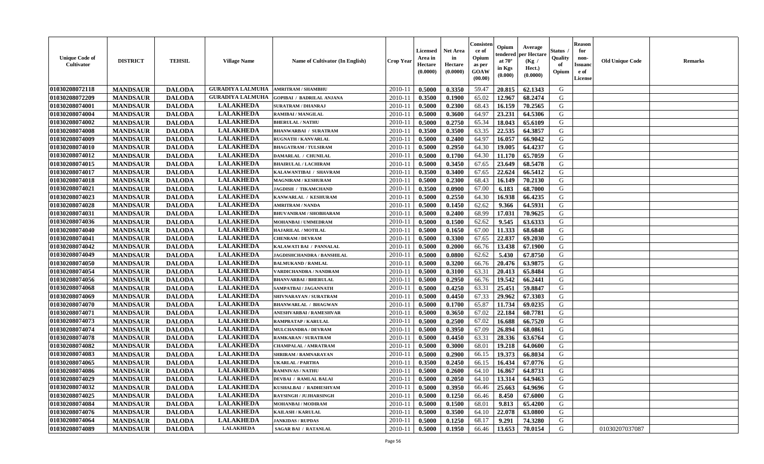| Unique Code of Cultivator | DISTRICT | TEHSIL | Village Name | Name of Cultivator (In English) | Crop Year | Licensed Area in Hectare (0.0000) | Net Area in Hectare (0.0000) | Consistence of Opium as per GOAW (00.00) | Opium tendered at 70° in Kgs (0.000) | Average per Hectare (Kg / Hect.) (0.0000) | Status / Quality of Opium | Reason for non-Issuance of License | Old Unique Code | Remarks |
|---|---|---|---|---|---|---|---|---|---|---|---|---|---|---|
| 01030208072118 | MANDSAUR | DALODA | GURADIYA LALMUHA | AMRITRAM / SHAMBHU | 2010-11 | 0.5000 | 0.3350 | 59.47 | 20.815 | 62.1343 | G | | | |
| 01030208072209 | MANDSAUR | DALODA | GURADIYA LALMUHA | GOPIBAI / BADRILAL ANJANA | 2010-11 | 0.3500 | 0.1900 | 65.02 | 12.967 | 68.2474 | G | | | |
| 01030208074001 | MANDSAUR | DALODA | LALAKHEDA | SURATRAM / DHANRAJ | 2010-11 | 0.5000 | 0.2300 | 68.43 | 16.159 | 70.2565 | G | | | |
| 01030208074004 | MANDSAUR | DALODA | LALAKHEDA | RAMIBAI / MANGILAL | 2010-11 | 0.5000 | 0.3600 | 64.97 | 23.231 | 64.5306 | G | | | |
| 01030208074002 | MANDSAUR | DALODA | LALAKHEDA | BHERULAL / NATHU | 2010-11 | 0.5000 | 0.2750 | 65.34 | 18.043 | 65.6109 | G | | | |
| 01030208074008 | MANDSAUR | DALODA | LALAKHEDA | BHANWARBAI / SURATRAM | 2010-11 | 0.3500 | 0.3500 | 63.35 | 22.535 | 64.3857 | G | | | |
| 01030208074009 | MANDSAUR | DALODA | LALAKHEDA | RUGNATH / KANVARLAL | 2010-11 | 0.5000 | 0.2400 | 64.97 | 16.057 | 66.9042 | G | | | |
| 01030208074010 | MANDSAUR | DALODA | LALAKHEDA | BHAGATRAM / TULSIRAM | 2010-11 | 0.5000 | 0.2950 | 64.30 | 19.005 | 64.4237 | G | | | |
| 01030208074012 | MANDSAUR | DALODA | LALAKHEDA | DAMARLAL / CHUNILAL | 2010-11 | 0.5000 | 0.1700 | 64.30 | 11.170 | 65.7059 | G | | | |
| 01030208074015 | MANDSAUR | DALODA | LALAKHEDA | BHAIRULAL / LACHIRAM | 2010-11 | 0.5000 | 0.3450 | 67.65 | 23.649 | 68.5478 | G | | | |
| 01030208074017 | MANDSAUR | DALODA | LALAKHEDA | KALAWANTIBAI / SHAVRAM | 2010-11 | 0.3500 | 0.3400 | 67.65 | 22.624 | 66.5412 | G | | | |
| 01030208074018 | MANDSAUR | DALODA | LALAKHEDA | MAGNIRAM / KESHURAM | 2010-11 | 0.5000 | 0.2300 | 68.43 | 16.149 | 70.2130 | G | | | |
| 01030208074021 | MANDSAUR | DALODA | LALAKHEDA | JAGDISH / TIKAMCHAND | 2010-11 | 0.3500 | 0.0900 | 67.00 | 6.183 | 68.7000 | G | | | |
| 01030208074023 | MANDSAUR | DALODA | LALAKHEDA | KANWARLAL / KESHURAM | 2010-11 | 0.5000 | 0.2550 | 64.30 | 16.938 | 66.4235 | G | | | |
| 01030208074028 | MANDSAUR | DALODA | LALAKHEDA | AMRITRAM / NANDA | 2010-11 | 0.5000 | 0.1450 | 62.62 | 9.366 | 64.5931 | G | | | |
| 01030208074031 | MANDSAUR | DALODA | LALAKHEDA | BHUVANIRAM / SHOBHARAM | 2010-11 | 0.5000 | 0.2400 | 68.99 | 17.031 | 70.9625 | G | | | |
| 01030208074036 | MANDSAUR | DALODA | LALAKHEDA | MOHANBAI / UMMEDRAM | 2010-11 | 0.5000 | 0.1500 | 62.62 | 9.545 | 63.6333 | G | | | |
| 01030208074040 | MANDSAUR | DALODA | LALAKHEDA | HAJARILAL / MOTILAL | 2010-11 | 0.5000 | 0.1650 | 67.00 | 11.333 | 68.6848 | G | | | |
| 01030208074041 | MANDSAUR | DALODA | LALAKHEDA | CHENRAM / DEVRAM | 2010-11 | 0.5000 | 0.3300 | 67.65 | 22.837 | 69.2030 | G | | | |
| 01030208074042 | MANDSAUR | DALODA | LALAKHEDA | KALAWATI BAI / PANNALAL | 2010-11 | 0.5000 | 0.2000 | 66.76 | 13.438 | 67.1900 | G | | | |
| 01030208074049 | MANDSAUR | DALODA | LALAKHEDA | JAGDISHCHANDRA / BANSHILAL | 2010-11 | 0.5000 | 0.0800 | 62.62 | 5.430 | 67.8750 | G | | | |
| 01030208074050 | MANDSAUR | DALODA | LALAKHEDA | BALMUKAND / RAMLAL | 2010-11 | 0.5000 | 0.3200 | 66.76 | 20.476 | 63.9875 | G | | | |
| 01030208074054 | MANDSAUR | DALODA | LALAKHEDA | VARDICHANDRA / NANDRAM | 2010-11 | 0.5000 | 0.3100 | 63.31 | 20.413 | 65.8484 | G | | | |
| 01030208074056 | MANDSAUR | DALODA | LALAKHEDA | BHANVARBAI / BHERULAL | 2010-11 | 0.5000 | 0.2950 | 66.76 | 19.542 | 66.2441 | G | | | |
| 01030208074068 | MANDSAUR | DALODA | LALAKHEDA | SAMPATBAI / JAGANNATH | 2010-11 | 0.5000 | 0.4250 | 63.31 | 25.451 | 59.8847 | G | | | |
| 01030208074069 | MANDSAUR | DALODA | LALAKHEDA | SHIVNARAYAN / SURATRAM | 2010-11 | 0.5000 | 0.4450 | 67.33 | 29.962 | 67.3303 | G | | | |
| 01030208074070 | MANDSAUR | DALODA | LALAKHEDA | BHANWARLAL / BHAGWAN | 2010-11 | 0.5000 | 0.1700 | 65.87 | 11.734 | 69.0235 | G | | | |
| 01030208074071 | MANDSAUR | DALODA | LALAKHEDA | ANESHVARBAI / RAMESHVAR | 2010-11 | 0.5000 | 0.3650 | 67.02 | 22.184 | 60.7781 | G | | | |
| 01030208074073 | MANDSAUR | DALODA | LALAKHEDA | RAMPRATAP / KARULAL | 2010-11 | 0.5000 | 0.2500 | 67.02 | 16.688 | 66.7520 | G | | | |
| 01030208074074 | MANDSAUR | DALODA | LALAKHEDA | MULCHANDRA / DEVRAM | 2010-11 | 0.5000 | 0.3950 | 67.09 | 26.894 | 68.0861 | G | | | |
| 01030208074078 | MANDSAUR | DALODA | LALAKHEDA | RAMKARAN / SURATRAM | 2010-11 | 0.5000 | 0.4450 | 63.31 | 28.336 | 63.6764 | G | | | |
| 01030208074082 | MANDSAUR | DALODA | LALAKHEDA | CHAMPALAL / AMRATRAM | 2010-11 | 0.5000 | 0.3000 | 68.01 | 19.218 | 64.0600 | G | | | |
| 01030208074083 | MANDSAUR | DALODA | LALAKHEDA | SHRIRAM / RAMNARAYAN | 2010-11 | 0.5000 | 0.2900 | 66.15 | 19.373 | 66.8034 | G | | | |
| 01030208074065 | MANDSAUR | DALODA | LALAKHEDA | UKARLAL / PARTHA | 2010-11 | 0.3500 | 0.2450 | 66.15 | 16.434 | 67.0776 | G | | | |
| 01030208074086 | MANDSAUR | DALODA | LALAKHEDA | RAMNIVAS / NATHU | 2010-11 | 0.5000 | 0.2600 | 64.10 | 16.867 | 64.8731 | G | | | |
| 01030208074029 | MANDSAUR | DALODA | LALAKHEDA | DEVBAI / RAMLAL BALAI | 2010-11 | 0.5000 | 0.2050 | 64.10 | 13.314 | 64.9463 | G | | | |
| 01030208074032 | MANDSAUR | DALODA | LALAKHEDA | KUSHALBAI / RADHESHYAM | 2010-11 | 0.5000 | 0.3950 | 66.46 | 25.663 | 64.9696 | G | | | |
| 01030208074025 | MANDSAUR | DALODA | LALAKHEDA | RAYSINGH / JUJHARSINGH | 2010-11 | 0.5000 | 0.1250 | 66.46 | 8.450 | 67.6000 | G | | | |
| 01030208074084 | MANDSAUR | DALODA | LALAKHEDA | MOHANBAI / MODIRAM | 2010-11 | 0.5000 | 0.1500 | 68.01 | 9.813 | 65.4200 | G | | | |
| 01030208074076 | MANDSAUR | DALODA | LALAKHEDA | KAILASH / KARULAL | 2010-11 | 0.5000 | 0.3500 | 64.10 | 22.078 | 63.0800 | G | | | |
| 01030208074064 | MANDSAUR | DALODA | LALAKHEDA | JANKIDAS / RUPDAS | 2010-11 | 0.5000 | 0.1250 | 68.17 | 9.291 | 74.3280 | G | | | |
| 01030208074089 | MANDSAUR | DALODA | LALAKHEDA | SAGAR BAI / RATANLAL | 2010-11 | 0.5000 | 0.1950 | 66.46 | 13.653 | 70.0154 | G | | 01030207037087 | |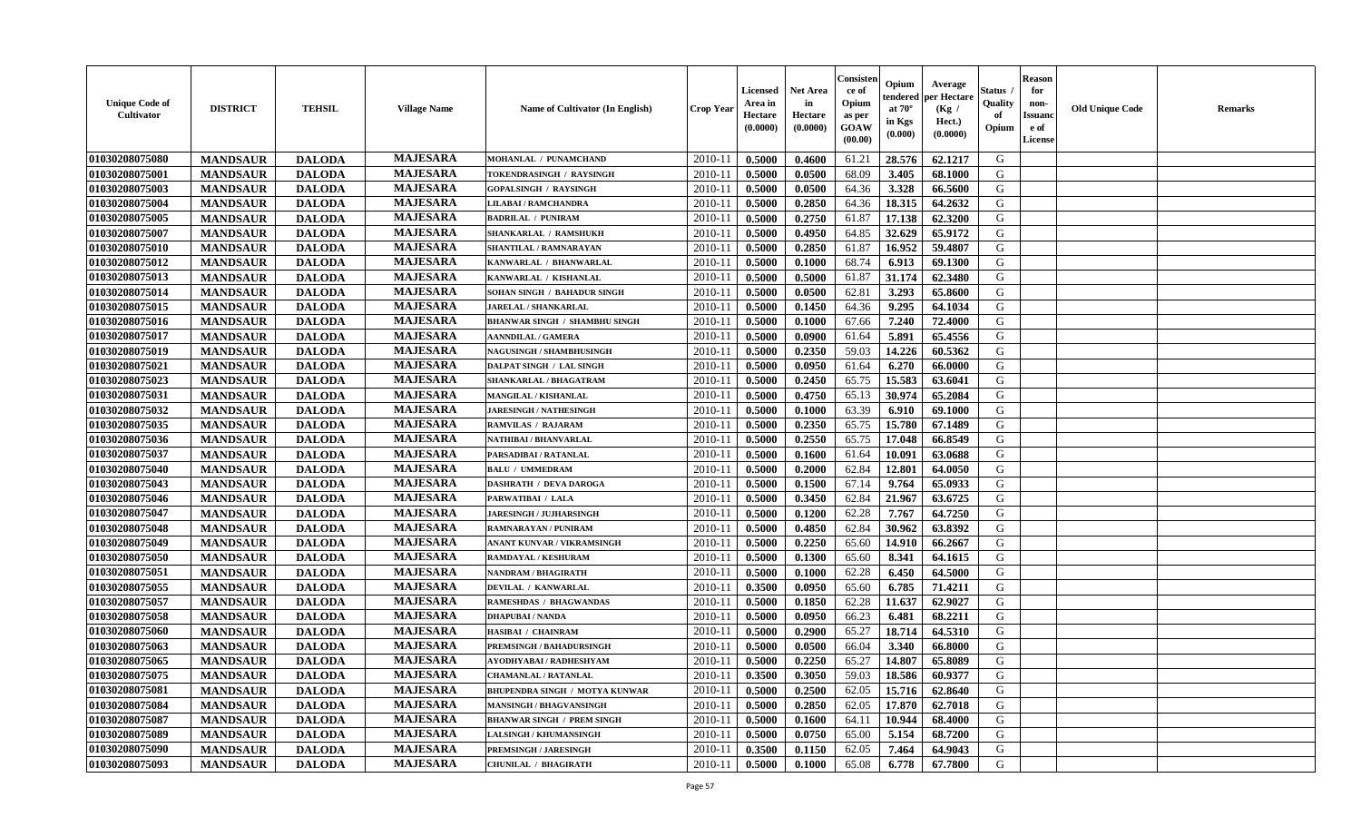| Unique Code of Cultivator | DISTRICT | TEHSIL | Village Name | Name of Cultivator (In English) | Crop Year | Licensed Area in Hectare (0.0000) | Net Area in Hectare (0.0000) | Consistence of Opium as per GOAW (00.00) | Opium tendered at 70° in Kgs (0.000) | Average per Hectare (Kg / Hect.) (0.0000) | Status / Quality of Opium | Reason for non-Issuance of License | Old Unique Code | Remarks |
|---|---|---|---|---|---|---|---|---|---|---|---|---|---|---|
| 01030208075080 | MANDSAUR | DALODA | MAJESARA | MOHANLAL / PUNAMCHAND | 2010-11 | 0.5000 | 0.4600 | 61.21 | 28.576 | 62.1217 | G | | | |
| 01030208075001 | MANDSAUR | DALODA | MAJESARA | TOKENDRASINGH / RAYSINGH | 2010-11 | 0.5000 | 0.0500 | 68.09 | 3.405 | 68.1000 | G | | | |
| 01030208075003 | MANDSAUR | DALODA | MAJESARA | GOPALSINGH / RAYSINGH | 2010-11 | 0.5000 | 0.0500 | 64.36 | 3.328 | 66.5600 | G | | | |
| 01030208075004 | MANDSAUR | DALODA | MAJESARA | LILABAI / RAMCHANDRA | 2010-11 | 0.5000 | 0.2850 | 64.36 | 18.315 | 64.2632 | G | | | |
| 01030208075005 | MANDSAUR | DALODA | MAJESARA | BADRILAL / PUNIRAM | 2010-11 | 0.5000 | 0.2750 | 61.87 | 17.138 | 62.3200 | G | | | |
| 01030208075007 | MANDSAUR | DALODA | MAJESARA | SHANKARLAL / RAMSHUKH | 2010-11 | 0.5000 | 0.4950 | 64.85 | 32.629 | 65.9172 | G | | | |
| 01030208075010 | MANDSAUR | DALODA | MAJESARA | SHANTILAL / RAMNARAYAN | 2010-11 | 0.5000 | 0.2850 | 61.87 | 16.952 | 59.4807 | G | | | |
| 01030208075012 | MANDSAUR | DALODA | MAJESARA | KANWARLAL / BHANWARLAL | 2010-11 | 0.5000 | 0.1000 | 68.74 | 6.913 | 69.1300 | G | | | |
| 01030208075013 | MANDSAUR | DALODA | MAJESARA | KANWARLAL / KISHANLAL | 2010-11 | 0.5000 | 0.5000 | 61.87 | 31.174 | 62.3480 | G | | | |
| 01030208075014 | MANDSAUR | DALODA | MAJESARA | SOHAN SINGH / BAHADUR SINGH | 2010-11 | 0.5000 | 0.0500 | 62.81 | 3.293 | 65.8600 | G | | | |
| 01030208075015 | MANDSAUR | DALODA | MAJESARA | JARELAL / SHANKARLAL | 2010-11 | 0.5000 | 0.1450 | 64.36 | 9.295 | 64.1034 | G | | | |
| 01030208075016 | MANDSAUR | DALODA | MAJESARA | BHANWAR SINGH / SHAMBHU SINGH | 2010-11 | 0.5000 | 0.1000 | 67.66 | 7.240 | 72.4000 | G | | | |
| 01030208075017 | MANDSAUR | DALODA | MAJESARA | AANNDILAL / GAMERA | 2010-11 | 0.5000 | 0.0900 | 61.64 | 5.891 | 65.4556 | G | | | |
| 01030208075019 | MANDSAUR | DALODA | MAJESARA | NAGUSINGH / SHAMBHUSINGH | 2010-11 | 0.5000 | 0.2350 | 59.03 | 14.226 | 60.5362 | G | | | |
| 01030208075021 | MANDSAUR | DALODA | MAJESARA | DALPAT SINGH / LAL SINGH | 2010-11 | 0.5000 | 0.0950 | 61.64 | 6.270 | 66.0000 | G | | | |
| 01030208075023 | MANDSAUR | DALODA | MAJESARA | SHANKARLAL / BHAGATRAM | 2010-11 | 0.5000 | 0.2450 | 65.75 | 15.583 | 63.6041 | G | | | |
| 01030208075031 | MANDSAUR | DALODA | MAJESARA | MANGILAL / KISHANLAL | 2010-11 | 0.5000 | 0.4750 | 65.13 | 30.974 | 65.2084 | G | | | |
| 01030208075032 | MANDSAUR | DALODA | MAJESARA | JARESINGH / NATHESINGH | 2010-11 | 0.5000 | 0.1000 | 63.39 | 6.910 | 69.1000 | G | | | |
| 01030208075035 | MANDSAUR | DALODA | MAJESARA | RAMVILAS / RAJARAM | 2010-11 | 0.5000 | 0.2350 | 65.75 | 15.780 | 67.1489 | G | | | |
| 01030208075036 | MANDSAUR | DALODA | MAJESARA | NATHIBAI / BHANVARLAL | 2010-11 | 0.5000 | 0.2550 | 65.75 | 17.048 | 66.8549 | G | | | |
| 01030208075037 | MANDSAUR | DALODA | MAJESARA | PARSADIBAI / RATANLAL | 2010-11 | 0.5000 | 0.1600 | 61.64 | 10.091 | 63.0688 | G | | | |
| 01030208075040 | MANDSAUR | DALODA | MAJESARA | BALU / UMMEDRAM | 2010-11 | 0.5000 | 0.2000 | 62.84 | 12.801 | 64.0050 | G | | | |
| 01030208075043 | MANDSAUR | DALODA | MAJESARA | DASHRATH / DEVA DAROGA | 2010-11 | 0.5000 | 0.1500 | 67.14 | 9.764 | 65.0933 | G | | | |
| 01030208075046 | MANDSAUR | DALODA | MAJESARA | PARWATIBAI / LALA | 2010-11 | 0.5000 | 0.3450 | 62.84 | 21.967 | 63.6725 | G | | | |
| 01030208075047 | MANDSAUR | DALODA | MAJESARA | JARESINGH / JUJHARSINGH | 2010-11 | 0.5000 | 0.1200 | 62.28 | 7.767 | 64.7250 | G | | | |
| 01030208075048 | MANDSAUR | DALODA | MAJESARA | RAMNARAYAN / PUNIRAM | 2010-11 | 0.5000 | 0.4850 | 62.84 | 30.962 | 63.8392 | G | | | |
| 01030208075049 | MANDSAUR | DALODA | MAJESARA | ANANT KUNVAR / VIKRAMSINGH | 2010-11 | 0.5000 | 0.2250 | 65.60 | 14.910 | 66.2667 | G | | | |
| 01030208075050 | MANDSAUR | DALODA | MAJESARA | RAMDAYAL / KESHURAM | 2010-11 | 0.5000 | 0.1300 | 65.60 | 8.341 | 64.1615 | G | | | |
| 01030208075051 | MANDSAUR | DALODA | MAJESARA | NANDRAM / BHAGIRATH | 2010-11 | 0.5000 | 0.1000 | 62.28 | 6.450 | 64.5000 | G | | | |
| 01030208075055 | MANDSAUR | DALODA | MAJESARA | DEVILAL / KANWARLAL | 2010-11 | 0.3500 | 0.0950 | 65.60 | 6.785 | 71.4211 | G | | | |
| 01030208075057 | MANDSAUR | DALODA | MAJESARA | RAMESHDAS / BHAGWANDAS | 2010-11 | 0.5000 | 0.1850 | 62.28 | 11.637 | 62.9027 | G | | | |
| 01030208075058 | MANDSAUR | DALODA | MAJESARA | DHAPUBAI / NANDA | 2010-11 | 0.5000 | 0.0950 | 66.23 | 6.481 | 68.2211 | G | | | |
| 01030208075060 | MANDSAUR | DALODA | MAJESARA | HASIBAI / CHAINRAM | 2010-11 | 0.5000 | 0.2900 | 65.27 | 18.714 | 64.5310 | G | | | |
| 01030208075063 | MANDSAUR | DALODA | MAJESARA | PREMSINGH / BAHADURSINGH | 2010-11 | 0.5000 | 0.0500 | 66.04 | 3.340 | 66.8000 | G | | | |
| 01030208075065 | MANDSAUR | DALODA | MAJESARA | AYODHYABAI / RADHESHYAM | 2010-11 | 0.5000 | 0.2250 | 65.27 | 14.807 | 65.8089 | G | | | |
| 01030208075075 | MANDSAUR | DALODA | MAJESARA | CHAMANLAL / RATANLAL | 2010-11 | 0.3500 | 0.3050 | 59.03 | 18.586 | 60.9377 | G | | | |
| 01030208075081 | MANDSAUR | DALODA | MAJESARA | BHUPENDRA SINGH / MOTYA KUNWAR | 2010-11 | 0.5000 | 0.2500 | 62.05 | 15.716 | 62.8640 | G | | | |
| 01030208075084 | MANDSAUR | DALODA | MAJESARA | MANSINGH / BHAGVANSINGH | 2010-11 | 0.5000 | 0.2850 | 62.05 | 17.870 | 62.7018 | G | | | |
| 01030208075087 | MANDSAUR | DALODA | MAJESARA | BHANWAR SINGH / PREM SINGH | 2010-11 | 0.5000 | 0.1600 | 64.11 | 10.944 | 68.4000 | G | | | |
| 01030208075089 | MANDSAUR | DALODA | MAJESARA | LALSINGH / KHUMANSINGH | 2010-11 | 0.5000 | 0.0750 | 65.00 | 5.154 | 68.7200 | G | | | |
| 01030208075090 | MANDSAUR | DALODA | MAJESARA | PREMSINGH / JARESINGH | 2010-11 | 0.3500 | 0.1150 | 62.05 | 7.464 | 64.9043 | G | | | |
| 01030208075093 | MANDSAUR | DALODA | MAJESARA | CHUNILAL / BHAGIRATH | 2010-11 | 0.5000 | 0.1000 | 65.08 | 6.778 | 67.7800 | G | | | |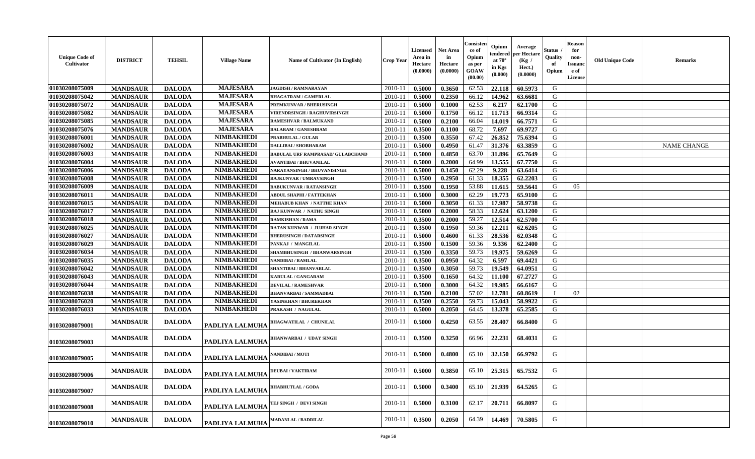| Unique Code of Cultivator | DISTRICT | TEHSIL | Village Name | Name of Cultivator (In English) | Crop Year | Licensed Area in Hectare (0.0000) | Net Area in Hectare (0.0000) | Consistence of Opium as per GOAW (00.00) | Opium tendered at 70° in Kgs (0.000) | Average per Hectare (Kg / Hect.) (0.0000) | Status / Quality of Opium | Reason for non-Issuance of License | Old Unique Code | Remarks |
|---|---|---|---|---|---|---|---|---|---|---|---|---|---|---|
| 01030208075009 | MANDSAUR | DALODA | MAJESARA | JAGDISH / RAMNARAYAN | 2010-11 | 0.5000 | 0.3650 | 62.53 | 22.118 | 60.5973 | G | | | |
| 01030208075042 | MANDSAUR | DALODA | MAJESARA | BHAGATRAM / GAMERLAL | 2010-11 | 0.5000 | 0.2350 | 66.12 | 14.962 | 63.6681 | G | | | |
| 01030208075072 | MANDSAUR | DALODA | MAJESARA | PREMKUNVAR / BHERUSINGH | 2010-11 | 0.5000 | 0.1000 | 62.53 | 6.217 | 62.1700 | G | | | |
| 01030208075082 | MANDSAUR | DALODA | MAJESARA | VIRENDRSINGH / RAGHUVIRSINGH | 2010-11 | 0.5000 | 0.1750 | 66.12 | 11.713 | 66.9314 | G | | | |
| 01030208075085 | MANDSAUR | DALODA | MAJESARA | RAMESHVAR / BALMUKAND | 2010-11 | 0.5000 | 0.2100 | 66.04 | 14.019 | 66.7571 | G | | | |
| 01030208075076 | MANDSAUR | DALODA | MAJESARA | BALARAM / GANESHRAM | 2010-11 | 0.3500 | 0.1100 | 68.72 | 7.697 | 69.9727 | G | | | |
| 01030208076001 | MANDSAUR | DALODA | NIMBAKHEDI | PRABHULAL / GULAB | 2010-11 | 0.3500 | 0.3550 | 67.42 | 26.852 | 75.6394 | G | | | |
| 01030208076002 | MANDSAUR | DALODA | NIMBAKHEDI | DALLIBAI / SHOBHARAM | 2010-11 | 0.5000 | 0.4950 | 61.47 | 31.376 | 63.3859 | G | | | NAME CHANGE |
| 01030208076003 | MANDSAUR | DALODA | NIMBAKHEDI | BABULAL URF RAMPRASAD/ GULABCHAND | 2010-11 | 0.5000 | 0.4850 | 63.70 | 31.896 | 65.7649 | G | | | |
| 01030208076004 | MANDSAUR | DALODA | NIMBAKHEDI | AVANTIBAI / BHUVANILAL | 2010-11 | 0.5000 | 0.2000 | 64.99 | 13.555 | 67.7750 | G | | | |
| 01030208076006 | MANDSAUR | DALODA | NIMBAKHEDI | NARAYANSINGH / BHUVANISINGH | 2010-11 | 0.5000 | 0.1450 | 62.29 | 9.228 | 63.6414 | G | | | |
| 01030208076008 | MANDSAUR | DALODA | NIMBAKHEDI | RAJKUNVAR / UMRAVSINGH | 2010-11 | 0.3500 | 0.2950 | 61.33 | 18.355 | 62.2203 | G | | | |
| 01030208076009 | MANDSAUR | DALODA | NIMBAKHEDI | BABUKUNVAR / RATANSINGH | 2010-11 | 0.3500 | 0.1950 | 53.88 | 11.615 | 59.5641 | G | 05 | | |
| 01030208076011 | MANDSAUR | DALODA | NIMBAKHEDI | ABDUL SHAPHI / FATTEKHAN | 2010-11 | 0.5000 | 0.3000 | 62.29 | 19.773 | 65.9100 | G | | | |
| 01030208076015 | MANDSAUR | DALODA | NIMBAKHEDI | MEHABUB KHAN / NATTHE KHAN | 2010-11 | 0.5000 | 0.3050 | 61.33 | 17.987 | 58.9738 | G | | | |
| 01030208076017 | MANDSAUR | DALODA | NIMBAKHEDI | RAJ KUNWAR / NATHU SINGH | 2010-11 | 0.5000 | 0.2000 | 58.33 | 12.624 | 63.1200 | G | | | |
| 01030208076018 | MANDSAUR | DALODA | NIMBAKHEDI | RAMKISHAN / RAMA | 2010-11 | 0.3500 | 0.2000 | 59.27 | 12.514 | 62.5700 | G | | | |
| 01030208076025 | MANDSAUR | DALODA | NIMBAKHEDI | RATAN KUNWAR / JUJHAR SINGH | 2010-11 | 0.3500 | 0.1950 | 59.36 | 12.211 | 62.6205 | G | | | |
| 01030208076027 | MANDSAUR | DALODA | NIMBAKHEDI | BHERUSINGH / DATARSINGH | 2010-11 | 0.5000 | 0.4600 | 61.33 | 28.536 | 62.0348 | G | | | |
| 01030208076029 | MANDSAUR | DALODA | NIMBAKHEDI | PANKAJ / MANGILAL | 2010-11 | 0.3500 | 0.1500 | 59.36 | 9.336 | 62.2400 | G | | | |
| 01030208076034 | MANDSAUR | DALODA | NIMBAKHEDI | SHAMBHUSINGH / BHANWARSINGH | 2010-11 | 0.3500 | 0.3350 | 59.73 | 19.975 | 59.6269 | G | | | |
| 01030208076035 | MANDSAUR | DALODA | NIMBAKHEDI | NANDIBAI / RAMLAL | 2010-11 | 0.3500 | 0.0950 | 64.32 | 6.597 | 69.4421 | G | | | |
| 01030208076042 | MANDSAUR | DALODA | NIMBAKHEDI | SHANTIBAI / BHANVARLAL | 2010-11 | 0.3500 | 0.3050 | 59.73 | 19.549 | 64.0951 | G | | | |
| 01030208076043 | MANDSAUR | DALODA | NIMBAKHEDI | KARULAL / GANGARAM | 2010-11 | 0.3500 | 0.1650 | 64.32 | 11.100 | 67.2727 | G | | | |
| 01030208076044 | MANDSAUR | DALODA | NIMBAKHEDI | DEVILAL / RAMESHVAR | 2010-11 | 0.5000 | 0.3000 | 64.32 | 19.985 | 66.6167 | G | | | |
| 01030208076038 | MANDSAUR | DALODA | NIMBAKHEDI | BHANVARBAI / SAMMADBAI | 2010-11 | 0.3500 | 0.2100 | 57.02 | 12.781 | 60.8619 | I | 02 | | |
| 01030208076020 | MANDSAUR | DALODA | NIMBAKHEDI | YASINKHAN / BHUREKHAN | 2010-11 | 0.3500 | 0.2550 | 59.73 | 15.043 | 58.9922 | G | | | |
| 01030208076033 | MANDSAUR | DALODA | NIMBAKHEDI | PRAKASH / NAGULAL | 2010-11 | 0.5000 | 0.2050 | 64.45 | 13.378 | 65.2585 | G | | | |
| 01030208079001 | MANDSAUR | DALODA | PADLIYA LALMUHA | BHAGWATILAL / CHUNILAL | 2010-11 | 0.5000 | 0.4250 | 63.55 | 28.407 | 66.8400 | G | | | |
| 01030208079003 | MANDSAUR | DALODA | PADLIYA LALMUHA | BHANWARBAI / UDAY SINGH | 2010-11 | 0.3500 | 0.3250 | 66.96 | 22.231 | 68.4031 | G | | | |
| 01030208079005 | MANDSAUR | DALODA | PADLIYA LALMUHA | NANDIBAI / MOTI | 2010-11 | 0.5000 | 0.4800 | 65.10 | 32.150 | 66.9792 | G | | | |
| 01030208079006 | MANDSAUR | DALODA | PADLIYA LALMUHA | DEUBAI / VAKTIRAM | 2010-11 | 0.5000 | 0.3850 | 65.10 | 25.315 | 65.7532 | G | | | |
| 01030208079007 | MANDSAUR | DALODA | PADLIYA LALMUHA | BHABHUTLAL / GODA | 2010-11 | 0.5000 | 0.3400 | 65.10 | 21.939 | 64.5265 | G | | | |
| 01030208079008 | MANDSAUR | DALODA | PADLIYA LALMUHA | TEJ SINGH / DEVI SINGH | 2010-11 | 0.5000 | 0.3100 | 62.17 | 20.711 | 66.8097 | G | | | |
| 01030208079010 | MANDSAUR | DALODA | PADLIYA LALMUHA | MADANLAL / BADRILAL | 2010-11 | 0.3500 | 0.2050 | 64.39 | 14.469 | 70.5805 | G | | | |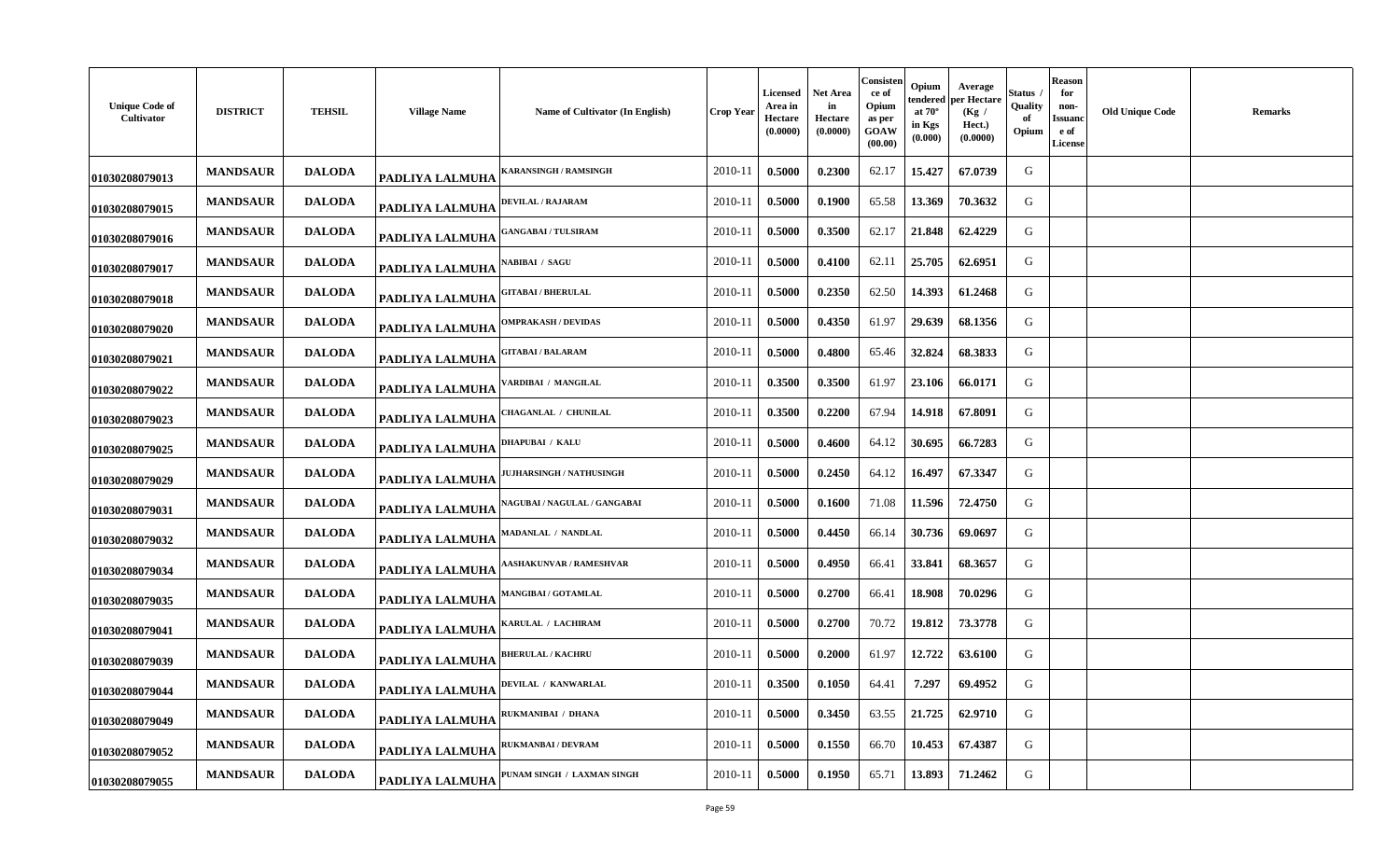| Unique Code of Cultivator | DISTRICT | TEHSIL | Village Name | Name of Cultivator (In English) | Crop Year | Licensed Area in Hectare (0.0000) | Net Area in Hectare (0.0000) | Consistence of Opium as per GOAW (00.00) | Opium tendered at 70° in Kgs (0.000) | Average per Hectare (Kg / Hect.) (0.0000) | Status / Quality of Opium | Reason for non-Issuance of License | Old Unique Code | Remarks |
|---|---|---|---|---|---|---|---|---|---|---|---|---|---|---|
| 01030208079013 | MANDSAUR | DALODA | PADLIYA LALMUHA | KARANSINGH / RAMSINGH | 2010-11 | 0.5000 | 0.2300 | 62.17 | 15.427 | 67.0739 | G | | | |
| 01030208079015 | MANDSAUR | DALODA | PADLIYA LALMUHA | DEVILAL / RAJARAM | 2010-11 | 0.5000 | 0.1900 | 65.58 | 13.369 | 70.3632 | G | | | |
| 01030208079016 | MANDSAUR | DALODA | PADLIYA LALMUHA | GANGABAI / TULSIRAM | 2010-11 | 0.5000 | 0.3500 | 62.17 | 21.848 | 62.4229 | G | | | |
| 01030208079017 | MANDSAUR | DALODA | PADLIYA LALMUHA | NABIBAI / SAGU | 2010-11 | 0.5000 | 0.4100 | 62.11 | 25.705 | 62.6951 | G | | | |
| 01030208079018 | MANDSAUR | DALODA | PADLIYA LALMUHA | GITABAI / BHERULAL | 2010-11 | 0.5000 | 0.2350 | 62.50 | 14.393 | 61.2468 | G | | | |
| 01030208079020 | MANDSAUR | DALODA | PADLIYA LALMUHA | OMPRAKASH / DEVIDAS | 2010-11 | 0.5000 | 0.4350 | 61.97 | 29.639 | 68.1356 | G | | | |
| 01030208079021 | MANDSAUR | DALODA | PADLIYA LALMUHA | GITABAI / BALARAM | 2010-11 | 0.5000 | 0.4800 | 65.46 | 32.824 | 68.3833 | G | | | |
| 01030208079022 | MANDSAUR | DALODA | PADLIYA LALMUHA | VARDIBAI / MANGILAL | 2010-11 | 0.3500 | 0.3500 | 61.97 | 23.106 | 66.0171 | G | | | |
| 01030208079023 | MANDSAUR | DALODA | PADLIYA LALMUHA | CHAGANLAL / CHUNILAL | 2010-11 | 0.3500 | 0.2200 | 67.94 | 14.918 | 67.8091 | G | | | |
| 01030208079025 | MANDSAUR | DALODA | PADLIYA LALMUHA | DHAPUBAI / KALU | 2010-11 | 0.5000 | 0.4600 | 64.12 | 30.695 | 66.7283 | G | | | |
| 01030208079029 | MANDSAUR | DALODA | PADLIYA LALMUHA | JUJHARSINGH / NATHUSINGH | 2010-11 | 0.5000 | 0.2450 | 64.12 | 16.497 | 67.3347 | G | | | |
| 01030208079031 | MANDSAUR | DALODA | PADLIYA LALMUHA | NAGUBAI / NAGULAL / GANGABAI | 2010-11 | 0.5000 | 0.1600 | 71.08 | 11.596 | 72.4750 | G | | | |
| 01030208079032 | MANDSAUR | DALODA | PADLIYA LALMUHA | MADANLAL / NANDLAL | 2010-11 | 0.5000 | 0.4450 | 66.14 | 30.736 | 69.0697 | G | | | |
| 01030208079034 | MANDSAUR | DALODA | PADLIYA LALMUHA | AASHAKUNVAR / RAMESHVAR | 2010-11 | 0.5000 | 0.4950 | 66.41 | 33.841 | 68.3657 | G | | | |
| 01030208079035 | MANDSAUR | DALODA | PADLIYA LALMUHA | MANGIBAI / GOTAMLAL | 2010-11 | 0.5000 | 0.2700 | 66.41 | 18.908 | 70.0296 | G | | | |
| 01030208079041 | MANDSAUR | DALODA | PADLIYA LALMUHA | KARULAL / LACHIRAM | 2010-11 | 0.5000 | 0.2700 | 70.72 | 19.812 | 73.3778 | G | | | |
| 01030208079039 | MANDSAUR | DALODA | PADLIYA LALMUHA | BHERULAL / KACHRU | 2010-11 | 0.5000 | 0.2000 | 61.97 | 12.722 | 63.6100 | G | | | |
| 01030208079044 | MANDSAUR | DALODA | PADLIYA LALMUHA | DEVILAL / KANWARLAL | 2010-11 | 0.3500 | 0.1050 | 64.41 | 7.297 | 69.4952 | G | | | |
| 01030208079049 | MANDSAUR | DALODA | PADLIYA LALMUHA | RUKMANIBAI / DHANA | 2010-11 | 0.5000 | 0.3450 | 63.55 | 21.725 | 62.9710 | G | | | |
| 01030208079052 | MANDSAUR | DALODA | PADLIYA LALMUHA | RUKMANBAI / DEVRAM | 2010-11 | 0.5000 | 0.1550 | 66.70 | 10.453 | 67.4387 | G | | | |
| 01030208079055 | MANDSAUR | DALODA | PADLIYA LALMUHA | PUNAM SINGH / LAXMAN SINGH | 2010-11 | 0.5000 | 0.1950 | 65.71 | 13.893 | 71.2462 | G | | | |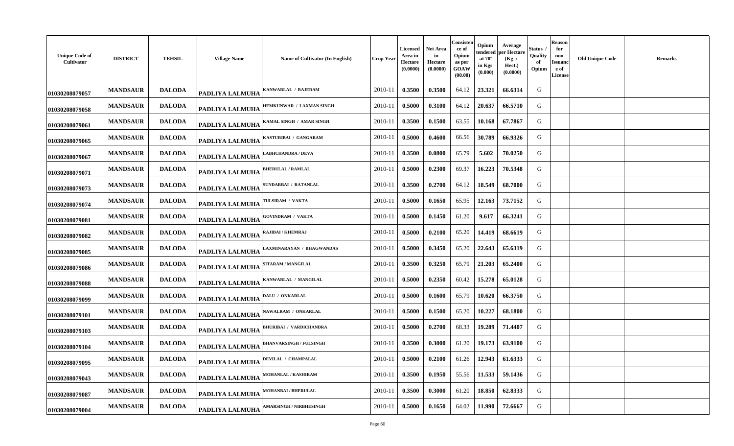| Unique Code of Cultivator | DISTRICT | TEHSIL | Village Name | Name of Cultivator (In English) | Crop Year | Licensed Area in Hectare (0.0000) | Net Area in Hectare (0.0000) | Consistence of Opium as per GOAW (00.00) | Opium tendered at 70° in Kgs (0.000) | Average per Hectare (Kg / Hect.) (0.0000) | Status / Quality of Opium | Reason for non-Issuance of License | Old Unique Code | Remarks |
|---|---|---|---|---|---|---|---|---|---|---|---|---|---|---|
| 01030208079057 | MANDSAUR | DALODA | PADLIYA LALMUHA | KANWARLAL / BAJERAM | 2010-11 | 0.3500 | 0.3500 | 64.12 | 23.321 | 66.6314 | G | | | |
| 01030208079058 | MANDSAUR | DALODA | PADLIYA LALMUHA | HEMKUNWAR / LAXMAN SINGH | 2010-11 | 0.5000 | 0.3100 | 64.12 | 20.637 | 66.5710 | G | | | |
| 01030208079061 | MANDSAUR | DALODA | PADLIYA LALMUHA | KAMAL SINGH / AMAR SINGH | 2010-11 | 0.3500 | 0.1500 | 63.55 | 10.168 | 67.7867 | G | | | |
| 01030208079065 | MANDSAUR | DALODA | PADLIYA LALMUHA | KASTURIBAI / GANGARAM | 2010-11 | 0.5000 | 0.4600 | 66.56 | 30.789 | 66.9326 | G | | | |
| 01030208079067 | MANDSAUR | DALODA | PADLIYA LALMUHA | LABHCHANDRA / DEVA | 2010-11 | 0.3500 | 0.0800 | 65.79 | 5.602 | 70.0250 | G | | | |
| 01030208079071 | MANDSAUR | DALODA | PADLIYA LALMUHA | BHERULAL / RAMLAL | 2010-11 | 0.5000 | 0.2300 | 69.37 | 16.223 | 70.5348 | G | | | |
| 01030208079073 | MANDSAUR | DALODA | PADLIYA LALMUHA | SUNDARBAI / RATANLAL | 2010-11 | 0.3500 | 0.2700 | 64.12 | 18.549 | 68.7000 | G | | | |
| 01030208079074 | MANDSAUR | DALODA | PADLIYA LALMUHA | TULSIRAM / VAKTA | 2010-11 | 0.5000 | 0.1650 | 65.95 | 12.163 | 73.7152 | G | | | |
| 01030208079081 | MANDSAUR | DALODA | PADLIYA LALMUHA | GOVINDRAM / VAKTA | 2010-11 | 0.5000 | 0.1450 | 61.20 | 9.617 | 66.3241 | G | | | |
| 01030208079082 | MANDSAUR | DALODA | PADLIYA LALMUHA | RAJIBAI / KHEMRAJ | 2010-11 | 0.5000 | 0.2100 | 65.20 | 14.419 | 68.6619 | G | | | |
| 01030208079085 | MANDSAUR | DALODA | PADLIYA LALMUHA | LAXMINARAYAN / BHAGWANDAS | 2010-11 | 0.5000 | 0.3450 | 65.20 | 22.643 | 65.6319 | G | | | |
| 01030208079086 | MANDSAUR | DALODA | PADLIYA LALMUHA | SITARAM / MANGILAL | 2010-11 | 0.3500 | 0.3250 | 65.79 | 21.203 | 65.2400 | G | | | |
| 01030208079088 | MANDSAUR | DALODA | PADLIYA LALMUHA | KANWARLAL / MANGILAL | 2010-11 | 0.5000 | 0.2350 | 60.42 | 15.278 | 65.0128 | G | | | |
| 01030208079099 | MANDSAUR | DALODA | PADLIYA LALMUHA | DALU / ONKARLAL | 2010-11 | 0.5000 | 0.1600 | 65.79 | 10.620 | 66.3750 | G | | | |
| 01030208079101 | MANDSAUR | DALODA | PADLIYA LALMUHA | NAWALRAM / ONKARLAL | 2010-11 | 0.5000 | 0.1500 | 65.20 | 10.227 | 68.1800 | G | | | |
| 01030208079103 | MANDSAUR | DALODA | PADLIYA LALMUHA | BHURIBAI / VARDICHANDRA | 2010-11 | 0.5000 | 0.2700 | 68.33 | 19.289 | 71.4407 | G | | | |
| 01030208079104 | MANDSAUR | DALODA | PADLIYA LALMUHA | BHANVARSINGH / FULSINGH | 2010-11 | 0.3500 | 0.3000 | 61.20 | 19.173 | 63.9100 | G | | | |
| 01030208079095 | MANDSAUR | DALODA | PADLIYA LALMUHA | DEVILAL / CHAMPALAL | 2010-11 | 0.5000 | 0.2100 | 61.26 | 12.943 | 61.6333 | G | | | |
| 01030208079043 | MANDSAUR | DALODA | PADLIYA LALMUHA | MOHANLAL / KASHIRAM | 2010-11 | 0.3500 | 0.1950 | 55.56 | 11.533 | 59.1436 | G | | | |
| 01030208079087 | MANDSAUR | DALODA | PADLIYA LALMUHA | MOHANBAI / BHERULAL | 2010-11 | 0.3500 | 0.3000 | 61.20 | 18.850 | 62.8333 | G | | | |
| 01030208079004 | MANDSAUR | DALODA | PADLIYA LALMUHA | AMARSINGH / NIRBHESINGH | 2010-11 | 0.5000 | 0.1650 | 64.02 | 11.990 | 72.6667 | G | | | |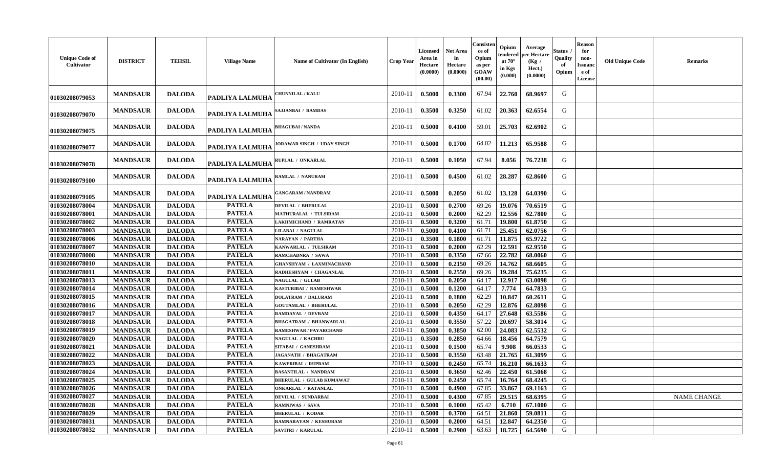| Unique Code of Cultivator | DISTRICT | TEHSIL | Village Name | Name of Cultivator (In English) | Crop Year | Licensed Area in Hectare (0.0000) | Net Area in Hectare (0.0000) | Consistence of Opium as per GOAW (00.00) | Opium tendered at 70° in Kgs (0.000) | Average per Hectare (Kg / Hect.) (0.0000) | Status / Quality of Opium | Reason for non-Issuance of License | Old Unique Code | Remarks |
|---|---|---|---|---|---|---|---|---|---|---|---|---|---|---|
| 01030208079053 | MANDSAUR | DALODA | PADLIYA LALMUHA | CHUNNILAL / KALU | 2010-11 | 0.5000 | 0.3300 | 67.94 | 22.760 | 68.9697 | G | | | |
| 01030208079070 | MANDSAUR | DALODA | PADLIYA LALMUHA | SAJJANBAI / RAMDAS | 2010-11 | 0.3500 | 0.3250 | 61.02 | 20.363 | 62.6554 | G | | | |
| 01030208079075 | MANDSAUR | DALODA | PADLIYA LALMUHA | BHAGUBAI / NANDA | 2010-11 | 0.5000 | 0.4100 | 59.01 | 25.703 | 62.6902 | G | | | |
| 01030208079077 | MANDSAUR | DALODA | PADLIYA LALMUHA | JORAWAR SINGH / UDAY SINGH | 2010-11 | 0.5000 | 0.1700 | 64.02 | 11.213 | 65.9588 | G | | | |
| 01030208079078 | MANDSAUR | DALODA | PADLIYA LALMUHA | RUPLAL / ONKARLAL | 2010-11 | 0.5000 | 0.1050 | 67.94 | 8.056 | 76.7238 | G | | | |
| 01030208079100 | MANDSAUR | DALODA | PADLIYA LALMUHA | RAMLAL / NANURAM | 2010-11 | 0.5000 | 0.4500 | 61.02 | 28.287 | 62.8600 | G | | | |
| 01030208079105 | MANDSAUR | DALODA | PADLIYA LALMUHA | GANGARAM / NANDRAM | 2010-11 | 0.5000 | 0.2050 | 61.02 | 13.128 | 64.0390 | G | | | |
| 01030208078004 | MANDSAUR | DALODA | PATELA | DEVILAL / BHERULAL | 2010-11 | 0.5000 | 0.2700 | 69.26 | 19.076 | 70.6519 | G | | | |
| 01030208078001 | MANDSAUR | DALODA | PATELA | MATHURALAL / TULSIRAM | 2010-11 | 0.5000 | 0.2000 | 62.29 | 12.556 | 62.7800 | G | | | |
| 01030208078002 | MANDSAUR | DALODA | PATELA | LAKHMICHAND / RAMRATAN | 2010-11 | 0.5000 | 0.3200 | 61.71 | 19.800 | 61.8750 | G | | | |
| 01030208078003 | MANDSAUR | DALODA | PATELA | LILABAI / NAGULAL | 2010-11 | 0.5000 | 0.4100 | 61.71 | 25.451 | 62.0756 | G | | | |
| 01030208078006 | MANDSAUR | DALODA | PATELA | NARAYAN / PARTHA | 2010-11 | 0.3500 | 0.1800 | 61.71 | 11.875 | 65.9722 | G | | | |
| 01030208078007 | MANDSAUR | DALODA | PATELA | KANWARLAL / TULSIRAM | 2010-11 | 0.5000 | 0.2000 | 62.29 | 12.591 | 62.9550 | G | | | |
| 01030208078008 | MANDSAUR | DALODA | PATELA | RAMCHADNRA / SAWA | 2010-11 | 0.5000 | 0.3350 | 67.66 | 22.782 | 68.0060 | G | | | |
| 01030208078010 | MANDSAUR | DALODA | PATELA | GHANSHYAM / LAXMINACHAND | 2010-11 | 0.5000 | 0.2150 | 69.26 | 14.762 | 68.6605 | G | | | |
| 01030208078011 | MANDSAUR | DALODA | PATELA | RADHESHYAM / CHAGANLAL | 2010-11 | 0.5000 | 0.2550 | 69.26 | 19.284 | 75.6235 | G | | | |
| 01030208078013 | MANDSAUR | DALODA | PATELA | NAGULAL / GULAB | 2010-11 | 0.5000 | 0.2050 | 64.17 | 12.917 | 63.0098 | G | | | |
| 01030208078014 | MANDSAUR | DALODA | PATELA | KASTURIBAI / RAMESHWAR | 2010-11 | 0.5000 | 0.1200 | 64.17 | 7.774 | 64.7833 | G | | | |
| 01030208078015 | MANDSAUR | DALODA | PATELA | DOLATRAM / DALURAM | 2010-11 | 0.5000 | 0.1800 | 62.29 | 10.847 | 60.2611 | G | | | |
| 01030208078016 | MANDSAUR | DALODA | PATELA | GOUTAMLAL / BHERULAL | 2010-11 | 0.5000 | 0.2050 | 62.29 | 12.876 | 62.8098 | G | | | |
| 01030208078017 | MANDSAUR | DALODA | PATELA | RAMDAYAL / DEVRAM | 2010-11 | 0.5000 | 0.4350 | 64.17 | 27.648 | 63.5586 | G | | | |
| 01030208078018 | MANDSAUR | DALODA | PATELA | BHAGATRAM / BHANWARLAL | 2010-11 | 0.5000 | 0.3550 | 57.22 | 20.697 | 58.3014 | G | | | |
| 01030208078019 | MANDSAUR | DALODA | PATELA | RAMESHWAR / PAYARCHAND | 2010-11 | 0.5000 | 0.3850 | 62.00 | 24.083 | 62.5532 | G | | | |
| 01030208078020 | MANDSAUR | DALODA | PATELA | NAGULAL / KACHRU | 2010-11 | 0.3500 | 0.2850 | 64.66 | 18.456 | 64.7579 | G | | | |
| 01030208078021 | MANDSAUR | DALODA | PATELA | SITABAI / GANESHRAM | 2010-11 | 0.5000 | 0.1500 | 65.74 | 9.908 | 66.0533 | G | | | |
| 01030208078022 | MANDSAUR | DALODA | PATELA | JAGANATH / BHAGATRAM | 2010-11 | 0.5000 | 0.3550 | 63.48 | 21.765 | 61.3099 | G | | | |
| 01030208078023 | MANDSAUR | DALODA | PATELA | KAWERIBAI / RUPRAM | 2010-11 | 0.5000 | 0.2450 | 65.74 | 16.210 | 66.1633 | G | | | |
| 01030208078024 | MANDSAUR | DALODA | PATELA | BASANTILAL / NANDRAM | 2010-11 | 0.5000 | 0.3650 | 62.46 | 22.450 | 61.5068 | G | | | |
| 01030208078025 | MANDSAUR | DALODA | PATELA | BHERULAL / GULAB KUMAWAT | 2010-11 | 0.5000 | 0.2450 | 65.74 | 16.764 | 68.4245 | G | | | |
| 01030208078026 | MANDSAUR | DALODA | PATELA | ONKARLAL / RATANLAL | 2010-11 | 0.5000 | 0.4900 | 67.85 | 33.867 | 69.1163 | G | | | |
| 01030208078027 | MANDSAUR | DALODA | PATELA | DEVILAL / SUNDARBAI | 2010-11 | 0.5000 | 0.4300 | 67.85 | 29.515 | 68.6395 | G | | | NAME CHANGE |
| 01030208078028 | MANDSAUR | DALODA | PATELA | RAMNIWAS / SAVA | 2010-11 | 0.5000 | 0.1000 | 65.42 | 6.710 | 67.1000 | G | | | |
| 01030208078029 | MANDSAUR | DALODA | PATELA | BHERULAL / KODAR | 2010-11 | 0.5000 | 0.3700 | 64.51 | 21.860 | 59.0811 | G | | | |
| 01030208078031 | MANDSAUR | DALODA | PATELA | RAMNARAYAN / KESHURAM | 2010-11 | 0.5000 | 0.2000 | 64.51 | 12.847 | 64.2350 | G | | | |
| 01030208078032 | MANDSAUR | DALODA | PATELA | SAVITRI / KARULAL | 2010-11 | 0.5000 | 0.2900 | 63.63 | 18.725 | 64.5690 | G | | | |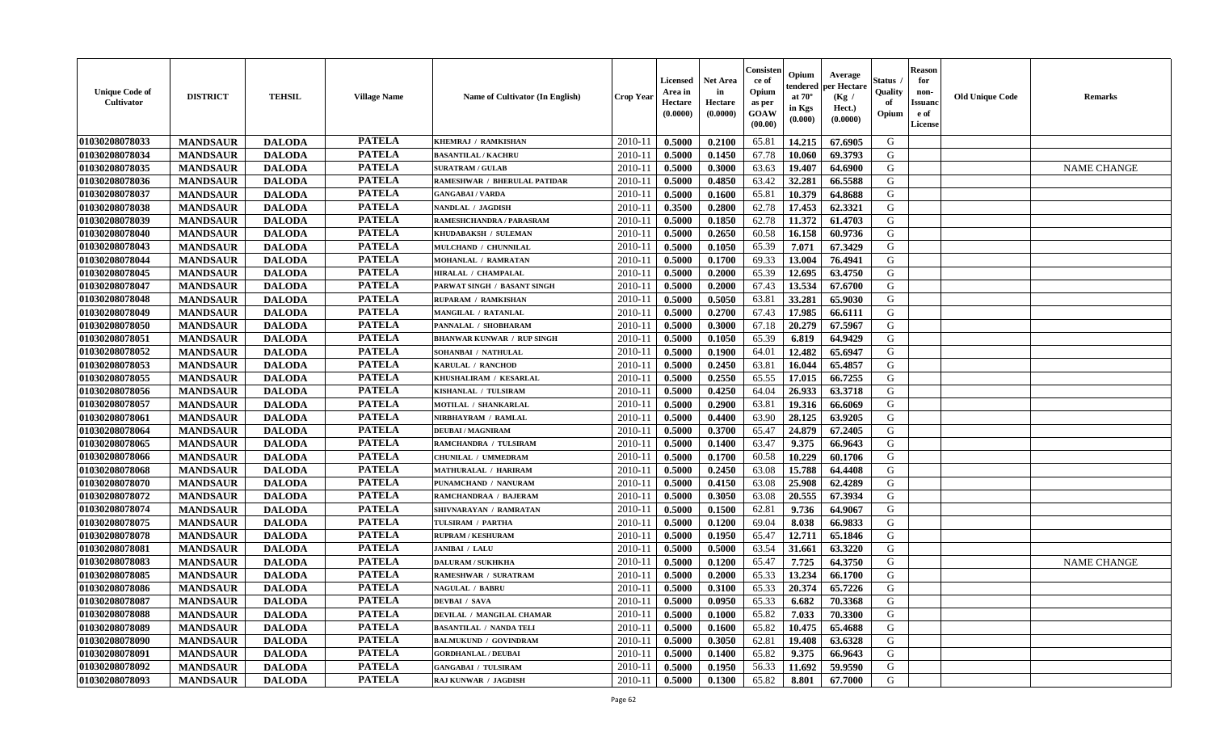| Unique Code of Cultivator | DISTRICT | TEHSIL | Village Name | Name of Cultivator (In English) | Crop Year | Licensed Area in Hectare (0.0000) | Net Area in Hectare (0.0000) | Consistence of Opium as per GOAW (00.00) | Opium tendered at 70° in Kgs (0.000) | Average per Hectare (Kg / Hect.) (0.0000) | Status / Quality of Opium | Reason for non-Issuance of License | Old Unique Code | Remarks |
|---|---|---|---|---|---|---|---|---|---|---|---|---|---|---|
| 01030208078033 | MANDSAUR | DALODA | PATELA | KHEMRAJ / RAMKISHAN | 2010-11 | 0.5000 | 0.2100 | 65.81 | 14.215 | 67.6905 | G | | | |
| 01030208078034 | MANDSAUR | DALODA | PATELA | BASANTILAL / KACHRU | 2010-11 | 0.5000 | 0.1450 | 67.78 | 10.060 | 69.3793 | G | | | |
| 01030208078035 | MANDSAUR | DALODA | PATELA | SURATRAM / GULAB | 2010-11 | 0.5000 | 0.3000 | 63.63 | 19.407 | 64.6900 | G | | | NAME CHANGE |
| 01030208078036 | MANDSAUR | DALODA | PATELA | RAMESHWAR / BHERULAL PATIDAR | 2010-11 | 0.5000 | 0.4850 | 63.42 | 32.281 | 66.5588 | G | | | |
| 01030208078037 | MANDSAUR | DALODA | PATELA | GANGABAI / VARDA | 2010-11 | 0.5000 | 0.1600 | 65.81 | 10.379 | 64.8688 | G | | | |
| 01030208078038 | MANDSAUR | DALODA | PATELA | NANDLAL / JAGDISH | 2010-11 | 0.3500 | 0.2800 | 62.78 | 17.453 | 62.3321 | G | | | |
| 01030208078039 | MANDSAUR | DALODA | PATELA | RAMESHCHANDRA / PARASRAM | 2010-11 | 0.5000 | 0.1850 | 62.78 | 11.372 | 61.4703 | G | | | |
| 01030208078040 | MANDSAUR | DALODA | PATELA | KHUDABAKSH / SULEMAN | 2010-11 | 0.5000 | 0.2650 | 60.58 | 16.158 | 60.9736 | G | | | |
| 01030208078043 | MANDSAUR | DALODA | PATELA | MULCHAND / CHUNNILAL | 2010-11 | 0.5000 | 0.1050 | 65.39 | 7.071 | 67.3429 | G | | | |
| 01030208078044 | MANDSAUR | DALODA | PATELA | MOHANLAL / RAMRATAN | 2010-11 | 0.5000 | 0.1700 | 69.33 | 13.004 | 76.4941 | G | | | |
| 01030208078045 | MANDSAUR | DALODA | PATELA | HIRALAL / CHAMPALAL | 2010-11 | 0.5000 | 0.2000 | 65.39 | 12.695 | 63.4750 | G | | | |
| 01030208078047 | MANDSAUR | DALODA | PATELA | PARWAT SINGH / BASANT SINGH | 2010-11 | 0.5000 | 0.2000 | 67.43 | 13.534 | 67.6700 | G | | | |
| 01030208078048 | MANDSAUR | DALODA | PATELA | RUPARAM / RAMKISHAN | 2010-11 | 0.5000 | 0.5050 | 63.81 | 33.281 | 65.9030 | G | | | |
| 01030208078049 | MANDSAUR | DALODA | PATELA | MANGILAL / RATANLAL | 2010-11 | 0.5000 | 0.2700 | 67.43 | 17.985 | 66.6111 | G | | | |
| 01030208078050 | MANDSAUR | DALODA | PATELA | PANNALAL / SHOBHARAM | 2010-11 | 0.5000 | 0.3000 | 67.18 | 20.279 | 67.5967 | G | | | |
| 01030208078051 | MANDSAUR | DALODA | PATELA | BHANWAR KUNWAR / RUP SINGH | 2010-11 | 0.5000 | 0.1050 | 65.39 | 6.819 | 64.9429 | G | | | |
| 01030208078052 | MANDSAUR | DALODA | PATELA | SOHANBAI / NATHULAL | 2010-11 | 0.5000 | 0.1900 | 64.01 | 12.482 | 65.6947 | G | | | |
| 01030208078053 | MANDSAUR | DALODA | PATELA | KARULAL / RANCHOD | 2010-11 | 0.5000 | 0.2450 | 63.81 | 16.044 | 65.4857 | G | | | |
| 01030208078055 | MANDSAUR | DALODA | PATELA | KHUSHALIRAM / KESARLAL | 2010-11 | 0.5000 | 0.2550 | 65.55 | 17.015 | 66.7255 | G | | | |
| 01030208078056 | MANDSAUR | DALODA | PATELA | KISHANLAL / TULSIRAM | 2010-11 | 0.5000 | 0.4250 | 64.04 | 26.933 | 63.3718 | G | | | |
| 01030208078057 | MANDSAUR | DALODA | PATELA | MOTILAL / SHANKARLAL | 2010-11 | 0.5000 | 0.2900 | 63.81 | 19.316 | 66.6069 | G | | | |
| 01030208078061 | MANDSAUR | DALODA | PATELA | NIRBHAYRAM / RAMLAL | 2010-11 | 0.5000 | 0.4400 | 63.90 | 28.125 | 63.9205 | G | | | |
| 01030208078064 | MANDSAUR | DALODA | PATELA | DEUBAI / MAGNIRAM | 2010-11 | 0.5000 | 0.3700 | 65.47 | 24.879 | 67.2405 | G | | | |
| 01030208078065 | MANDSAUR | DALODA | PATELA | RAMCHANDRA / TULSIRAM | 2010-11 | 0.5000 | 0.1400 | 63.47 | 9.375 | 66.9643 | G | | | |
| 01030208078066 | MANDSAUR | DALODA | PATELA | CHUNILAL / UMMEDRAM | 2010-11 | 0.5000 | 0.1700 | 60.58 | 10.229 | 60.1706 | G | | | |
| 01030208078068 | MANDSAUR | DALODA | PATELA | MATHURALAL / HARIRAM | 2010-11 | 0.5000 | 0.2450 | 63.08 | 15.788 | 64.4408 | G | | | |
| 01030208078070 | MANDSAUR | DALODA | PATELA | PUNAMCHAND / NANURAM | 2010-11 | 0.5000 | 0.4150 | 63.08 | 25.908 | 62.4289 | G | | | |
| 01030208078072 | MANDSAUR | DALODA | PATELA | RAMCHANDRAA / BAJERAM | 2010-11 | 0.5000 | 0.3050 | 63.08 | 20.555 | 67.3934 | G | | | |
| 01030208078074 | MANDSAUR | DALODA | PATELA | SHIVNARAYAN / RAMRATAN | 2010-11 | 0.5000 | 0.1500 | 62.81 | 9.736 | 64.9067 | G | | | |
| 01030208078075 | MANDSAUR | DALODA | PATELA | TULSIRAM / PARTHA | 2010-11 | 0.5000 | 0.1200 | 69.04 | 8.038 | 66.9833 | G | | | |
| 01030208078078 | MANDSAUR | DALODA | PATELA | RUPRAM / KESHURAM | 2010-11 | 0.5000 | 0.1950 | 65.47 | 12.711 | 65.1846 | G | | | |
| 01030208078081 | MANDSAUR | DALODA | PATELA | JANIBAI / LALU | 2010-11 | 0.5000 | 0.5000 | 63.54 | 31.661 | 63.3220 | G | | | |
| 01030208078083 | MANDSAUR | DALODA | PATELA | DALURAM / SUKHKHA | 2010-11 | 0.5000 | 0.1200 | 65.47 | 7.725 | 64.3750 | G | | | NAME CHANGE |
| 01030208078085 | MANDSAUR | DALODA | PATELA | RAMESHWAR / SURATRAM | 2010-11 | 0.5000 | 0.2000 | 65.33 | 13.234 | 66.1700 | G | | | |
| 01030208078086 | MANDSAUR | DALODA | PATELA | NAGULAL / BABRU | 2010-11 | 0.5000 | 0.3100 | 65.33 | 20.374 | 65.7226 | G | | | |
| 01030208078087 | MANDSAUR | DALODA | PATELA | DEVBAI / SAVA | 2010-11 | 0.5000 | 0.0950 | 65.33 | 6.682 | 70.3368 | G | | | |
| 01030208078088 | MANDSAUR | DALODA | PATELA | DEVILAL / MANGILAL CHAMAR | 2010-11 | 0.5000 | 0.1000 | 65.82 | 7.033 | 70.3300 | G | | | |
| 01030208078089 | MANDSAUR | DALODA | PATELA | BASANTILAL / NANDA TELI | 2010-11 | 0.5000 | 0.1600 | 65.82 | 10.475 | 65.4688 | G | | | |
| 01030208078090 | MANDSAUR | DALODA | PATELA | BALMUKUND / GOVINDRAM | 2010-11 | 0.5000 | 0.3050 | 62.81 | 19.408 | 63.6328 | G | | | |
| 01030208078091 | MANDSAUR | DALODA | PATELA | GORDHANLAL / DEUBAI | 2010-11 | 0.5000 | 0.1400 | 65.82 | 9.375 | 66.9643 | G | | | |
| 01030208078092 | MANDSAUR | DALODA | PATELA | GANGABAI / TULSIRAM | 2010-11 | 0.5000 | 0.1950 | 56.33 | 11.692 | 59.9590 | G | | | |
| 01030208078093 | MANDSAUR | DALODA | PATELA | RAJ KUNWAR / JAGDISH | 2010-11 | 0.5000 | 0.1300 | 65.82 | 8.801 | 67.7000 | G | | | |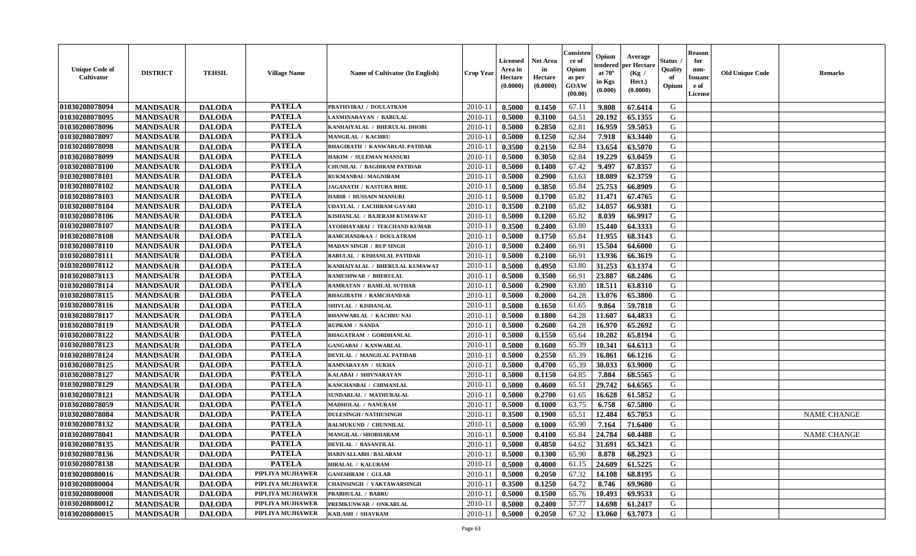| Unique Code of Cultivator | DISTRICT | TEHSIL | Village Name | Name of Cultivator (In English) | Crop Year | Licensed Area in Hectare (0.0000) | Net Area in Hectare (0.0000) | Consistence of Opium as per GOAW (00.00) | Opium tendered at 70° in Kgs (0.000) | Average per Hectare (Kg / Hect.) (0.0000) | Status / Quality of Opium | Reason for non-Issuance of License | Old Unique Code | Remarks |
|---|---|---|---|---|---|---|---|---|---|---|---|---|---|---|
| 01030208078094 | MANDSAUR | DALODA | PATELA | PRATHVIRAJ / DOULATRAM | 2010-11 | 0.5000 | 0.1450 | 67.11 | 9.808 | 67.6414 | G | | | |
| 01030208078095 | MANDSAUR | DALODA | PATELA | LAXMINARAYAN / BABULAL | 2010-11 | 0.5000 | 0.3100 | 64.51 | 20.192 | 65.1355 | G | | | |
| 01030208078096 | MANDSAUR | DALODA | PATELA | KANHAIYALAL / BHERULAL DHOBI | 2010-11 | 0.5000 | 0.2850 | 62.81 | 16.959 | 59.5053 | G | | | |
| 01030208078097 | MANDSAUR | DALODA | PATELA | MANGILAL / KACHRU | 2010-11 | 0.5000 | 0.1250 | 62.84 | 7.918 | 63.3440 | G | | | |
| 01030208078098 | MANDSAUR | DALODA | PATELA | BHAGIRATH / KANWARLAL PATIDAR | 2010-11 | 0.3500 | 0.2150 | 62.84 | 13.654 | 63.5070 | G | | | |
| 01030208078099 | MANDSAUR | DALODA | PATELA | HAKIM / SULEMAN MANSURI | 2010-11 | 0.5000 | 0.3050 | 62.84 | 19.229 | 63.0459 | G | | | |
| 01030208078100 | MANDSAUR | DALODA | PATELA | CHUNILAL / BAGDIRAM PATIDAR | 2010-11 | 0.5000 | 0.1400 | 67.42 | 9.497 | 67.8357 | G | | | |
| 01030208078101 | MANDSAUR | DALODA | PATELA | RUKMANBAI / MAGNIRAM | 2010-11 | 0.5000 | 0.2900 | 63.63 | 18.089 | 62.3759 | G | | | |
| 01030208078102 | MANDSAUR | DALODA | PATELA | JAGANATH / KASTURA BHIL | 2010-11 | 0.5000 | 0.3850 | 65.84 | 25.753 | 66.8909 | G | | | |
| 01030208078103 | MANDSAUR | DALODA | PATELA | HABIB / HUSSAIN MANSURI | 2010-11 | 0.5000 | 0.1700 | 65.82 | 11.471 | 67.4765 | G | | | |
| 01030208078104 | MANDSAUR | DALODA | PATELA | UDAYLAL / LACHIRAM GAYARI | 2010-11 | 0.3500 | 0.2100 | 65.82 | 14.057 | 66.9381 | G | | | |
| 01030208078106 | MANDSAUR | DALODA | PATELA | KISHANLAL / BAJERAM KUMAWAT | 2010-11 | 0.5000 | 0.1200 | 65.82 | 8.039 | 66.9917 | G | | | |
| 01030208078107 | MANDSAUR | DALODA | PATELA | AYODHAYABAI / TEKCHAND KUMAR | 2010-11 | 0.3500 | 0.2400 | 63.80 | 15.440 | 64.3333 | G | | | |
| 01030208078108 | MANDSAUR | DALODA | PATELA | RAMCHANDRAA / DOULATRAM | 2010-11 | 0.5000 | 0.1750 | 65.84 | 11.955 | 68.3143 | G | | | |
| 01030208078110 | MANDSAUR | DALODA | PATELA | MADAN SINGH / RUP SINGH | 2010-11 | 0.5000 | 0.2400 | 66.91 | 15.504 | 64.6000 | G | | | |
| 01030208078111 | MANDSAUR | DALODA | PATELA | BABULAL / KISHANLAL PATIDAR | 2010-11 | 0.5000 | 0.2100 | 66.91 | 13.936 | 66.3619 | G | | | |
| 01030208078112 | MANDSAUR | DALODA | PATELA | KANHAIYALAL / BHERULAL KUMAWAT | 2010-11 | 0.5000 | 0.4950 | 63.80 | 31.253 | 63.1374 | G | | | |
| 01030208078113 | MANDSAUR | DALODA | PATELA | RAMESHWAR / BHERULAL | 2010-11 | 0.5000 | 0.3500 | 66.91 | 23.887 | 68.2486 | G | | | |
| 01030208078114 | MANDSAUR | DALODA | PATELA | RAMRATAN / RAMLAL SUTHAR | 2010-11 | 0.5000 | 0.2900 | 63.80 | 18.511 | 63.8310 | G | | | |
| 01030208078115 | MANDSAUR | DALODA | PATELA | BHAGIRATH / RAMCHANDAR | 2010-11 | 0.5000 | 0.2000 | 64.28 | 13.076 | 65.3800 | G | | | |
| 01030208078116 | MANDSAUR | DALODA | PATELA | SHIVLAL / KISHANLAL | 2010-11 | 0.5000 | 0.1650 | 61.65 | 9.864 | 59.7818 | G | | | |
| 01030208078117 | MANDSAUR | DALODA | PATELA | BHANWARLAL / KACHRU NAI | 2010-11 | 0.5000 | 0.1800 | 64.28 | 11.607 | 64.4833 | G | | | |
| 01030208078119 | MANDSAUR | DALODA | PATELA | RUPRAM / NANDA | 2010-11 | 0.5000 | 0.2600 | 64.28 | 16.970 | 65.2692 | G | | | |
| 01030208078122 | MANDSAUR | DALODA | PATELA | BHAGATRAM / GORDHANLAL | 2010-11 | 0.5000 | 0.1550 | 65.64 | 10.202 | 65.8194 | G | | | |
| 01030208078123 | MANDSAUR | DALODA | PATELA | GANGABAI / KANWARLAL | 2010-11 | 0.5000 | 0.1600 | 65.39 | 10.341 | 64.6313 | G | | | |
| 01030208078124 | MANDSAUR | DALODA | PATELA | DEVILAL / MANGILAL PATIDAR | 2010-11 | 0.5000 | 0.2550 | 65.39 | 16.861 | 66.1216 | G | | | |
| 01030208078125 | MANDSAUR | DALODA | PATELA | RAMNARAYAN / SUKHA | 2010-11 | 0.5000 | 0.4700 | 65.39 | 30.033 | 63.9000 | G | | | |
| 01030208078127 | MANDSAUR | DALODA | PATELA | KALABAI / SHIVNARAYAN | 2010-11 | 0.5000 | 0.1150 | 64.85 | 7.884 | 68.5565 | G | | | |
| 01030208078129 | MANDSAUR | DALODA | PATELA | KANCHANBAI / CHIMANLAL | 2010-11 | 0.5000 | 0.4600 | 65.51 | 29.742 | 64.6565 | G | | | |
| 01030208078121 | MANDSAUR | DALODA | PATELA | SUNDARLAL / MATHURALAL | 2010-11 | 0.5000 | 0.2700 | 61.65 | 16.628 | 61.5852 | G | | | |
| 01030208078059 | MANDSAUR | DALODA | PATELA | MADHOLAL / NANURAM | 2010-11 | 0.5000 | 0.1000 | 63.75 | 6.758 | 67.5800 | G | | | |
| 01030208078084 | MANDSAUR | DALODA | PATELA | DULESINGH / NATHUSINGH | 2010-11 | 0.3500 | 0.1900 | 65.51 | 12.484 | 65.7053 | G | | | NAME CHANGE |
| 01030208078132 | MANDSAUR | DALODA | PATELA | BALMUKUND / CHUNNILAL | 2010-11 | 0.5000 | 0.1000 | 65.90 | 7.164 | 71.6400 | G | | | |
| 01030208078041 | MANDSAUR | DALODA | PATELA | MANGILAL / SHOBHARAM | 2010-11 | 0.5000 | 0.4100 | 65.84 | 24.784 | 60.4488 | G | | | NAME CHANGE |
| 01030208078135 | MANDSAUR | DALODA | PATELA | DEVILAL / BASANTILAL | 2010-11 | 0.5000 | 0.4850 | 64.62 | 31.691 | 65.3423 | G | | | |
| 01030208078136 | MANDSAUR | DALODA | PATELA | HARIVALLABH / BALARAM | 2010-11 | 0.5000 | 0.1300 | 65.90 | 8.878 | 68.2923 | G | | | |
| 01030208078138 | MANDSAUR | DALODA | PATELA | HIRALAL / KALURAM | 2010-11 | 0.5000 | 0.4000 | 61.15 | 24.609 | 61.5225 | G | | | |
| 01030208080016 | MANDSAUR | DALODA | PIPLIYA MUJHAWER | GANESHRAM / GULAB | 2010-11 | 0.5000 | 0.2050 | 67.32 | 14.108 | 68.8195 | G | | | |
| 01030208080004 | MANDSAUR | DALODA | PIPLIYA MUJHAWER | CHAINSINGH / VAKTAWARSINGH | 2010-11 | 0.3500 | 0.1250 | 64.72 | 8.746 | 69.9680 | G | | | |
| 01030208080008 | MANDSAUR | DALODA | PIPLIYA MUJHAWER | PRABHULAL / BABRU | 2010-11 | 0.5000 | 0.1500 | 65.76 | 10.493 | 69.9533 | G | | | |
| 01030208080012 | MANDSAUR | DALODA | PIPLIYA MUJHAWER | PREMKUNWAR / ONKARLAL | 2010-11 | 0.5000 | 0.2400 | 57.77 | 14.698 | 61.2417 | G | | | |
| 01030208080015 | MANDSAUR | DALODA | PIPLIYA MUJHAWER | KAILASH / SHAVRAM | 2010-11 | 0.5000 | 0.2050 | 67.32 | 13.060 | 63.7073 | G | | | |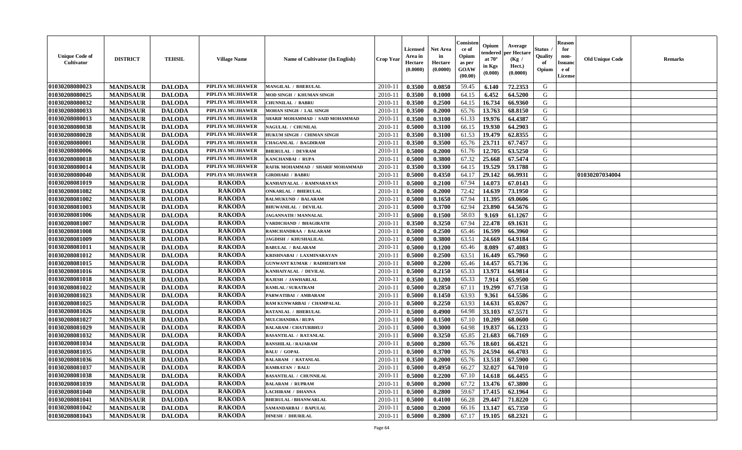| Unique Code of Cultivator | DISTRICT | TEHSIL | Village Name | Name of Cultivator (In English) | Crop Year | Licensed Area in Hectare (0.0000) | Net Area in Hectare (0.0000) | Consistence of Opium as per GOAW (00.00) | Opium tendered at 70° in Kgs (0.000) | Average per Hectare (Kg / Hect.) (0.0000) | Status / Quality of Opium | Reason for non-Issuance of License | Old Unique Code | Remarks |
|---|---|---|---|---|---|---|---|---|---|---|---|---|---|---|
| 01030208080023 | MANDSAUR | DALODA | PIPLIYA MUJHAWER | MANGILAL / BHERULAL | 2010-11 | 0.3500 | 0.0850 | 59.45 | 6.140 | 72.2353 | G | | | |
| 01030208080025 | MANDSAUR | DALODA | PIPLIYA MUJHAWER | MOD SINGH / KHUMAN SINGH | 2010-11 | 0.3500 | 0.1000 | 64.15 | 6.452 | 64.5200 | G | | | |
| 01030208080032 | MANDSAUR | DALODA | PIPLIYA MUJHAWER | CHUNNILAL / BABRU | 2010-11 | 0.3500 | 0.2500 | 64.15 | 16.734 | 66.9360 | G | | | |
| 01030208080033 | MANDSAUR | DALODA | PIPLIYA MUJHAWER | MOHAN SINGH / LAL SINGH | 2010-11 | 0.3500 | 0.2000 | 65.76 | 13.763 | 68.8150 | G | | | |
| 01030208080013 | MANDSAUR | DALODA | PIPLIYA MUJHAWER | SHARIF MOHAMMAD / SAID MOHAMMAD | 2010-11 | 0.3500 | 0.3100 | 61.33 | 19.976 | 64.4387 | G | | | |
| 01030208080038 | MANDSAUR | DALODA | PIPLIYA MUJHAWER | NAGULAL / CHUNILAL | 2010-11 | 0.5000 | 0.3100 | 66.15 | 19.930 | 64.2903 | G | | | |
| 01030208080028 | MANDSAUR | DALODA | PIPLIYA MUJHAWER | HUKUM SINGH / CHIMAN SINGH | 2010-11 | 0.3500 | 0.3100 | 61.53 | 19.479 | 62.8355 | G | | | |
| 01030208080001 | MANDSAUR | DALODA | PIPLIYA MUJHAWER | CHAGANLAL / BAGDIRAM | 2010-11 | 0.3500 | 0.3500 | 65.76 | 23.711 | 67.7457 | G | | | |
| 01030208080006 | MANDSAUR | DALODA | PIPLIYA MUJHAWER | BHERULAL / DEVRAM | 2010-11 | 0.5000 | 0.2000 | 61.76 | 12.705 | 63.5250 | G | | | |
| 01030208080018 | MANDSAUR | DALODA | PIPLIYA MUJHAWER | KANCHANBAI / RUPA | 2010-11 | 0.5000 | 0.3800 | 67.32 | 25.668 | 67.5474 | G | | | |
| 01030208080014 | MANDSAUR | DALODA | PIPLIYA MUJHAWER | RAFIK MOHAMMAD / SHARIF MOHAMMAD | 2010-11 | 0.3500 | 0.3300 | 64.15 | 19.529 | 59.1788 | G | | | |
| 01030208080040 | MANDSAUR | DALODA | PIPLIYA MUJHAWER | GIRDHARI / BABRU | 2010-11 | 0.5000 | 0.4350 | 64.17 | 29.142 | 66.9931 | G | | 01030207034004 | |
| 01030208081019 | MANDSAUR | DALODA | RAKODA | KANHAIYALAL / RAMNARAYAN | 2010-11 | 0.5000 | 0.2100 | 67.94 | 14.073 | 67.0143 | G | | | |
| 01030208081082 | MANDSAUR | DALODA | RAKODA | ONKARLAL / BHERULAL | 2010-11 | 0.5000 | 0.2000 | 72.42 | 14.639 | 73.1950 | G | | | |
| 01030208081002 | MANDSAUR | DALODA | RAKODA | BALMUKUND / BALARAM | 2010-11 | 0.5000 | 0.1650 | 67.94 | 11.395 | 69.0606 | G | | | |
| 01030208081003 | MANDSAUR | DALODA | RAKODA | BHUWANILAL / DEVILAL | 2010-11 | 0.5000 | 0.3700 | 62.94 | 23.890 | 64.5676 | G | | | |
| 01030208081006 | MANDSAUR | DALODA | RAKODA | JAGANNATH / MANNALAL | 2010-11 | 0.5000 | 0.1500 | 58.03 | 9.169 | 61.1267 | G | | | |
| 01030208081007 | MANDSAUR | DALODA | RAKODA | VARDICHAND / BHAGIRATH | 2010-11 | 0.3500 | 0.3250 | 67.94 | 22.478 | 69.1631 | G | | | |
| 01030208081008 | MANDSAUR | DALODA | RAKODA | RAMCHANDRAA / BALARAM | 2010-11 | 0.5000 | 0.2500 | 65.46 | 16.599 | 66.3960 | G | | | |
| 01030208081009 | MANDSAUR | DALODA | RAKODA | JAGDISH / KHUSHALILAL | 2010-11 | 0.5000 | 0.3800 | 63.51 | 24.669 | 64.9184 | G | | | |
| 01030208081011 | MANDSAUR | DALODA | RAKODA | BABULAL / BALARAM | 2010-11 | 0.5000 | 0.1200 | 65.46 | 8.089 | 67.4083 | G | | | |
| 01030208081012 | MANDSAUR | DALODA | RAKODA | KRISHNABAI / LAXMINARAYAN | 2010-11 | 0.5000 | 0.2500 | 63.51 | 16.449 | 65.7960 | G | | | |
| 01030208081015 | MANDSAUR | DALODA | RAKODA | GUNWANT KUMAR / RADHESHYAM | 2010-11 | 0.5000 | 0.2200 | 65.46 | 14.457 | 65.7136 | G | | | |
| 01030208081016 | MANDSAUR | DALODA | RAKODA | KANHAIYALAL / DEVILAL | 2010-11 | 0.5000 | 0.2150 | 65.33 | 13.971 | 64.9814 | G | | | |
| 01030208081018 | MANDSAUR | DALODA | RAKODA | RAJESH / JAWHARLAL | 2010-11 | 0.3500 | 0.1200 | 65.33 | 7.914 | 65.9500 | G | | | |
| 01030208081022 | MANDSAUR | DALODA | RAKODA | RAMLAL / SURATRAM | 2010-11 | 0.5000 | 0.2850 | 67.11 | 19.299 | 67.7158 | G | | | |
| 01030208081023 | MANDSAUR | DALODA | RAKODA | PARWATIBAI / AMBARAM | 2010-11 | 0.5000 | 0.1450 | 63.93 | 9.361 | 64.5586 | G | | | |
| 01030208081025 | MANDSAUR | DALODA | RAKODA | RAM KUNWARBAI / CHAMPALAL | 2010-11 | 0.5000 | 0.2250 | 63.93 | 14.631 | 65.0267 | G | | | |
| 01030208081026 | MANDSAUR | DALODA | RAKODA | RATANLAL / BHERULAL | 2010-11 | 0.5000 | 0.4900 | 64.98 | 33.103 | 67.5571 | G | | | |
| 01030208081027 | MANDSAUR | DALODA | RAKODA | MULCHANDRA / RUPA | 2010-11 | 0.5000 | 0.1500 | 67.10 | 10.209 | 68.0600 | G | | | |
| 01030208081029 | MANDSAUR | DALODA | RAKODA | BALARAM / CHATURBHUJ | 2010-11 | 0.5000 | 0.3000 | 64.98 | 19.837 | 66.1233 | G | | | |
| 01030208081032 | MANDSAUR | DALODA | RAKODA | BASANTILAL / RATANLAL | 2010-11 | 0.5000 | 0.3250 | 65.85 | 21.683 | 66.7169 | G | | | |
| 01030208081034 | MANDSAUR | DALODA | RAKODA | BANSHILAL / RAJARAM | 2010-11 | 0.5000 | 0.2800 | 65.76 | 18.601 | 66.4321 | G | | | |
| 01030208081035 | MANDSAUR | DALODA | RAKODA | BALU / GOPAL | 2010-11 | 0.5000 | 0.3700 | 65.76 | 24.594 | 66.4703 | G | | | |
| 01030208081036 | MANDSAUR | DALODA | RAKODA | BALARAM / RATANLAL | 2010-11 | 0.3500 | 0.2000 | 65.76 | 13.518 | 67.5900 | G | | | |
| 01030208081037 | MANDSAUR | DALODA | RAKODA | RAMRATAN / BALU | 2010-11 | 0.5000 | 0.4950 | 66.27 | 32.027 | 64.7010 | G | | | |
| 01030208081038 | MANDSAUR | DALODA | RAKODA | BASANTILAL / CHUNNILAL | 2010-11 | 0.5000 | 0.2200 | 67.10 | 14.618 | 66.4455 | G | | | |
| 01030208081039 | MANDSAUR | DALODA | RAKODA | BALARAM / RUPRAM | 2010-11 | 0.5000 | 0.2000 | 67.72 | 13.476 | 67.3800 | G | | | |
| 01030208081040 | MANDSAUR | DALODA | RAKODA | LACHIRAM / DHANNA | 2010-11 | 0.5000 | 0.2800 | 59.67 | 17.415 | 62.1964 | G | | | |
| 01030208081041 | MANDSAUR | DALODA | RAKODA | BHERULAL / BHANWARLAL | 2010-11 | 0.5000 | 0.4100 | 66.28 | 29.447 | 71.8220 | G | | | |
| 01030208081042 | MANDSAUR | DALODA | RAKODA | SAMANDARBAI / BAPULAL | 2010-11 | 0.5000 | 0.2000 | 66.16 | 13.147 | 65.7350 | G | | | |
| 01030208081043 | MANDSAUR | DALODA | RAKODA | DINESH / DHURILAL | 2010-11 | 0.5000 | 0.2800 | 67.17 | 19.105 | 68.2321 | G | | | |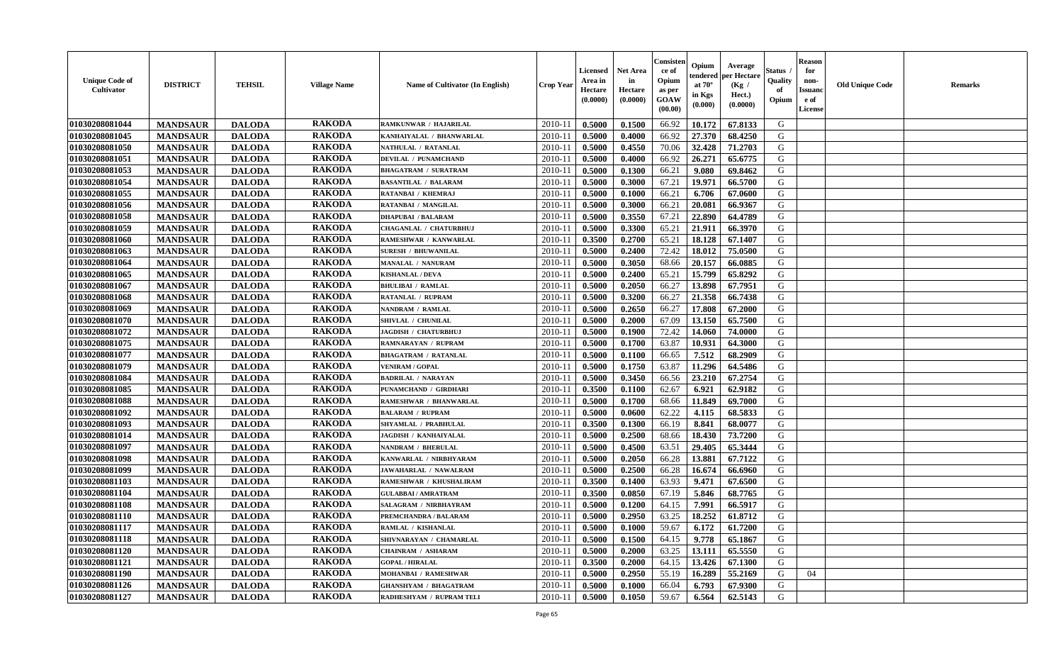| Unique Code of Cultivator | DISTRICT | TEHSIL | Village Name | Name of Cultivator (In English) | Crop Year | Licensed Area in Hectare (0.0000) | Net Area in Hectare (0.0000) | Consistence of Opium as per GOAW (00.00) | Opium tendered at 70° in Kgs (0.000) | Average per Hectare (Kg / Hect.) (0.0000) | Status / Quality of Opium | Reason for non-Issuance of License | Old Unique Code | Remarks |
|---|---|---|---|---|---|---|---|---|---|---|---|---|---|---|
| 01030208081044 | MANDSAUR | DALODA | RAKODA | RAMKUNWAR / HAJARILAL | 2010-11 | 0.5000 | 0.1500 | 66.92 | 10.172 | 67.8133 | G | | | |
| 01030208081045 | MANDSAUR | DALODA | RAKODA | KANHAIYALAL / BHANWARLAL | 2010-11 | 0.5000 | 0.4000 | 66.92 | 27.370 | 68.4250 | G | | | |
| 01030208081050 | MANDSAUR | DALODA | RAKODA | NATHULAL / RATANLAL | 2010-11 | 0.5000 | 0.4550 | 70.06 | 32.428 | 71.2703 | G | | | |
| 01030208081051 | MANDSAUR | DALODA | RAKODA | DEVILAL / PUNAMCHAND | 2010-11 | 0.5000 | 0.4000 | 66.92 | 26.271 | 65.6775 | G | | | |
| 01030208081053 | MANDSAUR | DALODA | RAKODA | BHAGATRAM / SURATRAM | 2010-11 | 0.5000 | 0.1300 | 66.21 | 9.080 | 69.8462 | G | | | |
| 01030208081054 | MANDSAUR | DALODA | RAKODA | BASANTILAL / BALARAM | 2010-11 | 0.5000 | 0.3000 | 67.21 | 19.971 | 66.5700 | G | | | |
| 01030208081055 | MANDSAUR | DALODA | RAKODA | RATANBAI / KHEMRAJ | 2010-11 | 0.5000 | 0.1000 | 66.21 | 6.706 | 67.0600 | G | | | |
| 01030208081056 | MANDSAUR | DALODA | RAKODA | RATANBAI / MANGILAL | 2010-11 | 0.5000 | 0.3000 | 66.21 | 20.081 | 66.9367 | G | | | |
| 01030208081058 | MANDSAUR | DALODA | RAKODA | DHAPUBAI / BALARAM | 2010-11 | 0.5000 | 0.3550 | 67.21 | 22.890 | 64.4789 | G | | | |
| 01030208081059 | MANDSAUR | DALODA | RAKODA | CHAGANLAL / CHATURBHUJ | 2010-11 | 0.5000 | 0.3300 | 65.21 | 21.911 | 66.3970 | G | | | |
| 01030208081060 | MANDSAUR | DALODA | RAKODA | RAMESHWAR / KANWARLAL | 2010-11 | 0.3500 | 0.2700 | 65.21 | 18.128 | 67.1407 | G | | | |
| 01030208081063 | MANDSAUR | DALODA | RAKODA | SURESH / BHUWANILAL | 2010-11 | 0.5000 | 0.2400 | 72.42 | 18.012 | 75.0500 | G | | | |
| 01030208081064 | MANDSAUR | DALODA | RAKODA | MANALAL / NANURAM | 2010-11 | 0.5000 | 0.3050 | 68.66 | 20.157 | 66.0885 | G | | | |
| 01030208081065 | MANDSAUR | DALODA | RAKODA | KISHANLAL / DEVA | 2010-11 | 0.5000 | 0.2400 | 65.21 | 15.799 | 65.8292 | G | | | |
| 01030208081067 | MANDSAUR | DALODA | RAKODA | BHULIBAI / RAMLAL | 2010-11 | 0.5000 | 0.2050 | 66.27 | 13.898 | 67.7951 | G | | | |
| 01030208081068 | MANDSAUR | DALODA | RAKODA | RATANLAL / RUPRAM | 2010-11 | 0.5000 | 0.3200 | 66.27 | 21.358 | 66.7438 | G | | | |
| 01030208081069 | MANDSAUR | DALODA | RAKODA | NANDRAM / RAMLAL | 2010-11 | 0.5000 | 0.2650 | 66.27 | 17.808 | 67.2000 | G | | | |
| 01030208081070 | MANDSAUR | DALODA | RAKODA | SHIVLAL / CHUNILAL | 2010-11 | 0.5000 | 0.2000 | 67.09 | 13.150 | 65.7500 | G | | | |
| 01030208081072 | MANDSAUR | DALODA | RAKODA | JAGDISH / CHATURBHUJ | 2010-11 | 0.5000 | 0.1900 | 72.42 | 14.060 | 74.0000 | G | | | |
| 01030208081075 | MANDSAUR | DALODA | RAKODA | RAMNARAYAN / RUPRAM | 2010-11 | 0.5000 | 0.1700 | 63.87 | 10.931 | 64.3000 | G | | | |
| 01030208081077 | MANDSAUR | DALODA | RAKODA | BHAGATRAM / RATANLAL | 2010-11 | 0.5000 | 0.1100 | 66.65 | 7.512 | 68.2909 | G | | | |
| 01030208081079 | MANDSAUR | DALODA | RAKODA | VENIRAM / GOPAL | 2010-11 | 0.5000 | 0.1750 | 63.87 | 11.296 | 64.5486 | G | | | |
| 01030208081084 | MANDSAUR | DALODA | RAKODA | BADRILAL / NARAYAN | 2010-11 | 0.5000 | 0.3450 | 66.56 | 23.210 | 67.2754 | G | | | |
| 01030208081085 | MANDSAUR | DALODA | RAKODA | PUNAMCHAND / GIRDHARI | 2010-11 | 0.3500 | 0.1100 | 62.67 | 6.921 | 62.9182 | G | | | |
| 01030208081088 | MANDSAUR | DALODA | RAKODA | RAMESHWAR / BHANWARLAL | 2010-11 | 0.5000 | 0.1700 | 68.66 | 11.849 | 69.7000 | G | | | |
| 01030208081092 | MANDSAUR | DALODA | RAKODA | BALARAM / RUPRAM | 2010-11 | 0.5000 | 0.0600 | 62.22 | 4.115 | 68.5833 | G | | | |
| 01030208081093 | MANDSAUR | DALODA | RAKODA | SHYAMLAL / PRABHULAL | 2010-11 | 0.3500 | 0.1300 | 66.19 | 8.841 | 68.0077 | G | | | |
| 01030208081014 | MANDSAUR | DALODA | RAKODA | JAGDISH / KANHAIYALAL | 2010-11 | 0.5000 | 0.2500 | 68.66 | 18.430 | 73.7200 | G | | | |
| 01030208081097 | MANDSAUR | DALODA | RAKODA | NANDRAM / BHERULAL | 2010-11 | 0.5000 | 0.4500 | 63.51 | 29.405 | 65.3444 | G | | | |
| 01030208081098 | MANDSAUR | DALODA | RAKODA | KANWARLAL / NIRBHYARAM | 2010-11 | 0.5000 | 0.2050 | 66.28 | 13.881 | 67.7122 | G | | | |
| 01030208081099 | MANDSAUR | DALODA | RAKODA | JAWAHARLAL / NAWALRAM | 2010-11 | 0.5000 | 0.2500 | 66.28 | 16.674 | 66.6960 | G | | | |
| 01030208081103 | MANDSAUR | DALODA | RAKODA | RAMESHWAR / KHUSHALIRAM | 2010-11 | 0.3500 | 0.1400 | 63.93 | 9.471 | 67.6500 | G | | | |
| 01030208081104 | MANDSAUR | DALODA | RAKODA | GULABBAI / AMRATRAM | 2010-11 | 0.3500 | 0.0850 | 67.19 | 5.846 | 68.7765 | G | | | |
| 01030208081108 | MANDSAUR | DALODA | RAKODA | SALAGRAM / NIRBHAYRAM | 2010-11 | 0.5000 | 0.1200 | 64.15 | 7.991 | 66.5917 | G | | | |
| 01030208081110 | MANDSAUR | DALODA | RAKODA | PREMCHANDRA / BALARAM | 2010-11 | 0.5000 | 0.2950 | 63.25 | 18.252 | 61.8712 | G | | | |
| 01030208081117 | MANDSAUR | DALODA | RAKODA | RAMLAL / KISHANLAL | 2010-11 | 0.5000 | 0.1000 | 59.67 | 6.172 | 61.7200 | G | | | |
| 01030208081118 | MANDSAUR | DALODA | RAKODA | SHIVNARAYAN / CHAMARLAL | 2010-11 | 0.5000 | 0.1500 | 64.15 | 9.778 | 65.1867 | G | | | |
| 01030208081120 | MANDSAUR | DALODA | RAKODA | CHAINRAM / ASHARAM | 2010-11 | 0.5000 | 0.2000 | 63.25 | 13.111 | 65.5550 | G | | | |
| 01030208081121 | MANDSAUR | DALODA | RAKODA | GOPAL / HIRALAL | 2010-11 | 0.3500 | 0.2000 | 64.15 | 13.426 | 67.1300 | G | | | |
| 01030208081190 | MANDSAUR | DALODA | RAKODA | MOHANBAI / RAMESHWAR | 2010-11 | 0.5000 | 0.2950 | 55.19 | 16.289 | 55.2169 | G | 04 | | |
| 01030208081126 | MANDSAUR | DALODA | RAKODA | GHANSHYAM / BHAGATRAM | 2010-11 | 0.5000 | 0.1000 | 66.04 | 6.793 | 67.9300 | G | | | |
| 01030208081127 | MANDSAUR | DALODA | RAKODA | RADHESHYAM / RUPRAM TELI | 2010-11 | 0.5000 | 0.1050 | 59.67 | 6.564 | 62.5143 | G | | | |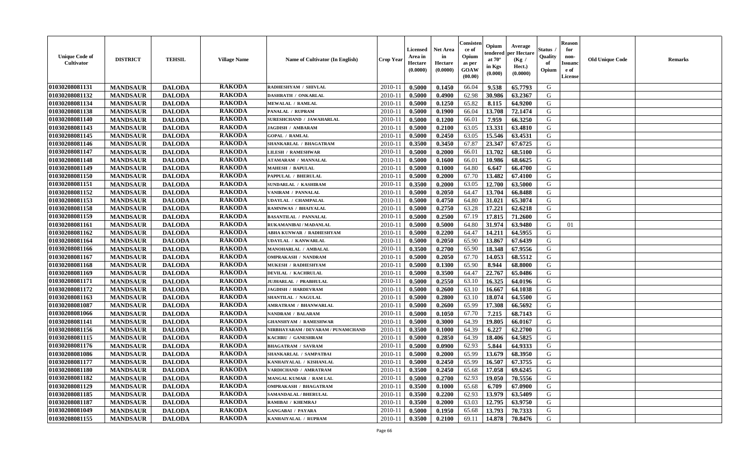| Unique Code of Cultivator | DISTRICT | TEHSIL | Village Name | Name of Cultivator (In English) | Crop Year | Licensed Area in Hectare (0.0000) | Net Area in Hectare (0.0000) | Consistence of Opium as per GOAW (00.00) | Opium tendered at 70° in Kgs (0.000) | Average per Hectare (Kg / Hect.) (0.0000) | Status / Quality of Opium | Reason for non-Issuance of License | Old Unique Code | Remarks |
|---|---|---|---|---|---|---|---|---|---|---|---|---|---|---|
| 01030208081131 | MANDSAUR | DALODA | RAKODA | RADHESHYAM / SHIVLAL | 2010-11 | 0.5000 | 0.1450 | 66.04 | 9.538 | 65.7793 | G | | | |
| 01030208081132 | MANDSAUR | DALODA | RAKODA | DASHRATH / ONKARLAL | 2010-11 | 0.5000 | 0.4900 | 62.98 | 30.986 | 63.2367 | G | | | |
| 01030208081134 | MANDSAUR | DALODA | RAKODA | MEWALAL / RAMLAL | 2010-11 | 0.5000 | 0.1250 | 65.82 | 8.115 | 64.9200 | G | | | |
| 01030208081138 | MANDSAUR | DALODA | RAKODA | PANALAL / RUPRAM | 2010-11 | 0.5000 | 0.1900 | 66.04 | 13.708 | 72.1474 | G | | | |
| 01030208081140 | MANDSAUR | DALODA | RAKODA | SURESHCHAND / JAWAHARLAL | 2010-11 | 0.5000 | 0.1200 | 66.01 | 7.959 | 66.3250 | G | | | |
| 01030208081143 | MANDSAUR | DALODA | RAKODA | JAGDISH / AMBARAM | 2010-11 | 0.5000 | 0.2100 | 63.05 | 13.331 | 63.4810 | G | | | |
| 01030208081145 | MANDSAUR | DALODA | RAKODA | GOPAL / RAMLAL | 2010-11 | 0.5000 | 0.2450 | 63.05 | 15.546 | 63.4531 | G | | | |
| 01030208081146 | MANDSAUR | DALODA | RAKODA | SHANKARLAL / BHAGATRAM | 2010-11 | 0.3500 | 0.3450 | 67.87 | 23.347 | 67.6725 | G | | | |
| 01030208081147 | MANDSAUR | DALODA | RAKODA | LILESH / RAMESHWAR | 2010-11 | 0.5000 | 0.2000 | 66.01 | 13.702 | 68.5100 | G | | | |
| 01030208081148 | MANDSAUR | DALODA | RAKODA | ATAMARAM / MANNALAL | 2010-11 | 0.5000 | 0.1600 | 66.01 | 10.986 | 68.6625 | G | | | |
| 01030208081149 | MANDSAUR | DALODA | RAKODA | MAHESH / BAPULAL | 2010-11 | 0.5000 | 0.1000 | 64.80 | 6.647 | 66.4700 | G | | | |
| 01030208081150 | MANDSAUR | DALODA | RAKODA | PAPPULAL / BHERULAL | 2010-11 | 0.5000 | 0.2000 | 67.70 | 13.482 | 67.4100 | G | | | |
| 01030208081151 | MANDSAUR | DALODA | RAKODA | SUNDARLAL / KASHIRAM | 2010-11 | 0.3500 | 0.2000 | 63.05 | 12.700 | 63.5000 | G | | | |
| 01030208081152 | MANDSAUR | DALODA | RAKODA | VANIRAM / PANNALAL | 2010-11 | 0.5000 | 0.2050 | 64.47 | 13.704 | 66.8488 | G | | | |
| 01030208081153 | MANDSAUR | DALODA | RAKODA | UDAYLAL / CHAMPALAL | 2010-11 | 0.5000 | 0.4750 | 64.80 | 31.021 | 65.3074 | G | | | |
| 01030208081158 | MANDSAUR | DALODA | RAKODA | RAMNIWAS / BHAIYALAL | 2010-11 | 0.5000 | 0.2750 | 63.28 | 17.221 | 62.6218 | G | | | |
| 01030208081159 | MANDSAUR | DALODA | RAKODA | BASANTILAL / PANNALAL | 2010-11 | 0.5000 | 0.2500 | 67.19 | 17.815 | 71.2600 | G | | | |
| 01030208081161 | MANDSAUR | DALODA | RAKODA | RUKAMANIBAI / MADANLAL | 2010-11 | 0.5000 | 0.5000 | 64.80 | 31.974 | 63.9480 | G | 01 | | |
| 01030208081162 | MANDSAUR | DALODA | RAKODA | ABHA KUNWAR / RADHESHYAM | 2010-11 | 0.5000 | 0.2200 | 64.47 | 14.211 | 64.5955 | G | | | |
| 01030208081164 | MANDSAUR | DALODA | RAKODA | UDAYLAL / KANWARLAL | 2010-11 | 0.5000 | 0.2050 | 65.90 | 13.867 | 67.6439 | G | | | |
| 01030208081166 | MANDSAUR | DALODA | RAKODA | MANOHARLAL / AMBALAL | 2010-11 | 0.3500 | 0.2700 | 65.90 | 18.348 | 67.9556 | G | | | |
| 01030208081167 | MANDSAUR | DALODA | RAKODA | OMPRAKASH / NANDRAM | 2010-11 | 0.5000 | 0.2050 | 67.70 | 14.053 | 68.5512 | G | | | |
| 01030208081168 | MANDSAUR | DALODA | RAKODA | MUKESH / RADHESHYAM | 2010-11 | 0.5000 | 0.1300 | 65.90 | 8.944 | 68.8000 | G | | | |
| 01030208081169 | MANDSAUR | DALODA | RAKODA | DEVILAL / KACHRULAL | 2010-11 | 0.5000 | 0.3500 | 64.47 | 22.767 | 65.0486 | G | | | |
| 01030208081171 | MANDSAUR | DALODA | RAKODA | JUJHARLAL / PRABHULAL | 2010-11 | 0.5000 | 0.2550 | 63.10 | 16.325 | 64.0196 | G | | | |
| 01030208081172 | MANDSAUR | DALODA | RAKODA | JAGDISH / HARDEVRAM | 2010-11 | 0.5000 | 0.2600 | 63.10 | 16.667 | 64.1038 | G | | | |
| 01030208081163 | MANDSAUR | DALODA | RAKODA | SHANTILAL / NAGULAL | 2010-11 | 0.5000 | 0.2800 | 63.10 | 18.074 | 64.5500 | G | | | |
| 01030208081087 | MANDSAUR | DALODA | RAKODA | AMRATRAM / BHANWARLAL | 2010-11 | 0.5000 | 0.2600 | 65.99 | 17.308 | 66.5692 | G | | | |
| 01030208081066 | MANDSAUR | DALODA | RAKODA | NANDRAM / BALARAM | 2010-11 | 0.5000 | 0.1050 | 67.70 | 7.215 | 68.7143 | G | | | |
| 01030208081141 | MANDSAUR | DALODA | RAKODA | GHANSHYAM / RAMESHWAR | 2010-11 | 0.5000 | 0.3000 | 64.39 | 19.805 | 66.0167 | G | | | |
| 01030208081156 | MANDSAUR | DALODA | RAKODA | NIRBHAYARAM / DEVARAM / PUNAMCHAND | 2010-11 | 0.3500 | 0.1000 | 64.39 | 6.227 | 62.2700 | G | | | |
| 01030208081115 | MANDSAUR | DALODA | RAKODA | KACHRU / GANESHRAM | 2010-11 | 0.5000 | 0.2850 | 64.39 | 18.406 | 64.5825 | G | | | |
| 01030208081176 | MANDSAUR | DALODA | RAKODA | BHAGATRAM / SAVRAM | 2010-11 | 0.5000 | 0.0900 | 62.93 | 5.844 | 64.9333 | G | | | |
| 01030208081086 | MANDSAUR | DALODA | RAKODA | SHANKARLAL / SAMPATBAI | 2010-11 | 0.5000 | 0.2000 | 65.99 | 13.679 | 68.3950 | G | | | |
| 01030208081177 | MANDSAUR | DALODA | RAKODA | KANHAIYALAL / KISHANLAL | 2010-11 | 0.5000 | 0.2450 | 65.99 | 16.507 | 67.3755 | G | | | |
| 01030208081180 | MANDSAUR | DALODA | RAKODA | VARDICHAND / AMRATRAM | 2010-11 | 0.3500 | 0.2450 | 65.68 | 17.058 | 69.6245 | G | | | |
| 01030208081182 | MANDSAUR | DALODA | RAKODA | MANGAL KUMAR / RAM LAL | 2010-11 | 0.5000 | 0.2700 | 62.93 | 19.050 | 70.5556 | G | | | |
| 01030208081129 | MANDSAUR | DALODA | RAKODA | OMPRAKASH / BHAGATRAM | 2010-11 | 0.3500 | 0.1000 | 65.68 | 6.709 | 67.0900 | G | | | |
| 01030208081185 | MANDSAUR | DALODA | RAKODA | SAMANDALAL / BHERULAL | 2010-11 | 0.3500 | 0.2200 | 62.93 | 13.979 | 63.5409 | G | | | |
| 01030208081187 | MANDSAUR | DALODA | RAKODA | RAMIBAI / KHEMRAJ | 2010-11 | 0.3500 | 0.2000 | 63.03 | 12.795 | 63.9750 | G | | | |
| 01030208081049 | MANDSAUR | DALODA | RAKODA | GANGABAI / PAYARA | 2010-11 | 0.5000 | 0.1950 | 65.68 | 13.793 | 70.7333 | G | | | |
| 01030208081155 | MANDSAUR | DALODA | RAKODA | KANHAIYALAL / RUPRAM | 2010-11 | 0.3500 | 0.2100 | 69.11 | 14.878 | 70.8476 | G | | | |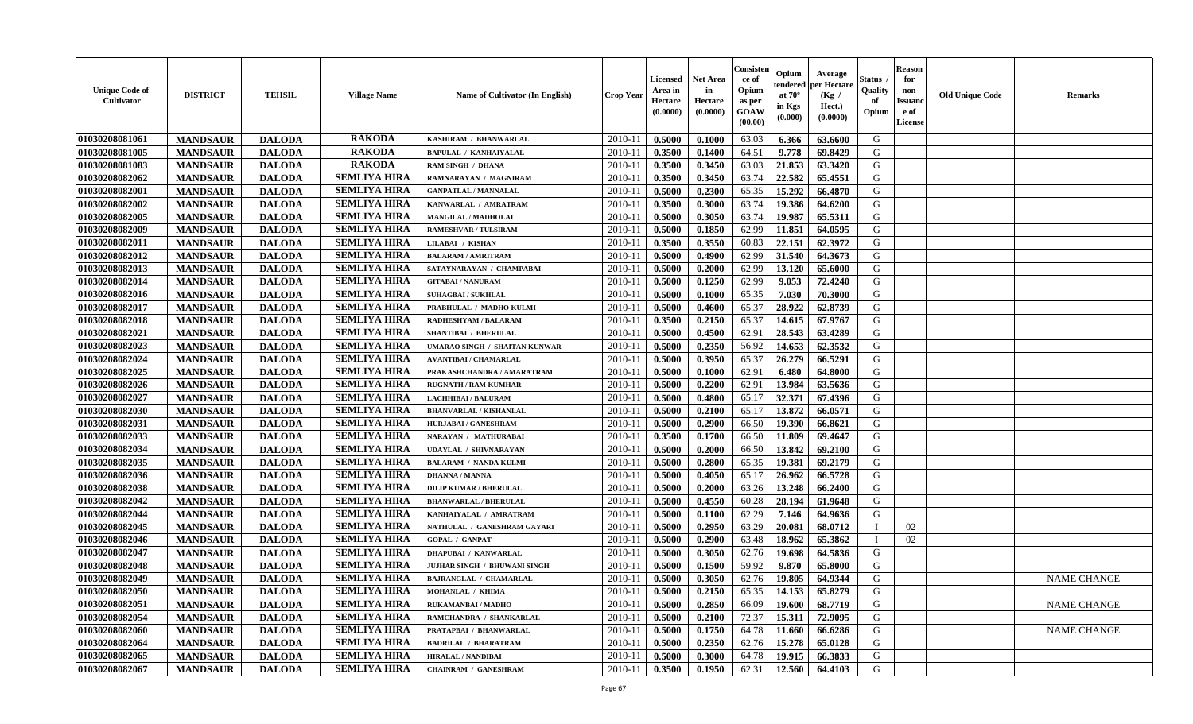| Unique Code of Cultivator | DISTRICT | TEHSIL | Village Name | Name of Cultivator (In English) | Crop Year | Licensed Area in Hectare (0.0000) | Net Area in Hectare (0.0000) | Consistence of Opium as per GOAW (00.00) | Opium tendered at 70° in Kgs (0.000) | Average per Hectare (Kg / Hect.) (0.0000) | Status / Quality of Opium | Reason for non-Issuance of License | Old Unique Code | Remarks |
|---|---|---|---|---|---|---|---|---|---|---|---|---|---|---|
| 01030208081061 | MANDSAUR | DALODA | RAKODA | KASHIRAM / BHANWARLAL | 2010-11 | 0.5000 | 0.1000 | 63.03 | 6.366 | 63.6600 | G | | | |
| 01030208081005 | MANDSAUR | DALODA | RAKODA | BAPULAL / KANHAIYALAL | 2010-11 | 0.3500 | 0.1400 | 64.51 | 9.778 | 69.8429 | G | | | |
| 01030208081083 | MANDSAUR | DALODA | RAKODA | RAM SINGH / DHANA | 2010-11 | 0.3500 | 0.3450 | 63.03 | 21.853 | 63.3420 | G | | | |
| 01030208082062 | MANDSAUR | DALODA | SEMLIYA HIRA | RAMNARAYAN / MAGNIRAM | 2010-11 | 0.3500 | 0.3450 | 63.74 | 22.582 | 65.4551 | G | | | |
| 01030208082001 | MANDSAUR | DALODA | SEMLIYA HIRA | GANPATLAL / MANNALAL | 2010-11 | 0.5000 | 0.2300 | 65.35 | 15.292 | 66.4870 | G | | | |
| 01030208082002 | MANDSAUR | DALODA | SEMLIYA HIRA | KANWARLAL / AMRATRAM | 2010-11 | 0.3500 | 0.3000 | 63.74 | 19.386 | 64.6200 | G | | | |
| 01030208082005 | MANDSAUR | DALODA | SEMLIYA HIRA | MANGILAL / MADHOLAL | 2010-11 | 0.5000 | 0.3050 | 63.74 | 19.987 | 65.5311 | G | | | |
| 01030208082009 | MANDSAUR | DALODA | SEMLIYA HIRA | RAMESHVAR / TULSIRAM | 2010-11 | 0.5000 | 0.1850 | 62.99 | 11.851 | 64.0595 | G | | | |
| 01030208082011 | MANDSAUR | DALODA | SEMLIYA HIRA | LILABAI / KISHAN | 2010-11 | 0.3500 | 0.3550 | 60.83 | 22.151 | 62.3972 | G | | | |
| 01030208082012 | MANDSAUR | DALODA | SEMLIYA HIRA | BALARAM / AMRITRAM | 2010-11 | 0.5000 | 0.4900 | 62.99 | 31.540 | 64.3673 | G | | | |
| 01030208082013 | MANDSAUR | DALODA | SEMLIYA HIRA | SATAYNARAYAN / CHAMPABAI | 2010-11 | 0.5000 | 0.2000 | 62.99 | 13.120 | 65.6000 | G | | | |
| 01030208082014 | MANDSAUR | DALODA | SEMLIYA HIRA | GITABAI / NANURAM | 2010-11 | 0.5000 | 0.1250 | 62.99 | 9.053 | 72.4240 | G | | | |
| 01030208082016 | MANDSAUR | DALODA | SEMLIYA HIRA | SUHAGBAI / SUKHLAL | 2010-11 | 0.5000 | 0.1000 | 65.35 | 7.030 | 70.3000 | G | | | |
| 01030208082017 | MANDSAUR | DALODA | SEMLIYA HIRA | PRABHULAL / MADHO KULMI | 2010-11 | 0.5000 | 0.4600 | 65.37 | 28.922 | 62.8739 | G | | | |
| 01030208082018 | MANDSAUR | DALODA | SEMLIYA HIRA | RADHESHYAM / BALARAM | 2010-11 | 0.3500 | 0.2150 | 65.37 | 14.615 | 67.9767 | G | | | |
| 01030208082021 | MANDSAUR | DALODA | SEMLIYA HIRA | SHANTIBAI / BHERULAL | 2010-11 | 0.5000 | 0.4500 | 62.91 | 28.543 | 63.4289 | G | | | |
| 01030208082023 | MANDSAUR | DALODA | SEMLIYA HIRA | UMARAO SINGH / SHAITAN KUNWAR | 2010-11 | 0.5000 | 0.2350 | 56.92 | 14.653 | 62.3532 | G | | | |
| 01030208082024 | MANDSAUR | DALODA | SEMLIYA HIRA | AVANTIBAI / CHAMARLAL | 2010-11 | 0.5000 | 0.3950 | 65.37 | 26.279 | 66.5291 | G | | | |
| 01030208082025 | MANDSAUR | DALODA | SEMLIYA HIRA | PRAKASHCHANDRA / AMARATRAM | 2010-11 | 0.5000 | 0.1000 | 62.91 | 6.480 | 64.8000 | G | | | |
| 01030208082026 | MANDSAUR | DALODA | SEMLIYA HIRA | RUGNATH / RAM KUMHAR | 2010-11 | 0.5000 | 0.2200 | 62.91 | 13.984 | 63.5636 | G | | | |
| 01030208082027 | MANDSAUR | DALODA | SEMLIYA HIRA | LACHHIBAI / BALURAM | 2010-11 | 0.5000 | 0.4800 | 65.17 | 32.371 | 67.4396 | G | | | |
| 01030208082030 | MANDSAUR | DALODA | SEMLIYA HIRA | BHANVARLAL / KISHANLAL | 2010-11 | 0.5000 | 0.2100 | 65.17 | 13.872 | 66.0571 | G | | | |
| 01030208082031 | MANDSAUR | DALODA | SEMLIYA HIRA | HURJABAI / GANESHRAM | 2010-11 | 0.5000 | 0.2900 | 66.50 | 19.390 | 66.8621 | G | | | |
| 01030208082033 | MANDSAUR | DALODA | SEMLIYA HIRA | NARAYAN / MATHURABAI | 2010-11 | 0.3500 | 0.1700 | 66.50 | 11.809 | 69.4647 | G | | | |
| 01030208082034 | MANDSAUR | DALODA | SEMLIYA HIRA | UDAYLAL / SHIVNARAYAN | 2010-11 | 0.5000 | 0.2000 | 66.50 | 13.842 | 69.2100 | G | | | |
| 01030208082035 | MANDSAUR | DALODA | SEMLIYA HIRA | BALARAM / NANDA KULMI | 2010-11 | 0.5000 | 0.2800 | 65.35 | 19.381 | 69.2179 | G | | | |
| 01030208082036 | MANDSAUR | DALODA | SEMLIYA HIRA | DHANNA / MANNA | 2010-11 | 0.5000 | 0.4050 | 65.17 | 26.962 | 66.5728 | G | | | |
| 01030208082038 | MANDSAUR | DALODA | SEMLIYA HIRA | DILIP KUMAR / BHERULAL | 2010-11 | 0.5000 | 0.2000 | 63.26 | 13.248 | 66.2400 | G | | | |
| 01030208082042 | MANDSAUR | DALODA | SEMLIYA HIRA | BHANWARLAL / BHERULAL | 2010-11 | 0.5000 | 0.4550 | 60.28 | 28.194 | 61.9648 | G | | | |
| 01030208082044 | MANDSAUR | DALODA | SEMLIYA HIRA | KANHAIYALAL / AMRATRAM | 2010-11 | 0.5000 | 0.1100 | 62.29 | 7.146 | 64.9636 | G | | | |
| 01030208082045 | MANDSAUR | DALODA | SEMLIYA HIRA | NATHULAL / GANESHRAM GAYARI | 2010-11 | 0.5000 | 0.2950 | 63.29 | 20.081 | 68.0712 | I | 02 | | |
| 01030208082046 | MANDSAUR | DALODA | SEMLIYA HIRA | GOPAL / GANPAT | 2010-11 | 0.5000 | 0.2900 | 63.48 | 18.962 | 65.3862 | I | 02 | | |
| 01030208082047 | MANDSAUR | DALODA | SEMLIYA HIRA | DHAPUBAI / KANWARLAL | 2010-11 | 0.5000 | 0.3050 | 62.76 | 19.698 | 64.5836 | G | | | |
| 01030208082048 | MANDSAUR | DALODA | SEMLIYA HIRA | JUJHAR SINGH / BHUWANI SINGH | 2010-11 | 0.5000 | 0.1500 | 59.92 | 9.870 | 65.8000 | G | | | |
| 01030208082049 | MANDSAUR | DALODA | SEMLIYA HIRA | BAJRANGLAL / CHAMARLAL | 2010-11 | 0.5000 | 0.3050 | 62.76 | 19.805 | 64.9344 | G | | | NAME CHANGE |
| 01030208082050 | MANDSAUR | DALODA | SEMLIYA HIRA | MOHANLAL / KHIMA | 2010-11 | 0.5000 | 0.2150 | 65.35 | 14.153 | 65.8279 | G | | | |
| 01030208082051 | MANDSAUR | DALODA | SEMLIYA HIRA | RUKAMANBAI / MADHO | 2010-11 | 0.5000 | 0.2850 | 66.09 | 19.600 | 68.7719 | G | | | NAME CHANGE |
| 01030208082054 | MANDSAUR | DALODA | SEMLIYA HIRA | RAMCHANDRA / SHANKARLAL | 2010-11 | 0.5000 | 0.2100 | 72.37 | 15.311 | 72.9095 | G | | | |
| 01030208082060 | MANDSAUR | DALODA | SEMLIYA HIRA | PRATAPBAI / BHANWARLAL | 2010-11 | 0.5000 | 0.1750 | 64.78 | 11.660 | 66.6286 | G | | | NAME CHANGE |
| 01030208082064 | MANDSAUR | DALODA | SEMLIYA HIRA | BADRILAL / BHARATRAM | 2010-11 | 0.5000 | 0.2350 | 62.76 | 15.278 | 65.0128 | G | | | |
| 01030208082065 | MANDSAUR | DALODA | SEMLIYA HIRA | HIRALAL / NANDIBAI | 2010-11 | 0.5000 | 0.3000 | 64.78 | 19.915 | 66.3833 | G | | | |
| 01030208082067 | MANDSAUR | DALODA | SEMLIYA HIRA | CHAINRAM / GANESHRAM | 2010-11 | 0.3500 | 0.1950 | 62.31 | 12.560 | 64.4103 | G | | | |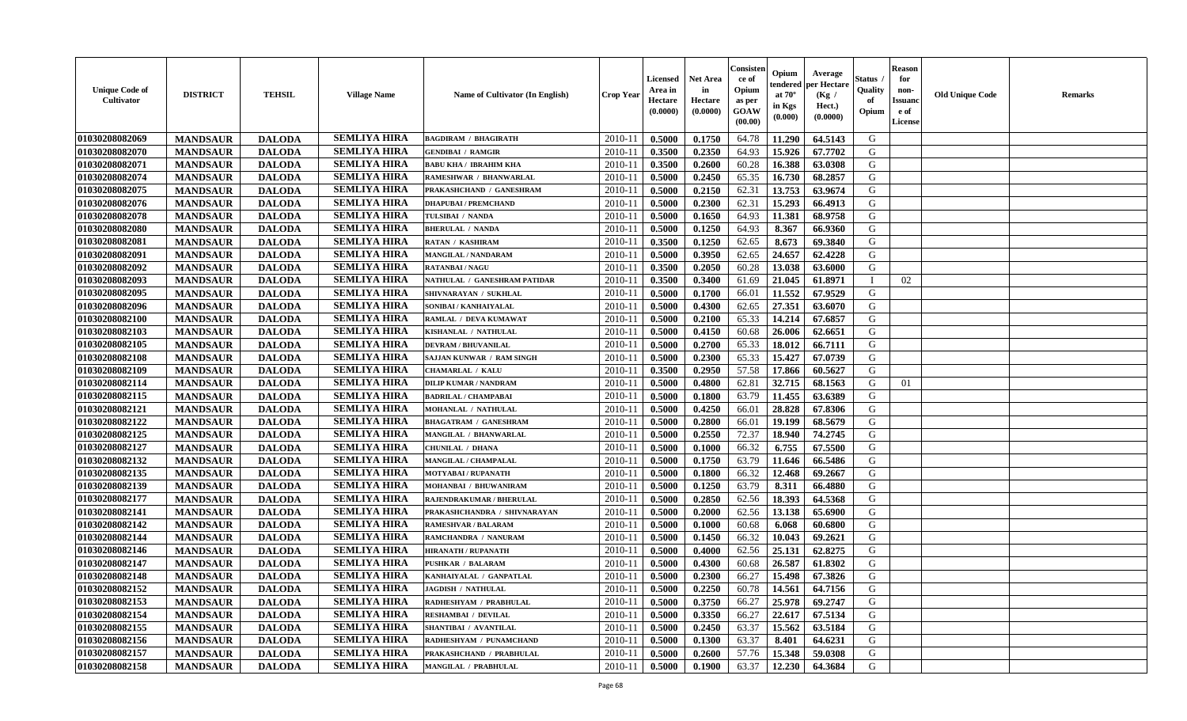| Unique Code of Cultivator | DISTRICT | TEHSIL | Village Name | Name of Cultivator (In English) | Crop Year | Licensed Area in Hectare (0.0000) | Net Area in Hectare (0.0000) | Consistence of Opium as per GOAW (00.00) | Opium tendered at 70° in Kgs (0.000) | Average per Hectare (Kg / Hect.) (0.0000) | Status / Quality of Opium | Reason for non-Issuance of License | Old Unique Code | Remarks |
|---|---|---|---|---|---|---|---|---|---|---|---|---|---|---|
| 01030208082069 | MANDSAUR | DALODA | SEMLIYA HIRA | BAGDIRAM / BHAGIRATH | 2010-11 | 0.5000 | 0.1750 | 64.78 | 11.290 | 64.5143 | G | | | |
| 01030208082070 | MANDSAUR | DALODA | SEMLIYA HIRA | GENDIBAI / RAMGIR | 2010-11 | 0.3500 | 0.2350 | 64.93 | 15.926 | 67.7702 | G | | | |
| 01030208082071 | MANDSAUR | DALODA | SEMLIYA HIRA | BABU KHA / IBRAHIM KHA | 2010-11 | 0.3500 | 0.2600 | 60.28 | 16.388 | 63.0308 | G | | | |
| 01030208082074 | MANDSAUR | DALODA | SEMLIYA HIRA | RAMESHWAR / BHANWARLAL | 2010-11 | 0.5000 | 0.2450 | 65.35 | 16.730 | 68.2857 | G | | | |
| 01030208082075 | MANDSAUR | DALODA | SEMLIYA HIRA | PRAKASHCHAND / GANESHRAM | 2010-11 | 0.5000 | 0.2150 | 62.31 | 13.753 | 63.9674 | G | | | |
| 01030208082076 | MANDSAUR | DALODA | SEMLIYA HIRA | DHAPUBAI / PREMCHAND | 2010-11 | 0.5000 | 0.2300 | 62.31 | 15.293 | 66.4913 | G | | | |
| 01030208082078 | MANDSAUR | DALODA | SEMLIYA HIRA | TULSIBAI / NANDA | 2010-11 | 0.5000 | 0.1650 | 64.93 | 11.381 | 68.9758 | G | | | |
| 01030208082080 | MANDSAUR | DALODA | SEMLIYA HIRA | BHERULAL / NANDA | 2010-11 | 0.5000 | 0.1250 | 64.93 | 8.367 | 66.9360 | G | | | |
| 01030208082081 | MANDSAUR | DALODA | SEMLIYA HIRA | RATAN / KASHIRAM | 2010-11 | 0.3500 | 0.1250 | 62.65 | 8.673 | 69.3840 | G | | | |
| 01030208082091 | MANDSAUR | DALODA | SEMLIYA HIRA | MANGILAL / NANDARAM | 2010-11 | 0.5000 | 0.3950 | 62.65 | 24.657 | 62.4228 | G | | | |
| 01030208082092 | MANDSAUR | DALODA | SEMLIYA HIRA | RATANBAI / NAGU | 2010-11 | 0.3500 | 0.2050 | 60.28 | 13.038 | 63.6000 | G | | | |
| 01030208082093 | MANDSAUR | DALODA | SEMLIYA HIRA | NATHULAL / GANESHRAM PATIDAR | 2010-11 | 0.3500 | 0.3400 | 61.69 | 21.045 | 61.8971 | I | 02 | | |
| 01030208082095 | MANDSAUR | DALODA | SEMLIYA HIRA | SHIVNARAYAN / SUKHLAL | 2010-11 | 0.5000 | 0.1700 | 66.01 | 11.552 | 67.9529 | G | | | |
| 01030208082096 | MANDSAUR | DALODA | SEMLIYA HIRA | SONIBAI / KANHAIYALAL | 2010-11 | 0.5000 | 0.4300 | 62.65 | 27.351 | 63.6070 | G | | | |
| 01030208082100 | MANDSAUR | DALODA | SEMLIYA HIRA | RAMLAL / DEVA KUMAWAT | 2010-11 | 0.5000 | 0.2100 | 65.33 | 14.214 | 67.6857 | G | | | |
| 01030208082103 | MANDSAUR | DALODA | SEMLIYA HIRA | KISHANLAL / NATHULAL | 2010-11 | 0.5000 | 0.4150 | 60.68 | 26.006 | 62.6651 | G | | | |
| 01030208082105 | MANDSAUR | DALODA | SEMLIYA HIRA | DEVRAM / BHUVANILAL | 2010-11 | 0.5000 | 0.2700 | 65.33 | 18.012 | 66.7111 | G | | | |
| 01030208082108 | MANDSAUR | DALODA | SEMLIYA HIRA | SAJJAN KUNWAR / RAM SINGH | 2010-11 | 0.5000 | 0.2300 | 65.33 | 15.427 | 67.0739 | G | | | |
| 01030208082109 | MANDSAUR | DALODA | SEMLIYA HIRA | CHAMARLAL / KALU | 2010-11 | 0.3500 | 0.2950 | 57.58 | 17.866 | 60.5627 | G | | | |
| 01030208082114 | MANDSAUR | DALODA | SEMLIYA HIRA | DILIP KUMAR / NANDRAM | 2010-11 | 0.5000 | 0.4800 | 62.81 | 32.715 | 68.1563 | G | 01 | | |
| 01030208082115 | MANDSAUR | DALODA | SEMLIYA HIRA | BADRILAL / CHAMPABAI | 2010-11 | 0.5000 | 0.1800 | 63.79 | 11.455 | 63.6389 | G | | | |
| 01030208082121 | MANDSAUR | DALODA | SEMLIYA HIRA | MOHANLAL / NATHULAL | 2010-11 | 0.5000 | 0.4250 | 66.01 | 28.828 | 67.8306 | G | | | |
| 01030208082122 | MANDSAUR | DALODA | SEMLIYA HIRA | BHAGATRAM / GANESHRAM | 2010-11 | 0.5000 | 0.2800 | 66.01 | 19.199 | 68.5679 | G | | | |
| 01030208082125 | MANDSAUR | DALODA | SEMLIYA HIRA | MANGILAL / BHANWARLAL | 2010-11 | 0.5000 | 0.2550 | 72.37 | 18.940 | 74.2745 | G | | | |
| 01030208082127 | MANDSAUR | DALODA | SEMLIYA HIRA | CHUNILAL / DHANA | 2010-11 | 0.5000 | 0.1000 | 66.32 | 6.755 | 67.5500 | G | | | |
| 01030208082132 | MANDSAUR | DALODA | SEMLIYA HIRA | MANGILAL / CHAMPALAL | 2010-11 | 0.5000 | 0.1750 | 63.79 | 11.646 | 66.5486 | G | | | |
| 01030208082135 | MANDSAUR | DALODA | SEMLIYA HIRA | MOTYABAI / RUPANATH | 2010-11 | 0.5000 | 0.1800 | 66.32 | 12.468 | 69.2667 | G | | | |
| 01030208082139 | MANDSAUR | DALODA | SEMLIYA HIRA | MOHANBAI / BHUWANIRAM | 2010-11 | 0.5000 | 0.1250 | 63.79 | 8.311 | 66.4880 | G | | | |
| 01030208082177 | MANDSAUR | DALODA | SEMLIYA HIRA | RAJENDRAKUMAR / BHERULAL | 2010-11 | 0.5000 | 0.2850 | 62.56 | 18.393 | 64.5368 | G | | | |
| 01030208082141 | MANDSAUR | DALODA | SEMLIYA HIRA | PRAKASHCHANDRA / SHIVNARAYAN | 2010-11 | 0.5000 | 0.2000 | 62.56 | 13.138 | 65.6900 | G | | | |
| 01030208082142 | MANDSAUR | DALODA | SEMLIYA HIRA | RAMESHVAR / BALARAM | 2010-11 | 0.5000 | 0.1000 | 60.68 | 6.068 | 60.6800 | G | | | |
| 01030208082144 | MANDSAUR | DALODA | SEMLIYA HIRA | RAMCHANDRA / NANURAM | 2010-11 | 0.5000 | 0.1450 | 66.32 | 10.043 | 69.2621 | G | | | |
| 01030208082146 | MANDSAUR | DALODA | SEMLIYA HIRA | HIRANATH / RUPANATH | 2010-11 | 0.5000 | 0.4000 | 62.56 | 25.131 | 62.8275 | G | | | |
| 01030208082147 | MANDSAUR | DALODA | SEMLIYA HIRA | PUSHKAR / BALARAM | 2010-11 | 0.5000 | 0.4300 | 60.68 | 26.587 | 61.8302 | G | | | |
| 01030208082148 | MANDSAUR | DALODA | SEMLIYA HIRA | KANHAIYALAL / GANPATLAL | 2010-11 | 0.5000 | 0.2300 | 66.27 | 15.498 | 67.3826 | G | | | |
| 01030208082152 | MANDSAUR | DALODA | SEMLIYA HIRA | JAGDISH / NATHULAL | 2010-11 | 0.5000 | 0.2250 | 60.78 | 14.561 | 64.7156 | G | | | |
| 01030208082153 | MANDSAUR | DALODA | SEMLIYA HIRA | RADHESHYAM / PRABHULAL | 2010-11 | 0.5000 | 0.3750 | 66.27 | 25.978 | 69.2747 | G | | | |
| 01030208082154 | MANDSAUR | DALODA | SEMLIYA HIRA | RESHAMBAI / DEVILAL | 2010-11 | 0.5000 | 0.3350 | 66.27 | 22.617 | 67.5134 | G | | | |
| 01030208082155 | MANDSAUR | DALODA | SEMLIYA HIRA | SHANTIBAI / AVANTILAL | 2010-11 | 0.5000 | 0.2450 | 63.37 | 15.562 | 63.5184 | G | | | |
| 01030208082156 | MANDSAUR | DALODA | SEMLIYA HIRA | RADHESHYAM / PUNAMCHAND | 2010-11 | 0.5000 | 0.1300 | 63.37 | 8.401 | 64.6231 | G | | | |
| 01030208082157 | MANDSAUR | DALODA | SEMLIYA HIRA | PRAKASHCHAND / PRABHULAL | 2010-11 | 0.5000 | 0.2600 | 57.76 | 15.348 | 59.0308 | G | | | |
| 01030208082158 | MANDSAUR | DALODA | SEMLIYA HIRA | MANGILAL / PRABHULAL | 2010-11 | 0.5000 | 0.1900 | 63.37 | 12.230 | 64.3684 | G | | | |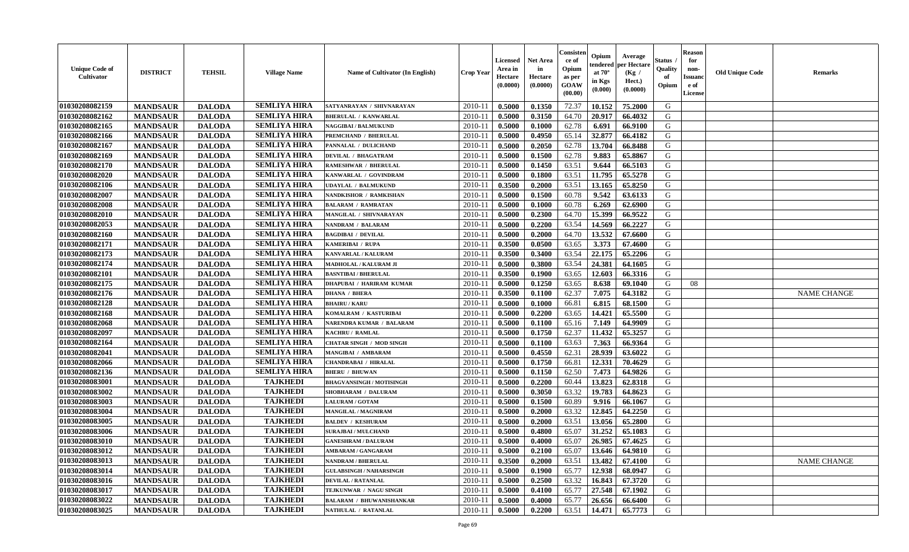| Unique Code of Cultivator | DISTRICT | TEHSIL | Village Name | Name of Cultivator (In English) | Crop Year | Licensed Area in Hectare (0.0000) | Net Area in Hectare (0.0000) | Consistence of Opium as per GOAW (00.00) | Opium tendered at 70° in Kgs (0.000) | Average per Hectare (Kg / Hect.) (0.0000) | Status / Quality of Opium | Reason for non-Issuance of License | Old Unique Code | Remarks |
|---|---|---|---|---|---|---|---|---|---|---|---|---|---|---|
| 01030208082159 | MANDSAUR | DALODA | SEMLIYA HIRA | SATYANRAYAN / SHIVNARAYAN | 2010-11 | 0.5000 | 0.1350 | 72.37 | 10.152 | 75.2000 | G | | | |
| 01030208082162 | MANDSAUR | DALODA | SEMLIYA HIRA | BHERULAL / KANWARLAL | 2010-11 | 0.5000 | 0.3150 | 64.70 | 20.917 | 66.4032 | G | | | |
| 01030208082165 | MANDSAUR | DALODA | SEMLIYA HIRA | NAGGIBAI / BALMUKUND | 2010-11 | 0.5000 | 0.1000 | 62.78 | 6.691 | 66.9100 | G | | | |
| 01030208082166 | MANDSAUR | DALODA | SEMLIYA HIRA | PREMCHAND / BHERULAL | 2010-11 | 0.5000 | 0.4950 | 65.14 | 32.877 | 66.4182 | G | | | |
| 01030208082167 | MANDSAUR | DALODA | SEMLIYA HIRA | PANNALAL / DULICHAND | 2010-11 | 0.5000 | 0.2050 | 62.78 | 13.704 | 66.8488 | G | | | |
| 01030208082169 | MANDSAUR | DALODA | SEMLIYA HIRA | DEVILAL / BHAGATRAM | 2010-11 | 0.5000 | 0.1500 | 62.78 | 9.883 | 65.8867 | G | | | |
| 01030208082170 | MANDSAUR | DALODA | SEMLIYA HIRA | RAMESHWAR / BHERULAL | 2010-11 | 0.5000 | 0.1450 | 63.51 | 9.644 | 66.5103 | G | | | |
| 01030208082020 | MANDSAUR | DALODA | SEMLIYA HIRA | KANWARLAL / GOVINDRAM | 2010-11 | 0.5000 | 0.1800 | 63.51 | 11.795 | 65.5278 | G | | | |
| 01030208082106 | MANDSAUR | DALODA | SEMLIYA HIRA | UDAYLAL / BALMUKUND | 2010-11 | 0.3500 | 0.2000 | 63.51 | 13.165 | 65.8250 | G | | | |
| 01030208082007 | MANDSAUR | DALODA | SEMLIYA HIRA | NANDKISHOR / RAMKISHAN | 2010-11 | 0.5000 | 0.1500 | 60.78 | 9.542 | 63.6133 | G | | | |
| 01030208082008 | MANDSAUR | DALODA | SEMLIYA HIRA | BALARAM / RAMRATAN | 2010-11 | 0.5000 | 0.1000 | 60.78 | 6.269 | 62.6900 | G | | | |
| 01030208082010 | MANDSAUR | DALODA | SEMLIYA HIRA | MANGILAL / SHIVNARAYAN | 2010-11 | 0.5000 | 0.2300 | 64.70 | 15.399 | 66.9522 | G | | | |
| 01030208082053 | MANDSAUR | DALODA | SEMLIYA HIRA | NANDRAM / BALARAM | 2010-11 | 0.5000 | 0.2200 | 63.54 | 14.569 | 66.2227 | G | | | |
| 01030208082160 | MANDSAUR | DALODA | SEMLIYA HIRA | BAGDIBAI / DEVILAL | 2010-11 | 0.5000 | 0.2000 | 64.70 | 13.532 | 67.6600 | G | | | |
| 01030208082171 | MANDSAUR | DALODA | SEMLIYA HIRA | KAMERIBAI / RUPA | 2010-11 | 0.3500 | 0.0500 | 63.65 | 3.373 | 67.4600 | G | | | |
| 01030208082173 | MANDSAUR | DALODA | SEMLIYA HIRA | KANVARLAL / KALURAM | 2010-11 | 0.3500 | 0.3400 | 63.54 | 22.175 | 65.2206 | G | | | |
| 01030208082174 | MANDSAUR | DALODA | SEMLIYA HIRA | MADHOLAL / KALURAM JI | 2010-11 | 0.5000 | 0.3800 | 63.54 | 24.381 | 64.1605 | G | | | |
| 01030208082101 | MANDSAUR | DALODA | SEMLIYA HIRA | BASNTIBAI / BHERULAL | 2010-11 | 0.3500 | 0.1900 | 63.65 | 12.603 | 66.3316 | G | | | |
| 01030208082175 | MANDSAUR | DALODA | SEMLIYA HIRA | DHAPUBAI / HARIRAM KUMAR | 2010-11 | 0.5000 | 0.1250 | 63.65 | 8.638 | 69.1040 | G | 08 | | |
| 01030208082176 | MANDSAUR | DALODA | SEMLIYA HIRA | DHANA / BHERA | 2010-11 | 0.3500 | 0.1100 | 62.37 | 7.075 | 64.3182 | G | | | NAME CHANGE |
| 01030208082128 | MANDSAUR | DALODA | SEMLIYA HIRA | BHAIRU / KARU | 2010-11 | 0.5000 | 0.1000 | 66.81 | 6.815 | 68.1500 | G | | | |
| 01030208082168 | MANDSAUR | DALODA | SEMLIYA HIRA | KOMALRAM / KASTURIBAI | 2010-11 | 0.5000 | 0.2200 | 63.65 | 14.421 | 65.5500 | G | | | |
| 01030208082068 | MANDSAUR | DALODA | SEMLIYA HIRA | NARENDRA KUMAR / BALARAM | 2010-11 | 0.5000 | 0.1100 | 65.16 | 7.149 | 64.9909 | G | | | |
| 01030208082097 | MANDSAUR | DALODA | SEMLIYA HIRA | KACHRU / RAMLAL | 2010-11 | 0.5000 | 0.1750 | 62.37 | 11.432 | 65.3257 | G | | | |
| 01030208082164 | MANDSAUR | DALODA | SEMLIYA HIRA | CHATAR SINGH / MOD SINGH | 2010-11 | 0.5000 | 0.1100 | 63.63 | 7.363 | 66.9364 | G | | | |
| 01030208082041 | MANDSAUR | DALODA | SEMLIYA HIRA | MANGIBAI / AMBARAM | 2010-11 | 0.5000 | 0.4550 | 62.31 | 28.939 | 63.6022 | G | | | |
| 01030208082066 | MANDSAUR | DALODA | SEMLIYA HIRA | CHANDRABAI / HIRALAL | 2010-11 | 0.5000 | 0.1750 | 66.81 | 12.331 | 70.4629 | G | | | |
| 01030208082136 | MANDSAUR | DALODA | SEMLIYA HIRA | BHERU / BHUWAN | 2010-11 | 0.5000 | 0.1150 | 62.50 | 7.473 | 64.9826 | G | | | |
| 01030208083001 | MANDSAUR | DALODA | TAJKHEDI | BHAGVANSINGH / MOTISINGH | 2010-11 | 0.5000 | 0.2200 | 60.44 | 13.823 | 62.8318 | G | | | |
| 01030208083002 | MANDSAUR | DALODA | TAJKHEDI | SHOBHARAM / DALURAM | 2010-11 | 0.5000 | 0.3050 | 63.32 | 19.783 | 64.8623 | G | | | |
| 01030208083003 | MANDSAUR | DALODA | TAJKHEDI | LALURAM / GOTAM | 2010-11 | 0.5000 | 0.1500 | 60.89 | 9.916 | 66.1067 | G | | | |
| 01030208083004 | MANDSAUR | DALODA | TAJKHEDI | MANGILAL / MAGNIRAM | 2010-11 | 0.5000 | 0.2000 | 63.32 | 12.845 | 64.2250 | G | | | |
| 01030208083005 | MANDSAUR | DALODA | TAJKHEDI | BALDEV / KESHURAM | 2010-11 | 0.5000 | 0.2000 | 63.51 | 13.056 | 65.2800 | G | | | |
| 01030208083006 | MANDSAUR | DALODA | TAJKHEDI | SURAJBAI / MULCHAND | 2010-11 | 0.5000 | 0.4800 | 65.07 | 31.252 | 65.1083 | G | | | |
| 01030208083010 | MANDSAUR | DALODA | TAJKHEDI | GANESHRAM / DALURAM | 2010-11 | 0.5000 | 0.4000 | 65.07 | 26.985 | 67.4625 | G | | | |
| 01030208083012 | MANDSAUR | DALODA | TAJKHEDI | AMBARAM / GANGARAM | 2010-11 | 0.5000 | 0.2100 | 65.07 | 13.646 | 64.9810 | G | | | |
| 01030208083013 | MANDSAUR | DALODA | TAJKHEDI | NANDRAM / BHERULAL | 2010-11 | 0.3500 | 0.2000 | 63.51 | 13.482 | 67.4100 | G | | | NAME CHANGE |
| 01030208083014 | MANDSAUR | DALODA | TAJKHEDI | GULABSINGH / NAHARSINGH | 2010-11 | 0.5000 | 0.1900 | 65.77 | 12.938 | 68.0947 | G | | | |
| 01030208083016 | MANDSAUR | DALODA | TAJKHEDI | DEVILAL / RATANLAL | 2010-11 | 0.5000 | 0.2500 | 63.32 | 16.843 | 67.3720 | G | | | |
| 01030208083017 | MANDSAUR | DALODA | TAJKHEDI | TEJKUNWAR / NAGU SINGH | 2010-11 | 0.5000 | 0.4100 | 65.77 | 27.548 | 67.1902 | G | | | |
| 01030208083022 | MANDSAUR | DALODA | TAJKHEDI | BALARAM / BHUWANISHANKAR | 2010-11 | 0.5000 | 0.4000 | 65.77 | 26.656 | 66.6400 | G | | | |
| 01030208083025 | MANDSAUR | DALODA | TAJKHEDI | NATHULAL / RATANLAL | 2010-11 | 0.5000 | 0.2200 | 63.51 | 14.471 | 65.7773 | G | | | |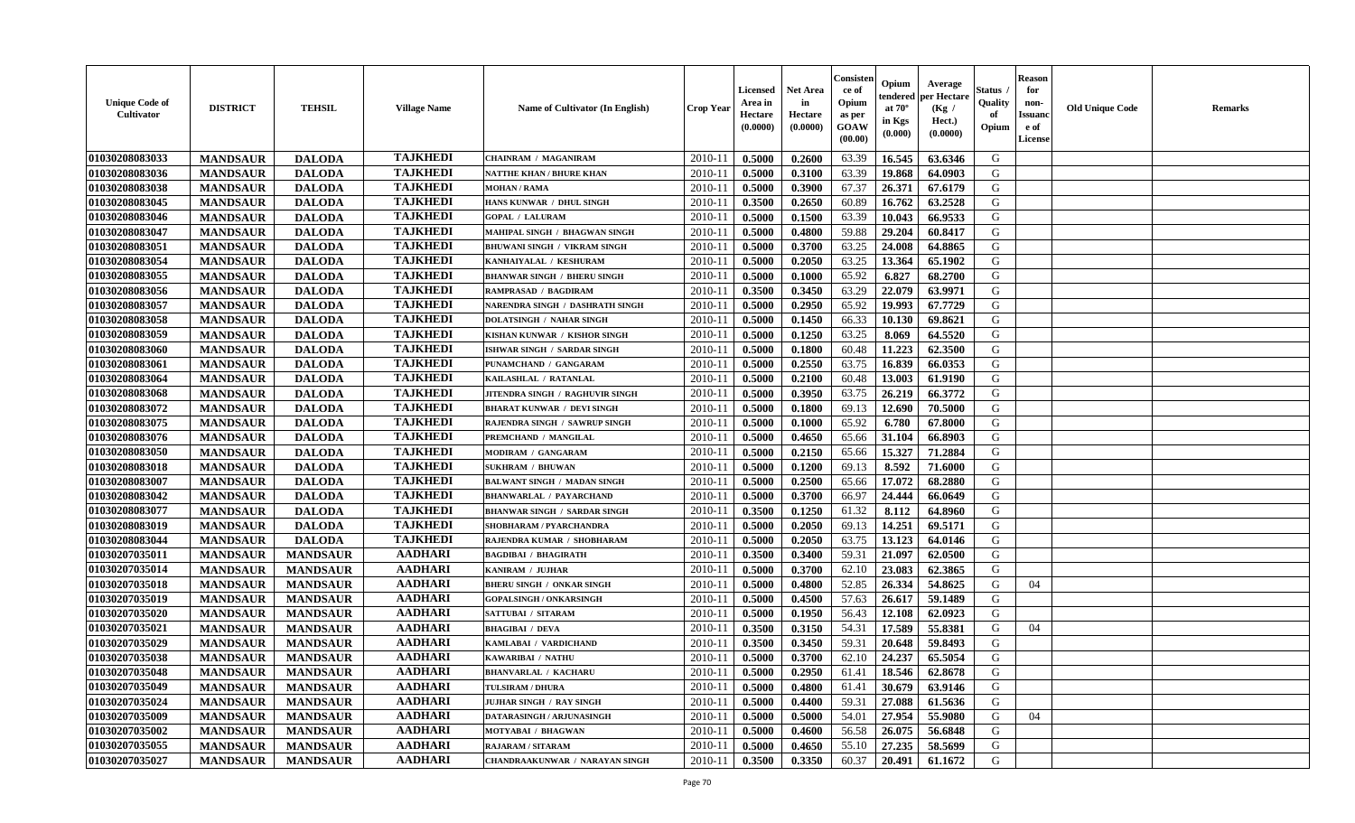| Unique Code of Cultivator | DISTRICT | TEHSIL | Village Name | Name of Cultivator (In English) | Crop Year | Licensed Area in Hectare (0.0000) | Net Area in Hectare (0.0000) | Consistence of Opium as per GOAW (00.00) | Opium tendered at 70° in Kgs (0.000) | Average per Hectare (Kg / Hect.) (0.0000) | Status / Quality of Opium | Reason for non-Issuance of License | Old Unique Code | Remarks |
|---|---|---|---|---|---|---|---|---|---|---|---|---|---|---|
| 01030208083033 | MANDSAUR | DALODA | TAJKHEDI | CHAINRAM / MAGANIRAM | 2010-11 | 0.5000 | 0.2600 | 63.39 | 16.545 | 63.6346 | G | | | |
| 01030208083036 | MANDSAUR | DALODA | TAJKHEDI | NATTHE KHAN / BHURE KHAN | 2010-11 | 0.5000 | 0.3100 | 63.39 | 19.868 | 64.0903 | G | | | |
| 01030208083038 | MANDSAUR | DALODA | TAJKHEDI | MOHAN / RAMA | 2010-11 | 0.5000 | 0.3900 | 67.37 | 26.371 | 67.6179 | G | | | |
| 01030208083045 | MANDSAUR | DALODA | TAJKHEDI | HANS KUNWAR / DHUL SINGH | 2010-11 | 0.3500 | 0.2650 | 60.89 | 16.762 | 63.2528 | G | | | |
| 01030208083046 | MANDSAUR | DALODA | TAJKHEDI | GOPAL / LALURAM | 2010-11 | 0.5000 | 0.1500 | 63.39 | 10.043 | 66.9533 | G | | | |
| 01030208083047 | MANDSAUR | DALODA | TAJKHEDI | MAHIPAL SINGH / BHAGWAN SINGH | 2010-11 | 0.5000 | 0.4800 | 59.88 | 29.204 | 60.8417 | G | | | |
| 01030208083051 | MANDSAUR | DALODA | TAJKHEDI | BHUWANI SINGH / VIKRAM SINGH | 2010-11 | 0.5000 | 0.3700 | 63.25 | 24.008 | 64.8865 | G | | | |
| 01030208083054 | MANDSAUR | DALODA | TAJKHEDI | KANHAIYALAL / KESHURAM | 2010-11 | 0.5000 | 0.2050 | 63.25 | 13.364 | 65.1902 | G | | | |
| 01030208083055 | MANDSAUR | DALODA | TAJKHEDI | BHANWAR SINGH / BHERU SINGH | 2010-11 | 0.5000 | 0.1000 | 65.92 | 6.827 | 68.2700 | G | | | |
| 01030208083056 | MANDSAUR | DALODA | TAJKHEDI | RAMPRASAD / BAGDIRAM | 2010-11 | 0.3500 | 0.3450 | 63.29 | 22.079 | 63.9971 | G | | | |
| 01030208083057 | MANDSAUR | DALODA | TAJKHEDI | NARENDRA SINGH / DASHRATH SINGH | 2010-11 | 0.5000 | 0.2950 | 65.92 | 19.993 | 67.7729 | G | | | |
| 01030208083058 | MANDSAUR | DALODA | TAJKHEDI | DOLATSINGH / NAHAR SINGH | 2010-11 | 0.5000 | 0.1450 | 66.33 | 10.130 | 69.8621 | G | | | |
| 01030208083059 | MANDSAUR | DALODA | TAJKHEDI | KISHAN KUNWAR / KISHOR SINGH | 2010-11 | 0.5000 | 0.1250 | 63.25 | 8.069 | 64.5520 | G | | | |
| 01030208083060 | MANDSAUR | DALODA | TAJKHEDI | ISHWAR SINGH / SARDAR SINGH | 2010-11 | 0.5000 | 0.1800 | 60.48 | 11.223 | 62.3500 | G | | | |
| 01030208083061 | MANDSAUR | DALODA | TAJKHEDI | PUNAMCHAND / GANGARAM | 2010-11 | 0.5000 | 0.2550 | 63.75 | 16.839 | 66.0353 | G | | | |
| 01030208083064 | MANDSAUR | DALODA | TAJKHEDI | KAILASHLAL / RATANLAL | 2010-11 | 0.5000 | 0.2100 | 60.48 | 13.003 | 61.9190 | G | | | |
| 01030208083068 | MANDSAUR | DALODA | TAJKHEDI | JITENDRA SINGH / RAGHUVIR SINGH | 2010-11 | 0.5000 | 0.3950 | 63.75 | 26.219 | 66.3772 | G | | | |
| 01030208083072 | MANDSAUR | DALODA | TAJKHEDI | BHARAT KUNWAR / DEVI SINGH | 2010-11 | 0.5000 | 0.1800 | 69.13 | 12.690 | 70.5000 | G | | | |
| 01030208083075 | MANDSAUR | DALODA | TAJKHEDI | RAJENDRA SINGH / SAWRUP SINGH | 2010-11 | 0.5000 | 0.1000 | 65.92 | 6.780 | 67.8000 | G | | | |
| 01030208083076 | MANDSAUR | DALODA | TAJKHEDI | PREMCHAND / MANGILAL | 2010-11 | 0.5000 | 0.4650 | 65.66 | 31.104 | 66.8903 | G | | | |
| 01030208083050 | MANDSAUR | DALODA | TAJKHEDI | MODIRAM / GANGARAM | 2010-11 | 0.5000 | 0.2150 | 65.66 | 15.327 | 71.2884 | G | | | |
| 01030208083018 | MANDSAUR | DALODA | TAJKHEDI | SUKHRAM / BHUWAN | 2010-11 | 0.5000 | 0.1200 | 69.13 | 8.592 | 71.6000 | G | | | |
| 01030208083007 | MANDSAUR | DALODA | TAJKHEDI | BALWANT SINGH / MADAN SINGH | 2010-11 | 0.5000 | 0.2500 | 65.66 | 17.072 | 68.2880 | G | | | |
| 01030208083042 | MANDSAUR | DALODA | TAJKHEDI | BHANWARLAL / PAYARCHAND | 2010-11 | 0.5000 | 0.3700 | 66.97 | 24.444 | 66.0649 | G | | | |
| 01030208083077 | MANDSAUR | DALODA | TAJKHEDI | BHANWAR SINGH / SARDAR SINGH | 2010-11 | 0.3500 | 0.1250 | 61.32 | 8.112 | 64.8960 | G | | | |
| 01030208083019 | MANDSAUR | DALODA | TAJKHEDI | SHOBHARAM / PYARCHANDRA | 2010-11 | 0.5000 | 0.2050 | 69.13 | 14.251 | 69.5171 | G | | | |
| 01030208083044 | MANDSAUR | DALODA | TAJKHEDI | RAJENDRA KUMAR / SHOBHARAM | 2010-11 | 0.5000 | 0.2050 | 63.75 | 13.123 | 64.0146 | G | | | |
| 01030207035011 | MANDSAUR | MANDSAUR | AADHARI | BAGDIBAI / BHAGIRATH | 2010-11 | 0.3500 | 0.3400 | 59.31 | 21.097 | 62.0500 | G | | | |
| 01030207035014 | MANDSAUR | MANDSAUR | AADHARI | KANIRAM / JUJHAR | 2010-11 | 0.5000 | 0.3700 | 62.10 | 23.083 | 62.3865 | G | | | |
| 01030207035018 | MANDSAUR | MANDSAUR | AADHARI | BHERU SINGH / ONKAR SINGH | 2010-11 | 0.5000 | 0.4800 | 52.85 | 26.334 | 54.8625 | G | 04 | | |
| 01030207035019 | MANDSAUR | MANDSAUR | AADHARI | GOPALSINGH / ONKARSINGH | 2010-11 | 0.5000 | 0.4500 | 57.63 | 26.617 | 59.1489 | G | | | |
| 01030207035020 | MANDSAUR | MANDSAUR | AADHARI | SATTUBAI / SITARAM | 2010-11 | 0.5000 | 0.1950 | 56.43 | 12.108 | 62.0923 | G | | | |
| 01030207035021 | MANDSAUR | MANDSAUR | AADHARI | BHAGIBAI / DEVA | 2010-11 | 0.3500 | 0.3150 | 54.31 | 17.589 | 55.8381 | G | 04 | | |
| 01030207035029 | MANDSAUR | MANDSAUR | AADHARI | KAMLABAI / VARDICHAND | 2010-11 | 0.3500 | 0.3450 | 59.31 | 20.648 | 59.8493 | G | | | |
| 01030207035038 | MANDSAUR | MANDSAUR | AADHARI | KAWARIBAI / NATHU | 2010-11 | 0.5000 | 0.3700 | 62.10 | 24.237 | 65.5054 | G | | | |
| 01030207035048 | MANDSAUR | MANDSAUR | AADHARI | BHANVARLAL / KACHARU | 2010-11 | 0.5000 | 0.2950 | 61.41 | 18.546 | 62.8678 | G | | | |
| 01030207035049 | MANDSAUR | MANDSAUR | AADHARI | TULSIRAM / DHURA | 2010-11 | 0.5000 | 0.4800 | 61.41 | 30.679 | 63.9146 | G | | | |
| 01030207035024 | MANDSAUR | MANDSAUR | AADHARI | JUJHAR SINGH / RAY SINGH | 2010-11 | 0.5000 | 0.4400 | 59.31 | 27.088 | 61.5636 | G | | | |
| 01030207035009 | MANDSAUR | MANDSAUR | AADHARI | DATARASINGH / ARJUNASINGH | 2010-11 | 0.5000 | 0.5000 | 54.01 | 27.954 | 55.9080 | G | 04 | | |
| 01030207035002 | MANDSAUR | MANDSAUR | AADHARI | MOTYABAI / BHAGWAN | 2010-11 | 0.5000 | 0.4600 | 56.58 | 26.075 | 56.6848 | G | | | |
| 01030207035055 | MANDSAUR | MANDSAUR | AADHARI | RAJARAM / SITARAM | 2010-11 | 0.5000 | 0.4650 | 55.10 | 27.235 | 58.5699 | G | | | |
| 01030207035027 | MANDSAUR | MANDSAUR | AADHARI | CHANDRAAKUNWAR / NARAYAN SINGH | 2010-11 | 0.3500 | 0.3350 | 60.37 | 20.491 | 61.1672 | G | | | |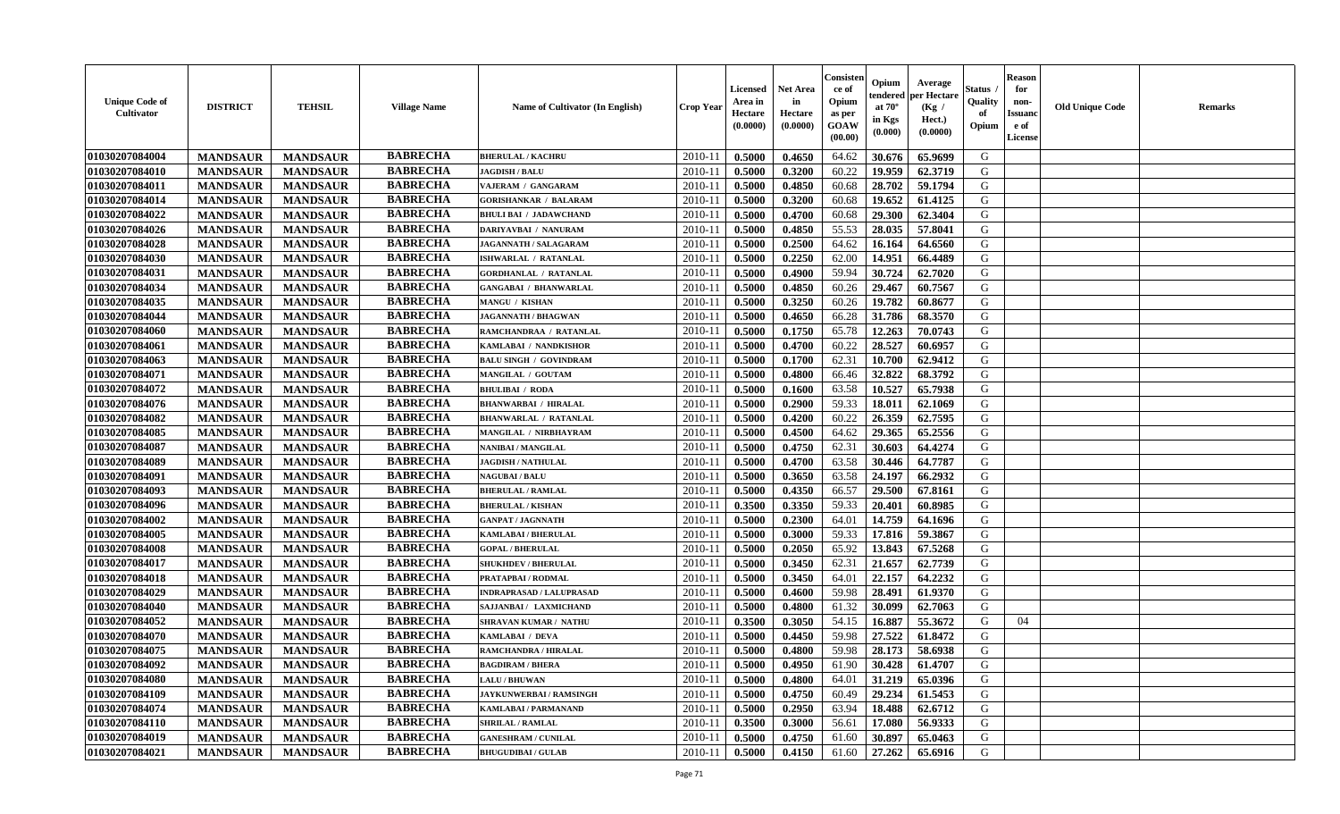| Unique Code of Cultivator | DISTRICT | TEHSIL | Village Name | Name of Cultivator (In English) | Crop Year | Licensed Area in Hectare (0.0000) | Net Area in Hectare (0.0000) | Consistence of Opium as per GOAW (00.00) | Opium tendered at 70° in Kgs (0.000) | Average per Hectare (Kg / Hect.) (0.0000) | Status / Quality of Opium | Reason for non-Issuance of License | Old Unique Code | Remarks |
|---|---|---|---|---|---|---|---|---|---|---|---|---|---|---|
| 01030207084004 | MANDSAUR | MANDSAUR | BABRECHA | BHERULAL / KACHRU | 2010-11 | 0.5000 | 0.4650 | 64.62 | 30.676 | 65.9699 | G | | | |
| 01030207084010 | MANDSAUR | MANDSAUR | BABRECHA | JAGDISH / BALU | 2010-11 | 0.5000 | 0.3200 | 60.22 | 19.959 | 62.3719 | G | | | |
| 01030207084011 | MANDSAUR | MANDSAUR | BABRECHA | VAJERAM / GANGARAM | 2010-11 | 0.5000 | 0.4850 | 60.68 | 28.702 | 59.1794 | G | | | |
| 01030207084014 | MANDSAUR | MANDSAUR | BABRECHA | GORISHANKAR / BALARAM | 2010-11 | 0.5000 | 0.3200 | 60.68 | 19.652 | 61.4125 | G | | | |
| 01030207084022 | MANDSAUR | MANDSAUR | BABRECHA | BHULI BAI / JADAWCHAND | 2010-11 | 0.5000 | 0.4700 | 60.68 | 29.300 | 62.3404 | G | | | |
| 01030207084026 | MANDSAUR | MANDSAUR | BABRECHA | DARIYAVBAI / NANURAM | 2010-11 | 0.5000 | 0.4850 | 55.53 | 28.035 | 57.8041 | G | | | |
| 01030207084028 | MANDSAUR | MANDSAUR | BABRECHA | JAGANNATH / SALAGARAM | 2010-11 | 0.5000 | 0.2500 | 64.62 | 16.164 | 64.6560 | G | | | |
| 01030207084030 | MANDSAUR | MANDSAUR | BABRECHA | ISHWARLAL / RATANLAL | 2010-11 | 0.5000 | 0.2250 | 62.00 | 14.951 | 66.4489 | G | | | |
| 01030207084031 | MANDSAUR | MANDSAUR | BABRECHA | GORDHANLAL / RATANLAL | 2010-11 | 0.5000 | 0.4900 | 59.94 | 30.724 | 62.7020 | G | | | |
| 01030207084034 | MANDSAUR | MANDSAUR | BABRECHA | GANGABAI / BHANWARLAL | 2010-11 | 0.5000 | 0.4850 | 60.26 | 29.467 | 60.7567 | G | | | |
| 01030207084035 | MANDSAUR | MANDSAUR | BABRECHA | MANGU / KISHAN | 2010-11 | 0.5000 | 0.3250 | 60.26 | 19.782 | 60.8677 | G | | | |
| 01030207084044 | MANDSAUR | MANDSAUR | BABRECHA | JAGANNATH / BHAGWAN | 2010-11 | 0.5000 | 0.4650 | 66.28 | 31.786 | 68.3570 | G | | | |
| 01030207084060 | MANDSAUR | MANDSAUR | BABRECHA | RAMCHANDRAA / RATANLAL | 2010-11 | 0.5000 | 0.1750 | 65.78 | 12.263 | 70.0743 | G | | | |
| 01030207084061 | MANDSAUR | MANDSAUR | BABRECHA | KAMLABAI / NANDKISHOR | 2010-11 | 0.5000 | 0.4700 | 60.22 | 28.527 | 60.6957 | G | | | |
| 01030207084063 | MANDSAUR | MANDSAUR | BABRECHA | BALU SINGH / GOVINDRAM | 2010-11 | 0.5000 | 0.1700 | 62.31 | 10.700 | 62.9412 | G | | | |
| 01030207084071 | MANDSAUR | MANDSAUR | BABRECHA | MANGILAL / GOUTAM | 2010-11 | 0.5000 | 0.4800 | 66.46 | 32.822 | 68.3792 | G | | | |
| 01030207084072 | MANDSAUR | MANDSAUR | BABRECHA | BHULIBAI / RODA | 2010-11 | 0.5000 | 0.1600 | 63.58 | 10.527 | 65.7938 | G | | | |
| 01030207084076 | MANDSAUR | MANDSAUR | BABRECHA | BHANWARBAI / HIRALAL | 2010-11 | 0.5000 | 0.2900 | 59.33 | 18.011 | 62.1069 | G | | | |
| 01030207084082 | MANDSAUR | MANDSAUR | BABRECHA | BHANWARLAL / RATANLAL | 2010-11 | 0.5000 | 0.4200 | 60.22 | 26.359 | 62.7595 | G | | | |
| 01030207084085 | MANDSAUR | MANDSAUR | BABRECHA | MANGILAL / NIRBHAYRAM | 2010-11 | 0.5000 | 0.4500 | 64.62 | 29.365 | 65.2556 | G | | | |
| 01030207084087 | MANDSAUR | MANDSAUR | BABRECHA | NANIBAI / MANGILAL | 2010-11 | 0.5000 | 0.4750 | 62.31 | 30.603 | 64.4274 | G | | | |
| 01030207084089 | MANDSAUR | MANDSAUR | BABRECHA | JAGDISH / NATHULAL | 2010-11 | 0.5000 | 0.4700 | 63.58 | 30.446 | 64.7787 | G | | | |
| 01030207084091 | MANDSAUR | MANDSAUR | BABRECHA | NAGUBAI / BALU | 2010-11 | 0.5000 | 0.3650 | 63.58 | 24.197 | 66.2932 | G | | | |
| 01030207084093 | MANDSAUR | MANDSAUR | BABRECHA | BHERULAL / RAMLAL | 2010-11 | 0.5000 | 0.4350 | 66.57 | 29.500 | 67.8161 | G | | | |
| 01030207084096 | MANDSAUR | MANDSAUR | BABRECHA | BHERULAL / KISHAN | 2010-11 | 0.3500 | 0.3350 | 59.33 | 20.401 | 60.8985 | G | | | |
| 01030207084002 | MANDSAUR | MANDSAUR | BABRECHA | GANPAT / JAGNNATH | 2010-11 | 0.5000 | 0.2300 | 64.01 | 14.759 | 64.1696 | G | | | |
| 01030207084005 | MANDSAUR | MANDSAUR | BABRECHA | KAMLABAI / BHERULAL | 2010-11 | 0.5000 | 0.3000 | 59.33 | 17.816 | 59.3867 | G | | | |
| 01030207084008 | MANDSAUR | MANDSAUR | BABRECHA | GOPAL / BHERULAL | 2010-11 | 0.5000 | 0.2050 | 65.92 | 13.843 | 67.5268 | G | | | |
| 01030207084017 | MANDSAUR | MANDSAUR | BABRECHA | SHUKHDEV / BHERULAL | 2010-11 | 0.5000 | 0.3450 | 62.31 | 21.657 | 62.7739 | G | | | |
| 01030207084018 | MANDSAUR | MANDSAUR | BABRECHA | PRATAPBAI / RODMAL | 2010-11 | 0.5000 | 0.3450 | 64.01 | 22.157 | 64.2232 | G | | | |
| 01030207084029 | MANDSAUR | MANDSAUR | BABRECHA | INDRAPRASAD / LALUPRASAD | 2010-11 | 0.5000 | 0.4600 | 59.98 | 28.491 | 61.9370 | G | | | |
| 01030207084040 | MANDSAUR | MANDSAUR | BABRECHA | SAJJANBAI / LAXMICHAND | 2010-11 | 0.5000 | 0.4800 | 61.32 | 30.099 | 62.7063 | G | | | |
| 01030207084052 | MANDSAUR | MANDSAUR | BABRECHA | SHRAVAN KUMAR / NATHU | 2010-11 | 0.3500 | 0.3050 | 54.15 | 16.887 | 55.3672 | G | 04 | | |
| 01030207084070 | MANDSAUR | MANDSAUR | BABRECHA | KAMLABAI / DEVA | 2010-11 | 0.5000 | 0.4450 | 59.98 | 27.522 | 61.8472 | G | | | |
| 01030207084075 | MANDSAUR | MANDSAUR | BABRECHA | RAMCHANDRA / HIRALAL | 2010-11 | 0.5000 | 0.4800 | 59.98 | 28.173 | 58.6938 | G | | | |
| 01030207084092 | MANDSAUR | MANDSAUR | BABRECHA | BAGDIRAM / BHERA | 2010-11 | 0.5000 | 0.4950 | 61.90 | 30.428 | 61.4707 | G | | | |
| 01030207084080 | MANDSAUR | MANDSAUR | BABRECHA | LALU / BHUWAN | 2010-11 | 0.5000 | 0.4800 | 64.01 | 31.219 | 65.0396 | G | | | |
| 01030207084109 | MANDSAUR | MANDSAUR | BABRECHA | JAYKUNWERBAI / RAMSINGH | 2010-11 | 0.5000 | 0.4750 | 60.49 | 29.234 | 61.5453 | G | | | |
| 01030207084074 | MANDSAUR | MANDSAUR | BABRECHA | KAMLABAI / PARMANAND | 2010-11 | 0.5000 | 0.2950 | 63.94 | 18.488 | 62.6712 | G | | | |
| 01030207084110 | MANDSAUR | MANDSAUR | BABRECHA | SHRILAL / RAMLAL | 2010-11 | 0.3500 | 0.3000 | 56.61 | 17.080 | 56.9333 | G | | | |
| 01030207084019 | MANDSAUR | MANDSAUR | BABRECHA | GANESHRAM / CUNILAL | 2010-11 | 0.5000 | 0.4750 | 61.60 | 30.897 | 65.0463 | G | | | |
| 01030207084021 | MANDSAUR | MANDSAUR | BABRECHA | BHUGUDIBAI / GULAB | 2010-11 | 0.5000 | 0.4150 | 61.60 | 27.262 | 65.6916 | G | | | |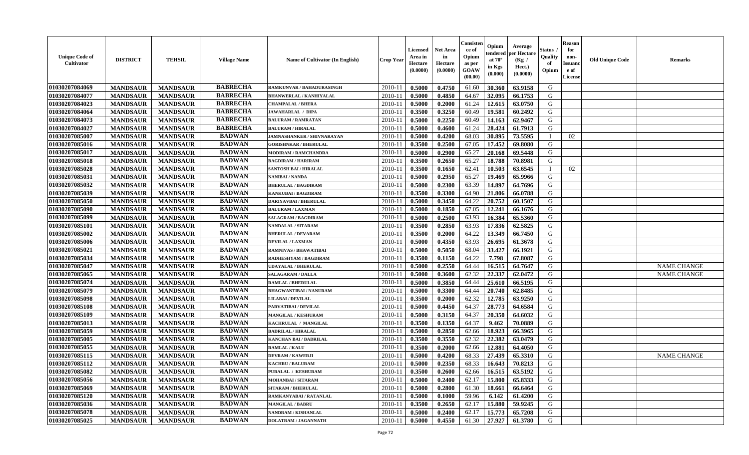| Unique Code of Cultivator | DISTRICT | TEHSIL | Village Name | Name of Cultivator (In English) | Crop Year | Licensed Area in Hectare (0.0000) | Net Area in Hectare (0.0000) | Consistence of Opium as per GOAW (00.00) | Opium tendered at 70° in Kgs (0.000) | Average per Hectare (Kg / Hect.) (0.0000) | Status / Quality of Opium | Reason for non-Issuance of License | Old Unique Code | Remarks |
|---|---|---|---|---|---|---|---|---|---|---|---|---|---|---|
| 01030207084069 | MANDSAUR | MANDSAUR | BABRECHA | RAMKUNVAR / BAHADURASINGH | 2010-11 | 0.5000 | 0.4750 | 61.60 | 30.360 | 63.9158 | G | | | |
| 01030207084077 | MANDSAUR | MANDSAUR | BABRECHA | BHANWERLAL / KANHIYALAL | 2010-11 | 0.5000 | 0.4850 | 64.67 | 32.095 | 66.1753 | G | | | |
| 01030207084023 | MANDSAUR | MANDSAUR | BABRECHA | CHAMPALAL / BHERA | 2010-11 | 0.5000 | 0.2000 | 61.24 | 12.615 | 63.0750 | G | | | |
| 01030207084064 | MANDSAUR | MANDSAUR | BABRECHA | JAWAHARLAL / DIPA | 2010-11 | 0.3500 | 0.3250 | 60.49 | 19.581 | 60.2492 | G | | | |
| 01030207084073 | MANDSAUR | MANDSAUR | BABRECHA | BALURAM / RAMRATAN | 2010-11 | 0.5000 | 0.2250 | 60.49 | 14.163 | 62.9467 | G | | | |
| 01030207084027 | MANDSAUR | MANDSAUR | BABRECHA | BALURAM / HIRALAL | 2010-11 | 0.5000 | 0.4600 | 61.24 | 28.424 | 61.7913 | G | | | |
| 01030207085007 | MANDSAUR | MANDSAUR | BADWAN | JAMNASHANKER / SHIVNARAYAN | 2010-11 | 0.5000 | 0.4200 | 68.03 | 30.895 | 73.5595 | I | 02 | | |
| 01030207085016 | MANDSAUR | MANDSAUR | BADWAN | GORISHNKAR / BHERULAL | 2010-11 | 0.3500 | 0.2500 | 67.05 | 17.452 | 69.8080 | G | | | |
| 01030207085017 | MANDSAUR | MANDSAUR | BADWAN | MODIRAM / RAMCHANDRA | 2010-11 | 0.5000 | 0.2900 | 65.27 | 20.168 | 69.5448 | G | | | |
| 01030207085018 | MANDSAUR | MANDSAUR | BADWAN | BAGDIRAM / HARIRAM | 2010-11 | 0.3500 | 0.2650 | 65.27 | 18.788 | 70.8981 | G | | | |
| 01030207085028 | MANDSAUR | MANDSAUR | BADWAN | SANTOSH BAI / HIRALAL | 2010-11 | 0.3500 | 0.1650 | 62.41 | 10.503 | 63.6545 | I | 02 | | |
| 01030207085031 | MANDSAUR | MANDSAUR | BADWAN | NANIBAI / NANDA | 2010-11 | 0.5000 | 0.2950 | 65.27 | 19.469 | 65.9966 | G | | | |
| 01030207085032 | MANDSAUR | MANDSAUR | BADWAN | BHERULAL / BAGDIRAM | 2010-11 | 0.5000 | 0.2300 | 63.39 | 14.897 | 64.7696 | G | | | |
| 01030207085039 | MANDSAUR | MANDSAUR | BADWAN | KANKUBAI / BAGDIRAM | 2010-11 | 0.3500 | 0.3300 | 64.90 | 21.806 | 66.0788 | G | | | |
| 01030207085050 | MANDSAUR | MANDSAUR | BADWAN | DARIYAVBAI / BHERULAL | 2010-11 | 0.5000 | 0.3450 | 64.22 | 20.752 | 60.1507 | G | | | |
| 01030207085090 | MANDSAUR | MANDSAUR | BADWAN | BALURAM / LAXMAN | 2010-11 | 0.5000 | 0.1850 | 67.05 | 12.241 | 66.1676 | G | | | |
| 01030207085099 | MANDSAUR | MANDSAUR | BADWAN | SALAGRAM / BAGDIRAM | 2010-11 | 0.5000 | 0.2500 | 63.93 | 16.384 | 65.5360 | G | | | |
| 01030207085101 | MANDSAUR | MANDSAUR | BADWAN | NANDALAL / SITARAM | 2010-11 | 0.3500 | 0.2850 | 63.93 | 17.836 | 62.5825 | G | | | |
| 01030207085002 | MANDSAUR | MANDSAUR | BADWAN | BHERULAL / DEVARAM | 2010-11 | 0.3500 | 0.2000 | 64.22 | 13.349 | 66.7450 | G | | | |
| 01030207085006 | MANDSAUR | MANDSAUR | BADWAN | DEVILAL / LAXMAN | 2010-11 | 0.5000 | 0.4350 | 63.93 | 26.695 | 61.3678 | G | | | |
| 01030207085021 | MANDSAUR | MANDSAUR | BADWAN | RAMNIVAS / BHAWATIBAI | 2010-11 | 0.5000 | 0.5050 | 68.04 | 33.427 | 66.1921 | G | | | |
| 01030207085034 | MANDSAUR | MANDSAUR | BADWAN | RADHESHYAM / BAGDIRAM | 2010-11 | 0.3500 | 0.1150 | 64.22 | 7.798 | 67.8087 | G | | | |
| 01030207085047 | MANDSAUR | MANDSAUR | BADWAN | UDAYALAL / BHERULAL | 2010-11 | 0.5000 | 0.2550 | 64.44 | 16.515 | 64.7647 | G | | | NAME CHANGE |
| 01030207085065 | MANDSAUR | MANDSAUR | BADWAN | SALAGARAM / DALLA | 2010-11 | 0.5000 | 0.3600 | 62.32 | 22.337 | 62.0472 | G | | | NAME CHANGE |
| 01030207085074 | MANDSAUR | MANDSAUR | BADWAN | RAMLAL / BHERULAL | 2010-11 | 0.5000 | 0.3850 | 64.44 | 25.610 | 66.5195 | G | | | |
| 01030207085079 | MANDSAUR | MANDSAUR | BADWAN | BHAGWANTIBAI / NANURAM | 2010-11 | 0.5000 | 0.3300 | 64.44 | 20.740 | 62.8485 | G | | | |
| 01030207085098 | MANDSAUR | MANDSAUR | BADWAN | LILABAI / DEVILAL | 2010-11 | 0.3500 | 0.2000 | 62.32 | 12.785 | 63.9250 | G | | | |
| 01030207085108 | MANDSAUR | MANDSAUR | BADWAN | PARVATIBAI / DEVILAL | 2010-11 | 0.5000 | 0.4450 | 64.37 | 28.773 | 64.6584 | G | | | |
| 01030207085109 | MANDSAUR | MANDSAUR | BADWAN | MANGILAL / KESHURAM | 2010-11 | 0.5000 | 0.3150 | 64.37 | 20.350 | 64.6032 | G | | | |
| 01030207085013 | MANDSAUR | MANDSAUR | BADWAN | KACHRULAL / MANGILAL | 2010-11 | 0.3500 | 0.1350 | 64.37 | 9.462 | 70.0889 | G | | | |
| 01030207085059 | MANDSAUR | MANDSAUR | BADWAN | BADRILAL / HIRALAL | 2010-11 | 0.5000 | 0.2850 | 62.66 | 18.923 | 66.3965 | G | | | |
| 01030207085005 | MANDSAUR | MANDSAUR | BADWAN | KANCHAN BAI / BADRILAL | 2010-11 | 0.3500 | 0.3550 | 62.32 | 22.382 | 63.0479 | G | | | |
| 01030207085055 | MANDSAUR | MANDSAUR | BADWAN | RAMLAL / KALU | 2010-11 | 0.3500 | 0.2000 | 62.66 | 12.881 | 64.4050 | G | | | |
| 01030207085115 | MANDSAUR | MANDSAUR | BADWAN | DEVRAM / KAWERJI | 2010-11 | 0.5000 | 0.4200 | 68.33 | 27.439 | 65.3310 | G | | | NAME CHANGE |
| 01030207085112 | MANDSAUR | MANDSAUR | BADWAN | KACHRU / BALURAM | 2010-11 | 0.5000 | 0.2350 | 68.33 | 16.643 | 70.8213 | G | | | |
| 01030207085082 | MANDSAUR | MANDSAUR | BADWAN | PURALAL / KESHURAM | 2010-11 | 0.3500 | 0.2600 | 62.66 | 16.515 | 63.5192 | G | | | |
| 01030207085056 | MANDSAUR | MANDSAUR | BADWAN | MOHANBAI / SITARAM | 2010-11 | 0.5000 | 0.2400 | 62.17 | 15.800 | 65.8333 | G | | | |
| 01030207085069 | MANDSAUR | MANDSAUR | BADWAN | SITARAM / BHERULAL | 2010-11 | 0.5000 | 0.2800 | 61.30 | 18.661 | 66.6464 | G | | | |
| 01030207085120 | MANDSAUR | MANDSAUR | BADWAN | RAMKANYABAI / RATANLAL | 2010-11 | 0.5000 | 0.1000 | 59.96 | 6.142 | 61.4200 | G | | | |
| 01030207085036 | MANDSAUR | MANDSAUR | BADWAN | MANGILAL / BABRU | 2010-11 | 0.3500 | 0.2650 | 62.17 | 15.880 | 59.9245 | G | | | |
| 01030207085078 | MANDSAUR | MANDSAUR | BADWAN | NANDRAM / KISHANLAL | 2010-11 | 0.5000 | 0.2400 | 62.17 | 15.773 | 65.7208 | G | | | |
| 01030207085025 | MANDSAUR | MANDSAUR | BADWAN | DOLATRAM / JAGANNATH | 2010-11 | 0.5000 | 0.4550 | 61.30 | 27.927 | 61.3780 | G | | | |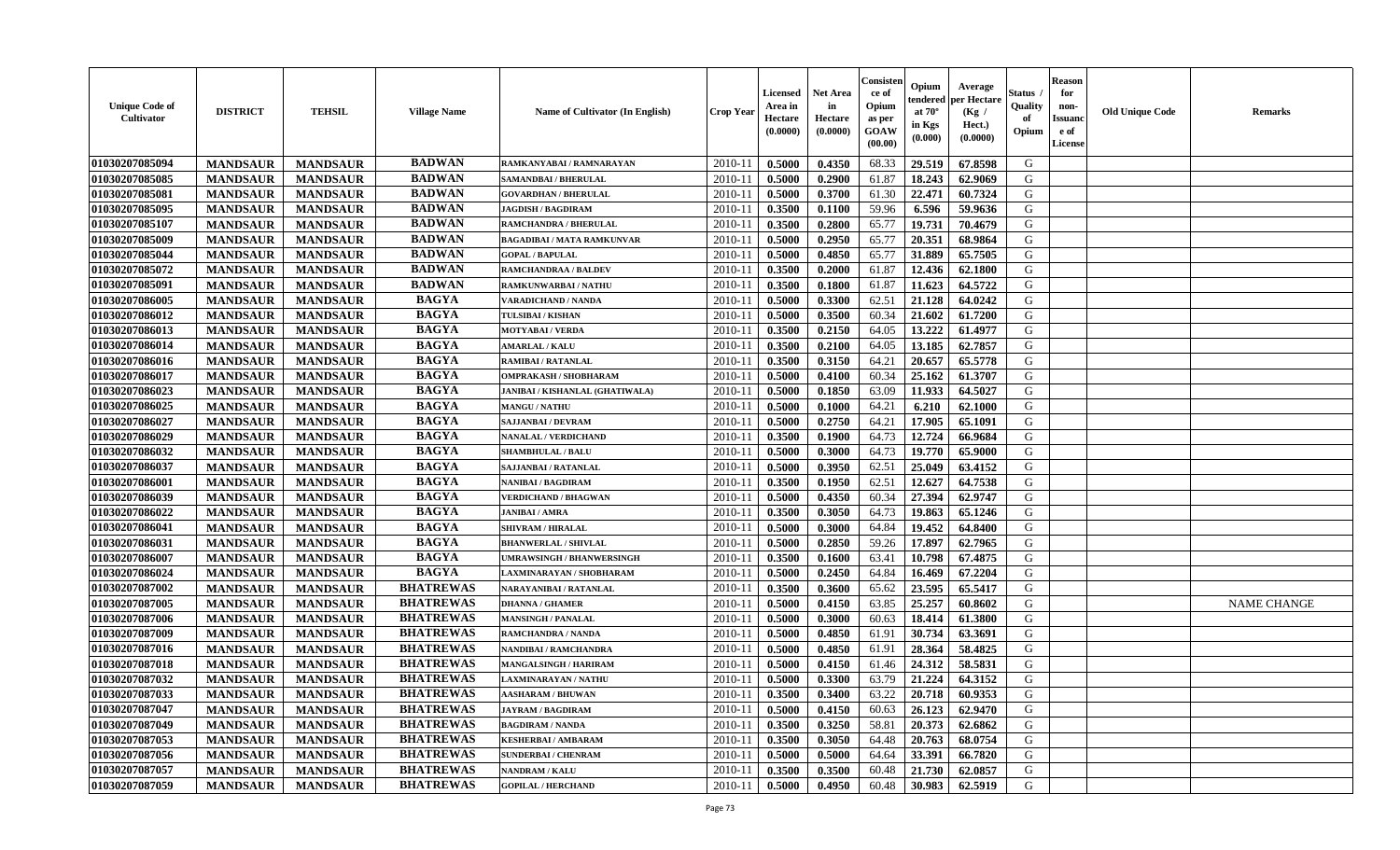| Unique Code of Cultivator | DISTRICT | TEHSIL | Village Name | Name of Cultivator (In English) | Crop Year | Licensed Area in Hectare (0.0000) | Net Area in Hectare (0.0000) | Consistence of Opium as per GOAW (00.00) | Opium tendered at 70° in Kgs (0.000) | Average per Hectare (Kg / Hect.) (0.0000) | Status / Quality of Opium | Reason for non-Issuance of License | Old Unique Code | Remarks |
|---|---|---|---|---|---|---|---|---|---|---|---|---|---|---|
| 01030207085094 | MANDSAUR | MANDSAUR | BADWAN | RAMKANYABAI / RAMNARAYAN | 2010-11 | 0.5000 | 0.4350 | 68.33 | 29.519 | 67.8598 | G | | | |
| 01030207085085 | MANDSAUR | MANDSAUR | BADWAN | SAMANDBAI / BHERULAL | 2010-11 | 0.5000 | 0.2900 | 61.87 | 18.243 | 62.9069 | G | | | |
| 01030207085081 | MANDSAUR | MANDSAUR | BADWAN | GOVARDHAN / BHERULAL | 2010-11 | 0.5000 | 0.3700 | 61.30 | 22.471 | 60.7324 | G | | | |
| 01030207085095 | MANDSAUR | MANDSAUR | BADWAN | JAGDISH / BAGDIRAM | 2010-11 | 0.3500 | 0.1100 | 59.96 | 6.596 | 59.9636 | G | | | |
| 01030207085107 | MANDSAUR | MANDSAUR | BADWAN | RAMCHANDRA / BHERULAL | 2010-11 | 0.3500 | 0.2800 | 65.77 | 19.731 | 70.4679 | G | | | |
| 01030207085009 | MANDSAUR | MANDSAUR | BADWAN | BAGADIBAI / MATA RAMKUNVAR | 2010-11 | 0.5000 | 0.2950 | 65.77 | 20.351 | 68.9864 | G | | | |
| 01030207085044 | MANDSAUR | MANDSAUR | BADWAN | GOPAL / BAPULAL | 2010-11 | 0.5000 | 0.4850 | 65.77 | 31.889 | 65.7505 | G | | | |
| 01030207085072 | MANDSAUR | MANDSAUR | BADWAN | RAMCHANDRAA / BALDEV | 2010-11 | 0.3500 | 0.2000 | 61.87 | 12.436 | 62.1800 | G | | | |
| 01030207085091 | MANDSAUR | MANDSAUR | BADWAN | RAMKUNWARBAI / NATHU | 2010-11 | 0.3500 | 0.1800 | 61.87 | 11.623 | 64.5722 | G | | | |
| 01030207086005 | MANDSAUR | MANDSAUR | BAGYA | VARADICHAND / NANDA | 2010-11 | 0.5000 | 0.3300 | 62.51 | 21.128 | 64.0242 | G | | | |
| 01030207086012 | MANDSAUR | MANDSAUR | BAGYA | TULSIBAI / KISHAN | 2010-11 | 0.5000 | 0.3500 | 60.34 | 21.602 | 61.7200 | G | | | |
| 01030207086013 | MANDSAUR | MANDSAUR | BAGYA | MOTYABAI / VERDA | 2010-11 | 0.3500 | 0.2150 | 64.05 | 13.222 | 61.4977 | G | | | |
| 01030207086014 | MANDSAUR | MANDSAUR | BAGYA | AMARLAL / KALU | 2010-11 | 0.3500 | 0.2100 | 64.05 | 13.185 | 62.7857 | G | | | |
| 01030207086016 | MANDSAUR | MANDSAUR | BAGYA | RAMIBAI / RATANLAL | 2010-11 | 0.3500 | 0.3150 | 64.21 | 20.657 | 65.5778 | G | | | |
| 01030207086017 | MANDSAUR | MANDSAUR | BAGYA | OMPRAKASH / SHOBHARAM | 2010-11 | 0.5000 | 0.4100 | 60.34 | 25.162 | 61.3707 | G | | | |
| 01030207086023 | MANDSAUR | MANDSAUR | BAGYA | JANIBAI / KISHANLAL (GHATIWALA) | 2010-11 | 0.5000 | 0.1850 | 63.09 | 11.933 | 64.5027 | G | | | |
| 01030207086025 | MANDSAUR | MANDSAUR | BAGYA | MANGU / NATHU | 2010-11 | 0.5000 | 0.1000 | 64.21 | 6.210 | 62.1000 | G | | | |
| 01030207086027 | MANDSAUR | MANDSAUR | BAGYA | SAJJANBAI / DEVRAM | 2010-11 | 0.5000 | 0.2750 | 64.21 | 17.905 | 65.1091 | G | | | |
| 01030207086029 | MANDSAUR | MANDSAUR | BAGYA | NANALAL / VERDICHAND | 2010-11 | 0.3500 | 0.1900 | 64.73 | 12.724 | 66.9684 | G | | | |
| 01030207086032 | MANDSAUR | MANDSAUR | BAGYA | SHAMBHULAL / BALU | 2010-11 | 0.5000 | 0.3000 | 64.73 | 19.770 | 65.9000 | G | | | |
| 01030207086037 | MANDSAUR | MANDSAUR | BAGYA | SAJJANBAI / RATANLAL | 2010-11 | 0.5000 | 0.3950 | 62.51 | 25.049 | 63.4152 | G | | | |
| 01030207086001 | MANDSAUR | MANDSAUR | BAGYA | NANIBAI / BAGDIRAM | 2010-11 | 0.3500 | 0.1950 | 62.51 | 12.627 | 64.7538 | G | | | |
| 01030207086039 | MANDSAUR | MANDSAUR | BAGYA | VERDICHAND / BHAGWAN | 2010-11 | 0.5000 | 0.4350 | 60.34 | 27.394 | 62.9747 | G | | | |
| 01030207086022 | MANDSAUR | MANDSAUR | BAGYA | JANIBAI / AMRA | 2010-11 | 0.3500 | 0.3050 | 64.73 | 19.863 | 65.1246 | G | | | |
| 01030207086041 | MANDSAUR | MANDSAUR | BAGYA | SHIVRAM / HIRALAL | 2010-11 | 0.5000 | 0.3000 | 64.84 | 19.452 | 64.8400 | G | | | |
| 01030207086031 | MANDSAUR | MANDSAUR | BAGYA | BHANWERLAL / SHIVLAL | 2010-11 | 0.5000 | 0.2850 | 59.26 | 17.897 | 62.7965 | G | | | |
| 01030207086007 | MANDSAUR | MANDSAUR | BAGYA | UMRAWSINGH / BHANWERSINGH | 2010-11 | 0.3500 | 0.1600 | 63.41 | 10.798 | 67.4875 | G | | | |
| 01030207086024 | MANDSAUR | MANDSAUR | BAGYA | LAXMINARAYAN / SHOBHARAM | 2010-11 | 0.5000 | 0.2450 | 64.84 | 16.469 | 67.2204 | G | | | |
| 01030207087002 | MANDSAUR | MANDSAUR | BHATREWAS | NARAYANIBAI / RATANLAL | 2010-11 | 0.3500 | 0.3600 | 65.62 | 23.595 | 65.5417 | G | | | |
| 01030207087005 | MANDSAUR | MANDSAUR | BHATREWAS | DHANNA / GHAMER | 2010-11 | 0.5000 | 0.4150 | 63.85 | 25.257 | 60.8602 | G | | | NAME CHANGE |
| 01030207087006 | MANDSAUR | MANDSAUR | BHATREWAS | MANSINGH / PANALAL | 2010-11 | 0.5000 | 0.3000 | 60.63 | 18.414 | 61.3800 | G | | | |
| 01030207087009 | MANDSAUR | MANDSAUR | BHATREWAS | RAMCHANDRA / NANDA | 2010-11 | 0.5000 | 0.4850 | 61.91 | 30.734 | 63.3691 | G | | | |
| 01030207087016 | MANDSAUR | MANDSAUR | BHATREWAS | NANDIBAI / RAMCHANDRA | 2010-11 | 0.5000 | 0.4850 | 61.91 | 28.364 | 58.4825 | G | | | |
| 01030207087018 | MANDSAUR | MANDSAUR | BHATREWAS | MANGALSINGH / HARIRAM | 2010-11 | 0.5000 | 0.4150 | 61.46 | 24.312 | 58.5831 | G | | | |
| 01030207087032 | MANDSAUR | MANDSAUR | BHATREWAS | LAXMINARAYAN / NATHU | 2010-11 | 0.5000 | 0.3300 | 63.79 | 21.224 | 64.3152 | G | | | |
| 01030207087033 | MANDSAUR | MANDSAUR | BHATREWAS | AASHARAM / BHUWAN | 2010-11 | 0.3500 | 0.3400 | 63.22 | 20.718 | 60.9353 | G | | | |
| 01030207087047 | MANDSAUR | MANDSAUR | BHATREWAS | JAYRAM / BAGDIRAM | 2010-11 | 0.5000 | 0.4150 | 60.63 | 26.123 | 62.9470 | G | | | |
| 01030207087049 | MANDSAUR | MANDSAUR | BHATREWAS | BAGDIRAM / NANDA | 2010-11 | 0.3500 | 0.3250 | 58.81 | 20.373 | 62.6862 | G | | | |
| 01030207087053 | MANDSAUR | MANDSAUR | BHATREWAS | KESHERBAI / AMBARAM | 2010-11 | 0.3500 | 0.3050 | 64.48 | 20.763 | 68.0754 | G | | | |
| 01030207087056 | MANDSAUR | MANDSAUR | BHATREWAS | SUNDERBAI / CHENRAM | 2010-11 | 0.5000 | 0.5000 | 64.64 | 33.391 | 66.7820 | G | | | |
| 01030207087057 | MANDSAUR | MANDSAUR | BHATREWAS | NANDRAM / KALU | 2010-11 | 0.3500 | 0.3500 | 60.48 | 21.730 | 62.0857 | G | | | |
| 01030207087059 | MANDSAUR | MANDSAUR | BHATREWAS | GOPILAL / HERCHAND | 2010-11 | 0.5000 | 0.4950 | 60.48 | 30.983 | 62.5919 | G | | | |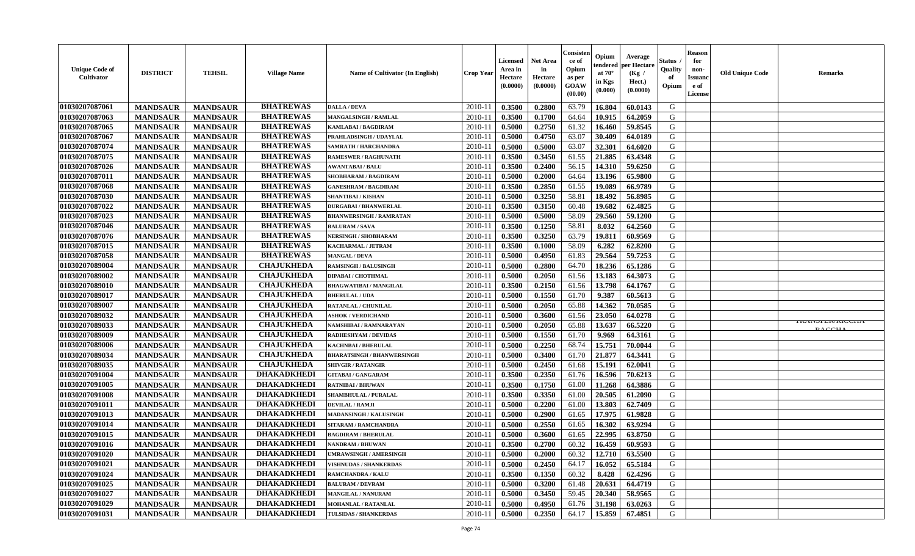| Unique Code of Cultivator | DISTRICT | TEHSIL | Village Name | Name of Cultivator (In English) | Crop Year | Licensed Area in Hectare (0.0000) | Net Area in Hectare (0.0000) | Consistence of Opium as per GOAW (00.00) | Opium tendered at 70° in Kgs (0.000) | Average per Hectare (Kg / Hect.) (0.0000) | Status / Quality of Opium | Reason for non-Issuance of License | Old Unique Code | Remarks |
|---|---|---|---|---|---|---|---|---|---|---|---|---|---|---|
| 01030207087061 | MANDSAUR | MANDSAUR | BHATREWAS | DALLA / DEVA | 2010-11 | 0.3500 | 0.2800 | 63.79 | 16.804 | 60.0143 | G | | | |
| 01030207087063 | MANDSAUR | MANDSAUR | BHATREWAS | MANGALSINGH / RAMLAL | 2010-11 | 0.3500 | 0.1700 | 64.64 | 10.915 | 64.2059 | G | | | |
| 01030207087065 | MANDSAUR | MANDSAUR | BHATREWAS | KAMLABAI / BAGDIRAM | 2010-11 | 0.5000 | 0.2750 | 61.32 | 16.460 | 59.8545 | G | | | |
| 01030207087067 | MANDSAUR | MANDSAUR | BHATREWAS | PRAHLADSINGH / UDAYLAL | 2010-11 | 0.5000 | 0.4750 | 63.07 | 30.409 | 64.0189 | G | | | |
| 01030207087074 | MANDSAUR | MANDSAUR | BHATREWAS | SAMRATH / HARCHANDRA | 2010-11 | 0.5000 | 0.5000 | 63.07 | 32.301 | 64.6020 | G | | | |
| 01030207087075 | MANDSAUR | MANDSAUR | BHATREWAS | RAMESWER / RAGHUNATH | 2010-11 | 0.3500 | 0.3450 | 61.55 | 21.885 | 63.4348 | G | | | |
| 01030207087026 | MANDSAUR | MANDSAUR | BHATREWAS | AWANTABAI / BALU | 2010-11 | 0.3500 | 0.2400 | 56.15 | 14.310 | 59.6250 | G | | | |
| 01030207087011 | MANDSAUR | MANDSAUR | BHATREWAS | SHOBHARAM / BAGDIRAM | 2010-11 | 0.5000 | 0.2000 | 64.64 | 13.196 | 65.9800 | G | | | |
| 01030207087068 | MANDSAUR | MANDSAUR | BHATREWAS | GANESHRAM / BAGDIRAM | 2010-11 | 0.3500 | 0.2850 | 61.55 | 19.089 | 66.9789 | G | | | |
| 01030207087030 | MANDSAUR | MANDSAUR | BHATREWAS | SHANTIBAI / KISHAN | 2010-11 | 0.5000 | 0.3250 | 58.81 | 18.492 | 56.8985 | G | | | |
| 01030207087022 | MANDSAUR | MANDSAUR | BHATREWAS | DURGABAI / BHANWERLAL | 2010-11 | 0.3500 | 0.3150 | 60.48 | 19.682 | 62.4825 | G | | | |
| 01030207087023 | MANDSAUR | MANDSAUR | BHATREWAS | BHANWERSINGH / RAMRATAN | 2010-11 | 0.5000 | 0.5000 | 58.09 | 29.560 | 59.1200 | G | | | |
| 01030207087046 | MANDSAUR | MANDSAUR | BHATREWAS | BALURAM / SAVA | 2010-11 | 0.3500 | 0.1250 | 58.81 | 8.032 | 64.2560 | G | | | |
| 01030207087076 | MANDSAUR | MANDSAUR | BHATREWAS | NERSINGH / SHOBHARAM | 2010-11 | 0.3500 | 0.3250 | 63.79 | 19.811 | 60.9569 | G | | | |
| 01030207087015 | MANDSAUR | MANDSAUR | BHATREWAS | KACHARMAL / JETRAM | 2010-11 | 0.3500 | 0.1000 | 58.09 | 6.282 | 62.8200 | G | | | |
| 01030207087058 | MANDSAUR | MANDSAUR | BHATREWAS | MANGAL / DEVA | 2010-11 | 0.5000 | 0.4950 | 61.83 | 29.564 | 59.7253 | G | | | |
| 01030207089004 | MANDSAUR | MANDSAUR | CHAJUKHEDA | RAMSINGH / BALUSINGH | 2010-11 | 0.5000 | 0.2800 | 64.70 | 18.236 | 65.1286 | G | | | |
| 01030207089002 | MANDSAUR | MANDSAUR | CHAJUKHEDA | DIPABAI / CHOTHMAL | 2010-11 | 0.5000 | 0.2050 | 61.56 | 13.183 | 64.3073 | G | | | |
| 01030207089010 | MANDSAUR | MANDSAUR | CHAJUKHEDA | BHAGWATIBAI / MANGILAL | 2010-11 | 0.3500 | 0.2150 | 61.56 | 13.798 | 64.1767 | G | | | |
| 01030207089017 | MANDSAUR | MANDSAUR | CHAJUKHEDA | BHERULAL / UDA | 2010-11 | 0.5000 | 0.1550 | 61.70 | 9.387 | 60.5613 | G | | | |
| 01030207089007 | MANDSAUR | MANDSAUR | CHAJUKHEDA | RATANLAL / CHUNILAL | 2010-11 | 0.5000 | 0.2050 | 65.88 | 14.362 | 70.0585 | G | | | |
| 01030207089032 | MANDSAUR | MANDSAUR | CHAJUKHEDA | ASHOK / VERDICHAND | 2010-11 | 0.5000 | 0.3600 | 61.56 | 23.050 | 64.0278 | G | | | |
| 01030207089033 | MANDSAUR | MANDSAUR | CHAJUKHEDA | NAMSHIBAI / RAMNARAYAN | 2010-11 | 0.5000 | 0.2050 | 65.88 | 13.637 | 66.5220 | G | | | TRANSFER/RICCHHA BACCHA |
| 01030207089009 | MANDSAUR | MANDSAUR | CHAJUKHEDA | RADHESHYAM / DEVIDAS | 2010-11 | 0.5000 | 0.1550 | 61.70 | 9.969 | 64.3161 | G | | | |
| 01030207089006 | MANDSAUR | MANDSAUR | CHAJUKHEDA | KACHNBAI / BHERULAL | 2010-11 | 0.5000 | 0.2250 | 68.74 | 15.751 | 70.0044 | G | | | |
| 01030207089034 | MANDSAUR | MANDSAUR | CHAJUKHEDA | BHARATSINGH / BHANWERSINGH | 2010-11 | 0.5000 | 0.3400 | 61.70 | 21.877 | 64.3441 | G | | | |
| 01030207089035 | MANDSAUR | MANDSAUR | CHAJUKHEDA | SHIVGIR / RATANGIR | 2010-11 | 0.5000 | 0.2450 | 61.68 | 15.191 | 62.0041 | G | | | |
| 01030207091004 | MANDSAUR | MANDSAUR | DHAKADKHEDI | GITABAI / GANGARAM | 2010-11 | 0.3500 | 0.2350 | 61.76 | 16.596 | 70.6213 | G | | | |
| 01030207091005 | MANDSAUR | MANDSAUR | DHAKADKHEDI | RATNIBAI / BHUWAN | 2010-11 | 0.3500 | 0.1750 | 61.00 | 11.268 | 64.3886 | G | | | |
| 01030207091008 | MANDSAUR | MANDSAUR | DHAKADKHEDI | SHAMBHULAL / PURALAL | 2010-11 | 0.3500 | 0.3350 | 61.00 | 20.505 | 61.2090 | G | | | |
| 01030207091011 | MANDSAUR | MANDSAUR | DHAKADKHEDI | DEVILAL / RAMJI | 2010-11 | 0.5000 | 0.2200 | 61.00 | 13.803 | 62.7409 | G | | | |
| 01030207091013 | MANDSAUR | MANDSAUR | DHAKADKHEDI | MADANSINGH / KALUSINGH | 2010-11 | 0.5000 | 0.2900 | 61.65 | 17.975 | 61.9828 | G | | | |
| 01030207091014 | MANDSAUR | MANDSAUR | DHAKADKHEDI | SITARAM / RAMCHANDRA | 2010-11 | 0.5000 | 0.2550 | 61.65 | 16.302 | 63.9294 | G | | | |
| 01030207091015 | MANDSAUR | MANDSAUR | DHAKADKHEDI | BAGDIRAM / BHERULAL | 2010-11 | 0.5000 | 0.3600 | 61.65 | 22.995 | 63.8750 | G | | | |
| 01030207091016 | MANDSAUR | MANDSAUR | DHAKADKHEDI | NANDRAM / BHUWAN | 2010-11 | 0.3500 | 0.2700 | 60.32 | 16.459 | 60.9593 | G | | | |
| 01030207091020 | MANDSAUR | MANDSAUR | DHAKADKHEDI | UMRAWSINGH / AMERSINGH | 2010-11 | 0.5000 | 0.2000 | 60.32 | 12.710 | 63.5500 | G | | | |
| 01030207091021 | MANDSAUR | MANDSAUR | DHAKADKHEDI | VISHNUDAS / SHANKERDAS | 2010-11 | 0.5000 | 0.2450 | 64.17 | 16.052 | 65.5184 | G | | | |
| 01030207091024 | MANDSAUR | MANDSAUR | DHAKADKHEDI | RAMCHANDRA / KALU | 2010-11 | 0.3500 | 0.1350 | 60.32 | 8.428 | 62.4296 | G | | | |
| 01030207091025 | MANDSAUR | MANDSAUR | DHAKADKHEDI | BALURAM / DEVRAM | 2010-11 | 0.5000 | 0.3200 | 61.48 | 20.631 | 64.4719 | G | | | |
| 01030207091027 | MANDSAUR | MANDSAUR | DHAKADKHEDI | MANGILAL / NANURAM | 2010-11 | 0.5000 | 0.3450 | 59.45 | 20.340 | 58.9565 | G | | | |
| 01030207091029 | MANDSAUR | MANDSAUR | DHAKADKHEDI | MOHANLAL / RATANLAL | 2010-11 | 0.5000 | 0.4950 | 61.76 | 31.198 | 63.0263 | G | | | |
| 01030207091031 | MANDSAUR | MANDSAUR | DHAKADKHEDI | TULSIDAS / SHANKERDAS | 2010-11 | 0.5000 | 0.2350 | 64.17 | 15.859 | 67.4851 | G | | | |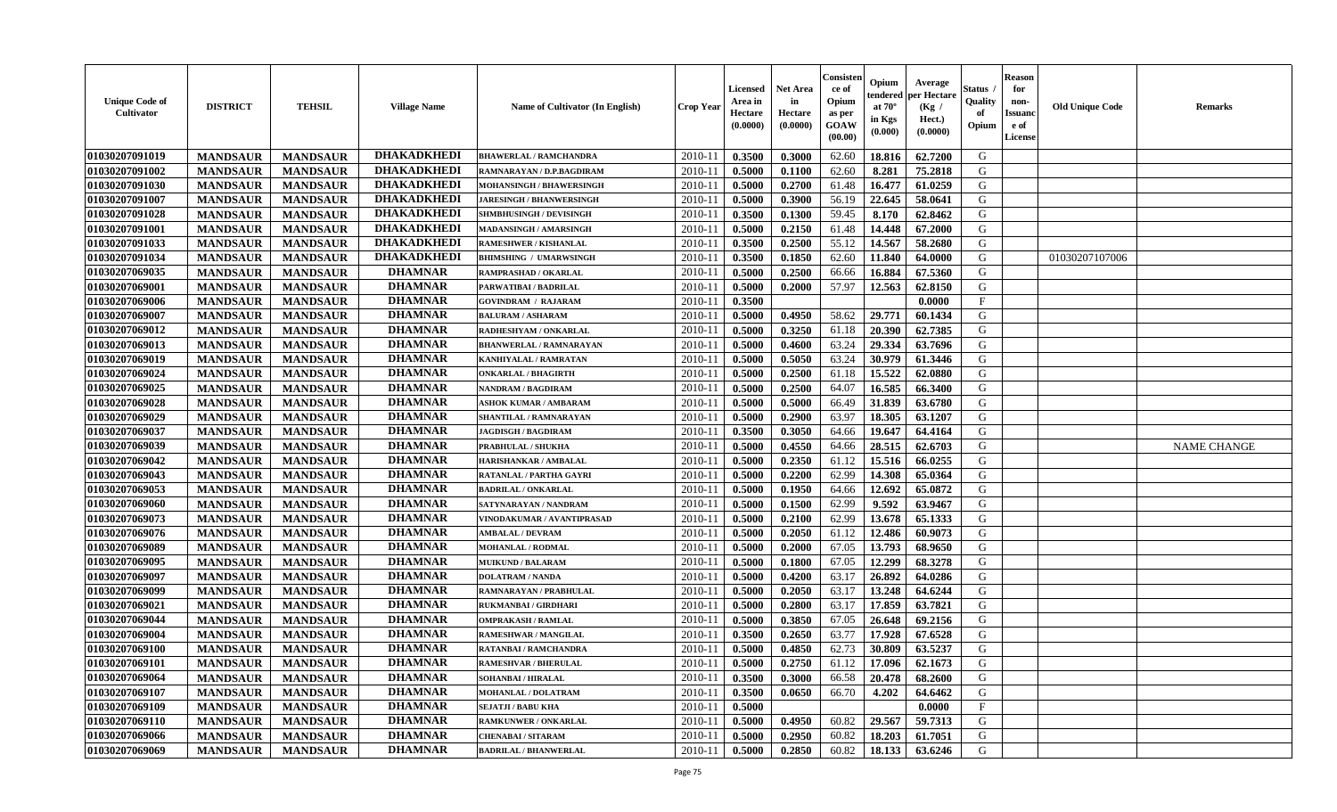| Unique Code of Cultivator | DISTRICT | TEHSIL | Village Name | Name of Cultivator (In English) | Crop Year | Licensed Area in Hectare (0.0000) | Net Area in Hectare (0.0000) | Consistence of Opium as per GOAW (00.00) | Opium tendered at 70° in Kgs (0.000) | Average per Hectare (Kg / Hect.) (0.0000) | Status / Quality of Opium | Reason for non-Issuance of License | Old Unique Code | Remarks |
|---|---|---|---|---|---|---|---|---|---|---|---|---|---|---|
| 01030207091019 | MANDSAUR | MANDSAUR | DHAKADKHEDI | BHAWERLAL / RAMCHANDRA | 2010-11 | 0.3500 | 0.3000 | 62.60 | 18.816 | 62.7200 | G | | | |
| 01030207091002 | MANDSAUR | MANDSAUR | DHAKADKHEDI | RAMNARAYAN / D.P.BAGDIRAM | 2010-11 | 0.5000 | 0.1100 | 62.60 | 8.281 | 75.2818 | G | | | |
| 01030207091030 | MANDSAUR | MANDSAUR | DHAKADKHEDI | MOHANSINGH / BHAWERSINGH | 2010-11 | 0.5000 | 0.2700 | 61.48 | 16.477 | 61.0259 | G | | | |
| 01030207091007 | MANDSAUR | MANDSAUR | DHAKADKHEDI | JARESINGH / BHANWERSINGH | 2010-11 | 0.5000 | 0.3900 | 56.19 | 22.645 | 58.0641 | G | | | |
| 01030207091028 | MANDSAUR | MANDSAUR | DHAKADKHEDI | SHMBHUSINGH / DEVISINGH | 2010-11 | 0.3500 | 0.1300 | 59.45 | 8.170 | 62.8462 | G | | | |
| 01030207091001 | MANDSAUR | MANDSAUR | DHAKADKHEDI | MADANSINGH / AMARSINGH | 2010-11 | 0.5000 | 0.2150 | 61.48 | 14.448 | 67.2000 | G | | | |
| 01030207091033 | MANDSAUR | MANDSAUR | DHAKADKHEDI | RAMESHWER / KISHANLAL | 2010-11 | 0.3500 | 0.2500 | 55.12 | 14.567 | 58.2680 | G | | | |
| 01030207091034 | MANDSAUR | MANDSAUR | DHAKADKHEDI | BHIMSHING / UMARWSINGH | 2010-11 | 0.3500 | 0.1850 | 62.60 | 11.840 | 64.0000 | G | | 01030207107006 | |
| 01030207069035 | MANDSAUR | MANDSAUR | DHAMNAR | RAMPRASHAD / OKARLAL | 2010-11 | 0.5000 | 0.2500 | 66.66 | 16.884 | 67.5360 | G | | | |
| 01030207069001 | MANDSAUR | MANDSAUR | DHAMNAR | PARWATIBAI / BADRILAL | 2010-11 | 0.5000 | 0.2000 | 57.97 | 12.563 | 62.8150 | G | | | |
| 01030207069006 | MANDSAUR | MANDSAUR | DHAMNAR | GOVINDRAM / RAJARAM | 2010-11 | 0.3500 | | | | 0.0000 | F | | | |
| 01030207069007 | MANDSAUR | MANDSAUR | DHAMNAR | BALURAM / ASHARAM | 2010-11 | 0.5000 | 0.4950 | 58.62 | 29.771 | 60.1434 | G | | | |
| 01030207069012 | MANDSAUR | MANDSAUR | DHAMNAR | RADHESHYAM / ONKARLAL | 2010-11 | 0.5000 | 0.3250 | 61.18 | 20.390 | 62.7385 | G | | | |
| 01030207069013 | MANDSAUR | MANDSAUR | DHAMNAR | BHANWERLAL / RAMNARAYAN | 2010-11 | 0.5000 | 0.4600 | 63.24 | 29.334 | 63.7696 | G | | | |
| 01030207069019 | MANDSAUR | MANDSAUR | DHAMNAR | KANHIYALAL / RAMRATAN | 2010-11 | 0.5000 | 0.5050 | 63.24 | 30.979 | 61.3446 | G | | | |
| 01030207069024 | MANDSAUR | MANDSAUR | DHAMNAR | ONKARLAL / BHAGIRTH | 2010-11 | 0.5000 | 0.2500 | 61.18 | 15.522 | 62.0880 | G | | | |
| 01030207069025 | MANDSAUR | MANDSAUR | DHAMNAR | NANDRAM / BAGDIRAM | 2010-11 | 0.5000 | 0.2500 | 64.07 | 16.585 | 66.3400 | G | | | |
| 01030207069028 | MANDSAUR | MANDSAUR | DHAMNAR | ASHOK KUMAR / AMBARAM | 2010-11 | 0.5000 | 0.5000 | 66.49 | 31.839 | 63.6780 | G | | | |
| 01030207069029 | MANDSAUR | MANDSAUR | DHAMNAR | SHANTILAL / RAMNARAYAN | 2010-11 | 0.5000 | 0.2900 | 63.97 | 18.305 | 63.1207 | G | | | |
| 01030207069037 | MANDSAUR | MANDSAUR | DHAMNAR | JAGDISGH / BAGDIRAM | 2010-11 | 0.3500 | 0.3050 | 64.66 | 19.647 | 64.4164 | G | | | |
| 01030207069039 | MANDSAUR | MANDSAUR | DHAMNAR | PRABHULAL / SHUKHA | 2010-11 | 0.5000 | 0.4550 | 64.66 | 28.515 | 62.6703 | G | | | NAME CHANGE |
| 01030207069042 | MANDSAUR | MANDSAUR | DHAMNAR | HARISHANKAR / AMBALAL | 2010-11 | 0.5000 | 0.2350 | 61.12 | 15.516 | 66.0255 | G | | | |
| 01030207069043 | MANDSAUR | MANDSAUR | DHAMNAR | RATANLAL / PARTHA GAYRI | 2010-11 | 0.5000 | 0.2200 | 62.99 | 14.308 | 65.0364 | G | | | |
| 01030207069053 | MANDSAUR | MANDSAUR | DHAMNAR | BADRILAL / ONKARLAL | 2010-11 | 0.5000 | 0.1950 | 64.66 | 12.692 | 65.0872 | G | | | |
| 01030207069060 | MANDSAUR | MANDSAUR | DHAMNAR | SATYNARAYAN / NANDRAM | 2010-11 | 0.5000 | 0.1500 | 62.99 | 9.592 | 63.9467 | G | | | |
| 01030207069073 | MANDSAUR | MANDSAUR | DHAMNAR | VINODAKUMAR / AVANTIPRASAD | 2010-11 | 0.5000 | 0.2100 | 62.99 | 13.678 | 65.1333 | G | | | |
| 01030207069076 | MANDSAUR | MANDSAUR | DHAMNAR | AMBALAL / DEVRAM | 2010-11 | 0.5000 | 0.2050 | 61.12 | 12.486 | 60.9073 | G | | | |
| 01030207069089 | MANDSAUR | MANDSAUR | DHAMNAR | MOHANLAL / RODMAL | 2010-11 | 0.5000 | 0.2000 | 67.05 | 13.793 | 68.9650 | G | | | |
| 01030207069095 | MANDSAUR | MANDSAUR | DHAMNAR | MUIKUND / BALARAM | 2010-11 | 0.5000 | 0.1800 | 67.05 | 12.299 | 68.3278 | G | | | |
| 01030207069097 | MANDSAUR | MANDSAUR | DHAMNAR | DOLATRAM / NANDA | 2010-11 | 0.5000 | 0.4200 | 63.17 | 26.892 | 64.0286 | G | | | |
| 01030207069099 | MANDSAUR | MANDSAUR | DHAMNAR | RAMNARAYAN / PRABHULAL | 2010-11 | 0.5000 | 0.2050 | 63.17 | 13.248 | 64.6244 | G | | | |
| 01030207069021 | MANDSAUR | MANDSAUR | DHAMNAR | RUKMANBAI / GIRDHARI | 2010-11 | 0.5000 | 0.2800 | 63.17 | 17.859 | 63.7821 | G | | | |
| 01030207069044 | MANDSAUR | MANDSAUR | DHAMNAR | OMPRAKASH / RAMLAL | 2010-11 | 0.5000 | 0.3850 | 67.05 | 26.648 | 69.2156 | G | | | |
| 01030207069004 | MANDSAUR | MANDSAUR | DHAMNAR | RAMESHWAR / MANGILAL | 2010-11 | 0.3500 | 0.2650 | 63.77 | 17.928 | 67.6528 | G | | | |
| 01030207069100 | MANDSAUR | MANDSAUR | DHAMNAR | RATANBAI / RAMCHANDRA | 2010-11 | 0.5000 | 0.4850 | 62.73 | 30.809 | 63.5237 | G | | | |
| 01030207069101 | MANDSAUR | MANDSAUR | DHAMNAR | RAMESHVAR / BHERULAL | 2010-11 | 0.5000 | 0.2750 | 61.12 | 17.096 | 62.1673 | G | | | |
| 01030207069064 | MANDSAUR | MANDSAUR | DHAMNAR | SOHANBAI / HIRALAL | 2010-11 | 0.3500 | 0.3000 | 66.58 | 20.478 | 68.2600 | G | | | |
| 01030207069107 | MANDSAUR | MANDSAUR | DHAMNAR | MOHANLAL / DOLATRAM | 2010-11 | 0.3500 | 0.0650 | 66.70 | 4.202 | 64.6462 | G | | | |
| 01030207069109 | MANDSAUR | MANDSAUR | DHAMNAR | SEJATJI / BABU KHA | 2010-11 | 0.5000 | | | | 0.0000 | F | | | |
| 01030207069110 | MANDSAUR | MANDSAUR | DHAMNAR | RAMKUNWER / ONKARLAL | 2010-11 | 0.5000 | 0.4950 | 60.82 | 29.567 | 59.7313 | G | | | |
| 01030207069066 | MANDSAUR | MANDSAUR | DHAMNAR | CHENABAI / SITARAM | 2010-11 | 0.5000 | 0.2950 | 60.82 | 18.203 | 61.7051 | G | | | |
| 01030207069069 | MANDSAUR | MANDSAUR | DHAMNAR | BADRILAL / BHANWERLAL | 2010-11 | 0.5000 | 0.2850 | 60.82 | 18.133 | 63.6246 | G | | | |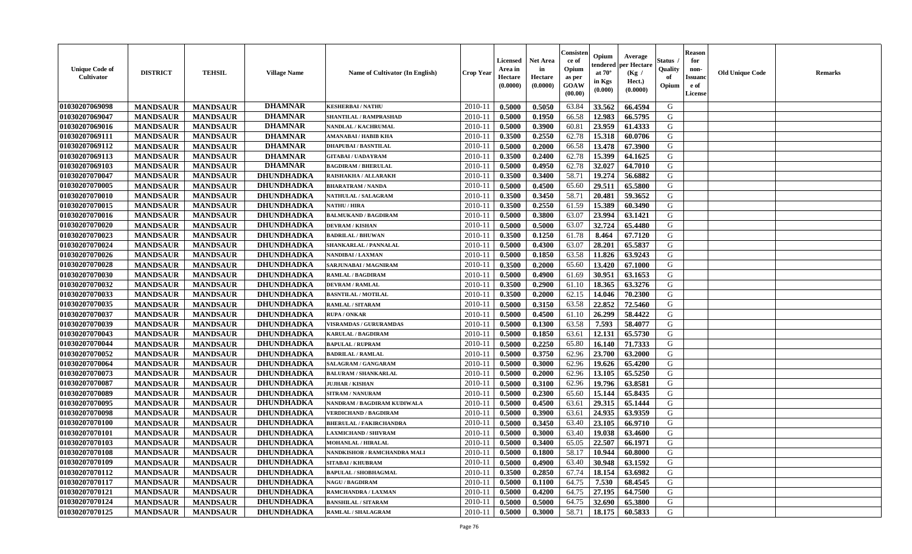| Unique Code of Cultivator | DISTRICT | TEHSIL | Village Name | Name of Cultivator (In English) | Crop Year | Licensed Area in Hectare (0.0000) | Net Area in Hectare (0.0000) | Consistence of Opium as per GOAW (00.00) | Opium tendered at 70° in Kgs (0.000) | Average per Hectare (Kg / Hect.) (0.0000) | Status / Quality of Opium | Reason for non-Issuance of License | Old Unique Code | Remarks |
|---|---|---|---|---|---|---|---|---|---|---|---|---|---|---|
| 01030207069098 | MANDSAUR | MANDSAUR | DHAMNAR | KESHERBAI / NATHU | 2010-11 | 0.5000 | 0.5050 | 63.84 | 33.562 | 66.4594 | G | | | |
| 01030207069047 | MANDSAUR | MANDSAUR | DHAMNAR | SHANTILAL / RAMPRASHAD | 2010-11 | 0.5000 | 0.1950 | 66.58 | 12.983 | 66.5795 | G | | | |
| 01030207069016 | MANDSAUR | MANDSAUR | DHAMNAR | NANDLAL / KACHRUMAL | 2010-11 | 0.5000 | 0.3900 | 60.81 | 23.959 | 61.4333 | G | | | |
| 01030207069111 | MANDSAUR | MANDSAUR | DHAMNAR | AMANABAI / HABIB KHA | 2010-11 | 0.3500 | 0.2550 | 62.78 | 15.318 | 60.0706 | G | | | |
| 01030207069112 | MANDSAUR | MANDSAUR | DHAMNAR | DHAPUBAI / BASNTILAL | 2010-11 | 0.5000 | 0.2000 | 66.58 | 13.478 | 67.3900 | G | | | |
| 01030207069113 | MANDSAUR | MANDSAUR | DHAMNAR | GITABAI / UADAYRAM | 2010-11 | 0.3500 | 0.2400 | 62.78 | 15.399 | 64.1625 | G | | | |
| 01030207069103 | MANDSAUR | MANDSAUR | DHAMNAR | BAGDIRAM / BHERULAL | 2010-11 | 0.5000 | 0.4950 | 62.78 | 32.027 | 64.7010 | G | | | |
| 01030207070047 | MANDSAUR | MANDSAUR | DHUNDHADKA | RAISHAKHA / ALLARAKH | 2010-11 | 0.3500 | 0.3400 | 58.71 | 19.274 | 56.6882 | G | | | |
| 01030207070005 | MANDSAUR | MANDSAUR | DHUNDHADKA | BHARATRAM / NANDA | 2010-11 | 0.5000 | 0.4500 | 65.60 | 29.511 | 65.5800 | G | | | |
| 01030207070010 | MANDSAUR | MANDSAUR | DHUNDHADKA | NATHULAL / SALAGRAM | 2010-11 | 0.3500 | 0.3450 | 58.71 | 20.481 | 59.3652 | G | | | |
| 01030207070015 | MANDSAUR | MANDSAUR | DHUNDHADKA | NATHU / HIRA | 2010-11 | 0.3500 | 0.2550 | 61.59 | 15.389 | 60.3490 | G | | | |
| 01030207070016 | MANDSAUR | MANDSAUR | DHUNDHADKA | BALMUKAND / BAGDIRAM | 2010-11 | 0.5000 | 0.3800 | 63.07 | 23.994 | 63.1421 | G | | | |
| 01030207070020 | MANDSAUR | MANDSAUR | DHUNDHADKA | DEVRAM / KISHAN | 2010-11 | 0.5000 | 0.5000 | 63.07 | 32.724 | 65.4480 | G | | | |
| 01030207070023 | MANDSAUR | MANDSAUR | DHUNDHADKA | BADRILAL / BHUWAN | 2010-11 | 0.3500 | 0.1250 | 61.78 | 8.464 | 67.7120 | G | | | |
| 01030207070024 | MANDSAUR | MANDSAUR | DHUNDHADKA | SHANKARLAL / PANNALAL | 2010-11 | 0.5000 | 0.4300 | 63.07 | 28.201 | 65.5837 | G | | | |
| 01030207070026 | MANDSAUR | MANDSAUR | DHUNDHADKA | NANDIBAI / LAXMAN | 2010-11 | 0.5000 | 0.1850 | 63.58 | 11.826 | 63.9243 | G | | | |
| 01030207070028 | MANDSAUR | MANDSAUR | DHUNDHADKA | SARJUNABAI / MAGNIRAM | 2010-11 | 0.3500 | 0.2000 | 65.60 | 13.420 | 67.1000 | G | | | |
| 01030207070030 | MANDSAUR | MANDSAUR | DHUNDHADKA | RAMLAL / BAGDIRAM | 2010-11 | 0.5000 | 0.4900 | 61.69 | 30.951 | 63.1653 | G | | | |
| 01030207070032 | MANDSAUR | MANDSAUR | DHUNDHADKA | DEVRAM / RAMLAL | 2010-11 | 0.3500 | 0.2900 | 61.10 | 18.365 | 63.3276 | G | | | |
| 01030207070033 | MANDSAUR | MANDSAUR | DHUNDHADKA | BASNTILAL / MOTILAL | 2010-11 | 0.3500 | 0.2000 | 62.15 | 14.046 | 70.2300 | G | | | |
| 01030207070035 | MANDSAUR | MANDSAUR | DHUNDHADKA | RAMLAL / SITARAM | 2010-11 | 0.5000 | 0.3150 | 63.58 | 22.852 | 72.5460 | G | | | |
| 01030207070037 | MANDSAUR | MANDSAUR | DHUNDHADKA | RUPA / ONKAR | 2010-11 | 0.5000 | 0.4500 | 61.10 | 26.299 | 58.4422 | G | | | |
| 01030207070039 | MANDSAUR | MANDSAUR | DHUNDHADKA | VISRAMDAS / GURURAMDAS | 2010-11 | 0.5000 | 0.1300 | 63.58 | 7.593 | 58.4077 | G | | | |
| 01030207070043 | MANDSAUR | MANDSAUR | DHUNDHADKA | KARULAL / BAGDIRAM | 2010-11 | 0.5000 | 0.1850 | 63.61 | 12.131 | 65.5730 | G | | | |
| 01030207070044 | MANDSAUR | MANDSAUR | DHUNDHADKA | BAPULAL / RUPRAM | 2010-11 | 0.5000 | 0.2250 | 65.80 | 16.140 | 71.7333 | G | | | |
| 01030207070052 | MANDSAUR | MANDSAUR | DHUNDHADKA | BADRILAL / RAMLAL | 2010-11 | 0.5000 | 0.3750 | 62.96 | 23.700 | 63.2000 | G | | | |
| 01030207070064 | MANDSAUR | MANDSAUR | DHUNDHADKA | SALAGRAM / GANGARAM | 2010-11 | 0.5000 | 0.3000 | 62.96 | 19.626 | 65.4200 | G | | | |
| 01030207070073 | MANDSAUR | MANDSAUR | DHUNDHADKA | BALURAM / SHANKARLAL | 2010-11 | 0.5000 | 0.2000 | 62.96 | 13.105 | 65.5250 | G | | | |
| 01030207070087 | MANDSAUR | MANDSAUR | DHUNDHADKA | JUJHAR / KISHAN | 2010-11 | 0.5000 | 0.3100 | 62.96 | 19.796 | 63.8581 | G | | | |
| 01030207070089 | MANDSAUR | MANDSAUR | DHUNDHADKA | SITRAM / NANURAM | 2010-11 | 0.5000 | 0.2300 | 65.60 | 15.144 | 65.8435 | G | | | |
| 01030207070095 | MANDSAUR | MANDSAUR | DHUNDHADKA | NANDRAM / BAGDIRAM KUDIWALA | 2010-11 | 0.5000 | 0.4500 | 63.61 | 29.315 | 65.1444 | G | | | |
| 01030207070098 | MANDSAUR | MANDSAUR | DHUNDHADKA | VERDICHAND / BAGDIRAM | 2010-11 | 0.5000 | 0.3900 | 63.61 | 24.935 | 63.9359 | G | | | |
| 01030207070100 | MANDSAUR | MANDSAUR | DHUNDHADKA | BHERULAL / FAKIRCHANDRA | 2010-11 | 0.5000 | 0.3450 | 63.40 | 23.105 | 66.9710 | G | | | |
| 01030207070101 | MANDSAUR | MANDSAUR | DHUNDHADKA | LAXMICHAND / SHIVRAM | 2010-11 | 0.5000 | 0.3000 | 63.40 | 19.038 | 63.4600 | G | | | |
| 01030207070103 | MANDSAUR | MANDSAUR | DHUNDHADKA | MOHANLAL / HIRALAL | 2010-11 | 0.5000 | 0.3400 | 65.05 | 22.507 | 66.1971 | G | | | |
| 01030207070108 | MANDSAUR | MANDSAUR | DHUNDHADKA | NANDKISHOR / RAMCHANDRA MALI | 2010-11 | 0.5000 | 0.1800 | 58.17 | 10.944 | 60.8000 | G | | | |
| 01030207070109 | MANDSAUR | MANDSAUR | DHUNDHADKA | SITABAI / KHUBRAM | 2010-11 | 0.5000 | 0.4900 | 63.40 | 30.948 | 63.1592 | G | | | |
| 01030207070112 | MANDSAUR | MANDSAUR | DHUNDHADKA | BAPULAL / SHOBHAGMAL | 2010-11 | 0.3500 | 0.2850 | 67.74 | 18.154 | 63.6982 | G | | | |
| 01030207070117 | MANDSAUR | MANDSAUR | DHUNDHADKA | NAGU / BAGDIRAM | 2010-11 | 0.5000 | 0.1100 | 64.75 | 7.530 | 68.4545 | G | | | |
| 01030207070121 | MANDSAUR | MANDSAUR | DHUNDHADKA | RAMCHANDRA / LAXMAN | 2010-11 | 0.5000 | 0.4200 | 64.75 | 27.195 | 64.7500 | G | | | |
| 01030207070124 | MANDSAUR | MANDSAUR | DHUNDHADKA | BANSHILAL / SITARAM | 2010-11 | 0.5000 | 0.5000 | 64.75 | 32.690 | 65.3800 | G | | | |
| 01030207070125 | MANDSAUR | MANDSAUR | DHUNDHADKA | RAMLAL / SHALAGRAM | 2010-11 | 0.5000 | 0.3000 | 58.71 | 18.175 | 60.5833 | G | | | |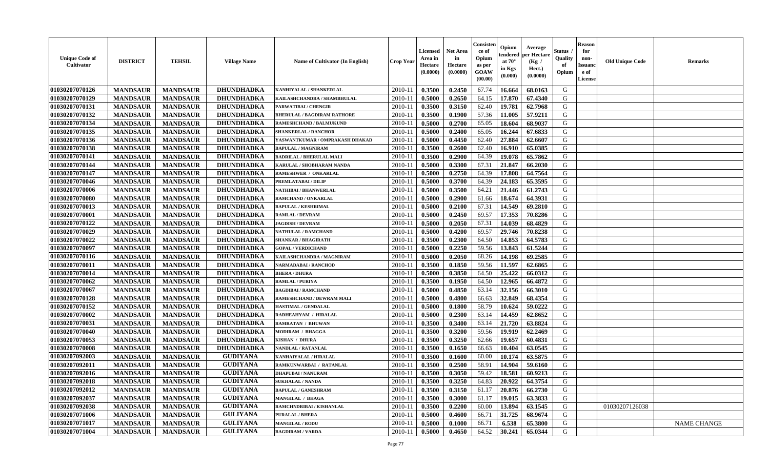| Unique Code of Cultivator | DISTRICT | TEHSIL | Village Name | Name of Cultivator (In English) | Crop Year | Licensed Area in Hectare (0.0000) | Net Area in Hectare (0.0000) | Consistence of Opium as per GOAW (00.00) | Opium tendered at 70° in Kgs (0.000) | Average per Hectare (Kg / Hect.) (0.0000) | Status / Quality of Opium | Reason for non-Issuance of License | Old Unique Code | Remarks |
|---|---|---|---|---|---|---|---|---|---|---|---|---|---|---|
| 01030207070126 | MANDSAUR | MANDSAUR | DHUNDHADKA | KANHIYALAL / SHANKERLAL | 2010-11 | 0.3500 | 0.2450 | 67.74 | 16.664 | 68.0163 | G | | | |
| 01030207070129 | MANDSAUR | MANDSAUR | DHUNDHADKA | KAILASHCHANDRA / SHAMBHULAL | 2010-11 | 0.5000 | 0.2650 | 64.15 | 17.870 | 67.4340 | G | | | |
| 01030207070131 | MANDSAUR | MANDSAUR | DHUNDHADKA | PARWATIBAI / CHENGIR | 2010-11 | 0.3500 | 0.3150 | 62.40 | 19.781 | 62.7968 | G | | | |
| 01030207070132 | MANDSAUR | MANDSAUR | DHUNDHADKA | BHERULAL / BAGDIRAM RATHORE | 2010-11 | 0.3500 | 0.1900 | 57.36 | 11.005 | 57.9211 | G | | | |
| 01030207070134 | MANDSAUR | MANDSAUR | DHUNDHADKA | RAMESHCHAND / BALMUKUND | 2010-11 | 0.5000 | 0.2700 | 65.05 | 18.604 | 68.9037 | G | | | |
| 01030207070135 | MANDSAUR | MANDSAUR | DHUNDHADKA | SHANKERLAL / RANCHOR | 2010-11 | 0.5000 | 0.2400 | 65.05 | 16.244 | 67.6833 | G | | | |
| 01030207070136 | MANDSAUR | MANDSAUR | DHUNDHADKA | YASWANTKUMAR / OMPRAKASH DHAKAD | 2010-11 | 0.5000 | 0.4450 | 62.40 | 27.884 | 62.6607 | G | | | |
| 01030207070138 | MANDSAUR | MANDSAUR | DHUNDHADKA | BAPULAL / MAGNIRAM | 2010-11 | 0.3500 | 0.2600 | 62.40 | 16.910 | 65.0385 | G | | | |
| 01030207070141 | MANDSAUR | MANDSAUR | DHUNDHADKA | BADRILAL / BHERULAL MALI | 2010-11 | 0.3500 | 0.2900 | 64.39 | 19.078 | 65.7862 | G | | | |
| 01030207070144 | MANDSAUR | MANDSAUR | DHUNDHADKA | KARULAL / SHOBHARAM NANDA | 2010-11 | 0.5000 | 0.3300 | 67.31 | 21.847 | 66.2030 | G | | | |
| 01030207070147 | MANDSAUR | MANDSAUR | DHUNDHADKA | RAMESHWER / ONKARLAL | 2010-11 | 0.5000 | 0.2750 | 64.39 | 17.808 | 64.7564 | G | | | |
| 01030207070046 | MANDSAUR | MANDSAUR | DHUNDHADKA | PREMLATABAI / DILIP | 2010-11 | 0.5000 | 0.3700 | 64.39 | 24.183 | 65.3595 | G | | | |
| 01030207070006 | MANDSAUR | MANDSAUR | DHUNDHADKA | NATHIBAI / BHANWERLAL | 2010-11 | 0.5000 | 0.3500 | 64.21 | 21.446 | 61.2743 | G | | | |
| 01030207070080 | MANDSAUR | MANDSAUR | DHUNDHADKA | RAMCHAND / ONKARLAL | 2010-11 | 0.5000 | 0.2900 | 61.66 | 18.674 | 64.3931 | G | | | |
| 01030207070013 | MANDSAUR | MANDSAUR | DHUNDHADKA | BAPULAL / KESHRIMAL | 2010-11 | 0.5000 | 0.2100 | 67.31 | 14.549 | 69.2810 | G | | | |
| 01030207070001 | MANDSAUR | MANDSAUR | DHUNDHADKA | RAMLAL / DEVRAM | 2010-11 | 0.5000 | 0.2450 | 69.57 | 17.353 | 70.8286 | G | | | |
| 01030207070122 | MANDSAUR | MANDSAUR | DHUNDHADKA | JAGDISH / DEVRAM | 2010-11 | 0.5000 | 0.2050 | 67.31 | 14.039 | 68.4829 | G | | | |
| 01030207070029 | MANDSAUR | MANDSAUR | DHUNDHADKA | NATHULAL / RAMCHAND | 2010-11 | 0.5000 | 0.4200 | 69.57 | 29.746 | 70.8238 | G | | | |
| 01030207070022 | MANDSAUR | MANDSAUR | DHUNDHADKA | SHANKAR / BHAGIRATH | 2010-11 | 0.3500 | 0.2300 | 64.50 | 14.853 | 64.5783 | G | | | |
| 01030207070097 | MANDSAUR | MANDSAUR | DHUNDHADKA | GOPAL / VERDICHAND | 2010-11 | 0.5000 | 0.2250 | 59.56 | 13.843 | 61.5244 | G | | | |
| 01030207070116 | MANDSAUR | MANDSAUR | DHUNDHADKA | KAILASHCHANDRA / MAGNIRAM | 2010-11 | 0.5000 | 0.2050 | 68.26 | 14.198 | 69.2585 | G | | | |
| 01030207070011 | MANDSAUR | MANDSAUR | DHUNDHADKA | NARMADABAI / RANCHOD | 2010-11 | 0.3500 | 0.1850 | 59.56 | 11.597 | 62.6865 | G | | | |
| 01030207070014 | MANDSAUR | MANDSAUR | DHUNDHADKA | BHERA / DHURA | 2010-11 | 0.5000 | 0.3850 | 64.50 | 25.422 | 66.0312 | G | | | |
| 01030207070062 | MANDSAUR | MANDSAUR | DHUNDHADKA | RAMLAL / PURIYA | 2010-11 | 0.3500 | 0.1950 | 64.50 | 12.965 | 66.4872 | G | | | |
| 01030207070067 | MANDSAUR | MANDSAUR | DHUNDHADKA | BAGDIBAI / RAMCHAND | 2010-11 | 0.5000 | 0.4850 | 63.14 | 32.156 | 66.3010 | G | | | |
| 01030207070128 | MANDSAUR | MANDSAUR | DHUNDHADKA | RAMESHCHAND / DEWRAM MALI | 2010-11 | 0.5000 | 0.4800 | 66.63 | 32.849 | 68.4354 | G | | | |
| 01030207070152 | MANDSAUR | MANDSAUR | DHUNDHADKA | HASTIMAL / GENDALAL | 2010-11 | 0.5000 | 0.1800 | 58.79 | 10.624 | 59.0222 | G | | | |
| 01030207070002 | MANDSAUR | MANDSAUR | DHUNDHADKA | RADHEAHYAM / HIRALAL | 2010-11 | 0.5000 | 0.2300 | 63.14 | 14.459 | 62.8652 | G | | | |
| 01030207070031 | MANDSAUR | MANDSAUR | DHUNDHADKA | RAMRATAN / BHUWAN | 2010-11 | 0.3500 | 0.3400 | 63.14 | 21.720 | 63.8824 | G | | | |
| 01030207070040 | MANDSAUR | MANDSAUR | DHUNDHADKA | MODIRAM / BHAGGA | 2010-11 | 0.3500 | 0.3200 | 59.56 | 19.919 | 62.2469 | G | | | |
| 01030207070053 | MANDSAUR | MANDSAUR | DHUNDHADKA | KISHAN / DHURA | 2010-11 | 0.3500 | 0.3250 | 62.66 | 19.657 | 60.4831 | G | | | |
| 01030207070008 | MANDSAUR | MANDSAUR | DHUNDHADKA | NANDLAL / RATANLAL | 2010-11 | 0.3500 | 0.1650 | 66.63 | 10.404 | 63.0545 | G | | | |
| 01030207092003 | MANDSAUR | MANDSAUR | GUDIYANA | KANHAIYALAL / HIRALAL | 2010-11 | 0.3500 | 0.1600 | 60.00 | 10.174 | 63.5875 | G | | | |
| 01030207092011 | MANDSAUR | MANDSAUR | GUDIYANA | RAMKUNWARBAI / RATANLAL | 2010-11 | 0.3500 | 0.2500 | 58.91 | 14.904 | 59.6160 | G | | | |
| 01030207092016 | MANDSAUR | MANDSAUR | GUDIYANA | DHAPUBAI / NANURAM | 2010-11 | 0.3500 | 0.3050 | 59.42 | 18.581 | 60.9213 | G | | | |
| 01030207092018 | MANDSAUR | MANDSAUR | GUDIYANA | SUKHALAL / NANDA | 2010-11 | 0.3500 | 0.3250 | 64.83 | 20.922 | 64.3754 | G | | | |
| 01030207092012 | MANDSAUR | MANDSAUR | GUDIYANA | BAPULAL / GANESHRAM | 2010-11 | 0.3500 | 0.3150 | 61.17 | 20.876 | 66.2730 | G | | | |
| 01030207092037 | MANDSAUR | MANDSAUR | GUDIYANA | MANGILAL / BHAGA | 2010-11 | 0.3500 | 0.3000 | 61.17 | 19.015 | 63.3833 | G | | | |
| 01030207092038 | MANDSAUR | MANDSAUR | GUDIYANA | RAMCHNDRIBAI / KISHANLAL | 2010-11 | 0.3500 | 0.2200 | 60.00 | 13.894 | 63.1545 | G | | 01030207126038 | |
| 01030207071006 | MANDSAUR | MANDSAUR | GULIYANA | PURALAL / BHERA | 2010-11 | 0.5000 | 0.4600 | 66.71 | 31.725 | 68.9674 | G | | | |
| 01030207071017 | MANDSAUR | MANDSAUR | GULIYANA | MANGILAL / RODU | 2010-11 | 0.5000 | 0.1000 | 66.71 | 6.538 | 65.3800 | G | | | NAME CHANGE |
| 01030207071004 | MANDSAUR | MANDSAUR | GULIYANA | BAGDIRAM / VARDA | 2010-11 | 0.5000 | 0.4650 | 64.52 | 30.241 | 65.0344 | G | | | |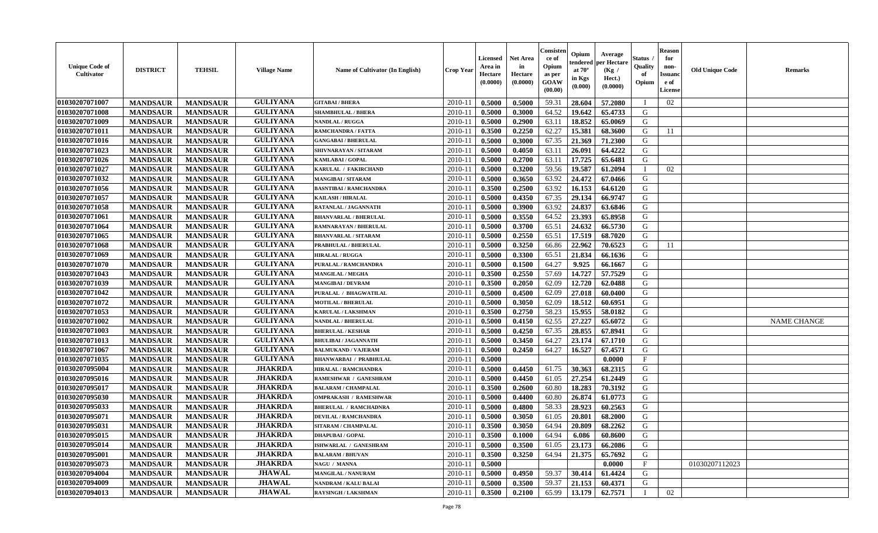| Unique Code of Cultivator | DISTRICT | TEHSIL | Village Name | Name of Cultivator (In English) | Crop Year | Licensed Area in Hectare (0.0000) | Net Area in Hectare (0.0000) | Consistence of Opium as per GOAW (00.00) | Opium tendered at 70° in Kgs (0.000) | Average per Hectare (Kg / Hect.) (0.0000) | Status / Quality of Opium | Reason for non-Issuance of License | Old Unique Code | Remarks |
|---|---|---|---|---|---|---|---|---|---|---|---|---|---|---|
| 01030207071007 | MANDSAUR | MANDSAUR | GULIYANA | GITABAI / BHERA | 2010-11 | 0.5000 | 0.5000 | 59.31 | 28.604 | 57.2080 | I | 02 | | |
| 01030207071008 | MANDSAUR | MANDSAUR | GULIYANA | SHAMBHULAL / BHERA | 2010-11 | 0.5000 | 0.3000 | 64.52 | 19.642 | 65.4733 | G | | | |
| 01030207071009 | MANDSAUR | MANDSAUR | GULIYANA | NANDLAL / RUGGA | 2010-11 | 0.5000 | 0.2900 | 63.11 | 18.852 | 65.0069 | G | | | |
| 01030207071011 | MANDSAUR | MANDSAUR | GULIYANA | RAMCHANDRA / FATTA | 2010-11 | 0.3500 | 0.2250 | 62.27 | 15.381 | 68.3600 | G | 11 | | |
| 01030207071016 | MANDSAUR | MANDSAUR | GULIYANA | GANGABAI / BHERULAL | 2010-11 | 0.5000 | 0.3000 | 67.35 | 21.369 | 71.2300 | G | | | |
| 01030207071023 | MANDSAUR | MANDSAUR | GULIYANA | SHIVNARAYAN / SITARAM | 2010-11 | 0.5000 | 0.4050 | 63.11 | 26.091 | 64.4222 | G | | | |
| 01030207071026 | MANDSAUR | MANDSAUR | GULIYANA | KAMLABAI / GOPAL | 2010-11 | 0.5000 | 0.2700 | 63.11 | 17.725 | 65.6481 | G | | | |
| 01030207071027 | MANDSAUR | MANDSAUR | GULIYANA | KARULAL / FAKIRCHAND | 2010-11 | 0.5000 | 0.3200 | 59.56 | 19.587 | 61.2094 | I | 02 | | |
| 01030207071032 | MANDSAUR | MANDSAUR | GULIYANA | MANGIBAI / SITARAM | 2010-11 | 0.5000 | 0.3650 | 63.92 | 24.472 | 67.0466 | G | | | |
| 01030207071056 | MANDSAUR | MANDSAUR | GULIYANA | BASNTIBAI / RAMCHANDRA | 2010-11 | 0.3500 | 0.2500 | 63.92 | 16.153 | 64.6120 | G | | | |
| 01030207071057 | MANDSAUR | MANDSAUR | GULIYANA | KAILASH / HIRALAL | 2010-11 | 0.5000 | 0.4350 | 67.35 | 29.134 | 66.9747 | G | | | |
| 01030207071058 | MANDSAUR | MANDSAUR | GULIYANA | RATANLAL / JAGANNATH | 2010-11 | 0.5000 | 0.3900 | 63.92 | 24.837 | 63.6846 | G | | | |
| 01030207071061 | MANDSAUR | MANDSAUR | GULIYANA | BHANVARLAL / BHERULAL | 2010-11 | 0.5000 | 0.3550 | 64.52 | 23.393 | 65.8958 | G | | | |
| 01030207071064 | MANDSAUR | MANDSAUR | GULIYANA | RAMNARAYAN / BHERULAL | 2010-11 | 0.5000 | 0.3700 | 65.51 | 24.632 | 66.5730 | G | | | |
| 01030207071065 | MANDSAUR | MANDSAUR | GULIYANA | BHANVARLAL / SITARAM | 2010-11 | 0.5000 | 0.2550 | 65.51 | 17.519 | 68.7020 | G | | | |
| 01030207071068 | MANDSAUR | MANDSAUR | GULIYANA | PRABHULAL / BHERULAL | 2010-11 | 0.5000 | 0.3250 | 66.86 | 22.962 | 70.6523 | G | 11 | | |
| 01030207071069 | MANDSAUR | MANDSAUR | GULIYANA | HIRALAL / RUGGA | 2010-11 | 0.5000 | 0.3300 | 65.51 | 21.834 | 66.1636 | G | | | |
| 01030207071070 | MANDSAUR | MANDSAUR | GULIYANA | PURALAL / RAMCHANDRA | 2010-11 | 0.5000 | 0.1500 | 64.27 | 9.925 | 66.1667 | G | | | |
| 01030207071043 | MANDSAUR | MANDSAUR | GULIYANA | MANGILAL / MEGHA | 2010-11 | 0.3500 | 0.2550 | 57.69 | 14.727 | 57.7529 | G | | | |
| 01030207071039 | MANDSAUR | MANDSAUR | GULIYANA | MANGIBAI / DEVRAM | 2010-11 | 0.3500 | 0.2050 | 62.09 | 12.720 | 62.0488 | G | | | |
| 01030207071042 | MANDSAUR | MANDSAUR | GULIYANA | PURALAL / BHAGWATILAL | 2010-11 | 0.5000 | 0.4500 | 62.09 | 27.018 | 60.0400 | G | | | |
| 01030207071072 | MANDSAUR | MANDSAUR | GULIYANA | MOTILAL / BHERULAL | 2010-11 | 0.5000 | 0.3050 | 62.09 | 18.512 | 60.6951 | G | | | |
| 01030207071053 | MANDSAUR | MANDSAUR | GULIYANA | KARULAL / LAKSHMAN | 2010-11 | 0.3500 | 0.2750 | 58.23 | 15.955 | 58.0182 | G | | | |
| 01030207071002 | MANDSAUR | MANDSAUR | GULIYANA | NANDLAL / BHERULAL | 2010-11 | 0.5000 | 0.4150 | 62.55 | 27.227 | 65.6072 | G | | | NAME CHANGE |
| 01030207071003 | MANDSAUR | MANDSAUR | GULIYANA | BHERULAL / KESHAR | 2010-11 | 0.5000 | 0.4250 | 67.35 | 28.855 | 67.8941 | G | | | |
| 01030207071013 | MANDSAUR | MANDSAUR | GULIYANA | BHULIBAI / JAGANNATH | 2010-11 | 0.5000 | 0.3450 | 64.27 | 23.174 | 67.1710 | G | | | |
| 01030207071067 | MANDSAUR | MANDSAUR | GULIYANA | BALMUKAND / VAJERAM | 2010-11 | 0.5000 | 0.2450 | 64.27 | 16.527 | 67.4571 | G | | | |
| 01030207071035 | MANDSAUR | MANDSAUR | GULIYANA | BHANWARBAI / PRABHULAL | 2010-11 | 0.5000 | | | | 0.0000 | F | | | |
| 01030207095004 | MANDSAUR | MANDSAUR | JHAKRDA | HIRALAL / RAMCHANDRA | 2010-11 | 0.5000 | 0.4450 | 61.75 | 30.363 | 68.2315 | G | | | |
| 01030207095016 | MANDSAUR | MANDSAUR | JHAKRDA | RAMESHWAR / GANESHRAM | 2010-11 | 0.5000 | 0.4450 | 61.05 | 27.254 | 61.2449 | G | | | |
| 01030207095017 | MANDSAUR | MANDSAUR | JHAKRDA | BALARAM / CHAMPALAL | 2010-11 | 0.3500 | 0.2600 | 60.80 | 18.283 | 70.3192 | G | | | |
| 01030207095030 | MANDSAUR | MANDSAUR | JHAKRDA | OMPRAKASH / RAMESHWAR | 2010-11 | 0.5000 | 0.4400 | 60.80 | 26.874 | 61.0773 | G | | | |
| 01030207095033 | MANDSAUR | MANDSAUR | JHAKRDA | BHERULAL / RAMCHADNRA | 2010-11 | 0.5000 | 0.4800 | 58.33 | 28.923 | 60.2563 | G | | | |
| 01030207095071 | MANDSAUR | MANDSAUR | JHAKRDA | DEVILAL / RAMCHANDRA | 2010-11 | 0.5000 | 0.3050 | 61.05 | 20.801 | 68.2000 | G | | | |
| 01030207095031 | MANDSAUR | MANDSAUR | JHAKRDA | SITARAM / CHAMPALAL | 2010-11 | 0.3500 | 0.3050 | 64.94 | 20.809 | 68.2262 | G | | | |
| 01030207095015 | MANDSAUR | MANDSAUR | JHAKRDA | DHAPUBAI / GOPAL | 2010-11 | 0.3500 | 0.1000 | 64.94 | 6.086 | 60.8600 | G | | | |
| 01030207095014 | MANDSAUR | MANDSAUR | JHAKRDA | ISHWARLAL / GANESHRAM | 2010-11 | 0.5000 | 0.3500 | 61.05 | 23.173 | 66.2086 | G | | | |
| 01030207095001 | MANDSAUR | MANDSAUR | JHAKRDA | BALARAM / BHUVAN | 2010-11 | 0.3500 | 0.3250 | 64.94 | 21.375 | 65.7692 | G | | | |
| 01030207095073 | MANDSAUR | MANDSAUR | JHAKRDA | NAGU / MANNA | 2010-11 | 0.5000 | | | | 0.0000 | F | | 01030207112023 | |
| 01030207094004 | MANDSAUR | MANDSAUR | JHAWAL | MANGILAL / NANURAM | 2010-11 | 0.5000 | 0.4950 | 59.37 | 30.414 | 61.4424 | G | | | |
| 01030207094009 | MANDSAUR | MANDSAUR | JHAWAL | NANDRAM / KALU BALAI | 2010-11 | 0.5000 | 0.3500 | 59.37 | 21.153 | 60.4371 | G | | | |
| 01030207094013 | MANDSAUR | MANDSAUR | JHAWAL | RAYSINGH / LAKSHMAN | 2010-11 | 0.3500 | 0.2100 | 65.99 | 13.179 | 62.7571 | I | 02 | | |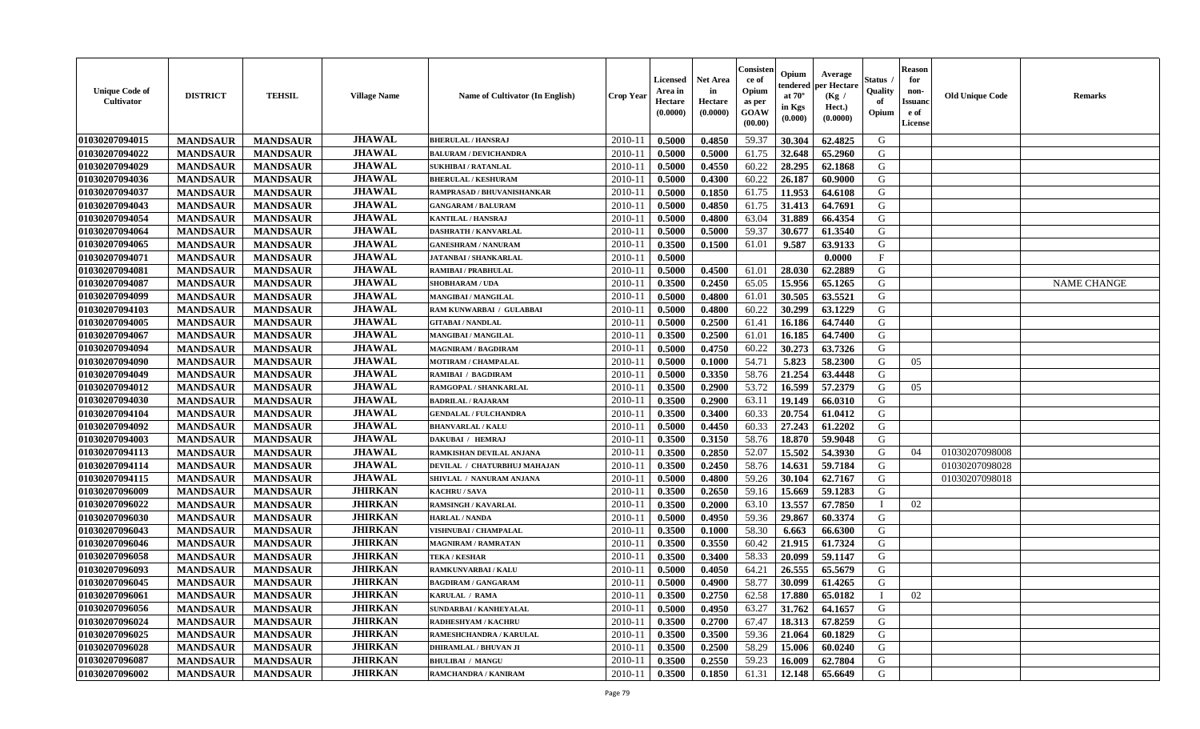| Unique Code of Cultivator | DISTRICT | TEHSIL | Village Name | Name of Cultivator (In English) | Crop Year | Licensed Area in Hectare (0.0000) | Net Area in Hectare (0.0000) | Consistence of Opium as per GOAW (00.00) | Opium tendered at 70° in Kgs (0.000) | Average per Hectare (Kg / Hect.) (0.0000) | Status / Quality of Opium | Reason for non-Issuance of License | Old Unique Code | Remarks |
|---|---|---|---|---|---|---|---|---|---|---|---|---|---|---|
| 01030207094015 | MANDSAUR | MANDSAUR | JHAWAL | BHERULAL / HANSRAJ | 2010-11 | 0.5000 | 0.4850 | 59.37 | 30.304 | 62.4825 | G | | | |
| 01030207094022 | MANDSAUR | MANDSAUR | JHAWAL | BALURAM / DEVICHANDRA | 2010-11 | 0.5000 | 0.5000 | 61.75 | 32.648 | 65.2960 | G | | | |
| 01030207094029 | MANDSAUR | MANDSAUR | JHAWAL | SUKHIBAI / RATANLAL | 2010-11 | 0.5000 | 0.4550 | 60.22 | 28.295 | 62.1868 | G | | | |
| 01030207094036 | MANDSAUR | MANDSAUR | JHAWAL | BHERULAL / KESHURAM | 2010-11 | 0.5000 | 0.4300 | 60.22 | 26.187 | 60.9000 | G | | | |
| 01030207094037 | MANDSAUR | MANDSAUR | JHAWAL | RAMPRASAD / BHUVANISHANKAR | 2010-11 | 0.5000 | 0.1850 | 61.75 | 11.953 | 64.6108 | G | | | |
| 01030207094043 | MANDSAUR | MANDSAUR | JHAWAL | GANGARAM / BALURAM | 2010-11 | 0.5000 | 0.4850 | 61.75 | 31.413 | 64.7691 | G | | | |
| 01030207094054 | MANDSAUR | MANDSAUR | JHAWAL | KANTILAL / HANSRAJ | 2010-11 | 0.5000 | 0.4800 | 63.04 | 31.889 | 66.4354 | G | | | |
| 01030207094064 | MANDSAUR | MANDSAUR | JHAWAL | DASHRATH / KANVARLAL | 2010-11 | 0.5000 | 0.5000 | 59.37 | 30.677 | 61.3540 | G | | | |
| 01030207094065 | MANDSAUR | MANDSAUR | JHAWAL | GANESHRAM / NANURAM | 2010-11 | 0.3500 | 0.1500 | 61.01 | 9.587 | 63.9133 | G | | | |
| 01030207094071 | MANDSAUR | MANDSAUR | JHAWAL | JATANBAI / SHANKARLAL | 2010-11 | 0.5000 | | | | 0.0000 | F | | | |
| 01030207094081 | MANDSAUR | MANDSAUR | JHAWAL | RAMIBAI / PRABHULAL | 2010-11 | 0.5000 | 0.4500 | 61.01 | 28.030 | 62.2889 | G | | | |
| 01030207094087 | MANDSAUR | MANDSAUR | JHAWAL | SHOBHARAM / UDA | 2010-11 | 0.3500 | 0.2450 | 65.05 | 15.956 | 65.1265 | G | | | NAME CHANGE |
| 01030207094099 | MANDSAUR | MANDSAUR | JHAWAL | MANGIBAI / MANGILAL | 2010-11 | 0.5000 | 0.4800 | 61.01 | 30.505 | 63.5521 | G | | | |
| 01030207094103 | MANDSAUR | MANDSAUR | JHAWAL | RAM KUNWARBAI / GULABBAI | 2010-11 | 0.5000 | 0.4800 | 60.22 | 30.299 | 63.1229 | G | | | |
| 01030207094005 | MANDSAUR | MANDSAUR | JHAWAL | GITABAI / NANDLAL | 2010-11 | 0.5000 | 0.2500 | 61.41 | 16.186 | 64.7440 | G | | | |
| 01030207094067 | MANDSAUR | MANDSAUR | JHAWAL | MANGIBAI / MANGILAL | 2010-11 | 0.3500 | 0.2500 | 61.01 | 16.185 | 64.7400 | G | | | |
| 01030207094094 | MANDSAUR | MANDSAUR | JHAWAL | MAGNIRAM / BAGDIRAM | 2010-11 | 0.5000 | 0.4750 | 60.22 | 30.273 | 63.7326 | G | | | |
| 01030207094090 | MANDSAUR | MANDSAUR | JHAWAL | MOTIRAM / CHAMPALAL | 2010-11 | 0.5000 | 0.1000 | 54.71 | 5.823 | 58.2300 | G | 05 | | |
| 01030207094049 | MANDSAUR | MANDSAUR | JHAWAL | RAMIBAI / BAGDIRAM | 2010-11 | 0.5000 | 0.3350 | 58.76 | 21.254 | 63.4448 | G | | | |
| 01030207094012 | MANDSAUR | MANDSAUR | JHAWAL | RAMGOPAL / SHANKARLAL | 2010-11 | 0.3500 | 0.2900 | 53.72 | 16.599 | 57.2379 | G | 05 | | |
| 01030207094030 | MANDSAUR | MANDSAUR | JHAWAL | BADRILAL / RAJARAM | 2010-11 | 0.3500 | 0.2900 | 63.11 | 19.149 | 66.0310 | G | | | |
| 01030207094104 | MANDSAUR | MANDSAUR | JHAWAL | GENDALAL / FULCHANDRA | 2010-11 | 0.3500 | 0.3400 | 60.33 | 20.754 | 61.0412 | G | | | |
| 01030207094092 | MANDSAUR | MANDSAUR | JHAWAL | BHANVARLAL / KALU | 2010-11 | 0.5000 | 0.4450 | 60.33 | 27.243 | 61.2202 | G | | | |
| 01030207094003 | MANDSAUR | MANDSAUR | JHAWAL | DAKUBAI / HEMRAJ | 2010-11 | 0.3500 | 0.3150 | 58.76 | 18.870 | 59.9048 | G | | | |
| 01030207094113 | MANDSAUR | MANDSAUR | JHAWAL | RAMKISHAN DEVILAL ANJANA | 2010-11 | 0.3500 | 0.2850 | 52.07 | 15.502 | 54.3930 | G | 04 | 01030207098008 | |
| 01030207094114 | MANDSAUR | MANDSAUR | JHAWAL | DEVILAL / CHATURBHUJ MAHAJAN | 2010-11 | 0.3500 | 0.2450 | 58.76 | 14.631 | 59.7184 | G | | 01030207098028 | |
| 01030207094115 | MANDSAUR | MANDSAUR | JHAWAL | SHIVLAL / NANURAM ANJANA | 2010-11 | 0.5000 | 0.4800 | 59.26 | 30.104 | 62.7167 | G | | 01030207098018 | |
| 01030207096009 | MANDSAUR | MANDSAUR | JHIRKAN | KACHRU / SAVA | 2010-11 | 0.3500 | 0.2650 | 59.16 | 15.669 | 59.1283 | G | | | |
| 01030207096022 | MANDSAUR | MANDSAUR | JHIRKAN | RAMSINGH / KAVARLAL | 2010-11 | 0.3500 | 0.2000 | 63.10 | 13.557 | 67.7850 | I | 02 | | |
| 01030207096030 | MANDSAUR | MANDSAUR | JHIRKAN | HARLAL / NANDA | 2010-11 | 0.5000 | 0.4950 | 59.36 | 29.867 | 60.3374 | G | | | |
| 01030207096043 | MANDSAUR | MANDSAUR | JHIRKAN | VISHNUBAI / CHAMPALAL | 2010-11 | 0.3500 | 0.1000 | 58.30 | 6.663 | 66.6300 | G | | | |
| 01030207096046 | MANDSAUR | MANDSAUR | JHIRKAN | MAGNIRAM / RAMRATAN | 2010-11 | 0.3500 | 0.3550 | 60.42 | 21.915 | 61.7324 | G | | | |
| 01030207096058 | MANDSAUR | MANDSAUR | JHIRKAN | TEKA / KESHAR | 2010-11 | 0.3500 | 0.3400 | 58.33 | 20.099 | 59.1147 | G | | | |
| 01030207096093 | MANDSAUR | MANDSAUR | JHIRKAN | RAMKUNVARBAI / KALU | 2010-11 | 0.5000 | 0.4050 | 64.21 | 26.555 | 65.5679 | G | | | |
| 01030207096045 | MANDSAUR | MANDSAUR | JHIRKAN | BAGDIRAM / GANGARAM | 2010-11 | 0.5000 | 0.4900 | 58.77 | 30.099 | 61.4265 | G | | | |
| 01030207096061 | MANDSAUR | MANDSAUR | JHIRKAN | KARULAL / RAMA | 2010-11 | 0.3500 | 0.2750 | 62.58 | 17.880 | 65.0182 | I | 02 | | |
| 01030207096056 | MANDSAUR | MANDSAUR | JHIRKAN | SUNDARBAI / KANHEYALAL | 2010-11 | 0.5000 | 0.4950 | 63.27 | 31.762 | 64.1657 | G | | | |
| 01030207096024 | MANDSAUR | MANDSAUR | JHIRKAN | RADHESHYAM / KACHRU | 2010-11 | 0.3500 | 0.2700 | 67.47 | 18.313 | 67.8259 | G | | | |
| 01030207096025 | MANDSAUR | MANDSAUR | JHIRKAN | RAMESHCHANDRA / KARULAL | 2010-11 | 0.3500 | 0.3500 | 59.36 | 21.064 | 60.1829 | G | | | |
| 01030207096028 | MANDSAUR | MANDSAUR | JHIRKAN | DHIRAMLAL / BHUVAN JI | 2010-11 | 0.3500 | 0.2500 | 58.29 | 15.006 | 60.0240 | G | | | |
| 01030207096087 | MANDSAUR | MANDSAUR | JHIRKAN | BHULIBAI / MANGU | 2010-11 | 0.3500 | 0.2550 | 59.23 | 16.009 | 62.7804 | G | | | |
| 01030207096002 | MANDSAUR | MANDSAUR | JHIRKAN | RAMCHANDRA / KANIRAM | 2010-11 | 0.3500 | 0.1850 | 61.31 | 12.148 | 65.6649 | G | | | |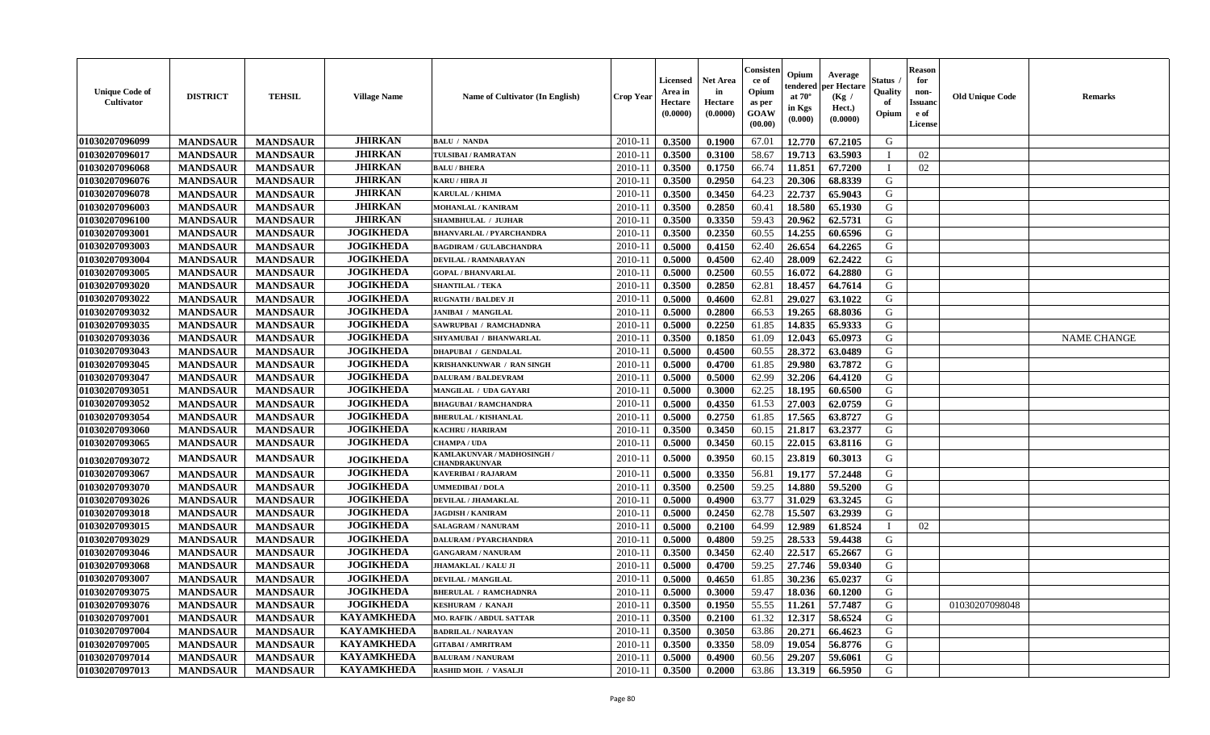| Unique Code of Cultivator | DISTRICT | TEHSIL | Village Name | Name of Cultivator (In English) | Crop Year | Licensed Area in Hectare (0.0000) | Net Area in Hectare (0.0000) | Consistence of Opium as per GOAW (00.00) | Opium tendered at 70° in Kgs (0.000) | Average per Hectare (Kg / Hect.) (0.0000) | Status / Quality of Opium | Reason for non-Issuance of License | Old Unique Code | Remarks |
|---|---|---|---|---|---|---|---|---|---|---|---|---|---|---|
| 01030207096099 | MANDSAUR | MANDSAUR | JHIRKAN | BALU / NANDA | 2010-11 | 0.3500 | 0.1900 | 67.01 | 12.770 | 67.2105 | G | | | |
| 01030207096017 | MANDSAUR | MANDSAUR | JHIRKAN | TULSIBAI / RAMRATAN | 2010-11 | 0.3500 | 0.3100 | 58.67 | 19.713 | 63.5903 | I | 02 | | |
| 01030207096068 | MANDSAUR | MANDSAUR | JHIRKAN | BALU / BHERA | 2010-11 | 0.3500 | 0.1750 | 66.74 | 11.851 | 67.7200 | I | 02 | | |
| 01030207096076 | MANDSAUR | MANDSAUR | JHIRKAN | KARU / HIRA JI | 2010-11 | 0.3500 | 0.2950 | 64.23 | 20.306 | 68.8339 | G | | | |
| 01030207096078 | MANDSAUR | MANDSAUR | JHIRKAN | KARULAL / KHIMA | 2010-11 | 0.3500 | 0.3450 | 64.23 | 22.737 | 65.9043 | G | | | |
| 01030207096003 | MANDSAUR | MANDSAUR | JHIRKAN | MOHANLAL / KANIRAM | 2010-11 | 0.3500 | 0.2850 | 60.41 | 18.580 | 65.1930 | G | | | |
| 01030207096100 | MANDSAUR | MANDSAUR | JHIRKAN | SHAMBHULAL / JUJHAR | 2010-11 | 0.3500 | 0.3350 | 59.43 | 20.962 | 62.5731 | G | | | |
| 01030207093001 | MANDSAUR | MANDSAUR | JOGIKHEDA | BHANVARLAL / PYARCHANDRA | 2010-11 | 0.3500 | 0.2350 | 60.55 | 14.255 | 60.6596 | G | | | |
| 01030207093003 | MANDSAUR | MANDSAUR | JOGIKHEDA | BAGDIRAM / GULABCHANDRA | 2010-11 | 0.5000 | 0.4150 | 62.40 | 26.654 | 64.2265 | G | | | |
| 01030207093004 | MANDSAUR | MANDSAUR | JOGIKHEDA | DEVILAL / RAMNARAYAN | 2010-11 | 0.5000 | 0.4500 | 62.40 | 28.009 | 62.2422 | G | | | |
| 01030207093005 | MANDSAUR | MANDSAUR | JOGIKHEDA | GOPAL / BHANVARLAL | 2010-11 | 0.5000 | 0.2500 | 60.55 | 16.072 | 64.2880 | G | | | |
| 01030207093020 | MANDSAUR | MANDSAUR | JOGIKHEDA | SHANTILAL / TEKA | 2010-11 | 0.3500 | 0.2850 | 62.81 | 18.457 | 64.7614 | G | | | |
| 01030207093022 | MANDSAUR | MANDSAUR | JOGIKHEDA | RUGNATH / BALDEV JI | 2010-11 | 0.5000 | 0.4600 | 62.81 | 29.027 | 63.1022 | G | | | |
| 01030207093032 | MANDSAUR | MANDSAUR | JOGIKHEDA | JANIBAI / MANGILAL | 2010-11 | 0.5000 | 0.2800 | 66.53 | 19.265 | 68.8036 | G | | | |
| 01030207093035 | MANDSAUR | MANDSAUR | JOGIKHEDA | SAWRUPBAI / RAMCHADNRA | 2010-11 | 0.5000 | 0.2250 | 61.85 | 14.835 | 65.9333 | G | | | |
| 01030207093036 | MANDSAUR | MANDSAUR | JOGIKHEDA | SHYAMUBAI / BHANWARLAL | 2010-11 | 0.3500 | 0.1850 | 61.09 | 12.043 | 65.0973 | G | | | NAME CHANGE |
| 01030207093043 | MANDSAUR | MANDSAUR | JOGIKHEDA | DHAPUBAI / GENDALAL | 2010-11 | 0.5000 | 0.4500 | 60.55 | 28.372 | 63.0489 | G | | | |
| 01030207093045 | MANDSAUR | MANDSAUR | JOGIKHEDA | KRISHANKUNWAR / RAN SINGH | 2010-11 | 0.5000 | 0.4700 | 61.85 | 29.980 | 63.7872 | G | | | |
| 01030207093047 | MANDSAUR | MANDSAUR | JOGIKHEDA | DALURAM / BALDEVRAM | 2010-11 | 0.5000 | 0.5000 | 62.99 | 32.206 | 64.4120 | G | | | |
| 01030207093051 | MANDSAUR | MANDSAUR | JOGIKHEDA | MANGILAL / UDA GAYARI | 2010-11 | 0.5000 | 0.3000 | 62.25 | 18.195 | 60.6500 | G | | | |
| 01030207093052 | MANDSAUR | MANDSAUR | JOGIKHEDA | BHAGUBAI / RAMCHANDRA | 2010-11 | 0.5000 | 0.4350 | 61.53 | 27.003 | 62.0759 | G | | | |
| 01030207093054 | MANDSAUR | MANDSAUR | JOGIKHEDA | BHERULAL / KISHANLAL | 2010-11 | 0.5000 | 0.2750 | 61.85 | 17.565 | 63.8727 | G | | | |
| 01030207093060 | MANDSAUR | MANDSAUR | JOGIKHEDA | KACHRU / HARIRAM | 2010-11 | 0.3500 | 0.3450 | 60.15 | 21.817 | 63.2377 | G | | | |
| 01030207093065 | MANDSAUR | MANDSAUR | JOGIKHEDA | CHAMPA / UDA | 2010-11 | 0.5000 | 0.3450 | 60.15 | 22.015 | 63.8116 | G | | | |
| 01030207093072 | MANDSAUR | MANDSAUR | JOGIKHEDA | KAMLAKUNVAR / MADHOSINGH / CHANDRAKUNVAR | 2010-11 | 0.5000 | 0.3950 | 60.15 | 23.819 | 60.3013 | G | | | |
| 01030207093067 | MANDSAUR | MANDSAUR | JOGIKHEDA | KAVERIBAI / RAJARAM | 2010-11 | 0.5000 | 0.3350 | 56.81 | 19.177 | 57.2448 | G | | | |
| 01030207093070 | MANDSAUR | MANDSAUR | JOGIKHEDA | UMMEDIBAI / DOLA | 2010-11 | 0.3500 | 0.2500 | 59.25 | 14.880 | 59.5200 | G | | | |
| 01030207093026 | MANDSAUR | MANDSAUR | JOGIKHEDA | DEVILAL / JHAMAKLAL | 2010-11 | 0.5000 | 0.4900 | 63.77 | 31.029 | 63.3245 | G | | | |
| 01030207093018 | MANDSAUR | MANDSAUR | JOGIKHEDA | JAGDISH / KANIRAM | 2010-11 | 0.5000 | 0.2450 | 62.78 | 15.507 | 63.2939 | G | | | |
| 01030207093015 | MANDSAUR | MANDSAUR | JOGIKHEDA | SALAGRAM / NANURAM | 2010-11 | 0.5000 | 0.2100 | 64.99 | 12.989 | 61.8524 | I | 02 | | |
| 01030207093029 | MANDSAUR | MANDSAUR | JOGIKHEDA | DALURAM / PYARCHANDRA | 2010-11 | 0.5000 | 0.4800 | 59.25 | 28.533 | 59.4438 | G | | | |
| 01030207093046 | MANDSAUR | MANDSAUR | JOGIKHEDA | GANGARAM / NANURAM | 2010-11 | 0.3500 | 0.3450 | 62.40 | 22.517 | 65.2667 | G | | | |
| 01030207093068 | MANDSAUR | MANDSAUR | JOGIKHEDA | JHAMAKLAL / KALU JI | 2010-11 | 0.5000 | 0.4700 | 59.25 | 27.746 | 59.0340 | G | | | |
| 01030207093007 | MANDSAUR | MANDSAUR | JOGIKHEDA | DEVILAL / MANGILAL | 2010-11 | 0.5000 | 0.4650 | 61.85 | 30.236 | 65.0237 | G | | | |
| 01030207093075 | MANDSAUR | MANDSAUR | JOGIKHEDA | BHERULAL / RAMCHADNRA | 2010-11 | 0.5000 | 0.3000 | 59.47 | 18.036 | 60.1200 | G | | | |
| 01030207093076 | MANDSAUR | MANDSAUR | JOGIKHEDA | KESHURAM / KANAJI | 2010-11 | 0.3500 | 0.1950 | 55.55 | 11.261 | 57.7487 | G | | 01030207098048 | |
| 01030207097001 | MANDSAUR | MANDSAUR | KAYAMKHEDA | MO. RAFIK / ABDUL SATTAR | 2010-11 | 0.3500 | 0.2100 | 61.32 | 12.317 | 58.6524 | G | | | |
| 01030207097004 | MANDSAUR | MANDSAUR | KAYAMKHEDA | BADRILAL / NARAYAN | 2010-11 | 0.3500 | 0.3050 | 63.86 | 20.271 | 66.4623 | G | | | |
| 01030207097005 | MANDSAUR | MANDSAUR | KAYAMKHEDA | GITABAI / AMRITRAM | 2010-11 | 0.3500 | 0.3350 | 58.09 | 19.054 | 56.8776 | G | | | |
| 01030207097014 | MANDSAUR | MANDSAUR | KAYAMKHEDA | BALURAM / NANURAM | 2010-11 | 0.5000 | 0.4900 | 60.56 | 29.207 | 59.6061 | G | | | |
| 01030207097013 | MANDSAUR | MANDSAUR | KAYAMKHEDA | RASHID MOH. / VASALJI | 2010-11 | 0.3500 | 0.2000 | 63.86 | 13.319 | 66.5950 | G | | | |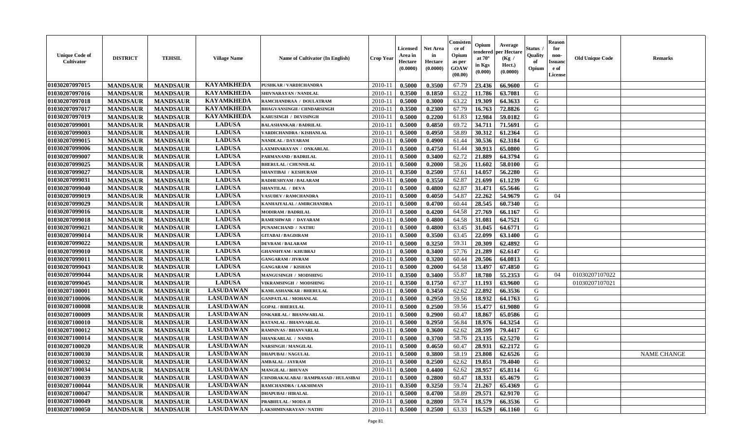| Unique Code of Cultivator | DISTRICT | TEHSIL | Village Name | Name of Cultivator (In English) | Crop Year | Licensed Area in Hectare (0.0000) | Net Area in Hectare (0.0000) | Consistence of Opium as per GOAW (00.00) | Opium tendered at 70° in Kgs (0.000) | Average per Hectare (Kg / Hect.) (0.0000) | Status / Quality of Opium | Reason for non-Issuance of License | Old Unique Code | Remarks |
|---|---|---|---|---|---|---|---|---|---|---|---|---|---|---|
| 01030207097015 | MANDSAUR | MANDSAUR | KAYAMKHEDA | PUSHKAR / VARDICHANDRA | 2010-11 | 0.5000 | 0.3500 | 67.79 | 23.436 | 66.9600 | G | | | |
| 01030207097016 | MANDSAUR | MANDSAUR | KAYAMKHEDA | SHIVNARAYAN / NANDLAL | 2010-11 | 0.3500 | 0.1850 | 63.22 | 11.786 | 63.7081 | G | | | |
| 01030207097018 | MANDSAUR | MANDSAUR | KAYAMKHEDA | RAMCHANDRAA / DOULATRAM | 2010-11 | 0.5000 | 0.3000 | 63.22 | 19.309 | 64.3633 | G | | | |
| 01030207097017 | MANDSAUR | MANDSAUR | KAYAMKHEDA | BHAGVANSINGH / CHNDARSINGH | 2010-11 | 0.3500 | 0.2300 | 67.79 | 16.763 | 72.8826 | G | | | |
| 01030207097019 | MANDSAUR | MANDSAUR | KAYAMKHEDA | KARUSINGH / DEVISINGH | 2010-11 | 0.5000 | 0.2200 | 61.83 | 12.984 | 59.0182 | G | | | |
| 01030207099001 | MANDSAUR | MANDSAUR | LADUSA | BALASHANKAR / BADRILAL | 2010-11 | 0.5000 | 0.4850 | 69.72 | 34.711 | 71.5691 | G | | | |
| 01030207099003 | MANDSAUR | MANDSAUR | LADUSA | VARDICHANDRA / KISHANLAL | 2010-11 | 0.5000 | 0.4950 | 58.89 | 30.312 | 61.2364 | G | | | |
| 01030207099015 | MANDSAUR | MANDSAUR | LADUSA | NANDLAL / DAYARAM | 2010-11 | 0.5000 | 0.4900 | 61.44 | 30.536 | 62.3184 | G | | | |
| 01030207099006 | MANDSAUR | MANDSAUR | LADUSA | LAXMINARAYAN / ONKARLAL | 2010-11 | 0.5000 | 0.4750 | 61.44 | 30.913 | 65.0800 | G | | | |
| 01030207099007 | MANDSAUR | MANDSAUR | LADUSA | PARMANAND / BADRILAL | 2010-11 | 0.5000 | 0.3400 | 62.72 | 21.889 | 64.3794 | G | | | |
| 01030207099025 | MANDSAUR | MANDSAUR | LADUSA | BHERULAL / CHUNNILAL | 2010-11 | 0.5000 | 0.2000 | 58.26 | 11.602 | 58.0100 | G | | | |
| 01030207099027 | MANDSAUR | MANDSAUR | LADUSA | SHANTIBAI / KESHURAM | 2010-11 | 0.3500 | 0.2500 | 57.61 | 14.057 | 56.2280 | G | | | |
| 01030207099031 | MANDSAUR | MANDSAUR | LADUSA | RADHESHYAM / BALARAM | 2010-11 | 0.5000 | 0.3550 | 62.87 | 21.699 | 61.1239 | G | | | |
| 01030207099040 | MANDSAUR | MANDSAUR | LADUSA | SHANTILAL / DEVA | 2010-11 | 0.5000 | 0.4800 | 62.87 | 31.471 | 65.5646 | G | | | |
| 01030207099019 | MANDSAUR | MANDSAUR | LADUSA | VASUDEV / RAMCHANDRA | 2010-11 | 0.5000 | 0.4050 | 54.87 | 22.262 | 54.9679 | G | 04 | | |
| 01030207099029 | MANDSAUR | MANDSAUR | LADUSA | KANHAIYALAL / AMIRCHANDRA | 2010-11 | 0.5000 | 0.4700 | 60.44 | 28.545 | 60.7340 | G | | | |
| 01030207099016 | MANDSAUR | MANDSAUR | LADUSA | MODIRAM / BADRILAL | 2010-11 | 0.5000 | 0.4200 | 64.58 | 27.769 | 66.1167 | G | | | |
| 01030207099018 | MANDSAUR | MANDSAUR | LADUSA | RAMESHWAR / DAYARAM | 2010-11 | 0.5000 | 0.4800 | 64.58 | 31.081 | 64.7521 | G | | | |
| 01030207099021 | MANDSAUR | MANDSAUR | LADUSA | PUNAMCHAND / NATHU | 2010-11 | 0.5000 | 0.4800 | 63.45 | 31.045 | 64.6771 | G | | | |
| 01030207099014 | MANDSAUR | MANDSAUR | LADUSA | GITABAI / BAGDIRAM | 2010-11 | 0.5000 | 0.3500 | 63.45 | 22.099 | 63.1400 | G | | | |
| 01030207099022 | MANDSAUR | MANDSAUR | LADUSA | DEVRAM / BALARAM | 2010-11 | 0.5000 | 0.3250 | 59.31 | 20.309 | 62.4892 | G | | | |
| 01030207099010 | MANDSAUR | MANDSAUR | LADUSA | GHANSHYAM / KHUBRAJ | 2010-11 | 0.5000 | 0.3400 | 57.76 | 21.289 | 62.6147 | G | | | |
| 01030207099011 | MANDSAUR | MANDSAUR | LADUSA | GANGARAM / JIVRAM | 2010-11 | 0.5000 | 0.3200 | 60.44 | 20.506 | 64.0813 | G | | | |
| 01030207099043 | MANDSAUR | MANDSAUR | LADUSA | GANGARAM / KISHAN | 2010-11 | 0.5000 | 0.2000 | 64.58 | 13.497 | 67.4850 | G | | | |
| 01030207099044 | MANDSAUR | MANDSAUR | LADUSA | MANGUSINGH / MODSHING | 2010-11 | 0.3500 | 0.3400 | 55.87 | 18.780 | 55.2353 | G | 04 | 01030207107022 | |
| 01030207099045 | MANDSAUR | MANDSAUR | LADUSA | VIKRAMSINGH / MODSHING | 2010-11 | 0.3500 | 0.1750 | 67.37 | 11.193 | 63.9600 | G | | 01030207107021 | |
| 01030207100001 | MANDSAUR | MANDSAUR | LASUDAWAN | KAMLASHANKAR / BHERULAL | 2010-11 | 0.5000 | 0.3450 | 62.62 | 22.892 | 66.3536 | G | | | |
| 01030207100006 | MANDSAUR | MANDSAUR | LASUDAWAN | GANPATLAL / MOHANLAL | 2010-11 | 0.5000 | 0.2950 | 59.56 | 18.932 | 64.1763 | G | | | |
| 01030207100008 | MANDSAUR | MANDSAUR | LASUDAWAN | GOPAL / BHERULAL | 2010-11 | 0.5000 | 0.2500 | 59.56 | 15.477 | 61.9080 | G | | | |
| 01030207100009 | MANDSAUR | MANDSAUR | LASUDAWAN | ONKARILAL / BHANWARLAL | 2010-11 | 0.5000 | 0.2900 | 60.47 | 18.867 | 65.0586 | G | | | |
| 01030207100010 | MANDSAUR | MANDSAUR | LASUDAWAN | RATANLAL / BHANVARLAL | 2010-11 | 0.5000 | 0.2950 | 56.84 | 18.976 | 64.3254 | G | | | |
| 01030207100012 | MANDSAUR | MANDSAUR | LASUDAWAN | RAMNIVAS / BHANVARLAL | 2010-11 | 0.5000 | 0.3600 | 62.62 | 28.599 | 79.4417 | G | | | |
| 01030207100014 | MANDSAUR | MANDSAUR | LASUDAWAN | SHANKARLAL / NANDA | 2010-11 | 0.5000 | 0.3700 | 58.76 | 23.135 | 62.5270 | G | | | |
| 01030207100020 | MANDSAUR | MANDSAUR | LASUDAWAN | NARSINGH / MANGILAL | 2010-11 | 0.5000 | 0.4650 | 60.47 | 28.931 | 62.2172 | G | | | |
| 01030207100030 | MANDSAUR | MANDSAUR | LASUDAWAN | DHAPUBAI / NAGULAL | 2010-11 | 0.5000 | 0.3800 | 58.19 | 23.808 | 62.6526 | G | | | NAME CHANGE |
| 01030207100032 | MANDSAUR | MANDSAUR | LASUDAWAN | AMBALAL / JAYRAM | 2010-11 | 0.5000 | 0.2500 | 62.62 | 19.851 | 79.4040 | G | | | |
| 01030207100034 | MANDSAUR | MANDSAUR | LASUDAWAN | MANGILAL / BHUVAN | 2010-11 | 0.5000 | 0.4400 | 62.62 | 28.957 | 65.8114 | G | | | |
| 01030207100039 | MANDSAUR | MANDSAUR | LASUDAWAN | CHNDRAKALABAI / RAMPRASAD / HULASIBAI | 2010-11 | 0.5000 | 0.2800 | 60.47 | 18.331 | 65.4679 | G | | | |
| 01030207100044 | MANDSAUR | MANDSAUR | LASUDAWAN | RAMCHANDRA / LAKSHMAN | 2010-11 | 0.3500 | 0.3250 | 59.74 | 21.267 | 65.4369 | G | | | |
| 01030207100047 | MANDSAUR | MANDSAUR | LASUDAWAN | DHAPUBAI / HIRALAL | 2010-11 | 0.5000 | 0.4700 | 58.89 | 29.571 | 62.9170 | G | | | |
| 01030207100049 | MANDSAUR | MANDSAUR | LASUDAWAN | PRABHULAL / MODA JI | 2010-11 | 0.5000 | 0.2800 | 59.74 | 18.579 | 66.3536 | G | | | |
| 01030207100050 | MANDSAUR | MANDSAUR | LASUDAWAN | LAKSHMINARAYAN / NATHU | 2010-11 | 0.5000 | 0.2500 | 63.33 | 16.529 | 66.1160 | G | | | |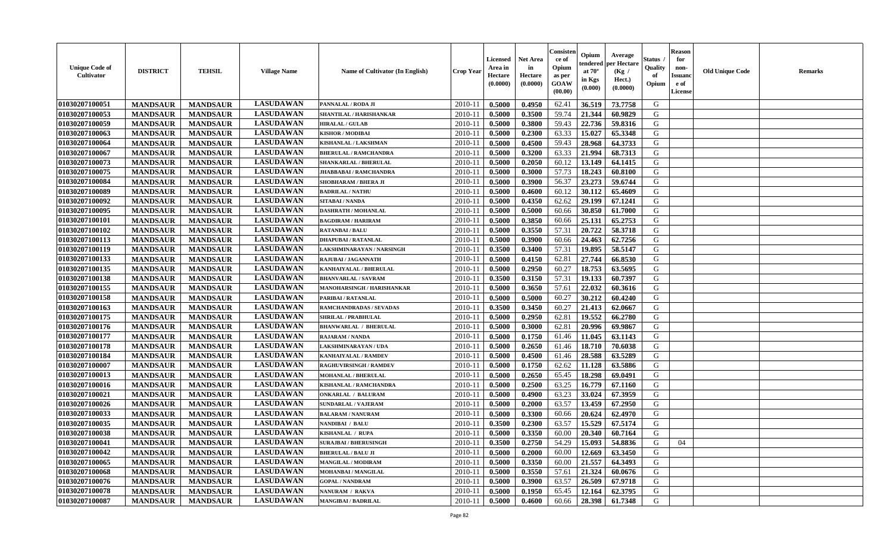| Unique Code of Cultivator | DISTRICT | TEHSIL | Village Name | Name of Cultivator (In English) | Crop Year | Licensed Area in Hectare (0.0000) | Net Area in Hectare (0.0000) | Consistence of Opium as per GOAW (00.00) | Opium tendered at 70° in Kgs (0.000) | Average per Hectare (Kg / Hect.) (0.0000) | Status / Quality of Opium | Reason for non-Issuance of License | Old Unique Code | Remarks |
|---|---|---|---|---|---|---|---|---|---|---|---|---|---|---|
| 01030207100051 | MANDSAUR | MANDSAUR | LASUDAWAN | PANNALAL / RODA JI | 2010-11 | 0.5000 | 0.4950 | 62.41 | 36.519 | 73.7758 | G | | | |
| 01030207100053 | MANDSAUR | MANDSAUR | LASUDAWAN | SHANTILAL / HARISHANKAR | 2010-11 | 0.5000 | 0.3500 | 59.74 | 21.344 | 60.9829 | G | | | |
| 01030207100059 | MANDSAUR | MANDSAUR | LASUDAWAN | HIRALAL / GULAB | 2010-11 | 0.5000 | 0.3800 | 59.43 | 22.736 | 59.8316 | G | | | |
| 01030207100063 | MANDSAUR | MANDSAUR | LASUDAWAN | KISHOR / MODIBAI | 2010-11 | 0.5000 | 0.2300 | 63.33 | 15.027 | 65.3348 | G | | | |
| 01030207100064 | MANDSAUR | MANDSAUR | LASUDAWAN | KISHANLAL / LAKSHMAN | 2010-11 | 0.5000 | 0.4500 | 59.43 | 28.968 | 64.3733 | G | | | |
| 01030207100067 | MANDSAUR | MANDSAUR | LASUDAWAN | BHERULAL / RAMCHANDRA | 2010-11 | 0.5000 | 0.3200 | 63.33 | 21.994 | 68.7313 | G | | | |
| 01030207100073 | MANDSAUR | MANDSAUR | LASUDAWAN | SHANKARLAL / BHERULAL | 2010-11 | 0.5000 | 0.2050 | 60.12 | 13.149 | 64.1415 | G | | | |
| 01030207100075 | MANDSAUR | MANDSAUR | LASUDAWAN | JHABBABAI / RAMCHANDRA | 2010-11 | 0.5000 | 0.3000 | 57.73 | 18.243 | 60.8100 | G | | | |
| 01030207100084 | MANDSAUR | MANDSAUR | LASUDAWAN | SHOBHARAM / BHERA JI | 2010-11 | 0.5000 | 0.3900 | 56.37 | 23.273 | 59.6744 | G | | | |
| 01030207100089 | MANDSAUR | MANDSAUR | LASUDAWAN | BADRILAL / NATHU | 2010-11 | 0.5000 | 0.4600 | 60.12 | 30.112 | 65.4609 | G | | | |
| 01030207100092 | MANDSAUR | MANDSAUR | LASUDAWAN | SITABAI / NANDA | 2010-11 | 0.5000 | 0.4350 | 62.62 | 29.199 | 67.1241 | G | | | |
| 01030207100095 | MANDSAUR | MANDSAUR | LASUDAWAN | DASHRATH / MOHANLAL | 2010-11 | 0.5000 | 0.5000 | 60.66 | 30.850 | 61.7000 | G | | | |
| 01030207100101 | MANDSAUR | MANDSAUR | LASUDAWAN | BAGDIRAM / HARIRAM | 2010-11 | 0.5000 | 0.3850 | 60.66 | 25.131 | 65.2753 | G | | | |
| 01030207100102 | MANDSAUR | MANDSAUR | LASUDAWAN | RATANBAI / BALU | 2010-11 | 0.5000 | 0.3550 | 57.31 | 20.722 | 58.3718 | G | | | |
| 01030207100113 | MANDSAUR | MANDSAUR | LASUDAWAN | DHAPUBAI / RATANLAL | 2010-11 | 0.5000 | 0.3900 | 60.66 | 24.463 | 62.7256 | G | | | |
| 01030207100119 | MANDSAUR | MANDSAUR | LASUDAWAN | LAKSHMINARAYAN / NARSINGH | 2010-11 | 0.3500 | 0.3400 | 57.31 | 19.895 | 58.5147 | G | | | |
| 01030207100133 | MANDSAUR | MANDSAUR | LASUDAWAN | RAJUBAI / JAGANNATH | 2010-11 | 0.5000 | 0.4150 | 62.81 | 27.744 | 66.8530 | G | | | |
| 01030207100135 | MANDSAUR | MANDSAUR | LASUDAWAN | KANHAIYALAL / BHERULAL | 2010-11 | 0.5000 | 0.2950 | 60.27 | 18.753 | 63.5695 | G | | | |
| 01030207100138 | MANDSAUR | MANDSAUR | LASUDAWAN | BHANVARLAL / SAVRAM | 2010-11 | 0.3500 | 0.3150 | 57.31 | 19.133 | 60.7397 | G | | | |
| 01030207100155 | MANDSAUR | MANDSAUR | LASUDAWAN | MANOHARSINGH / HARISHANKAR | 2010-11 | 0.5000 | 0.3650 | 57.61 | 22.032 | 60.3616 | G | | | |
| 01030207100158 | MANDSAUR | MANDSAUR | LASUDAWAN | PARIBAI / RATANLAL | 2010-11 | 0.5000 | 0.5000 | 60.27 | 30.212 | 60.4240 | G | | | |
| 01030207100163 | MANDSAUR | MANDSAUR | LASUDAWAN | RAMCHANDRADAS / SEVADAS | 2010-11 | 0.3500 | 0.3450 | 60.27 | 21.413 | 62.0667 | G | | | |
| 01030207100175 | MANDSAUR | MANDSAUR | LASUDAWAN | SHRILAL / PRABHULAL | 2010-11 | 0.5000 | 0.2950 | 62.81 | 19.552 | 66.2780 | G | | | |
| 01030207100176 | MANDSAUR | MANDSAUR | LASUDAWAN | BHANWARLAL / BHERULAL | 2010-11 | 0.5000 | 0.3000 | 62.81 | 20.996 | 69.9867 | G | | | |
| 01030207100177 | MANDSAUR | MANDSAUR | LASUDAWAN | RAJARAM / NANDA | 2010-11 | 0.5000 | 0.1750 | 61.46 | 11.045 | 63.1143 | G | | | |
| 01030207100178 | MANDSAUR | MANDSAUR | LASUDAWAN | LAKSHMINARAYAN / UDA | 2010-11 | 0.5000 | 0.2650 | 61.46 | 18.710 | 70.6038 | G | | | |
| 01030207100184 | MANDSAUR | MANDSAUR | LASUDAWAN | KANHAIYALAL / RAMDEV | 2010-11 | 0.5000 | 0.4500 | 61.46 | 28.588 | 63.5289 | G | | | |
| 01030207100007 | MANDSAUR | MANDSAUR | LASUDAWAN | RAGHUVIRSINGH / RAMDEV | 2010-11 | 0.5000 | 0.1750 | 62.62 | 11.128 | 63.5886 | G | | | |
| 01030207100013 | MANDSAUR | MANDSAUR | LASUDAWAN | MOHANLAL / BHERULAL | 2010-11 | 0.5000 | 0.2650 | 65.45 | 18.298 | 69.0491 | G | | | |
| 01030207100016 | MANDSAUR | MANDSAUR | LASUDAWAN | KISHANLAL / RAMCHANDRA | 2010-11 | 0.5000 | 0.2500 | 63.25 | 16.779 | 67.1160 | G | | | |
| 01030207100021 | MANDSAUR | MANDSAUR | LASUDAWAN | ONKARLAL / BALURAM | 2010-11 | 0.5000 | 0.4900 | 63.23 | 33.024 | 67.3959 | G | | | |
| 01030207100026 | MANDSAUR | MANDSAUR | LASUDAWAN | SUNDARLAL / VAJERAM | 2010-11 | 0.5000 | 0.2000 | 63.57 | 13.459 | 67.2950 | G | | | |
| 01030207100033 | MANDSAUR | MANDSAUR | LASUDAWAN | BALARAM / NANURAM | 2010-11 | 0.5000 | 0.3300 | 60.66 | 20.624 | 62.4970 | G | | | |
| 01030207100035 | MANDSAUR | MANDSAUR | LASUDAWAN | NANDIBAI / BALU | 2010-11 | 0.3500 | 0.2300 | 63.57 | 15.529 | 67.5174 | G | | | |
| 01030207100038 | MANDSAUR | MANDSAUR | LASUDAWAN | KISHANLAL / RUPA | 2010-11 | 0.5000 | 0.3350 | 60.00 | 20.340 | 60.7164 | G | | | |
| 01030207100041 | MANDSAUR | MANDSAUR | LASUDAWAN | SURAJBAI / BHERUSINGH | 2010-11 | 0.3500 | 0.2750 | 54.29 | 15.093 | 54.8836 | G | 04 | | |
| 01030207100042 | MANDSAUR | MANDSAUR | LASUDAWAN | BHERULAL / BALU JI | 2010-11 | 0.5000 | 0.2000 | 60.00 | 12.669 | 63.3450 | G | | | |
| 01030207100065 | MANDSAUR | MANDSAUR | LASUDAWAN | MANGILAL / MODIRAM | 2010-11 | 0.5000 | 0.3350 | 60.00 | 21.557 | 64.3493 | G | | | |
| 01030207100068 | MANDSAUR | MANDSAUR | LASUDAWAN | MOHANBAI / MANGILAL | 2010-11 | 0.5000 | 0.3550 | 57.61 | 21.324 | 60.0676 | G | | | |
| 01030207100076 | MANDSAUR | MANDSAUR | LASUDAWAN | GOPAL / NANDRAM | 2010-11 | 0.5000 | 0.3900 | 63.57 | 26.509 | 67.9718 | G | | | |
| 01030207100078 | MANDSAUR | MANDSAUR | LASUDAWAN | NANURAM / RAKVA | 2010-11 | 0.5000 | 0.1950 | 65.45 | 12.164 | 62.3795 | G | | | |
| 01030207100087 | MANDSAUR | MANDSAUR | LASUDAWAN | MANGIBAI / BADRILAL | 2010-11 | 0.5000 | 0.4600 | 60.66 | 28.398 | 61.7348 | G | | | |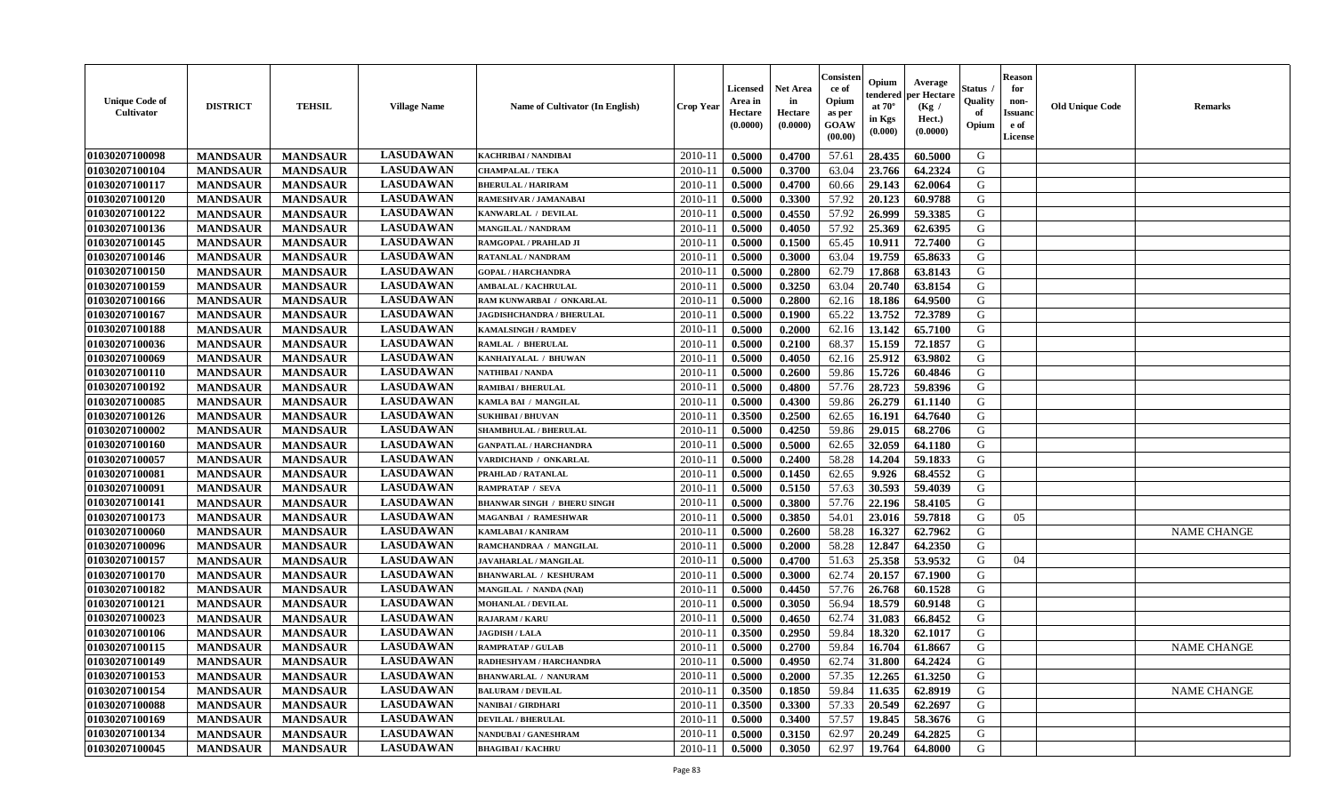| Unique Code of Cultivator | DISTRICT | TEHSIL | Village Name | Name of Cultivator (In English) | Crop Year | Licensed Area in Hectare (0.0000) | Net Area in Hectare (0.0000) | Consistence of Opium as per GOAW (00.00) | Opium tendered at 70° in Kgs (0.000) | Average per Hectare (Kg / Hect.) (0.0000) | Status / Quality of Opium | Reason for non-Issuance of License | Old Unique Code | Remarks |
|---|---|---|---|---|---|---|---|---|---|---|---|---|---|---|
| 01030207100098 | MANDSAUR | MANDSAUR | LASUDAWAN | KACHRIBAI / NANDIBAI | 2010-11 | 0.5000 | 0.4700 | 57.61 | 28.435 | 60.5000 | G | | | |
| 01030207100104 | MANDSAUR | MANDSAUR | LASUDAWAN | CHAMPALAL / TEKA | 2010-11 | 0.5000 | 0.3700 | 63.04 | 23.766 | 64.2324 | G | | | |
| 01030207100117 | MANDSAUR | MANDSAUR | LASUDAWAN | BHERULAL / HARIRAM | 2010-11 | 0.5000 | 0.4700 | 60.66 | 29.143 | 62.0064 | G | | | |
| 01030207100120 | MANDSAUR | MANDSAUR | LASUDAWAN | RAMESHVAR / JAMANABAI | 2010-11 | 0.5000 | 0.3300 | 57.92 | 20.123 | 60.9788 | G | | | |
| 01030207100122 | MANDSAUR | MANDSAUR | LASUDAWAN | KANWARLAL / DEVILAL | 2010-11 | 0.5000 | 0.4550 | 57.92 | 26.999 | 59.3385 | G | | | |
| 01030207100136 | MANDSAUR | MANDSAUR | LASUDAWAN | MANGILAL / NANDRAM | 2010-11 | 0.5000 | 0.4050 | 57.92 | 25.369 | 62.6395 | G | | | |
| 01030207100145 | MANDSAUR | MANDSAUR | LASUDAWAN | RAMGOPAL / PRAHLAD JI | 2010-11 | 0.5000 | 0.1500 | 65.45 | 10.911 | 72.7400 | G | | | |
| 01030207100146 | MANDSAUR | MANDSAUR | LASUDAWAN | RATANLAL / NANDRAM | 2010-11 | 0.5000 | 0.3000 | 63.04 | 19.759 | 65.8633 | G | | | |
| 01030207100150 | MANDSAUR | MANDSAUR | LASUDAWAN | GOPAL / HARCHANDRA | 2010-11 | 0.5000 | 0.2800 | 62.79 | 17.868 | 63.8143 | G | | | |
| 01030207100159 | MANDSAUR | MANDSAUR | LASUDAWAN | AMBALAL / KACHRULAL | 2010-11 | 0.5000 | 0.3250 | 63.04 | 20.740 | 63.8154 | G | | | |
| 01030207100166 | MANDSAUR | MANDSAUR | LASUDAWAN | RAM KUNWARBAI / ONKARLAL | 2010-11 | 0.5000 | 0.2800 | 62.16 | 18.186 | 64.9500 | G | | | |
| 01030207100167 | MANDSAUR | MANDSAUR | LASUDAWAN | JAGDISHCHANDRA / BHERULAL | 2010-11 | 0.5000 | 0.1900 | 65.22 | 13.752 | 72.3789 | G | | | |
| 01030207100188 | MANDSAUR | MANDSAUR | LASUDAWAN | KAMALSINGH / RAMDEV | 2010-11 | 0.5000 | 0.2000 | 62.16 | 13.142 | 65.7100 | G | | | |
| 01030207100036 | MANDSAUR | MANDSAUR | LASUDAWAN | RAMLAL / BHERULAL | 2010-11 | 0.5000 | 0.2100 | 68.37 | 15.159 | 72.1857 | G | | | |
| 01030207100069 | MANDSAUR | MANDSAUR | LASUDAWAN | KANHAIYALAL / BHUWAN | 2010-11 | 0.5000 | 0.4050 | 62.16 | 25.912 | 63.9802 | G | | | |
| 01030207100110 | MANDSAUR | MANDSAUR | LASUDAWAN | NATHIBAI / NANDA | 2010-11 | 0.5000 | 0.2600 | 59.86 | 15.726 | 60.4846 | G | | | |
| 01030207100192 | MANDSAUR | MANDSAUR | LASUDAWAN | RAMIBAI / BHERULAL | 2010-11 | 0.5000 | 0.4800 | 57.76 | 28.723 | 59.8396 | G | | | |
| 01030207100085 | MANDSAUR | MANDSAUR | LASUDAWAN | KAMLA BAI / MANGILAL | 2010-11 | 0.5000 | 0.4300 | 59.86 | 26.279 | 61.1140 | G | | | |
| 01030207100126 | MANDSAUR | MANDSAUR | LASUDAWAN | SUKHIBAI / BHUVAN | 2010-11 | 0.3500 | 0.2500 | 62.65 | 16.191 | 64.7640 | G | | | |
| 01030207100002 | MANDSAUR | MANDSAUR | LASUDAWAN | SHAMBHULAL / BHERULAL | 2010-11 | 0.5000 | 0.4250 | 59.86 | 29.015 | 68.2706 | G | | | |
| 01030207100160 | MANDSAUR | MANDSAUR | LASUDAWAN | GANPATLAL / HARCHANDRA | 2010-11 | 0.5000 | 0.5000 | 62.65 | 32.059 | 64.1180 | G | | | |
| 01030207100057 | MANDSAUR | MANDSAUR | LASUDAWAN | VARDICHAND / ONKARLAL | 2010-11 | 0.5000 | 0.2400 | 58.28 | 14.204 | 59.1833 | G | | | |
| 01030207100081 | MANDSAUR | MANDSAUR | LASUDAWAN | PRAHLAD / RATANLAL | 2010-11 | 0.5000 | 0.1450 | 62.65 | 9.926 | 68.4552 | G | | | |
| 01030207100091 | MANDSAUR | MANDSAUR | LASUDAWAN | RAMPRATAP / SEVA | 2010-11 | 0.5000 | 0.5150 | 57.63 | 30.593 | 59.4039 | G | | | |
| 01030207100141 | MANDSAUR | MANDSAUR | LASUDAWAN | BHANWAR SINGH / BHERU SINGH | 2010-11 | 0.5000 | 0.3800 | 57.76 | 22.196 | 58.4105 | G | | | |
| 01030207100173 | MANDSAUR | MANDSAUR | LASUDAWAN | MAGANBAI / RAMESHWAR | 2010-11 | 0.5000 | 0.3850 | 54.01 | 23.016 | 59.7818 | G | 05 | | |
| 01030207100060 | MANDSAUR | MANDSAUR | LASUDAWAN | KAMLABAI / KANIRAM | 2010-11 | 0.5000 | 0.2600 | 58.28 | 16.327 | 62.7962 | G | | | NAME CHANGE |
| 01030207100096 | MANDSAUR | MANDSAUR | LASUDAWAN | RAMCHANDRAA / MANGILAL | 2010-11 | 0.5000 | 0.2000 | 58.28 | 12.847 | 64.2350 | G | | | |
| 01030207100157 | MANDSAUR | MANDSAUR | LASUDAWAN | JAVAHARLAL / MANGILAL | 2010-11 | 0.5000 | 0.4700 | 51.63 | 25.358 | 53.9532 | G | 04 | | |
| 01030207100170 | MANDSAUR | MANDSAUR | LASUDAWAN | BHANWARLAL / KESHURAM | 2010-11 | 0.5000 | 0.3000 | 62.74 | 20.157 | 67.1900 | G | | | |
| 01030207100182 | MANDSAUR | MANDSAUR | LASUDAWAN | MANGILAL / NANDA (NAI) | 2010-11 | 0.5000 | 0.4450 | 57.76 | 26.768 | 60.1528 | G | | | |
| 01030207100121 | MANDSAUR | MANDSAUR | LASUDAWAN | MOHANLAL / DEVILAL | 2010-11 | 0.5000 | 0.3050 | 56.94 | 18.579 | 60.9148 | G | | | |
| 01030207100023 | MANDSAUR | MANDSAUR | LASUDAWAN | RAJARAM / KARU | 2010-11 | 0.5000 | 0.4650 | 62.74 | 31.083 | 66.8452 | G | | | |
| 01030207100106 | MANDSAUR | MANDSAUR | LASUDAWAN | JAGDISH / LALA | 2010-11 | 0.3500 | 0.2950 | 59.84 | 18.320 | 62.1017 | G | | | |
| 01030207100115 | MANDSAUR | MANDSAUR | LASUDAWAN | RAMPRATAP / GULAB | 2010-11 | 0.5000 | 0.2700 | 59.84 | 16.704 | 61.8667 | G | | | NAME CHANGE |
| 01030207100149 | MANDSAUR | MANDSAUR | LASUDAWAN | RADHESHYAM / HARCHANDRA | 2010-11 | 0.5000 | 0.4950 | 62.74 | 31.800 | 64.2424 | G | | | |
| 01030207100153 | MANDSAUR | MANDSAUR | LASUDAWAN | BHANWARLAL / NANURAM | 2010-11 | 0.5000 | 0.2000 | 57.35 | 12.265 | 61.3250 | G | | | |
| 01030207100154 | MANDSAUR | MANDSAUR | LASUDAWAN | BALURAM / DEVILAL | 2010-11 | 0.3500 | 0.1850 | 59.84 | 11.635 | 62.8919 | G | | | NAME CHANGE |
| 01030207100088 | MANDSAUR | MANDSAUR | LASUDAWAN | NANIBAI / GIRDHARI | 2010-11 | 0.3500 | 0.3300 | 57.33 | 20.549 | 62.2697 | G | | | |
| 01030207100169 | MANDSAUR | MANDSAUR | LASUDAWAN | DEVILAL / BHERULAL | 2010-11 | 0.5000 | 0.3400 | 57.57 | 19.845 | 58.3676 | G | | | |
| 01030207100134 | MANDSAUR | MANDSAUR | LASUDAWAN | NANDUBAI / GANESHRAM | 2010-11 | 0.5000 | 0.3150 | 62.97 | 20.249 | 64.2825 | G | | | |
| 01030207100045 | MANDSAUR | MANDSAUR | LASUDAWAN | BHAGIBAI / KACHRU | 2010-11 | 0.5000 | 0.3050 | 62.97 | 19.764 | 64.8000 | G | | | |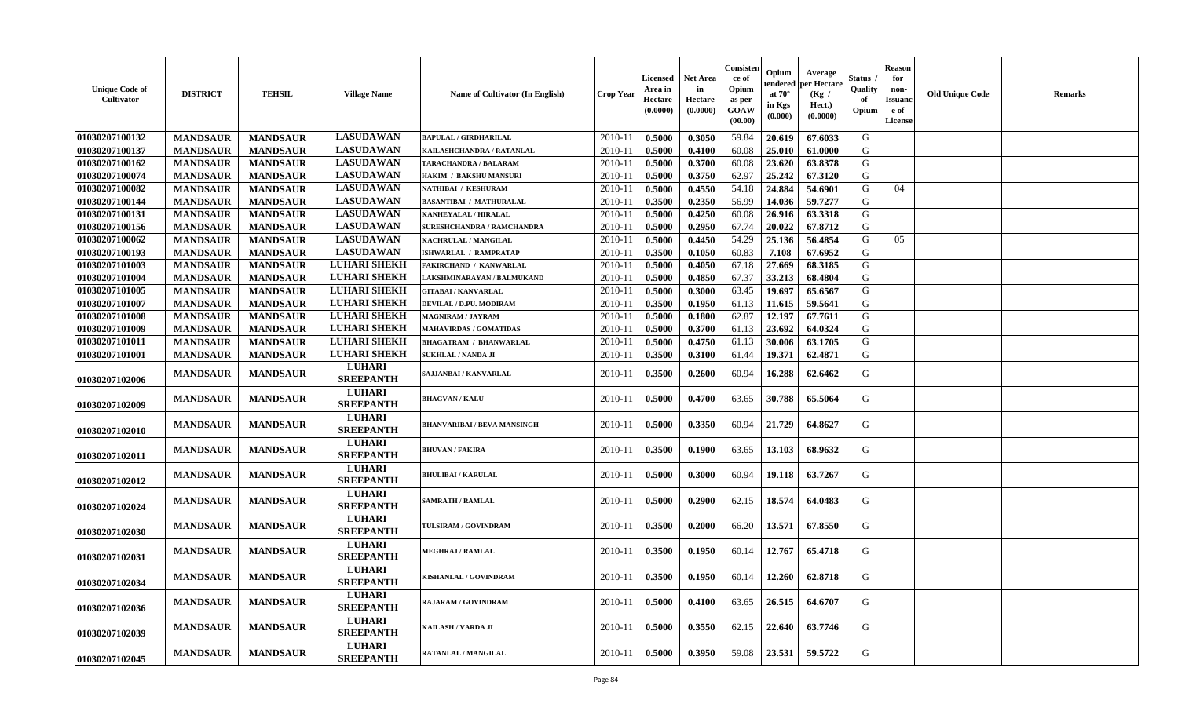| Unique Code of Cultivator | DISTRICT | TEHSIL | Village Name | Name of Cultivator (In English) | Crop Year | Licensed Area in Hectare (0.0000) | Net Area in Hectare (0.0000) | Consistence of Opium as per GOAW (00.00) | Opium tendered at 70° in Kgs (0.000) | Average per Hectare (Kg / Hect.) (0.0000) | Status / Quality of Opium | Reason for non-Issuance of License | Old Unique Code | Remarks |
|---|---|---|---|---|---|---|---|---|---|---|---|---|---|---|
| 01030207100132 | MANDSAUR | MANDSAUR | LASUDAWAN | BAPULAL / GIRDHARILAL | 2010-11 | 0.5000 | 0.3050 | 59.84 | 20.619 | 67.6033 | G | | | |
| 01030207100137 | MANDSAUR | MANDSAUR | LASUDAWAN | KAILASHCHANDRA / RATANLAL | 2010-11 | 0.5000 | 0.4100 | 60.08 | 25.010 | 61.0000 | G | | | |
| 01030207100162 | MANDSAUR | MANDSAUR | LASUDAWAN | TARACHANDRA / BALARAM | 2010-11 | 0.5000 | 0.3700 | 60.08 | 23.620 | 63.8378 | G | | | |
| 01030207100074 | MANDSAUR | MANDSAUR | LASUDAWAN | HAKIM / BAKSHU MANSURI | 2010-11 | 0.5000 | 0.3750 | 62.97 | 25.242 | 67.3120 | G | | | |
| 01030207100082 | MANDSAUR | MANDSAUR | LASUDAWAN | NATHIBAI / KESHURAM | 2010-11 | 0.5000 | 0.4550 | 54.18 | 24.884 | 54.6901 | G | 04 | | |
| 01030207100144 | MANDSAUR | MANDSAUR | LASUDAWAN | BASANTIBAI / MATHURALAL | 2010-11 | 0.3500 | 0.2350 | 56.99 | 14.036 | 59.7277 | G | | | |
| 01030207100131 | MANDSAUR | MANDSAUR | LASUDAWAN | KANHEYALAL / HIRALAL | 2010-11 | 0.5000 | 0.4250 | 60.08 | 26.916 | 63.3318 | G | | | |
| 01030207100156 | MANDSAUR | MANDSAUR | LASUDAWAN | SURESHCHANDRA / RAMCHANDRA | 2010-11 | 0.5000 | 0.2950 | 67.74 | 20.022 | 67.8712 | G | | | |
| 01030207100062 | MANDSAUR | MANDSAUR | LASUDAWAN | KACHRULAL / MANGILAL | 2010-11 | 0.5000 | 0.4450 | 54.29 | 25.136 | 56.4854 | G | 05 | | |
| 01030207100193 | MANDSAUR | MANDSAUR | LASUDAWAN | ISHWARLAL / RAMPRATAP | 2010-11 | 0.3500 | 0.1050 | 60.83 | 7.108 | 67.6952 | G | | | |
| 01030207101003 | MANDSAUR | MANDSAUR | LUHARI SHEKH | FAKIRCHAND / KANWARLAL | 2010-11 | 0.5000 | 0.4050 | 67.18 | 27.669 | 68.3185 | G | | | |
| 01030207101004 | MANDSAUR | MANDSAUR | LUHARI SHEKH | LAKSHMINARAYAN / BALMUKAND | 2010-11 | 0.5000 | 0.4850 | 67.37 | 33.213 | 68.4804 | G | | | |
| 01030207101005 | MANDSAUR | MANDSAUR | LUHARI SHEKH | GITABAI / KANVARLAL | 2010-11 | 0.5000 | 0.3000 | 63.45 | 19.697 | 65.6567 | G | | | |
| 01030207101007 | MANDSAUR | MANDSAUR | LUHARI SHEKH | DEVILAL / D.PU. MODIRAM | 2010-11 | 0.3500 | 0.1950 | 61.13 | 11.615 | 59.5641 | G | | | |
| 01030207101008 | MANDSAUR | MANDSAUR | LUHARI SHEKH | MAGNIRAM / JAYRAM | 2010-11 | 0.5000 | 0.1800 | 62.87 | 12.197 | 67.7611 | G | | | |
| 01030207101009 | MANDSAUR | MANDSAUR | LUHARI SHEKH | MAHAVIRDAS / GOMATIDAS | 2010-11 | 0.5000 | 0.3700 | 61.13 | 23.692 | 64.0324 | G | | | |
| 01030207101011 | MANDSAUR | MANDSAUR | LUHARI SHEKH | BHAGATRAM / BHANWARLAL | 2010-11 | 0.5000 | 0.4750 | 61.13 | 30.006 | 63.1705 | G | | | |
| 01030207101001 | MANDSAUR | MANDSAUR | LUHARI SHEKH | SUKHLAL / NANDA JI | 2010-11 | 0.3500 | 0.3100 | 61.44 | 19.371 | 62.4871 | G | | | |
| 01030207102006 | MANDSAUR | MANDSAUR | LUHARI SREEPANTH | SAJJANBAI / KANVARLAL | 2010-11 | 0.3500 | 0.2600 | 60.94 | 16.288 | 62.6462 | G | | | |
| 01030207102009 | MANDSAUR | MANDSAUR | LUHARI SREEPANTH | BHAGVAN / KALU | 2010-11 | 0.5000 | 0.4700 | 63.65 | 30.788 | 65.5064 | G | | | |
| 01030207102010 | MANDSAUR | MANDSAUR | LUHARI SREEPANTH | BHANVARIBAI / BEVA MANSINGH | 2010-11 | 0.5000 | 0.3350 | 60.94 | 21.729 | 64.8627 | G | | | |
| 01030207102011 | MANDSAUR | MANDSAUR | LUHARI SREEPANTH | BHUVAN / FAKIRA | 2010-11 | 0.3500 | 0.1900 | 63.65 | 13.103 | 68.9632 | G | | | |
| 01030207102012 | MANDSAUR | MANDSAUR | LUHARI SREEPANTH | BHULIBAI / KARULAL | 2010-11 | 0.5000 | 0.3000 | 60.94 | 19.118 | 63.7267 | G | | | |
| 01030207102024 | MANDSAUR | MANDSAUR | LUHARI SREEPANTH | SAMRATH / RAMLAL | 2010-11 | 0.5000 | 0.2900 | 62.15 | 18.574 | 64.0483 | G | | | |
| 01030207102030 | MANDSAUR | MANDSAUR | LUHARI SREEPANTH | TULSIRAM / GOVINDRAM | 2010-11 | 0.3500 | 0.2000 | 66.20 | 13.571 | 67.8550 | G | | | |
| 01030207102031 | MANDSAUR | MANDSAUR | LUHARI SREEPANTH | MEGHRAJ / RAMLAL | 2010-11 | 0.3500 | 0.1950 | 60.14 | 12.767 | 65.4718 | G | | | |
| 01030207102034 | MANDSAUR | MANDSAUR | LUHARI SREEPANTH | KISHANLAL / GOVINDRAM | 2010-11 | 0.3500 | 0.1950 | 60.14 | 12.260 | 62.8718 | G | | | |
| 01030207102036 | MANDSAUR | MANDSAUR | LUHARI SREEPANTH | RAJARAM / GOVINDRAM | 2010-11 | 0.5000 | 0.4100 | 63.65 | 26.515 | 64.6707 | G | | | |
| 01030207102039 | MANDSAUR | MANDSAUR | LUHARI SREEPANTH | KAILASH / VARDA JI | 2010-11 | 0.5000 | 0.3550 | 62.15 | 22.640 | 63.7746 | G | | | |
| 01030207102045 | MANDSAUR | MANDSAUR | LUHARI SREEPANTH | RATANLAL / MANGILAL | 2010-11 | 0.5000 | 0.3950 | 59.08 | 23.531 | 59.5722 | G | | | |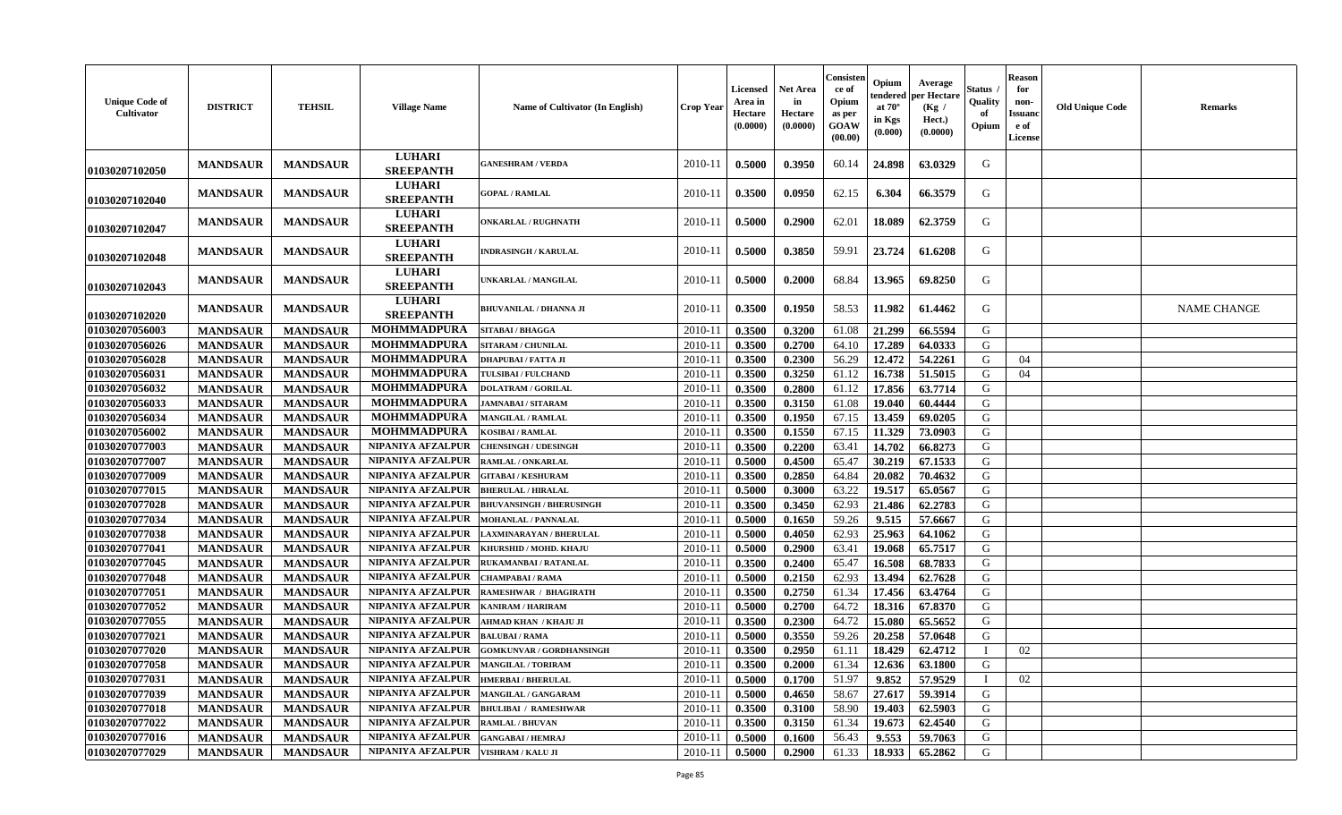| Unique Code of Cultivator | DISTRICT | TEHSIL | Village Name | Name of Cultivator (In English) | Crop Year | Licensed Area in Hectare (0.0000) | Net Area in Hectare (0.0000) | Consistence of Opium as per GOAW (00.00) | Opium tendered at 70° in Kgs (0.000) | Average per Hectare (Kg / Hect.) (0.0000) | Status / Quality of Opium | Reason for non-Issuance of License | Old Unique Code | Remarks |
|---|---|---|---|---|---|---|---|---|---|---|---|---|---|---|
| 01030207102050 | MANDSAUR | MANDSAUR | LUHARI SREEPANTH | GANESHRAM / VERDA | 2010-11 | 0.5000 | 0.3950 | 60.14 | 24.898 | 63.0329 | G | | | |
| 01030207102040 | MANDSAUR | MANDSAUR | LUHARI SREEPANTH | GOPAL / RAMLAL | 2010-11 | 0.3500 | 0.0950 | 62.15 | 6.304 | 66.3579 | G | | | |
| 01030207102047 | MANDSAUR | MANDSAUR | LUHARI SREEPANTH | ONKARLAL / RUGHNATH | 2010-11 | 0.5000 | 0.2900 | 62.01 | 18.089 | 62.3759 | G | | | |
| 01030207102048 | MANDSAUR | MANDSAUR | LUHARI SREEPANTH | INDRASINGH / KARULAL | 2010-11 | 0.5000 | 0.3850 | 59.91 | 23.724 | 61.6208 | G | | | |
| 01030207102043 | MANDSAUR | MANDSAUR | LUHARI SREEPANTH | UNKARLAL / MANGILAL | 2010-11 | 0.5000 | 0.2000 | 68.84 | 13.965 | 69.8250 | G | | | |
| 01030207102020 | MANDSAUR | MANDSAUR | LUHARI SREEPANTH | BHUVANILAL / DHANNA JI | 2010-11 | 0.3500 | 0.1950 | 58.53 | 11.982 | 61.4462 | G | | | NAME CHANGE |
| 01030207056003 | MANDSAUR | MANDSAUR | MOHMMADPURA | SITABAI / BHAGGA | 2010-11 | 0.3500 | 0.3200 | 61.08 | 21.299 | 66.5594 | G | | | |
| 01030207056026 | MANDSAUR | MANDSAUR | MOHMMADPURA | SITARAM / CHUNILAL | 2010-11 | 0.3500 | 0.2700 | 64.10 | 17.289 | 64.0333 | G | | | |
| 01030207056028 | MANDSAUR | MANDSAUR | MOHMMADPURA | DHAPUBAI / FATTA JI | 2010-11 | 0.3500 | 0.2300 | 56.29 | 12.472 | 54.2261 | G | 04 | | |
| 01030207056031 | MANDSAUR | MANDSAUR | MOHMMADPURA | TULSIBAI / FULCHAND | 2010-11 | 0.3500 | 0.3250 | 61.12 | 16.738 | 51.5015 | G | 04 | | |
| 01030207056032 | MANDSAUR | MANDSAUR | MOHMMADPURA | DOLATRAM / GORILAL | 2010-11 | 0.3500 | 0.2800 | 61.12 | 17.856 | 63.7714 | G | | | |
| 01030207056033 | MANDSAUR | MANDSAUR | MOHMMADPURA | JAMNABAI / SITARAM | 2010-11 | 0.3500 | 0.3150 | 61.08 | 19.040 | 60.4444 | G | | | |
| 01030207056034 | MANDSAUR | MANDSAUR | MOHMMADPURA | MANGILAL / RAMLAL | 2010-11 | 0.3500 | 0.1950 | 67.15 | 13.459 | 69.0205 | G | | | |
| 01030207056002 | MANDSAUR | MANDSAUR | MOHMMADPURA | KOSIBAI / RAMLAL | 2010-11 | 0.3500 | 0.1550 | 67.15 | 11.329 | 73.0903 | G | | | |
| 01030207077003 | MANDSAUR | MANDSAUR | NIPANIYA AFZALPUR | CHENSINGH / UDESINGH | 2010-11 | 0.3500 | 0.2200 | 63.41 | 14.702 | 66.8273 | G | | | |
| 01030207077007 | MANDSAUR | MANDSAUR | NIPANIYA AFZALPUR | RAMLAL / ONKARLAL | 2010-11 | 0.5000 | 0.4500 | 65.47 | 30.219 | 67.1533 | G | | | |
| 01030207077009 | MANDSAUR | MANDSAUR | NIPANIYA AFZALPUR | GITABAI / KESHURAM | 2010-11 | 0.3500 | 0.2850 | 64.84 | 20.082 | 70.4632 | G | | | |
| 01030207077015 | MANDSAUR | MANDSAUR | NIPANIYA AFZALPUR | BHERULAL / HIRALAL | 2010-11 | 0.5000 | 0.3000 | 63.22 | 19.517 | 65.0567 | G | | | |
| 01030207077028 | MANDSAUR | MANDSAUR | NIPANIYA AFZALPUR | BHUVANSINGH / BHERUSINGH | 2010-11 | 0.3500 | 0.3450 | 62.93 | 21.486 | 62.2783 | G | | | |
| 01030207077034 | MANDSAUR | MANDSAUR | NIPANIYA AFZALPUR | MOHANLAL / PANNALAL | 2010-11 | 0.5000 | 0.1650 | 59.26 | 9.515 | 57.6667 | G | | | |
| 01030207077038 | MANDSAUR | MANDSAUR | NIPANIYA AFZALPUR | LAXMINARAYAN / BHERULAL | 2010-11 | 0.5000 | 0.4050 | 62.93 | 25.963 | 64.1062 | G | | | |
| 01030207077041 | MANDSAUR | MANDSAUR | NIPANIYA AFZALPUR | KHURSHID / MOHD. KHAJU | 2010-11 | 0.5000 | 0.2900 | 63.41 | 19.068 | 65.7517 | G | | | |
| 01030207077045 | MANDSAUR | MANDSAUR | NIPANIYA AFZALPUR | RUKAMANBAI / RATANLAL | 2010-11 | 0.3500 | 0.2400 | 65.47 | 16.508 | 68.7833 | G | | | |
| 01030207077048 | MANDSAUR | MANDSAUR | NIPANIYA AFZALPUR | CHAMPABAI / RAMA | 2010-11 | 0.5000 | 0.2150 | 62.93 | 13.494 | 62.7628 | G | | | |
| 01030207077051 | MANDSAUR | MANDSAUR | NIPANIYA AFZALPUR | RAMESHWAR / BHAGIRATH | 2010-11 | 0.3500 | 0.2750 | 61.34 | 17.456 | 63.4764 | G | | | |
| 01030207077052 | MANDSAUR | MANDSAUR | NIPANIYA AFZALPUR | KANIRAM / HARIRAM | 2010-11 | 0.5000 | 0.2700 | 64.72 | 18.316 | 67.8370 | G | | | |
| 01030207077055 | MANDSAUR | MANDSAUR | NIPANIYA AFZALPUR | AHMAD KHAN / KHAJU JI | 2010-11 | 0.3500 | 0.2300 | 64.72 | 15.080 | 65.5652 | G | | | |
| 01030207077021 | MANDSAUR | MANDSAUR | NIPANIYA AFZALPUR | BALUBAI / RAMA | 2010-11 | 0.5000 | 0.3550 | 59.26 | 20.258 | 57.0648 | G | | | |
| 01030207077020 | MANDSAUR | MANDSAUR | NIPANIYA AFZALPUR | GOMKUNVAR / GORDHANSINGH | 2010-11 | 0.3500 | 0.2950 | 61.11 | 18.429 | 62.4712 | I | 02 | | |
| 01030207077058 | MANDSAUR | MANDSAUR | NIPANIYA AFZALPUR | MANGILAL / TORIRAM | 2010-11 | 0.3500 | 0.2000 | 61.34 | 12.636 | 63.1800 | G | | | |
| 01030207077031 | MANDSAUR | MANDSAUR | NIPANIYA AFZALPUR | HMERBAI / BHERULAL | 2010-11 | 0.5000 | 0.1700 | 51.97 | 9.852 | 57.9529 | I | 02 | | |
| 01030207077039 | MANDSAUR | MANDSAUR | NIPANIYA AFZALPUR | MANGILAL / GANGARAM | 2010-11 | 0.5000 | 0.4650 | 58.67 | 27.617 | 59.3914 | G | | | |
| 01030207077018 | MANDSAUR | MANDSAUR | NIPANIYA AFZALPUR | BHULIBAI / RAMESHWAR | 2010-11 | 0.3500 | 0.3100 | 58.90 | 19.403 | 62.5903 | G | | | |
| 01030207077022 | MANDSAUR | MANDSAUR | NIPANIYA AFZALPUR | RAMLAL / BHUVAN | 2010-11 | 0.3500 | 0.3150 | 61.34 | 19.673 | 62.4540 | G | | | |
| 01030207077016 | MANDSAUR | MANDSAUR | NIPANIYA AFZALPUR | GANGABAI / HEMRAJ | 2010-11 | 0.5000 | 0.1600 | 56.43 | 9.553 | 59.7063 | G | | | |
| 01030207077029 | MANDSAUR | MANDSAUR | NIPANIYA AFZALPUR | VISHRAM / KALU JI | 2010-11 | 0.5000 | 0.2900 | 61.33 | 18.933 | 65.2862 | G | | | |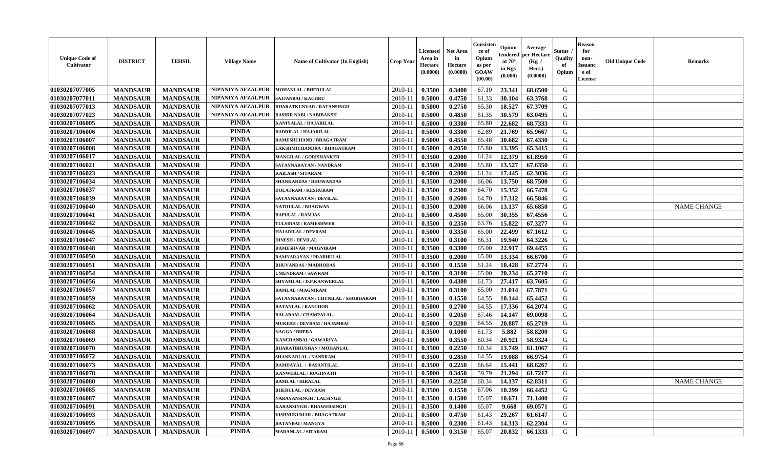| Unique Code of Cultivator | DISTRICT | TEHSIL | Village Name | Name of Cultivator (In English) | Crop Year | Licensed Area in Hectare (0.0000) | Net Area in Hectare (0.0000) | Consistence of Opium as per GOAW (00.00) | Opium tendered at 70° in Kgs (0.000) | Average per Hectare (Kg / Hect.) (0.0000) | Status / Quality of Opium | Reason for non-Issuance of License | Old Unique Code | Remarks |
|---|---|---|---|---|---|---|---|---|---|---|---|---|---|---|
| 01030207077005 | MANDSAUR | MANDSAUR | NIPANIYA AFZALPUR | MOHANLAL / BHERULAL | 2010-11 | 0.3500 | 0.3400 | 67.10 | 23.341 | 68.6500 | G | | | |
| 01030207077011 | MANDSAUR | MANDSAUR | NIPANIYA AFZALPUR | SAJJANBAI / KACHRU | 2010-11 | 0.5000 | 0.4750 | 61.33 | 30.104 | 63.3768 | G | | | |
| 01030207077013 | MANDSAUR | MANDSAUR | NIPANIYA AFZALPUR | BHARATKUNVAR / RATANSINGH | 2010-11 | 0.5000 | 0.2750 | 65.30 | 18.527 | 67.3709 | G | | | |
| 01030207077023 | MANDSAUR | MANDSAUR | NIPANIYA AFZALPUR | BASHIR NABI / NABIBAKSH | 2010-11 | 0.5000 | 0.4850 | 61.35 | 30.579 | 63.0495 | G | | | |
| 01030207106005 | MANDSAUR | MANDSAUR | PINDA | KANIYALAL / HAJARILAL | 2010-11 | 0.5000 | 0.3300 | 65.80 | 22.682 | 68.7333 | G | | | |
| 01030207106006 | MANDSAUR | MANDSAUR | PINDA | BADRILAL / HAJARILAL | 2010-11 | 0.5000 | 0.3300 | 62.89 | 21.769 | 65.9667 | G | | | |
| 01030207106007 | MANDSAUR | MANDSAUR | PINDA | RAMESHCHAND / BHAGATRAM | 2010-11 | 0.5000 | 0.4550 | 65.48 | 30.682 | 67.4330 | G | | | |
| 01030207106008 | MANDSAUR | MANDSAUR | PINDA | LAKSHMICHANDRA / BHAGATRAM | 2010-11 | 0.5000 | 0.2050 | 65.80 | 13.395 | 65.3415 | G | | | |
| 01030207106017 | MANDSAUR | MANDSAUR | PINDA | MANGILAL / GORISHANKER | 2010-11 | 0.3500 | 0.2000 | 61.24 | 12.379 | 61.8950 | G | | | |
| 01030207106021 | MANDSAUR | MANDSAUR | PINDA | SATAYNARAYAN / NANDRAM | 2010-11 | 0.3500 | 0.2000 | 65.80 | 13.527 | 67.6350 | G | | | |
| 01030207106023 | MANDSAUR | MANDSAUR | PINDA | KAILASH / SITARAM | 2010-11 | 0.5000 | 0.2800 | 61.24 | 17.445 | 62.3036 | G | | | |
| 01030207106034 | MANDSAUR | MANDSAUR | PINDA | SHANKARDAS / BHUWANDAS | 2010-11 | 0.3500 | 0.2000 | 66.06 | 13.750 | 68.7500 | G | | | |
| 01030207106037 | MANDSAUR | MANDSAUR | PINDA | DOLATRAM / KESHURAM | 2010-11 | 0.3500 | 0.2300 | 64.70 | 15.352 | 66.7478 | G | | | |
| 01030207106039 | MANDSAUR | MANDSAUR | PINDA | SATAYNARAYAN / DEVILAL | 2010-11 | 0.3500 | 0.2600 | 64.70 | 17.312 | 66.5846 | G | | | |
| 01030207106040 | MANDSAUR | MANDSAUR | PINDA | NATHULAL / BHAGWAN | 2010-11 | 0.3500 | 0.2000 | 66.06 | 13.137 | 65.6850 | G | | | NAME CHANGE |
| 01030207106041 | MANDSAUR | MANDSAUR | PINDA | BAPULAL / RAMJAS | 2010-11 | 0.5000 | 0.4500 | 65.00 | 30.355 | 67.4556 | G | | | |
| 01030207106042 | MANDSAUR | MANDSAUR | PINDA | TULSIRAM / RAMESHWER | 2010-11 | 0.3500 | 0.2350 | 63.76 | 15.822 | 67.3277 | G | | | |
| 01030207106045 | MANDSAUR | MANDSAUR | PINDA | HAJARILAL / DEVRAM | 2010-11 | 0.5000 | 0.3350 | 65.00 | 22.499 | 67.1612 | G | | | |
| 01030207106047 | MANDSAUR | MANDSAUR | PINDA | DINESH / DEVILAL | 2010-11 | 0.3500 | 0.3100 | 66.31 | 19.940 | 64.3226 | G | | | |
| 01030207106048 | MANDSAUR | MANDSAUR | PINDA | RAMESHVAR / MAGNIRAM | 2010-11 | 0.3500 | 0.3300 | 65.00 | 22.917 | 69.4455 | G | | | |
| 01030207106050 | MANDSAUR | MANDSAUR | PINDA | RAMNARAYAN / PRABHULAL | 2010-11 | 0.3500 | 0.2000 | 65.00 | 13.334 | 66.6700 | G | | | |
| 01030207106051 | MANDSAUR | MANDSAUR | PINDA | BHUVANDAS / MADHODAS | 2010-11 | 0.3500 | 0.1550 | 61.24 | 10.428 | 67.2774 | G | | | |
| 01030207106054 | MANDSAUR | MANDSAUR | PINDA | UMENDRAM / SAWRAM | 2010-11 | 0.3500 | 0.3100 | 65.00 | 20.234 | 65.2710 | G | | | |
| 01030207106056 | MANDSAUR | MANDSAUR | PINDA | SHYAMLAL / D.P.KANWERLAL | 2010-11 | 0.5000 | 0.4300 | 61.73 | 27.417 | 63.7605 | G | | | |
| 01030207106057 | MANDSAUR | MANDSAUR | PINDA | RAMLAL / MAGNIRAM | 2010-11 | 0.3500 | 0.3100 | 65.00 | 21.014 | 67.7871 | G | | | |
| 01030207106059 | MANDSAUR | MANDSAUR | PINDA | SATAYNARAYAN / CHUNILAL / SHOBHARAM | 2010-11 | 0.3500 | 0.1550 | 64.55 | 10.144 | 65.4452 | G | | | |
| 01030207106062 | MANDSAUR | MANDSAUR | PINDA | RATANLAL / RANCHOR | 2010-11 | 0.5000 | 0.2700 | 64.55 | 17.336 | 64.2074 | G | | | |
| 01030207106064 | MANDSAUR | MANDSAUR | PINDA | BALARAM / CHAMPALAL | 2010-11 | 0.3500 | 0.2050 | 67.46 | 14.147 | 69.0098 | G | | | |
| 01030207106065 | MANDSAUR | MANDSAUR | PINDA | MUKESH / DEVRAM / HAJAMBAI | 2010-11 | 0.5000 | 0.3200 | 64.55 | 20.887 | 65.2719 | G | | | |
| 01030207106068 | MANDSAUR | MANDSAUR | PINDA | NAGGA / BHERA | 2010-11 | 0.3500 | 0.1000 | 61.73 | 5.882 | 58.8200 | G | | | |
| 01030207106069 | MANDSAUR | MANDSAUR | PINDA | KANCHANBAI / GAWARIYA | 2010-11 | 0.5000 | 0.3550 | 60.34 | 20.921 | 58.9324 | G | | | |
| 01030207106070 | MANDSAUR | MANDSAUR | PINDA | BHARATBHUSHAN / MOHANLAL | 2010-11 | 0.3500 | 0.2250 | 60.34 | 13.749 | 61.1067 | G | | | |
| 01030207106072 | MANDSAUR | MANDSAUR | PINDA | SHANKARLAL / NANDRAM | 2010-11 | 0.3500 | 0.2850 | 64.55 | 19.088 | 66.9754 | G | | | |
| 01030207106073 | MANDSAUR | MANDSAUR | PINDA | RAMDAYAL / BASANTILAL | 2010-11 | 0.3500 | 0.2250 | 66.64 | 15.441 | 68.6267 | G | | | |
| 01030207106078 | MANDSAUR | MANDSAUR | PINDA | KANWERLAL / RUGHNATH | 2010-11 | 0.5000 | 0.3450 | 59.79 | 21.294 | 61.7217 | G | | | |
| 01030207106080 | MANDSAUR | MANDSAUR | PINDA | RAMLAL / HIRALAL | 2010-11 | 0.3500 | 0.2250 | 60.34 | 14.137 | 62.8311 | G | | | NAME CHANGE |
| 01030207106085 | MANDSAUR | MANDSAUR | PINDA | BHERULAL / DEVRAM | 2010-11 | 0.3500 | 0.1550 | 67.06 | 10.299 | 66.4452 | G | | | |
| 01030207106087 | MANDSAUR | MANDSAUR | PINDA | NARAYANSINGH / LALSINGH | 2010-11 | 0.3500 | 0.1500 | 65.07 | 10.671 | 71.1400 | G | | | |
| 01030207106091 | MANDSAUR | MANDSAUR | PINDA | KARANSINGH / BHAWERSINGH | 2010-11 | 0.3500 | 0.1400 | 65.07 | 9.668 | 69.0571 | G | | | |
| 01030207106093 | MANDSAUR | MANDSAUR | PINDA | VISHNUKUMAR / BHAGATRAM | 2010-11 | 0.5000 | 0.4750 | 61.43 | 29.267 | 61.6147 | G | | | |
| 01030207106095 | MANDSAUR | MANDSAUR | PINDA | RATANBAI / MANGYA | 2010-11 | 0.5000 | 0.2300 | 61.43 | 14.313 | 62.2304 | G | | | |
| 01030207106097 | MANDSAUR | MANDSAUR | PINDA | MADANLAL / SITARAM | 2010-11 | 0.5000 | 0.3150 | 65.07 | 20.832 | 66.1333 | G | | | |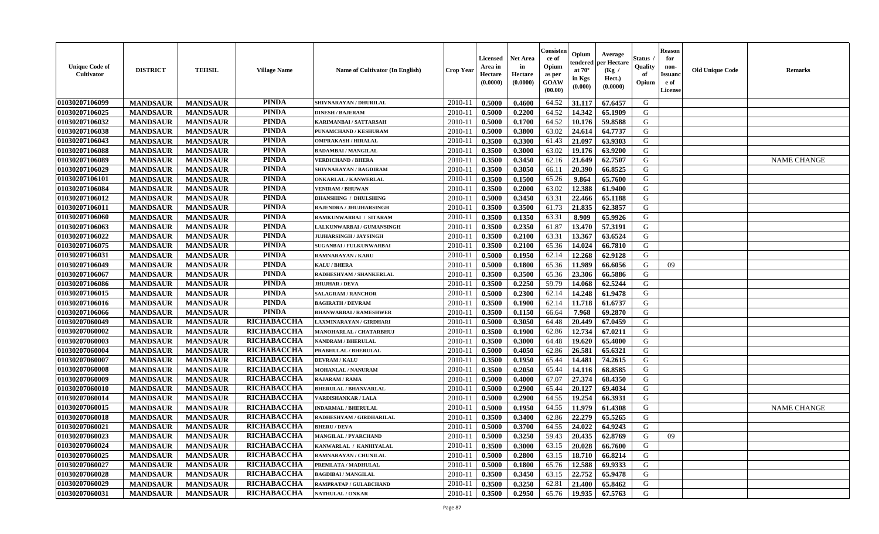| Unique Code of Cultivator | DISTRICT | TEHSIL | Village Name | Name of Cultivator (In English) | Crop Year | Licensed Area in Hectare (0.0000) | Net Area in Hectare (0.0000) | Consistence of Opium as per GOAW (00.00) | Opium tendered at 70° in Kgs (0.000) | Average per Hectare (Kg / Hect.) (0.0000) | Status / Quality of Opium | Reason for non-Issuance of License | Old Unique Code | Remarks |
|---|---|---|---|---|---|---|---|---|---|---|---|---|---|---|
| 01030207106099 | MANDSAUR | MANDSAUR | PINDA | SHIVNARAYAN / DHURILAL | 2010-11 | 0.5000 | 0.4600 | 64.52 | 31.117 | 67.6457 | G | | | |
| 01030207106025 | MANDSAUR | MANDSAUR | PINDA | DINESH / BAJERAM | 2010-11 | 0.5000 | 0.2200 | 64.52 | 14.342 | 65.1909 | G | | | |
| 01030207106032 | MANDSAUR | MANDSAUR | PINDA | KARIMANBAI / SATTARSAH | 2010-11 | 0.5000 | 0.1700 | 64.52 | 10.176 | 59.8588 | G | | | |
| 01030207106038 | MANDSAUR | MANDSAUR | PINDA | PUNAMCHAND / KESHURAM | 2010-11 | 0.5000 | 0.3800 | 63.02 | 24.614 | 64.7737 | G | | | |
| 01030207106043 | MANDSAUR | MANDSAUR | PINDA | OMPRAKASH / HIRALAL | 2010-11 | 0.3500 | 0.3300 | 61.43 | 21.097 | 63.9303 | G | | | |
| 01030207106088 | MANDSAUR | MANDSAUR | PINDA | BADAMBAI / MANGILAL | 2010-11 | 0.3500 | 0.3000 | 63.02 | 19.176 | 63.9200 | G | | | |
| 01030207106089 | MANDSAUR | MANDSAUR | PINDA | VERDICHAND / BHERA | 2010-11 | 0.3500 | 0.3450 | 62.16 | 21.649 | 62.7507 | G | | | NAME CHANGE |
| 01030207106029 | MANDSAUR | MANDSAUR | PINDA | SHIVNARAYAN / BAGDIRAM | 2010-11 | 0.3500 | 0.3050 | 66.11 | 20.390 | 66.8525 | G | | | |
| 01030207106101 | MANDSAUR | MANDSAUR | PINDA | ONKARLAL / KANWERLAL | 2010-11 | 0.3500 | 0.1500 | 65.26 | 9.864 | 65.7600 | G | | | |
| 01030207106084 | MANDSAUR | MANDSAUR | PINDA | VENIRAM / BHUWAN | 2010-11 | 0.3500 | 0.2000 | 63.02 | 12.388 | 61.9400 | G | | | |
| 01030207106012 | MANDSAUR | MANDSAUR | PINDA | DHANSHING / DHULSHING | 2010-11 | 0.5000 | 0.3450 | 63.31 | 22.466 | 65.1188 | G | | | |
| 01030207106011 | MANDSAUR | MANDSAUR | PINDA | RAJENDRA / JHUJHARSINGH | 2010-11 | 0.3500 | 0.3500 | 61.73 | 21.835 | 62.3857 | G | | | |
| 01030207106060 | MANDSAUR | MANDSAUR | PINDA | RAMKUNWARBAI / SITARAM | 2010-11 | 0.3500 | 0.1350 | 63.31 | 8.909 | 65.9926 | G | | | |
| 01030207106063 | MANDSAUR | MANDSAUR | PINDA | LALKUNWARBAI / GUMANSINGH | 2010-11 | 0.3500 | 0.2350 | 61.87 | 13.470 | 57.3191 | G | | | |
| 01030207106022 | MANDSAUR | MANDSAUR | PINDA | JUJHARSINGH / JAYSINGH | 2010-11 | 0.3500 | 0.2100 | 63.31 | 13.367 | 63.6524 | G | | | |
| 01030207106075 | MANDSAUR | MANDSAUR | PINDA | SUGANBAI / FULKUNWARBAI | 2010-11 | 0.3500 | 0.2100 | 65.36 | 14.024 | 66.7810 | G | | | |
| 01030207106031 | MANDSAUR | MANDSAUR | PINDA | RAMNARAYAN / KARU | 2010-11 | 0.5000 | 0.1950 | 62.14 | 12.268 | 62.9128 | G | | | |
| 01030207106049 | MANDSAUR | MANDSAUR | PINDA | KALU / BHERA | 2010-11 | 0.5000 | 0.1800 | 65.36 | 11.989 | 66.6056 | G | 09 | | |
| 01030207106067 | MANDSAUR | MANDSAUR | PINDA | RADHESHYAM / SHANKERLAL | 2010-11 | 0.3500 | 0.3500 | 65.36 | 23.306 | 66.5886 | G | | | |
| 01030207106086 | MANDSAUR | MANDSAUR | PINDA | JHUJHAR / DEVA | 2010-11 | 0.3500 | 0.2250 | 59.79 | 14.068 | 62.5244 | G | | | |
| 01030207106015 | MANDSAUR | MANDSAUR | PINDA | SALAGRAM / RANCHOR | 2010-11 | 0.5000 | 0.2300 | 62.14 | 14.248 | 61.9478 | G | | | |
| 01030207106016 | MANDSAUR | MANDSAUR | PINDA | BAGIRATH / DEVRAM | 2010-11 | 0.3500 | 0.1900 | 62.14 | 11.718 | 61.6737 | G | | | |
| 01030207106066 | MANDSAUR | MANDSAUR | PINDA | BHANWARBAI / RAMESHWER | 2010-11 | 0.3500 | 0.1150 | 66.64 | 7.968 | 69.2870 | G | | | |
| 01030207060049 | MANDSAUR | MANDSAUR | RICHABACCHA | LAXMINARAYAN / GIRDHARI | 2010-11 | 0.5000 | 0.3050 | 64.48 | 20.449 | 67.0459 | G | | | |
| 01030207060002 | MANDSAUR | MANDSAUR | RICHABACCHA | MANOHARLAL / CHATARBHUJ | 2010-11 | 0.3500 | 0.1900 | 62.86 | 12.734 | 67.0211 | G | | | |
| 01030207060003 | MANDSAUR | MANDSAUR | RICHABACCHA | NANDRAM / BHERULAL | 2010-11 | 0.3500 | 0.3000 | 64.48 | 19.620 | 65.4000 | G | | | |
| 01030207060004 | MANDSAUR | MANDSAUR | RICHABACCHA | PRABHULAL / BHERULAL | 2010-11 | 0.5000 | 0.4050 | 62.86 | 26.581 | 65.6321 | G | | | |
| 01030207060007 | MANDSAUR | MANDSAUR | RICHABACCHA | DEVRAM / KALU | 2010-11 | 0.3500 | 0.1950 | 65.44 | 14.481 | 74.2615 | G | | | |
| 01030207060008 | MANDSAUR | MANDSAUR | RICHABACCHA | MOHANLAL / NANURAM | 2010-11 | 0.3500 | 0.2050 | 65.44 | 14.116 | 68.8585 | G | | | |
| 01030207060009 | MANDSAUR | MANDSAUR | RICHABACCHA | RAJARAM / RAMA | 2010-11 | 0.5000 | 0.4000 | 67.07 | 27.374 | 68.4350 | G | | | |
| 01030207060010 | MANDSAUR | MANDSAUR | RICHABACCHA | BHERULAL / BHANVARLAL | 2010-11 | 0.5000 | 0.2900 | 65.44 | 20.127 | 69.4034 | G | | | |
| 01030207060014 | MANDSAUR | MANDSAUR | RICHABACCHA | VARDISHANKAR / LALA | 2010-11 | 0.5000 | 0.2900 | 64.55 | 19.254 | 66.3931 | G | | | |
| 01030207060015 | MANDSAUR | MANDSAUR | RICHABACCHA | INDARMAL / BHERULAL | 2010-11 | 0.5000 | 0.1950 | 64.55 | 11.979 | 61.4308 | G | | | NAME CHANGE |
| 01030207060018 | MANDSAUR | MANDSAUR | RICHABACCHA | RADHESHYAM / GIRDHARILAL | 2010-11 | 0.3500 | 0.3400 | 62.86 | 22.279 | 65.5265 | G | | | |
| 01030207060021 | MANDSAUR | MANDSAUR | RICHABACCHA | BHERU / DEVA | 2010-11 | 0.5000 | 0.3700 | 64.55 | 24.022 | 64.9243 | G | | | |
| 01030207060023 | MANDSAUR | MANDSAUR | RICHABACCHA | MANGILAL / PYARCHAND | 2010-11 | 0.5000 | 0.3250 | 59.43 | 20.435 | 62.8769 | G | 09 | | |
| 01030207060024 | MANDSAUR | MANDSAUR | RICHABACCHA | KANWARLAL / KANHIYALAL | 2010-11 | 0.3500 | 0.3000 | 63.15 | 20.028 | 66.7600 | G | | | |
| 01030207060025 | MANDSAUR | MANDSAUR | RICHABACCHA | RAMNARAYAN / CHUNILAL | 2010-11 | 0.5000 | 0.2800 | 63.15 | 18.710 | 66.8214 | G | | | |
| 01030207060027 | MANDSAUR | MANDSAUR | RICHABACCHA | PREMLATA / MADHULAL | 2010-11 | 0.5000 | 0.1800 | 65.76 | 12.588 | 69.9333 | G | | | |
| 01030207060028 | MANDSAUR | MANDSAUR | RICHABACCHA | BAGDIBAI / MANGILAL | 2010-11 | 0.3500 | 0.3450 | 63.15 | 22.752 | 65.9478 | G | | | |
| 01030207060029 | MANDSAUR | MANDSAUR | RICHABACCHA | RAMPRATAP / GULABCHAND | 2010-11 | 0.3500 | 0.3250 | 62.81 | 21.400 | 65.8462 | G | | | |
| 01030207060031 | MANDSAUR | MANDSAUR | RICHABACCHA | NATHULAL / ONKAR | 2010-11 | 0.3500 | 0.2950 | 65.76 | 19.935 | 67.5763 | G | | | |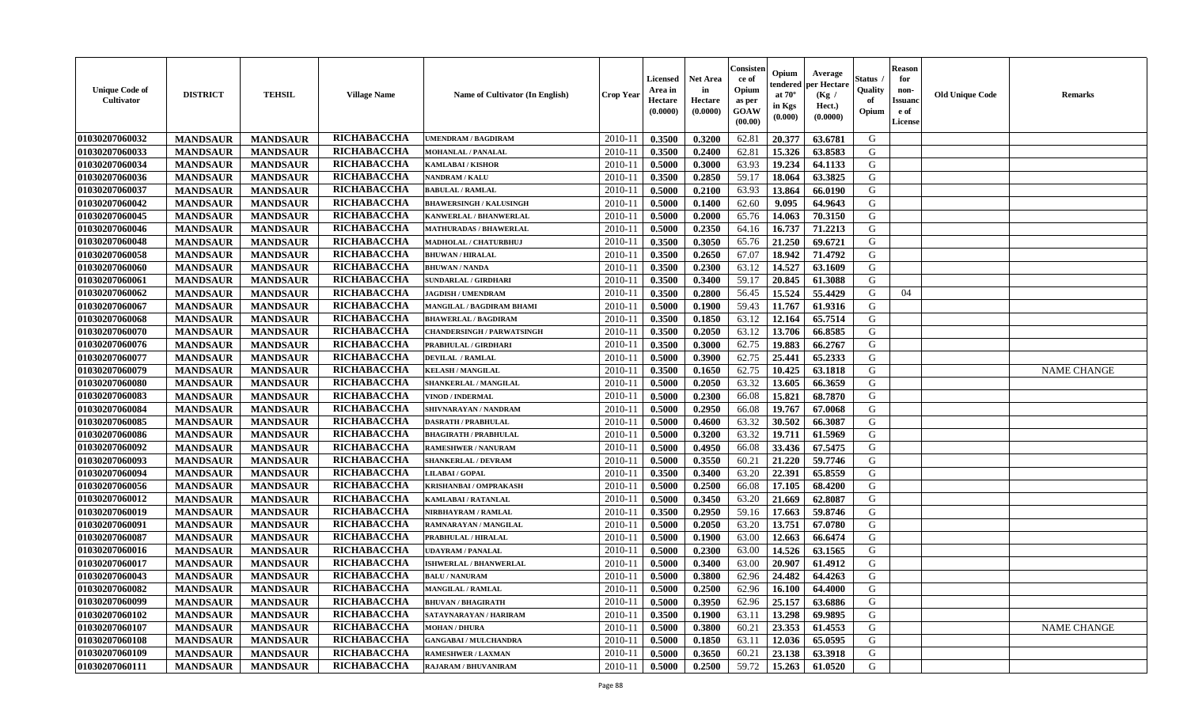| Unique Code of Cultivator | DISTRICT | TEHSIL | Village Name | Name of Cultivator (In English) | Crop Year | Licensed Area in Hectare (0.0000) | Net Area in Hectare (0.0000) | Consistence of Opium as per GOAW (00.00) | Opium tendered at 70° in Kgs (0.000) | Average per Hectare (Kg / Hect.) (0.0000) | Status / Quality of Opium | Reason for non-Issuance of License | Old Unique Code | Remarks |
|---|---|---|---|---|---|---|---|---|---|---|---|---|---|---|
| 01030207060032 | MANDSAUR | MANDSAUR | RICHABACCHA | UMENDRAM / BAGDIRAM | 2010-11 | 0.3500 | 0.3200 | 62.81 | 20.377 | 63.6781 | G | | | |
| 01030207060033 | MANDSAUR | MANDSAUR | RICHABACCHA | MOHANLAL / PANALAL | 2010-11 | 0.3500 | 0.2400 | 62.81 | 15.326 | 63.8583 | G | | | |
| 01030207060034 | MANDSAUR | MANDSAUR | RICHABACCHA | KAMLABAI / KISHOR | 2010-11 | 0.5000 | 0.3000 | 63.93 | 19.234 | 64.1133 | G | | | |
| 01030207060036 | MANDSAUR | MANDSAUR | RICHABACCHA | NANDRAM / KALU | 2010-11 | 0.3500 | 0.2850 | 59.17 | 18.064 | 63.3825 | G | | | |
| 01030207060037 | MANDSAUR | MANDSAUR | RICHABACCHA | BABULAL / RAMLAL | 2010-11 | 0.5000 | 0.2100 | 63.93 | 13.864 | 66.0190 | G | | | |
| 01030207060042 | MANDSAUR | MANDSAUR | RICHABACCHA | BHAWERSINGH / KALUSINGH | 2010-11 | 0.5000 | 0.1400 | 62.60 | 9.095 | 64.9643 | G | | | |
| 01030207060045 | MANDSAUR | MANDSAUR | RICHABACCHA | KANWERLAL / BHANWERLAL | 2010-11 | 0.5000 | 0.2000 | 65.76 | 14.063 | 70.3150 | G | | | |
| 01030207060046 | MANDSAUR | MANDSAUR | RICHABACCHA | MATHURADAS / BHAWERLAL | 2010-11 | 0.5000 | 0.2350 | 64.16 | 16.737 | 71.2213 | G | | | |
| 01030207060048 | MANDSAUR | MANDSAUR | RICHABACCHA | MADHOLAL / CHATURBHUJ | 2010-11 | 0.3500 | 0.3050 | 65.76 | 21.250 | 69.6721 | G | | | |
| 01030207060058 | MANDSAUR | MANDSAUR | RICHABACCHA | BHUWAN / HIRALAL | 2010-11 | 0.3500 | 0.2650 | 67.07 | 18.942 | 71.4792 | G | | | |
| 01030207060060 | MANDSAUR | MANDSAUR | RICHABACCHA | BHUWAN / NANDA | 2010-11 | 0.3500 | 0.2300 | 63.12 | 14.527 | 63.1609 | G | | | |
| 01030207060061 | MANDSAUR | MANDSAUR | RICHABACCHA | SUNDARLAL / GIRDHARI | 2010-11 | 0.3500 | 0.3400 | 59.17 | 20.845 | 61.3088 | G | | | |
| 01030207060062 | MANDSAUR | MANDSAUR | RICHABACCHA | JAGDISH / UMENDRAM | 2010-11 | 0.3500 | 0.2800 | 56.45 | 15.524 | 55.4429 | G | 04 | | |
| 01030207060067 | MANDSAUR | MANDSAUR | RICHABACCHA | MANGILAL / BAGDIRAM BHAMI | 2010-11 | 0.5000 | 0.1900 | 59.43 | 11.767 | 61.9316 | G | | | |
| 01030207060068 | MANDSAUR | MANDSAUR | RICHABACCHA | BHAWERLAL / BAGDIRAM | 2010-11 | 0.3500 | 0.1850 | 63.12 | 12.164 | 65.7514 | G | | | |
| 01030207060070 | MANDSAUR | MANDSAUR | RICHABACCHA | CHANDERSINGH / PARWATSINGH | 2010-11 | 0.3500 | 0.2050 | 63.12 | 13.706 | 66.8585 | G | | | |
| 01030207060076 | MANDSAUR | MANDSAUR | RICHABACCHA | PRABHULAL / GIRDHARI | 2010-11 | 0.3500 | 0.3000 | 62.75 | 19.883 | 66.2767 | G | | | |
| 01030207060077 | MANDSAUR | MANDSAUR | RICHABACCHA | DEVILAL / RAMLAL | 2010-11 | 0.5000 | 0.3900 | 62.75 | 25.441 | 65.2333 | G | | | |
| 01030207060079 | MANDSAUR | MANDSAUR | RICHABACCHA | KELASH / MANGILAL | 2010-11 | 0.3500 | 0.1650 | 62.75 | 10.425 | 63.1818 | G | | | NAME CHANGE |
| 01030207060080 | MANDSAUR | MANDSAUR | RICHABACCHA | SHANKERLAL / MANGILAL | 2010-11 | 0.5000 | 0.2050 | 63.32 | 13.605 | 66.3659 | G | | | |
| 01030207060083 | MANDSAUR | MANDSAUR | RICHABACCHA | VINOD / INDERMAL | 2010-11 | 0.5000 | 0.2300 | 66.08 | 15.821 | 68.7870 | G | | | |
| 01030207060084 | MANDSAUR | MANDSAUR | RICHABACCHA | SHIVNARAYAN / NANDRAM | 2010-11 | 0.5000 | 0.2950 | 66.08 | 19.767 | 67.0068 | G | | | |
| 01030207060085 | MANDSAUR | MANDSAUR | RICHABACCHA | DASRATH / PRABHULAL | 2010-11 | 0.5000 | 0.4600 | 63.32 | 30.502 | 66.3087 | G | | | |
| 01030207060086 | MANDSAUR | MANDSAUR | RICHABACCHA | BHAGIRATH / PRABHULAL | 2010-11 | 0.5000 | 0.3200 | 63.32 | 19.711 | 61.5969 | G | | | |
| 01030207060092 | MANDSAUR | MANDSAUR | RICHABACCHA | RAMESHWER / NANURAM | 2010-11 | 0.5000 | 0.4950 | 66.08 | 33.436 | 67.5475 | G | | | |
| 01030207060093 | MANDSAUR | MANDSAUR | RICHABACCHA | SHANKERLAL / DEVRAM | 2010-11 | 0.5000 | 0.3550 | 60.21 | 21.220 | 59.7746 | G | | | |
| 01030207060094 | MANDSAUR | MANDSAUR | RICHABACCHA | LILABAI / GOPAL | 2010-11 | 0.3500 | 0.3400 | 63.20 | 22.391 | 65.8559 | G | | | |
| 01030207060056 | MANDSAUR | MANDSAUR | RICHABACCHA | KRISHANBAI / OMPRAKASH | 2010-11 | 0.5000 | 0.2500 | 66.08 | 17.105 | 68.4200 | G | | | |
| 01030207060012 | MANDSAUR | MANDSAUR | RICHABACCHA | KAMLABAI / RATANLAL | 2010-11 | 0.5000 | 0.3450 | 63.20 | 21.669 | 62.8087 | G | | | |
| 01030207060019 | MANDSAUR | MANDSAUR | RICHABACCHA | NIRBHAYRAM / RAMLAL | 2010-11 | 0.3500 | 0.2950 | 59.16 | 17.663 | 59.8746 | G | | | |
| 01030207060091 | MANDSAUR | MANDSAUR | RICHABACCHA | RAMNARAYAN / MANGILAL | 2010-11 | 0.5000 | 0.2050 | 63.20 | 13.751 | 67.0780 | G | | | |
| 01030207060087 | MANDSAUR | MANDSAUR | RICHABACCHA | PRABHULAL / HIRALAL | 2010-11 | 0.5000 | 0.1900 | 63.00 | 12.663 | 66.6474 | G | | | |
| 01030207060016 | MANDSAUR | MANDSAUR | RICHABACCHA | UDAYRAM / PANALAL | 2010-11 | 0.5000 | 0.2300 | 63.00 | 14.526 | 63.1565 | G | | | |
| 01030207060017 | MANDSAUR | MANDSAUR | RICHABACCHA | ISHWERLAL / BHANWERLAL | 2010-11 | 0.5000 | 0.3400 | 63.00 | 20.907 | 61.4912 | G | | | |
| 01030207060043 | MANDSAUR | MANDSAUR | RICHABACCHA | BALU / NANURAM | 2010-11 | 0.5000 | 0.3800 | 62.96 | 24.482 | 64.4263 | G | | | |
| 01030207060082 | MANDSAUR | MANDSAUR | RICHABACCHA | MANGILAL / RAMLAL | 2010-11 | 0.5000 | 0.2500 | 62.96 | 16.100 | 64.4000 | G | | | |
| 01030207060099 | MANDSAUR | MANDSAUR | RICHABACCHA | BHUVAN / BHAGIRATH | 2010-11 | 0.5000 | 0.3950 | 62.96 | 25.157 | 63.6886 | G | | | |
| 01030207060102 | MANDSAUR | MANDSAUR | RICHABACCHA | SATAYNARAYAN / HARIRAM | 2010-11 | 0.3500 | 0.1900 | 63.11 | 13.298 | 69.9895 | G | | | |
| 01030207060107 | MANDSAUR | MANDSAUR | RICHABACCHA | MOHAN / DHURA | 2010-11 | 0.5000 | 0.3800 | 60.21 | 23.353 | 61.4553 | G | | | NAME CHANGE |
| 01030207060108 | MANDSAUR | MANDSAUR | RICHABACCHA | GANGABAI / MULCHANDRA | 2010-11 | 0.5000 | 0.1850 | 63.11 | 12.036 | 65.0595 | G | | | |
| 01030207060109 | MANDSAUR | MANDSAUR | RICHABACCHA | RAMESHWER / LAXMAN | 2010-11 | 0.5000 | 0.3650 | 60.21 | 23.138 | 63.3918 | G | | | |
| 01030207060111 | MANDSAUR | MANDSAUR | RICHABACCHA | RAJARAM / BHUVANIRAM | 2010-11 | 0.5000 | 0.2500 | 59.72 | 15.263 | 61.0520 | G | | | |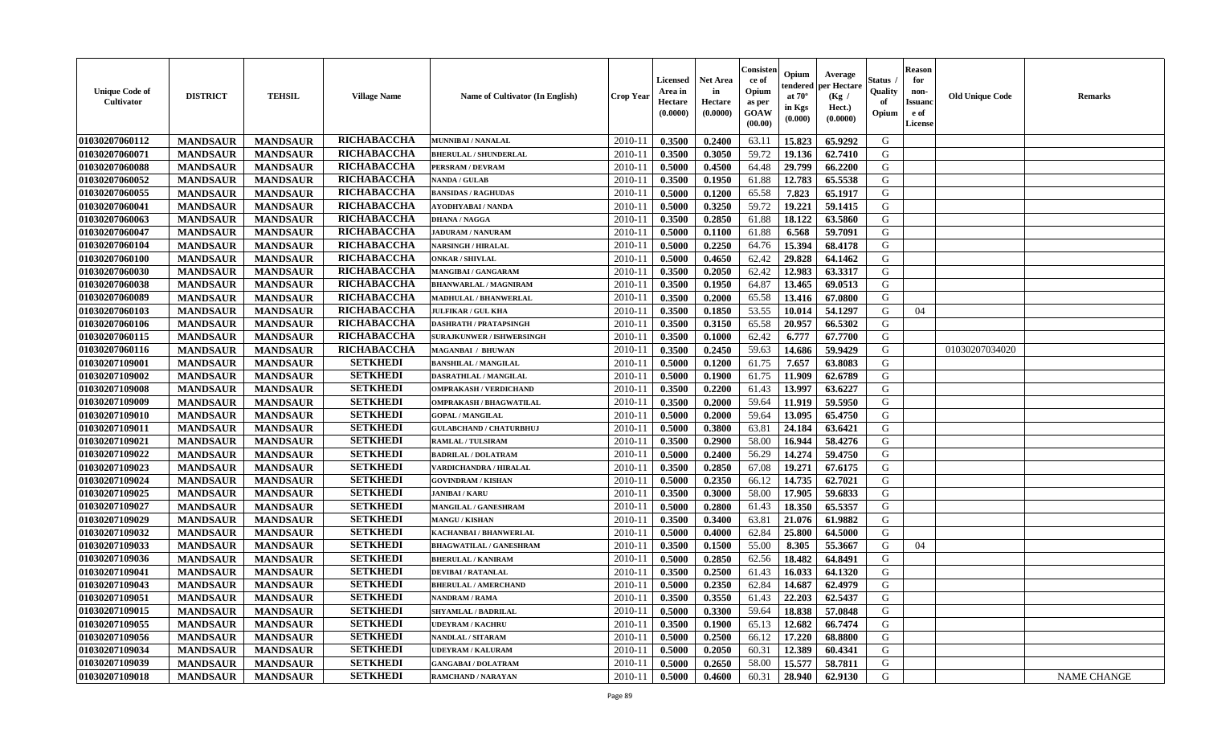| Unique Code of Cultivator | DISTRICT | TEHSIL | Village Name | Name of Cultivator (In English) | Crop Year | Licensed Area in Hectare (0.0000) | Net Area in Hectare (0.0000) | Consistence of Opium as per GOAW (00.00) | Opium tendered at 70° in Kgs (0.000) | Average per Hectare (Kg / Hect.) (0.0000) | Status / Quality of Opium | Reason for non-Issuance of License | Old Unique Code | Remarks |
|---|---|---|---|---|---|---|---|---|---|---|---|---|---|---|
| 01030207060112 | MANDSAUR | MANDSAUR | RICHABACCHA | MUNNIBAI / NANALAL | 2010-11 | 0.3500 | 0.2400 | 63.11 | 15.823 | 65.9292 | G | | | |
| 01030207060071 | MANDSAUR | MANDSAUR | RICHABACCHA | BHERULAL / SHUNDERLAL | 2010-11 | 0.3500 | 0.3050 | 59.72 | 19.136 | 62.7410 | G | | | |
| 01030207060088 | MANDSAUR | MANDSAUR | RICHABACCHA | PERSRAM / DEVRAM | 2010-11 | 0.5000 | 0.4500 | 64.48 | 29.799 | 66.2200 | G | | | |
| 01030207060052 | MANDSAUR | MANDSAUR | RICHABACCHA | NANDA / GULAB | 2010-11 | 0.3500 | 0.1950 | 61.88 | 12.783 | 65.5538 | G | | | |
| 01030207060055 | MANDSAUR | MANDSAUR | RICHABACCHA | BANSIDAS / RAGHUDAS | 2010-11 | 0.5000 | 0.1200 | 65.58 | 7.823 | 65.1917 | G | | | |
| 01030207060041 | MANDSAUR | MANDSAUR | RICHABACCHA | AYODHYABAI / NANDA | 2010-11 | 0.5000 | 0.3250 | 59.72 | 19.221 | 59.1415 | G | | | |
| 01030207060063 | MANDSAUR | MANDSAUR | RICHABACCHA | DHANA / NAGGA | 2010-11 | 0.3500 | 0.2850 | 61.88 | 18.122 | 63.5860 | G | | | |
| 01030207060047 | MANDSAUR | MANDSAUR | RICHABACCHA | JADURAM / NANURAM | 2010-11 | 0.5000 | 0.1100 | 61.88 | 6.568 | 59.7091 | G | | | |
| 01030207060104 | MANDSAUR | MANDSAUR | RICHABACCHA | NARSINGH / HIRALAL | 2010-11 | 0.5000 | 0.2250 | 64.76 | 15.394 | 68.4178 | G | | | |
| 01030207060100 | MANDSAUR | MANDSAUR | RICHABACCHA | ONKAR / SHIVLAL | 2010-11 | 0.5000 | 0.4650 | 62.42 | 29.828 | 64.1462 | G | | | |
| 01030207060030 | MANDSAUR | MANDSAUR | RICHABACCHA | MANGIBAI / GANGARAM | 2010-11 | 0.3500 | 0.2050 | 62.42 | 12.983 | 63.3317 | G | | | |
| 01030207060038 | MANDSAUR | MANDSAUR | RICHABACCHA | BHANWARLAL / MAGNIRAM | 2010-11 | 0.3500 | 0.1950 | 64.87 | 13.465 | 69.0513 | G | | | |
| 01030207060089 | MANDSAUR | MANDSAUR | RICHABACCHA | MADHULAL / BHANWERLAL | 2010-11 | 0.3500 | 0.2000 | 65.58 | 13.416 | 67.0800 | G | | | |
| 01030207060103 | MANDSAUR | MANDSAUR | RICHABACCHA | JULFIKAR / GUL KHA | 2010-11 | 0.3500 | 0.1850 | 53.55 | 10.014 | 54.1297 | G | 04 | | |
| 01030207060106 | MANDSAUR | MANDSAUR | RICHABACCHA | DASHRATH / PRATAPSINGH | 2010-11 | 0.3500 | 0.3150 | 65.58 | 20.957 | 66.5302 | G | | | |
| 01030207060115 | MANDSAUR | MANDSAUR | RICHABACCHA | SURAJKUNWER / ISHWERSINGH | 2010-11 | 0.3500 | 0.1000 | 62.42 | 6.777 | 67.7700 | G | | | |
| 01030207060116 | MANDSAUR | MANDSAUR | RICHABACCHA | MAGANBAI / BHUWAN | 2010-11 | 0.3500 | 0.2450 | 59.63 | 14.686 | 59.9429 | G | | 01030207034020 | |
| 01030207109001 | MANDSAUR | MANDSAUR | SETKHEDI | BANSHILAL / MANGILAL | 2010-11 | 0.5000 | 0.1200 | 61.75 | 7.657 | 63.8083 | G | | | |
| 01030207109002 | MANDSAUR | MANDSAUR | SETKHEDI | DASRATHLAL / MANGILAL | 2010-11 | 0.5000 | 0.1900 | 61.75 | 11.909 | 62.6789 | G | | | |
| 01030207109008 | MANDSAUR | MANDSAUR | SETKHEDI | OMPRAKASH / VERDICHAND | 2010-11 | 0.3500 | 0.2200 | 61.43 | 13.997 | 63.6227 | G | | | |
| 01030207109009 | MANDSAUR | MANDSAUR | SETKHEDI | OMPRAKASH / BHAGWATILAL | 2010-11 | 0.3500 | 0.2000 | 59.64 | 11.919 | 59.5950 | G | | | |
| 01030207109010 | MANDSAUR | MANDSAUR | SETKHEDI | GOPAL / MANGILAL | 2010-11 | 0.5000 | 0.2000 | 59.64 | 13.095 | 65.4750 | G | | | |
| 01030207109011 | MANDSAUR | MANDSAUR | SETKHEDI | GULABCHAND / CHATURBHUJ | 2010-11 | 0.5000 | 0.3800 | 63.81 | 24.184 | 63.6421 | G | | | |
| 01030207109021 | MANDSAUR | MANDSAUR | SETKHEDI | RAMLAL / TULSIRAM | 2010-11 | 0.3500 | 0.2900 | 58.00 | 16.944 | 58.4276 | G | | | |
| 01030207109022 | MANDSAUR | MANDSAUR | SETKHEDI | BADRILAL / DOLATRAM | 2010-11 | 0.5000 | 0.2400 | 56.29 | 14.274 | 59.4750 | G | | | |
| 01030207109023 | MANDSAUR | MANDSAUR | SETKHEDI | VARDICHANDRA / HIRALAL | 2010-11 | 0.3500 | 0.2850 | 67.08 | 19.271 | 67.6175 | G | | | |
| 01030207109024 | MANDSAUR | MANDSAUR | SETKHEDI | GOVINDRAM / KISHAN | 2010-11 | 0.5000 | 0.2350 | 66.12 | 14.735 | 62.7021 | G | | | |
| 01030207109025 | MANDSAUR | MANDSAUR | SETKHEDI | JANIBAI / KARU | 2010-11 | 0.3500 | 0.3000 | 58.00 | 17.905 | 59.6833 | G | | | |
| 01030207109027 | MANDSAUR | MANDSAUR | SETKHEDI | MANGILAL / GANESHRAM | 2010-11 | 0.5000 | 0.2800 | 61.43 | 18.350 | 65.5357 | G | | | |
| 01030207109029 | MANDSAUR | MANDSAUR | SETKHEDI | MANGU / KISHAN | 2010-11 | 0.3500 | 0.3400 | 63.81 | 21.076 | 61.9882 | G | | | |
| 01030207109032 | MANDSAUR | MANDSAUR | SETKHEDI | KACHANBAI / BHANWERLAL | 2010-11 | 0.5000 | 0.4000 | 62.84 | 25.800 | 64.5000 | G | | | |
| 01030207109033 | MANDSAUR | MANDSAUR | SETKHEDI | BHAGWATILAL / GANESHRAM | 2010-11 | 0.3500 | 0.1500 | 55.00 | 8.305 | 55.3667 | G | 04 | | |
| 01030207109036 | MANDSAUR | MANDSAUR | SETKHEDI | BHERULAL / KANIRAM | 2010-11 | 0.5000 | 0.2850 | 62.56 | 18.482 | 64.8491 | G | | | |
| 01030207109041 | MANDSAUR | MANDSAUR | SETKHEDI | DEVIBAI / RATANLAL | 2010-11 | 0.3500 | 0.2500 | 61.43 | 16.033 | 64.1320 | G | | | |
| 01030207109043 | MANDSAUR | MANDSAUR | SETKHEDI | BHERULAL / AMERCHAND | 2010-11 | 0.5000 | 0.2350 | 62.84 | 14.687 | 62.4979 | G | | | |
| 01030207109051 | MANDSAUR | MANDSAUR | SETKHEDI | NANDRAM / RAMA | 2010-11 | 0.3500 | 0.3550 | 61.43 | 22.203 | 62.5437 | G | | | |
| 01030207109015 | MANDSAUR | MANDSAUR | SETKHEDI | SHYAMLAL / BADRILAL | 2010-11 | 0.5000 | 0.3300 | 59.64 | 18.838 | 57.0848 | G | | | |
| 01030207109055 | MANDSAUR | MANDSAUR | SETKHEDI | UDEYRAM / KACHRU | 2010-11 | 0.3500 | 0.1900 | 65.13 | 12.682 | 66.7474 | G | | | |
| 01030207109056 | MANDSAUR | MANDSAUR | SETKHEDI | NANDLAL / SITARAM | 2010-11 | 0.5000 | 0.2500 | 66.12 | 17.220 | 68.8800 | G | | | |
| 01030207109034 | MANDSAUR | MANDSAUR | SETKHEDI | UDEYRAM / KALURAM | 2010-11 | 0.5000 | 0.2050 | 60.31 | 12.389 | 60.4341 | G | | | |
| 01030207109039 | MANDSAUR | MANDSAUR | SETKHEDI | GANGABAI / DOLATRAM | 2010-11 | 0.5000 | 0.2650 | 58.00 | 15.577 | 58.7811 | G | | | |
| 01030207109018 | MANDSAUR | MANDSAUR | SETKHEDI | RAMCHAND / NARAYAN | 2010-11 | 0.5000 | 0.4600 | 60.31 | 28.940 | 62.9130 | G | | | NAME CHANGE |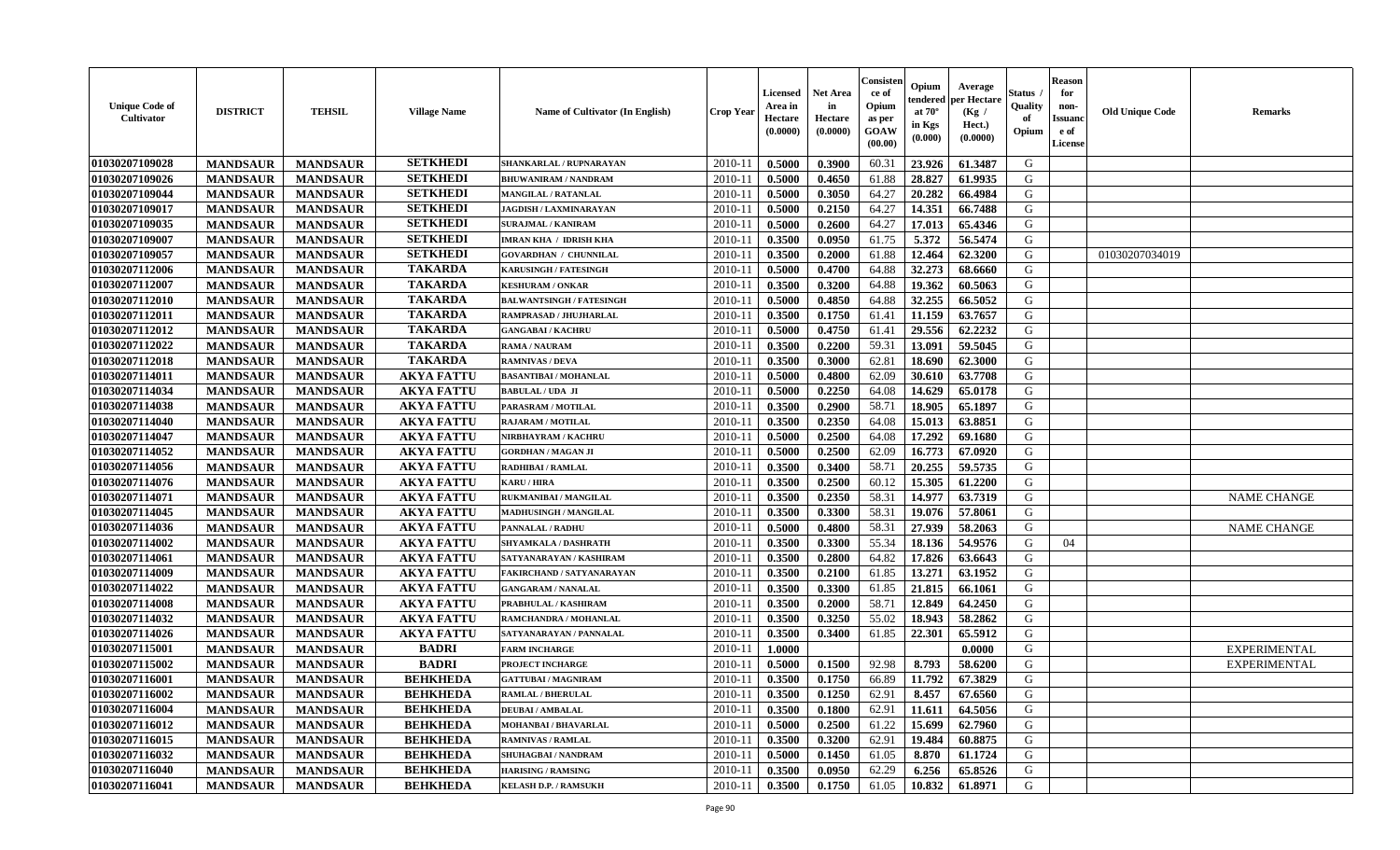| Unique Code of Cultivator | DISTRICT | TEHSIL | Village Name | Name of Cultivator (In English) | Crop Year | Licensed Area in Hectare (0.0000) | Net Area in Hectare (0.0000) | Consistence of Opium as per GOAW (00.00) | Opium tendered at 70° in Kgs (0.000) | Average per Hectare (Kg / Hect.) (0.0000) | Status / Quality of Opium | Reason for non-Issuance of License | Old Unique Code | Remarks |
|---|---|---|---|---|---|---|---|---|---|---|---|---|---|---|
| 01030207109028 | MANDSAUR | MANDSAUR | SETKHEDI | SHANKARLAL / RUPNARAYAN | 2010-11 | 0.5000 | 0.3900 | 60.31 | 23.926 | 61.3487 | G | | | |
| 01030207109026 | MANDSAUR | MANDSAUR | SETKHEDI | BHUWANIRAM / NANDRAM | 2010-11 | 0.5000 | 0.4650 | 61.88 | 28.827 | 61.9935 | G | | | |
| 01030207109044 | MANDSAUR | MANDSAUR | SETKHEDI | MANGILAL / RATANLAL | 2010-11 | 0.5000 | 0.3050 | 64.27 | 20.282 | 66.4984 | G | | | |
| 01030207109017 | MANDSAUR | MANDSAUR | SETKHEDI | JAGDISH / LAXMINARAYAN | 2010-11 | 0.5000 | 0.2150 | 64.27 | 14.351 | 66.7488 | G | | | |
| 01030207109035 | MANDSAUR | MANDSAUR | SETKHEDI | SURAJMAL / KANIRAM | 2010-11 | 0.5000 | 0.2600 | 64.27 | 17.013 | 65.4346 | G | | | |
| 01030207109007 | MANDSAUR | MANDSAUR | SETKHEDI | IMRAN KHA / IDRISH KHA | 2010-11 | 0.3500 | 0.0950 | 61.75 | 5.372 | 56.5474 | G | | | |
| 01030207109057 | MANDSAUR | MANDSAUR | SETKHEDI | GOVARDHAN / CHUNNILAL | 2010-11 | 0.3500 | 0.2000 | 61.88 | 12.464 | 62.3200 | G | | 01030207034019 | |
| 01030207112006 | MANDSAUR | MANDSAUR | TAKARDA | KARUSINGH / FATESINGH | 2010-11 | 0.5000 | 0.4700 | 64.88 | 32.273 | 68.6660 | G | | | |
| 01030207112007 | MANDSAUR | MANDSAUR | TAKARDA | KESHURAM / ONKAR | 2010-11 | 0.3500 | 0.3200 | 64.88 | 19.362 | 60.5063 | G | | | |
| 01030207112010 | MANDSAUR | MANDSAUR | TAKARDA | BALWANTSINGH / FATESINGH | 2010-11 | 0.5000 | 0.4850 | 64.88 | 32.255 | 66.5052 | G | | | |
| 01030207112011 | MANDSAUR | MANDSAUR | TAKARDA | RAMPRASAD / JHUJHARLAL | 2010-11 | 0.3500 | 0.1750 | 61.41 | 11.159 | 63.7657 | G | | | |
| 01030207112012 | MANDSAUR | MANDSAUR | TAKARDA | GANGABAI / KACHRU | 2010-11 | 0.5000 | 0.4750 | 61.41 | 29.556 | 62.2232 | G | | | |
| 01030207112022 | MANDSAUR | MANDSAUR | TAKARDA | RAMA / NAURAM | 2010-11 | 0.3500 | 0.2200 | 59.31 | 13.091 | 59.5045 | G | | | |
| 01030207112018 | MANDSAUR | MANDSAUR | TAKARDA | RAMNIVAS / DEVA | 2010-11 | 0.3500 | 0.3000 | 62.81 | 18.690 | 62.3000 | G | | | |
| 01030207114011 | MANDSAUR | MANDSAUR | AKYA FATTU | BASANTIBAI / MOHANLAL | 2010-11 | 0.5000 | 0.4800 | 62.09 | 30.610 | 63.7708 | G | | | |
| 01030207114034 | MANDSAUR | MANDSAUR | AKYA FATTU | BABULAL / UDA JI | 2010-11 | 0.5000 | 0.2250 | 64.08 | 14.629 | 65.0178 | G | | | |
| 01030207114038 | MANDSAUR | MANDSAUR | AKYA FATTU | PARASRAM / MOTILAL | 2010-11 | 0.3500 | 0.2900 | 58.71 | 18.905 | 65.1897 | G | | | |
| 01030207114040 | MANDSAUR | MANDSAUR | AKYA FATTU | RAJARAM / MOTILAL | 2010-11 | 0.3500 | 0.2350 | 64.08 | 15.013 | 63.8851 | G | | | |
| 01030207114047 | MANDSAUR | MANDSAUR | AKYA FATTU | NIRBHAYRAM / KACHRU | 2010-11 | 0.5000 | 0.2500 | 64.08 | 17.292 | 69.1680 | G | | | |
| 01030207114052 | MANDSAUR | MANDSAUR | AKYA FATTU | GORDHAN / MAGAN JI | 2010-11 | 0.5000 | 0.2500 | 62.09 | 16.773 | 67.0920 | G | | | |
| 01030207114056 | MANDSAUR | MANDSAUR | AKYA FATTU | RADHIBAI / RAMLAL | 2010-11 | 0.3500 | 0.3400 | 58.71 | 20.255 | 59.5735 | G | | | |
| 01030207114076 | MANDSAUR | MANDSAUR | AKYA FATTU | KARU / HIRA | 2010-11 | 0.3500 | 0.2500 | 60.12 | 15.305 | 61.2200 | G | | | |
| 01030207114071 | MANDSAUR | MANDSAUR | AKYA FATTU | RUKMANIBAI / MANGILAL | 2010-11 | 0.3500 | 0.2350 | 58.31 | 14.977 | 63.7319 | G | | | NAME CHANGE |
| 01030207114045 | MANDSAUR | MANDSAUR | AKYA FATTU | MADHUSINGH / MANGILAL | 2010-11 | 0.3500 | 0.3300 | 58.31 | 19.076 | 57.8061 | G | | | |
| 01030207114036 | MANDSAUR | MANDSAUR | AKYA FATTU | PANNALAL / RADHU | 2010-11 | 0.5000 | 0.4800 | 58.31 | 27.939 | 58.2063 | G | | | NAME CHANGE |
| 01030207114002 | MANDSAUR | MANDSAUR | AKYA FATTU | SHYAMKALA / DASHRATH | 2010-11 | 0.3500 | 0.3300 | 55.34 | 18.136 | 54.9576 | G | 04 | | |
| 01030207114061 | MANDSAUR | MANDSAUR | AKYA FATTU | SATYANARAYAN / KASHIRAM | 2010-11 | 0.3500 | 0.2800 | 64.82 | 17.826 | 63.6643 | G | | | |
| 01030207114009 | MANDSAUR | MANDSAUR | AKYA FATTU | FAKIRCHAND / SATYANARAYAN | 2010-11 | 0.3500 | 0.2100 | 61.85 | 13.271 | 63.1952 | G | | | |
| 01030207114022 | MANDSAUR | MANDSAUR | AKYA FATTU | GANGARAM / NANALAL | 2010-11 | 0.3500 | 0.3300 | 61.85 | 21.815 | 66.1061 | G | | | |
| 01030207114008 | MANDSAUR | MANDSAUR | AKYA FATTU | PRABHULAL / KASHIRAM | 2010-11 | 0.3500 | 0.2000 | 58.71 | 12.849 | 64.2450 | G | | | |
| 01030207114032 | MANDSAUR | MANDSAUR | AKYA FATTU | RAMCHANDRA / MOHANLAL | 2010-11 | 0.3500 | 0.3250 | 55.02 | 18.943 | 58.2862 | G | | | |
| 01030207114026 | MANDSAUR | MANDSAUR | AKYA FATTU | SATYANARAYAN / PANNALAL | 2010-11 | 0.3500 | 0.3400 | 61.85 | 22.301 | 65.5912 | G | | | |
| 01030207115001 | MANDSAUR | MANDSAUR | BADRI | FARM INCHARGE | 2010-11 | 1.0000 | | | | 0.0000 | G | | | EXPERIMENTAL |
| 01030207115002 | MANDSAUR | MANDSAUR | BADRI | PROJECT INCHARGE | 2010-11 | 0.5000 | 0.1500 | 92.98 | 8.793 | 58.6200 | G | | | EXPERIMENTAL |
| 01030207116001 | MANDSAUR | MANDSAUR | BEHKHEDA | GATTUBAI / MAGNIRAM | 2010-11 | 0.3500 | 0.1750 | 66.89 | 11.792 | 67.3829 | G | | | |
| 01030207116002 | MANDSAUR | MANDSAUR | BEHKHEDA | RAMLAL / BHERULAL | 2010-11 | 0.3500 | 0.1250 | 62.91 | 8.457 | 67.6560 | G | | | |
| 01030207116004 | MANDSAUR | MANDSAUR | BEHKHEDA | DEUBAI / AMBALAL | 2010-11 | 0.3500 | 0.1800 | 62.91 | 11.611 | 64.5056 | G | | | |
| 01030207116012 | MANDSAUR | MANDSAUR | BEHKHEDA | MOHANBAI / BHAVARLAL | 2010-11 | 0.5000 | 0.2500 | 61.22 | 15.699 | 62.7960 | G | | | |
| 01030207116015 | MANDSAUR | MANDSAUR | BEHKHEDA | RAMNIVAS / RAMLAL | 2010-11 | 0.3500 | 0.3200 | 62.91 | 19.484 | 60.8875 | G | | | |
| 01030207116032 | MANDSAUR | MANDSAUR | BEHKHEDA | SHUHAGBAI / NANDRAM | 2010-11 | 0.5000 | 0.1450 | 61.05 | 8.870 | 61.1724 | G | | | |
| 01030207116040 | MANDSAUR | MANDSAUR | BEHKHEDA | HARISING / RAMSING | 2010-11 | 0.3500 | 0.0950 | 62.29 | 6.256 | 65.8526 | G | | | |
| 01030207116041 | MANDSAUR | MANDSAUR | BEHKHEDA | KELASH D.P. / RAMSUKH | 2010-11 | 0.3500 | 0.1750 | 61.05 | 10.832 | 61.8971 | G | | | |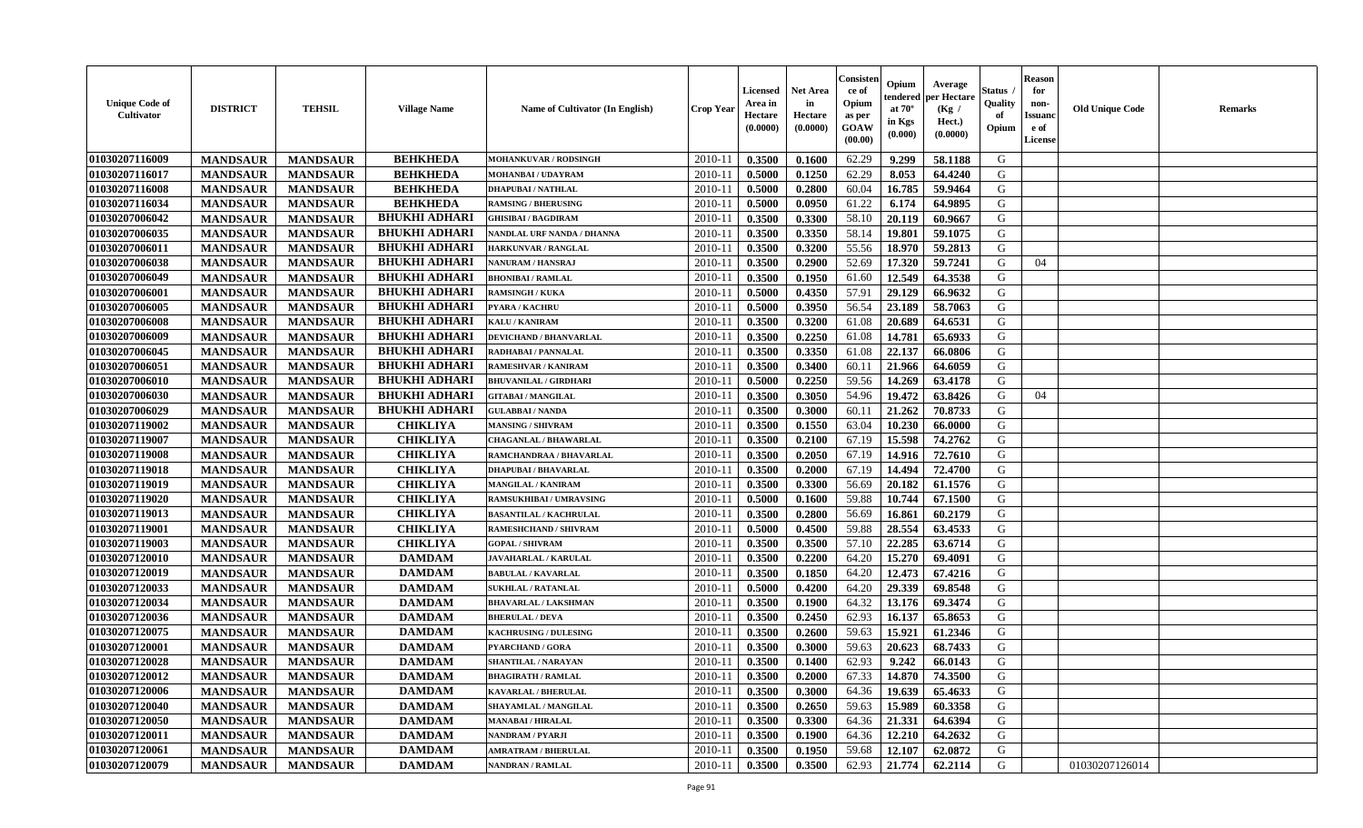| Unique Code of Cultivator | DISTRICT | TEHSIL | Village Name | Name of Cultivator (In English) | Crop Year | Licensed Area in Hectare (0.0000) | Net Area in Hectare (0.0000) | Consistence of Opium as per GOAW (00.00) | Opium tendered at 70° in Kgs (0.000) | Average per Hectare (Kg / Hect.) (0.0000) | Status / Quality of Opium | Reason for non-Issuance of License | Old Unique Code | Remarks |
|---|---|---|---|---|---|---|---|---|---|---|---|---|---|---|
| 01030207116009 | MANDSAUR | MANDSAUR | BEHKHEDA | MOHANKUVAR / RODSINGH | 2010-11 | 0.3500 | 0.1600 | 62.29 | 9.299 | 58.1188 | G | | | |
| 01030207116017 | MANDSAUR | MANDSAUR | BEHKHEDA | MOHANBAI / UDAYRAM | 2010-11 | 0.5000 | 0.1250 | 62.29 | 8.053 | 64.4240 | G | | | |
| 01030207116008 | MANDSAUR | MANDSAUR | BEHKHEDA | DHAPUBAI / NATHLAL | 2010-11 | 0.5000 | 0.2800 | 60.04 | 16.785 | 59.9464 | G | | | |
| 01030207116034 | MANDSAUR | MANDSAUR | BEHKHEDA | RAMSING / BHERUSING | 2010-11 | 0.5000 | 0.0950 | 61.22 | 6.174 | 64.9895 | G | | | |
| 01030207006042 | MANDSAUR | MANDSAUR | BHUKHI ADHARI | GHISIBAI / BAGDIRAM | 2010-11 | 0.3500 | 0.3300 | 58.10 | 20.119 | 60.9667 | G | | | |
| 01030207006035 | MANDSAUR | MANDSAUR | BHUKHI ADHARI | NANDLAL URF NANDA / DHANNA | 2010-11 | 0.3500 | 0.3350 | 58.14 | 19.801 | 59.1075 | G | | | |
| 01030207006011 | MANDSAUR | MANDSAUR | BHUKHI ADHARI | HARKUNVAR / RANGLAL | 2010-11 | 0.3500 | 0.3200 | 55.56 | 18.970 | 59.2813 | G | | | |
| 01030207006038 | MANDSAUR | MANDSAUR | BHUKHI ADHARI | NANURAM / HANSRAJ | 2010-11 | 0.3500 | 0.2900 | 52.69 | 17.320 | 59.7241 | G | 04 | | |
| 01030207006049 | MANDSAUR | MANDSAUR | BHUKHI ADHARI | BHONIBAI / RAMLAL | 2010-11 | 0.3500 | 0.1950 | 61.60 | 12.549 | 64.3538 | G | | | |
| 01030207006001 | MANDSAUR | MANDSAUR | BHUKHI ADHARI | RAMSINGH / KUKA | 2010-11 | 0.5000 | 0.4350 | 57.91 | 29.129 | 66.9632 | G | | | |
| 01030207006005 | MANDSAUR | MANDSAUR | BHUKHI ADHARI | PYARA / KACHRU | 2010-11 | 0.5000 | 0.3950 | 56.54 | 23.189 | 58.7063 | G | | | |
| 01030207006008 | MANDSAUR | MANDSAUR | BHUKHI ADHARI | KALU / KANIRAM | 2010-11 | 0.3500 | 0.3200 | 61.08 | 20.689 | 64.6531 | G | | | |
| 01030207006009 | MANDSAUR | MANDSAUR | BHUKHI ADHARI | DEVICHAND / BHANVARLAL | 2010-11 | 0.3500 | 0.2250 | 61.08 | 14.781 | 65.6933 | G | | | |
| 01030207006045 | MANDSAUR | MANDSAUR | BHUKHI ADHARI | RADHABAI / PANNALAL | 2010-11 | 0.3500 | 0.3350 | 61.08 | 22.137 | 66.0806 | G | | | |
| 01030207006051 | MANDSAUR | MANDSAUR | BHUKHI ADHARI | RAMESHVAR / KANIRAM | 2010-11 | 0.3500 | 0.3400 | 60.11 | 21.966 | 64.6059 | G | | | |
| 01030207006010 | MANDSAUR | MANDSAUR | BHUKHI ADHARI | BHUVANILAL / GIRDHARI | 2010-11 | 0.5000 | 0.2250 | 59.56 | 14.269 | 63.4178 | G | | | |
| 01030207006030 | MANDSAUR | MANDSAUR | BHUKHI ADHARI | GITABAI / MANGILAL | 2010-11 | 0.3500 | 0.3050 | 54.96 | 19.472 | 63.8426 | G | 04 | | |
| 01030207006029 | MANDSAUR | MANDSAUR | BHUKHI ADHARI | GULABBAI / NANDA | 2010-11 | 0.3500 | 0.3000 | 60.11 | 21.262 | 70.8733 | G | | | |
| 01030207119002 | MANDSAUR | MANDSAUR | CHIKLIYA | MANSING / SHIVRAM | 2010-11 | 0.3500 | 0.1550 | 63.04 | 10.230 | 66.0000 | G | | | |
| 01030207119007 | MANDSAUR | MANDSAUR | CHIKLIYA | CHAGANLAL / BHAWARLAL | 2010-11 | 0.3500 | 0.2100 | 67.19 | 15.598 | 74.2762 | G | | | |
| 01030207119008 | MANDSAUR | MANDSAUR | CHIKLIYA | RAMCHANDRAA / BHAVARLAL | 2010-11 | 0.3500 | 0.2050 | 67.19 | 14.916 | 72.7610 | G | | | |
| 01030207119018 | MANDSAUR | MANDSAUR | CHIKLIYA | DHAPUBAI / BHAVARLAL | 2010-11 | 0.3500 | 0.2000 | 67.19 | 14.494 | 72.4700 | G | | | |
| 01030207119019 | MANDSAUR | MANDSAUR | CHIKLIYA | MANGILAL / KANIRAM | 2010-11 | 0.3500 | 0.3300 | 56.69 | 20.182 | 61.1576 | G | | | |
| 01030207119020 | MANDSAUR | MANDSAUR | CHIKLIYA | RAMSUKHIBAI / UMRAVSING | 2010-11 | 0.5000 | 0.1600 | 59.88 | 10.744 | 67.1500 | G | | | |
| 01030207119013 | MANDSAUR | MANDSAUR | CHIKLIYA | BASANTILAL / KACHRULAL | 2010-11 | 0.3500 | 0.2800 | 56.69 | 16.861 | 60.2179 | G | | | |
| 01030207119001 | MANDSAUR | MANDSAUR | CHIKLIYA | RAMESHCHAND / SHIVRAM | 2010-11 | 0.5000 | 0.4500 | 59.88 | 28.554 | 63.4533 | G | | | |
| 01030207119003 | MANDSAUR | MANDSAUR | CHIKLIYA | GOPAL / SHIVRAM | 2010-11 | 0.3500 | 0.3500 | 57.10 | 22.285 | 63.6714 | G | | | |
| 01030207120010 | MANDSAUR | MANDSAUR | DAMDAM | JAVAHARLAL / KARULAL | 2010-11 | 0.3500 | 0.2200 | 64.20 | 15.270 | 69.4091 | G | | | |
| 01030207120019 | MANDSAUR | MANDSAUR | DAMDAM | BABULAL / KAVARLAL | 2010-11 | 0.3500 | 0.1850 | 64.20 | 12.473 | 67.4216 | G | | | |
| 01030207120033 | MANDSAUR | MANDSAUR | DAMDAM | SUKHLAL / RATANLAL | 2010-11 | 0.5000 | 0.4200 | 64.20 | 29.339 | 69.8548 | G | | | |
| 01030207120034 | MANDSAUR | MANDSAUR | DAMDAM | BHAVARLAL / LAKSHMAN | 2010-11 | 0.3500 | 0.1900 | 64.32 | 13.176 | 69.3474 | G | | | |
| 01030207120036 | MANDSAUR | MANDSAUR | DAMDAM | BHERULAL / DEVA | 2010-11 | 0.3500 | 0.2450 | 62.93 | 16.137 | 65.8653 | G | | | |
| 01030207120075 | MANDSAUR | MANDSAUR | DAMDAM | KACHRUSING / DULESING | 2010-11 | 0.3500 | 0.2600 | 59.63 | 15.921 | 61.2346 | G | | | |
| 01030207120001 | MANDSAUR | MANDSAUR | DAMDAM | PYARCHAND / GORA | 2010-11 | 0.3500 | 0.3000 | 59.63 | 20.623 | 68.7433 | G | | | |
| 01030207120028 | MANDSAUR | MANDSAUR | DAMDAM | SHANTILAL / NARAYAN | 2010-11 | 0.3500 | 0.1400 | 62.93 | 9.242 | 66.0143 | G | | | |
| 01030207120012 | MANDSAUR | MANDSAUR | DAMDAM | BHAGIRATH / RAMLAL | 2010-11 | 0.3500 | 0.2000 | 67.33 | 14.870 | 74.3500 | G | | | |
| 01030207120006 | MANDSAUR | MANDSAUR | DAMDAM | KAVARLAL / BHERULAL | 2010-11 | 0.3500 | 0.3000 | 64.36 | 19.639 | 65.4633 | G | | | |
| 01030207120040 | MANDSAUR | MANDSAUR | DAMDAM | SHAYAMLAL / MANGILAL | 2010-11 | 0.3500 | 0.2650 | 59.63 | 15.989 | 60.3358 | G | | | |
| 01030207120050 | MANDSAUR | MANDSAUR | DAMDAM | MANABAI / HIRALAL | 2010-11 | 0.3500 | 0.3300 | 64.36 | 21.331 | 64.6394 | G | | | |
| 01030207120011 | MANDSAUR | MANDSAUR | DAMDAM | NANDRAM / PYARJI | 2010-11 | 0.3500 | 0.1900 | 64.36 | 12.210 | 64.2632 | G | | | |
| 01030207120061 | MANDSAUR | MANDSAUR | DAMDAM | AMRATRAM / BHERULAL | 2010-11 | 0.3500 | 0.1950 | 59.68 | 12.107 | 62.0872 | G | | | |
| 01030207120079 | MANDSAUR | MANDSAUR | DAMDAM | NANDRAN / RAMLAL | 2010-11 | 0.3500 | 0.3500 | 62.93 | 21.774 | 62.2114 | G | | 01030207126014 | |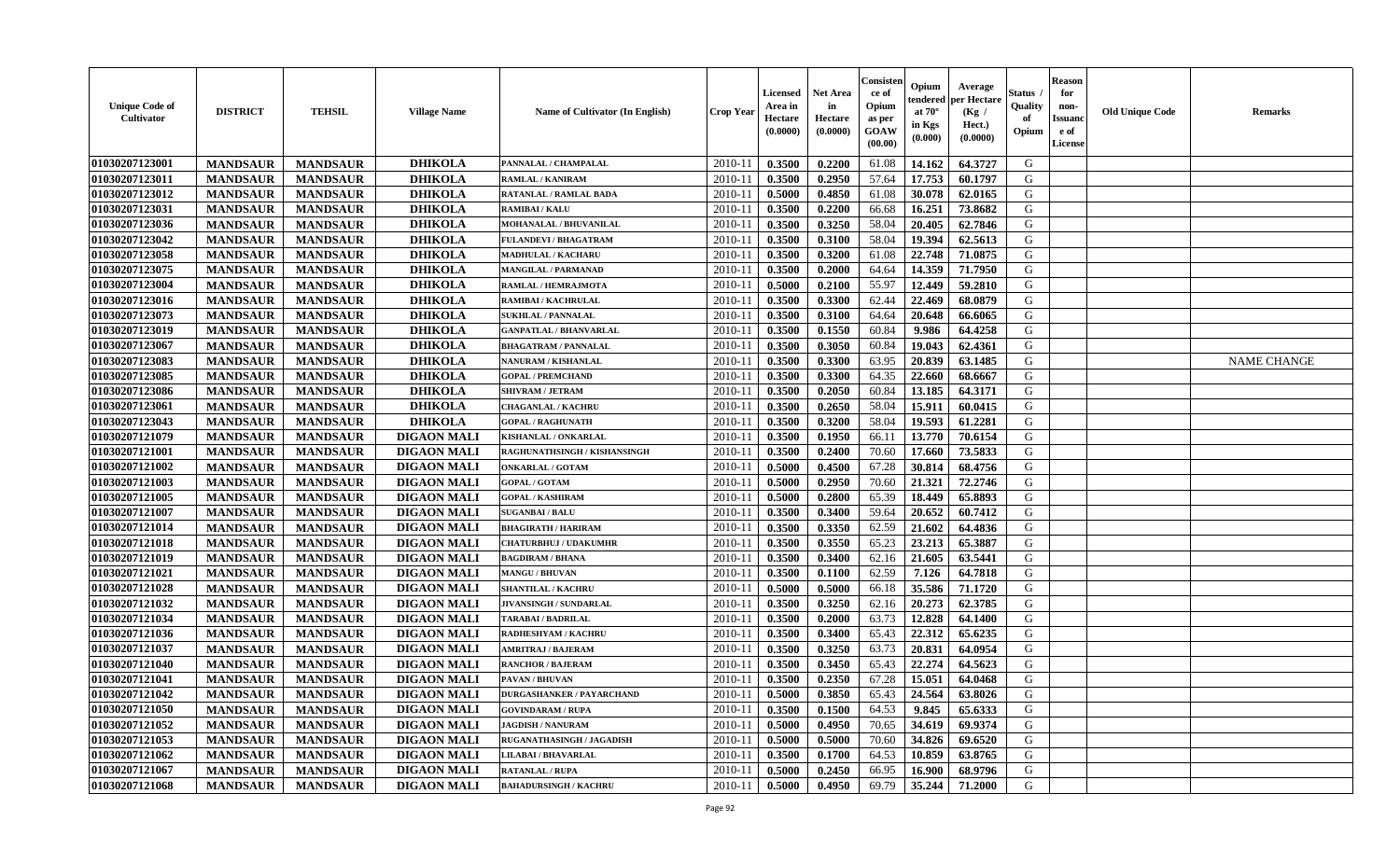| Unique Code of Cultivator | DISTRICT | TEHSIL | Village Name | Name of Cultivator (In English) | Crop Year | Licensed Area in Hectare (0.0000) | Net Area in Hectare (0.0000) | Consistence of Opium as per GOAW (00.00) | Opium tendered at 70° in Kgs (0.000) | Average per Hectare (Kg / Hect.) (0.0000) | Status / Quality of Opium | Reason for non-Issuance of License | Old Unique Code | Remarks |
|---|---|---|---|---|---|---|---|---|---|---|---|---|---|---|
| 01030207123001 | MANDSAUR | MANDSAUR | DHIKOLA | PANNALAL / CHAMPALAL | 2010-11 | 0.3500 | 0.2200 | 61.08 | 14.162 | 64.3727 | G | | | |
| 01030207123011 | MANDSAUR | MANDSAUR | DHIKOLA | RAMLAL / KANIRAM | 2010-11 | 0.3500 | 0.2950 | 57.64 | 17.753 | 60.1797 | G | | | |
| 01030207123012 | MANDSAUR | MANDSAUR | DHIKOLA | RATANLAL / RAMLAL BADA | 2010-11 | 0.5000 | 0.4850 | 61.08 | 30.078 | 62.0165 | G | | | |
| 01030207123031 | MANDSAUR | MANDSAUR | DHIKOLA | RAMIBAI / KALU | 2010-11 | 0.3500 | 0.2200 | 66.68 | 16.251 | 73.8682 | G | | | |
| 01030207123036 | MANDSAUR | MANDSAUR | DHIKOLA | MOHANALAL / BHUVANILAL | 2010-11 | 0.3500 | 0.3250 | 58.04 | 20.405 | 62.7846 | G | | | |
| 01030207123042 | MANDSAUR | MANDSAUR | DHIKOLA | FULANDEVI / BHAGATRAM | 2010-11 | 0.3500 | 0.3100 | 58.04 | 19.394 | 62.5613 | G | | | |
| 01030207123058 | MANDSAUR | MANDSAUR | DHIKOLA | MADHULAL / KACHARU | 2010-11 | 0.3500 | 0.3200 | 61.08 | 22.748 | 71.0875 | G | | | |
| 01030207123075 | MANDSAUR | MANDSAUR | DHIKOLA | MANGILAL / PARMANAD | 2010-11 | 0.3500 | 0.2000 | 64.64 | 14.359 | 71.7950 | G | | | |
| 01030207123004 | MANDSAUR | MANDSAUR | DHIKOLA | RAMLAL / HEMRAJMOTA | 2010-11 | 0.5000 | 0.2100 | 55.97 | 12.449 | 59.2810 | G | | | |
| 01030207123016 | MANDSAUR | MANDSAUR | DHIKOLA | RAMIBAI / KACHRULAL | 2010-11 | 0.3500 | 0.3300 | 62.44 | 22.469 | 68.0879 | G | | | |
| 01030207123073 | MANDSAUR | MANDSAUR | DHIKOLA | SUKHLAL / PANNALAL | 2010-11 | 0.3500 | 0.3100 | 64.64 | 20.648 | 66.6065 | G | | | |
| 01030207123019 | MANDSAUR | MANDSAUR | DHIKOLA | GANPATLAL / BHANVARLAL | 2010-11 | 0.3500 | 0.1550 | 60.84 | 9.986 | 64.4258 | G | | | |
| 01030207123067 | MANDSAUR | MANDSAUR | DHIKOLA | BHAGATRAM / PANNALAL | 2010-11 | 0.3500 | 0.3050 | 60.84 | 19.043 | 62.4361 | G | | | |
| 01030207123083 | MANDSAUR | MANDSAUR | DHIKOLA | NANURAM / KISHANLAL | 2010-11 | 0.3500 | 0.3300 | 63.95 | 20.839 | 63.1485 | G | | | NAME CHANGE |
| 01030207123085 | MANDSAUR | MANDSAUR | DHIKOLA | GOPAL / PREMCHAND | 2010-11 | 0.3500 | 0.3300 | 64.35 | 22.660 | 68.6667 | G | | | |
| 01030207123086 | MANDSAUR | MANDSAUR | DHIKOLA | SHIVRAM / JETRAM | 2010-11 | 0.3500 | 0.2050 | 60.84 | 13.185 | 64.3171 | G | | | |
| 01030207123061 | MANDSAUR | MANDSAUR | DHIKOLA | CHAGANLAL / KACHRU | 2010-11 | 0.3500 | 0.2650 | 58.04 | 15.911 | 60.0415 | G | | | |
| 01030207123043 | MANDSAUR | MANDSAUR | DHIKOLA | GOPAL / RAGHUNATH | 2010-11 | 0.3500 | 0.3200 | 58.04 | 19.593 | 61.2281 | G | | | |
| 01030207121079 | MANDSAUR | MANDSAUR | DIGAON MALI | KISHANLAL / ONKARLAL | 2010-11 | 0.3500 | 0.1950 | 66.11 | 13.770 | 70.6154 | G | | | |
| 01030207121001 | MANDSAUR | MANDSAUR | DIGAON MALI | RAGHUNATHSINGH / KISHANSINGH | 2010-11 | 0.3500 | 0.2400 | 70.60 | 17.660 | 73.5833 | G | | | |
| 01030207121002 | MANDSAUR | MANDSAUR | DIGAON MALI | ONKARLAL / GOTAM | 2010-11 | 0.5000 | 0.4500 | 67.28 | 30.814 | 68.4756 | G | | | |
| 01030207121003 | MANDSAUR | MANDSAUR | DIGAON MALI | GOPAL / GOTAM | 2010-11 | 0.5000 | 0.2950 | 70.60 | 21.321 | 72.2746 | G | | | |
| 01030207121005 | MANDSAUR | MANDSAUR | DIGAON MALI | GOPAL / KASHIRAM | 2010-11 | 0.5000 | 0.2800 | 65.39 | 18.449 | 65.8893 | G | | | |
| 01030207121007 | MANDSAUR | MANDSAUR | DIGAON MALI | SUGANBAI / BALU | 2010-11 | 0.3500 | 0.3400 | 59.64 | 20.652 | 60.7412 | G | | | |
| 01030207121014 | MANDSAUR | MANDSAUR | DIGAON MALI | BHAGIRATH / HARIRAM | 2010-11 | 0.3500 | 0.3350 | 62.59 | 21.602 | 64.4836 | G | | | |
| 01030207121018 | MANDSAUR | MANDSAUR | DIGAON MALI | CHATURBHUJ / UDAKUMHR | 2010-11 | 0.3500 | 0.3550 | 65.23 | 23.213 | 65.3887 | G | | | |
| 01030207121019 | MANDSAUR | MANDSAUR | DIGAON MALI | BAGDIRAM / BHANA | 2010-11 | 0.3500 | 0.3400 | 62.16 | 21.605 | 63.5441 | G | | | |
| 01030207121021 | MANDSAUR | MANDSAUR | DIGAON MALI | MANGU / BHUVAN | 2010-11 | 0.3500 | 0.1100 | 62.59 | 7.126 | 64.7818 | G | | | |
| 01030207121028 | MANDSAUR | MANDSAUR | DIGAON MALI | SHANTILAL / KACHRU | 2010-11 | 0.5000 | 0.5000 | 66.18 | 35.586 | 71.1720 | G | | | |
| 01030207121032 | MANDSAUR | MANDSAUR | DIGAON MALI | JIVANSINGH / SUNDARLAL | 2010-11 | 0.3500 | 0.3250 | 62.16 | 20.273 | 62.3785 | G | | | |
| 01030207121034 | MANDSAUR | MANDSAUR | DIGAON MALI | TARABAI / BADRILAL | 2010-11 | 0.3500 | 0.2000 | 63.73 | 12.828 | 64.1400 | G | | | |
| 01030207121036 | MANDSAUR | MANDSAUR | DIGAON MALI | RADHESHYAM / KACHRU | 2010-11 | 0.3500 | 0.3400 | 65.43 | 22.312 | 65.6235 | G | | | |
| 01030207121037 | MANDSAUR | MANDSAUR | DIGAON MALI | AMRITRAJ / BAJERAM | 2010-11 | 0.3500 | 0.3250 | 63.73 | 20.831 | 64.0954 | G | | | |
| 01030207121040 | MANDSAUR | MANDSAUR | DIGAON MALI | RANCHOR / BAJERAM | 2010-11 | 0.3500 | 0.3450 | 65.43 | 22.274 | 64.5623 | G | | | |
| 01030207121041 | MANDSAUR | MANDSAUR | DIGAON MALI | PAVAN / BHUVAN | 2010-11 | 0.3500 | 0.2350 | 67.28 | 15.051 | 64.0468 | G | | | |
| 01030207121042 | MANDSAUR | MANDSAUR | DIGAON MALI | DURGASHANKER / PAYARCHAND | 2010-11 | 0.5000 | 0.3850 | 65.43 | 24.564 | 63.8026 | G | | | |
| 01030207121050 | MANDSAUR | MANDSAUR | DIGAON MALI | GOVINDARAM / RUPA | 2010-11 | 0.3500 | 0.1500 | 64.53 | 9.845 | 65.6333 | G | | | |
| 01030207121052 | MANDSAUR | MANDSAUR | DIGAON MALI | JAGDISH / NANURAM | 2010-11 | 0.5000 | 0.4950 | 70.65 | 34.619 | 69.9374 | G | | | |
| 01030207121053 | MANDSAUR | MANDSAUR | DIGAON MALI | RUGANATHASINGH / JAGADISH | 2010-11 | 0.5000 | 0.5000 | 70.60 | 34.826 | 69.6520 | G | | | |
| 01030207121062 | MANDSAUR | MANDSAUR | DIGAON MALI | LILABAI / BHAVARLAL | 2010-11 | 0.3500 | 0.1700 | 64.53 | 10.859 | 63.8765 | G | | | |
| 01030207121067 | MANDSAUR | MANDSAUR | DIGAON MALI | RATANLAL / RUPA | 2010-11 | 0.5000 | 0.2450 | 66.95 | 16.900 | 68.9796 | G | | | |
| 01030207121068 | MANDSAUR | MANDSAUR | DIGAON MALI | BAHADURSINGH / KACHRU | 2010-11 | 0.5000 | 0.4950 | 69.79 | 35.244 | 71.2000 | G | | | |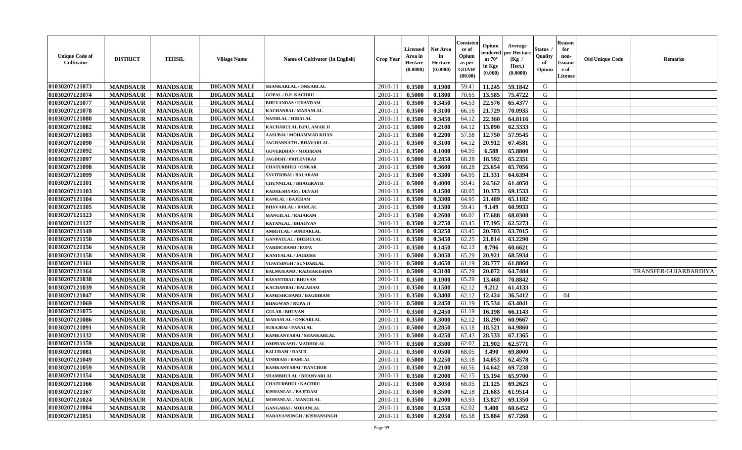| Unique Code of Cultivator | DISTRICT | TEHSIL | Village Name | Name of Cultivator (In English) | Crop Year | Licensed Area in Hectare (0.0000) | Net Area in Hectare (0.0000) | Consistence of Opium as per GOAW (00.00) | Opium tendered at 70° in Kgs (0.000) | Average per Hectare (Kg / Hect.) (0.0000) | Status / Quality of Opium | Reason for non-Issuance of License | Old Unique Code | Remarks |
|---|---|---|---|---|---|---|---|---|---|---|---|---|---|---|
| 01030207121073 | MANDSAUR | MANDSAUR | DIGAON MALI | SHANKARLAL / ONKARLAL | 2010-11 | 0.3500 | 0.1900 | 59.41 | 11.245 | 59.1842 | G | | | |
| 01030207121074 | MANDSAUR | MANDSAUR | DIGAON MALI | GOPAL / D.P. KACHRU | 2010-11 | 0.5000 | 0.1800 | 70.65 | 13.585 | 75.4722 | G | | | |
| 01030207121077 | MANDSAUR | MANDSAUR | DIGAON MALI | BHUVANDAS / UDAYRAM | 2010-11 | 0.3500 | 0.3450 | 64.53 | 22.576 | 65.4377 | G | | | |
| 01030207121078 | MANDSAUR | MANDSAUR | DIGAON MALI | KACHANBAI / MADANLAL | 2010-11 | 0.3500 | 0.3100 | 66.16 | 21.729 | 70.0935 | G | | | |
| 01030207121080 | MANDSAUR | MANDSAUR | DIGAON MALI | NANDLAL / HIRALAL | 2010-11 | 0.3500 | 0.3450 | 64.12 | 22.360 | 64.8116 | G | | | |
| 01030207121082 | MANDSAUR | MANDSAUR | DIGAON MALI | KACHARULAL D.PU. AMAR JI | 2010-11 | 0.5000 | 0.2100 | 64.12 | 13.090 | 62.3333 | G | | | |
| 01030207121083 | MANDSAUR | MANDSAUR | DIGAON MALI | AASUBAI / MOHAMMAD KHAN | 2010-11 | 0.3500 | 0.2200 | 57.58 | 12.750 | 57.9545 | G | | | |
| 01030207121090 | MANDSAUR | MANDSAUR | DIGAON MALI | JAGHANNATH / BHAVARLAL | 2010-11 | 0.3500 | 0.3100 | 64.12 | 20.912 | 67.4581 | G | | | |
| 01030207121092 | MANDSAUR | MANDSAUR | DIGAON MALI | GOVERDHAN / MODIRAM | 2010-11 | 0.3500 | 0.1000 | 64.95 | 6.588 | 65.8800 | G | | | |
| 01030207121097 | MANDSAUR | MANDSAUR | DIGAON MALI | JAGDISH / PRITHVIRAJ | 2010-11 | 0.5000 | 0.2850 | 68.28 | 18.592 | 65.2351 | G | | | |
| 01030207121098 | MANDSAUR | MANDSAUR | DIGAON MALI | CHATURBHUJ / ONKAR | 2010-11 | 0.3500 | 0.3600 | 68.28 | 23.654 | 65.7056 | G | | | |
| 01030207121099 | MANDSAUR | MANDSAUR | DIGAON MALI | SAVITRIBAI / BALARAM | 2010-11 | 0.3500 | 0.3300 | 64.95 | 21.331 | 64.6394 | G | | | |
| 01030207121101 | MANDSAUR | MANDSAUR | DIGAON MALI | CHUNNILAL / BHAGIRATH | 2010-11 | 0.5000 | 0.4000 | 59.41 | 24.562 | 61.4050 | G | | | |
| 01030207121103 | MANDSAUR | MANDSAUR | DIGAON MALI | RADHESHYAM / DEVAJI | 2010-11 | 0.3500 | 0.1500 | 68.05 | 10.373 | 69.1533 | G | | | |
| 01030207121104 | MANDSAUR | MANDSAUR | DIGAON MALI | RAMLAL / BAJERAM | 2010-11 | 0.3500 | 0.3300 | 64.95 | 21.489 | 65.1182 | G | | | |
| 01030207121105 | MANDSAUR | MANDSAUR | DIGAON MALI | BHAVARLAL / RAMLAL | 2010-11 | 0.3500 | 0.1500 | 59.41 | 9.149 | 60.9933 | G | | | |
| 01030207121123 | MANDSAUR | MANDSAUR | DIGAON MALI | MANGILAL / RAJARAM | 2010-11 | 0.3500 | 0.2600 | 66.07 | 17.688 | 68.0308 | G | | | |
| 01030207121127 | MANDSAUR | MANDSAUR | DIGAON MALI | RATANLAL / BHAGVAN | 2010-11 | 0.3500 | 0.2750 | 63.45 | 17.195 | 62.5273 | G | | | |
| 01030207121149 | MANDSAUR | MANDSAUR | DIGAON MALI | AMRITLAL / SUNDARLAL | 2010-11 | 0.3500 | 0.3250 | 63.45 | 20.703 | 63.7015 | G | | | |
| 01030207121150 | MANDSAUR | MANDSAUR | DIGAON MALI | GANPATLAL / BHERULAL | 2010-11 | 0.3500 | 0.3450 | 62.25 | 21.814 | 63.2290 | G | | | |
| 01030207121156 | MANDSAUR | MANDSAUR | DIGAON MALI | VARDICHAND / RUPA | 2010-11 | 0.3500 | 0.1450 | 62.13 | 8.796 | 60.6621 | G | | | |
| 01030207121158 | MANDSAUR | MANDSAUR | DIGAON MALI | KANIYALAL / JAGDISH | 2010-11 | 0.5000 | 0.3050 | 65.29 | 20.921 | 68.5934 | G | | | |
| 01030207121161 | MANDSAUR | MANDSAUR | DIGAON MALI | VIJAYSINGH / SUNDARLAL | 2010-11 | 0.5000 | 0.4650 | 61.19 | 28.777 | 61.8860 | G | | | |
| 01030207121164 | MANDSAUR | MANDSAUR | DIGAON MALI | BALMUKAND / RADHAKISHAN | 2010-11 | 0.5000 | 0.3100 | 65.29 | 20.072 | 64.7484 | G | | | TRANSFER/GUJARBARDIYA |
| 01030207121038 | MANDSAUR | MANDSAUR | DIGAON MALI | BASANTIBAI / BHUVAN | 2010-11 | 0.3500 | 0.1900 | 65.29 | 13.468 | 70.8842 | G | | | |
| 01030207121039 | MANDSAUR | MANDSAUR | DIGAON MALI | KACHANBAI / BALARAM | 2010-11 | 0.3500 | 0.1500 | 62.12 | 9.212 | 61.4133 | G | | | |
| 01030207121047 | MANDSAUR | MANDSAUR | DIGAON MALI | RAMESHCHAND / BAGDIRAM | 2010-11 | 0.3500 | 0.3400 | 62.12 | 12.424 | 36.5412 | G | 04 | | |
| 01030207121069 | MANDSAUR | MANDSAUR | DIGAON MALI | BHAGWAN / RUPA JI | 2010-11 | 0.5000 | 0.2450 | 61.19 | 15.534 | 63.4041 | G | | | |
| 01030207121075 | MANDSAUR | MANDSAUR | DIGAON MALI | GULAB / BHUVAN | 2010-11 | 0.3500 | 0.2450 | 61.19 | 16.198 | 66.1143 | G | | | |
| 01030207121086 | MANDSAUR | MANDSAUR | DIGAON MALI | MADANLAL / ONKARLAL | 2010-11 | 0.3500 | 0.3000 | 62.12 | 18.290 | 60.9667 | G | | | |
| 01030207121091 | MANDSAUR | MANDSAUR | DIGAON MALI | SURAJBAI / PANALAL | 2010-11 | 0.5000 | 0.2850 | 63.18 | 18.521 | 64.9860 | G | | | |
| 01030207121132 | MANDSAUR | MANDSAUR | DIGAON MALI | RAMKANYABAI / SHANKARLAL | 2010-11 | 0.5000 | 0.4250 | 67.43 | 28.533 | 67.1365 | G | | | |
| 01030207121159 | MANDSAUR | MANDSAUR | DIGAON MALI | OMPRAKASH / MADHOLAL | 2010-11 | 0.3500 | 0.3500 | 62.02 | 21.902 | 62.5771 | G | | | |
| 01030207121081 | MANDSAUR | MANDSAUR | DIGAON MALI | BALURAM / RAMJI | 2010-11 | 0.3500 | 0.0500 | 68.05 | 3.490 | 69.8000 | G | | | |
| 01030207121049 | MANDSAUR | MANDSAUR | DIGAON MALI | VISHRAM / RAMLAL | 2010-11 | 0.5000 | 0.2250 | 63.18 | 14.053 | 62.4578 | G | | | |
| 01030207121059 | MANDSAUR | MANDSAUR | DIGAON MALI | RAMKANYABAI / RANCHOR | 2010-11 | 0.3500 | 0.2100 | 68.56 | 14.642 | 69.7238 | G | | | |
| 01030207121154 | MANDSAUR | MANDSAUR | DIGAON MALI | SHAMBHULAL / BHANVARLAL | 2010-11 | 0.3500 | 0.2000 | 62.15 | 13.194 | 65.9700 | G | | | |
| 01030207121166 | MANDSAUR | MANDSAUR | DIGAON MALI | CHATURBHUJ / KACHRU | 2010-11 | 0.3500 | 0.3050 | 68.05 | 21.125 | 69.2623 | G | | | |
| 01030207121167 | MANDSAUR | MANDSAUR | DIGAON MALI | KISHANLAL / BAJERAM | 2010-11 | 0.3500 | 0.3500 | 62.18 | 21.683 | 61.9514 | G | | | |
| 01030207121024 | MANDSAUR | MANDSAUR | DIGAON MALI | MOHANLAL / MANGILAL | 2010-11 | 0.3500 | 0.2000 | 63.93 | 13.827 | 69.1350 | G | | | |
| 01030207121084 | MANDSAUR | MANDSAUR | DIGAON MALI | GANGABAI / MOHANLAL | 2010-11 | 0.3500 | 0.1550 | 62.02 | 9.400 | 60.6452 | G | | | |
| 01030207121051 | MANDSAUR | MANDSAUR | DIGAON MALI | NARAYANSINGH / KISHANSINGH | 2010-11 | 0.3500 | 0.2050 | 65.58 | 13.884 | 67.7268 | G | | | |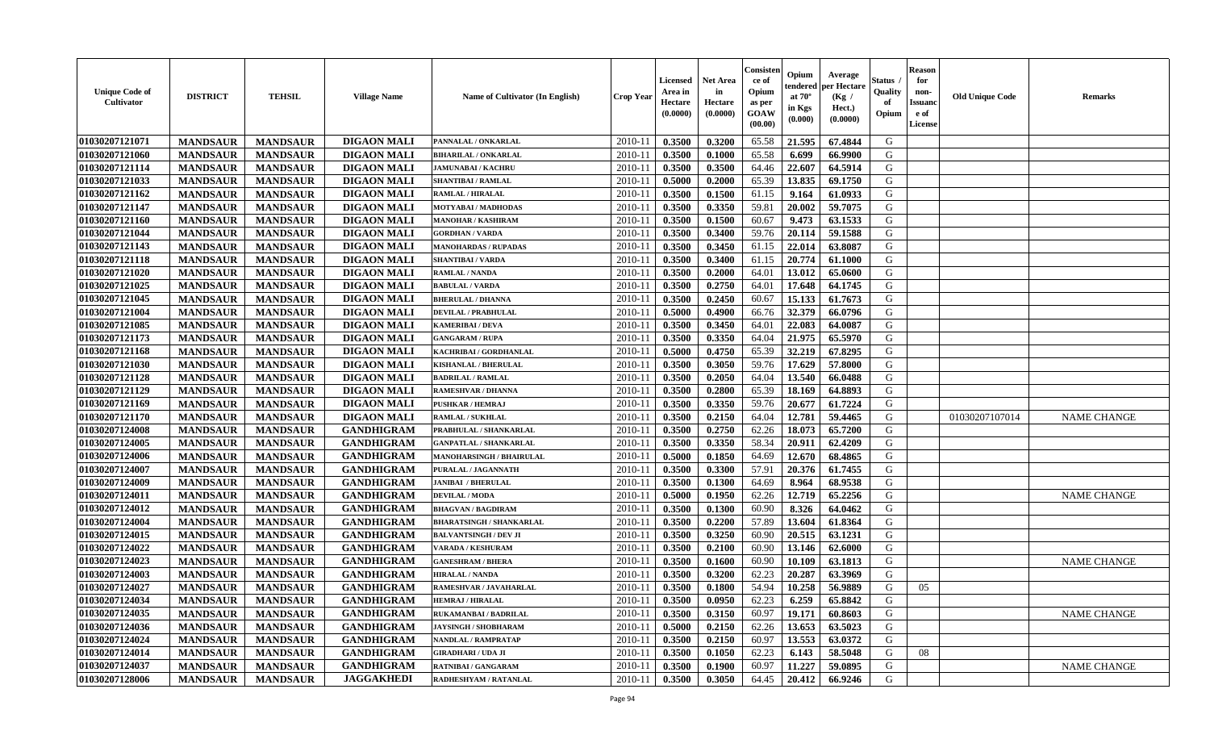| Unique Code of Cultivator | DISTRICT | TEHSIL | Village Name | Name of Cultivator (In English) | Crop Year | Licensed Area in Hectare (0.0000) | Net Area in Hectare (0.0000) | Consistence of Opium as per GOAW (00.00) | Opium tendered at 70° in Kgs (0.000) | Average per Hectare (Kg / Hect.) (0.0000) | Status / Quality of Opium | Reason for non-Issuance of License | Old Unique Code | Remarks |
|---|---|---|---|---|---|---|---|---|---|---|---|---|---|---|
| 01030207121071 | MANDSAUR | MANDSAUR | DIGAON MALI | PANNALAL / ONKARLAL | 2010-11 | 0.3500 | 0.3200 | 65.58 | 21.595 | 67.4844 | G | | | |
| 01030207121060 | MANDSAUR | MANDSAUR | DIGAON MALI | BIHARILAL / ONKARLAL | 2010-11 | 0.3500 | 0.1000 | 65.58 | 6.699 | 66.9900 | G | | | |
| 01030207121114 | MANDSAUR | MANDSAUR | DIGAON MALI | JAMUNABAI / KACHRU | 2010-11 | 0.3500 | 0.3500 | 64.46 | 22.607 | 64.5914 | G | | | |
| 01030207121033 | MANDSAUR | MANDSAUR | DIGAON MALI | SHANTIBAI / RAMLAL | 2010-11 | 0.5000 | 0.2000 | 65.39 | 13.835 | 69.1750 | G | | | |
| 01030207121162 | MANDSAUR | MANDSAUR | DIGAON MALI | RAMLAL / HIRALAL | 2010-11 | 0.3500 | 0.1500 | 61.15 | 9.164 | 61.0933 | G | | | |
| 01030207121147 | MANDSAUR | MANDSAUR | DIGAON MALI | MOTYABAI / MADHODAS | 2010-11 | 0.3500 | 0.3350 | 59.81 | 20.002 | 59.7075 | G | | | |
| 01030207121160 | MANDSAUR | MANDSAUR | DIGAON MALI | MANOHAR / KASHIRAM | 2010-11 | 0.3500 | 0.1500 | 60.67 | 9.473 | 63.1533 | G | | | |
| 01030207121044 | MANDSAUR | MANDSAUR | DIGAON MALI | GORDHAN / VARDA | 2010-11 | 0.3500 | 0.3400 | 59.76 | 20.114 | 59.1588 | G | | | |
| 01030207121143 | MANDSAUR | MANDSAUR | DIGAON MALI | MANOHARDAS / RUPADAS | 2010-11 | 0.3500 | 0.3450 | 61.15 | 22.014 | 63.8087 | G | | | |
| 01030207121118 | MANDSAUR | MANDSAUR | DIGAON MALI | SHANTIBAI / VARDA | 2010-11 | 0.3500 | 0.3400 | 61.15 | 20.774 | 61.1000 | G | | | |
| 01030207121020 | MANDSAUR | MANDSAUR | DIGAON MALI | RAMLAL / NANDA | 2010-11 | 0.3500 | 0.2000 | 64.01 | 13.012 | 65.0600 | G | | | |
| 01030207121025 | MANDSAUR | MANDSAUR | DIGAON MALI | BABULAL / VARDA | 2010-11 | 0.3500 | 0.2750 | 64.01 | 17.648 | 64.1745 | G | | | |
| 01030207121045 | MANDSAUR | MANDSAUR | DIGAON MALI | BHERULAL / DHANNA | 2010-11 | 0.3500 | 0.2450 | 60.67 | 15.133 | 61.7673 | G | | | |
| 01030207121004 | MANDSAUR | MANDSAUR | DIGAON MALI | DEVILAL / PRABHULAL | 2010-11 | 0.5000 | 0.4900 | 66.76 | 32.379 | 66.0796 | G | | | |
| 01030207121085 | MANDSAUR | MANDSAUR | DIGAON MALI | KAMERIBAI / DEVA | 2010-11 | 0.3500 | 0.3450 | 64.01 | 22.083 | 64.0087 | G | | | |
| 01030207121173 | MANDSAUR | MANDSAUR | DIGAON MALI | GANGARAM / RUPA | 2010-11 | 0.3500 | 0.3350 | 64.04 | 21.975 | 65.5970 | G | | | |
| 01030207121168 | MANDSAUR | MANDSAUR | DIGAON MALI | KACHRIBAI / GORDHANLAL | 2010-11 | 0.5000 | 0.4750 | 65.39 | 32.219 | 67.8295 | G | | | |
| 01030207121030 | MANDSAUR | MANDSAUR | DIGAON MALI | KISHANLAL / BHERULAL | 2010-11 | 0.3500 | 0.3050 | 59.76 | 17.629 | 57.8000 | G | | | |
| 01030207121128 | MANDSAUR | MANDSAUR | DIGAON MALI | BADRILAL / RAMLAL | 2010-11 | 0.3500 | 0.2050 | 64.04 | 13.540 | 66.0488 | G | | | |
| 01030207121129 | MANDSAUR | MANDSAUR | DIGAON MALI | RAMESHVAR / DHANNA | 2010-11 | 0.3500 | 0.2800 | 65.39 | 18.169 | 64.8893 | G | | | |
| 01030207121169 | MANDSAUR | MANDSAUR | DIGAON MALI | PUSHKAR / HEMRAJ | 2010-11 | 0.3500 | 0.3350 | 59.76 | 20.677 | 61.7224 | G | | | |
| 01030207121170 | MANDSAUR | MANDSAUR | DIGAON MALI | RAMLAL / SUKHLAL | 2010-11 | 0.3500 | 0.2150 | 64.04 | 12.781 | 59.4465 | G | | 01030207107014 | NAME CHANGE |
| 01030207124008 | MANDSAUR | MANDSAUR | GANDHIGRAM | PRABHULAL / SHANKARLAL | 2010-11 | 0.3500 | 0.2750 | 62.26 | 18.073 | 65.7200 | G | | | |
| 01030207124005 | MANDSAUR | MANDSAUR | GANDHIGRAM | GANPATLAL / SHANKARLAL | 2010-11 | 0.3500 | 0.3350 | 58.34 | 20.911 | 62.4209 | G | | | |
| 01030207124006 | MANDSAUR | MANDSAUR | GANDHIGRAM | MANOHARSINGH / BHAIRULAL | 2010-11 | 0.5000 | 0.1850 | 64.69 | 12.670 | 68.4865 | G | | | |
| 01030207124007 | MANDSAUR | MANDSAUR | GANDHIGRAM | PURALAL / JAGANNATH | 2010-11 | 0.3500 | 0.3300 | 57.91 | 20.376 | 61.7455 | G | | | |
| 01030207124009 | MANDSAUR | MANDSAUR | GANDHIGRAM | JANIBAI / BHERULAL | 2010-11 | 0.3500 | 0.1300 | 64.69 | 8.964 | 68.9538 | G | | | |
| 01030207124011 | MANDSAUR | MANDSAUR | GANDHIGRAM | DEVILAL / MODA | 2010-11 | 0.5000 | 0.1950 | 62.26 | 12.719 | 65.2256 | G | | | NAME CHANGE |
| 01030207124012 | MANDSAUR | MANDSAUR | GANDHIGRAM | BHAGVAN / BAGDIRAM | 2010-11 | 0.3500 | 0.1300 | 60.90 | 8.326 | 64.0462 | G | | | |
| 01030207124004 | MANDSAUR | MANDSAUR | GANDHIGRAM | BHARATSINGH / SHANKARLAL | 2010-11 | 0.3500 | 0.2200 | 57.89 | 13.604 | 61.8364 | G | | | |
| 01030207124015 | MANDSAUR | MANDSAUR | GANDHIGRAM | BALVANTSINGH / DEV JI | 2010-11 | 0.3500 | 0.3250 | 60.90 | 20.515 | 63.1231 | G | | | |
| 01030207124022 | MANDSAUR | MANDSAUR | GANDHIGRAM | VARADA / KESHURAM | 2010-11 | 0.3500 | 0.2100 | 60.90 | 13.146 | 62.6000 | G | | | |
| 01030207124023 | MANDSAUR | MANDSAUR | GANDHIGRAM | GANESHRAM / BHERA | 2010-11 | 0.3500 | 0.1600 | 60.90 | 10.109 | 63.1813 | G | | | NAME CHANGE |
| 01030207124003 | MANDSAUR | MANDSAUR | GANDHIGRAM | HIRALAL / NANDA | 2010-11 | 0.3500 | 0.3200 | 62.23 | 20.287 | 63.3969 | G | | | |
| 01030207124027 | MANDSAUR | MANDSAUR | GANDHIGRAM | RAMESHVAR / JAVAHARLAL | 2010-11 | 0.3500 | 0.1800 | 54.94 | 10.258 | 56.9889 | G | 05 | | |
| 01030207124034 | MANDSAUR | MANDSAUR | GANDHIGRAM | HEMRAJ / HIRALAL | 2010-11 | 0.3500 | 0.0950 | 62.23 | 6.259 | 65.8842 | G | | | |
| 01030207124035 | MANDSAUR | MANDSAUR | GANDHIGRAM | RUKAMANBAI / BADRILAL | 2010-11 | 0.3500 | 0.3150 | 60.97 | 19.171 | 60.8603 | G | | | NAME CHANGE |
| 01030207124036 | MANDSAUR | MANDSAUR | GANDHIGRAM | JAYSINGH / SHOBHARAM | 2010-11 | 0.5000 | 0.2150 | 62.26 | 13.653 | 63.5023 | G | | | |
| 01030207124024 | MANDSAUR | MANDSAUR | GANDHIGRAM | NANDLAL / RAMPRATAP | 2010-11 | 0.3500 | 0.2150 | 60.97 | 13.553 | 63.0372 | G | | | |
| 01030207124014 | MANDSAUR | MANDSAUR | GANDHIGRAM | GIRADHARI / UDA JI | 2010-11 | 0.3500 | 0.1050 | 62.23 | 6.143 | 58.5048 | G | 08 | | |
| 01030207124037 | MANDSAUR | MANDSAUR | GANDHIGRAM | RATNIBAI / GANGARAM | 2010-11 | 0.3500 | 0.1900 | 60.97 | 11.227 | 59.0895 | G | | | NAME CHANGE |
| 01030207128006 | MANDSAUR | MANDSAUR | JAGGAKHEDI | RADHESHYAM / RATANLAL | 2010-11 | 0.3500 | 0.3050 | 64.45 | 20.412 | 66.9246 | G | | | |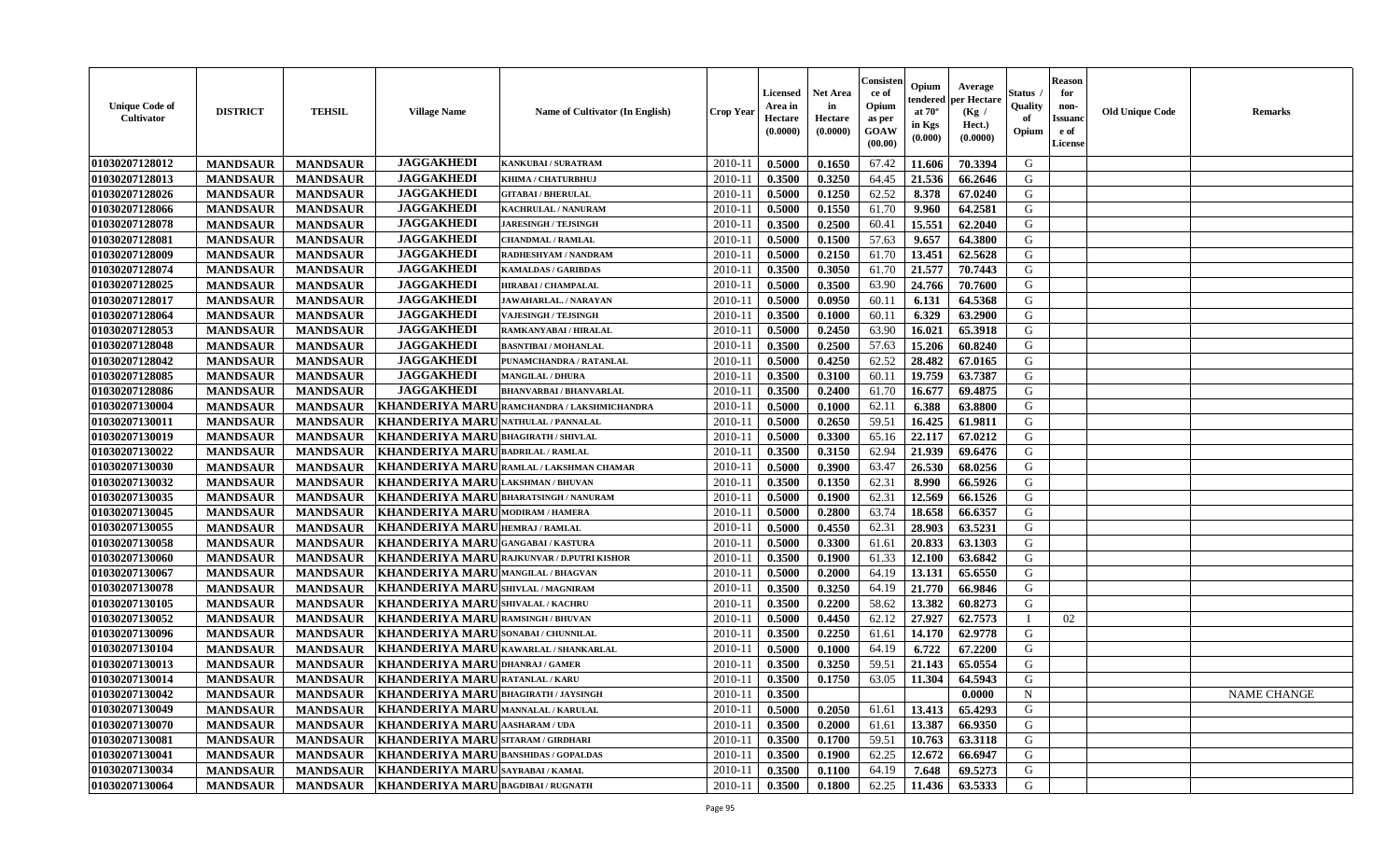| Unique Code of Cultivator | DISTRICT | TEHSIL | Village Name | Name of Cultivator (In English) | Crop Year | Licensed Area in Hectare (0.0000) | Net Area in Hectare (0.0000) | Consistence of Opium as per GOAW (00.00) | Opium tendered at 70° in Kgs (0.000) | Average per Hectare (Kg / Hect.) (0.0000) | Status / Quality of Opium | Reason for non-Issuance of License | Old Unique Code | Remarks |
|---|---|---|---|---|---|---|---|---|---|---|---|---|---|---|
| 01030207128012 | MANDSAUR | MANDSAUR | JAGGAKHEDI | KANKUBAI / SURATRAM | 2010-11 | 0.5000 | 0.1650 | 67.42 | 11.606 | 70.3394 | G | | | |
| 01030207128013 | MANDSAUR | MANDSAUR | JAGGAKHEDI | KHIMA / CHATURBHUJ | 2010-11 | 0.3500 | 0.3250 | 64.45 | 21.536 | 66.2646 | G | | | |
| 01030207128026 | MANDSAUR | MANDSAUR | JAGGAKHEDI | GITABAI / BHERULAL | 2010-11 | 0.5000 | 0.1250 | 62.52 | 8.378 | 67.0240 | G | | | |
| 01030207128066 | MANDSAUR | MANDSAUR | JAGGAKHEDI | KACHRULAL / NANURAM | 2010-11 | 0.5000 | 0.1550 | 61.70 | 9.960 | 64.2581 | G | | | |
| 01030207128078 | MANDSAUR | MANDSAUR | JAGGAKHEDI | JARESINGH / TEJSINGH | 2010-11 | 0.3500 | 0.2500 | 60.41 | 15.551 | 62.2040 | G | | | |
| 01030207128081 | MANDSAUR | MANDSAUR | JAGGAKHEDI | CHANDMAL / RAMLAL | 2010-11 | 0.5000 | 0.1500 | 57.63 | 9.657 | 64.3800 | G | | | |
| 01030207128009 | MANDSAUR | MANDSAUR | JAGGAKHEDI | RADHESHYAM / NANDRAM | 2010-11 | 0.5000 | 0.2150 | 61.70 | 13.451 | 62.5628 | G | | | |
| 01030207128074 | MANDSAUR | MANDSAUR | JAGGAKHEDI | KAMALDAS / GARIBDAS | 2010-11 | 0.3500 | 0.3050 | 61.70 | 21.577 | 70.7443 | G | | | |
| 01030207128025 | MANDSAUR | MANDSAUR | JAGGAKHEDI | HIRABAI / CHAMPALAL | 2010-11 | 0.5000 | 0.3500 | 63.90 | 24.766 | 70.7600 | G | | | |
| 01030207128017 | MANDSAUR | MANDSAUR | JAGGAKHEDI | JAWAHARLAL. / NARAYAN | 2010-11 | 0.5000 | 0.0950 | 60.11 | 6.131 | 64.5368 | G | | | |
| 01030207128064 | MANDSAUR | MANDSAUR | JAGGAKHEDI | VAJESINGH / TEJSINGH | 2010-11 | 0.3500 | 0.1000 | 60.11 | 6.329 | 63.2900 | G | | | |
| 01030207128053 | MANDSAUR | MANDSAUR | JAGGAKHEDI | RAMKANYABAI / HIRALAL | 2010-11 | 0.5000 | 0.2450 | 63.90 | 16.021 | 65.3918 | G | | | |
| 01030207128048 | MANDSAUR | MANDSAUR | JAGGAKHEDI | BASNTIBAI / MOHANLAL | 2010-11 | 0.3500 | 0.2500 | 57.63 | 15.206 | 60.8240 | G | | | |
| 01030207128042 | MANDSAUR | MANDSAUR | JAGGAKHEDI | PUNAMCHANDRA / RATANLAL | 2010-11 | 0.5000 | 0.4250 | 62.52 | 28.482 | 67.0165 | G | | | |
| 01030207128085 | MANDSAUR | MANDSAUR | JAGGAKHEDI | MANGILAL / DHURA | 2010-11 | 0.3500 | 0.3100 | 60.11 | 19.759 | 63.7387 | G | | | |
| 01030207128086 | MANDSAUR | MANDSAUR | JAGGAKHEDI | BHANVARBAI / BHANVARLAL | 2010-11 | 0.3500 | 0.2400 | 61.70 | 16.677 | 69.4875 | G | | | |
| 01030207130004 | MANDSAUR | MANDSAUR | KHANDERIYA MARU | RAMCHANDRA / LAKSHMICHANDRA | 2010-11 | 0.5000 | 0.1000 | 62.11 | 6.388 | 63.8800 | G | | | |
| 01030207130011 | MANDSAUR | MANDSAUR | KHANDERIYA MARU | NATHULAL / PANNALAL | 2010-11 | 0.5000 | 0.2650 | 59.51 | 16.425 | 61.9811 | G | | | |
| 01030207130019 | MANDSAUR | MANDSAUR | KHANDERIYA MARU | BHAGIRATH / SHIVLAL | 2010-11 | 0.5000 | 0.3300 | 65.16 | 22.117 | 67.0212 | G | | | |
| 01030207130022 | MANDSAUR | MANDSAUR | KHANDERIYA MARU | BADRILAL / RAMLAL | 2010-11 | 0.3500 | 0.3150 | 62.94 | 21.939 | 69.6476 | G | | | |
| 01030207130030 | MANDSAUR | MANDSAUR | KHANDERIYA MARU | RAMLAL / LAKSHMAN CHAMAR | 2010-11 | 0.5000 | 0.3900 | 63.47 | 26.530 | 68.0256 | G | | | |
| 01030207130032 | MANDSAUR | MANDSAUR | KHANDERIYA MARU | LAKSHMAN / BHUVAN | 2010-11 | 0.3500 | 0.1350 | 62.31 | 8.990 | 66.5926 | G | | | |
| 01030207130035 | MANDSAUR | MANDSAUR | KHANDERIYA MARU | BHARATSINGH / NANURAM | 2010-11 | 0.5000 | 0.1900 | 62.31 | 12.569 | 66.1526 | G | | | |
| 01030207130045 | MANDSAUR | MANDSAUR | KHANDERIYA MARU | MODIRAM / HAMERA | 2010-11 | 0.5000 | 0.2800 | 63.74 | 18.658 | 66.6357 | G | | | |
| 01030207130055 | MANDSAUR | MANDSAUR | KHANDERIYA MARU | HEMRAJ / RAMLAL | 2010-11 | 0.5000 | 0.4550 | 62.31 | 28.903 | 63.5231 | G | | | |
| 01030207130058 | MANDSAUR | MANDSAUR | KHANDERIYA MARU | GANGABAI / KASTURA | 2010-11 | 0.5000 | 0.3300 | 61.61 | 20.833 | 63.1303 | G | | | |
| 01030207130060 | MANDSAUR | MANDSAUR | KHANDERIYA MARU | RAJKUNVAR / D.PUTRI KISHOR | 2010-11 | 0.3500 | 0.1900 | 61.33 | 12.100 | 63.6842 | G | | | |
| 01030207130067 | MANDSAUR | MANDSAUR | KHANDERIYA MARU | MANGILAL / BHAGVAN | 2010-11 | 0.5000 | 0.2000 | 64.19 | 13.131 | 65.6550 | G | | | |
| 01030207130078 | MANDSAUR | MANDSAUR | KHANDERIYA MARU | SHIVLAL / MAGNIRAM | 2010-11 | 0.3500 | 0.3250 | 64.19 | 21.770 | 66.9846 | G | | | |
| 01030207130105 | MANDSAUR | MANDSAUR | KHANDERIYA MARU | SHIVALAL / KACHRU | 2010-11 | 0.3500 | 0.2200 | 58.62 | 13.382 | 60.8273 | G | | | |
| 01030207130052 | MANDSAUR | MANDSAUR | KHANDERIYA MARU | RAMSINGH / BHUVAN | 2010-11 | 0.5000 | 0.4450 | 62.12 | 27.927 | 62.7573 | I | 02 | | |
| 01030207130096 | MANDSAUR | MANDSAUR | KHANDERIYA MARU | SONABAI / CHUNNILAL | 2010-11 | 0.3500 | 0.2250 | 61.61 | 14.170 | 62.9778 | G | | | |
| 01030207130104 | MANDSAUR | MANDSAUR | KHANDERIYA MARU | KAWARLAL / SHANKARLAL | 2010-11 | 0.5000 | 0.1000 | 64.19 | 6.722 | 67.2200 | G | | | |
| 01030207130013 | MANDSAUR | MANDSAUR | KHANDERIYA MARU | DHANRAJ / GAMER | 2010-11 | 0.3500 | 0.3250 | 59.51 | 21.143 | 65.0554 | G | | | |
| 01030207130014 | MANDSAUR | MANDSAUR | KHANDERIYA MARU | RATANLAL / KARU | 2010-11 | 0.3500 | 0.1750 | 63.05 | 11.304 | 64.5943 | G | | | |
| 01030207130042 | MANDSAUR | MANDSAUR | KHANDERIYA MARU | BHAGIRATH / JAYSINGH | 2010-11 | 0.3500 | | | | 0.0000 | N | | | NAME CHANGE |
| 01030207130049 | MANDSAUR | MANDSAUR | KHANDERIYA MARU | MANNALAL / KARULAL | 2010-11 | 0.5000 | 0.2050 | 61.61 | 13.413 | 65.4293 | G | | | |
| 01030207130070 | MANDSAUR | MANDSAUR | KHANDERIYA MARU | AASHARAM / UDA | 2010-11 | 0.3500 | 0.2000 | 61.61 | 13.387 | 66.9350 | G | | | |
| 01030207130081 | MANDSAUR | MANDSAUR | KHANDERIYA MARU | SITARAM / GIRDHARI | 2010-11 | 0.3500 | 0.1700 | 59.51 | 10.763 | 63.3118 | G | | | |
| 01030207130041 | MANDSAUR | MANDSAUR | KHANDERIYA MARU | BANSHIDAS / GOPALDAS | 2010-11 | 0.3500 | 0.1900 | 62.25 | 12.672 | 66.6947 | G | | | |
| 01030207130034 | MANDSAUR | MANDSAUR | KHANDERIYA MARU | SAYRABAI / KAMAL | 2010-11 | 0.3500 | 0.1100 | 64.19 | 7.648 | 69.5273 | G | | | |
| 01030207130064 | MANDSAUR | MANDSAUR | KHANDERIYA MARU | BAGDIBAI / RUGNATH | 2010-11 | 0.3500 | 0.1800 | 62.25 | 11.436 | 63.5333 | G | | | |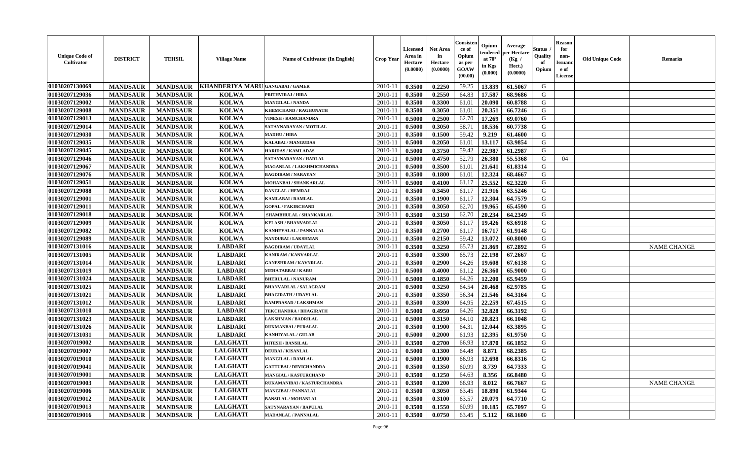| Unique Code of Cultivator | DISTRICT | TEHSIL | Village Name | Name of Cultivator (In English) | Crop Year | Licensed Area in Hectare (0.0000) | Net Area in Hectare (0.0000) | Consistence of Opium as per GOAW (00.00) | Opium tendered at 70° in Kgs (0.000) | Average per Hectare (Kg / Hect.) (0.0000) | Status / Quality of Opium | Reason for non-Issuance of License | Old Unique Code | Remarks |
|---|---|---|---|---|---|---|---|---|---|---|---|---|---|---|
| 01030207130069 | MANDSAUR | MANDSAUR | KHANDERIYA MARU | GANGABAI / GAMER | 2010-11 | 0.3500 | 0.2250 | 59.25 | 13.839 | 61.5067 | G | | | |
| 01030207129036 | MANDSAUR | MANDSAUR | KOLWA | PRITHVIRAJ / HIRA | 2010-11 | 0.3500 | 0.2550 | 64.83 | 17.587 | 68.9686 | G | | | |
| 01030207129002 | MANDSAUR | MANDSAUR | KOLWA | MANGILAL / NANDA | 2010-11 | 0.3500 | 0.3300 | 61.01 | 20.090 | 60.8788 | G | | | |
| 01030207129008 | MANDSAUR | MANDSAUR | KOLWA | KHEMCHAND / RAGHUNATH | 2010-11 | 0.3500 | 0.3050 | 61.01 | 20.351 | 66.7246 | G | | | |
| 01030207129013 | MANDSAUR | MANDSAUR | KOLWA | VINESH / RAMCHANDRA | 2010-11 | 0.5000 | 0.2500 | 62.70 | 17.269 | 69.0760 | G | | | |
| 01030207129014 | MANDSAUR | MANDSAUR | KOLWA | SATAYNARAYAN / MOTILAL | 2010-11 | 0.5000 | 0.3050 | 58.71 | 18.536 | 60.7738 | G | | | |
| 01030207129030 | MANDSAUR | MANDSAUR | KOLWA | MADHU / HIRA | 2010-11 | 0.3500 | 0.1500 | 59.42 | 9.219 | 61.4600 | G | | | |
| 01030207129035 | MANDSAUR | MANDSAUR | KOLWA | KALABAI / MANGUDAS | 2010-11 | 0.5000 | 0.2050 | 61.01 | 13.117 | 63.9854 | G | | | |
| 01030207129045 | MANDSAUR | MANDSAUR | KOLWA | HARIDAS / KAMLADAS | 2010-11 | 0.5000 | 0.3750 | 59.42 | 22.987 | 61.2987 | G | | | |
| 01030207129046 | MANDSAUR | MANDSAUR | KOLWA | SATAYNARAYAN / HARLAL | 2010-11 | 0.5000 | 0.4750 | 52.79 | 26.380 | 55.5368 | G | 04 | | |
| 01030207129067 | MANDSAUR | MANDSAUR | KOLWA | MAGANLAL / LAKSHMICHANDRA | 2010-11 | 0.5000 | 0.3500 | 61.01 | 21.641 | 61.8314 | G | | | |
| 01030207129076 | MANDSAUR | MANDSAUR | KOLWA | BAGDIRAM / NARAYAN | 2010-11 | 0.3500 | 0.1800 | 61.01 | 12.324 | 68.4667 | G | | | |
| 01030207129051 | MANDSAUR | MANDSAUR | KOLWA | MOHANBAI / SHANKARLAL | 2010-11 | 0.5000 | 0.4100 | 61.17 | 25.552 | 62.3220 | G | | | |
| 01030207129088 | MANDSAUR | MANDSAUR | KOLWA | RANGLAL / HEMRAJ | 2010-11 | 0.3500 | 0.3450 | 61.17 | 21.916 | 63.5246 | G | | | |
| 01030207129001 | MANDSAUR | MANDSAUR | KOLWA | KAMLABAI / RAMLAL | 2010-11 | 0.3500 | 0.1900 | 61.17 | 12.304 | 64.7579 | G | | | |
| 01030207129011 | MANDSAUR | MANDSAUR | KOLWA | GOPAL / FAKIRCHAND | 2010-11 | 0.3500 | 0.3050 | 62.70 | 19.965 | 65.4590 | G | | | |
| 01030207129018 | MANDSAUR | MANDSAUR | KOLWA | SHAMBHULAL / SHANKARLAL | 2010-11 | 0.3500 | 0.3150 | 62.70 | 20.234 | 64.2349 | G | | | |
| 01030207129009 | MANDSAUR | MANDSAUR | KOLWA | KELASH / BHANVARLAL | 2010-11 | 0.3500 | 0.3050 | 61.17 | 19.426 | 63.6918 | G | | | |
| 01030207129082 | MANDSAUR | MANDSAUR | KOLWA | KANHEYALAL / PANNALAL | 2010-11 | 0.3500 | 0.2700 | 61.17 | 16.717 | 61.9148 | G | | | |
| 01030207129089 | MANDSAUR | MANDSAUR | KOLWA | NANDUBAI / LAKSHMAN | 2010-11 | 0.3500 | 0.2150 | 59.42 | 13.072 | 60.8000 | G | | | |
| 01030207131016 | MANDSAUR | MANDSAUR | LABDARI | BAGDIRAM / UDAYLAL | 2010-11 | 0.3500 | 0.3250 | 65.73 | 21.869 | 67.2892 | G | | | NAME CHANGE |
| 01030207131005 | MANDSAUR | MANDSAUR | LABDARI | KANIRAM / KANVARLAL | 2010-11 | 0.3500 | 0.3300 | 65.73 | 22.198 | 67.2667 | G | | | |
| 01030207131014 | MANDSAUR | MANDSAUR | LABDARI | GANESHRAM / KAVNRLAL | 2010-11 | 0.3500 | 0.2900 | 64.26 | 19.608 | 67.6138 | G | | | |
| 01030207131019 | MANDSAUR | MANDSAUR | LABDARI | MEHATABBAI / KARU | 2010-11 | 0.5000 | 0.4000 | 61.12 | 26.360 | 65.9000 | G | | | |
| 01030207131024 | MANDSAUR | MANDSAUR | LABDARI | BHERULAL / NANURAM | 2010-11 | 0.5000 | 0.1850 | 64.26 | 12.200 | 65.9459 | G | | | |
| 01030207131025 | MANDSAUR | MANDSAUR | LABDARI | BHANVARLAL / SALAGRAM | 2010-11 | 0.5000 | 0.3250 | 64.54 | 20.468 | 62.9785 | G | | | |
| 01030207131021 | MANDSAUR | MANDSAUR | LABDARI | BHAGIRATH / UDAYLAL | 2010-11 | 0.3500 | 0.3350 | 56.34 | 21.546 | 64.3164 | G | | | |
| 01030207131012 | MANDSAUR | MANDSAUR | LABDARI | RAMPRASAD / LAKSHMAN | 2010-11 | 0.3500 | 0.3300 | 64.95 | 22.259 | 67.4515 | G | | | |
| 01030207131010 | MANDSAUR | MANDSAUR | LABDARI | TEKCHANDRA / BHAGIRATH | 2010-11 | 0.5000 | 0.4950 | 64.26 | 32.828 | 66.3192 | G | | | |
| 01030207131023 | MANDSAUR | MANDSAUR | LABDARI | LAKSHMAN / BADRILAL | 2010-11 | 0.5000 | 0.3150 | 64.10 | 20.823 | 66.1048 | G | | | |
| 01030207131026 | MANDSAUR | MANDSAUR | LABDARI | RUKMANBAI / PURALAL | 2010-11 | 0.3500 | 0.1900 | 64.31 | 12.044 | 63.3895 | G | | | |
| 01030207131031 | MANDSAUR | MANDSAUR | LABDARI | KANHIYALAL / GULAB | 2010-11 | 0.5000 | 0.2000 | 61.93 | 12.395 | 61.9750 | G | | | |
| 01030207019002 | MANDSAUR | MANDSAUR | LALGHATI | HITESH / BANSILAL | 2010-11 | 0.3500 | 0.2700 | 66.93 | 17.870 | 66.1852 | G | | | |
| 01030207019007 | MANDSAUR | MANDSAUR | LALGHATI | DEUBAI / KISANLAL | 2010-11 | 0.5000 | 0.1300 | 64.48 | 8.871 | 68.2385 | G | | | |
| 01030207019010 | MANDSAUR | MANDSAUR | LALGHATI | MANGILAL / RAMLAL | 2010-11 | 0.5000 | 0.1900 | 66.93 | 12.698 | 66.8316 | G | | | |
| 01030207019041 | MANDSAUR | MANDSAUR | LALGHATI | GATTUBAI / DEVICHANDRA | 2010-11 | 0.3500 | 0.1350 | 60.99 | 8.739 | 64.7333 | G | | | |
| 01030207019001 | MANDSAUR | MANDSAUR | LALGHATI | MANGIAL / KASTURCHAND | 2010-11 | 0.3500 | 0.1250 | 64.63 | 8.356 | 66.8480 | G | | | |
| 01030207019003 | MANDSAUR | MANDSAUR | LALGHATI | RUKAMANIBAI / KASTURCHANDRA | 2010-11 | 0.3500 | 0.1200 | 66.93 | 8.012 | 66.7667 | G | | | NAME CHANGE |
| 01030207019006 | MANDSAUR | MANDSAUR | LALGHATI | MANGIBAI / PANNALAL | 2010-11 | 0.3500 | 0.3050 | 63.45 | 18.890 | 61.9344 | G | | | |
| 01030207019012 | MANDSAUR | MANDSAUR | LALGHATI | BANSILAL / MOHANLAL | 2010-11 | 0.3500 | 0.3100 | 63.57 | 20.079 | 64.7710 | G | | | |
| 01030207019013 | MANDSAUR | MANDSAUR | LALGHATI | SATYNARAYAN / BAPULAL | 2010-11 | 0.3500 | 0.1550 | 60.99 | 10.185 | 65.7097 | G | | | |
| 01030207019016 | MANDSAUR | MANDSAUR | LALGHATI | MADANLAL / PANNALAL | 2010-11 | 0.3500 | 0.0750 | 63.45 | 5.112 | 68.1600 | G | | | |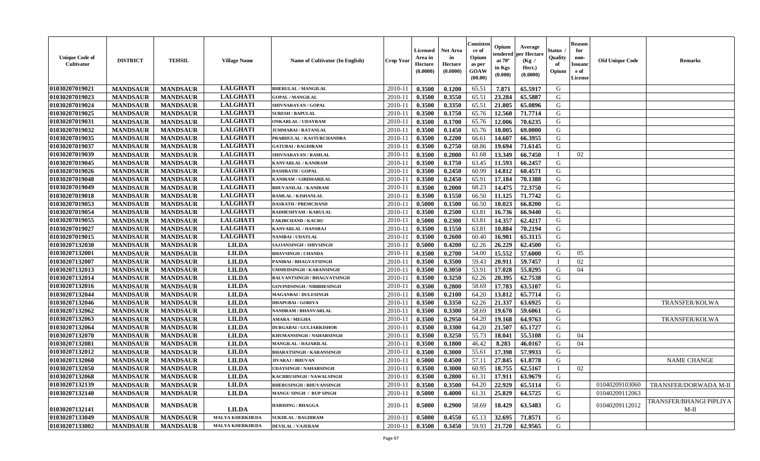| Unique Code of Cultivator | DISTRICT | TEHSIL | Village Name | Name of Cultivator (In English) | Crop Year | Licensed Area in Hectare (0.0000) | Net Area in Hectare (0.0000) | Consistence of Opium as per GOAW (00.00) | Opium tendered at 70° in Kgs (0.000) | Average per Hectare (Kg / Hect.) (0.0000) | Status / Quality of Opium | Reason for non-Issuance of License | Old Unique Code | Remarks |
|---|---|---|---|---|---|---|---|---|---|---|---|---|---|---|
| 01030207019021 | MANDSAUR | MANDSAUR | LALGHATI | BHERULAL / MANGILAL | 2010-11 | 0.3500 | 0.1200 | 65.51 | 7.871 | 65.5917 | G | | | |
| 01030207019023 | MANDSAUR | MANDSAUR | LALGHATI | GOPAL / MANGILAL | 2010-11 | 0.3500 | 0.3550 | 65.51 | 23.284 | 65.5887 | G | | | |
| 01030207019024 | MANDSAUR | MANDSAUR | LALGHATI | SHIVNARAYAN / GOPAL | 2010-11 | 0.3500 | 0.3350 | 65.51 | 21.805 | 65.0896 | G | | | |
| 01030207019025 | MANDSAUR | MANDSAUR | LALGHATI | SURESH / BAPULAL | 2010-11 | 0.3500 | 0.1750 | 65.76 | 12.560 | 71.7714 | G | | | |
| 01030207019031 | MANDSAUR | MANDSAUR | LALGHATI | ONKARLAL / UDAYRAM | 2010-11 | 0.3500 | 0.1700 | 65.76 | 12.006 | 70.6235 | G | | | |
| 01030207019032 | MANDSAUR | MANDSAUR | LALGHATI | JUMMABAI / RATANLAL | 2010-11 | 0.3500 | 0.1450 | 65.76 | 10.005 | 69.0000 | G | | | |
| 01030207019035 | MANDSAUR | MANDSAUR | LALGHATI | PRABHULAL / KASTURCHANDRA | 2010-11 | 0.3500 | 0.2200 | 66.61 | 14.607 | 66.3955 | G | | | |
| 01030207019037 | MANDSAUR | MANDSAUR | LALGHATI | GATUBAI / BAGDIRAM | 2010-11 | 0.3500 | 0.2750 | 68.86 | 19.694 | 71.6145 | G | | | |
| 01030207019039 | MANDSAUR | MANDSAUR | LALGHATI | SHIVNARAYAN / RAMLAL | 2010-11 | 0.3500 | 0.2000 | 61.68 | 13.349 | 66.7450 | I | 02 | | |
| 01030207019045 | MANDSAUR | MANDSAUR | LALGHATI | KANVARLAL / KANIRAM | 2010-11 | 0.3500 | 0.1750 | 63.45 | 11.593 | 66.2457 | G | | | |
| 01030207019026 | MANDSAUR | MANDSAUR | LALGHATI | DASHRATH / GOPAL | 2010-11 | 0.3500 | 0.2450 | 60.99 | 14.812 | 60.4571 | G | | | |
| 01030207019048 | MANDSAUR | MANDSAUR | LALGHATI | KANIRAM / GIRDHARILAL | 2010-11 | 0.3500 | 0.2450 | 65.91 | 17.184 | 70.1388 | G | | | |
| 01030207019049 | MANDSAUR | MANDSAUR | LALGHATI | BHUVANILAL / KANIRAM | 2010-11 | 0.3500 | 0.2000 | 68.23 | 14.475 | 72.3750 | G | | | |
| 01030207019018 | MANDSAUR | MANDSAUR | LALGHATI | RAMLAL / KISHANLAL | 2010-11 | 0.3500 | 0.1550 | 66.50 | 11.125 | 71.7742 | G | | | |
| 01030207019053 | MANDSAUR | MANDSAUR | LALGHATI | DASRATH / PREMCHAND | 2010-11 | 0.5000 | 0.1500 | 66.50 | 10.023 | 66.8200 | G | | | |
| 01030207019054 | MANDSAUR | MANDSAUR | LALGHATI | RADHESHYAM / KARULAL | 2010-11 | 0.3500 | 0.2500 | 63.81 | 16.736 | 66.9440 | G | | | |
| 01030207019055 | MANDSAUR | MANDSAUR | LALGHATI | FAKIRCHAND / KACRU | 2010-11 | 0.5000 | 0.2300 | 63.81 | 14.357 | 62.4217 | G | | | |
| 01030207019027 | MANDSAUR | MANDSAUR | LALGHATI | KANVARLAL / HANSRAJ | 2010-11 | 0.3500 | 0.1550 | 63.81 | 10.884 | 70.2194 | G | | | |
| 01030207019015 | MANDSAUR | MANDSAUR | LALGHATI | NANIBAI / UDAYLAL | 2010-11 | 0.3500 | 0.2600 | 60.40 | 16.981 | 65.3115 | G | | | |
| 01030207132030 | MANDSAUR | MANDSAUR | LILDA | SAJJANSINGH / SHIVSINGH | 2010-11 | 0.5000 | 0.4200 | 62.26 | 26.229 | 62.4500 | G | | | |
| 01030207132001 | MANDSAUR | MANDSAUR | LILDA | BHAVSINGH / CHANDA | 2010-11 | 0.3500 | 0.2700 | 54.00 | 15.552 | 57.6000 | G | 05 | | |
| 01030207132007 | MANDSAUR | MANDSAUR | LILDA | PANIBAI / BHAGVATSINGH | 2010-11 | 0.3500 | 0.3500 | 59.43 | 20.911 | 59.7457 | I | 02 | | |
| 01030207132013 | MANDSAUR | MANDSAUR | LILDA | UMMEDSINGH / KARANSINGH | 2010-11 | 0.3500 | 0.3050 | 53.91 | 17.028 | 55.8295 | G | 04 | | |
| 01030207132014 | MANDSAUR | MANDSAUR | LILDA | BALVANTSINGH / BHAGVATSINGH | 2010-11 | 0.3500 | 0.3250 | 62.26 | 20.395 | 62.7538 | G | | | |
| 01030207132016 | MANDSAUR | MANDSAUR | LILDA | GOVINDSINGH / NIRBHESINGH | 2010-11 | 0.3500 | 0.2800 | 58.69 | 17.783 | 63.5107 | G | | | |
| 01030207132044 | MANDSAUR | MANDSAUR | LILDA | MAGANBAI / DULESINGH | 2010-11 | 0.3500 | 0.2100 | 64.20 | 13.812 | 65.7714 | G | | | |
| 01030207132046 | MANDSAUR | MANDSAUR | LILDA | DHAPUBAI / GORIYA | 2010-11 | 0.3500 | 0.3350 | 62.26 | 21.337 | 63.6925 | G | | | TRANSFER/KOLWA |
| 01030207132062 | MANDSAUR | MANDSAUR | LILDA | NANDRAM / BHANVARLAL | 2010-11 | 0.3500 | 0.3300 | 58.69 | 19.670 | 59.6061 | G | | | |
| 01030207132063 | MANDSAUR | MANDSAUR | LILDA | AMARA / MEGHA | 2010-11 | 0.3500 | 0.2950 | 64.20 | 19.168 | 64.9763 | G | | | TRANSFER/KOLWA |
| 01030207132064 | MANDSAUR | MANDSAUR | LILDA | DURGABAI / GULJARKISHOR | 2010-11 | 0.3500 | 0.3300 | 64.20 | 21.507 | 65.1727 | G | | | |
| 01030207132070 | MANDSAUR | MANDSAUR | LILDA | KHUMANSINGH / NAHARSINGH | 2010-11 | 0.3500 | 0.3250 | 55.73 | 18.041 | 55.5108 | G | 04 | | |
| 01030207132081 | MANDSAUR | MANDSAUR | LILDA | MANGILAL / HAJARILAL | 2010-11 | 0.3500 | 0.1800 | 46.42 | 8.283 | 46.0167 | G | 04 | | |
| 01030207132012 | MANDSAUR | MANDSAUR | LILDA | BHARATSINGH / KARANSINGH | 2010-11 | 0.3500 | 0.3000 | 55.61 | 17.398 | 57.9933 | G | | | |
| 01030207132060 | MANDSAUR | MANDSAUR | LILDA | JIVARAJ / BHUVAN | 2010-11 | 0.5000 | 0.4500 | 57.11 | 27.845 | 61.8778 | G | | | NAME CHANGE |
| 01030207132050 | MANDSAUR | MANDSAUR | LILDA | UDAYSINGH / NAHARSINGH | 2010-11 | 0.3500 | 0.3000 | 60.95 | 18.755 | 62.5167 | I | 02 | | |
| 01030207132068 | MANDSAUR | MANDSAUR | LILDA | KACHRUSINGH / NAWALSINGH | 2010-11 | 0.3500 | 0.2800 | 61.31 | 17.911 | 63.9679 | G | | | |
| 01030207132139 | MANDSAUR | MANDSAUR | LILDA | BHERUSINGH / BHUVANSINGH | 2010-11 | 0.3500 | 0.3500 | 64.20 | 22.929 | 65.5114 | G | | 01040209103060 | TRANSFER/DORWADA M-II |
| 01030207132140 | MANDSAUR | MANDSAUR | LILDA | MANGU SINGH / RUP SINGH | 2010-11 | 0.5000 | 0.4000 | 61.31 | 25.829 | 64.5725 | G | | 01040209112063 | |
| 01030207132141 | MANDSAUR | MANDSAUR | LILDA | HARISING / BHAGGA | 2010-11 | 0.5000 | 0.2900 | 58.69 | 18.429 | 63.5483 | G | | 01040209112012 | TRANSFER/BHANGI PIPLIYA M-II |
| 01030207133049 | MANDSAUR | MANDSAUR | MALYA KHERKHEDA | SUKHLAL / BAGDIRAM | 2010-11 | 0.5000 | 0.4550 | 65.13 | 32.695 | 71.8571 | G | | | |
| 01030207133002 | MANDSAUR | MANDSAUR | MALYA KHERKHEDA | DEVILAL / VAJERAM | 2010-11 | 0.3500 | 0.3450 | 59.93 | 21.720 | 62.9565 | G | | | |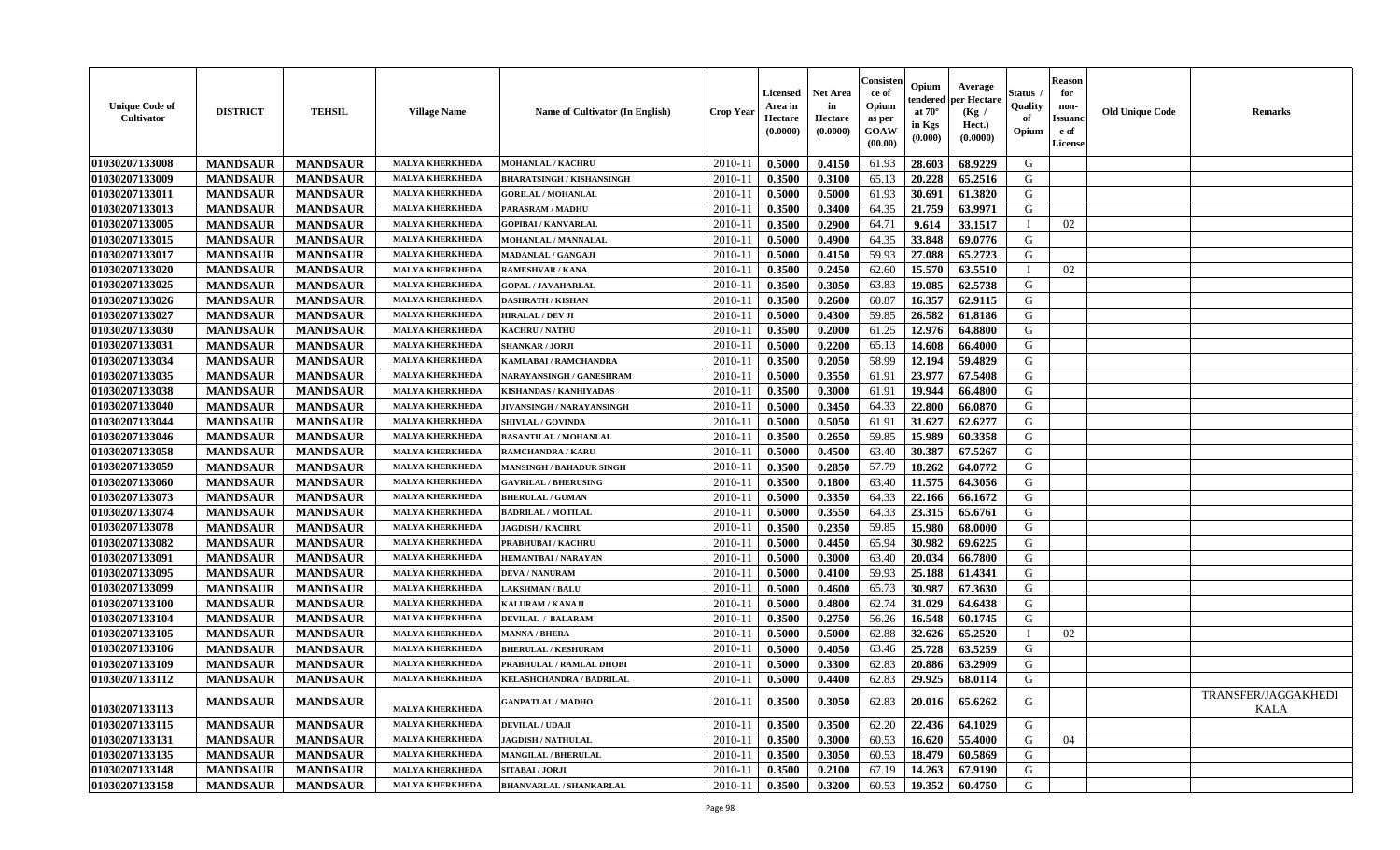| Unique Code of Cultivator | DISTRICT | TEHSIL | Village Name | Name of Cultivator (In English) | Crop Year | Licensed Area in Hectare (0.0000) | Net Area in Hectare (0.0000) | Consistence of Opium as per GOAW (00.00) | Opium tendered at 70° in Kgs (0.000) | Average per Hectare (Kg / Hect.) (0.0000) | Status / Quality of Opium | Reason for non-Issuance of License | Old Unique Code | Remarks |
|---|---|---|---|---|---|---|---|---|---|---|---|---|---|---|
| 01030207133008 | MANDSAUR | MANDSAUR | MALYA KHERKHEDA | MOHANLAL / KACHRU | 2010-11 | 0.5000 | 0.4150 | 61.93 | 28.603 | 68.9229 | G | | | |
| 01030207133009 | MANDSAUR | MANDSAUR | MALYA KHERKHEDA | BHARATSINGH / KISHANSINGH | 2010-11 | 0.3500 | 0.3100 | 65.13 | 20.228 | 65.2516 | G | | | |
| 01030207133011 | MANDSAUR | MANDSAUR | MALYA KHERKHEDA | GORILAL / MOHANLAL | 2010-11 | 0.5000 | 0.5000 | 61.93 | 30.691 | 61.3820 | G | | | |
| 01030207133013 | MANDSAUR | MANDSAUR | MALYA KHERKHEDA | PARASRAM / MADHU | 2010-11 | 0.3500 | 0.3400 | 64.35 | 21.759 | 63.9971 | G | | | |
| 01030207133005 | MANDSAUR | MANDSAUR | MALYA KHERKHEDA | GOPIBAI / KANVARLAL | 2010-11 | 0.3500 | 0.2900 | 64.71 | 9.614 | 33.1517 | I | 02 | | |
| 01030207133015 | MANDSAUR | MANDSAUR | MALYA KHERKHEDA | MOHANLAL / MANNALAL | 2010-11 | 0.5000 | 0.4900 | 64.35 | 33.848 | 69.0776 | G | | | |
| 01030207133017 | MANDSAUR | MANDSAUR | MALYA KHERKHEDA | MADANLAL / GANGAJI | 2010-11 | 0.5000 | 0.4150 | 59.93 | 27.088 | 65.2723 | G | | | |
| 01030207133020 | MANDSAUR | MANDSAUR | MALYA KHERKHEDA | RAMESHVAR / KANA | 2010-11 | 0.3500 | 0.2450 | 62.60 | 15.570 | 63.5510 | I | 02 | | |
| 01030207133025 | MANDSAUR | MANDSAUR | MALYA KHERKHEDA | GOPAL / JAVAHARLAL | 2010-11 | 0.3500 | 0.3050 | 63.83 | 19.085 | 62.5738 | G | | | |
| 01030207133026 | MANDSAUR | MANDSAUR | MALYA KHERKHEDA | DASHRATH / KISHAN | 2010-11 | 0.3500 | 0.2600 | 60.87 | 16.357 | 62.9115 | G | | | |
| 01030207133027 | MANDSAUR | MANDSAUR | MALYA KHERKHEDA | HIRALAL / DEV JI | 2010-11 | 0.5000 | 0.4300 | 59.85 | 26.582 | 61.8186 | G | | | |
| 01030207133030 | MANDSAUR | MANDSAUR | MALYA KHERKHEDA | KACHRU / NATHU | 2010-11 | 0.3500 | 0.2000 | 61.25 | 12.976 | 64.8800 | G | | | |
| 01030207133031 | MANDSAUR | MANDSAUR | MALYA KHERKHEDA | SHANKAR / JORJI | 2010-11 | 0.5000 | 0.2200 | 65.13 | 14.608 | 66.4000 | G | | | |
| 01030207133034 | MANDSAUR | MANDSAUR | MALYA KHERKHEDA | KAMLABAI / RAMCHANDRA | 2010-11 | 0.3500 | 0.2050 | 58.99 | 12.194 | 59.4829 | G | | | |
| 01030207133035 | MANDSAUR | MANDSAUR | MALYA KHERKHEDA | NARAYANSINGH / GANESHRAM | 2010-11 | 0.5000 | 0.3550 | 61.91 | 23.977 | 67.5408 | G | | | |
| 01030207133038 | MANDSAUR | MANDSAUR | MALYA KHERKHEDA | KISHANDAS / KANHIYADAS | 2010-11 | 0.3500 | 0.3000 | 61.91 | 19.944 | 66.4800 | G | | | |
| 01030207133040 | MANDSAUR | MANDSAUR | MALYA KHERKHEDA | JIVANSINGH / NARAYANSINGH | 2010-11 | 0.5000 | 0.3450 | 64.33 | 22.800 | 66.0870 | G | | | |
| 01030207133044 | MANDSAUR | MANDSAUR | MALYA KHERKHEDA | SHIVLAL / GOVINDA | 2010-11 | 0.5000 | 0.5050 | 61.91 | 31.627 | 62.6277 | G | | | |
| 01030207133046 | MANDSAUR | MANDSAUR | MALYA KHERKHEDA | BASANTILAL / MOHANLAL | 2010-11 | 0.3500 | 0.2650 | 59.85 | 15.989 | 60.3358 | G | | | |
| 01030207133058 | MANDSAUR | MANDSAUR | MALYA KHERKHEDA | RAMCHANDRA / KARU | 2010-11 | 0.5000 | 0.4500 | 63.40 | 30.387 | 67.5267 | G | | | |
| 01030207133059 | MANDSAUR | MANDSAUR | MALYA KHERKHEDA | MANSINGH / BAHADUR SINGH | 2010-11 | 0.3500 | 0.2850 | 57.79 | 18.262 | 64.0772 | G | | | |
| 01030207133060 | MANDSAUR | MANDSAUR | MALYA KHERKHEDA | GAVRILAL / BHERUSING | 2010-11 | 0.3500 | 0.1800 | 63.40 | 11.575 | 64.3056 | G | | | |
| 01030207133073 | MANDSAUR | MANDSAUR | MALYA KHERKHEDA | BHERULAL / GUMAN | 2010-11 | 0.5000 | 0.3350 | 64.33 | 22.166 | 66.1672 | G | | | |
| 01030207133074 | MANDSAUR | MANDSAUR | MALYA KHERKHEDA | BADRILAL / MOTILAL | 2010-11 | 0.5000 | 0.3550 | 64.33 | 23.315 | 65.6761 | G | | | |
| 01030207133078 | MANDSAUR | MANDSAUR | MALYA KHERKHEDA | JAGDISH / KACHRU | 2010-11 | 0.3500 | 0.2350 | 59.85 | 15.980 | 68.0000 | G | | | |
| 01030207133082 | MANDSAUR | MANDSAUR | MALYA KHERKHEDA | PRABHUBAI / KACHRU | 2010-11 | 0.5000 | 0.4450 | 65.94 | 30.982 | 69.6225 | G | | | |
| 01030207133091 | MANDSAUR | MANDSAUR | MALYA KHERKHEDA | HEMANTBAI / NARAYAN | 2010-11 | 0.5000 | 0.3000 | 63.40 | 20.034 | 66.7800 | G | | | |
| 01030207133095 | MANDSAUR | MANDSAUR | MALYA KHERKHEDA | DEVA / NANURAM | 2010-11 | 0.5000 | 0.4100 | 59.93 | 25.188 | 61.4341 | G | | | |
| 01030207133099 | MANDSAUR | MANDSAUR | MALYA KHERKHEDA | LAKSHMAN / BALU | 2010-11 | 0.5000 | 0.4600 | 65.73 | 30.987 | 67.3630 | G | | | |
| 01030207133100 | MANDSAUR | MANDSAUR | MALYA KHERKHEDA | KALURAM / KANAJI | 2010-11 | 0.5000 | 0.4800 | 62.74 | 31.029 | 64.6438 | G | | | |
| 01030207133104 | MANDSAUR | MANDSAUR | MALYA KHERKHEDA | DEVILAL / BALARAM | 2010-11 | 0.3500 | 0.2750 | 56.26 | 16.548 | 60.1745 | G | | | |
| 01030207133105 | MANDSAUR | MANDSAUR | MALYA KHERKHEDA | MANNA / BHERA | 2010-11 | 0.5000 | 0.5000 | 62.88 | 32.626 | 65.2520 | I | 02 | | |
| 01030207133106 | MANDSAUR | MANDSAUR | MALYA KHERKHEDA | BHERULAL / KESHURAM | 2010-11 | 0.5000 | 0.4050 | 63.46 | 25.728 | 63.5259 | G | | | |
| 01030207133109 | MANDSAUR | MANDSAUR | MALYA KHERKHEDA | PRABHULAL / RAMLAL DHOBI | 2010-11 | 0.5000 | 0.3300 | 62.83 | 20.886 | 63.2909 | G | | | |
| 01030207133112 | MANDSAUR | MANDSAUR | MALYA KHERKHEDA | KELASHCHANDRA / BADRILAL | 2010-11 | 0.5000 | 0.4400 | 62.83 | 29.925 | 68.0114 | G | | | |
| 01030207133113 | MANDSAUR | MANDSAUR | MALYA KHERKHEDA | GANPATLAL / MADHO | 2010-11 | 0.3500 | 0.3050 | 62.83 | 20.016 | 65.6262 | G | | | TRANSFER/JAGGAKHEDI KALA |
| 01030207133115 | MANDSAUR | MANDSAUR | MALYA KHERKHEDA | DEVILAL / UDAJI | 2010-11 | 0.3500 | 0.3500 | 62.20 | 22.436 | 64.1029 | G | | | |
| 01030207133131 | MANDSAUR | MANDSAUR | MALYA KHERKHEDA | JAGDISH / NATHULAL | 2010-11 | 0.3500 | 0.3000 | 60.53 | 16.620 | 55.4000 | G | 04 | | |
| 01030207133135 | MANDSAUR | MANDSAUR | MALYA KHERKHEDA | MANGILAL / BHERULAL | 2010-11 | 0.3500 | 0.3050 | 60.53 | 18.479 | 60.5869 | G | | | |
| 01030207133148 | MANDSAUR | MANDSAUR | MALYA KHERKHEDA | SITABAI / JORJI | 2010-11 | 0.3500 | 0.2100 | 67.19 | 14.263 | 67.9190 | G | | | |
| 01030207133158 | MANDSAUR | MANDSAUR | MALYA KHERKHEDA | BHANVARLAL / SHANKARLAL | 2010-11 | 0.3500 | 0.3200 | 60.53 | 19.352 | 60.4750 | G | | | |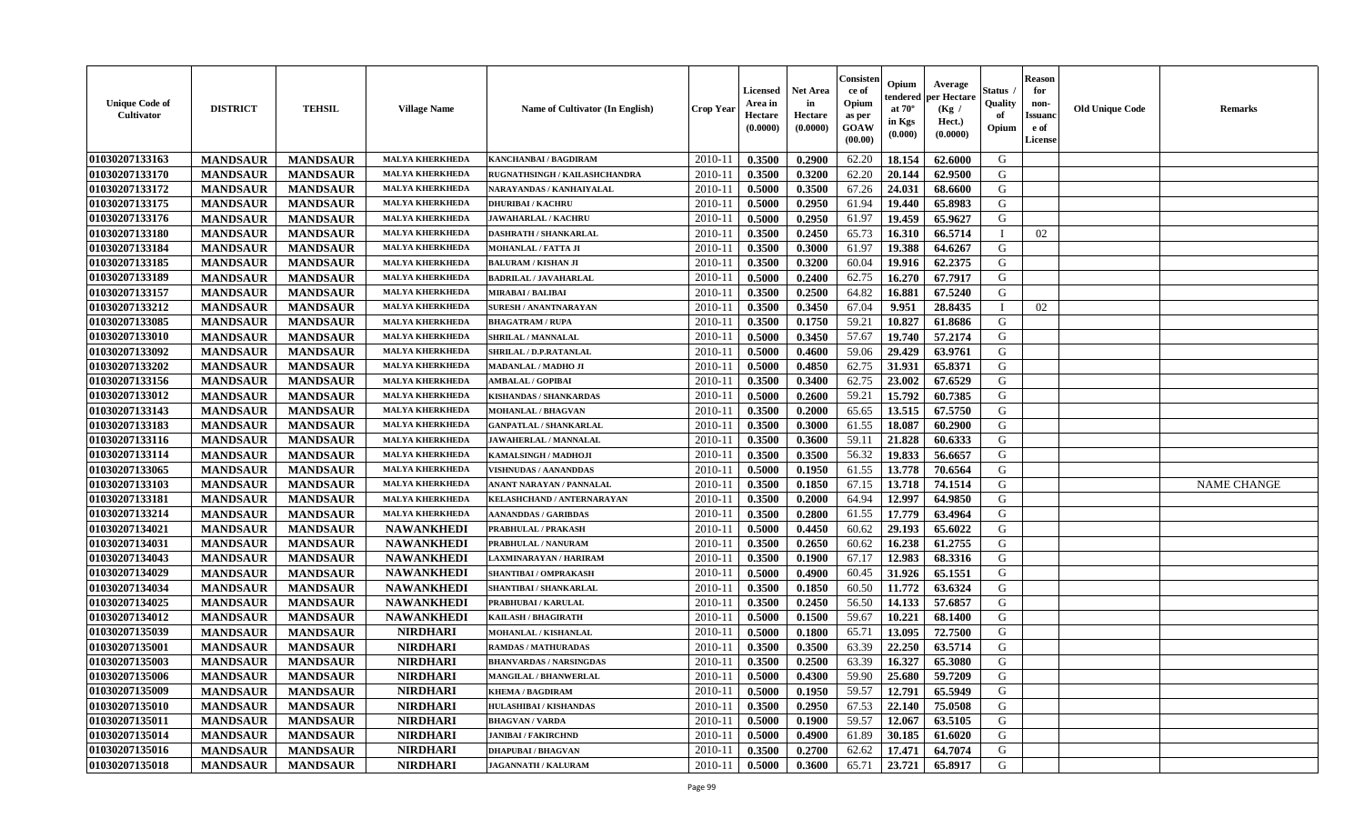| Unique Code of Cultivator | DISTRICT | TEHSIL | Village Name | Name of Cultivator (In English) | Crop Year | Licensed Area in Hectare (0.0000) | Net Area in Hectare (0.0000) | Consistence of Opium as per GOAW (00.00) | Opium tendered at 70° in Kgs (0.000) | Average per Hectare (Kg / Hect.) (0.0000) | Status / Quality of Opium | Reason for non-Issuance of License | Old Unique Code | Remarks |
|---|---|---|---|---|---|---|---|---|---|---|---|---|---|---|
| 01030207133163 | MANDSAUR | MANDSAUR | MALYA KHERKHEDA | KANCHANBAI / BAGDIRAM | 2010-11 | 0.3500 | 0.2900 | 62.20 | 18.154 | 62.6000 | G | | | |
| 01030207133170 | MANDSAUR | MANDSAUR | MALYA KHERKHEDA | RUGNATHSINGH / KAILASHCHANDRA | 2010-11 | 0.3500 | 0.3200 | 62.20 | 20.144 | 62.9500 | G | | | |
| 01030207133172 | MANDSAUR | MANDSAUR | MALYA KHERKHEDA | NARAYANDAS / KANHAIYALAL | 2010-11 | 0.5000 | 0.3500 | 67.26 | 24.031 | 68.6600 | G | | | |
| 01030207133175 | MANDSAUR | MANDSAUR | MALYA KHERKHEDA | DHURIBAI / KACHRU | 2010-11 | 0.5000 | 0.2950 | 61.94 | 19.440 | 65.8983 | G | | | |
| 01030207133176 | MANDSAUR | MANDSAUR | MALYA KHERKHEDA | JAWAHARLAL / KACHRU | 2010-11 | 0.5000 | 0.2950 | 61.97 | 19.459 | 65.9627 | G | | | |
| 01030207133180 | MANDSAUR | MANDSAUR | MALYA KHERKHEDA | DASHRATH / SHANKARLAL | 2010-11 | 0.3500 | 0.2450 | 65.73 | 16.310 | 66.5714 | I | 02 | | |
| 01030207133184 | MANDSAUR | MANDSAUR | MALYA KHERKHEDA | MOHANLAL / FATTA JI | 2010-11 | 0.3500 | 0.3000 | 61.97 | 19.388 | 64.6267 | G | | | |
| 01030207133185 | MANDSAUR | MANDSAUR | MALYA KHERKHEDA | BALURAM / KISHAN JI | 2010-11 | 0.3500 | 0.3200 | 60.04 | 19.916 | 62.2375 | G | | | |
| 01030207133189 | MANDSAUR | MANDSAUR | MALYA KHERKHEDA | BADRILAL / JAVAHARLAL | 2010-11 | 0.5000 | 0.2400 | 62.75 | 16.270 | 67.7917 | G | | | |
| 01030207133157 | MANDSAUR | MANDSAUR | MALYA KHERKHEDA | MIRABAI / BALIBAI | 2010-11 | 0.3500 | 0.2500 | 64.82 | 16.881 | 67.5240 | G | | | |
| 01030207133212 | MANDSAUR | MANDSAUR | MALYA KHERKHEDA | SURESH / ANANTNARAYAN | 2010-11 | 0.3500 | 0.3450 | 67.04 | 9.951 | 28.8435 | I | 02 | | |
| 01030207133085 | MANDSAUR | MANDSAUR | MALYA KHERKHEDA | BHAGATRAM / RUPA | 2010-11 | 0.3500 | 0.1750 | 59.21 | 10.827 | 61.8686 | G | | | |
| 01030207133010 | MANDSAUR | MANDSAUR | MALYA KHERKHEDA | SHRILAL / MANNALAL | 2010-11 | 0.5000 | 0.3450 | 57.67 | 19.740 | 57.2174 | G | | | |
| 01030207133092 | MANDSAUR | MANDSAUR | MALYA KHERKHEDA | SHRILAL / D.P.RATANLAL | 2010-11 | 0.5000 | 0.4600 | 59.06 | 29.429 | 63.9761 | G | | | |
| 01030207133202 | MANDSAUR | MANDSAUR | MALYA KHERKHEDA | MADANLAL / MADHO JI | 2010-11 | 0.5000 | 0.4850 | 62.75 | 31.931 | 65.8371 | G | | | |
| 01030207133156 | MANDSAUR | MANDSAUR | MALYA KHERKHEDA | AMBALAL / GOPIBAI | 2010-11 | 0.3500 | 0.3400 | 62.75 | 23.002 | 67.6529 | G | | | |
| 01030207133012 | MANDSAUR | MANDSAUR | MALYA KHERKHEDA | KISHANDAS / SHANKARDAS | 2010-11 | 0.5000 | 0.2600 | 59.21 | 15.792 | 60.7385 | G | | | |
| 01030207133143 | MANDSAUR | MANDSAUR | MALYA KHERKHEDA | MOHANLAL / BHAGVAN | 2010-11 | 0.3500 | 0.2000 | 65.65 | 13.515 | 67.5750 | G | | | |
| 01030207133183 | MANDSAUR | MANDSAUR | MALYA KHERKHEDA | GANPATLAL / SHANKARLAL | 2010-11 | 0.3500 | 0.3000 | 61.55 | 18.087 | 60.2900 | G | | | |
| 01030207133116 | MANDSAUR | MANDSAUR | MALYA KHERKHEDA | JAWAHERLAL / MANNALAL | 2010-11 | 0.3500 | 0.3600 | 59.11 | 21.828 | 60.6333 | G | | | |
| 01030207133114 | MANDSAUR | MANDSAUR | MALYA KHERKHEDA | KAMALSINGH / MADHOJI | 2010-11 | 0.3500 | 0.3500 | 56.32 | 19.833 | 56.6657 | G | | | |
| 01030207133065 | MANDSAUR | MANDSAUR | MALYA KHERKHEDA | VISHNUDAS / AANANDDAS | 2010-11 | 0.5000 | 0.1950 | 61.55 | 13.778 | 70.6564 | G | | | |
| 01030207133103 | MANDSAUR | MANDSAUR | MALYA KHERKHEDA | ANANT NARAYAN / PANNALAL | 2010-11 | 0.3500 | 0.1850 | 67.15 | 13.718 | 74.1514 | G | | | NAME CHANGE |
| 01030207133181 | MANDSAUR | MANDSAUR | MALYA KHERKHEDA | KELASHCHAND / ANTERNARAYAN | 2010-11 | 0.3500 | 0.2000 | 64.94 | 12.997 | 64.9850 | G | | | |
| 01030207133214 | MANDSAUR | MANDSAUR | MALYA KHERKHEDA | AANANDDAS / GARIBDAS | 2010-11 | 0.3500 | 0.2800 | 61.55 | 17.779 | 63.4964 | G | | | |
| 01030207134021 | MANDSAUR | MANDSAUR | NAWANKHEDI | PRABHULAL / PRAKASH | 2010-11 | 0.5000 | 0.4450 | 60.62 | 29.193 | 65.6022 | G | | | |
| 01030207134031 | MANDSAUR | MANDSAUR | NAWANKHEDI | PRABHULAL / NANURAM | 2010-11 | 0.3500 | 0.2650 | 60.62 | 16.238 | 61.2755 | G | | | |
| 01030207134043 | MANDSAUR | MANDSAUR | NAWANKHEDI | LAXMINARAYAN / HARIRAM | 2010-11 | 0.3500 | 0.1900 | 67.17 | 12.983 | 68.3316 | G | | | |
| 01030207134029 | MANDSAUR | MANDSAUR | NAWANKHEDI | SHANTIBAI / OMPRAKASH | 2010-11 | 0.5000 | 0.4900 | 60.45 | 31.926 | 65.1551 | G | | | |
| 01030207134034 | MANDSAUR | MANDSAUR | NAWANKHEDI | SHANTIBAI / SHANKARLAL | 2010-11 | 0.3500 | 0.1850 | 60.50 | 11.772 | 63.6324 | G | | | |
| 01030207134025 | MANDSAUR | MANDSAUR | NAWANKHEDI | PRABHUBAI / KARULAL | 2010-11 | 0.3500 | 0.2450 | 56.50 | 14.133 | 57.6857 | G | | | |
| 01030207134012 | MANDSAUR | MANDSAUR | NAWANKHEDI | KAILASH / BHAGIRATH | 2010-11 | 0.5000 | 0.1500 | 59.67 | 10.221 | 68.1400 | G | | | |
| 01030207135039 | MANDSAUR | MANDSAUR | NIRDHARI | MOHANLAL / KISHANLAL | 2010-11 | 0.5000 | 0.1800 | 65.71 | 13.095 | 72.7500 | G | | | |
| 01030207135001 | MANDSAUR | MANDSAUR | NIRDHARI | RAMDAS / MATHURADAS | 2010-11 | 0.3500 | 0.3500 | 63.39 | 22.250 | 63.5714 | G | | | |
| 01030207135003 | MANDSAUR | MANDSAUR | NIRDHARI | BHANVARDAS / NARSINGDAS | 2010-11 | 0.3500 | 0.2500 | 63.39 | 16.327 | 65.3080 | G | | | |
| 01030207135006 | MANDSAUR | MANDSAUR | NIRDHARI | MANGILAL / BHANWERLAL | 2010-11 | 0.5000 | 0.4300 | 59.90 | 25.680 | 59.7209 | G | | | |
| 01030207135009 | MANDSAUR | MANDSAUR | NIRDHARI | KHEMA / BAGDIRAM | 2010-11 | 0.5000 | 0.1950 | 59.57 | 12.791 | 65.5949 | G | | | |
| 01030207135010 | MANDSAUR | MANDSAUR | NIRDHARI | HULASHIBAI / KISHANDAS | 2010-11 | 0.3500 | 0.2950 | 67.53 | 22.140 | 75.0508 | G | | | |
| 01030207135011 | MANDSAUR | MANDSAUR | NIRDHARI | BHAGVAN / VARDA | 2010-11 | 0.5000 | 0.1900 | 59.57 | 12.067 | 63.5105 | G | | | |
| 01030207135014 | MANDSAUR | MANDSAUR | NIRDHARI | JANIBAI / FAKIRCHND | 2010-11 | 0.5000 | 0.4900 | 61.89 | 30.185 | 61.6020 | G | | | |
| 01030207135016 | MANDSAUR | MANDSAUR | NIRDHARI | DHAPUBAI / BHAGVAN | 2010-11 | 0.3500 | 0.2700 | 62.62 | 17.471 | 64.7074 | G | | | |
| 01030207135018 | MANDSAUR | MANDSAUR | NIRDHARI | JAGANNATH / KALURAM | 2010-11 | 0.5000 | 0.3600 | 65.71 | 23.721 | 65.8917 | G | | | |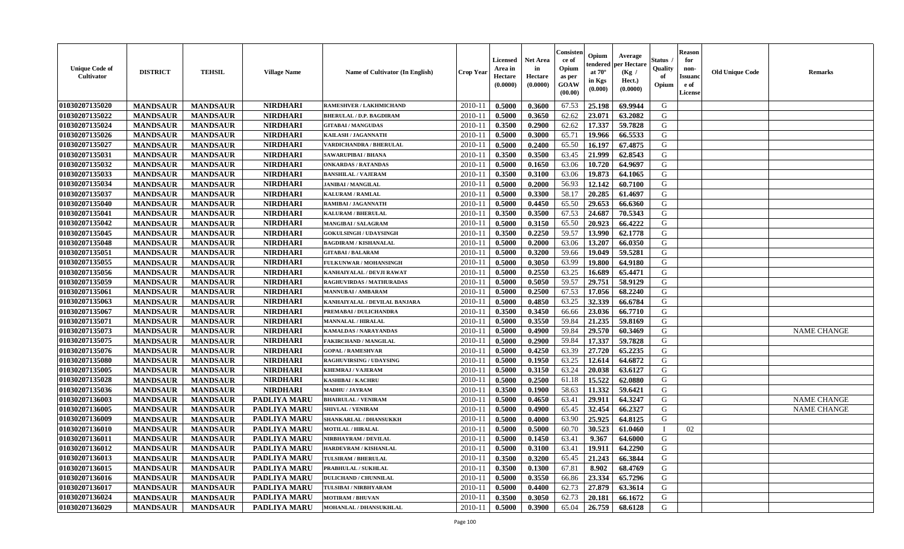| Unique Code of Cultivator | DISTRICT | TEHSIL | Village Name | Name of Cultivator (In English) | Crop Year | Licensed Area in Hectare (0.0000) | Net Area in Hectare (0.0000) | Consistence of Opium as per GOAW (00.00) | Opium tendered at 70° in Kgs (0.000) | Average per Hectare (Kg / Hect.) (0.0000) | Status / Quality of Opium | Reason for non-Issuance of License | Old Unique Code | Remarks |
|---|---|---|---|---|---|---|---|---|---|---|---|---|---|---|
| 01030207135020 | MANDSAUR | MANDSAUR | NIRDHARI | RAMESHVER / LAKHMICHAND | 2010-11 | 0.5000 | 0.3600 | 67.53 | 25.198 | 69.9944 | G | | | |
| 01030207135022 | MANDSAUR | MANDSAUR | NIRDHARI | BHERULAL / D.P. BAGDIRAM | 2010-11 | 0.5000 | 0.3650 | 62.62 | 23.071 | 63.2082 | G | | | |
| 01030207135024 | MANDSAUR | MANDSAUR | NIRDHARI | GITABAI / MANGUDAS | 2010-11 | 0.3500 | 0.2900 | 62.62 | 17.337 | 59.7828 | G | | | |
| 01030207135026 | MANDSAUR | MANDSAUR | NIRDHARI | KAILASH / JAGANNATH | 2010-11 | 0.5000 | 0.3000 | 65.71 | 19.966 | 66.5533 | G | | | |
| 01030207135027 | MANDSAUR | MANDSAUR | NIRDHARI | VARDICHANDRA / BHERULAL | 2010-11 | 0.5000 | 0.2400 | 65.50 | 16.197 | 67.4875 | G | | | |
| 01030207135031 | MANDSAUR | MANDSAUR | NIRDHARI | SAWARUPIBAI / BHANA | 2010-11 | 0.3500 | 0.3500 | 63.45 | 21.999 | 62.8543 | G | | | |
| 01030207135032 | MANDSAUR | MANDSAUR | NIRDHARI | ONKARDAS / RATANDAS | 2010-11 | 0.5000 | 0.1650 | 63.06 | 10.720 | 64.9697 | G | | | |
| 01030207135033 | MANDSAUR | MANDSAUR | NIRDHARI | BANSHILAL / VAJERAM | 2010-11 | 0.3500 | 0.3100 | 63.06 | 19.873 | 64.1065 | G | | | |
| 01030207135034 | MANDSAUR | MANDSAUR | NIRDHARI | JANIBAI / MANGILAL | 2010-11 | 0.5000 | 0.2000 | 56.93 | 12.142 | 60.7100 | G | | | |
| 01030207135037 | MANDSAUR | MANDSAUR | NIRDHARI | KALURAM / RAMLAL | 2010-11 | 0.5000 | 0.3300 | 58.17 | 20.285 | 61.4697 | G | | | |
| 01030207135040 | MANDSAUR | MANDSAUR | NIRDHARI | RAMIBAI / JAGANNATH | 2010-11 | 0.5000 | 0.4450 | 65.50 | 29.653 | 66.6360 | G | | | |
| 01030207135041 | MANDSAUR | MANDSAUR | NIRDHARI | KALURAM / BHERULAL | 2010-11 | 0.3500 | 0.3500 | 67.53 | 24.687 | 70.5343 | G | | | |
| 01030207135042 | MANDSAUR | MANDSAUR | NIRDHARI | MANGIBAI / SALAGRAM | 2010-11 | 0.5000 | 0.3150 | 65.50 | 20.923 | 66.4222 | G | | | |
| 01030207135045 | MANDSAUR | MANDSAUR | NIRDHARI | GOKULSINGH / UDAYSINGH | 2010-11 | 0.3500 | 0.2250 | 59.57 | 13.990 | 62.1778 | G | | | |
| 01030207135048 | MANDSAUR | MANDSAUR | NIRDHARI | BAGDIRAM / KISHANALAL | 2010-11 | 0.5000 | 0.2000 | 63.06 | 13.207 | 66.0350 | G | | | |
| 01030207135051 | MANDSAUR | MANDSAUR | NIRDHARI | GITABAI / BALARAM | 2010-11 | 0.5000 | 0.3200 | 59.66 | 19.049 | 59.5281 | G | | | |
| 01030207135055 | MANDSAUR | MANDSAUR | NIRDHARI | FULKUNWAR / MOHANSINGH | 2010-11 | 0.5000 | 0.3050 | 63.99 | 19.800 | 64.9180 | G | | | |
| 01030207135056 | MANDSAUR | MANDSAUR | NIRDHARI | KANHAIYALAL / DEVJI RAWAT | 2010-11 | 0.5000 | 0.2550 | 63.25 | 16.689 | 65.4471 | G | | | |
| 01030207135059 | MANDSAUR | MANDSAUR | NIRDHARI | RAGHUVIRDAS / MATHURADAS | 2010-11 | 0.5000 | 0.5050 | 59.57 | 29.751 | 58.9129 | G | | | |
| 01030207135061 | MANDSAUR | MANDSAUR | NIRDHARI | MANNUBAI / AMBARAM | 2010-11 | 0.5000 | 0.2500 | 67.53 | 17.056 | 68.2240 | G | | | |
| 01030207135063 | MANDSAUR | MANDSAUR | NIRDHARI | KANHAIYALAL / DEVILAL BANJARA | 2010-11 | 0.5000 | 0.4850 | 63.25 | 32.339 | 66.6784 | G | | | |
| 01030207135067 | MANDSAUR | MANDSAUR | NIRDHARI | PREMABAI / DULICHANDRA | 2010-11 | 0.3500 | 0.3450 | 66.66 | 23.036 | 66.7710 | G | | | |
| 01030207135071 | MANDSAUR | MANDSAUR | NIRDHARI | MANNALAL / HIRALAL | 2010-11 | 0.5000 | 0.3550 | 59.84 | 21.235 | 59.8169 | G | | | |
| 01030207135073 | MANDSAUR | MANDSAUR | NIRDHARI | KAMALDAS / NARAYANDAS | 2010-11 | 0.5000 | 0.4900 | 59.84 | 29.570 | 60.3469 | G | | | NAME CHANGE |
| 01030207135075 | MANDSAUR | MANDSAUR | NIRDHARI | FAKIRCHAND / MANGILAL | 2010-11 | 0.5000 | 0.2900 | 59.84 | 17.337 | 59.7828 | G | | | |
| 01030207135076 | MANDSAUR | MANDSAUR | NIRDHARI | GOPAL / RAMESHVAR | 2010-11 | 0.5000 | 0.4250 | 63.39 | 27.720 | 65.2235 | G | | | |
| 01030207135080 | MANDSAUR | MANDSAUR | NIRDHARI | RAGHUVIRSING / UDAYSING | 2010-11 | 0.5000 | 0.1950 | 63.25 | 12.614 | 64.6872 | G | | | |
| 01030207135005 | MANDSAUR | MANDSAUR | NIRDHARI | KHEMRAJ / VAJERAM | 2010-11 | 0.5000 | 0.3150 | 63.24 | 20.038 | 63.6127 | G | | | |
| 01030207135028 | MANDSAUR | MANDSAUR | NIRDHARI | KASHIBAI / KACHRU | 2010-11 | 0.5000 | 0.2500 | 61.18 | 15.522 | 62.0880 | G | | | |
| 01030207135036 | MANDSAUR | MANDSAUR | NIRDHARI | MADHU / JAYRAM | 2010-11 | 0.3500 | 0.1900 | 58.63 | 11.332 | 59.6421 | G | | | |
| 01030207136003 | MANDSAUR | MANDSAUR | PADLIYA MARU | BHAIRULAL / VENIRAM | 2010-11 | 0.5000 | 0.4650 | 63.41 | 29.911 | 64.3247 | G | | | NAME CHANGE |
| 01030207136005 | MANDSAUR | MANDSAUR | PADLIYA MARU | SHIVLAL / VENIRAM | 2010-11 | 0.5000 | 0.4900 | 65.45 | 32.454 | 66.2327 | G | | | NAME CHANGE |
| 01030207136009 | MANDSAUR | MANDSAUR | PADLIYA MARU | SHANKARLAL / DHANSUKKH | 2010-11 | 0.5000 | 0.4000 | 63.90 | 25.925 | 64.8125 | G | | | |
| 01030207136010 | MANDSAUR | MANDSAUR | PADLIYA MARU | MOTILAL / HIRALAL | 2010-11 | 0.5000 | 0.5000 | 60.70 | 30.523 | 61.0460 | I | 02 | | |
| 01030207136011 | MANDSAUR | MANDSAUR | PADLIYA MARU | NIRBHAYRAM / DEVILAL | 2010-11 | 0.5000 | 0.1450 | 63.41 | 9.367 | 64.6000 | G | | | |
| 01030207136012 | MANDSAUR | MANDSAUR | PADLIYA MARU | HARDEVRAM / KISHANLAL | 2010-11 | 0.5000 | 0.3100 | 63.41 | 19.911 | 64.2290 | G | | | |
| 01030207136013 | MANDSAUR | MANDSAUR | PADLIYA MARU | TULSIRAM / BHERULAL | 2010-11 | 0.3500 | 0.3200 | 65.45 | 21.243 | 66.3844 | G | | | |
| 01030207136015 | MANDSAUR | MANDSAUR | PADLIYA MARU | PRABHULAL / SUKHLAL | 2010-11 | 0.3500 | 0.1300 | 67.81 | 8.902 | 68.4769 | G | | | |
| 01030207136016 | MANDSAUR | MANDSAUR | PADLIYA MARU | DULICHAND / CHUNNILAL | 2010-11 | 0.5000 | 0.3550 | 66.86 | 23.334 | 65.7296 | G | | | |
| 01030207136017 | MANDSAUR | MANDSAUR | PADLIYA MARU | TULSIBAI / NIRBHYARAM | 2010-11 | 0.5000 | 0.4400 | 62.73 | 27.879 | 63.3614 | G | | | |
| 01030207136024 | MANDSAUR | MANDSAUR | PADLIYA MARU | MOTIRAM / BHUVAN | 2010-11 | 0.3500 | 0.3050 | 62.73 | 20.181 | 66.1672 | G | | | |
| 01030207136029 | MANDSAUR | MANDSAUR | PADLIYA MARU | MOHANLAL / DHANSUKHLAL | 2010-11 | 0.5000 | 0.3900 | 65.04 | 26.759 | 68.6128 | G | | | |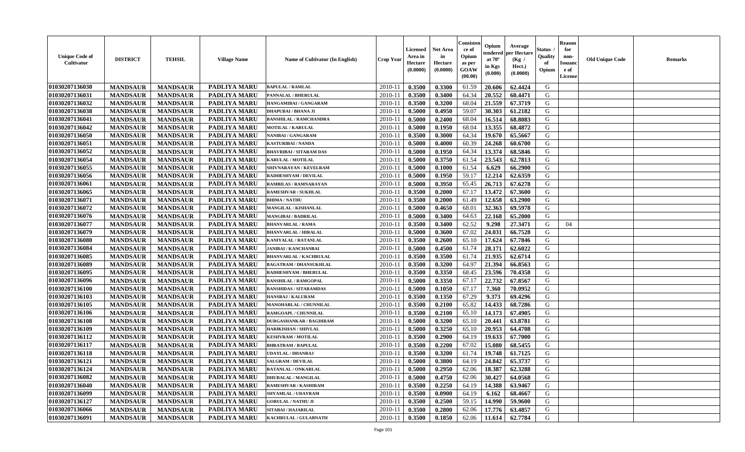| Unique Code of Cultivator | DISTRICT | TEHSIL | Village Name | Name of Cultivator (In English) | Crop Year | Licensed Area in Hectare (0.0000) | Net Area in Hectare (0.0000) | Consistence of Opium as per GOAW (00.00) | Opium tendered at 70° in Kgs (0.000) | Average per Hectare (Kg / Hect.) (0.0000) | Status / Quality of Opium | Reason for non-Issuance of License | Old Unique Code | Remarks |
|---|---|---|---|---|---|---|---|---|---|---|---|---|---|---|
| 01030207136030 | MANDSAUR | MANDSAUR | PADLIYA MARU | BAPULAL / RAMLAL | 2010-11 | 0.3500 | 0.3300 | 61.59 | 20.606 | 62.4424 | G | | | |
| 01030207136031 | MANDSAUR | MANDSAUR | PADLIYA MARU | PANNALAL / BHERULAL | 2010-11 | 0.3500 | 0.3400 | 64.34 | 20.552 | 60.4471 | G | | | |
| 01030207136032 | MANDSAUR | MANDSAUR | PADLIYA MARU | HANGAMIBAI / GANGARAM | 2010-11 | 0.3500 | 0.3200 | 68.04 | 21.559 | 67.3719 | G | | | |
| 01030207136038 | MANDSAUR | MANDSAUR | PADLIYA MARU | DHAPUBAI / BHANA JI | 2010-11 | 0.5000 | 0.4950 | 59.07 | 30.303 | 61.2182 | G | | | |
| 01030207136041 | MANDSAUR | MANDSAUR | PADLIYA MARU | BANSHILAL / RAMCHANDRA | 2010-11 | 0.5000 | 0.2400 | 68.04 | 16.514 | 68.8083 | G | | | |
| 01030207136042 | MANDSAUR | MANDSAUR | PADLIYA MARU | MOTILAL / KARULAL | 2010-11 | 0.5000 | 0.1950 | 68.04 | 13.355 | 68.4872 | G | | | |
| 01030207136050 | MANDSAUR | MANDSAUR | PADLIYA MARU | NANIBAI / GANGARAM | 2010-11 | 0.3500 | 0.3000 | 64.34 | 19.670 | 65.5667 | G | | | |
| 01030207136051 | MANDSAUR | MANDSAUR | PADLIYA MARU | KASTURIBAI / NANDA | 2010-11 | 0.5000 | 0.4000 | 60.39 | 24.268 | 60.6700 | G | | | |
| 01030207136052 | MANDSAUR | MANDSAUR | PADLIYA MARU | BHAVRIBAI / SITARAM DAS | 2010-11 | 0.5000 | 0.1950 | 64.34 | 13.374 | 68.5846 | G | | | |
| 01030207136054 | MANDSAUR | MANDSAUR | PADLIYA MARU | KARULAL / MOTILAL | 2010-11 | 0.5000 | 0.3750 | 61.54 | 23.543 | 62.7813 | G | | | |
| 01030207136055 | MANDSAUR | MANDSAUR | PADLIYA MARU | SHIVNARAYAN / KEVELRAM | 2010-11 | 0.5000 | 0.1000 | 61.54 | 6.629 | 66.2900 | G | | | |
| 01030207136056 | MANDSAUR | MANDSAUR | PADLIYA MARU | RADHESHYAM / DEVILAL | 2010-11 | 0.5000 | 0.1950 | 59.17 | 12.214 | 62.6359 | G | | | |
| 01030207136061 | MANDSAUR | MANDSAUR | PADLIYA MARU | RAMBILAS / RAMNARAYAN | 2010-11 | 0.5000 | 0.3950 | 65.45 | 26.713 | 67.6278 | G | | | |
| 01030207136065 | MANDSAUR | MANDSAUR | PADLIYA MARU | RAMESHVAR / SUKHLAL | 2010-11 | 0.3500 | 0.2000 | 67.17 | 13.472 | 67.3600 | G | | | |
| 01030207136071 | MANDSAUR | MANDSAUR | PADLIYA MARU | BHIMA / NATHU | 2010-11 | 0.3500 | 0.2000 | 61.49 | 12.658 | 63.2900 | G | | | |
| 01030207136072 | MANDSAUR | MANDSAUR | PADLIYA MARU | MANGILAL / KISHANLAL | 2010-11 | 0.5000 | 0.4650 | 68.01 | 32.363 | 69.5978 | G | | | |
| 01030207136076 | MANDSAUR | MANDSAUR | PADLIYA MARU | MANGIBAI / BADRILAL | 2010-11 | 0.5000 | 0.3400 | 64.63 | 22.168 | 65.2000 | G | | | |
| 01030207136077 | MANDSAUR | MANDSAUR | PADLIYA MARU | BHANVARLAL / RAMA | 2010-11 | 0.3500 | 0.3400 | 62.52 | 9.298 | 27.3471 | G | 04 | | |
| 01030207136079 | MANDSAUR | MANDSAUR | PADLIYA MARU | BHANVARLAL / HIRALAL | 2010-11 | 0.5000 | 0.3600 | 67.02 | 24.031 | 66.7528 | G | | | |
| 01030207136080 | MANDSAUR | MANDSAUR | PADLIYA MARU | KANIYALAL / RATANLAL | 2010-11 | 0.3500 | 0.2600 | 65.10 | 17.624 | 67.7846 | G | | | |
| 01030207136084 | MANDSAUR | MANDSAUR | PADLIYA MARU | JANIBAI / KANCHANBAI | 2010-11 | 0.5000 | 0.4500 | 61.74 | 28.171 | 62.6022 | G | | | |
| 01030207136085 | MANDSAUR | MANDSAUR | PADLIYA MARU | BHANVARLAL / KACHRULAL | 2010-11 | 0.3500 | 0.3500 | 61.74 | 21.935 | 62.6714 | G | | | |
| 01030207136089 | MANDSAUR | MANDSAUR | PADLIYA MARU | BAGATRAM / DHANSUKHLAL | 2010-11 | 0.3500 | 0.3200 | 64.97 | 21.394 | 66.8563 | G | | | |
| 01030207136095 | MANDSAUR | MANDSAUR | PADLIYA MARU | RADHESHYAM / BHERULAL | 2010-11 | 0.3500 | 0.3350 | 68.45 | 23.596 | 70.4358 | G | | | |
| 01030207136096 | MANDSAUR | MANDSAUR | PADLIYA MARU | BANSHILAL / RAMGOPAL | 2010-11 | 0.5000 | 0.3350 | 67.17 | 22.732 | 67.8567 | G | | | |
| 01030207136100 | MANDSAUR | MANDSAUR | PADLIYA MARU | BANSHIDAS / SITARAMDAS | 2010-11 | 0.5000 | 0.1050 | 67.17 | 7.360 | 70.0952 | G | | | |
| 01030207136103 | MANDSAUR | MANDSAUR | PADLIYA MARU | HANSRAJ / KALURAM | 2010-11 | 0.3500 | 0.1350 | 67.29 | 9.373 | 69.4296 | G | | | |
| 01030207136105 | MANDSAUR | MANDSAUR | PADLIYA MARU | MANOHARLAL / CHUNNILAL | 2010-11 | 0.3500 | 0.2100 | 65.82 | 14.433 | 68.7286 | G | | | |
| 01030207136106 | MANDSAUR | MANDSAUR | PADLIYA MARU | RAMGOAPL / CHUNNILAL | 2010-11 | 0.3500 | 0.2100 | 65.10 | 14.173 | 67.4905 | G | | | |
| 01030207136108 | MANDSAUR | MANDSAUR | PADLIYA MARU | DURGASHANKAR / BAGDIRAM | 2010-11 | 0.5000 | 0.3200 | 65.10 | 20.441 | 63.8781 | G | | | |
| 01030207136109 | MANDSAUR | MANDSAUR | PADLIYA MARU | HARIKISHAN / SHIVLAL | 2010-11 | 0.5000 | 0.3250 | 65.10 | 20.953 | 64.4708 | G | | | |
| 01030207136112 | MANDSAUR | MANDSAUR | PADLIYA MARU | KESHVRAM / MOTILAL | 2010-11 | 0.3500 | 0.2900 | 64.19 | 19.633 | 67.7000 | G | | | |
| 01030207136117 | MANDSAUR | MANDSAUR | PADLIYA MARU | BHRATRAM / BAPULAL | 2010-11 | 0.3500 | 0.2200 | 67.02 | 15.080 | 68.5455 | G | | | |
| 01030207136118 | MANDSAUR | MANDSAUR | PADLIYA MARU | UDAYLAL / DHANRAJ | 2010-11 | 0.3500 | 0.3200 | 61.74 | 19.748 | 61.7125 | G | | | |
| 01030207136121 | MANDSAUR | MANDSAUR | PADLIYA MARU | SALGRAM / DEVILAL | 2010-11 | 0.5000 | 0.3800 | 64.19 | 24.842 | 65.3737 | G | | | |
| 01030207136124 | MANDSAUR | MANDSAUR | PADLIYA MARU | RATANLAL / ONKARLAL | 2010-11 | 0.5000 | 0.2950 | 62.06 | 18.387 | 62.3288 | G | | | |
| 01030207136082 | MANDSAUR | MANDSAUR | PADLIYA MARU | DHURALAL / MANGILAL | 2010-11 | 0.5000 | 0.4750 | 62.06 | 30.427 | 64.0568 | G | | | |
| 01030207136040 | MANDSAUR | MANDSAUR | PADLIYA MARU | RAMESHVAR / KASHIRAM | 2010-11 | 0.3500 | 0.2250 | 64.19 | 14.388 | 63.9467 | G | | | |
| 01030207136099 | MANDSAUR | MANDSAUR | PADLIYA MARU | SHYAMLAL / UDAYRAM | 2010-11 | 0.3500 | 0.0900 | 64.19 | 6.162 | 68.4667 | G | | | |
| 01030207136127 | MANDSAUR | MANDSAUR | PADLIYA MARU | GORULAL / NATHU JI | 2010-11 | 0.3500 | 0.2500 | 59.15 | 14.990 | 59.9600 | G | | | |
| 01030207136066 | MANDSAUR | MANDSAUR | PADLIYA MARU | SITABAI / HAJARILAL | 2010-11 | 0.3500 | 0.2800 | 62.06 | 17.776 | 63.4857 | G | | | |
| 01030207136091 | MANDSAUR | MANDSAUR | PADLIYA MARU | KACHRULAL / GULABNATH | 2010-11 | 0.3500 | 0.1850 | 62.06 | 11.614 | 62.7784 | G | | | |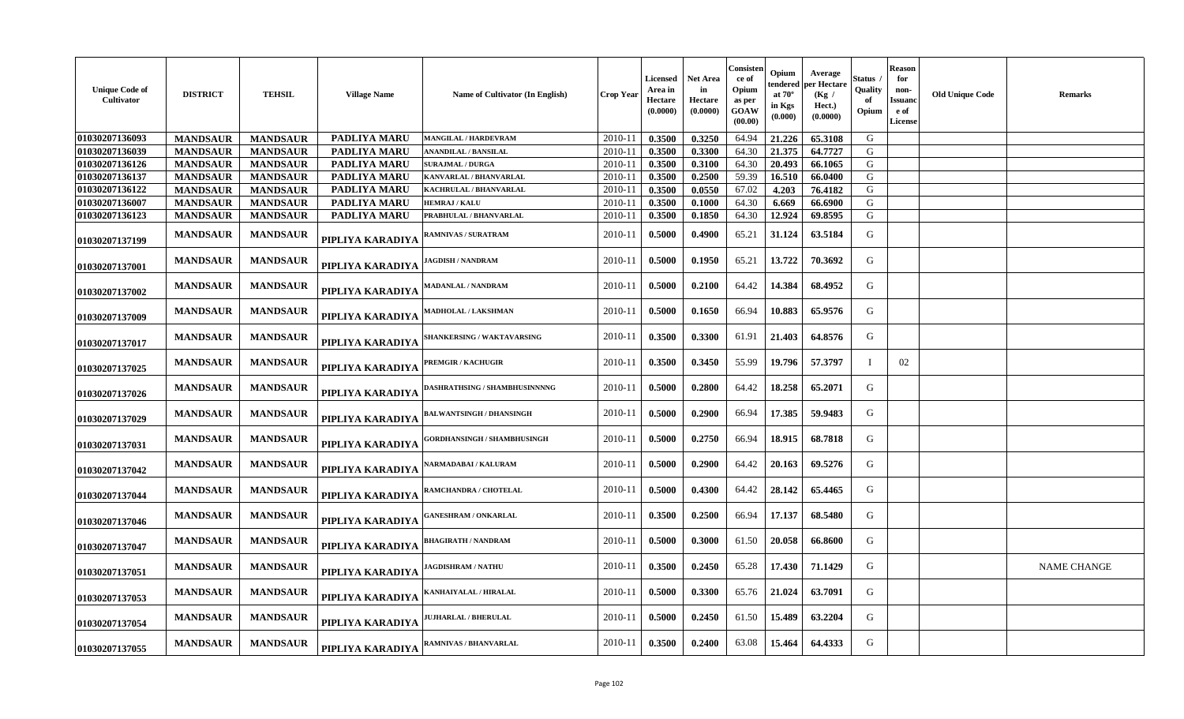| Unique Code of Cultivator | DISTRICT | TEHSIL | Village Name | Name of Cultivator (In English) | Crop Year | Licensed Area in Hectare (0.0000) | Net Area in Hectare (0.0000) | Consistence of Opium as per GOAW (00.00) | Opium tendered at 70° in Kgs (0.000) | Average per Hectare (Kg / Hect.) (0.0000) | Status / Quality of Opium | Reason for non-Issuance of License | Old Unique Code | Remarks |
|---|---|---|---|---|---|---|---|---|---|---|---|---|---|---|
| 01030207136093 | MANDSAUR | MANDSAUR | PADLIYA MARU | MANGILAL / HARDEVRAM | 2010-11 | 0.3500 | 0.3250 | 64.94 | 21.226 | 65.3108 | G | | | |
| 01030207136039 | MANDSAUR | MANDSAUR | PADLIYA MARU | ANANDILAL / BANSILAL | 2010-11 | 0.3500 | 0.3300 | 64.30 | 21.375 | 64.7727 | G | | | |
| 01030207136126 | MANDSAUR | MANDSAUR | PADLIYA MARU | SURAJMAL / DURGA | 2010-11 | 0.3500 | 0.3100 | 64.30 | 20.493 | 66.1065 | G | | | |
| 01030207136137 | MANDSAUR | MANDSAUR | PADLIYA MARU | KANVARLAL / BHANVARLAL | 2010-11 | 0.3500 | 0.2500 | 59.39 | 16.510 | 66.0400 | G | | | |
| 01030207136122 | MANDSAUR | MANDSAUR | PADLIYA MARU | KACHRULAL / BHANVARLAL | 2010-11 | 0.3500 | 0.0550 | 67.02 | 4.203 | 76.4182 | G | | | |
| 01030207136007 | MANDSAUR | MANDSAUR | PADLIYA MARU | HEMRAJ / KALU | 2010-11 | 0.3500 | 0.1000 | 64.30 | 6.669 | 66.6900 | G | | | |
| 01030207136123 | MANDSAUR | MANDSAUR | PADLIYA MARU | PRABHULAL / BHANVARLAL | 2010-11 | 0.3500 | 0.1850 | 64.30 | 12.924 | 69.8595 | G | | | |
| 01030207137199 | MANDSAUR | MANDSAUR | PIPLIYA KARADIYA | RAMNIVAS / SURATRAM | 2010-11 | 0.5000 | 0.4900 | 65.21 | 31.124 | 63.5184 | G | | | |
| 01030207137001 | MANDSAUR | MANDSAUR | PIPLIYA KARADIYA | JAGDISH / NANDRAM | 2010-11 | 0.5000 | 0.1950 | 65.21 | 13.722 | 70.3692 | G | | | |
| 01030207137002 | MANDSAUR | MANDSAUR | PIPLIYA KARADIYA | MADANLAL / NANDRAM | 2010-11 | 0.5000 | 0.2100 | 64.42 | 14.384 | 68.4952 | G | | | |
| 01030207137009 | MANDSAUR | MANDSAUR | PIPLIYA KARADIYA | MADHOLAL / LAKSHMAN | 2010-11 | 0.5000 | 0.1650 | 66.94 | 10.883 | 65.9576 | G | | | |
| 01030207137017 | MANDSAUR | MANDSAUR | PIPLIYA KARADIYA | SHANKERSING / WAKTAVARSING | 2010-11 | 0.3500 | 0.3300 | 61.91 | 21.403 | 64.8576 | G | | | |
| 01030207137025 | MANDSAUR | MANDSAUR | PIPLIYA KARADIYA | PREMGIR / KACHUGIR | 2010-11 | 0.3500 | 0.3450 | 55.99 | 19.796 | 57.3797 | I | 02 | | |
| 01030207137026 | MANDSAUR | MANDSAUR | PIPLIYA KARADIYA | DASHRATHSING / SHAMBHUSINNNNG | 2010-11 | 0.5000 | 0.2800 | 64.42 | 18.258 | 65.2071 | G | | | |
| 01030207137029 | MANDSAUR | MANDSAUR | PIPLIYA KARADIYA | BALWANTSINGH / DHANSINGH | 2010-11 | 0.5000 | 0.2900 | 66.94 | 17.385 | 59.9483 | G | | | |
| 01030207137031 | MANDSAUR | MANDSAUR | PIPLIYA KARADIYA | GORDHANSINGH / SHAMBHUSINGH | 2010-11 | 0.5000 | 0.2750 | 66.94 | 18.915 | 68.7818 | G | | | |
| 01030207137042 | MANDSAUR | MANDSAUR | PIPLIYA KARADIYA | NARMADABAI / KALURAM | 2010-11 | 0.5000 | 0.2900 | 64.42 | 20.163 | 69.5276 | G | | | |
| 01030207137044 | MANDSAUR | MANDSAUR | PIPLIYA KARADIYA | RAMCHANDRA / CHOTELAL | 2010-11 | 0.5000 | 0.4300 | 64.42 | 28.142 | 65.4465 | G | | | |
| 01030207137046 | MANDSAUR | MANDSAUR | PIPLIYA KARADIYA | GANESHRAM / ONKARLAL | 2010-11 | 0.3500 | 0.2500 | 66.94 | 17.137 | 68.5480 | G | | | |
| 01030207137047 | MANDSAUR | MANDSAUR | PIPLIYA KARADIYA | BHAGIRATH / NANDRAM | 2010-11 | 0.5000 | 0.3000 | 61.50 | 20.058 | 66.8600 | G | | | |
| 01030207137051 | MANDSAUR | MANDSAUR | PIPLIYA KARADIYA | JAGDISHRAM / NATHU | 2010-11 | 0.3500 | 0.2450 | 65.28 | 17.430 | 71.1429 | G | | | NAME CHANGE |
| 01030207137053 | MANDSAUR | MANDSAUR | PIPLIYA KARADIYA | KANHAIYALAL / HIRALAL | 2010-11 | 0.5000 | 0.3300 | 65.76 | 21.024 | 63.7091 | G | | | |
| 01030207137054 | MANDSAUR | MANDSAUR | PIPLIYA KARADIYA | JUJHARLAL / BHERULAL | 2010-11 | 0.5000 | 0.2450 | 61.50 | 15.489 | 63.2204 | G | | | |
| 01030207137055 | MANDSAUR | MANDSAUR | PIPLIYA KARADIYA | RAMNIVAS / BHANVARLAL | 2010-11 | 0.3500 | 0.2400 | 63.08 | 15.464 | 64.4333 | G | | | |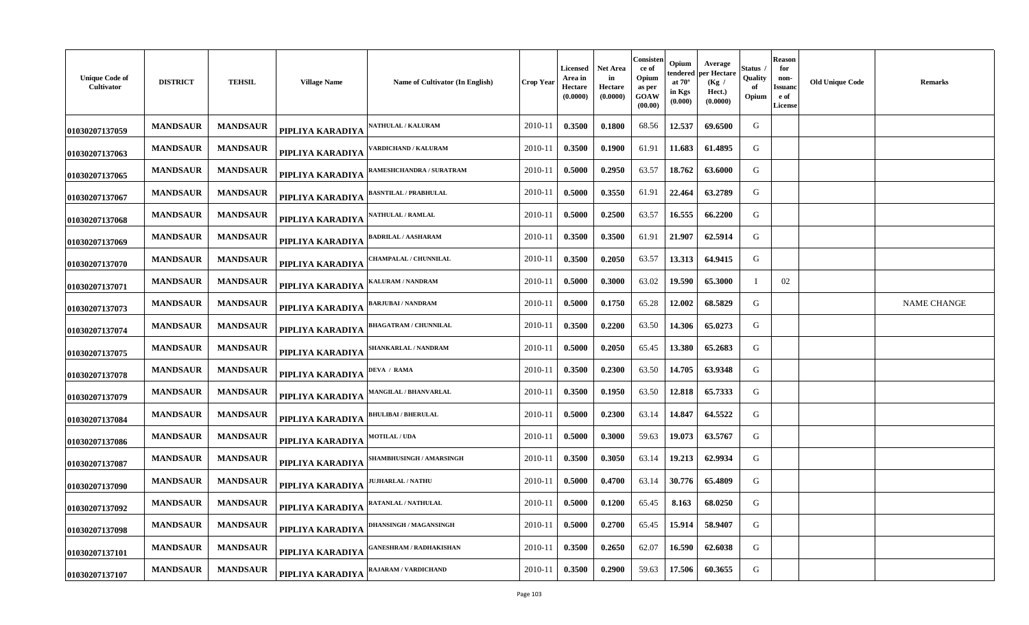| Unique Code of Cultivator | DISTRICT | TEHSIL | Village Name | Name of Cultivator (In English) | Crop Year | Licensed Area in Hectare (0.0000) | Net Area in Hectare (0.0000) | Consistence of Opium as per GOAW (00.00) | Opium tendered at 70° in Kgs (0.000) | Average per Hectare (Kg / Hect.) (0.0000) | Status / Quality of Opium | Reason for non-Issuance of License | Old Unique Code | Remarks |
|---|---|---|---|---|---|---|---|---|---|---|---|---|---|---|
| 01030207137059 | MANDSAUR | MANDSAUR | PIPLIYA KARADIYA | NATHULAL / KALURAM | 2010-11 | 0.3500 | 0.1800 | 68.56 | 12.537 | 69.6500 | G | | | |
| 01030207137063 | MANDSAUR | MANDSAUR | PIPLIYA KARADIYA | VARDICHAND / KALURAM | 2010-11 | 0.3500 | 0.1900 | 61.91 | 11.683 | 61.4895 | G | | | |
| 01030207137065 | MANDSAUR | MANDSAUR | PIPLIYA KARADIYA | RAMESHCHANDRA / SURATRAM | 2010-11 | 0.5000 | 0.2950 | 63.57 | 18.762 | 63.6000 | G | | | |
| 01030207137067 | MANDSAUR | MANDSAUR | PIPLIYA KARADIYA | BASNTILAL / PRABHULAL | 2010-11 | 0.5000 | 0.3550 | 61.91 | 22.464 | 63.2789 | G | | | |
| 01030207137068 | MANDSAUR | MANDSAUR | PIPLIYA KARADIYA | NATHULAL / RAMLAL | 2010-11 | 0.5000 | 0.2500 | 63.57 | 16.555 | 66.2200 | G | | | |
| 01030207137069 | MANDSAUR | MANDSAUR | PIPLIYA KARADIYA | BADRILAL / AASHARAM | 2010-11 | 0.3500 | 0.3500 | 61.91 | 21.907 | 62.5914 | G | | | |
| 01030207137070 | MANDSAUR | MANDSAUR | PIPLIYA KARADIYA | CHAMPALAL / CHUNNILAL | 2010-11 | 0.3500 | 0.2050 | 63.57 | 13.313 | 64.9415 | G | | | |
| 01030207137071 | MANDSAUR | MANDSAUR | PIPLIYA KARADIYA | KALURAM / NANDRAM | 2010-11 | 0.5000 | 0.3000 | 63.02 | 19.590 | 65.3000 | I | 02 | | |
| 01030207137073 | MANDSAUR | MANDSAUR | PIPLIYA KARADIYA | BARJUBAI / NANDRAM | 2010-11 | 0.5000 | 0.1750 | 65.28 | 12.002 | 68.5829 | G | | | NAME CHANGE |
| 01030207137074 | MANDSAUR | MANDSAUR | PIPLIYA KARADIYA | BHAGATRAM / CHUNNILAL | 2010-11 | 0.3500 | 0.2200 | 63.50 | 14.306 | 65.0273 | G | | | |
| 01030207137075 | MANDSAUR | MANDSAUR | PIPLIYA KARADIYA | SHANKARLAL / NANDRAM | 2010-11 | 0.5000 | 0.2050 | 65.45 | 13.380 | 65.2683 | G | | | |
| 01030207137078 | MANDSAUR | MANDSAUR | PIPLIYA KARADIYA | DEVA / RAMA | 2010-11 | 0.3500 | 0.2300 | 63.50 | 14.705 | 63.9348 | G | | | |
| 01030207137079 | MANDSAUR | MANDSAUR | PIPLIYA KARADIYA | MANGILAL / BHANVARLAL | 2010-11 | 0.3500 | 0.1950 | 63.50 | 12.818 | 65.7333 | G | | | |
| 01030207137084 | MANDSAUR | MANDSAUR | PIPLIYA KARADIYA | BHULIBAI / BHERULAL | 2010-11 | 0.5000 | 0.2300 | 63.14 | 14.847 | 64.5522 | G | | | |
| 01030207137086 | MANDSAUR | MANDSAUR | PIPLIYA KARADIYA | MOTILAL / UDA | 2010-11 | 0.5000 | 0.3000 | 59.63 | 19.073 | 63.5767 | G | | | |
| 01030207137087 | MANDSAUR | MANDSAUR | PIPLIYA KARADIYA | SHAMBHUSINGH / AMARSINGH | 2010-11 | 0.3500 | 0.3050 | 63.14 | 19.213 | 62.9934 | G | | | |
| 01030207137090 | MANDSAUR | MANDSAUR | PIPLIYA KARADIYA | JUJHARLAL / NATHU | 2010-11 | 0.5000 | 0.4700 | 63.14 | 30.776 | 65.4809 | G | | | |
| 01030207137092 | MANDSAUR | MANDSAUR | PIPLIYA KARADIYA | RATANLAL / NATHULAL | 2010-11 | 0.5000 | 0.1200 | 65.45 | 8.163 | 68.0250 | G | | | |
| 01030207137098 | MANDSAUR | MANDSAUR | PIPLIYA KARADIYA | DHANSINGH / MAGANSINGH | 2010-11 | 0.5000 | 0.2700 | 65.45 | 15.914 | 58.9407 | G | | | |
| 01030207137101 | MANDSAUR | MANDSAUR | PIPLIYA KARADIYA | GANESHRAM / RADHAKISHAN | 2010-11 | 0.3500 | 0.2650 | 62.07 | 16.590 | 62.6038 | G | | | |
| 01030207137107 | MANDSAUR | MANDSAUR | PIPLIYA KARADIYA | RAJARAM / VARDICHAND | 2010-11 | 0.3500 | 0.2900 | 59.63 | 17.506 | 60.3655 | G | | | |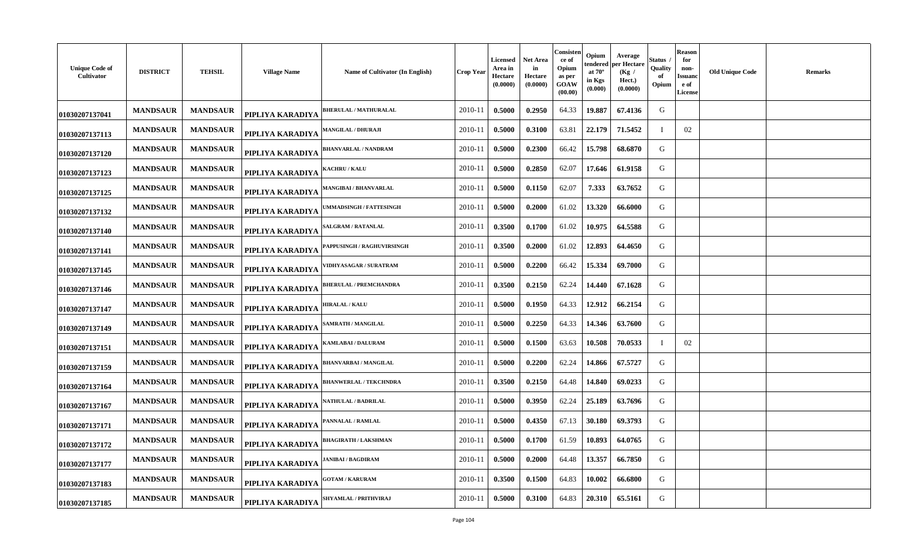| Unique Code of Cultivator | DISTRICT | TEHSIL | Village Name | Name of Cultivator (In English) | Crop Year | Licensed Area in Hectare (0.0000) | Net Area in Hectare (0.0000) | Consistence of Opium as per GOAW (00.00) | Opium tendered at 70° in Kgs (0.000) | Average per Hectare (Kg / Hect.) (0.0000) | Status / Quality of Opium | Reason for non-Issuance of License | Old Unique Code | Remarks |
|---|---|---|---|---|---|---|---|---|---|---|---|---|---|---|
| 01030207137041 | MANDSAUR | MANDSAUR | PIPLIYA KARADIYA | BHERULAL / MATHURALAL | 2010-11 | 0.5000 | 0.2950 | 64.33 | 19.887 | 67.4136 | G | | | |
| 01030207137113 | MANDSAUR | MANDSAUR | PIPLIYA KARADIYA | MANGILAL / DHURAJI | 2010-11 | 0.5000 | 0.3100 | 63.81 | 22.179 | 71.5452 | I | 02 | | |
| 01030207137120 | MANDSAUR | MANDSAUR | PIPLIYA KARADIYA | BHANVARLAL / NANDRAM | 2010-11 | 0.5000 | 0.2300 | 66.42 | 15.798 | 68.6870 | G | | | |
| 01030207137123 | MANDSAUR | MANDSAUR | PIPLIYA KARADIYA | KACHRU / KALU | 2010-11 | 0.5000 | 0.2850 | 62.07 | 17.646 | 61.9158 | G | | | |
| 01030207137125 | MANDSAUR | MANDSAUR | PIPLIYA KARADIYA | MANGIBAI / BHANVARLAL | 2010-11 | 0.5000 | 0.1150 | 62.07 | 7.333 | 63.7652 | G | | | |
| 01030207137132 | MANDSAUR | MANDSAUR | PIPLIYA KARADIYA | UMMADSINGH / FATTESINGH | 2010-11 | 0.5000 | 0.2000 | 61.02 | 13.320 | 66.6000 | G | | | |
| 01030207137140 | MANDSAUR | MANDSAUR | PIPLIYA KARADIYA | SALGRAM / RATANLAL | 2010-11 | 0.3500 | 0.1700 | 61.02 | 10.975 | 64.5588 | G | | | |
| 01030207137141 | MANDSAUR | MANDSAUR | PIPLIYA KARADIYA | PAPPUSINGH / RAGHUVIRSINGH | 2010-11 | 0.3500 | 0.2000 | 61.02 | 12.893 | 64.4650 | G | | | |
| 01030207137145 | MANDSAUR | MANDSAUR | PIPLIYA KARADIYA | VIDHYASAGAR / SURATRAM | 2010-11 | 0.5000 | 0.2200 | 66.42 | 15.334 | 69.7000 | G | | | |
| 01030207137146 | MANDSAUR | MANDSAUR | PIPLIYA KARADIYA | BHERULAL / PREMCHANDRA | 2010-11 | 0.3500 | 0.2150 | 62.24 | 14.440 | 67.1628 | G | | | |
| 01030207137147 | MANDSAUR | MANDSAUR | PIPLIYA KARADIYA | HIRALAL / KALU | 2010-11 | 0.5000 | 0.1950 | 64.33 | 12.912 | 66.2154 | G | | | |
| 01030207137149 | MANDSAUR | MANDSAUR | PIPLIYA KARADIYA | SAMRATH / MANGILAL | 2010-11 | 0.5000 | 0.2250 | 64.33 | 14.346 | 63.7600 | G | | | |
| 01030207137151 | MANDSAUR | MANDSAUR | PIPLIYA KARADIYA | KAMLABAI / DALURAM | 2010-11 | 0.5000 | 0.1500 | 63.63 | 10.508 | 70.0533 | I | 02 | | |
| 01030207137159 | MANDSAUR | MANDSAUR | PIPLIYA KARADIYA | BHANVARBAI / MANGILAL | 2010-11 | 0.5000 | 0.2200 | 62.24 | 14.866 | 67.5727 | G | | | |
| 01030207137164 | MANDSAUR | MANDSAUR | PIPLIYA KARADIYA | BHANWERLAL / TEKCHNDRA | 2010-11 | 0.3500 | 0.2150 | 64.48 | 14.840 | 69.0233 | G | | | |
| 01030207137167 | MANDSAUR | MANDSAUR | PIPLIYA KARADIYA | NATHULAL / BADRILAL | 2010-11 | 0.5000 | 0.3950 | 62.24 | 25.189 | 63.7696 | G | | | |
| 01030207137171 | MANDSAUR | MANDSAUR | PIPLIYA KARADIYA | PANNALAL / RAMLAL | 2010-11 | 0.5000 | 0.4350 | 67.13 | 30.180 | 69.3793 | G | | | |
| 01030207137172 | MANDSAUR | MANDSAUR | PIPLIYA KARADIYA | BHAGIRATH / LAKSHMAN | 2010-11 | 0.5000 | 0.1700 | 61.59 | 10.893 | 64.0765 | G | | | |
| 01030207137177 | MANDSAUR | MANDSAUR | PIPLIYA KARADIYA | JANIBAI / BAGDIRAM | 2010-11 | 0.5000 | 0.2000 | 64.48 | 13.357 | 66.7850 | G | | | |
| 01030207137183 | MANDSAUR | MANDSAUR | PIPLIYA KARADIYA | GOTAM / KARURAM | 2010-11 | 0.3500 | 0.1500 | 64.83 | 10.002 | 66.6800 | G | | | |
| 01030207137185 | MANDSAUR | MANDSAUR | PIPLIYA KARADIYA | SHYAMLAL / PRITHVIRAJ | 2010-11 | 0.5000 | 0.3100 | 64.83 | 20.310 | 65.5161 | G | | | |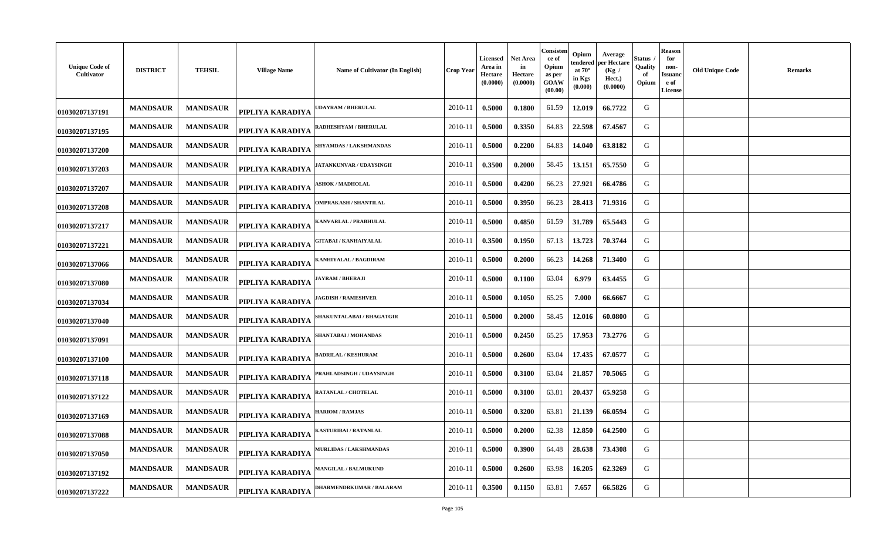| Unique Code of Cultivator | DISTRICT | TEHSIL | Village Name | Name of Cultivator (In English) | Crop Year | Licensed Area in Hectare (0.0000) | Net Area in Hectare (0.0000) | Consistence of Opium as per GOAW (00.00) | Opium tendered at 70° in Kgs (0.000) | Average per Hectare (Kg / Hect.) (0.0000) | Status / Quality of Opium | Reason for non-Issuance of License | Old Unique Code | Remarks |
|---|---|---|---|---|---|---|---|---|---|---|---|---|---|---|
| 01030207137191 | MANDSAUR | MANDSAUR | PIPLIYA KARADIYA | UDAYRAM / BHERULAL | 2010-11 | 0.5000 | 0.1800 | 61.59 | 12.019 | 66.7722 | G | | | |
| 01030207137195 | MANDSAUR | MANDSAUR | PIPLIYA KARADIYA | RADHESHYAM / BHERULAL | 2010-11 | 0.5000 | 0.3350 | 64.83 | 22.598 | 67.4567 | G | | | |
| 01030207137200 | MANDSAUR | MANDSAUR | PIPLIYA KARADIYA | SHYAMDAS / LAKSHMANDAS | 2010-11 | 0.5000 | 0.2200 | 64.83 | 14.040 | 63.8182 | G | | | |
| 01030207137203 | MANDSAUR | MANDSAUR | PIPLIYA KARADIYA | JATANKUNVAR / UDAYSINGH | 2010-11 | 0.3500 | 0.2000 | 58.45 | 13.151 | 65.7550 | G | | | |
| 01030207137207 | MANDSAUR | MANDSAUR | PIPLIYA KARADIYA | ASHOK / MADHOLAL | 2010-11 | 0.5000 | 0.4200 | 66.23 | 27.921 | 66.4786 | G | | | |
| 01030207137208 | MANDSAUR | MANDSAUR | PIPLIYA KARADIYA | OMPRAKASH / SHANTILAL | 2010-11 | 0.5000 | 0.3950 | 66.23 | 28.413 | 71.9316 | G | | | |
| 01030207137217 | MANDSAUR | MANDSAUR | PIPLIYA KARADIYA | KANVARLAL / PRABHULAL | 2010-11 | 0.5000 | 0.4850 | 61.59 | 31.789 | 65.5443 | G | | | |
| 01030207137221 | MANDSAUR | MANDSAUR | PIPLIYA KARADIYA | GITABAI / KANHAIYALAL | 2010-11 | 0.3500 | 0.1950 | 67.13 | 13.723 | 70.3744 | G | | | |
| 01030207137066 | MANDSAUR | MANDSAUR | PIPLIYA KARADIYA | KANHIYALAL / BAGDIRAM | 2010-11 | 0.5000 | 0.2000 | 66.23 | 14.268 | 71.3400 | G | | | |
| 01030207137080 | MANDSAUR | MANDSAUR | PIPLIYA KARADIYA | JAYRAM / BHERAJI | 2010-11 | 0.5000 | 0.1100 | 63.04 | 6.979 | 63.4455 | G | | | |
| 01030207137034 | MANDSAUR | MANDSAUR | PIPLIYA KARADIYA | JAGDISH / RAMESHVER | 2010-11 | 0.5000 | 0.1050 | 65.25 | 7.000 | 66.6667 | G | | | |
| 01030207137040 | MANDSAUR | MANDSAUR | PIPLIYA KARADIYA | SHAKUNTALABAI / BHAGATGIR | 2010-11 | 0.5000 | 0.2000 | 58.45 | 12.016 | 60.0800 | G | | | |
| 01030207137091 | MANDSAUR | MANDSAUR | PIPLIYA KARADIYA | SHANTABAI / MOHANDAS | 2010-11 | 0.5000 | 0.2450 | 65.25 | 17.953 | 73.2776 | G | | | |
| 01030207137100 | MANDSAUR | MANDSAUR | PIPLIYA KARADIYA | BADRILAL / KESHURAM | 2010-11 | 0.5000 | 0.2600 | 63.04 | 17.435 | 67.0577 | G | | | |
| 01030207137118 | MANDSAUR | MANDSAUR | PIPLIYA KARADIYA | PRAHLADSINGH / UDAYSINGH | 2010-11 | 0.5000 | 0.3100 | 63.04 | 21.857 | 70.5065 | G | | | |
| 01030207137122 | MANDSAUR | MANDSAUR | PIPLIYA KARADIYA | RATANLAL / CHOTELAL | 2010-11 | 0.5000 | 0.3100 | 63.81 | 20.437 | 65.9258 | G | | | |
| 01030207137169 | MANDSAUR | MANDSAUR | PIPLIYA KARADIYA | HARIOM / RAMJAS | 2010-11 | 0.5000 | 0.3200 | 63.81 | 21.139 | 66.0594 | G | | | |
| 01030207137088 | MANDSAUR | MANDSAUR | PIPLIYA KARADIYA | KASTURIBAI / RATANLAL | 2010-11 | 0.5000 | 0.2000 | 62.38 | 12.850 | 64.2500 | G | | | |
| 01030207137050 | MANDSAUR | MANDSAUR | PIPLIYA KARADIYA | MURLIDAS / LAKSHMANDAS | 2010-11 | 0.5000 | 0.3900 | 64.48 | 28.638 | 73.4308 | G | | | |
| 01030207137192 | MANDSAUR | MANDSAUR | PIPLIYA KARADIYA | MANGILAL / BALMUKUND | 2010-11 | 0.5000 | 0.2600 | 63.98 | 16.205 | 62.3269 | G | | | |
| 01030207137222 | MANDSAUR | MANDSAUR | PIPLIYA KARADIYA | DHARMENDRKUMAR / BALARAM | 2010-11 | 0.3500 | 0.1150 | 63.81 | 7.657 | 66.5826 | G | | | |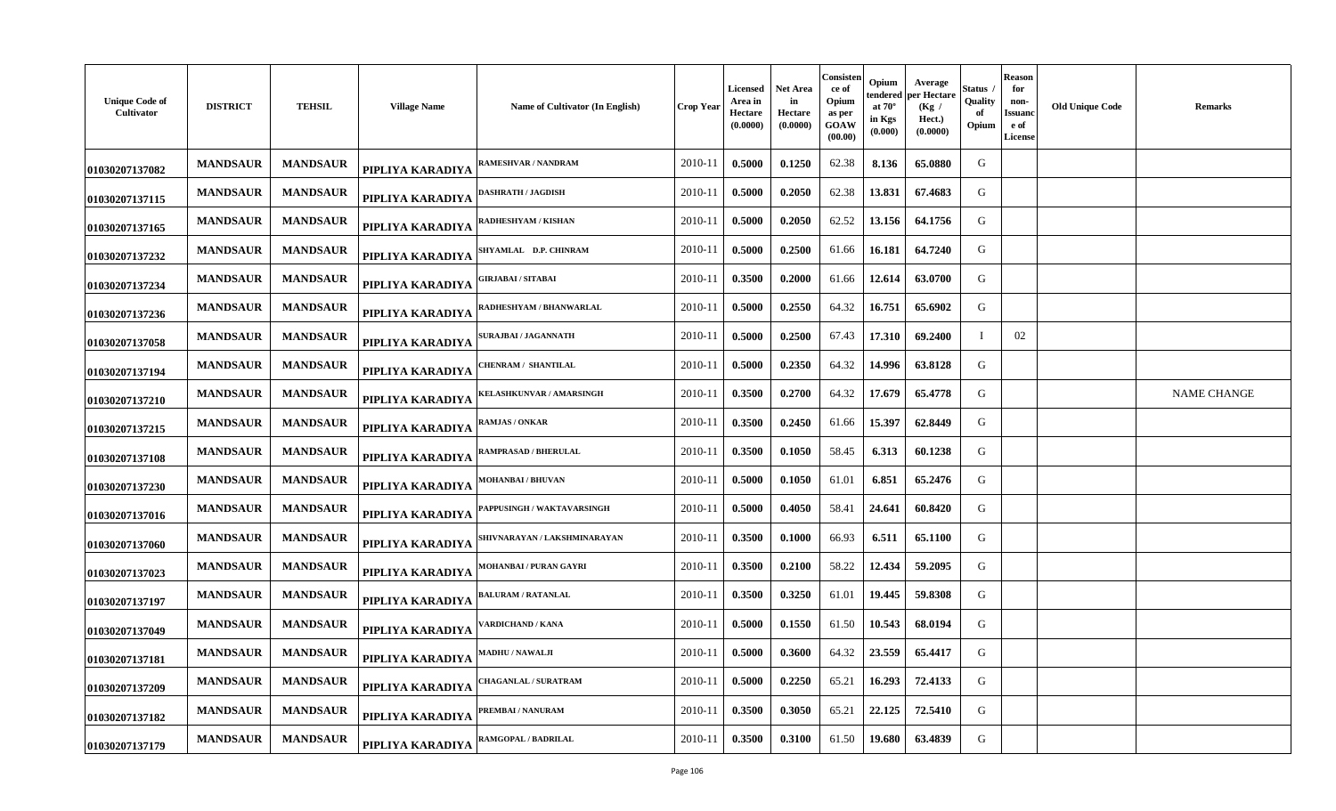| Unique Code of Cultivator | DISTRICT | TEHSIL | Village Name | Name of Cultivator (In English) | Crop Year | Licensed Area in Hectare (0.0000) | Net Area in Hectare (0.0000) | Consistence of Opium as per GOAW (00.00) | Opium tendered at 70° in Kgs (0.000) | Average per Hectare (Kg / Hect.) (0.0000) | Status / Quality of Opium | Reason for non-Issuance of License | Old Unique Code | Remarks |
|---|---|---|---|---|---|---|---|---|---|---|---|---|---|---|
| 01030207137082 | MANDSAUR | MANDSAUR | PIPLIYA KARADIYA | RAMESHVAR / NANDRAM | 2010-11 | 0.5000 | 0.1250 | 62.38 | 8.136 | 65.0880 | G | | | |
| 01030207137115 | MANDSAUR | MANDSAUR | PIPLIYA KARADIYA | DASHRATH / JAGDISH | 2010-11 | 0.5000 | 0.2050 | 62.38 | 13.831 | 67.4683 | G | | | |
| 01030207137165 | MANDSAUR | MANDSAUR | PIPLIYA KARADIYA | RADHESHYAM / KISHAN | 2010-11 | 0.5000 | 0.2050 | 62.52 | 13.156 | 64.1756 | G | | | |
| 01030207137232 | MANDSAUR | MANDSAUR | PIPLIYA KARADIYA | SHYAMLAL D.P. CHINRAM | 2010-11 | 0.5000 | 0.2500 | 61.66 | 16.181 | 64.7240 | G | | | |
| 01030207137234 | MANDSAUR | MANDSAUR | PIPLIYA KARADIYA | GIRJABAI / SITABAI | 2010-11 | 0.3500 | 0.2000 | 61.66 | 12.614 | 63.0700 | G | | | |
| 01030207137236 | MANDSAUR | MANDSAUR | PIPLIYA KARADIYA | RADHESHYAM / BHANWARLAL | 2010-11 | 0.5000 | 0.2550 | 64.32 | 16.751 | 65.6902 | G | | | |
| 01030207137058 | MANDSAUR | MANDSAUR | PIPLIYA KARADIYA | SURAJBAI / JAGANNATH | 2010-11 | 0.5000 | 0.2500 | 67.43 | 17.310 | 69.2400 | I | 02 | | |
| 01030207137194 | MANDSAUR | MANDSAUR | PIPLIYA KARADIYA | CHENRAM / SHANTILAL | 2010-11 | 0.5000 | 0.2350 | 64.32 | 14.996 | 63.8128 | G | | | |
| 01030207137210 | MANDSAUR | MANDSAUR | PIPLIYA KARADIYA | KELASHKUNVAR / AMARSINGH | 2010-11 | 0.3500 | 0.2700 | 64.32 | 17.679 | 65.4778 | G | | | NAME CHANGE |
| 01030207137215 | MANDSAUR | MANDSAUR | PIPLIYA KARADIYA | RAMJAS / ONKAR | 2010-11 | 0.3500 | 0.2450 | 61.66 | 15.397 | 62.8449 | G | | | |
| 01030207137108 | MANDSAUR | MANDSAUR | PIPLIYA KARADIYA | RAMPRASAD / BHERULAL | 2010-11 | 0.3500 | 0.1050 | 58.45 | 6.313 | 60.1238 | G | | | |
| 01030207137230 | MANDSAUR | MANDSAUR | PIPLIYA KARADIYA | MOHANBAI / BHUVAN | 2010-11 | 0.5000 | 0.1050 | 61.01 | 6.851 | 65.2476 | G | | | |
| 01030207137016 | MANDSAUR | MANDSAUR | PIPLIYA KARADIYA | PAPPUSINGH / WAKTAVARSINGH | 2010-11 | 0.5000 | 0.4050 | 58.41 | 24.641 | 60.8420 | G | | | |
| 01030207137060 | MANDSAUR | MANDSAUR | PIPLIYA KARADIYA | SHIVNARAYAN / LAKSHMINARAYAN | 2010-11 | 0.3500 | 0.1000 | 66.93 | 6.511 | 65.1100 | G | | | |
| 01030207137023 | MANDSAUR | MANDSAUR | PIPLIYA KARADIYA | MOHANBAI / PURAN GAYRI | 2010-11 | 0.3500 | 0.2100 | 58.22 | 12.434 | 59.2095 | G | | | |
| 01030207137197 | MANDSAUR | MANDSAUR | PIPLIYA KARADIYA | BALURAM / RATANLAL | 2010-11 | 0.3500 | 0.3250 | 61.01 | 19.445 | 59.8308 | G | | | |
| 01030207137049 | MANDSAUR | MANDSAUR | PIPLIYA KARADIYA | VARDICHAND / KANA | 2010-11 | 0.5000 | 0.1550 | 61.50 | 10.543 | 68.0194 | G | | | |
| 01030207137181 | MANDSAUR | MANDSAUR | PIPLIYA KARADIYA | MADHU / NAWALJI | 2010-11 | 0.5000 | 0.3600 | 64.32 | 23.559 | 65.4417 | G | | | |
| 01030207137209 | MANDSAUR | MANDSAUR | PIPLIYA KARADIYA | CHAGANLAL / SURATRAM | 2010-11 | 0.5000 | 0.2250 | 65.21 | 16.293 | 72.4133 | G | | | |
| 01030207137182 | MANDSAUR | MANDSAUR | PIPLIYA KARADIYA | PREMBAI / NANURAM | 2010-11 | 0.3500 | 0.3050 | 65.21 | 22.125 | 72.5410 | G | | | |
| 01030207137179 | MANDSAUR | MANDSAUR | PIPLIYA KARADIYA | RAMGOPAL / BADRILAL | 2010-11 | 0.3500 | 0.3100 | 61.50 | 19.680 | 63.4839 | G | | | |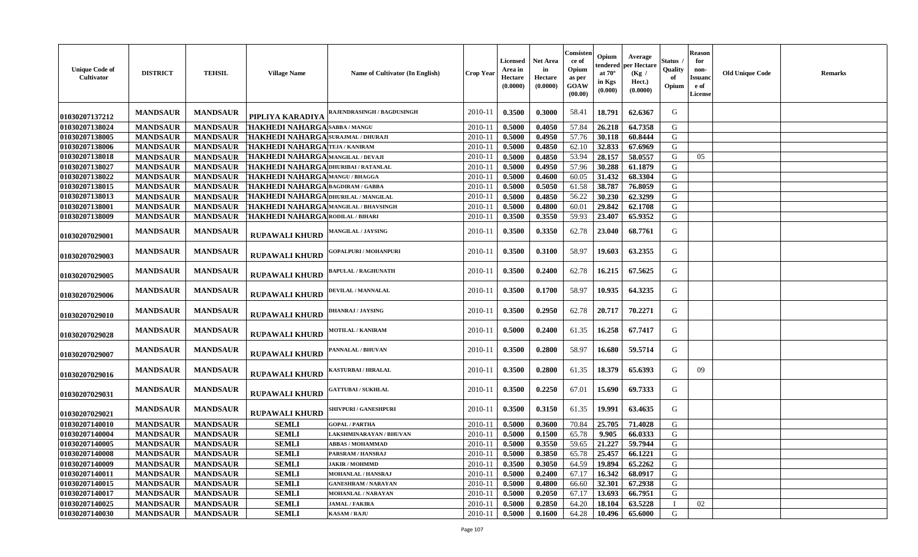| Unique Code of Cultivator | DISTRICT | TEHSIL | Village Name | Name of Cultivator (In English) | Crop Year | Licensed Area in Hectare (0.0000) | Net Area in Hectare (0.0000) | Consistence of Opium as per GOAW (00.00) | Opium tendered at 70° in Kgs (0.000) | Average per Hectare (Kg / Hect.) (0.0000) | Status / Quality of Opium | Reason for non-Issuance of License | Old Unique Code | Remarks |
|---|---|---|---|---|---|---|---|---|---|---|---|---|---|---|
| 01030207137212 | MANDSAUR | MANDSAUR | PIPLIYA KARADIYA | RAJENDRASINGH / BAGDUSINGH | 2010-11 | 0.3500 | 0.3000 | 58.41 | 18.791 | 62.6367 | G | | | |
| 01030207138024 | MANDSAUR | MANDSAUR | THAKHEDI NAHARGA | SABBA / MANGU | 2010-11 | 0.5000 | 0.4050 | 57.84 | 26.218 | 64.7358 | G | | | |
| 01030207138005 | MANDSAUR | MANDSAUR | THAKHEDI NAHARGA | SURAJMAL / DHURAJI | 2010-11 | 0.5000 | 0.4950 | 57.76 | 30.118 | 60.8444 | G | | | |
| 01030207138006 | MANDSAUR | MANDSAUR | THAKHEDI NAHARGA | TEJA / KANIRAM | 2010-11 | 0.5000 | 0.4850 | 62.10 | 32.833 | 67.6969 | G | | | |
| 01030207138018 | MANDSAUR | MANDSAUR | THAKHEDI NAHARGA | MANGILAL / DEVAJI | 2010-11 | 0.5000 | 0.4850 | 53.94 | 28.157 | 58.0557 | G | 05 | | |
| 01030207138027 | MANDSAUR | MANDSAUR | THAKHEDI NAHARGA | DHURIBAI / RATANLAL | 2010-11 | 0.5000 | 0.4950 | 57.96 | 30.288 | 61.1879 | G | | | |
| 01030207138022 | MANDSAUR | MANDSAUR | THAKHEDI NAHARGA | MANGU / BHAGGA | 2010-11 | 0.5000 | 0.4600 | 60.05 | 31.432 | 68.3304 | G | | | |
| 01030207138015 | MANDSAUR | MANDSAUR | THAKHEDI NAHARGA | BAGDIRAM / GABBA | 2010-11 | 0.5000 | 0.5050 | 61.58 | 38.787 | 76.8059 | G | | | |
| 01030207138013 | MANDSAUR | MANDSAUR | THAKHEDI NAHARGA | DHURILAL / MANGILAL | 2010-11 | 0.5000 | 0.4850 | 56.22 | 30.230 | 62.3299 | G | | | |
| 01030207138001 | MANDSAUR | MANDSAUR | THAKHEDI NAHARGA | MANGILAL / BHAVSINGH | 2010-11 | 0.5000 | 0.4800 | 60.01 | 29.842 | 62.1708 | G | | | |
| 01030207138009 | MANDSAUR | MANDSAUR | THAKHEDI NAHARGA | RODILAL / BIHARI | 2010-11 | 0.3500 | 0.3550 | 59.93 | 23.407 | 65.9352 | G | | | |
| 01030207029001 | MANDSAUR | MANDSAUR | RUPAWALI KHURD | MANGILAL / JAYSING | 2010-11 | 0.3500 | 0.3350 | 62.78 | 23.040 | 68.7761 | G | | | |
| 01030207029003 | MANDSAUR | MANDSAUR | RUPAWALI KHURD | GOPALPURI / MOHANPURI | 2010-11 | 0.3500 | 0.3100 | 58.97 | 19.603 | 63.2355 | G | | | |
| 01030207029005 | MANDSAUR | MANDSAUR | RUPAWALI KHURD | BAPULAL / RAGHUNATH | 2010-11 | 0.3500 | 0.2400 | 62.78 | 16.215 | 67.5625 | G | | | |
| 01030207029006 | MANDSAUR | MANDSAUR | RUPAWALI KHURD | DEVILAL / MANNALAL | 2010-11 | 0.3500 | 0.1700 | 58.97 | 10.935 | 64.3235 | G | | | |
| 01030207029010 | MANDSAUR | MANDSAUR | RUPAWALI KHURD | DHANRAJ / JAYSING | 2010-11 | 0.3500 | 0.2950 | 62.78 | 20.717 | 70.2271 | G | | | |
| 01030207029028 | MANDSAUR | MANDSAUR | RUPAWALI KHURD | MOTILAL / KANIRAM | 2010-11 | 0.5000 | 0.2400 | 61.35 | 16.258 | 67.7417 | G | | | |
| 01030207029007 | MANDSAUR | MANDSAUR | RUPAWALI KHURD | PANNALAL / BHUVAN | 2010-11 | 0.3500 | 0.2800 | 58.97 | 16.680 | 59.5714 | G | | | |
| 01030207029016 | MANDSAUR | MANDSAUR | RUPAWALI KHURD | KASTURBAI / HIRALAL | 2010-11 | 0.3500 | 0.2800 | 61.35 | 18.379 | 65.6393 | G | 09 | | |
| 01030207029031 | MANDSAUR | MANDSAUR | RUPAWALI KHURD | GATTUBAI / SUKHLAL | 2010-11 | 0.3500 | 0.2250 | 67.01 | 15.690 | 69.7333 | G | | | |
| 01030207029021 | MANDSAUR | MANDSAUR | RUPAWALI KHURD | SHIVPURI / GANESHPURI | 2010-11 | 0.3500 | 0.3150 | 61.35 | 19.991 | 63.4635 | G | | | |
| 01030207140010 | MANDSAUR | MANDSAUR | SEMLI | GOPAL / PARTHA | 2010-11 | 0.5000 | 0.3600 | 70.84 | 25.705 | 71.4028 | G | | | |
| 01030207140004 | MANDSAUR | MANDSAUR | SEMLI | LAKSHMINARAYAN / BHUVAN | 2010-11 | 0.5000 | 0.1500 | 65.78 | 9.905 | 66.0333 | G | | | |
| 01030207140005 | MANDSAUR | MANDSAUR | SEMLI | ABBAS / MOHAMMAD | 2010-11 | 0.5000 | 0.3550 | 59.65 | 21.227 | 59.7944 | G | | | |
| 01030207140008 | MANDSAUR | MANDSAUR | SEMLI | PARSRAM / HANSRAJ | 2010-11 | 0.5000 | 0.3850 | 65.78 | 25.457 | 66.1221 | G | | | |
| 01030207140009 | MANDSAUR | MANDSAUR | SEMLI | JAKIR / MOHMMD | 2010-11 | 0.3500 | 0.3050 | 64.59 | 19.894 | 65.2262 | G | | | |
| 01030207140011 | MANDSAUR | MANDSAUR | SEMLI | MOHANLAL / HANSRAJ | 2010-11 | 0.5000 | 0.2400 | 67.17 | 16.342 | 68.0917 | G | | | |
| 01030207140015 | MANDSAUR | MANDSAUR | SEMLI | GANESHRAM / NARAYAN | 2010-11 | 0.5000 | 0.4800 | 66.60 | 32.301 | 67.2938 | G | | | |
| 01030207140017 | MANDSAUR | MANDSAUR | SEMLI | MOHANLAL / NARAYAN | 2010-11 | 0.5000 | 0.2050 | 67.17 | 13.693 | 66.7951 | G | | | |
| 01030207140025 | MANDSAUR | MANDSAUR | SEMLI | JAMAL / FAKIRA | 2010-11 | 0.5000 | 0.2850 | 64.20 | 18.104 | 63.5228 | I | 02 | | |
| 01030207140030 | MANDSAUR | MANDSAUR | SEMLI | KASAM / RAJU | 2010-11 | 0.5000 | 0.1600 | 64.28 | 10.496 | 65.6000 | G | | | |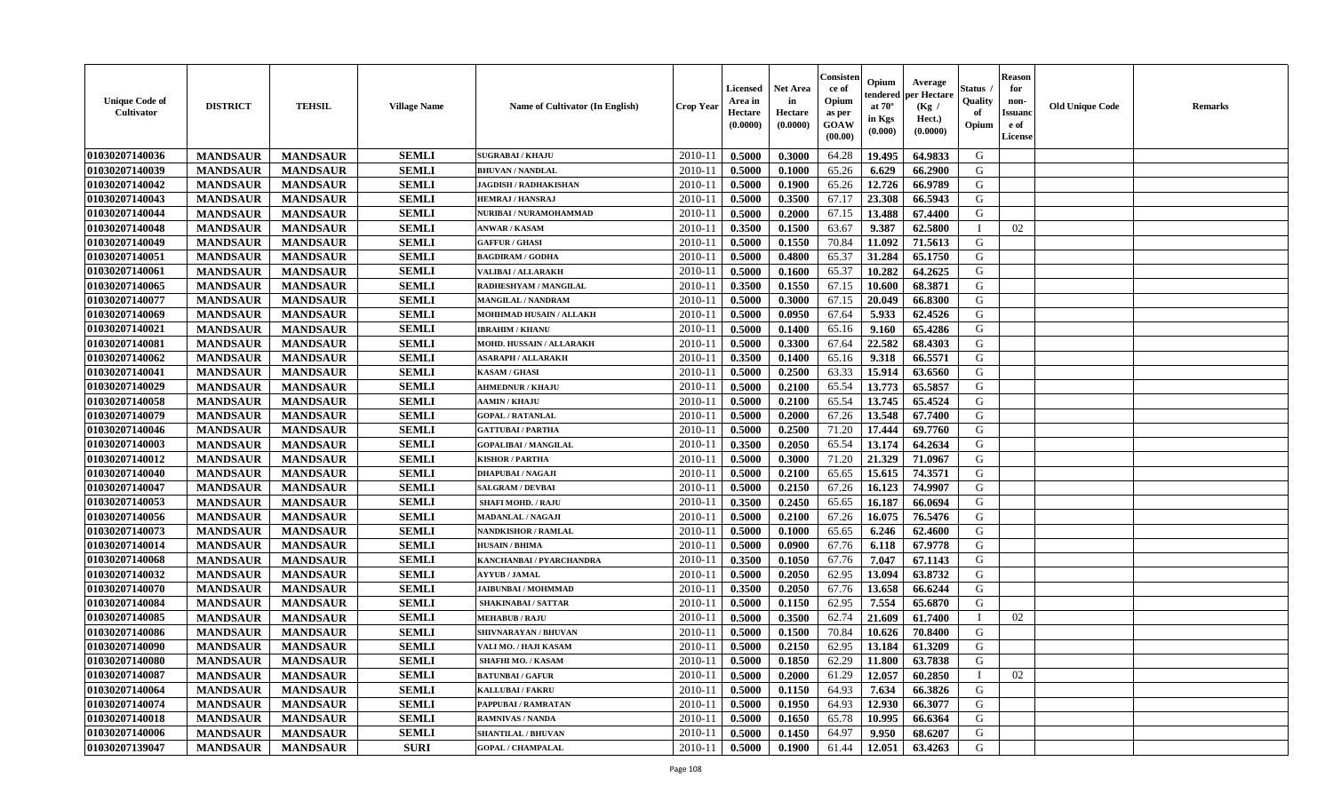| Unique Code of Cultivator | DISTRICT | TEHSIL | Village Name | Name of Cultivator (In English) | Crop Year | Licensed Area in Hectare (0.0000) | Net Area in Hectare (0.0000) | Consistence of Opium as per GOAW (00.00) | Opium tendered at 70° in Kgs (0.000) | Average per Hectare (Kg / Hect.) (0.0000) | Status / Quality of Opium | Reason for non-Issuance of License | Old Unique Code | Remarks |
|---|---|---|---|---|---|---|---|---|---|---|---|---|---|---|
| 01030207140036 | MANDSAUR | MANDSAUR | SEMLI | SUGRABAI / KHAJU | 2010-11 | 0.5000 | 0.3000 | 64.28 | 19.495 | 64.9833 | G | | | |
| 01030207140039 | MANDSAUR | MANDSAUR | SEMLI | BHUVAN / NANDLAL | 2010-11 | 0.5000 | 0.1000 | 65.26 | 6.629 | 66.2900 | G | | | |
| 01030207140042 | MANDSAUR | MANDSAUR | SEMLI | JAGDISH / RADHAKISHAN | 2010-11 | 0.5000 | 0.1900 | 65.26 | 12.726 | 66.9789 | G | | | |
| 01030207140043 | MANDSAUR | MANDSAUR | SEMLI | HEMRAJ / HANSRAJ | 2010-11 | 0.5000 | 0.3500 | 67.17 | 23.308 | 66.5943 | G | | | |
| 01030207140044 | MANDSAUR | MANDSAUR | SEMLI | NURIBAI / NURAMOHAMMAD | 2010-11 | 0.5000 | 0.2000 | 67.15 | 13.488 | 67.4400 | G | | | |
| 01030207140048 | MANDSAUR | MANDSAUR | SEMLI | ANWAR / KASAM | 2010-11 | 0.3500 | 0.1500 | 63.67 | 9.387 | 62.5800 | I | 02 | | |
| 01030207140049 | MANDSAUR | MANDSAUR | SEMLI | GAFFUR / GHASI | 2010-11 | 0.5000 | 0.1550 | 70.84 | 11.092 | 71.5613 | G | | | |
| 01030207140051 | MANDSAUR | MANDSAUR | SEMLI | BAGDIRAM / GODHA | 2010-11 | 0.5000 | 0.4800 | 65.37 | 31.284 | 65.1750 | G | | | |
| 01030207140061 | MANDSAUR | MANDSAUR | SEMLI | VALIBAI / ALLARAKH | 2010-11 | 0.5000 | 0.1600 | 65.37 | 10.282 | 64.2625 | G | | | |
| 01030207140065 | MANDSAUR | MANDSAUR | SEMLI | RADHESHYAM / MANGILAL | 2010-11 | 0.3500 | 0.1550 | 67.15 | 10.600 | 68.3871 | G | | | |
| 01030207140077 | MANDSAUR | MANDSAUR | SEMLI | MANGILAL / NANDRAM | 2010-11 | 0.5000 | 0.3000 | 67.15 | 20.049 | 66.8300 | G | | | |
| 01030207140069 | MANDSAUR | MANDSAUR | SEMLI | MOHHMAD HUSAIN / ALLAKH | 2010-11 | 0.5000 | 0.0950 | 67.64 | 5.933 | 62.4526 | G | | | |
| 01030207140021 | MANDSAUR | MANDSAUR | SEMLI | IBRAHIM / KHANU | 2010-11 | 0.5000 | 0.1400 | 65.16 | 9.160 | 65.4286 | G | | | |
| 01030207140081 | MANDSAUR | MANDSAUR | SEMLI | MOHD. HUSSAIN / ALLARAKH | 2010-11 | 0.5000 | 0.3300 | 67.64 | 22.582 | 68.4303 | G | | | |
| 01030207140062 | MANDSAUR | MANDSAUR | SEMLI | ASARAPH / ALLARAKH | 2010-11 | 0.3500 | 0.1400 | 65.16 | 9.318 | 66.5571 | G | | | |
| 01030207140041 | MANDSAUR | MANDSAUR | SEMLI | KASAM / GHASI | 2010-11 | 0.5000 | 0.2500 | 63.33 | 15.914 | 63.6560 | G | | | |
| 01030207140029 | MANDSAUR | MANDSAUR | SEMLI | AHMEDNUR / KHAJU | 2010-11 | 0.5000 | 0.2100 | 65.54 | 13.773 | 65.5857 | G | | | |
| 01030207140058 | MANDSAUR | MANDSAUR | SEMLI | AAMIN / KHAJU | 2010-11 | 0.5000 | 0.2100 | 65.54 | 13.745 | 65.4524 | G | | | |
| 01030207140079 | MANDSAUR | MANDSAUR | SEMLI | GOPAL / RATANLAL | 2010-11 | 0.5000 | 0.2000 | 67.26 | 13.548 | 67.7400 | G | | | |
| 01030207140046 | MANDSAUR | MANDSAUR | SEMLI | GATTUBAI / PARTHA | 2010-11 | 0.5000 | 0.2500 | 71.20 | 17.444 | 69.7760 | G | | | |
| 01030207140003 | MANDSAUR | MANDSAUR | SEMLI | GOPALIBAI / MANGILAL | 2010-11 | 0.3500 | 0.2050 | 65.54 | 13.174 | 64.2634 | G | | | |
| 01030207140012 | MANDSAUR | MANDSAUR | SEMLI | KISHOR / PARTHA | 2010-11 | 0.5000 | 0.3000 | 71.20 | 21.329 | 71.0967 | G | | | |
| 01030207140040 | MANDSAUR | MANDSAUR | SEMLI | DHAPUBAI / NAGAJI | 2010-11 | 0.5000 | 0.2100 | 65.65 | 15.615 | 74.3571 | G | | | |
| 01030207140047 | MANDSAUR | MANDSAUR | SEMLI | SALGRAM / DEVBAI | 2010-11 | 0.5000 | 0.2150 | 67.26 | 16.123 | 74.9907 | G | | | |
| 01030207140053 | MANDSAUR | MANDSAUR | SEMLI | SHAFI MOHD. / RAJU | 2010-11 | 0.3500 | 0.2450 | 65.65 | 16.187 | 66.0694 | G | | | |
| 01030207140056 | MANDSAUR | MANDSAUR | SEMLI | MADANLAL / NAGAJI | 2010-11 | 0.5000 | 0.2100 | 67.26 | 16.075 | 76.5476 | G | | | |
| 01030207140073 | MANDSAUR | MANDSAUR | SEMLI | NANDKISHOR / RAMLAL | 2010-11 | 0.5000 | 0.1000 | 65.65 | 6.246 | 62.4600 | G | | | |
| 01030207140014 | MANDSAUR | MANDSAUR | SEMLI | HUSAIN / BHIMA | 2010-11 | 0.5000 | 0.0900 | 67.76 | 6.118 | 67.9778 | G | | | |
| 01030207140068 | MANDSAUR | MANDSAUR | SEMLI | KANCHANBAI / PYARCHANDRA | 2010-11 | 0.3500 | 0.1050 | 67.76 | 7.047 | 67.1143 | G | | | |
| 01030207140032 | MANDSAUR | MANDSAUR | SEMLI | AYYUB / JAMAL | 2010-11 | 0.5000 | 0.2050 | 62.95 | 13.094 | 63.8732 | G | | | |
| 01030207140070 | MANDSAUR | MANDSAUR | SEMLI | JAIBUNBAI / MOHMMAD | 2010-11 | 0.3500 | 0.2050 | 67.76 | 13.658 | 66.6244 | G | | | |
| 01030207140084 | MANDSAUR | MANDSAUR | SEMLI | SHAKINABAI / SATTAR | 2010-11 | 0.5000 | 0.1150 | 62.95 | 7.554 | 65.6870 | G | | | |
| 01030207140085 | MANDSAUR | MANDSAUR | SEMLI | MEHABUB / RAJU | 2010-11 | 0.5000 | 0.3500 | 62.74 | 21.609 | 61.7400 | I | 02 | | |
| 01030207140086 | MANDSAUR | MANDSAUR | SEMLI | SHIVNARAYAN / BHUVAN | 2010-11 | 0.5000 | 0.1500 | 70.84 | 10.626 | 70.8400 | G | | | |
| 01030207140090 | MANDSAUR | MANDSAUR | SEMLI | VALI MO. / HAJI KASAM | 2010-11 | 0.5000 | 0.2150 | 62.95 | 13.184 | 61.3209 | G | | | |
| 01030207140080 | MANDSAUR | MANDSAUR | SEMLI | SHAFHI MO. / KASAM | 2010-11 | 0.5000 | 0.1850 | 62.29 | 11.800 | 63.7838 | G | | | |
| 01030207140087 | MANDSAUR | MANDSAUR | SEMLI | BATUNBAI / GAFUR | 2010-11 | 0.5000 | 0.2000 | 61.29 | 12.057 | 60.2850 | I | 02 | | |
| 01030207140064 | MANDSAUR | MANDSAUR | SEMLI | KALLUBAI / FAKRU | 2010-11 | 0.5000 | 0.1150 | 64.93 | 7.634 | 66.3826 | G | | | |
| 01030207140074 | MANDSAUR | MANDSAUR | SEMLI | PAPPUBAI / RAMRATAN | 2010-11 | 0.5000 | 0.1950 | 64.93 | 12.930 | 66.3077 | G | | | |
| 01030207140018 | MANDSAUR | MANDSAUR | SEMLI | RAMNIVAS / NANDA | 2010-11 | 0.5000 | 0.1650 | 65.78 | 10.995 | 66.6364 | G | | | |
| 01030207140006 | MANDSAUR | MANDSAUR | SEMLI | SHANTILAL / BHUVAN | 2010-11 | 0.5000 | 0.1450 | 64.97 | 9.950 | 68.6207 | G | | | |
| 01030207139047 | MANDSAUR | MANDSAUR | SURI | GOPAL / CHAMPALAL | 2010-11 | 0.5000 | 0.1900 | 61.44 | 12.051 | 63.4263 | G | | | |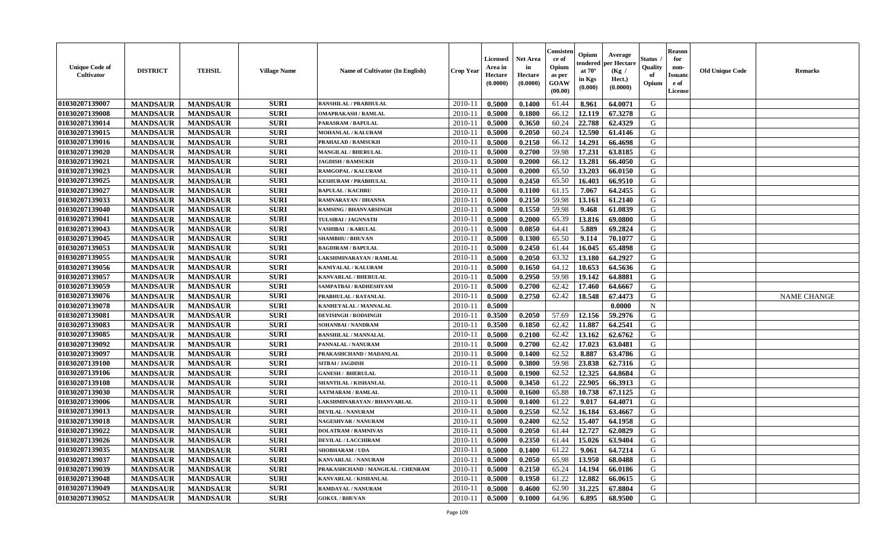| Unique Code of Cultivator | DISTRICT | TEHSIL | Village Name | Name of Cultivator (In English) | Crop Year | Licensed Area in Hectare (0.0000) | Net Area in Hectare (0.0000) | Consistence of Opium as per GOAW (00.00) | Opium tendered at 70° in Kgs (0.000) | Average per Hectare (Kg / Hect.) (0.0000) | Status / Quality of Opium | Reason for non-Issuance of License | Old Unique Code | Remarks |
|---|---|---|---|---|---|---|---|---|---|---|---|---|---|---|
| 01030207139007 | MANDSAUR | MANDSAUR | SURI | BANSHILAL / PRABHULAL | 2010-11 | 0.5000 | 0.1400 | 61.44 | 8.961 | 64.0071 | G | | | |
| 01030207139008 | MANDSAUR | MANDSAUR | SURI | OMAPRAKASH / RAMLAL | 2010-11 | 0.5000 | 0.1800 | 66.12 | 12.119 | 67.3278 | G | | | |
| 01030207139014 | MANDSAUR | MANDSAUR | SURI | PARASRAM / BAPULAL | 2010-11 | 0.5000 | 0.3650 | 60.24 | 22.788 | 62.4329 | G | | | |
| 01030207139015 | MANDSAUR | MANDSAUR | SURI | MOHANLAL / KALURAM | 2010-11 | 0.5000 | 0.2050 | 60.24 | 12.590 | 61.4146 | G | | | |
| 01030207139016 | MANDSAUR | MANDSAUR | SURI | PRAHALAD / RAMSUKH | 2010-11 | 0.5000 | 0.2150 | 66.12 | 14.291 | 66.4698 | G | | | |
| 01030207139020 | MANDSAUR | MANDSAUR | SURI | MANGILAL / BHERULAL | 2010-11 | 0.5000 | 0.2700 | 59.98 | 17.231 | 63.8185 | G | | | |
| 01030207139021 | MANDSAUR | MANDSAUR | SURI | JAGDISH / RAMSUKH | 2010-11 | 0.5000 | 0.2000 | 66.12 | 13.281 | 66.4050 | G | | | |
| 01030207139023 | MANDSAUR | MANDSAUR | SURI | RAMGOPAL / KALURAM | 2010-11 | 0.5000 | 0.2000 | 65.50 | 13.203 | 66.0150 | G | | | |
| 01030207139025 | MANDSAUR | MANDSAUR | SURI | KESHURAM / PRABHULAL | 2010-11 | 0.5000 | 0.2450 | 65.50 | 16.403 | 66.9510 | G | | | |
| 01030207139027 | MANDSAUR | MANDSAUR | SURI | BAPULAL / KACHRU | 2010-11 | 0.5000 | 0.1100 | 61.15 | 7.067 | 64.2455 | G | | | |
| 01030207139033 | MANDSAUR | MANDSAUR | SURI | RAMNARAYAN / DHANNA | 2010-11 | 0.5000 | 0.2150 | 59.98 | 13.161 | 61.2140 | G | | | |
| 01030207139040 | MANDSAUR | MANDSAUR | SURI | RAMSING / BHANVARSINGH | 2010-11 | 0.5000 | 0.1550 | 59.98 | 9.468 | 61.0839 | G | | | |
| 01030207139041 | MANDSAUR | MANDSAUR | SURI | TULSIBAI / JAGNNATH | 2010-11 | 0.5000 | 0.2000 | 65.39 | 13.816 | 69.0800 | G | | | |
| 01030207139043 | MANDSAUR | MANDSAUR | SURI | VASHIBAI / KARULAL | 2010-11 | 0.5000 | 0.0850 | 64.41 | 5.889 | 69.2824 | G | | | |
| 01030207139045 | MANDSAUR | MANDSAUR | SURI | SHAMBHU / BHUVAN | 2010-11 | 0.5000 | 0.1300 | 65.50 | 9.114 | 70.1077 | G | | | |
| 01030207139053 | MANDSAUR | MANDSAUR | SURI | BAGDIRAM / BAPULAL | 2010-11 | 0.5000 | 0.2450 | 61.44 | 16.045 | 65.4898 | G | | | |
| 01030207139055 | MANDSAUR | MANDSAUR | SURI | LAKSHMINARAYAN / RAMLAL | 2010-11 | 0.5000 | 0.2050 | 63.32 | 13.180 | 64.2927 | G | | | |
| 01030207139056 | MANDSAUR | MANDSAUR | SURI | KANIYALAL / KALURAM | 2010-11 | 0.5000 | 0.1650 | 64.12 | 10.653 | 64.5636 | G | | | |
| 01030207139057 | MANDSAUR | MANDSAUR | SURI | KANVARLAL / BHERULAL | 2010-11 | 0.5000 | 0.2950 | 59.98 | 19.142 | 64.8881 | G | | | |
| 01030207139059 | MANDSAUR | MANDSAUR | SURI | SAMPATBAI / RADHESHYAM | 2010-11 | 0.5000 | 0.2700 | 62.42 | 17.460 | 64.6667 | G | | | |
| 01030207139076 | MANDSAUR | MANDSAUR | SURI | PRABHULAL / RATANLAL | 2010-11 | 0.5000 | 0.2750 | 62.42 | 18.548 | 67.4473 | G | | | NAME CHANGE |
| 01030207139078 | MANDSAUR | MANDSAUR | SURI | KANHEYALAL / MANNALAL | 2010-11 | 0.5000 | | | | 0.0000 | N | | | |
| 01030207139081 | MANDSAUR | MANDSAUR | SURI | DEVISINGH / RODSINGH | 2010-11 | 0.3500 | 0.2050 | 57.69 | 12.156 | 59.2976 | G | | | |
| 01030207139083 | MANDSAUR | MANDSAUR | SURI | SOHANBAI / NANDRAM | 2010-11 | 0.3500 | 0.1850 | 62.42 | 11.887 | 64.2541 | G | | | |
| 01030207139085 | MANDSAUR | MANDSAUR | SURI | BANSHILAL / MANNALAL | 2010-11 | 0.5000 | 0.2100 | 62.42 | 13.162 | 62.6762 | G | | | |
| 01030207139092 | MANDSAUR | MANDSAUR | SURI | PANNALAL / NANURAM | 2010-11 | 0.5000 | 0.2700 | 62.42 | 17.023 | 63.0481 | G | | | |
| 01030207139097 | MANDSAUR | MANDSAUR | SURI | PRAKASHCHAND / MADANLAL | 2010-11 | 0.5000 | 0.1400 | 62.52 | 8.887 | 63.4786 | G | | | |
| 01030207139100 | MANDSAUR | MANDSAUR | SURI | SITBAI / JAGDISH | 2010-11 | 0.5000 | 0.3800 | 59.98 | 23.838 | 62.7316 | G | | | |
| 01030207139106 | MANDSAUR | MANDSAUR | SURI | GANESH / BHERULAL | 2010-11 | 0.5000 | 0.1900 | 62.52 | 12.325 | 64.8684 | G | | | |
| 01030207139108 | MANDSAUR | MANDSAUR | SURI | SHANTILAL / KISHANLAL | 2010-11 | 0.5000 | 0.3450 | 61.22 | 22.905 | 66.3913 | G | | | |
| 01030207139030 | MANDSAUR | MANDSAUR | SURI | AATMARAM / RAMLAL | 2010-11 | 0.5000 | 0.1600 | 65.88 | 10.738 | 67.1125 | G | | | |
| 01030207139006 | MANDSAUR | MANDSAUR | SURI | LAKSHMINARAYAN / BHANVARLAL | 2010-11 | 0.5000 | 0.1400 | 61.22 | 9.017 | 64.4071 | G | | | |
| 01030207139013 | MANDSAUR | MANDSAUR | SURI | DEVILAL / NANURAM | 2010-11 | 0.5000 | 0.2550 | 62.52 | 16.184 | 63.4667 | G | | | |
| 01030207139018 | MANDSAUR | MANDSAUR | SURI | NAGESHVAR / NANURAM | 2010-11 | 0.5000 | 0.2400 | 62.52 | 15.407 | 64.1958 | G | | | |
| 01030207139022 | MANDSAUR | MANDSAUR | SURI | DOLATRAM / RAMNIVAS | 2010-11 | 0.5000 | 0.2050 | 61.44 | 12.727 | 62.0829 | G | | | |
| 01030207139026 | MANDSAUR | MANDSAUR | SURI | DEVILAL / LACCHIRAM | 2010-11 | 0.5000 | 0.2350 | 61.44 | 15.026 | 63.9404 | G | | | |
| 01030207139035 | MANDSAUR | MANDSAUR | SURI | SHOBHARAM / UDA | 2010-11 | 0.5000 | 0.1400 | 61.22 | 9.061 | 64.7214 | G | | | |
| 01030207139037 | MANDSAUR | MANDSAUR | SURI | KANVARLAL / NANURAM | 2010-11 | 0.5000 | 0.2050 | 65.98 | 13.950 | 68.0488 | G | | | |
| 01030207139039 | MANDSAUR | MANDSAUR | SURI | PRAKASHCHAND / MANGILAL / CHENRAM | 2010-11 | 0.5000 | 0.2150 | 65.24 | 14.194 | 66.0186 | G | | | |
| 01030207139048 | MANDSAUR | MANDSAUR | SURI | KANVARLAL / KISHANLAL | 2010-11 | 0.5000 | 0.1950 | 61.22 | 12.882 | 66.0615 | G | | | |
| 01030207139049 | MANDSAUR | MANDSAUR | SURI | RAMDAYAL / NANURAM | 2010-11 | 0.5000 | 0.4600 | 62.90 | 31.225 | 67.8804 | G | | | |
| 01030207139052 | MANDSAUR | MANDSAUR | SURI | GOKUL / BHUVAN | 2010-11 | 0.5000 | 0.1000 | 64.96 | 6.895 | 68.9500 | G | | | |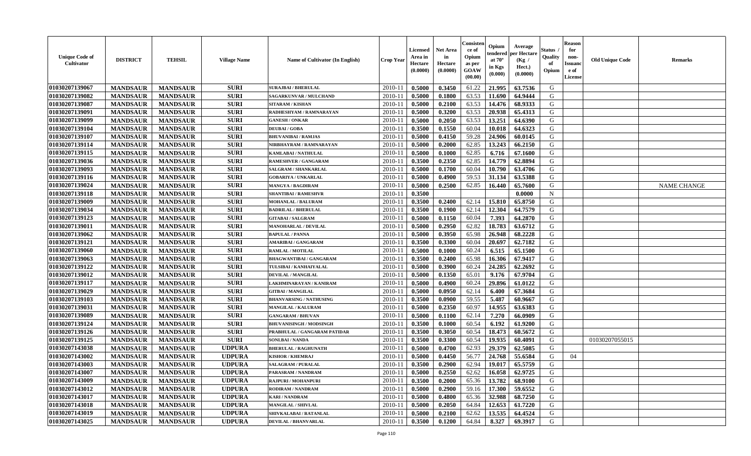| Unique Code of Cultivator | DISTRICT | TEHSIL | Village Name | Name of Cultivator (In English) | Crop Year | Licensed Area in Hectare (0.0000) | Net Area in Hectare (0.0000) | Consistence of Opium as per GOAW (00.00) | Opium tendered at 70° in Kgs (0.000) | Average per Hectare (Kg / Hect.) (0.0000) | Status / Quality of Opium | Reason for non-Issuance of License | Old Unique Code | Remarks |
|---|---|---|---|---|---|---|---|---|---|---|---|---|---|---|
| 01030207139067 | MANDSAUR | MANDSAUR | SURI | SURAJBAI / BHERULAL | 2010-11 | 0.5000 | 0.3450 | 61.22 | 21.995 | 63.7536 | G | | | |
| 01030207139082 | MANDSAUR | MANDSAUR | SURI | SAGARKUNVAR / MULCHAND | 2010-11 | 0.5000 | 0.1800 | 63.53 | 11.690 | 64.9444 | G | | | |
| 01030207139087 | MANDSAUR | MANDSAUR | SURI | SITARAM / KISHAN | 2010-11 | 0.5000 | 0.2100 | 63.53 | 14.476 | 68.9333 | G | | | |
| 01030207139091 | MANDSAUR | MANDSAUR | SURI | RADHESHYAM / RAMNARAYAN | 2010-11 | 0.5000 | 0.3200 | 63.53 | 20.938 | 65.4313 | G | | | |
| 01030207139099 | MANDSAUR | MANDSAUR | SURI | GANESH / ONKAR | 2010-11 | 0.5000 | 0.2050 | 63.53 | 13.251 | 64.6390 | G | | | |
| 01030207139104 | MANDSAUR | MANDSAUR | SURI | DEUBAI / GOBA | 2010-11 | 0.3500 | 0.1550 | 60.04 | 10.018 | 64.6323 | G | | | |
| 01030207139107 | MANDSAUR | MANDSAUR | SURI | BHUVANIBAI / RAMJAS | 2010-11 | 0.5000 | 0.4150 | 59.28 | 24.906 | 60.0145 | G | | | |
| 01030207139114 | MANDSAUR | MANDSAUR | SURI | NIRBHAYRAM / RAMNARAYAN | 2010-11 | 0.5000 | 0.2000 | 62.85 | 13.243 | 66.2150 | G | | | |
| 01030207139115 | MANDSAUR | MANDSAUR | SURI | KAMLABAI / NATHULAL | 2010-11 | 0.5000 | 0.1000 | 62.85 | 6.716 | 67.1600 | G | | | |
| 01030207139036 | MANDSAUR | MANDSAUR | SURI | RAMESHVER / GANGARAM | 2010-11 | 0.3500 | 0.2350 | 62.85 | 14.779 | 62.8894 | G | | | |
| 01030207139093 | MANDSAUR | MANDSAUR | SURI | SALGRAM / SHANKARLAL | 2010-11 | 0.5000 | 0.1700 | 60.04 | 10.790 | 63.4706 | G | | | |
| 01030207139116 | MANDSAUR | MANDSAUR | SURI | GOBARIYA / UNKARLAL | 2010-11 | 0.5000 | 0.4900 | 59.53 | 31.134 | 63.5388 | G | | | |
| 01030207139024 | MANDSAUR | MANDSAUR | SURI | MANGYA / BAGDIRAM | 2010-11 | 0.5000 | 0.2500 | 62.85 | 16.440 | 65.7600 | G | | | NAME CHANGE |
| 01030207139118 | MANDSAUR | MANDSAUR | SURI | SHANTIBAI / RAMESHVR | 2010-11 | 0.3500 | | | | 0.0000 | N | | | |
| 01030207139009 | MANDSAUR | MANDSAUR | SURI | MOHANLAL / BALURAM | 2010-11 | 0.3500 | 0.2400 | 62.14 | 15.810 | 65.8750 | G | | | |
| 01030207139034 | MANDSAUR | MANDSAUR | SURI | BADRILAL / BHERULAL | 2010-11 | 0.3500 | 0.1900 | 62.14 | 12.304 | 64.7579 | G | | | |
| 01030207139123 | MANDSAUR | MANDSAUR | SURI | GITABAI / SALGRAM | 2010-11 | 0.5000 | 0.1150 | 60.04 | 7.393 | 64.2870 | G | | | |
| 01030207139011 | MANDSAUR | MANDSAUR | SURI | MANOHARLAL / DEVILAL | 2010-11 | 0.5000 | 0.2950 | 62.82 | 18.783 | 63.6712 | G | | | |
| 01030207139062 | MANDSAUR | MANDSAUR | SURI | BAPULAL / PANNA | 2010-11 | 0.5000 | 0.3950 | 65.98 | 26.948 | 68.2228 | G | | | |
| 01030207139121 | MANDSAUR | MANDSAUR | SURI | AMARIBAI / GANGARAM | 2010-11 | 0.3500 | 0.3300 | 60.04 | 20.697 | 62.7182 | G | | | |
| 01030207139060 | MANDSAUR | MANDSAUR | SURI | RAMLAL / MOTILAL | 2010-11 | 0.5000 | 0.1000 | 60.24 | 6.515 | 65.1500 | G | | | |
| 01030207139063 | MANDSAUR | MANDSAUR | SURI | BHAGWANTIBAI / GANGARAM | 2010-11 | 0.3500 | 0.2400 | 65.98 | 16.306 | 67.9417 | G | | | |
| 01030207139122 | MANDSAUR | MANDSAUR | SURI | TULSIBAI / KANHAIYALAL | 2010-11 | 0.5000 | 0.3900 | 60.24 | 24.285 | 62.2692 | G | | | |
| 01030207139012 | MANDSAUR | MANDSAUR | SURI | DEVILAL / MANGILAL | 2010-11 | 0.5000 | 0.1350 | 65.01 | 9.176 | 67.9704 | G | | | |
| 01030207139117 | MANDSAUR | MANDSAUR | SURI | LAKHMINARAYAN / KANIRAM | 2010-11 | 0.5000 | 0.4900 | 60.24 | 29.896 | 61.0122 | G | | | |
| 01030207139029 | MANDSAUR | MANDSAUR | SURI | GITBAI / MANGILAL | 2010-11 | 0.5000 | 0.0950 | 62.14 | 6.400 | 67.3684 | G | | | |
| 01030207139103 | MANDSAUR | MANDSAUR | SURI | BHANVARSING / NATHUSING | 2010-11 | 0.3500 | 0.0900 | 59.55 | 5.487 | 60.9667 | G | | | |
| 01030207139031 | MANDSAUR | MANDSAUR | SURI | MANGILAL / KALURAM | 2010-11 | 0.5000 | 0.2350 | 60.97 | 14.955 | 63.6383 | G | | | |
| 01030207139089 | MANDSAUR | MANDSAUR | SURI | GANGARAM / BHUVAN | 2010-11 | 0.5000 | 0.1100 | 62.14 | 7.270 | 66.0909 | G | | | |
| 01030207139124 | MANDSAUR | MANDSAUR | SURI | BHUVANISINGH / MODSINGH | 2010-11 | 0.3500 | 0.1000 | 60.54 | 6.192 | 61.9200 | G | | | |
| 01030207139126 | MANDSAUR | MANDSAUR | SURI | PRABHULAL / GANGARAM PATIDAR | 2010-11 | 0.3500 | 0.3050 | 60.54 | 18.473 | 60.5672 | G | | | |
| 01030207139125 | MANDSAUR | MANDSAUR | SURI | SONLBAI / NANDA | 2010-11 | 0.3500 | 0.3300 | 60.54 | 19.935 | 60.4091 | G | | 01030207055015 | |
| 01030207143038 | MANDSAUR | MANDSAUR | UDPURA | BHERULAL / RAGHUNATH | 2010-11 | 0.5000 | 0.4700 | 62.93 | 29.379 | 62.5085 | G | | | |
| 01030207143002 | MANDSAUR | MANDSAUR | UDPURA | KISHOR / KHEMRAJ | 2010-11 | 0.5000 | 0.4450 | 56.77 | 24.768 | 55.6584 | G | 04 | | |
| 01030207143003 | MANDSAUR | MANDSAUR | UDPURA | SALAGRAM / PURALAL | 2010-11 | 0.3500 | 0.2900 | 62.94 | 19.017 | 65.5759 | G | | | |
| 01030207143007 | MANDSAUR | MANDSAUR | UDPURA | PARASRAM / NANDRAM | 2010-11 | 0.5000 | 0.2550 | 62.62 | 16.058 | 62.9725 | G | | | |
| 01030207143009 | MANDSAUR | MANDSAUR | UDPURA | RAJPURI / MOHANPURI | 2010-11 | 0.3500 | 0.2000 | 65.36 | 13.782 | 68.9100 | G | | | |
| 01030207143012 | MANDSAUR | MANDSAUR | UDPURA | RODIRAM / NANDRAM | 2010-11 | 0.5000 | 0.2900 | 59.16 | 17.300 | 59.6552 | G | | | |
| 01030207143017 | MANDSAUR | MANDSAUR | UDPURA | KARI / NANDRAM | 2010-11 | 0.5000 | 0.4800 | 65.36 | 32.988 | 68.7250 | G | | | |
| 01030207143018 | MANDSAUR | MANDSAUR | UDPURA | MANGILAL / SHIVLAL | 2010-11 | 0.5000 | 0.2050 | 64.84 | 12.653 | 61.7220 | G | | | |
| 01030207143019 | MANDSAUR | MANDSAUR | UDPURA | SHIVKALABAI / RATANLAL | 2010-11 | 0.5000 | 0.2100 | 62.62 | 13.535 | 64.4524 | G | | | |
| 01030207143025 | MANDSAUR | MANDSAUR | UDPURA | DEVILAL / BHANVARLAL | 2010-11 | 0.3500 | 0.1200 | 64.84 | 8.327 | 69.3917 | G | | | |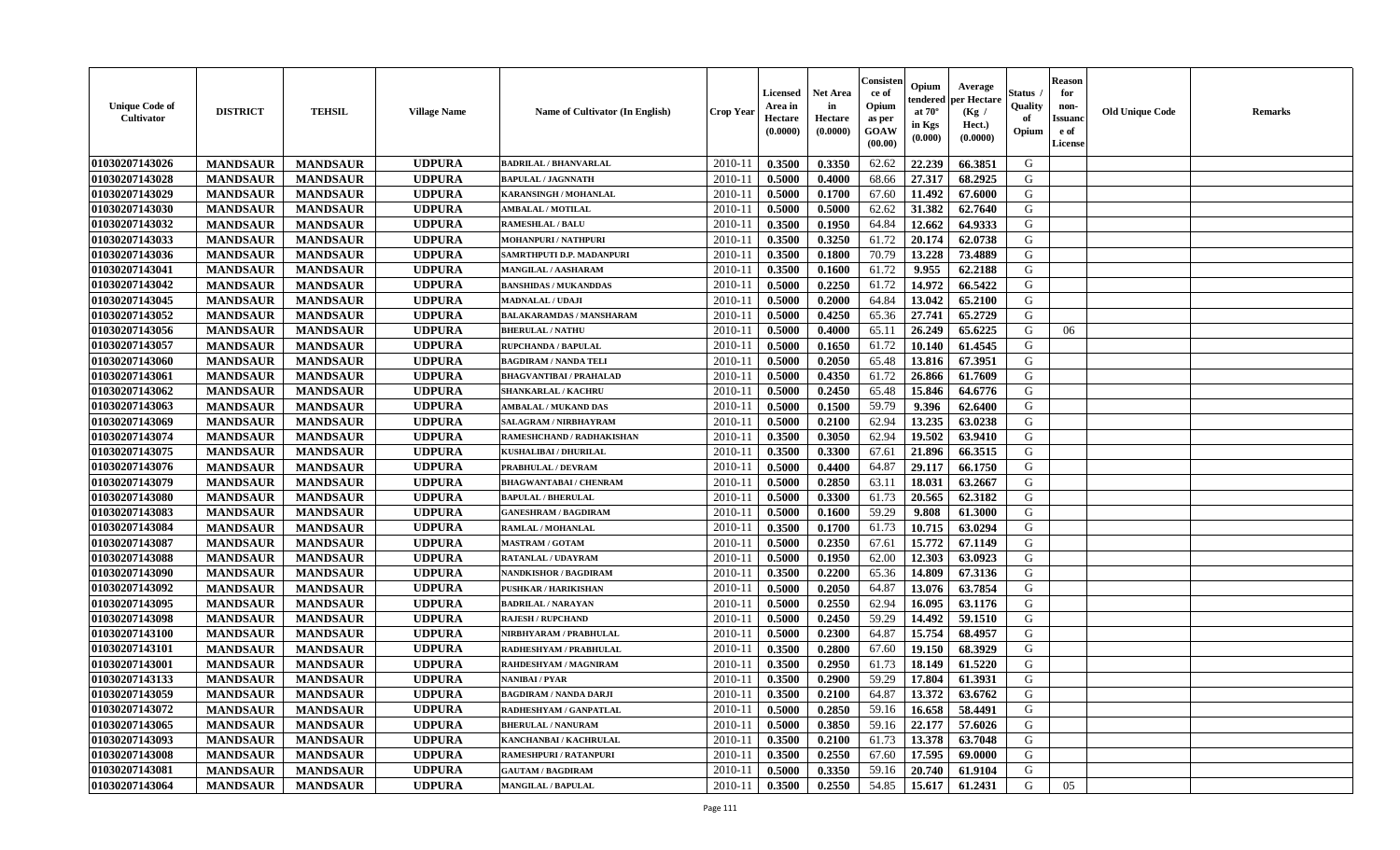| Unique Code of Cultivator | DISTRICT | TEHSIL | Village Name | Name of Cultivator (In English) | Crop Year | Licensed Area in Hectare (0.0000) | Net Area in Hectare (0.0000) | Consistence of Opium as per GOAW (00.00) | Opium tendered at 70° in Kgs (0.000) | Average per Hectare (Kg / Hect.) (0.0000) | Status / Quality of Opium | Reason for non-Issuance of License | Old Unique Code | Remarks |
|---|---|---|---|---|---|---|---|---|---|---|---|---|---|---|
| 01030207143026 | MANDSAUR | MANDSAUR | UDPURA | BADRILAL / BHANVARLAL | 2010-11 | 0.3500 | 0.3350 | 62.62 | 22.239 | 66.3851 | G | | | |
| 01030207143028 | MANDSAUR | MANDSAUR | UDPURA | BAPULAL / JAGNNATH | 2010-11 | 0.5000 | 0.4000 | 68.66 | 27.317 | 68.2925 | G | | | |
| 01030207143029 | MANDSAUR | MANDSAUR | UDPURA | KARANSINGH / MOHANLAL | 2010-11 | 0.5000 | 0.1700 | 67.60 | 11.492 | 67.6000 | G | | | |
| 01030207143030 | MANDSAUR | MANDSAUR | UDPURA | AMBALAL / MOTILAL | 2010-11 | 0.5000 | 0.5000 | 62.62 | 31.382 | 62.7640 | G | | | |
| 01030207143032 | MANDSAUR | MANDSAUR | UDPURA | RAMESHLAL / BALU | 2010-11 | 0.3500 | 0.1950 | 64.84 | 12.662 | 64.9333 | G | | | |
| 01030207143033 | MANDSAUR | MANDSAUR | UDPURA | MOHANPURI / NATHPURI | 2010-11 | 0.3500 | 0.3250 | 61.72 | 20.174 | 62.0738 | G | | | |
| 01030207143036 | MANDSAUR | MANDSAUR | UDPURA | SAMRTHPUTI D.P. MADANPURI | 2010-11 | 0.3500 | 0.1800 | 70.79 | 13.228 | 73.4889 | G | | | |
| 01030207143041 | MANDSAUR | MANDSAUR | UDPURA | MANGILAL / AASHARAM | 2010-11 | 0.3500 | 0.1600 | 61.72 | 9.955 | 62.2188 | G | | | |
| 01030207143042 | MANDSAUR | MANDSAUR | UDPURA | BANSHIDAS / MUKANDDAS | 2010-11 | 0.5000 | 0.2250 | 61.72 | 14.972 | 66.5422 | G | | | |
| 01030207143045 | MANDSAUR | MANDSAUR | UDPURA | MADNALAL / UDAJI | 2010-11 | 0.5000 | 0.2000 | 64.84 | 13.042 | 65.2100 | G | | | |
| 01030207143052 | MANDSAUR | MANDSAUR | UDPURA | BALAKARAMDAS / MANSHARAM | 2010-11 | 0.5000 | 0.4250 | 65.36 | 27.741 | 65.2729 | G | | | |
| 01030207143056 | MANDSAUR | MANDSAUR | UDPURA | BHERULAL / NATHU | 2010-11 | 0.5000 | 0.4000 | 65.11 | 26.249 | 65.6225 | G | 06 | | |
| 01030207143057 | MANDSAUR | MANDSAUR | UDPURA | RUPCHANDA / BAPULAL | 2010-11 | 0.5000 | 0.1650 | 61.72 | 10.140 | 61.4545 | G | | | |
| 01030207143060 | MANDSAUR | MANDSAUR | UDPURA | BAGDIRAM / NANDA TELI | 2010-11 | 0.5000 | 0.2050 | 65.48 | 13.816 | 67.3951 | G | | | |
| 01030207143061 | MANDSAUR | MANDSAUR | UDPURA | BHAGVANTIBAI / PRAHALAD | 2010-11 | 0.5000 | 0.4350 | 61.72 | 26.866 | 61.7609 | G | | | |
| 01030207143062 | MANDSAUR | MANDSAUR | UDPURA | SHANKARLAL / KACHRU | 2010-11 | 0.5000 | 0.2450 | 65.48 | 15.846 | 64.6776 | G | | | |
| 01030207143063 | MANDSAUR | MANDSAUR | UDPURA | AMBALAL / MUKAND DAS | 2010-11 | 0.5000 | 0.1500 | 59.79 | 9.396 | 62.6400 | G | | | |
| 01030207143069 | MANDSAUR | MANDSAUR | UDPURA | SALAGRAM / NIRBHAYRAM | 2010-11 | 0.5000 | 0.2100 | 62.94 | 13.235 | 63.0238 | G | | | |
| 01030207143074 | MANDSAUR | MANDSAUR | UDPURA | RAMESHCHAND / RADHAKISHAN | 2010-11 | 0.3500 | 0.3050 | 62.94 | 19.502 | 63.9410 | G | | | |
| 01030207143075 | MANDSAUR | MANDSAUR | UDPURA | KUSHALIBAI / DHURILAL | 2010-11 | 0.3500 | 0.3300 | 67.61 | 21.896 | 66.3515 | G | | | |
| 01030207143076 | MANDSAUR | MANDSAUR | UDPURA | PRABHULAL / DEVRAM | 2010-11 | 0.5000 | 0.4400 | 64.87 | 29.117 | 66.1750 | G | | | |
| 01030207143079 | MANDSAUR | MANDSAUR | UDPURA | BHAGWANTABAI / CHENRAM | 2010-11 | 0.5000 | 0.2850 | 63.11 | 18.031 | 63.2667 | G | | | |
| 01030207143080 | MANDSAUR | MANDSAUR | UDPURA | BAPULAL / BHERULAL | 2010-11 | 0.5000 | 0.3300 | 61.73 | 20.565 | 62.3182 | G | | | |
| 01030207143083 | MANDSAUR | MANDSAUR | UDPURA | GANESHRAM / BAGDIRAM | 2010-11 | 0.5000 | 0.1600 | 59.29 | 9.808 | 61.3000 | G | | | |
| 01030207143084 | MANDSAUR | MANDSAUR | UDPURA | RAMLAL / MOHANLAL | 2010-11 | 0.3500 | 0.1700 | 61.73 | 10.715 | 63.0294 | G | | | |
| 01030207143087 | MANDSAUR | MANDSAUR | UDPURA | MASTRAM / GOTAM | 2010-11 | 0.5000 | 0.2350 | 67.61 | 15.772 | 67.1149 | G | | | |
| 01030207143088 | MANDSAUR | MANDSAUR | UDPURA | RATANLAL / UDAYRAM | 2010-11 | 0.5000 | 0.1950 | 62.00 | 12.303 | 63.0923 | G | | | |
| 01030207143090 | MANDSAUR | MANDSAUR | UDPURA | NANDKISHOR / BAGDIRAM | 2010-11 | 0.3500 | 0.2200 | 65.36 | 14.809 | 67.3136 | G | | | |
| 01030207143092 | MANDSAUR | MANDSAUR | UDPURA | PUSHKAR / HARIKISHAN | 2010-11 | 0.5000 | 0.2050 | 64.87 | 13.076 | 63.7854 | G | | | |
| 01030207143095 | MANDSAUR | MANDSAUR | UDPURA | BADRILAL / NARAYAN | 2010-11 | 0.5000 | 0.2550 | 62.94 | 16.095 | 63.1176 | G | | | |
| 01030207143098 | MANDSAUR | MANDSAUR | UDPURA | RAJESH / RUPCHAND | 2010-11 | 0.5000 | 0.2450 | 59.29 | 14.492 | 59.1510 | G | | | |
| 01030207143100 | MANDSAUR | MANDSAUR | UDPURA | NIRBHYARAM / PRABHULAL | 2010-11 | 0.5000 | 0.2300 | 64.87 | 15.754 | 68.4957 | G | | | |
| 01030207143101 | MANDSAUR | MANDSAUR | UDPURA | RADHESHYAM / PRABHULAL | 2010-11 | 0.3500 | 0.2800 | 67.60 | 19.150 | 68.3929 | G | | | |
| 01030207143001 | MANDSAUR | MANDSAUR | UDPURA | RAHDESHYAM / MAGNIRAM | 2010-11 | 0.3500 | 0.2950 | 61.73 | 18.149 | 61.5220 | G | | | |
| 01030207143133 | MANDSAUR | MANDSAUR | UDPURA | NANIBAI / PYAR | 2010-11 | 0.3500 | 0.2900 | 59.29 | 17.804 | 61.3931 | G | | | |
| 01030207143059 | MANDSAUR | MANDSAUR | UDPURA | BAGDIRAM / NANDA DARJI | 2010-11 | 0.3500 | 0.2100 | 64.87 | 13.372 | 63.6762 | G | | | |
| 01030207143072 | MANDSAUR | MANDSAUR | UDPURA | RADHESHYAM / GANPATLAL | 2010-11 | 0.5000 | 0.2850 | 59.16 | 16.658 | 58.4491 | G | | | |
| 01030207143065 | MANDSAUR | MANDSAUR | UDPURA | BHERULAL / NANURAM | 2010-11 | 0.5000 | 0.3850 | 59.16 | 22.177 | 57.6026 | G | | | |
| 01030207143093 | MANDSAUR | MANDSAUR | UDPURA | KANCHANBAI / KACHRULAL | 2010-11 | 0.3500 | 0.2100 | 61.73 | 13.378 | 63.7048 | G | | | |
| 01030207143008 | MANDSAUR | MANDSAUR | UDPURA | RAMESHPURI / RATANPURI | 2010-11 | 0.3500 | 0.2550 | 67.60 | 17.595 | 69.0000 | G | | | |
| 01030207143081 | MANDSAUR | MANDSAUR | UDPURA | GAUTAM / BAGDIRAM | 2010-11 | 0.5000 | 0.3350 | 59.16 | 20.740 | 61.9104 | G | | | |
| 01030207143064 | MANDSAUR | MANDSAUR | UDPURA | MANGILAL / BAPULAL | 2010-11 | 0.3500 | 0.2550 | 54.85 | 15.617 | 61.2431 | G | 05 | | |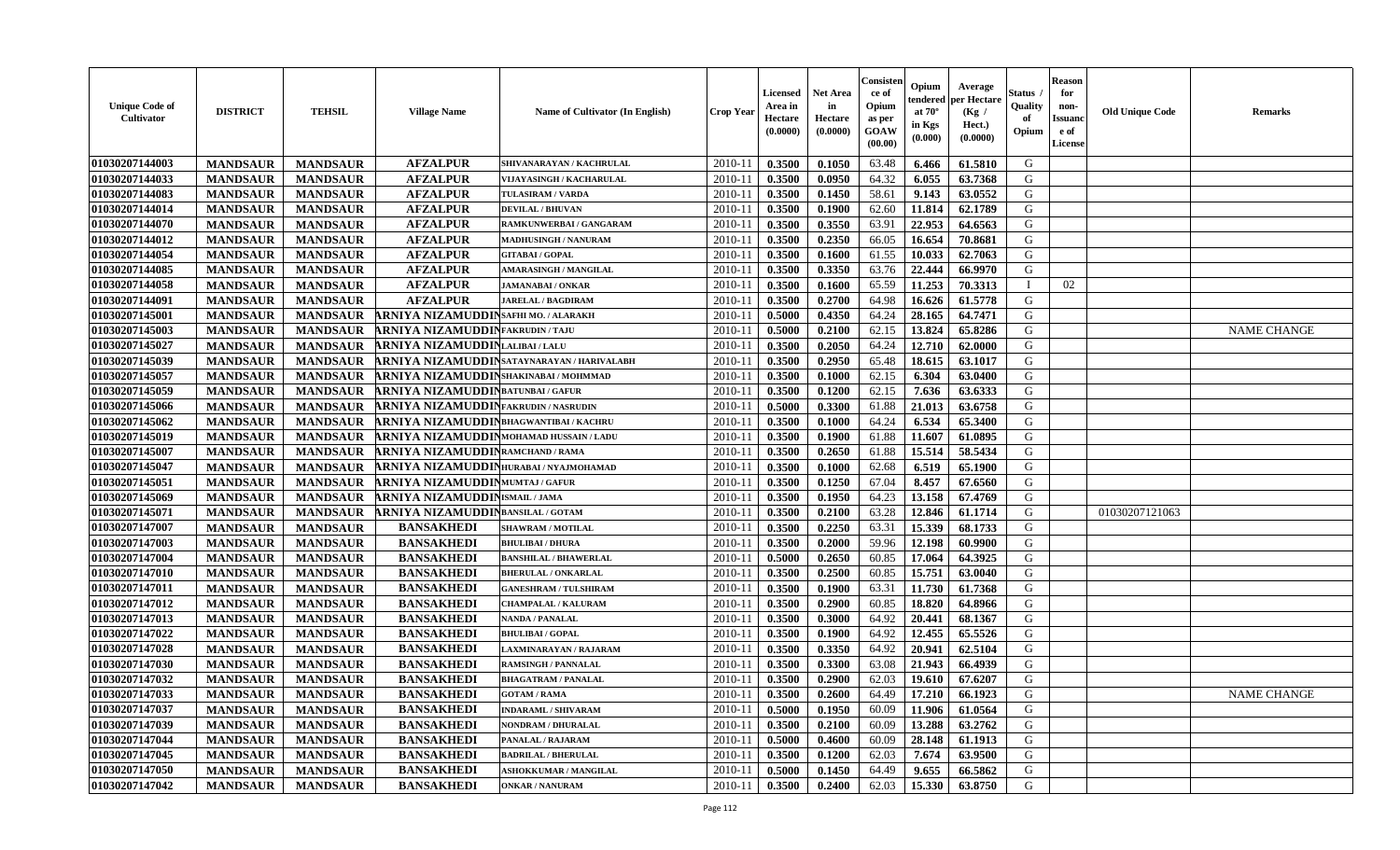| Unique Code of Cultivator | DISTRICT | TEHSIL | Village Name | Name of Cultivator (In English) | Crop Year | Licensed Area in Hectare (0.0000) | Net Area in Hectare (0.0000) | Consistence of Opium as per GOAW (00.00) | Opium tendered at 70° in Kgs (0.000) | Average per Hectare (Kg / Hect.) (0.0000) | Status / Quality of Opium | Reason for non-Issuance of License | Old Unique Code | Remarks |
|---|---|---|---|---|---|---|---|---|---|---|---|---|---|---|
| 01030207144003 | MANDSAUR | MANDSAUR | AFZALPUR | SHIVANARAYAN / KACHRULAL | 2010-11 | 0.3500 | 0.1050 | 63.48 | 6.466 | 61.5810 | G | | | |
| 01030207144033 | MANDSAUR | MANDSAUR | AFZALPUR | VIJAYASINGH / KACHARULAL | 2010-11 | 0.3500 | 0.0950 | 64.32 | 6.055 | 63.7368 | G | | | |
| 01030207144083 | MANDSAUR | MANDSAUR | AFZALPUR | TULASIRAM / VARDA | 2010-11 | 0.3500 | 0.1450 | 58.61 | 9.143 | 63.0552 | G | | | |
| 01030207144014 | MANDSAUR | MANDSAUR | AFZALPUR | DEVILAL / BHUVAN | 2010-11 | 0.3500 | 0.1900 | 62.60 | 11.814 | 62.1789 | G | | | |
| 01030207144070 | MANDSAUR | MANDSAUR | AFZALPUR | RAMKUNWERBAI / GANGARAM | 2010-11 | 0.3500 | 0.3550 | 63.91 | 22.953 | 64.6563 | G | | | |
| 01030207144012 | MANDSAUR | MANDSAUR | AFZALPUR | MADHUSINGH / NANURAM | 2010-11 | 0.3500 | 0.2350 | 66.05 | 16.654 | 70.8681 | G | | | |
| 01030207144054 | MANDSAUR | MANDSAUR | AFZALPUR | GITABAI / GOPAL | 2010-11 | 0.3500 | 0.1600 | 61.55 | 10.033 | 62.7063 | G | | | |
| 01030207144085 | MANDSAUR | MANDSAUR | AFZALPUR | AMARASINGH / MANGILAL | 2010-11 | 0.3500 | 0.3350 | 63.76 | 22.444 | 66.9970 | G | | | |
| 01030207144058 | MANDSAUR | MANDSAUR | AFZALPUR | JAMANABAI / ONKAR | 2010-11 | 0.3500 | 0.1600 | 65.59 | 11.253 | 70.3313 | I | 02 | | |
| 01030207144091 | MANDSAUR | MANDSAUR | AFZALPUR | JARELAL / BAGDIRAM | 2010-11 | 0.3500 | 0.2700 | 64.98 | 16.626 | 61.5778 | G | | | |
| 01030207145001 | MANDSAUR | MANDSAUR | ARNIYA NIZAMUDDIN | SAFHI MO. / ALARAKH | 2010-11 | 0.5000 | 0.4350 | 64.24 | 28.165 | 64.7471 | G | | | |
| 01030207145003 | MANDSAUR | MANDSAUR | ARNIYA NIZAMUDDIN | FAKRUDIN / TAJU | 2010-11 | 0.5000 | 0.2100 | 62.15 | 13.824 | 65.8286 | G | | | NAME CHANGE |
| 01030207145027 | MANDSAUR | MANDSAUR | ARNIYA NIZAMUDDIN | LALIBAI / LALU | 2010-11 | 0.3500 | 0.2050 | 64.24 | 12.710 | 62.0000 | G | | | |
| 01030207145039 | MANDSAUR | MANDSAUR | ARNIYA NIZAMUDDIN | SATAYNARAYAN / HARIVALABH | 2010-11 | 0.3500 | 0.2950 | 65.48 | 18.615 | 63.1017 | G | | | |
| 01030207145057 | MANDSAUR | MANDSAUR | ARNIYA NIZAMUDDIN | SHAKINABAI / MOHMMAD | 2010-11 | 0.3500 | 0.1000 | 62.15 | 6.304 | 63.0400 | G | | | |
| 01030207145059 | MANDSAUR | MANDSAUR | ARNIYA NIZAMUDDIN | BATUNBAI / GAFUR | 2010-11 | 0.3500 | 0.1200 | 62.15 | 7.636 | 63.6333 | G | | | |
| 01030207145066 | MANDSAUR | MANDSAUR | ARNIYA NIZAMUDDIN | FAKRUDIN / NASRUDIN | 2010-11 | 0.5000 | 0.3300 | 61.88 | 21.013 | 63.6758 | G | | | |
| 01030207145062 | MANDSAUR | MANDSAUR | ARNIYA NIZAMUDDIN | BHAGWANTIBAI / KACHRU | 2010-11 | 0.3500 | 0.1000 | 64.24 | 6.534 | 65.3400 | G | | | |
| 01030207145019 | MANDSAUR | MANDSAUR | ARNIYA NIZAMUDDIN | MOHAMAD HUSSAIN / LADU | 2010-11 | 0.3500 | 0.1900 | 61.88 | 11.607 | 61.0895 | G | | | |
| 01030207145007 | MANDSAUR | MANDSAUR | ARNIYA NIZAMUDDIN | RAMCHAND / RAMA | 2010-11 | 0.3500 | 0.2650 | 61.88 | 15.514 | 58.5434 | G | | | |
| 01030207145047 | MANDSAUR | MANDSAUR | ARNIYA NIZAMUDDIN | HURABAI / NYAJMOHAMAD | 2010-11 | 0.3500 | 0.1000 | 62.68 | 6.519 | 65.1900 | G | | | |
| 01030207145051 | MANDSAUR | MANDSAUR | ARNIYA NIZAMUDDIN | MUMTAJ / GAFUR | 2010-11 | 0.3500 | 0.1250 | 67.04 | 8.457 | 67.6560 | G | | | |
| 01030207145069 | MANDSAUR | MANDSAUR | ARNIYA NIZAMUDDIN | ISMAIL / JAMA | 2010-11 | 0.3500 | 0.1950 | 64.23 | 13.158 | 67.4769 | G | | | |
| 01030207145071 | MANDSAUR | MANDSAUR | ARNIYA NIZAMUDDIN | BANSILAL / GOTAM | 2010-11 | 0.3500 | 0.2100 | 63.28 | 12.846 | 61.1714 | G | | 01030207121063 | |
| 01030207147007 | MANDSAUR | MANDSAUR | BANSAKHEDI | SHAWRAM / MOTILAL | 2010-11 | 0.3500 | 0.2250 | 63.31 | 15.339 | 68.1733 | G | | | |
| 01030207147003 | MANDSAUR | MANDSAUR | BANSAKHEDI | BHULIBAI / DHURA | 2010-11 | 0.3500 | 0.2000 | 59.96 | 12.198 | 60.9900 | G | | | |
| 01030207147004 | MANDSAUR | MANDSAUR | BANSAKHEDI | BANSHILAL / BHAWERLAL | 2010-11 | 0.5000 | 0.2650 | 60.85 | 17.064 | 64.3925 | G | | | |
| 01030207147010 | MANDSAUR | MANDSAUR | BANSAKHEDI | BHERULAL / ONKARLAL | 2010-11 | 0.3500 | 0.2500 | 60.85 | 15.751 | 63.0040 | G | | | |
| 01030207147011 | MANDSAUR | MANDSAUR | BANSAKHEDI | GANESHRAM / TULSHIRAM | 2010-11 | 0.3500 | 0.1900 | 63.31 | 11.730 | 61.7368 | G | | | |
| 01030207147012 | MANDSAUR | MANDSAUR | BANSAKHEDI | CHAMPALAL / KALURAM | 2010-11 | 0.3500 | 0.2900 | 60.85 | 18.820 | 64.8966 | G | | | |
| 01030207147013 | MANDSAUR | MANDSAUR | BANSAKHEDI | NANDA / PANALAL | 2010-11 | 0.3500 | 0.3000 | 64.92 | 20.441 | 68.1367 | G | | | |
| 01030207147022 | MANDSAUR | MANDSAUR | BANSAKHEDI | BHULIBAI / GOPAL | 2010-11 | 0.3500 | 0.1900 | 64.92 | 12.455 | 65.5526 | G | | | |
| 01030207147028 | MANDSAUR | MANDSAUR | BANSAKHEDI | LAXMINARAYAN / RAJARAM | 2010-11 | 0.3500 | 0.3350 | 64.92 | 20.941 | 62.5104 | G | | | |
| 01030207147030 | MANDSAUR | MANDSAUR | BANSAKHEDI | RAMSINGH / PANNALAL | 2010-11 | 0.3500 | 0.3300 | 63.08 | 21.943 | 66.4939 | G | | | |
| 01030207147032 | MANDSAUR | MANDSAUR | BANSAKHEDI | BHAGATRAM / PANALAL | 2010-11 | 0.3500 | 0.2900 | 62.03 | 19.610 | 67.6207 | G | | | |
| 01030207147033 | MANDSAUR | MANDSAUR | BANSAKHEDI | GOTAM / RAMA | 2010-11 | 0.3500 | 0.2600 | 64.49 | 17.210 | 66.1923 | G | | | NAME CHANGE |
| 01030207147037 | MANDSAUR | MANDSAUR | BANSAKHEDI | INDARAML / SHIVARAM | 2010-11 | 0.5000 | 0.1950 | 60.09 | 11.906 | 61.0564 | G | | | |
| 01030207147039 | MANDSAUR | MANDSAUR | BANSAKHEDI | NONDRAM / DHURALAL | 2010-11 | 0.3500 | 0.2100 | 60.09 | 13.288 | 63.2762 | G | | | |
| 01030207147044 | MANDSAUR | MANDSAUR | BANSAKHEDI | PANALAL / RAJARAM | 2010-11 | 0.5000 | 0.4600 | 60.09 | 28.148 | 61.1913 | G | | | |
| 01030207147045 | MANDSAUR | MANDSAUR | BANSAKHEDI | BADRILAL / BHERULAL | 2010-11 | 0.3500 | 0.1200 | 62.03 | 7.674 | 63.9500 | G | | | |
| 01030207147050 | MANDSAUR | MANDSAUR | BANSAKHEDI | ASHOKKUMAR / MANGILAL | 2010-11 | 0.5000 | 0.1450 | 64.49 | 9.655 | 66.5862 | G | | | |
| 01030207147042 | MANDSAUR | MANDSAUR | BANSAKHEDI | ONKAR / NANURAM | 2010-11 | 0.3500 | 0.2400 | 62.03 | 15.330 | 63.8750 | G | | | |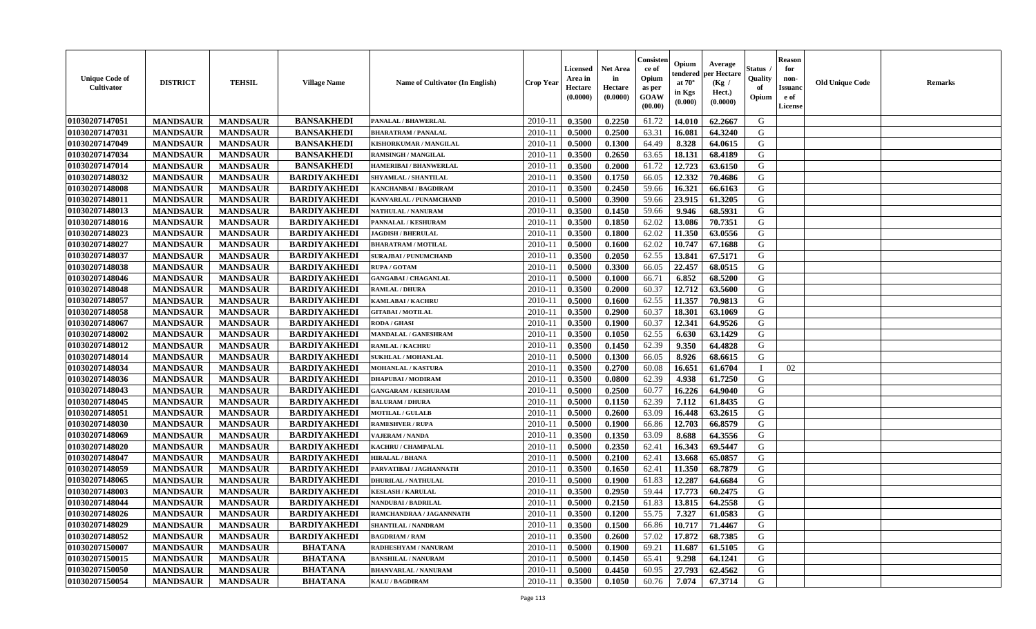| Unique Code of Cultivator | DISTRICT | TEHSIL | Village Name | Name of Cultivator (In English) | Crop Year | Licensed Area in Hectare (0.0000) | Net Area in Hectare (0.0000) | Consistence of Opium as per GOAW (00.00) | Opium tendered at 70° in Kgs (0.000) | Average per Hectare (Kg / Hect.) (0.0000) | Status / Quality of Opium | Reason for non-Issuance of License | Old Unique Code | Remarks |
|---|---|---|---|---|---|---|---|---|---|---|---|---|---|---|
| 01030207147051 | MANDSAUR | MANDSAUR | BANSAKHEDI | PANALAL / BHAWERLAL | 2010-11 | 0.3500 | 0.2250 | 61.72 | 14.010 | 62.2667 | G | | | |
| 01030207147031 | MANDSAUR | MANDSAUR | BANSAKHEDI | BHARATRAM / PANALAL | 2010-11 | 0.5000 | 0.2500 | 63.31 | 16.081 | 64.3240 | G | | | |
| 01030207147049 | MANDSAUR | MANDSAUR | BANSAKHEDI | KISHORKUMAR / MANGILAL | 2010-11 | 0.5000 | 0.1300 | 64.49 | 8.328 | 64.0615 | G | | | |
| 01030207147034 | MANDSAUR | MANDSAUR | BANSAKHEDI | RAMSINGH / MANGILAL | 2010-11 | 0.3500 | 0.2650 | 63.65 | 18.131 | 68.4189 | G | | | |
| 01030207147014 | MANDSAUR | MANDSAUR | BANSAKHEDI | HAMERIBAI / BHANWERLAL | 2010-11 | 0.3500 | 0.2000 | 61.72 | 12.723 | 63.6150 | G | | | |
| 01030207148032 | MANDSAUR | MANDSAUR | BARDIYAKHEDI | SHYAMLAL / SHANTILAL | 2010-11 | 0.3500 | 0.1750 | 66.05 | 12.332 | 70.4686 | G | | | |
| 01030207148008 | MANDSAUR | MANDSAUR | BARDIYAKHEDI | KANCHANBAI / BAGDIRAM | 2010-11 | 0.3500 | 0.2450 | 59.66 | 16.321 | 66.6163 | G | | | |
| 01030207148011 | MANDSAUR | MANDSAUR | BARDIYAKHEDI | KANVARLAL / PUNAMCHAND | 2010-11 | 0.5000 | 0.3900 | 59.66 | 23.915 | 61.3205 | G | | | |
| 01030207148013 | MANDSAUR | MANDSAUR | BARDIYAKHEDI | NATHULAL / NANURAM | 2010-11 | 0.3500 | 0.1450 | 59.66 | 9.946 | 68.5931 | G | | | |
| 01030207148016 | MANDSAUR | MANDSAUR | BARDIYAKHEDI | PANNALAL / KESHURAM | 2010-11 | 0.3500 | 0.1850 | 62.02 | 13.086 | 70.7351 | G | | | |
| 01030207148023 | MANDSAUR | MANDSAUR | BARDIYAKHEDI | JAGDISH / BHERULAL | 2010-11 | 0.3500 | 0.1800 | 62.02 | 11.350 | 63.0556 | G | | | |
| 01030207148027 | MANDSAUR | MANDSAUR | BARDIYAKHEDI | BHARATRAM / MOTILAL | 2010-11 | 0.5000 | 0.1600 | 62.02 | 10.747 | 67.1688 | G | | | |
| 01030207148037 | MANDSAUR | MANDSAUR | BARDIYAKHEDI | SURAJBAI / PUNUMCHAND | 2010-11 | 0.3500 | 0.2050 | 62.55 | 13.841 | 67.5171 | G | | | |
| 01030207148038 | MANDSAUR | MANDSAUR | BARDIYAKHEDI | RUPA / GOTAM | 2010-11 | 0.5000 | 0.3300 | 66.05 | 22.457 | 68.0515 | G | | | |
| 01030207148046 | MANDSAUR | MANDSAUR | BARDIYAKHEDI | GANGABAI / CHAGANLAL | 2010-11 | 0.5000 | 0.1000 | 66.71 | 6.852 | 68.5200 | G | | | |
| 01030207148048 | MANDSAUR | MANDSAUR | BARDIYAKHEDI | RAMLAL / DHURA | 2010-11 | 0.3500 | 0.2000 | 60.37 | 12.712 | 63.5600 | G | | | |
| 01030207148057 | MANDSAUR | MANDSAUR | BARDIYAKHEDI | KAMLABAI / KACHRU | 2010-11 | 0.5000 | 0.1600 | 62.55 | 11.357 | 70.9813 | G | | | |
| 01030207148058 | MANDSAUR | MANDSAUR | BARDIYAKHEDI | GITABAI / MOTILAL | 2010-11 | 0.3500 | 0.2900 | 60.37 | 18.301 | 63.1069 | G | | | |
| 01030207148067 | MANDSAUR | MANDSAUR | BARDIYAKHEDI | RODA / GHASI | 2010-11 | 0.3500 | 0.1900 | 60.37 | 12.341 | 64.9526 | G | | | |
| 01030207148002 | MANDSAUR | MANDSAUR | BARDIYAKHEDI | MANDALAL / GANESHRAM | 2010-11 | 0.3500 | 0.1050 | 62.55 | 6.630 | 63.1429 | G | | | |
| 01030207148012 | MANDSAUR | MANDSAUR | BARDIYAKHEDI | RAMLAL / KACHRU | 2010-11 | 0.3500 | 0.1450 | 62.39 | 9.350 | 64.4828 | G | | | |
| 01030207148014 | MANDSAUR | MANDSAUR | BARDIYAKHEDI | SUKHLAL / MOHANLAL | 2010-11 | 0.5000 | 0.1300 | 66.05 | 8.926 | 68.6615 | G | | | |
| 01030207148034 | MANDSAUR | MANDSAUR | BARDIYAKHEDI | MOHANLAL / KASTURA | 2010-11 | 0.3500 | 0.2700 | 60.08 | 16.651 | 61.6704 | I | 02 | | |
| 01030207148036 | MANDSAUR | MANDSAUR | BARDIYAKHEDI | DHAPUBAI / MODIRAM | 2010-11 | 0.3500 | 0.0800 | 62.39 | 4.938 | 61.7250 | G | | | |
| 01030207148043 | MANDSAUR | MANDSAUR | BARDIYAKHEDI | GANGARAM / KESHURAM | 2010-11 | 0.5000 | 0.2500 | 60.77 | 16.226 | 64.9040 | G | | | |
| 01030207148045 | MANDSAUR | MANDSAUR | BARDIYAKHEDI | BALURAM / DHURA | 2010-11 | 0.5000 | 0.1150 | 62.39 | 7.112 | 61.8435 | G | | | |
| 01030207148051 | MANDSAUR | MANDSAUR | BARDIYAKHEDI | MOTILAL / GULALB | 2010-11 | 0.5000 | 0.2600 | 63.09 | 16.448 | 63.2615 | G | | | |
| 01030207148030 | MANDSAUR | MANDSAUR | BARDIYAKHEDI | RAMESHVER / RUPA | 2010-11 | 0.5000 | 0.1900 | 66.86 | 12.703 | 66.8579 | G | | | |
| 01030207148069 | MANDSAUR | MANDSAUR | BARDIYAKHEDI | VAJERAM / NANDA | 2010-11 | 0.3500 | 0.1350 | 63.09 | 8.688 | 64.3556 | G | | | |
| 01030207148020 | MANDSAUR | MANDSAUR | BARDIYAKHEDI | KACHRU / CHAMPALAL | 2010-11 | 0.5000 | 0.2350 | 62.41 | 16.343 | 69.5447 | G | | | |
| 01030207148047 | MANDSAUR | MANDSAUR | BARDIYAKHEDI | HIRALAL / BHANA | 2010-11 | 0.5000 | 0.2100 | 62.41 | 13.668 | 65.0857 | G | | | |
| 01030207148059 | MANDSAUR | MANDSAUR | BARDIYAKHEDI | PARVATIBAI / JAGHANNATH | 2010-11 | 0.3500 | 0.1650 | 62.41 | 11.350 | 68.7879 | G | | | |
| 01030207148065 | MANDSAUR | MANDSAUR | BARDIYAKHEDI | DHURILAL / NATHULAL | 2010-11 | 0.5000 | 0.1900 | 61.83 | 12.287 | 64.6684 | G | | | |
| 01030207148003 | MANDSAUR | MANDSAUR | BARDIYAKHEDI | KESLASH / KARULAL | 2010-11 | 0.3500 | 0.2950 | 59.44 | 17.773 | 60.2475 | G | | | |
| 01030207148044 | MANDSAUR | MANDSAUR | BARDIYAKHEDI | NANDUBAI / BADRILAL | 2010-11 | 0.5000 | 0.2150 | 61.83 | 13.815 | 64.2558 | G | | | |
| 01030207148026 | MANDSAUR | MANDSAUR | BARDIYAKHEDI | RAMCHANDRAA / JAGANNNATH | 2010-11 | 0.3500 | 0.1200 | 55.75 | 7.327 | 61.0583 | G | | | |
| 01030207148029 | MANDSAUR | MANDSAUR | BARDIYAKHEDI | SHANTILAL / NANDRAM | 2010-11 | 0.3500 | 0.1500 | 66.86 | 10.717 | 71.4467 | G | | | |
| 01030207148052 | MANDSAUR | MANDSAUR | BARDIYAKHEDI | BAGDRIAM / RAM | 2010-11 | 0.3500 | 0.2600 | 57.02 | 17.872 | 68.7385 | G | | | |
| 01030207150007 | MANDSAUR | MANDSAUR | BHATANA | RADHESHYAM / NANURAM | 2010-11 | 0.5000 | 0.1900 | 69.21 | 11.687 | 61.5105 | G | | | |
| 01030207150015 | MANDSAUR | MANDSAUR | BHATANA | BANSHILAL / NANURAM | 2010-11 | 0.5000 | 0.1450 | 65.41 | 9.298 | 64.1241 | G | | | |
| 01030207150050 | MANDSAUR | MANDSAUR | BHATANA | BHANVARLAL / NANURAM | 2010-11 | 0.5000 | 0.4450 | 60.95 | 27.793 | 62.4562 | G | | | |
| 01030207150054 | MANDSAUR | MANDSAUR | BHATANA | KALU / BAGDIRAM | 2010-11 | 0.3500 | 0.1050 | 60.76 | 7.074 | 67.3714 | G | | | |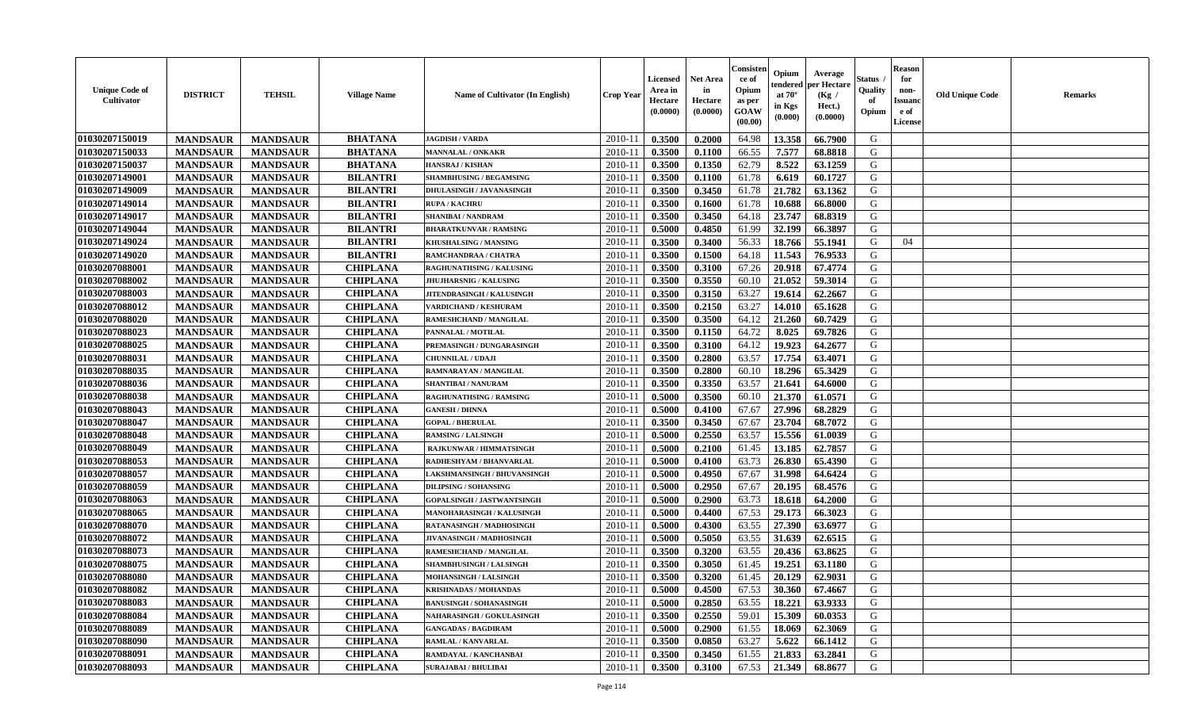| Unique Code of Cultivator | DISTRICT | TEHSIL | Village Name | Name of Cultivator (In English) | Crop Year | Licensed Area in Hectare (0.0000) | Net Area in Hectare (0.0000) | Consistence of Opium as per GOAW (00.00) | Opium tendered at 70° in Kgs (0.000) | Average per Hectare (Kg / Hect.) (0.0000) | Status / Quality of Opium | Reason for non-Issuance of License | Old Unique Code | Remarks |
|---|---|---|---|---|---|---|---|---|---|---|---|---|---|---|
| 01030207150019 | MANDSAUR | MANDSAUR | BHATANA | JAGDISH / VARDA | 2010-11 | 0.3500 | 0.2000 | 64.98 | 13.358 | 66.7900 | G | | | |
| 01030207150033 | MANDSAUR | MANDSAUR | BHATANA | MANNALAL / ONKAKR | 2010-11 | 0.3500 | 0.1100 | 66.55 | 7.577 | 68.8818 | G | | | |
| 01030207150037 | MANDSAUR | MANDSAUR | BHATANA | HANSRAJ / KISHAN | 2010-11 | 0.3500 | 0.1350 | 62.79 | 8.522 | 63.1259 | G | | | |
| 01030207149001 | MANDSAUR | MANDSAUR | BILANTRI | SHAMBHUSING / BEGAMSING | 2010-11 | 0.3500 | 0.1100 | 61.78 | 6.619 | 60.1727 | G | | | |
| 01030207149009 | MANDSAUR | MANDSAUR | BILANTRI | DHULASINGH / JAVANASINGH | 2010-11 | 0.3500 | 0.3450 | 61.78 | 21.782 | 63.1362 | G | | | |
| 01030207149014 | MANDSAUR | MANDSAUR | BILANTRI | RUPA / KACHRU | 2010-11 | 0.3500 | 0.1600 | 61.78 | 10.688 | 66.8000 | G | | | |
| 01030207149017 | MANDSAUR | MANDSAUR | BILANTRI | SHANIBAI / NANDRAM | 2010-11 | 0.3500 | 0.3450 | 64.18 | 23.747 | 68.8319 | G | | | |
| 01030207149044 | MANDSAUR | MANDSAUR | BILANTRI | BHARATKUNVAR / RAMSING | 2010-11 | 0.5000 | 0.4850 | 61.99 | 32.199 | 66.3897 | G | | | |
| 01030207149024 | MANDSAUR | MANDSAUR | BILANTRI | KHUSHALSING / MANSING | 2010-11 | 0.3500 | 0.3400 | 56.33 | 18.766 | 55.1941 | G | 04 | | |
| 01030207149020 | MANDSAUR | MANDSAUR | BILANTRI | RAMCHANDRAA / CHATRA | 2010-11 | 0.3500 | 0.1500 | 64.18 | 11.543 | 76.9533 | G | | | |
| 01030207088001 | MANDSAUR | MANDSAUR | CHIPLANA | RAGHUNATHSING / KALUSING | 2010-11 | 0.3500 | 0.3100 | 67.26 | 20.918 | 67.4774 | G | | | |
| 01030207088002 | MANDSAUR | MANDSAUR | CHIPLANA | JHUJHARSNIG / KALUSING | 2010-11 | 0.3500 | 0.3550 | 60.10 | 21.052 | 59.3014 | G | | | |
| 01030207088003 | MANDSAUR | MANDSAUR | CHIPLANA | JITENDRASINGH / KALUSINGH | 2010-11 | 0.3500 | 0.3150 | 63.27 | 19.614 | 62.2667 | G | | | |
| 01030207088012 | MANDSAUR | MANDSAUR | CHIPLANA | VARDICHAND / KESHURAM | 2010-11 | 0.3500 | 0.2150 | 63.27 | 14.010 | 65.1628 | G | | | |
| 01030207088020 | MANDSAUR | MANDSAUR | CHIPLANA | RAMESHCHAND / MANGILAL | 2010-11 | 0.3500 | 0.3500 | 64.12 | 21.260 | 60.7429 | G | | | |
| 01030207088023 | MANDSAUR | MANDSAUR | CHIPLANA | PANNALAL / MOTILAL | 2010-11 | 0.3500 | 0.1150 | 64.72 | 8.025 | 69.7826 | G | | | |
| 01030207088025 | MANDSAUR | MANDSAUR | CHIPLANA | PREMASINGH / DUNGARASINGH | 2010-11 | 0.3500 | 0.3100 | 64.12 | 19.923 | 64.2677 | G | | | |
| 01030207088031 | MANDSAUR | MANDSAUR | CHIPLANA | CHUNNILAL / UDAJI | 2010-11 | 0.3500 | 0.2800 | 63.57 | 17.754 | 63.4071 | G | | | |
| 01030207088035 | MANDSAUR | MANDSAUR | CHIPLANA | RAMNARAYAN / MANGILAL | 2010-11 | 0.3500 | 0.2800 | 60.10 | 18.296 | 65.3429 | G | | | |
| 01030207088036 | MANDSAUR | MANDSAUR | CHIPLANA | SHANTIBAI / NANURAM | 2010-11 | 0.3500 | 0.3350 | 63.57 | 21.641 | 64.6000 | G | | | |
| 01030207088038 | MANDSAUR | MANDSAUR | CHIPLANA | RAGHUNATHSING / RAMSING | 2010-11 | 0.5000 | 0.3500 | 60.10 | 21.370 | 61.0571 | G | | | |
| 01030207088043 | MANDSAUR | MANDSAUR | CHIPLANA | GANESH / DHNNA | 2010-11 | 0.5000 | 0.4100 | 67.67 | 27.996 | 68.2829 | G | | | |
| 01030207088047 | MANDSAUR | MANDSAUR | CHIPLANA | GOPAL / BHERULAL | 2010-11 | 0.3500 | 0.3450 | 67.67 | 23.704 | 68.7072 | G | | | |
| 01030207088048 | MANDSAUR | MANDSAUR | CHIPLANA | RAMSING / LALSINGH | 2010-11 | 0.5000 | 0.2550 | 63.57 | 15.556 | 61.0039 | G | | | |
| 01030207088049 | MANDSAUR | MANDSAUR | CHIPLANA | RAJKUNWAR / HIMMATSINGH | 2010-11 | 0.5000 | 0.2100 | 61.45 | 13.185 | 62.7857 | G | | | |
| 01030207088053 | MANDSAUR | MANDSAUR | CHIPLANA | RADHESHYAM / BHANVARLAL | 2010-11 | 0.5000 | 0.4100 | 63.73 | 26.830 | 65.4390 | G | | | |
| 01030207088057 | MANDSAUR | MANDSAUR | CHIPLANA | LAKSHMANSINGH / BHUVANSINGH | 2010-11 | 0.5000 | 0.4950 | 67.67 | 31.998 | 64.6424 | G | | | |
| 01030207088059 | MANDSAUR | MANDSAUR | CHIPLANA | DILIPSING / SOHANSING | 2010-11 | 0.5000 | 0.2950 | 67.67 | 20.195 | 68.4576 | G | | | |
| 01030207088063 | MANDSAUR | MANDSAUR | CHIPLANA | GOPALSINGH / JASTWANTSINGH | 2010-11 | 0.5000 | 0.2900 | 63.73 | 18.618 | 64.2000 | G | | | |
| 01030207088065 | MANDSAUR | MANDSAUR | CHIPLANA | MANOHARASINGH / KALUSINGH | 2010-11 | 0.5000 | 0.4400 | 67.53 | 29.173 | 66.3023 | G | | | |
| 01030207088070 | MANDSAUR | MANDSAUR | CHIPLANA | RATANASINGH / MADHOSINGH | 2010-11 | 0.5000 | 0.4300 | 63.55 | 27.390 | 63.6977 | G | | | |
| 01030207088072 | MANDSAUR | MANDSAUR | CHIPLANA | JIVANASINGH / MADHOSINGH | 2010-11 | 0.5000 | 0.5050 | 63.55 | 31.639 | 62.6515 | G | | | |
| 01030207088073 | MANDSAUR | MANDSAUR | CHIPLANA | RAMESHCHAND / MANGILAL | 2010-11 | 0.3500 | 0.3200 | 63.55 | 20.436 | 63.8625 | G | | | |
| 01030207088075 | MANDSAUR | MANDSAUR | CHIPLANA | SHAMBHUSINGH / LALSINGH | 2010-11 | 0.3500 | 0.3050 | 61.45 | 19.251 | 63.1180 | G | | | |
| 01030207088080 | MANDSAUR | MANDSAUR | CHIPLANA | MOHANSINGH / LALSINGH | 2010-11 | 0.3500 | 0.3200 | 61.45 | 20.129 | 62.9031 | G | | | |
| 01030207088082 | MANDSAUR | MANDSAUR | CHIPLANA | KRISHNADAS / MOHANDAS | 2010-11 | 0.5000 | 0.4500 | 67.53 | 30.360 | 67.4667 | G | | | |
| 01030207088083 | MANDSAUR | MANDSAUR | CHIPLANA | BANUSINGH / SOHANASINGH | 2010-11 | 0.5000 | 0.2850 | 63.55 | 18.221 | 63.9333 | G | | | |
| 01030207088084 | MANDSAUR | MANDSAUR | CHIPLANA | NAHARASINGH / GOKULASINGH | 2010-11 | 0.3500 | 0.2550 | 59.01 | 15.309 | 60.0353 | G | | | |
| 01030207088089 | MANDSAUR | MANDSAUR | CHIPLANA | GANGADAS / BAGDIRAM | 2010-11 | 0.5000 | 0.2900 | 61.55 | 18.069 | 62.3069 | G | | | |
| 01030207088090 | MANDSAUR | MANDSAUR | CHIPLANA | RAMLAL / KANVARLAL | 2010-11 | 0.3500 | 0.0850 | 63.27 | 5.622 | 66.1412 | G | | | |
| 01030207088091 | MANDSAUR | MANDSAUR | CHIPLANA | RAMDAYAL / KANCHANBAI | 2010-11 | 0.3500 | 0.3450 | 61.55 | 21.833 | 63.2841 | G | | | |
| 01030207088093 | MANDSAUR | MANDSAUR | CHIPLANA | SURAJABAI / BHULIBAI | 2010-11 | 0.3500 | 0.3100 | 67.53 | 21.349 | 68.8677 | G | | | |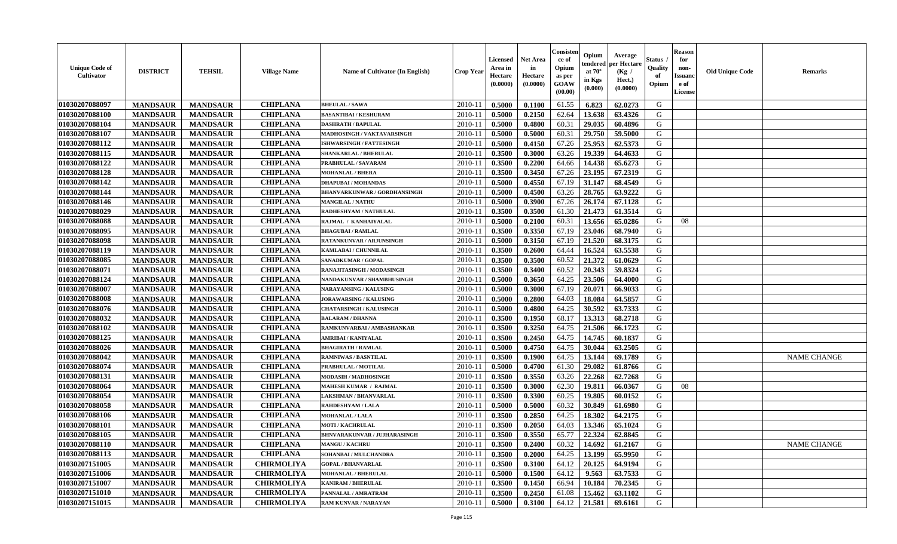| Unique Code of Cultivator | DISTRICT | TEHSIL | Village Name | Name of Cultivator (In English) | Crop Year | Licensed Area in Hectare (0.0000) | Net Area in Hectare (0.0000) | Consistence of Opium as per GOAW (00.00) | Opium tendered at 70° in Kgs (0.000) | Average per Hectare (Kg / Hect.) (0.0000) | Status / Quality of Opium | Reason for non-Issuance of License | Old Unique Code | Remarks |
|---|---|---|---|---|---|---|---|---|---|---|---|---|---|---|
| 01030207088097 | MANDSAUR | MANDSAUR | CHIPLANA | BHEULAL / SAWA | 2010-11 | 0.5000 | 0.1100 | 61.55 | 6.823 | 62.0273 | G | | | |
| 01030207088100 | MANDSAUR | MANDSAUR | CHIPLANA | BASANTIBAI / KESHURAM | 2010-11 | 0.5000 | 0.2150 | 62.64 | 13.638 | 63.4326 | G | | | |
| 01030207088104 | MANDSAUR | MANDSAUR | CHIPLANA | DASHRATH / BAPULAL | 2010-11 | 0.5000 | 0.4800 | 60.31 | 29.035 | 60.4896 | G | | | |
| 01030207088107 | MANDSAUR | MANDSAUR | CHIPLANA | MADHOSINGH / VAKTAVARSINGH | 2010-11 | 0.5000 | 0.5000 | 60.31 | 29.750 | 59.5000 | G | | | |
| 01030207088112 | MANDSAUR | MANDSAUR | CHIPLANA | ISHWARSINGH / FATTESINGH | 2010-11 | 0.5000 | 0.4150 | 67.26 | 25.953 | 62.5373 | G | | | |
| 01030207088115 | MANDSAUR | MANDSAUR | CHIPLANA | SHANKARLAL / BHERULAL | 2010-11 | 0.3500 | 0.3000 | 63.26 | 19.339 | 64.4633 | G | | | |
| 01030207088122 | MANDSAUR | MANDSAUR | CHIPLANA | PRABHULAL / SAVARAM | 2010-11 | 0.3500 | 0.2200 | 64.66 | 14.438 | 65.6273 | G | | | |
| 01030207088128 | MANDSAUR | MANDSAUR | CHIPLANA | MOHANLAL / BHERA | 2010-11 | 0.3500 | 0.3450 | 67.26 | 23.195 | 67.2319 | G | | | |
| 01030207088142 | MANDSAUR | MANDSAUR | CHIPLANA | DHAPUBAI / MOHANDAS | 2010-11 | 0.5000 | 0.4550 | 67.19 | 31.147 | 68.4549 | G | | | |
| 01030207088144 | MANDSAUR | MANDSAUR | CHIPLANA | BHANVARKUNWAR / GORDHANSINGH | 2010-11 | 0.5000 | 0.4500 | 63.26 | 28.765 | 63.9222 | G | | | |
| 01030207088146 | MANDSAUR | MANDSAUR | CHIPLANA | MANGILAL / NATHU | 2010-11 | 0.5000 | 0.3900 | 67.26 | 26.174 | 67.1128 | G | | | |
| 01030207088029 | MANDSAUR | MANDSAUR | CHIPLANA | RADHESHYAM / NATHULAL | 2010-11 | 0.3500 | 0.3500 | 61.30 | 21.473 | 61.3514 | G | | | |
| 01030207088088 | MANDSAUR | MANDSAUR | CHIPLANA | RAJMAL / KANHAIYALAL | 2010-11 | 0.5000 | 0.2100 | 60.31 | 13.656 | 65.0286 | G | 08 | | |
| 01030207088095 | MANDSAUR | MANDSAUR | CHIPLANA | BHAGUBAI / RAMLAL | 2010-11 | 0.3500 | 0.3350 | 67.19 | 23.046 | 68.7940 | G | | | |
| 01030207088098 | MANDSAUR | MANDSAUR | CHIPLANA | RATANKUNVAR / ARJUNSINGH | 2010-11 | 0.5000 | 0.3150 | 67.19 | 21.520 | 68.3175 | G | | | |
| 01030207088119 | MANDSAUR | MANDSAUR | CHIPLANA | KAMLABAI / CHUNNILAL | 2010-11 | 0.3500 | 0.2600 | 64.44 | 16.524 | 63.5538 | G | | | |
| 01030207088085 | MANDSAUR | MANDSAUR | CHIPLANA | SANADKUMAR / GOPAL | 2010-11 | 0.3500 | 0.3500 | 60.52 | 21.372 | 61.0629 | G | | | |
| 01030207088071 | MANDSAUR | MANDSAUR | CHIPLANA | RANAJITASINGH / MODASINGH | 2010-11 | 0.3500 | 0.3400 | 60.52 | 20.343 | 59.8324 | G | | | |
| 01030207088124 | MANDSAUR | MANDSAUR | CHIPLANA | NANDAKUNVAR / SHAMBHUSINGH | 2010-11 | 0.5000 | 0.3650 | 64.25 | 23.506 | 64.4000 | G | | | |
| 01030207088007 | MANDSAUR | MANDSAUR | CHIPLANA | NARAYANSING / KALUSING | 2010-11 | 0.5000 | 0.3000 | 67.19 | 20.071 | 66.9033 | G | | | |
| 01030207088008 | MANDSAUR | MANDSAUR | CHIPLANA | JORAWARSING / KALUSING | 2010-11 | 0.5000 | 0.2800 | 64.03 | 18.084 | 64.5857 | G | | | |
| 01030207088076 | MANDSAUR | MANDSAUR | CHIPLANA | CHATARSINGH / KALUSINGH | 2010-11 | 0.5000 | 0.4800 | 64.25 | 30.592 | 63.7333 | G | | | |
| 01030207088032 | MANDSAUR | MANDSAUR | CHIPLANA | BALARAM / DHANNA | 2010-11 | 0.3500 | 0.1950 | 68.17 | 13.313 | 68.2718 | G | | | |
| 01030207088102 | MANDSAUR | MANDSAUR | CHIPLANA | RAMKUNVARBAI / AMBASHANKAR | 2010-11 | 0.3500 | 0.3250 | 64.75 | 21.506 | 66.1723 | G | | | |
| 01030207088125 | MANDSAUR | MANDSAUR | CHIPLANA | AMRIBAI / KANIYALAL | 2010-11 | 0.3500 | 0.2450 | 64.75 | 14.745 | 60.1837 | G | | | |
| 01030207088026 | MANDSAUR | MANDSAUR | CHIPLANA | BHAGIRATH / RAMLAL | 2010-11 | 0.5000 | 0.4750 | 64.75 | 30.044 | 63.2505 | G | | | |
| 01030207088042 | MANDSAUR | MANDSAUR | CHIPLANA | RAMNIWAS / BASNTILAL | 2010-11 | 0.3500 | 0.1900 | 64.75 | 13.144 | 69.1789 | G | | | NAME CHANGE |
| 01030207088074 | MANDSAUR | MANDSAUR | CHIPLANA | PRABHULAL / MOTILAL | 2010-11 | 0.5000 | 0.4700 | 61.30 | 29.082 | 61.8766 | G | | | |
| 01030207088131 | MANDSAUR | MANDSAUR | CHIPLANA | MODASIH / MADHOSINGH | 2010-11 | 0.3500 | 0.3550 | 63.26 | 22.268 | 62.7268 | G | | | |
| 01030207088064 | MANDSAUR | MANDSAUR | CHIPLANA | MAHESH KUMAR / RAJMAL | 2010-11 | 0.3500 | 0.3000 | 62.30 | 19.811 | 66.0367 | G | 08 | | |
| 01030207088054 | MANDSAUR | MANDSAUR | CHIPLANA | LAKSHMAN / BHANVARLAL | 2010-11 | 0.3500 | 0.3300 | 60.25 | 19.805 | 60.0152 | G | | | |
| 01030207088058 | MANDSAUR | MANDSAUR | CHIPLANA | RAHDESHYAM / LALA | 2010-11 | 0.5000 | 0.5000 | 60.32 | 30.849 | 61.6980 | G | | | |
| 01030207088106 | MANDSAUR | MANDSAUR | CHIPLANA | MOHANLAL / LALA | 2010-11 | 0.3500 | 0.2850 | 64.25 | 18.302 | 64.2175 | G | | | |
| 01030207088101 | MANDSAUR | MANDSAUR | CHIPLANA | MOTI / KACHRULAL | 2010-11 | 0.3500 | 0.2050 | 64.03 | 13.346 | 65.1024 | G | | | |
| 01030207088105 | MANDSAUR | MANDSAUR | CHIPLANA | BHNVARAKUNVAR / JUJHARASINGH | 2010-11 | 0.3500 | 0.3550 | 65.77 | 22.324 | 62.8845 | G | | | |
| 01030207088110 | MANDSAUR | MANDSAUR | CHIPLANA | MANGU / KACHRU | 2010-11 | 0.3500 | 0.2400 | 60.32 | 14.692 | 61.2167 | G | | | NAME CHANGE |
| 01030207088113 | MANDSAUR | MANDSAUR | CHIPLANA | SOHANBAI / MULCHANDRA | 2010-11 | 0.3500 | 0.2000 | 64.25 | 13.199 | 65.9950 | G | | | |
| 01030207151005 | MANDSAUR | MANDSAUR | CHIRMOLIYA | GOPAL / BHANVARLAL | 2010-11 | 0.3500 | 0.3100 | 64.12 | 20.125 | 64.9194 | G | | | |
| 01030207151006 | MANDSAUR | MANDSAUR | CHIRMOLIYA | MOHANLAL / BHERULAL | 2010-11 | 0.5000 | 0.1500 | 64.12 | 9.563 | 63.7533 | G | | | |
| 01030207151007 | MANDSAUR | MANDSAUR | CHIRMOLIYA | KANIRAM / BHERULAL | 2010-11 | 0.3500 | 0.1450 | 66.94 | 10.184 | 70.2345 | G | | | |
| 01030207151010 | MANDSAUR | MANDSAUR | CHIRMOLIYA | PANNALAL / AMRATRAM | 2010-11 | 0.3500 | 0.2450 | 61.08 | 15.462 | 63.1102 | G | | | |
| 01030207151015 | MANDSAUR | MANDSAUR | CHIRMOLIYA | RAM KUNVAR / NARAYAN | 2010-11 | 0.5000 | 0.3100 | 64.12 | 21.581 | 69.6161 | G | | | |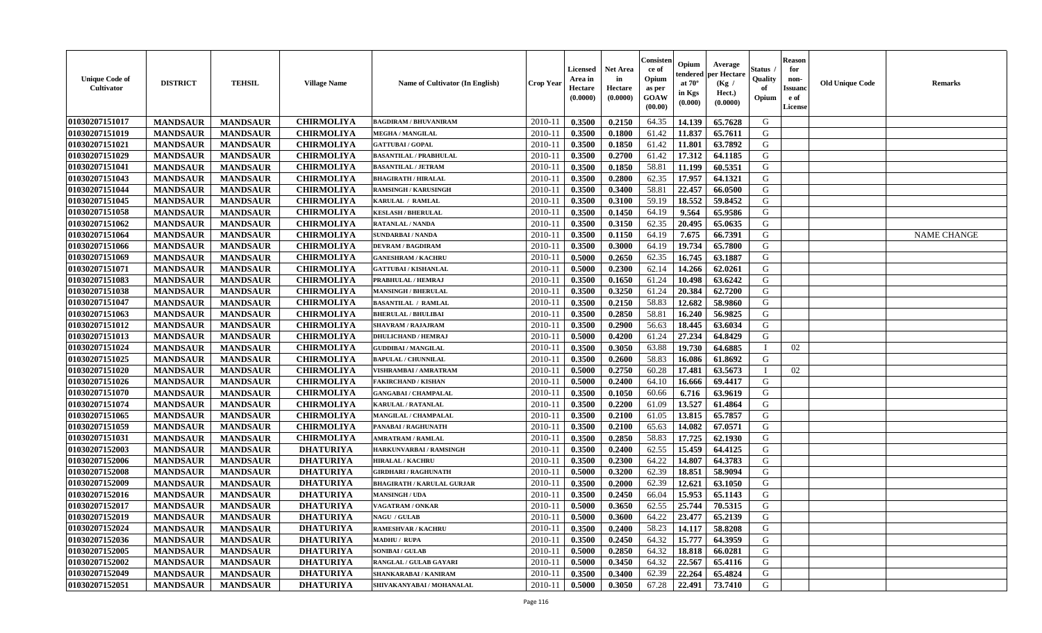| Unique Code of Cultivator | DISTRICT | TEHSIL | Village Name | Name of Cultivator (In English) | Crop Year | Licensed Area in Hectare (0.0000) | Net Area in Hectare (0.0000) | Consistence of Opium as per GOAW (00.00) | Opium tendered at 70° in Kgs (0.000) | Average per Hectare (Kg / Hect.) (0.0000) | Status / Quality of Opium | Reason for non-Issuance of License | Old Unique Code | Remarks |
|---|---|---|---|---|---|---|---|---|---|---|---|---|---|---|
| 01030207151017 | MANDSAUR | MANDSAUR | CHIRMOLIYA | BAGDIRAM / BHUVANIRAM | 2010-11 | 0.3500 | 0.2150 | 64.35 | 14.139 | 65.7628 | G | | | |
| 01030207151019 | MANDSAUR | MANDSAUR | CHIRMOLIYA | MEGHA / MANGILAL | 2010-11 | 0.3500 | 0.1800 | 61.42 | 11.837 | 65.7611 | G | | | |
| 01030207151021 | MANDSAUR | MANDSAUR | CHIRMOLIYA | GATTUBAI / GOPAL | 2010-11 | 0.3500 | 0.1850 | 61.42 | 11.801 | 63.7892 | G | | | |
| 01030207151029 | MANDSAUR | MANDSAUR | CHIRMOLIYA | BASANTILAL / PRABHULAL | 2010-11 | 0.3500 | 0.2700 | 61.42 | 17.312 | 64.1185 | G | | | |
| 01030207151041 | MANDSAUR | MANDSAUR | CHIRMOLIYA | BASANTILAL / JETRAM | 2010-11 | 0.3500 | 0.1850 | 58.81 | 11.199 | 60.5351 | G | | | |
| 01030207151043 | MANDSAUR | MANDSAUR | CHIRMOLIYA | BHAGIRATH / HIRALAL | 2010-11 | 0.3500 | 0.2800 | 62.35 | 17.957 | 64.1321 | G | | | |
| 01030207151044 | MANDSAUR | MANDSAUR | CHIRMOLIYA | RAMSINGH / KARUSINGH | 2010-11 | 0.3500 | 0.3400 | 58.81 | 22.457 | 66.0500 | G | | | |
| 01030207151045 | MANDSAUR | MANDSAUR | CHIRMOLIYA | KARULAL / RAMLAL | 2010-11 | 0.3500 | 0.3100 | 59.19 | 18.552 | 59.8452 | G | | | |
| 01030207151058 | MANDSAUR | MANDSAUR | CHIRMOLIYA | KESLASH / BHERULAL | 2010-11 | 0.3500 | 0.1450 | 64.19 | 9.564 | 65.9586 | G | | | |
| 01030207151062 | MANDSAUR | MANDSAUR | CHIRMOLIYA | RATANLAL / NANDA | 2010-11 | 0.3500 | 0.3150 | 62.35 | 20.495 | 65.0635 | G | | | |
| 01030207151064 | MANDSAUR | MANDSAUR | CHIRMOLIYA | SUNDARBAI / NANDA | 2010-11 | 0.3500 | 0.1150 | 64.19 | 7.675 | 66.7391 | G | | | NAME CHANGE |
| 01030207151066 | MANDSAUR | MANDSAUR | CHIRMOLIYA | DEVRAM / BAGDIRAM | 2010-11 | 0.3500 | 0.3000 | 64.19 | 19.734 | 65.7800 | G | | | |
| 01030207151069 | MANDSAUR | MANDSAUR | CHIRMOLIYA | GANESHRAM / KACHRU | 2010-11 | 0.5000 | 0.2650 | 62.35 | 16.745 | 63.1887 | G | | | |
| 01030207151071 | MANDSAUR | MANDSAUR | CHIRMOLIYA | GATTUBAI / KISHANLAL | 2010-11 | 0.5000 | 0.2300 | 62.14 | 14.266 | 62.0261 | G | | | |
| 01030207151083 | MANDSAUR | MANDSAUR | CHIRMOLIYA | PRABHULAL / HEMRAJ | 2010-11 | 0.3500 | 0.1650 | 61.24 | 10.498 | 63.6242 | G | | | |
| 01030207151038 | MANDSAUR | MANDSAUR | CHIRMOLIYA | MANSINGH / BHERULAL | 2010-11 | 0.3500 | 0.3250 | 61.24 | 20.384 | 62.7200 | G | | | |
| 01030207151047 | MANDSAUR | MANDSAUR | CHIRMOLIYA | BASANTILAL / RAMLAL | 2010-11 | 0.3500 | 0.2150 | 58.83 | 12.682 | 58.9860 | G | | | |
| 01030207151063 | MANDSAUR | MANDSAUR | CHIRMOLIYA | BHERULAL / BHULIBAI | 2010-11 | 0.3500 | 0.2850 | 58.81 | 16.240 | 56.9825 | G | | | |
| 01030207151012 | MANDSAUR | MANDSAUR | CHIRMOLIYA | SHAVRAM / RAJAJRAM | 2010-11 | 0.3500 | 0.2900 | 56.63 | 18.445 | 63.6034 | G | | | |
| 01030207151013 | MANDSAUR | MANDSAUR | CHIRMOLIYA | DHULICHAND / HEMRAJ | 2010-11 | 0.5000 | 0.4200 | 61.24 | 27.234 | 64.8429 | G | | | |
| 01030207151024 | MANDSAUR | MANDSAUR | CHIRMOLIYA | GUDDIBAI / MANGILAL | 2010-11 | 0.3500 | 0.3050 | 63.88 | 19.730 | 64.6885 | I | 02 | | |
| 01030207151025 | MANDSAUR | MANDSAUR | CHIRMOLIYA | BAPULAL / CHUNNILAL | 2010-11 | 0.3500 | 0.2600 | 58.83 | 16.086 | 61.8692 | G | | | |
| 01030207151020 | MANDSAUR | MANDSAUR | CHIRMOLIYA | VISHRAMBAI / AMRATRAM | 2010-11 | 0.5000 | 0.2750 | 60.28 | 17.481 | 63.5673 | I | 02 | | |
| 01030207151026 | MANDSAUR | MANDSAUR | CHIRMOLIYA | FAKIRCHAND / KISHAN | 2010-11 | 0.5000 | 0.2400 | 64.10 | 16.666 | 69.4417 | G | | | |
| 01030207151070 | MANDSAUR | MANDSAUR | CHIRMOLIYA | GANGABAI / CHAMPALAL | 2010-11 | 0.3500 | 0.1050 | 60.66 | 6.716 | 63.9619 | G | | | |
| 01030207151074 | MANDSAUR | MANDSAUR | CHIRMOLIYA | KARULAL / RATANLAL | 2010-11 | 0.3500 | 0.2200 | 61.09 | 13.527 | 61.4864 | G | | | |
| 01030207151065 | MANDSAUR | MANDSAUR | CHIRMOLIYA | MANGILAL / CHAMPALAL | 2010-11 | 0.3500 | 0.2100 | 61.05 | 13.815 | 65.7857 | G | | | |
| 01030207151059 | MANDSAUR | MANDSAUR | CHIRMOLIYA | PANABAI / RAGHUNATH | 2010-11 | 0.3500 | 0.2100 | 65.63 | 14.082 | 67.0571 | G | | | |
| 01030207151031 | MANDSAUR | MANDSAUR | CHIRMOLIYA | AMRATRAM / RAMLAL | 2010-11 | 0.3500 | 0.2850 | 58.83 | 17.725 | 62.1930 | G | | | |
| 01030207152003 | MANDSAUR | MANDSAUR | DHATURIYA | HARKUNVARBAI / RAMSINGH | 2010-11 | 0.3500 | 0.2400 | 62.55 | 15.459 | 64.4125 | G | | | |
| 01030207152006 | MANDSAUR | MANDSAUR | DHATURIYA | HIRALAL / KACHRU | 2010-11 | 0.3500 | 0.2300 | 64.22 | 14.807 | 64.3783 | G | | | |
| 01030207152008 | MANDSAUR | MANDSAUR | DHATURIYA | GIRDHARI / RAGHUNATH | 2010-11 | 0.5000 | 0.3200 | 62.39 | 18.851 | 58.9094 | G | | | |
| 01030207152009 | MANDSAUR | MANDSAUR | DHATURIYA | BHAGIRATH / KARULAL GURJAR | 2010-11 | 0.3500 | 0.2000 | 62.39 | 12.621 | 63.1050 | G | | | |
| 01030207152016 | MANDSAUR | MANDSAUR | DHATURIYA | MANSINGH / UDA | 2010-11 | 0.3500 | 0.2450 | 66.04 | 15.953 | 65.1143 | G | | | |
| 01030207152017 | MANDSAUR | MANDSAUR | DHATURIYA | VAGATRAM / ONKAR | 2010-11 | 0.5000 | 0.3650 | 62.55 | 25.744 | 70.5315 | G | | | |
| 01030207152019 | MANDSAUR | MANDSAUR | DHATURIYA | NAGU / GULAB | 2010-11 | 0.5000 | 0.3600 | 64.22 | 23.477 | 65.2139 | G | | | |
| 01030207152024 | MANDSAUR | MANDSAUR | DHATURIYA | RAMESHVAR / KACHRU | 2010-11 | 0.3500 | 0.2400 | 58.23 | 14.117 | 58.8208 | G | | | |
| 01030207152036 | MANDSAUR | MANDSAUR | DHATURIYA | MADHU / RUPA | 2010-11 | 0.3500 | 0.2450 | 64.32 | 15.777 | 64.3959 | G | | | |
| 01030207152005 | MANDSAUR | MANDSAUR | DHATURIYA | SONIBAI / GULAB | 2010-11 | 0.5000 | 0.2850 | 64.32 | 18.818 | 66.0281 | G | | | |
| 01030207152002 | MANDSAUR | MANDSAUR | DHATURIYA | RANGLAL / GULAB GAYARI | 2010-11 | 0.5000 | 0.3450 | 64.32 | 22.567 | 65.4116 | G | | | |
| 01030207152049 | MANDSAUR | MANDSAUR | DHATURIYA | SHANKARABAI / KANIRAM | 2010-11 | 0.3500 | 0.3400 | 62.39 | 22.264 | 65.4824 | G | | | |
| 01030207152051 | MANDSAUR | MANDSAUR | DHATURIYA | SHIVAKANYABAI / MOHANALAL | 2010-11 | 0.5000 | 0.3050 | 67.28 | 22.491 | 73.7410 | G | | | |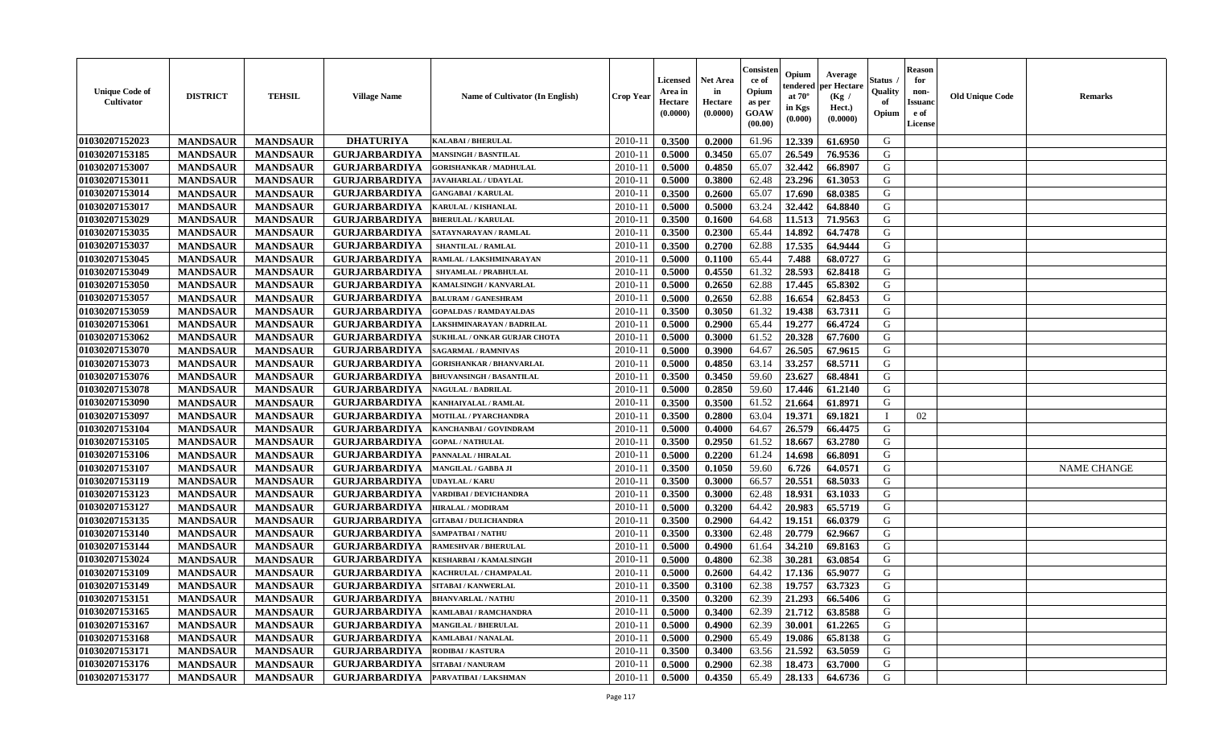| Unique Code of Cultivator | DISTRICT | TEHSIL | Village Name | Name of Cultivator (In English) | Crop Year | Licensed Area in Hectare (0.0000) | Net Area in Hectare (0.0000) | Consistence of Opium as per GOAW (00.00) | Opium tendered at 70° in Kgs (0.000) | Average per Hectare (Kg / Hect.) (0.0000) | Status / Quality of Opium | Reason for non-Issuance of License | Old Unique Code | Remarks |
|---|---|---|---|---|---|---|---|---|---|---|---|---|---|---|
| 01030207152023 | MANDSAUR | MANDSAUR | DHATURIYA | KALABAI / BHERULAL | 2010-11 | 0.3500 | 0.2000 | 61.96 | 12.339 | 61.6950 | G | | | |
| 01030207153185 | MANDSAUR | MANDSAUR | GURJARBARDIYA | MANSINGH / BASNTILAL | 2010-11 | 0.5000 | 0.3450 | 65.07 | 26.549 | 76.9536 | G | | | |
| 01030207153007 | MANDSAUR | MANDSAUR | GURJARBARDIYA | GORISHANKAR / MADHULAL | 2010-11 | 0.5000 | 0.4850 | 65.07 | 32.442 | 66.8907 | G | | | |
| 01030207153011 | MANDSAUR | MANDSAUR | GURJARBARDIYA | JAVAHARLAL / UDAYLAL | 2010-11 | 0.5000 | 0.3800 | 62.48 | 23.296 | 61.3053 | G | | | |
| 01030207153014 | MANDSAUR | MANDSAUR | GURJARBARDIYA | GANGABAI / KARULAL | 2010-11 | 0.3500 | 0.2600 | 65.07 | 17.690 | 68.0385 | G | | | |
| 01030207153017 | MANDSAUR | MANDSAUR | GURJARBARDIYA | KARULAL / KISHANLAL | 2010-11 | 0.5000 | 0.5000 | 63.24 | 32.442 | 64.8840 | G | | | |
| 01030207153029 | MANDSAUR | MANDSAUR | GURJARBARDIYA | BHERULAL / KARULAL | 2010-11 | 0.3500 | 0.1600 | 64.68 | 11.513 | 71.9563 | G | | | |
| 01030207153035 | MANDSAUR | MANDSAUR | GURJARBARDIYA | SATAYNARAYAN / RAMLAL | 2010-11 | 0.3500 | 0.2300 | 65.44 | 14.892 | 64.7478 | G | | | |
| 01030207153037 | MANDSAUR | MANDSAUR | GURJARBARDIYA | SHANTILAL / RAMLAL | 2010-11 | 0.3500 | 0.2700 | 62.88 | 17.535 | 64.9444 | G | | | |
| 01030207153045 | MANDSAUR | MANDSAUR | GURJARBARDIYA | RAMLAL / LAKSHMINARAYAN | 2010-11 | 0.5000 | 0.1100 | 65.44 | 7.488 | 68.0727 | G | | | |
| 01030207153049 | MANDSAUR | MANDSAUR | GURJARBARDIYA | SHYAMLAL / PRABHULAL | 2010-11 | 0.5000 | 0.4550 | 61.32 | 28.593 | 62.8418 | G | | | |
| 01030207153050 | MANDSAUR | MANDSAUR | GURJARBARDIYA | KAMALSINGH / KANVARLAL | 2010-11 | 0.5000 | 0.2650 | 62.88 | 17.445 | 65.8302 | G | | | |
| 01030207153057 | MANDSAUR | MANDSAUR | GURJARBARDIYA | BALURAM / GANESHRAM | 2010-11 | 0.5000 | 0.2650 | 62.88 | 16.654 | 62.8453 | G | | | |
| 01030207153059 | MANDSAUR | MANDSAUR | GURJARBARDIYA | GOPALDAS / RAMDAYALDAS | 2010-11 | 0.3500 | 0.3050 | 61.32 | 19.438 | 63.7311 | G | | | |
| 01030207153061 | MANDSAUR | MANDSAUR | GURJARBARDIYA | LAKSHMINARAYAN / BADRILAL | 2010-11 | 0.5000 | 0.2900 | 65.44 | 19.277 | 66.4724 | G | | | |
| 01030207153062 | MANDSAUR | MANDSAUR | GURJARBARDIYA | SUKHLAL / ONKAR GURJAR CHOTA | 2010-11 | 0.5000 | 0.3000 | 61.52 | 20.328 | 67.7600 | G | | | |
| 01030207153070 | MANDSAUR | MANDSAUR | GURJARBARDIYA | SAGARMAL / RAMNIVAS | 2010-11 | 0.5000 | 0.3900 | 64.67 | 26.505 | 67.9615 | G | | | |
| 01030207153073 | MANDSAUR | MANDSAUR | GURJARBARDIYA | GORISHANKAR / BHANVARLAL | 2010-11 | 0.5000 | 0.4850 | 63.14 | 33.257 | 68.5711 | G | | | |
| 01030207153076 | MANDSAUR | MANDSAUR | GURJARBARDIYA | BHUVANSINGH / BASANTILAL | 2010-11 | 0.3500 | 0.3450 | 59.60 | 23.627 | 68.4841 | G | | | |
| 01030207153078 | MANDSAUR | MANDSAUR | GURJARBARDIYA | NAGULAL / BADRILAL | 2010-11 | 0.5000 | 0.2850 | 59.60 | 17.446 | 61.2140 | G | | | |
| 01030207153090 | MANDSAUR | MANDSAUR | GURJARBARDIYA | KANHAIYALAL / RAMLAL | 2010-11 | 0.3500 | 0.3500 | 61.52 | 21.664 | 61.8971 | G | | | |
| 01030207153097 | MANDSAUR | MANDSAUR | GURJARBARDIYA | MOTILAL / PYARCHANDRA | 2010-11 | 0.3500 | 0.2800 | 63.04 | 19.371 | 69.1821 | I | 02 | | |
| 01030207153104 | MANDSAUR | MANDSAUR | GURJARBARDIYA | KANCHANBAI / GOVINDRAM | 2010-11 | 0.5000 | 0.4000 | 64.67 | 26.579 | 66.4475 | G | | | |
| 01030207153105 | MANDSAUR | MANDSAUR | GURJARBARDIYA | GOPAL / NATHULAL | 2010-11 | 0.3500 | 0.2950 | 61.52 | 18.667 | 63.2780 | G | | | |
| 01030207153106 | MANDSAUR | MANDSAUR | GURJARBARDIYA | PANNALAL / HIRALAL | 2010-11 | 0.5000 | 0.2200 | 61.24 | 14.698 | 66.8091 | G | | | |
| 01030207153107 | MANDSAUR | MANDSAUR | GURJARBARDIYA | MANGILAL / GABBA JI | 2010-11 | 0.3500 | 0.1050 | 59.60 | 6.726 | 64.0571 | G | | | NAME CHANGE |
| 01030207153119 | MANDSAUR | MANDSAUR | GURJARBARDIYA | UDAYLAL / KARU | 2010-11 | 0.3500 | 0.3000 | 66.57 | 20.551 | 68.5033 | G | | | |
| 01030207153123 | MANDSAUR | MANDSAUR | GURJARBARDIYA | VARDIBAI / DEVICHANDRA | 2010-11 | 0.3500 | 0.3000 | 62.48 | 18.931 | 63.1033 | G | | | |
| 01030207153127 | MANDSAUR | MANDSAUR | GURJARBARDIYA | HIRALAL / MODIRAM | 2010-11 | 0.5000 | 0.3200 | 64.42 | 20.983 | 65.5719 | G | | | |
| 01030207153135 | MANDSAUR | MANDSAUR | GURJARBARDIYA | GITABAI / DULICHANDRA | 2010-11 | 0.3500 | 0.2900 | 64.42 | 19.151 | 66.0379 | G | | | |
| 01030207153140 | MANDSAUR | MANDSAUR | GURJARBARDIYA | SAMPATBAI / NATHU | 2010-11 | 0.3500 | 0.3300 | 62.48 | 20.779 | 62.9667 | G | | | |
| 01030207153144 | MANDSAUR | MANDSAUR | GURJARBARDIYA | RAMESHVAR / BHERULAL | 2010-11 | 0.5000 | 0.4900 | 61.64 | 34.210 | 69.8163 | G | | | |
| 01030207153024 | MANDSAUR | MANDSAUR | GURJARBARDIYA | KESHARBAI / KAMALSINGH | 2010-11 | 0.5000 | 0.4800 | 62.38 | 30.281 | 63.0854 | G | | | |
| 01030207153109 | MANDSAUR | MANDSAUR | GURJARBARDIYA | KACHRULAL / CHAMPALAL | 2010-11 | 0.5000 | 0.2600 | 64.42 | 17.136 | 65.9077 | G | | | |
| 01030207153149 | MANDSAUR | MANDSAUR | GURJARBARDIYA | SITABAI / KANWERLAL | 2010-11 | 0.3500 | 0.3100 | 62.38 | 19.757 | 63.7323 | G | | | |
| 01030207153151 | MANDSAUR | MANDSAUR | GURJARBARDIYA | BHANVARLAL / NATHU | 2010-11 | 0.3500 | 0.3200 | 62.39 | 21.293 | 66.5406 | G | | | |
| 01030207153165 | MANDSAUR | MANDSAUR | GURJARBARDIYA | KAMLABAI / RAMCHANDRA | 2010-11 | 0.5000 | 0.3400 | 62.39 | 21.712 | 63.8588 | G | | | |
| 01030207153167 | MANDSAUR | MANDSAUR | GURJARBARDIYA | MANGILAL / BHERULAL | 2010-11 | 0.5000 | 0.4900 | 62.39 | 30.001 | 61.2265 | G | | | |
| 01030207153168 | MANDSAUR | MANDSAUR | GURJARBARDIYA | KAMLABAI / NANALAL | 2010-11 | 0.5000 | 0.2900 | 65.49 | 19.086 | 65.8138 | G | | | |
| 01030207153171 | MANDSAUR | MANDSAUR | GURJARBARDIYA | RODIBAI / KASTURA | 2010-11 | 0.3500 | 0.3400 | 63.56 | 21.592 | 63.5059 | G | | | |
| 01030207153176 | MANDSAUR | MANDSAUR | GURJARBARDIYA | SITABAI / NANURAM | 2010-11 | 0.5000 | 0.2900 | 62.38 | 18.473 | 63.7000 | G | | | |
| 01030207153177 | MANDSAUR | MANDSAUR | GURJARBARDIYA | PARVATIBAI / LAKSHMAN | 2010-11 | 0.5000 | 0.4350 | 65.49 | 28.133 | 64.6736 | G | | | |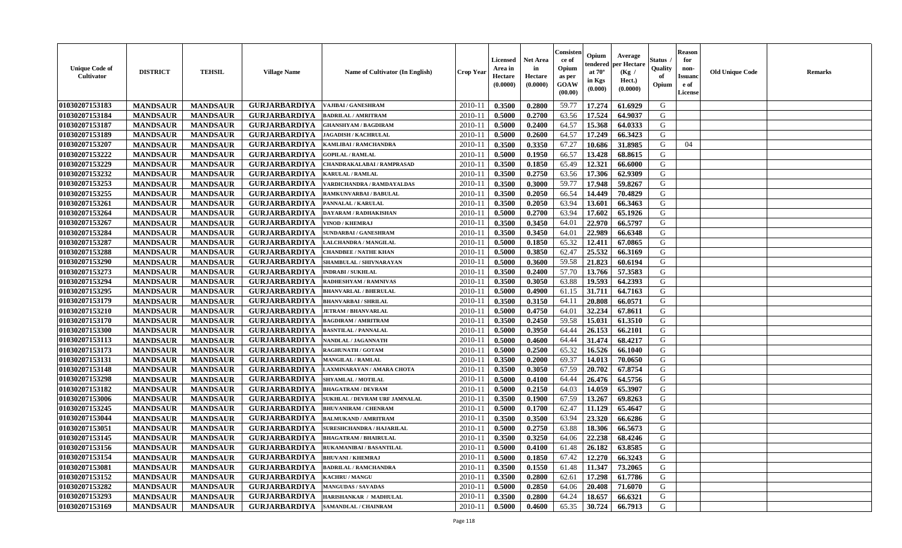| Unique Code of Cultivator | DISTRICT | TEHSIL | Village Name | Name of Cultivator (In English) | Crop Year | Licensed Area in Hectare (0.0000) | Net Area in Hectare (0.0000) | Consistence of Opium as per GOAW (00.00) | Opium tendered at 70° in Kgs (0.000) | Average per Hectare (Kg / Hect.) (0.0000) | Status / Quality of Opium | Reason for non-Issuance of License | Old Unique Code | Remarks |
|---|---|---|---|---|---|---|---|---|---|---|---|---|---|---|
| 01030207153183 | MANDSAUR | MANDSAUR | GURJARBARDIYA | VAJIBAI / GANESHRAM | 2010-11 | 0.3500 | 0.2800 | 59.77 | 17.274 | 61.6929 | G | | | |
| 01030207153184 | MANDSAUR | MANDSAUR | GURJARBARDIYA | BADRILAL / AMRITRAM | 2010-11 | 0.5000 | 0.2700 | 63.56 | 17.524 | 64.9037 | G | | | |
| 01030207153187 | MANDSAUR | MANDSAUR | GURJARBARDIYA | GHANSHYAM / BAGDIRAM | 2010-11 | 0.5000 | 0.2400 | 64.57 | 15.368 | 64.0333 | G | | | |
| 01030207153189 | MANDSAUR | MANDSAUR | GURJARBARDIYA | JAGADISH / KACHRULAL | 2010-11 | 0.5000 | 0.2600 | 64.57 | 17.249 | 66.3423 | G | | | |
| 01030207153207 | MANDSAUR | MANDSAUR | GURJARBARDIYA | KAMLIBAI / RAMCHANDRA | 2010-11 | 0.3500 | 0.3350 | 67.27 | 10.686 | 31.8985 | G | 04 | | |
| 01030207153222 | MANDSAUR | MANDSAUR | GURJARBARDIYA | GOPILAL / RAMLAL | 2010-11 | 0.5000 | 0.1950 | 66.57 | 13.428 | 68.8615 | G | | | |
| 01030207153229 | MANDSAUR | MANDSAUR | GURJARBARDIYA | CHANDRAKALABAI / RAMPRASAD | 2010-11 | 0.3500 | 0.1850 | 65.49 | 12.321 | 66.6000 | G | | | |
| 01030207153232 | MANDSAUR | MANDSAUR | GURJARBARDIYA | KARULAL / RAMLAL | 2010-11 | 0.3500 | 0.2750 | 63.56 | 17.306 | 62.9309 | G | | | |
| 01030207153253 | MANDSAUR | MANDSAUR | GURJARBARDIYA | VARDICHANDRA / RAMDAYALDAS | 2010-11 | 0.3500 | 0.3000 | 59.77 | 17.948 | 59.8267 | G | | | |
| 01030207153255 | MANDSAUR | MANDSAUR | GURJARBARDIYA | RAMKUNVARBAI / BABULAL | 2010-11 | 0.3500 | 0.2050 | 66.54 | 14.449 | 70.4829 | G | | | |
| 01030207153261 | MANDSAUR | MANDSAUR | GURJARBARDIYA | PANNALAL / KARULAL | 2010-11 | 0.3500 | 0.2050 | 63.94 | 13.601 | 66.3463 | G | | | |
| 01030207153264 | MANDSAUR | MANDSAUR | GURJARBARDIYA | DAYARAM / RADHAKISHAN | 2010-11 | 0.5000 | 0.2700 | 63.94 | 17.602 | 65.1926 | G | | | |
| 01030207153267 | MANDSAUR | MANDSAUR | GURJARBARDIYA | VINOD / KHEMRAJ | 2010-11 | 0.3500 | 0.3450 | 64.01 | 22.970 | 66.5797 | G | | | |
| 01030207153284 | MANDSAUR | MANDSAUR | GURJARBARDIYA | SUNDARBAI / GANESHRAM | 2010-11 | 0.3500 | 0.3450 | 64.01 | 22.989 | 66.6348 | G | | | |
| 01030207153287 | MANDSAUR | MANDSAUR | GURJARBARDIYA | LALCHANDRA / MANGILAL | 2010-11 | 0.5000 | 0.1850 | 65.32 | 12.411 | 67.0865 | G | | | |
| 01030207153288 | MANDSAUR | MANDSAUR | GURJARBARDIYA | CHANDBEE / NATHE KHAN | 2010-11 | 0.5000 | 0.3850 | 62.47 | 25.532 | 66.3169 | G | | | |
| 01030207153290 | MANDSAUR | MANDSAUR | GURJARBARDIYA | SHAMBULAL / SHIVNARAYAN | 2010-11 | 0.5000 | 0.3600 | 59.58 | 21.823 | 60.6194 | G | | | |
| 01030207153273 | MANDSAUR | MANDSAUR | GURJARBARDIYA | INDRABI / SUKHLAL | 2010-11 | 0.3500 | 0.2400 | 57.70 | 13.766 | 57.3583 | G | | | |
| 01030207153294 | MANDSAUR | MANDSAUR | GURJARBARDIYA | RADHESHYAM / RAMNIVAS | 2010-11 | 0.3500 | 0.3050 | 63.88 | 19.593 | 64.2393 | G | | | |
| 01030207153295 | MANDSAUR | MANDSAUR | GURJARBARDIYA | BHANVARLAL / BHERULAL | 2010-11 | 0.5000 | 0.4900 | 61.15 | 31.711 | 64.7163 | G | | | |
| 01030207153179 | MANDSAUR | MANDSAUR | GURJARBARDIYA | BHANVARBAI / SHRILAL | 2010-11 | 0.3500 | 0.3150 | 64.11 | 20.808 | 66.0571 | G | | | |
| 01030207153210 | MANDSAUR | MANDSAUR | GURJARBARDIYA | JETRAM / BHANVARLAL | 2010-11 | 0.5000 | 0.4750 | 64.01 | 32.234 | 67.8611 | G | | | |
| 01030207153170 | MANDSAUR | MANDSAUR | GURJARBARDIYA | BAGDIRAM / AMRITRAM | 2010-11 | 0.3500 | 0.2450 | 59.58 | 15.031 | 61.3510 | G | | | |
| 01030207153300 | MANDSAUR | MANDSAUR | GURJARBARDIYA | BASNTILAL / PANNALAL | 2010-11 | 0.5000 | 0.3950 | 64.44 | 26.153 | 66.2101 | G | | | |
| 01030207153113 | MANDSAUR | MANDSAUR | GURJARBARDIYA | NANDLAL / JAGANNATH | 2010-11 | 0.5000 | 0.4600 | 64.44 | 31.474 | 68.4217 | G | | | |
| 01030207153173 | MANDSAUR | MANDSAUR | GURJARBARDIYA | RAGHUNATH / GOTAM | 2010-11 | 0.5000 | 0.2500 | 65.32 | 16.526 | 66.1040 | G | | | |
| 01030207153131 | MANDSAUR | MANDSAUR | GURJARBARDIYA | MANGILAL / RAMLAL | 2010-11 | 0.3500 | 0.2000 | 69.37 | 14.013 | 70.0650 | G | | | |
| 01030207153148 | MANDSAUR | MANDSAUR | GURJARBARDIYA | LAXMINARAYAN / AMARA CHOTA | 2010-11 | 0.3500 | 0.3050 | 67.59 | 20.702 | 67.8754 | G | | | |
| 01030207153298 | MANDSAUR | MANDSAUR | GURJARBARDIYA | SHYAMLAL / MOTILAL | 2010-11 | 0.5000 | 0.4100 | 64.44 | 26.476 | 64.5756 | G | | | |
| 01030207153182 | MANDSAUR | MANDSAUR | GURJARBARDIYA | BHAGATRAM / DEVRAM | 2010-11 | 0.5000 | 0.2150 | 64.03 | 14.059 | 65.3907 | G | | | |
| 01030207153006 | MANDSAUR | MANDSAUR | GURJARBARDIYA | SUKHLAL / DEVRAM URF JAMNALAL | 2010-11 | 0.3500 | 0.1900 | 67.59 | 13.267 | 69.8263 | G | | | |
| 01030207153245 | MANDSAUR | MANDSAUR | GURJARBARDIYA | BHUVANIRAM / CHENRAM | 2010-11 | 0.5000 | 0.1700 | 62.47 | 11.129 | 65.4647 | G | | | |
| 01030207153044 | MANDSAUR | MANDSAUR | GURJARBARDIYA | BALMUKAND / AMRITRAM | 2010-11 | 0.3500 | 0.3500 | 63.94 | 23.320 | 66.6286 | G | | | |
| 01030207153051 | MANDSAUR | MANDSAUR | GURJARBARDIYA | SURESHCHANDRA / HAJARILAL | 2010-11 | 0.5000 | 0.2750 | 63.88 | 18.306 | 66.5673 | G | | | |
| 01030207153145 | MANDSAUR | MANDSAUR | GURJARBARDIYA | BHAGATRAM / BHAIRULAL | 2010-11 | 0.3500 | 0.3250 | 64.06 | 22.238 | 68.4246 | G | | | |
| 01030207153156 | MANDSAUR | MANDSAUR | GURJARBARDIYA | RUKAMANIBAI / BASANTILAL | 2010-11 | 0.5000 | 0.4100 | 61.48 | 26.182 | 63.8585 | G | | | |
| 01030207153154 | MANDSAUR | MANDSAUR | GURJARBARDIYA | BHUVANI / KHEMRAJ | 2010-11 | 0.5000 | 0.1850 | 67.42 | 12.270 | 66.3243 | G | | | |
| 01030207153081 | MANDSAUR | MANDSAUR | GURJARBARDIYA | BADRILAL / RAMCHANDRA | 2010-11 | 0.3500 | 0.1550 | 61.48 | 11.347 | 73.2065 | G | | | |
| 01030207153152 | MANDSAUR | MANDSAUR | GURJARBARDIYA | KACHRU / MANGU | 2010-11 | 0.3500 | 0.2800 | 62.61 | 17.298 | 61.7786 | G | | | |
| 01030207153282 | MANDSAUR | MANDSAUR | GURJARBARDIYA | MANGUDAS / SAVADAS | 2010-11 | 0.5000 | 0.2850 | 64.06 | 20.408 | 71.6070 | G | | | |
| 01030207153293 | MANDSAUR | MANDSAUR | GURJARBARDIYA | HARISHANKAR / MADHULAL | 2010-11 | 0.3500 | 0.2800 | 64.24 | 18.657 | 66.6321 | G | | | |
| 01030207153169 | MANDSAUR | MANDSAUR | GURJARBARDIYA | SAMANDLAL / CHAINRAM | 2010-11 | 0.5000 | 0.4600 | 65.35 | 30.724 | 66.7913 | G | | | |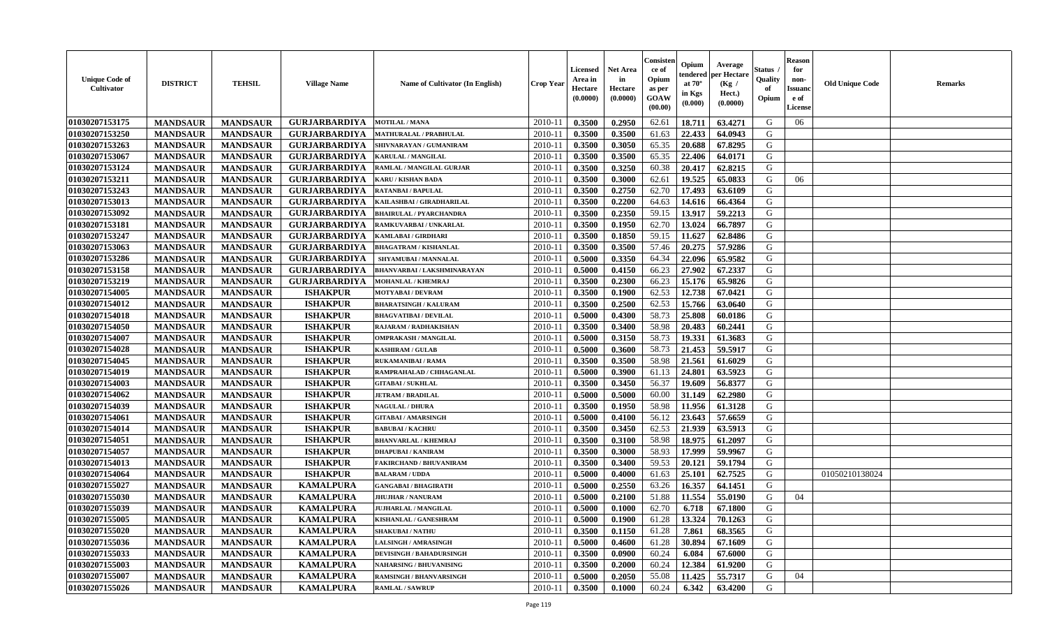| Unique Code of Cultivator | DISTRICT | TEHSIL | Village Name | Name of Cultivator (In English) | Crop Year | Licensed Area in Hectare (0.0000) | Net Area in Hectare (0.0000) | Consistence of Opium as per GOAW (00.00) | Opium tendered at 70° in Kgs (0.000) | Average per Hectare (Kg / Hect.) (0.0000) | Status / Quality of Opium | Reason for non-Issuance of License | Old Unique Code | Remarks |
|---|---|---|---|---|---|---|---|---|---|---|---|---|---|---|
| 01030207153175 | MANDSAUR | MANDSAUR | GURJARBARDIYA | MOTILAL / MANA | 2010-11 | 0.3500 | 0.2950 | 62.61 | 18.711 | 63.4271 | G | 06 | | |
| 01030207153250 | MANDSAUR | MANDSAUR | GURJARBARDIYA | MATHURALAL / PRABHULAL | 2010-11 | 0.3500 | 0.3500 | 61.63 | 22.433 | 64.0943 | G | | | |
| 01030207153263 | MANDSAUR | MANDSAUR | GURJARBARDIYA | SHIVNARAYAN / GUMANIRAM | 2010-11 | 0.3500 | 0.3050 | 65.35 | 20.688 | 67.8295 | G | | | |
| 01030207153067 | MANDSAUR | MANDSAUR | GURJARBARDIYA | KARULAL / MANGILAL | 2010-11 | 0.3500 | 0.3500 | 65.35 | 22.406 | 64.0171 | G | | | |
| 01030207153124 | MANDSAUR | MANDSAUR | GURJARBARDIYA | RAMLAL / MANGILAL GURJAR | 2010-11 | 0.3500 | 0.3250 | 60.38 | 20.417 | 62.8215 | G | | | |
| 01030207153211 | MANDSAUR | MANDSAUR | GURJARBARDIYA | KARU / KISHAN BADA | 2010-11 | 0.3500 | 0.3000 | 62.61 | 19.525 | 65.0833 | G | 06 | | |
| 01030207153243 | MANDSAUR | MANDSAUR | GURJARBARDIYA | RATANBAI / BAPULAL | 2010-11 | 0.3500 | 0.2750 | 62.70 | 17.493 | 63.6109 | G | | | |
| 01030207153013 | MANDSAUR | MANDSAUR | GURJARBARDIYA | KAILASHBAI / GIRADHARILAL | 2010-11 | 0.3500 | 0.2200 | 64.63 | 14.616 | 66.4364 | G | | | |
| 01030207153092 | MANDSAUR | MANDSAUR | GURJARBARDIYA | BHAIRULAL / PYARCHANDRA | 2010-11 | 0.3500 | 0.2350 | 59.15 | 13.917 | 59.2213 | G | | | |
| 01030207153181 | MANDSAUR | MANDSAUR | GURJARBARDIYA | RAMKUVARBAI / UNKARLAL | 2010-11 | 0.3500 | 0.1950 | 62.70 | 13.024 | 66.7897 | G | | | |
| 01030207153247 | MANDSAUR | MANDSAUR | GURJARBARDIYA | KAMLABAI / GIRDHARI | 2010-11 | 0.3500 | 0.1850 | 59.15 | 11.627 | 62.8486 | G | | | |
| 01030207153063 | MANDSAUR | MANDSAUR | GURJARBARDIYA | BHAGATRAM / KISHANLAL | 2010-11 | 0.3500 | 0.3500 | 57.46 | 20.275 | 57.9286 | G | | | |
| 01030207153286 | MANDSAUR | MANDSAUR | GURJARBARDIYA | SHYAMUBAI / MANNALAL | 2010-11 | 0.5000 | 0.3350 | 64.34 | 22.096 | 65.9582 | G | | | |
| 01030207153158 | MANDSAUR | MANDSAUR | GURJARBARDIYA | BHANVARBAI / LAKSHMINARAYAN | 2010-11 | 0.5000 | 0.4150 | 66.23 | 27.902 | 67.2337 | G | | | |
| 01030207153219 | MANDSAUR | MANDSAUR | GURJARBARDIYA | MOHANLAL / KHEMRAJ | 2010-11 | 0.3500 | 0.2300 | 66.23 | 15.176 | 65.9826 | G | | | |
| 01030207154005 | MANDSAUR | MANDSAUR | ISHAKPUR | MOTYABAI / DEVRAM | 2010-11 | 0.3500 | 0.1900 | 62.53 | 12.738 | 67.0421 | G | | | |
| 01030207154012 | MANDSAUR | MANDSAUR | ISHAKPUR | BHARATSINGH / KALURAM | 2010-11 | 0.3500 | 0.2500 | 62.53 | 15.766 | 63.0640 | G | | | |
| 01030207154018 | MANDSAUR | MANDSAUR | ISHAKPUR | BHAGVATIBAI / DEVILAL | 2010-11 | 0.5000 | 0.4300 | 58.73 | 25.808 | 60.0186 | G | | | |
| 01030207154050 | MANDSAUR | MANDSAUR | ISHAKPUR | RAJARAM / RADHAKISHAN | 2010-11 | 0.3500 | 0.3400 | 58.98 | 20.483 | 60.2441 | G | | | |
| 01030207154007 | MANDSAUR | MANDSAUR | ISHAKPUR | OMPRAKASH / MANGILAL | 2010-11 | 0.5000 | 0.3150 | 58.73 | 19.331 | 61.3683 | G | | | |
| 01030207154028 | MANDSAUR | MANDSAUR | ISHAKPUR | KASHIRAM / GULAB | 2010-11 | 0.5000 | 0.3600 | 58.73 | 21.453 | 59.5917 | G | | | |
| 01030207154045 | MANDSAUR | MANDSAUR | ISHAKPUR | RUKAMANIBAI / RAMA | 2010-11 | 0.3500 | 0.3500 | 58.98 | 21.561 | 61.6029 | G | | | |
| 01030207154019 | MANDSAUR | MANDSAUR | ISHAKPUR | RAMPRAHALAD / CHHAGANLAL | 2010-11 | 0.5000 | 0.3900 | 61.13 | 24.801 | 63.5923 | G | | | |
| 01030207154003 | MANDSAUR | MANDSAUR | ISHAKPUR | GITABAI / SUKHLAL | 2010-11 | 0.3500 | 0.3450 | 56.37 | 19.609 | 56.8377 | G | | | |
| 01030207154062 | MANDSAUR | MANDSAUR | ISHAKPUR | JETRAM / BRADILAL | 2010-11 | 0.5000 | 0.5000 | 60.00 | 31.149 | 62.2980 | G | | | |
| 01030207154039 | MANDSAUR | MANDSAUR | ISHAKPUR | NAGULAL / DHURA | 2010-11 | 0.3500 | 0.1950 | 58.98 | 11.956 | 61.3128 | G | | | |
| 01030207154061 | MANDSAUR | MANDSAUR | ISHAKPUR | GITABAI / AMARSINGH | 2010-11 | 0.5000 | 0.4100 | 56.12 | 23.643 | 57.6659 | G | | | |
| 01030207154014 | MANDSAUR | MANDSAUR | ISHAKPUR | BABUBAI / KACHRU | 2010-11 | 0.3500 | 0.3450 | 62.53 | 21.939 | 63.5913 | G | | | |
| 01030207154051 | MANDSAUR | MANDSAUR | ISHAKPUR | BHANVARLAL / KHEMRAJ | 2010-11 | 0.3500 | 0.3100 | 58.98 | 18.975 | 61.2097 | G | | | |
| 01030207154057 | MANDSAUR | MANDSAUR | ISHAKPUR | DHAPUBAI / KANIRAM | 2010-11 | 0.3500 | 0.3000 | 58.93 | 17.999 | 59.9967 | G | | | |
| 01030207154013 | MANDSAUR | MANDSAUR | ISHAKPUR | FAKIRCHAND / BHUVANIRAM | 2010-11 | 0.3500 | 0.3400 | 59.53 | 20.121 | 59.1794 | G | | | |
| 01030207154064 | MANDSAUR | MANDSAUR | ISHAKPUR | BALARAM / UDDA | 2010-11 | 0.5000 | 0.4000 | 61.63 | 25.101 | 62.7525 | G | | 01050210138024 | |
| 01030207155027 | MANDSAUR | MANDSAUR | KAMALPURA | GANGABAI / BHAGIRATH | 2010-11 | 0.5000 | 0.2550 | 63.26 | 16.357 | 64.1451 | G | | | |
| 01030207155030 | MANDSAUR | MANDSAUR | KAMALPURA | JHUJHAR / NANURAM | 2010-11 | 0.5000 | 0.2100 | 51.88 | 11.554 | 55.0190 | G | 04 | | |
| 01030207155039 | MANDSAUR | MANDSAUR | KAMALPURA | JUJHARLAL / MANGILAL | 2010-11 | 0.5000 | 0.1000 | 62.70 | 6.718 | 67.1800 | G | | | |
| 01030207155005 | MANDSAUR | MANDSAUR | KAMALPURA | KISHANLAL / GANESHRAM | 2010-11 | 0.5000 | 0.1900 | 61.28 | 13.324 | 70.1263 | G | | | |
| 01030207155020 | MANDSAUR | MANDSAUR | KAMALPURA | SHAKUBAI / NATHU | 2010-11 | 0.3500 | 0.1150 | 61.28 | 7.861 | 68.3565 | G | | | |
| 01030207155036 | MANDSAUR | MANDSAUR | KAMALPURA | LALSINGH / AMRASINGH | 2010-11 | 0.5000 | 0.4600 | 61.28 | 30.894 | 67.1609 | G | | | |
| 01030207155033 | MANDSAUR | MANDSAUR | KAMALPURA | DEVISINGH / BAHADURSINGH | 2010-11 | 0.3500 | 0.0900 | 60.24 | 6.084 | 67.6000 | G | | | |
| 01030207155003 | MANDSAUR | MANDSAUR | KAMALPURA | NAHARSING / BHUVANISING | 2010-11 | 0.3500 | 0.2000 | 60.24 | 12.384 | 61.9200 | G | | | |
| 01030207155007 | MANDSAUR | MANDSAUR | KAMALPURA | RAMSINGH / BHANVARSINGH | 2010-11 | 0.5000 | 0.2050 | 55.08 | 11.425 | 55.7317 | G | 04 | | |
| 01030207155026 | MANDSAUR | MANDSAUR | KAMALPURA | RAMLAL / SAWRUP | 2010-11 | 0.3500 | 0.1000 | 60.24 | 6.342 | 63.4200 | G | | | |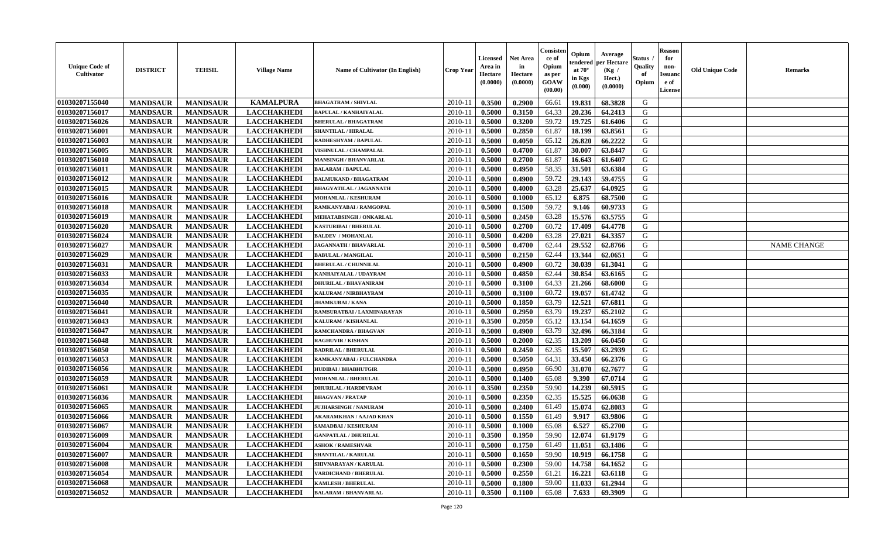| Unique Code of Cultivator | DISTRICT | TEHSIL | Village Name | Name of Cultivator (In English) | Crop Year | Licensed Area in Hectare (0.0000) | Net Area in Hectare (0.0000) | Consistence of Opium as per GOAW (00.00) | Opium tendered at 70° in Kgs (0.000) | Average per Hectare (Kg / Hect.) (0.0000) | Status / Quality of Opium | Reason for non-Issuance of License | Old Unique Code | Remarks |
|---|---|---|---|---|---|---|---|---|---|---|---|---|---|---|
| 01030207155040 | MANDSAUR | MANDSAUR | KAMALPURA | BHAGATRAM / SHIVLAL | 2010-11 | 0.3500 | 0.2900 | 66.61 | 19.831 | 68.3828 | G | | | |
| 01030207156017 | MANDSAUR | MANDSAUR | LACCHAKHEDI | BAPULAL / KANHAIYALAL | 2010-11 | 0.5000 | 0.3150 | 64.33 | 20.236 | 64.2413 | G | | | |
| 01030207156026 | MANDSAUR | MANDSAUR | LACCHAKHEDI | BHERULAL / BHAGATRAM | 2010-11 | 0.5000 | 0.3200 | 59.72 | 19.725 | 61.6406 | G | | | |
| 01030207156001 | MANDSAUR | MANDSAUR | LACCHAKHEDI | SHANTILAL / HIRALAL | 2010-11 | 0.5000 | 0.2850 | 61.87 | 18.199 | 63.8561 | G | | | |
| 01030207156003 | MANDSAUR | MANDSAUR | LACCHAKHEDI | RADHESHYAM / BAPULAL | 2010-11 | 0.5000 | 0.4050 | 65.12 | 26.820 | 66.2222 | G | | | |
| 01030207156005 | MANDSAUR | MANDSAUR | LACCHAKHEDI | VISHNULAL / CHAMPALAL | 2010-11 | 0.5000 | 0.4700 | 61.87 | 30.007 | 63.8447 | G | | | |
| 01030207156010 | MANDSAUR | MANDSAUR | LACCHAKHEDI | MANSINGH / BHANVARLAL | 2010-11 | 0.5000 | 0.2700 | 61.87 | 16.643 | 61.6407 | G | | | |
| 01030207156011 | MANDSAUR | MANDSAUR | LACCHAKHEDI | BALARAM / BAPULAL | 2010-11 | 0.5000 | 0.4950 | 58.35 | 31.501 | 63.6384 | G | | | |
| 01030207156012 | MANDSAUR | MANDSAUR | LACCHAKHEDI | BALMUKAND / BHAGATRAM | 2010-11 | 0.5000 | 0.4900 | 59.72 | 29.143 | 59.4755 | G | | | |
| 01030207156015 | MANDSAUR | MANDSAUR | LACCHAKHEDI | BHAGVATILAL / JAGANNATH | 2010-11 | 0.5000 | 0.4000 | 63.28 | 25.637 | 64.0925 | G | | | |
| 01030207156016 | MANDSAUR | MANDSAUR | LACCHAKHEDI | MOHANLAL / KESHURAM | 2010-11 | 0.5000 | 0.1000 | 65.12 | 6.875 | 68.7500 | G | | | |
| 01030207156018 | MANDSAUR | MANDSAUR | LACCHAKHEDI | RAMKANYABAI / RAMGOPAL | 2010-11 | 0.5000 | 0.1500 | 59.72 | 9.146 | 60.9733 | G | | | |
| 01030207156019 | MANDSAUR | MANDSAUR | LACCHAKHEDI | MEHATABSINGH / ONKARLAL | 2010-11 | 0.5000 | 0.2450 | 63.28 | 15.576 | 63.5755 | G | | | |
| 01030207156020 | MANDSAUR | MANDSAUR | LACCHAKHEDI | KASTURIBAI / BHERULAL | 2010-11 | 0.5000 | 0.2700 | 60.72 | 17.409 | 64.4778 | G | | | |
| 01030207156024 | MANDSAUR | MANDSAUR | LACCHAKHEDI | BALDEV / MOHANLAL | 2010-11 | 0.5000 | 0.4200 | 63.28 | 27.021 | 64.3357 | G | | | |
| 01030207156027 | MANDSAUR | MANDSAUR | LACCHAKHEDI | JAGANNATH / BHAVARLAL | 2010-11 | 0.5000 | 0.4700 | 62.44 | 29.552 | 62.8766 | G | | | NAME CHANGE |
| 01030207156029 | MANDSAUR | MANDSAUR | LACCHAKHEDI | BABULAL / MANGILAL | 2010-11 | 0.5000 | 0.2150 | 62.44 | 13.344 | 62.0651 | G | | | |
| 01030207156031 | MANDSAUR | MANDSAUR | LACCHAKHEDI | BHERULAL / CHUNNILAL | 2010-11 | 0.5000 | 0.4900 | 60.72 | 30.039 | 61.3041 | G | | | |
| 01030207156033 | MANDSAUR | MANDSAUR | LACCHAKHEDI | KANHAIYALAL / UDAYRAM | 2010-11 | 0.5000 | 0.4850 | 62.44 | 30.854 | 63.6165 | G | | | |
| 01030207156034 | MANDSAUR | MANDSAUR | LACCHAKHEDI | DHURILAL / BHAVANIRAM | 2010-11 | 0.5000 | 0.3100 | 64.33 | 21.266 | 68.6000 | G | | | |
| 01030207156035 | MANDSAUR | MANDSAUR | LACCHAKHEDI | KALURAM / NIRBHAYRAM | 2010-11 | 0.5000 | 0.3100 | 60.72 | 19.057 | 61.4742 | G | | | |
| 01030207156040 | MANDSAUR | MANDSAUR | LACCHAKHEDI | JHAMKUBAI / KANA | 2010-11 | 0.5000 | 0.1850 | 63.79 | 12.521 | 67.6811 | G | | | |
| 01030207156041 | MANDSAUR | MANDSAUR | LACCHAKHEDI | RAMSURATBAI / LAXMINARAYAN | 2010-11 | 0.5000 | 0.2950 | 63.79 | 19.237 | 65.2102 | G | | | |
| 01030207156043 | MANDSAUR | MANDSAUR | LACCHAKHEDI | KALURAM / KISHANLAL | 2010-11 | 0.3500 | 0.2050 | 65.12 | 13.154 | 64.1659 | G | | | |
| 01030207156047 | MANDSAUR | MANDSAUR | LACCHAKHEDI | RAMCHANDRA / BHAGVAN | 2010-11 | 0.5000 | 0.4900 | 63.79 | 32.496 | 66.3184 | G | | | |
| 01030207156048 | MANDSAUR | MANDSAUR | LACCHAKHEDI | RAGHUVIR / KISHAN | 2010-11 | 0.5000 | 0.2000 | 62.35 | 13.209 | 66.0450 | G | | | |
| 01030207156050 | MANDSAUR | MANDSAUR | LACCHAKHEDI | BADRILAL / BHERULAL | 2010-11 | 0.5000 | 0.2450 | 62.35 | 15.507 | 63.2939 | G | | | |
| 01030207156053 | MANDSAUR | MANDSAUR | LACCHAKHEDI | RAMKANYABAI / FULCHANDRA | 2010-11 | 0.5000 | 0.5050 | 64.31 | 33.450 | 66.2376 | G | | | |
| 01030207156056 | MANDSAUR | MANDSAUR | LACCHAKHEDI | HUDIBAI / BHABHUTGIR | 2010-11 | 0.5000 | 0.4950 | 66.90 | 31.070 | 62.7677 | G | | | |
| 01030207156059 | MANDSAUR | MANDSAUR | LACCHAKHEDI | MOHANLAL / BHERULAL | 2010-11 | 0.5000 | 0.1400 | 65.08 | 9.390 | 67.0714 | G | | | |
| 01030207156061 | MANDSAUR | MANDSAUR | LACCHAKHEDI | DHURILAL / HARDEVRAM | 2010-11 | 0.3500 | 0.2350 | 59.90 | 14.239 | 60.5915 | G | | | |
| 01030207156036 | MANDSAUR | MANDSAUR | LACCHAKHEDI | BHAGVAN / PRATAP | 2010-11 | 0.5000 | 0.2350 | 62.35 | 15.525 | 66.0638 | G | | | |
| 01030207156065 | MANDSAUR | MANDSAUR | LACCHAKHEDI | JUJHARSINGH / NANURAM | 2010-11 | 0.5000 | 0.2400 | 61.49 | 15.074 | 62.8083 | G | | | |
| 01030207156066 | MANDSAUR | MANDSAUR | LACCHAKHEDI | AKARAMKHAN / AAJAD KHAN | 2010-11 | 0.5000 | 0.1550 | 61.49 | 9.917 | 63.9806 | G | | | |
| 01030207156067 | MANDSAUR | MANDSAUR | LACCHAKHEDI | SAMADBAI / KESHURAM | 2010-11 | 0.5000 | 0.1000 | 65.08 | 6.527 | 65.2700 | G | | | |
| 01030207156009 | MANDSAUR | MANDSAUR | LACCHAKHEDI | GANPATLAL / DHURILAL | 2010-11 | 0.3500 | 0.1950 | 59.90 | 12.074 | 61.9179 | G | | | |
| 01030207156004 | MANDSAUR | MANDSAUR | LACCHAKHEDI | ASHOK / RAMESHVAR | 2010-11 | 0.5000 | 0.1750 | 61.49 | 11.051 | 63.1486 | G | | | |
| 01030207156007 | MANDSAUR | MANDSAUR | LACCHAKHEDI | SHANTILAL / KARULAL | 2010-11 | 0.5000 | 0.1650 | 59.90 | 10.919 | 66.1758 | G | | | |
| 01030207156008 | MANDSAUR | MANDSAUR | LACCHAKHEDI | SHIVNARAYAN / KARULAL | 2010-11 | 0.5000 | 0.2300 | 59.00 | 14.758 | 64.1652 | G | | | |
| 01030207156054 | MANDSAUR | MANDSAUR | LACCHAKHEDI | VARDICHAND / BHERULAL | 2010-11 | 0.5000 | 0.2550 | 61.21 | 16.221 | 63.6118 | G | | | |
| 01030207156068 | MANDSAUR | MANDSAUR | LACCHAKHEDI | KAMLESH / BHERULAL | 2010-11 | 0.5000 | 0.1800 | 59.00 | 11.033 | 61.2944 | G | | | |
| 01030207156052 | MANDSAUR | MANDSAUR | LACCHAKHEDI | BALARAM / BHANVARLAL | 2010-11 | 0.3500 | 0.1100 | 65.08 | 7.633 | 69.3909 | G | | | |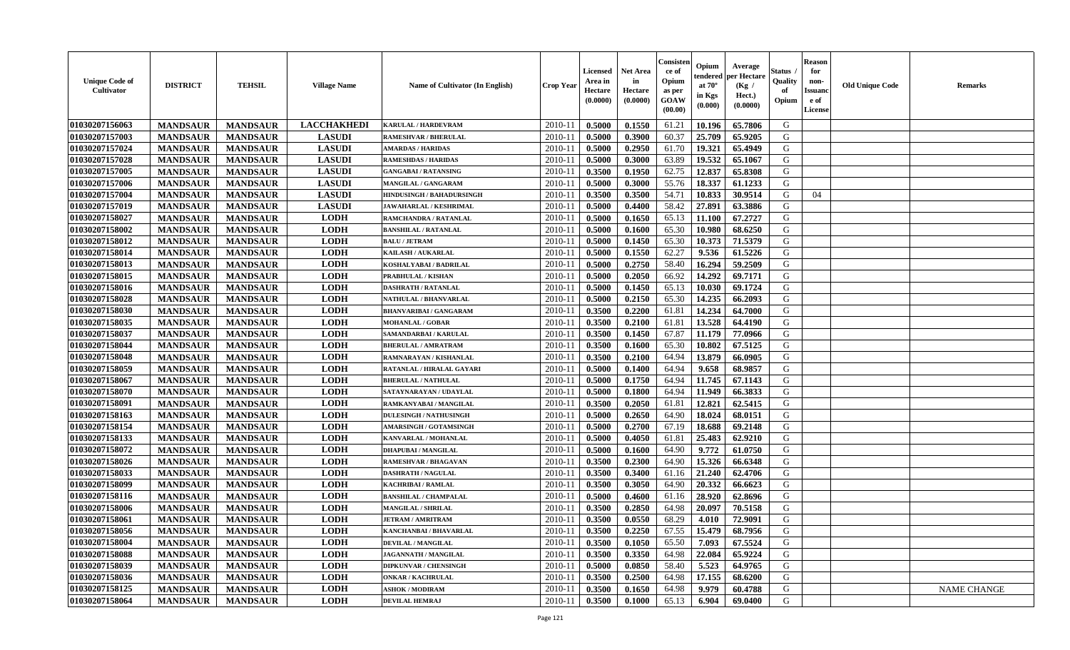| Unique Code of Cultivator | DISTRICT | TEHSIL | Village Name | Name of Cultivator (In English) | Crop Year | Licensed Area in Hectare (0.0000) | Net Area in Hectare (0.0000) | Consistence of Opium as per GOAW (00.00) | Opium tendered at 70° in Kgs (0.000) | Average per Hectare (Kg / Hect.) (0.0000) | Status / Quality of Opium | Reason for non-Issuance of License | Old Unique Code | Remarks |
|---|---|---|---|---|---|---|---|---|---|---|---|---|---|---|
| 01030207156063 | MANDSAUR | MANDSAUR | LACCHAKHEDI | KARULAL / HARDEVRAM | 2010-11 | 0.5000 | 0.1550 | 61.21 | 10.196 | 65.7806 | G | | | |
| 01030207157003 | MANDSAUR | MANDSAUR | LASUDI | RAMESHVAR / BHERULAL | 2010-11 | 0.5000 | 0.3900 | 60.37 | 25.709 | 65.9205 | G | | | |
| 01030207157024 | MANDSAUR | MANDSAUR | LASUDI | AMARDAS / HARIDAS | 2010-11 | 0.5000 | 0.2950 | 61.70 | 19.321 | 65.4949 | G | | | |
| 01030207157028 | MANDSAUR | MANDSAUR | LASUDI | RAMESHDAS / HARIDAS | 2010-11 | 0.5000 | 0.3000 | 63.89 | 19.532 | 65.1067 | G | | | |
| 01030207157005 | MANDSAUR | MANDSAUR | LASUDI | GANGABAI / RATANSING | 2010-11 | 0.3500 | 0.1950 | 62.75 | 12.837 | 65.8308 | G | | | |
| 01030207157006 | MANDSAUR | MANDSAUR | LASUDI | MANGILAL / GANGARAM | 2010-11 | 0.5000 | 0.3000 | 55.76 | 18.337 | 61.1233 | G | | | |
| 01030207157004 | MANDSAUR | MANDSAUR | LASUDI | HINDUSINGH / BAHADURSINGH | 2010-11 | 0.3500 | 0.3500 | 54.71 | 10.833 | 30.9514 | G | 04 | | |
| 01030207157019 | MANDSAUR | MANDSAUR | LASUDI | JAWAHARLAL / KESHRIMAL | 2010-11 | 0.5000 | 0.4400 | 58.42 | 27.891 | 63.3886 | G | | | |
| 01030207158027 | MANDSAUR | MANDSAUR | LODH | RAMCHANDRA / RATANLAL | 2010-11 | 0.5000 | 0.1650 | 65.13 | 11.100 | 67.2727 | G | | | |
| 01030207158002 | MANDSAUR | MANDSAUR | LODH | BANSHILAL / RATANLAL | 2010-11 | 0.5000 | 0.1600 | 65.30 | 10.980 | 68.6250 | G | | | |
| 01030207158012 | MANDSAUR | MANDSAUR | LODH | BALU / JETRAM | 2010-11 | 0.5000 | 0.1450 | 65.30 | 10.373 | 71.5379 | G | | | |
| 01030207158014 | MANDSAUR | MANDSAUR | LODH | KAILASH / AUKARLAL | 2010-11 | 0.5000 | 0.1550 | 62.27 | 9.536 | 61.5226 | G | | | |
| 01030207158013 | MANDSAUR | MANDSAUR | LODH | KOSHALYABAI / BADRILAL | 2010-11 | 0.5000 | 0.2750 | 58.40 | 16.294 | 59.2509 | G | | | |
| 01030207158015 | MANDSAUR | MANDSAUR | LODH | PRABHULAL / KISHAN | 2010-11 | 0.5000 | 0.2050 | 66.92 | 14.292 | 69.7171 | G | | | |
| 01030207158016 | MANDSAUR | MANDSAUR | LODH | DASHRATH / RATANLAL | 2010-11 | 0.5000 | 0.1450 | 65.13 | 10.030 | 69.1724 | G | | | |
| 01030207158028 | MANDSAUR | MANDSAUR | LODH | NATHULAL / BHANVARLAL | 2010-11 | 0.5000 | 0.2150 | 65.30 | 14.235 | 66.2093 | G | | | |
| 01030207158030 | MANDSAUR | MANDSAUR | LODH | BHANVARIBAI / GANGARAM | 2010-11 | 0.3500 | 0.2200 | 61.81 | 14.234 | 64.7000 | G | | | |
| 01030207158035 | MANDSAUR | MANDSAUR | LODH | MOHANLAL / GOBAR | 2010-11 | 0.3500 | 0.2100 | 61.81 | 13.528 | 64.4190 | G | | | |
| 01030207158037 | MANDSAUR | MANDSAUR | LODH | SAMANDARBAI / KARULAL | 2010-11 | 0.3500 | 0.1450 | 67.87 | 11.179 | 77.0966 | G | | | |
| 01030207158044 | MANDSAUR | MANDSAUR | LODH | BHERULAL / AMRATRAM | 2010-11 | 0.3500 | 0.1600 | 65.30 | 10.802 | 67.5125 | G | | | |
| 01030207158048 | MANDSAUR | MANDSAUR | LODH | RAMNARAYAN / KISHANLAL | 2010-11 | 0.3500 | 0.2100 | 64.94 | 13.879 | 66.0905 | G | | | |
| 01030207158059 | MANDSAUR | MANDSAUR | LODH | RATANLAL / HIRALAL GAYARI | 2010-11 | 0.5000 | 0.1400 | 64.94 | 9.658 | 68.9857 | G | | | |
| 01030207158067 | MANDSAUR | MANDSAUR | LODH | BHERULAL / NATHULAL | 2010-11 | 0.5000 | 0.1750 | 64.94 | 11.745 | 67.1143 | G | | | |
| 01030207158070 | MANDSAUR | MANDSAUR | LODH | SATAYNARAYAN / UDAYLAL | 2010-11 | 0.5000 | 0.1800 | 64.94 | 11.949 | 66.3833 | G | | | |
| 01030207158091 | MANDSAUR | MANDSAUR | LODH | RAMKANYABAI / MANGILAL | 2010-11 | 0.3500 | 0.2050 | 61.81 | 12.821 | 62.5415 | G | | | |
| 01030207158163 | MANDSAUR | MANDSAUR | LODH | DULESINGH / NATHUSINGH | 2010-11 | 0.5000 | 0.2650 | 64.90 | 18.024 | 68.0151 | G | | | |
| 01030207158154 | MANDSAUR | MANDSAUR | LODH | AMARSINGH / GOTAMSINGH | 2010-11 | 0.5000 | 0.2700 | 67.19 | 18.688 | 69.2148 | G | | | |
| 01030207158133 | MANDSAUR | MANDSAUR | LODH | KANVARLAL / MOHANLAL | 2010-11 | 0.5000 | 0.4050 | 61.81 | 25.483 | 62.9210 | G | | | |
| 01030207158072 | MANDSAUR | MANDSAUR | LODH | DHAPUBAI / MANGILAL | 2010-11 | 0.5000 | 0.1600 | 64.90 | 9.772 | 61.0750 | G | | | |
| 01030207158026 | MANDSAUR | MANDSAUR | LODH | RAMESHVAR / BHAGAVAN | 2010-11 | 0.3500 | 0.2300 | 64.90 | 15.326 | 66.6348 | G | | | |
| 01030207158033 | MANDSAUR | MANDSAUR | LODH | DASHRATH / NAGULAL | 2010-11 | 0.3500 | 0.3400 | 61.16 | 21.240 | 62.4706 | G | | | |
| 01030207158099 | MANDSAUR | MANDSAUR | LODH | KACHRIBAI / RAMLAL | 2010-11 | 0.3500 | 0.3050 | 64.90 | 20.332 | 66.6623 | G | | | |
| 01030207158116 | MANDSAUR | MANDSAUR | LODH | BANSHILAL / CHAMPALAL | 2010-11 | 0.5000 | 0.4600 | 61.16 | 28.920 | 62.8696 | G | | | |
| 01030207158006 | MANDSAUR | MANDSAUR | LODH | MANGILAL / SHRILAL | 2010-11 | 0.3500 | 0.2850 | 64.98 | 20.097 | 70.5158 | G | | | |
| 01030207158061 | MANDSAUR | MANDSAUR | LODH | JETRAM / AMRITRAM | 2010-11 | 0.3500 | 0.0550 | 68.29 | 4.010 | 72.9091 | G | | | |
| 01030207158056 | MANDSAUR | MANDSAUR | LODH | KANCHANBAI / BHAVARLAL | 2010-11 | 0.3500 | 0.2250 | 67.55 | 15.479 | 68.7956 | G | | | |
| 01030207158004 | MANDSAUR | MANDSAUR | LODH | DEVILAL / MANGILAL | 2010-11 | 0.3500 | 0.1050 | 65.50 | 7.093 | 67.5524 | G | | | |
| 01030207158088 | MANDSAUR | MANDSAUR | LODH | JAGANNATH / MANGILAL | 2010-11 | 0.3500 | 0.3350 | 64.98 | 22.084 | 65.9224 | G | | | |
| 01030207158039 | MANDSAUR | MANDSAUR | LODH | DIPKUNVAR / CHENSINGH | 2010-11 | 0.5000 | 0.0850 | 58.40 | 5.523 | 64.9765 | G | | | |
| 01030207158036 | MANDSAUR | MANDSAUR | LODH | ONKAR / KACHRULAL | 2010-11 | 0.3500 | 0.2500 | 64.98 | 17.155 | 68.6200 | G | | | |
| 01030207158125 | MANDSAUR | MANDSAUR | LODH | ASHOK / MODIRAM | 2010-11 | 0.3500 | 0.1650 | 64.98 | 9.979 | 60.4788 | G | | | NAME CHANGE |
| 01030207158064 | MANDSAUR | MANDSAUR | LODH | DEVILAL HEMRAJ | 2010-11 | 0.3500 | 0.1000 | 65.13 | 6.904 | 69.0400 | G | | | |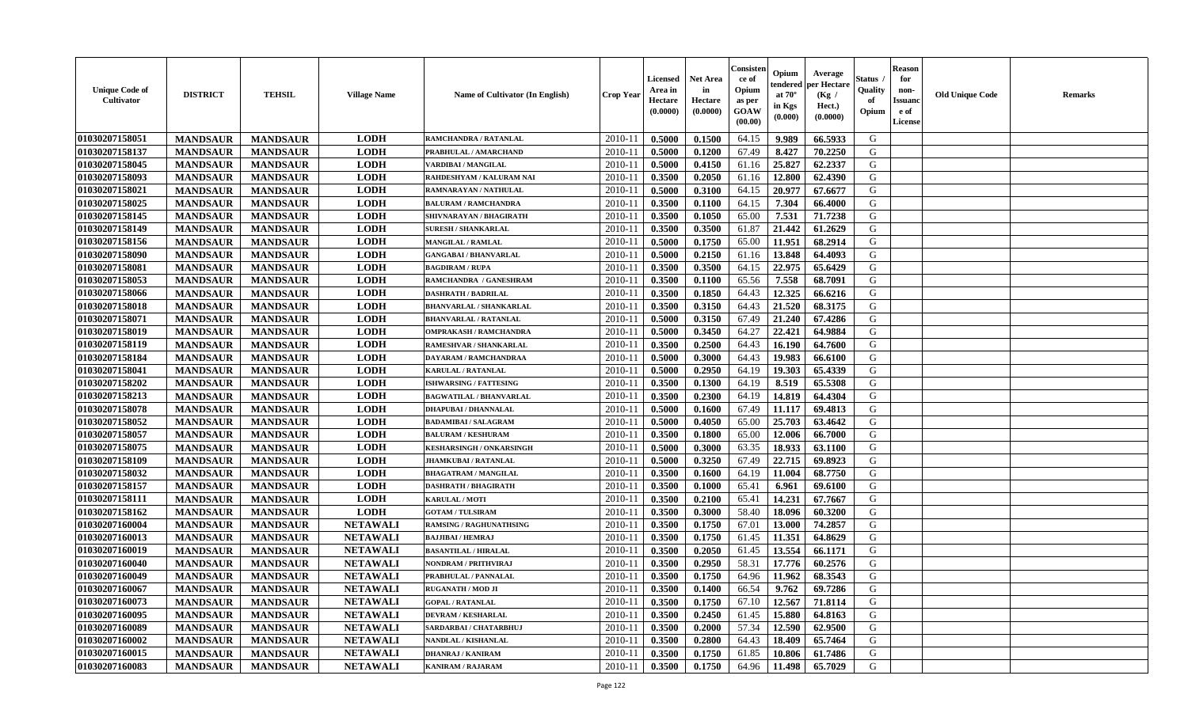| Unique Code of Cultivator | DISTRICT | TEHSIL | Village Name | Name of Cultivator (In English) | Crop Year | Licensed Area in Hectare (0.0000) | Net Area in Hectare (0.0000) | Consistence of Opium as per GOAW (00.00) | Opium tendered at 70° in Kgs (0.000) | Average per Hectare (Kg / Hect.) (0.0000) | Status / Quality of Opium | Reason for non-Issuance of License | Old Unique Code | Remarks |
|---|---|---|---|---|---|---|---|---|---|---|---|---|---|---|
| 01030207158051 | MANDSAUR | MANDSAUR | LODH | RAMCHANDRA / RATANLAL | 2010-11 | 0.5000 | 0.1500 | 64.15 | 9.989 | 66.5933 | G | | | |
| 01030207158137 | MANDSAUR | MANDSAUR | LODH | PRABHULAL / AMARCHAND | 2010-11 | 0.5000 | 0.1200 | 67.49 | 8.427 | 70.2250 | G | | | |
| 01030207158045 | MANDSAUR | MANDSAUR | LODH | VARDIBAI / MANGILAL | 2010-11 | 0.5000 | 0.4150 | 61.16 | 25.827 | 62.2337 | G | | | |
| 01030207158093 | MANDSAUR | MANDSAUR | LODH | RAHDESHYAM / KALURAM NAI | 2010-11 | 0.3500 | 0.2050 | 61.16 | 12.800 | 62.4390 | G | | | |
| 01030207158021 | MANDSAUR | MANDSAUR | LODH | RAMNARAYAN / NATHULAL | 2010-11 | 0.5000 | 0.3100 | 64.15 | 20.977 | 67.6677 | G | | | |
| 01030207158025 | MANDSAUR | MANDSAUR | LODH | BALURAM / RAMCHANDRA | 2010-11 | 0.3500 | 0.1100 | 64.15 | 7.304 | 66.4000 | G | | | |
| 01030207158145 | MANDSAUR | MANDSAUR | LODH | SHIVNARAYAN / BHAGIRATH | 2010-11 | 0.3500 | 0.1050 | 65.00 | 7.531 | 71.7238 | G | | | |
| 01030207158149 | MANDSAUR | MANDSAUR | LODH | SURESH / SHANKARLAL | 2010-11 | 0.3500 | 0.3500 | 61.87 | 21.442 | 61.2629 | G | | | |
| 01030207158156 | MANDSAUR | MANDSAUR | LODH | MANGILAL / RAMLAL | 2010-11 | 0.5000 | 0.1750 | 65.00 | 11.951 | 68.2914 | G | | | |
| 01030207158090 | MANDSAUR | MANDSAUR | LODH | GANGABAI / BHANVARLAL | 2010-11 | 0.5000 | 0.2150 | 61.16 | 13.848 | 64.4093 | G | | | |
| 01030207158081 | MANDSAUR | MANDSAUR | LODH | BAGDIRAM / RUPA | 2010-11 | 0.3500 | 0.3500 | 64.15 | 22.975 | 65.6429 | G | | | |
| 01030207158053 | MANDSAUR | MANDSAUR | LODH | RAMCHANDRA / GANESHRAM | 2010-11 | 0.3500 | 0.1100 | 65.56 | 7.558 | 68.7091 | G | | | |
| 01030207158066 | MANDSAUR | MANDSAUR | LODH | DASHRATH / BADRILAL | 2010-11 | 0.3500 | 0.1850 | 64.43 | 12.325 | 66.6216 | G | | | |
| 01030207158018 | MANDSAUR | MANDSAUR | LODH | BHANVARLAL / SHANKARLAL | 2010-11 | 0.3500 | 0.3150 | 64.43 | 21.520 | 68.3175 | G | | | |
| 01030207158071 | MANDSAUR | MANDSAUR | LODH | BHANVARLAL / RATANLAL | 2010-11 | 0.5000 | 0.3150 | 67.49 | 21.240 | 67.4286 | G | | | |
| 01030207158019 | MANDSAUR | MANDSAUR | LODH | OMPRAKASH / RAMCHANDRA | 2010-11 | 0.5000 | 0.3450 | 64.27 | 22.421 | 64.9884 | G | | | |
| 01030207158119 | MANDSAUR | MANDSAUR | LODH | RAMESHVAR / SHANKARLAL | 2010-11 | 0.3500 | 0.2500 | 64.43 | 16.190 | 64.7600 | G | | | |
| 01030207158184 | MANDSAUR | MANDSAUR | LODH | DAYARAM / RAMCHANDRAA | 2010-11 | 0.5000 | 0.3000 | 64.43 | 19.983 | 66.6100 | G | | | |
| 01030207158041 | MANDSAUR | MANDSAUR | LODH | KARULAL / RATANLAL | 2010-11 | 0.5000 | 0.2950 | 64.19 | 19.303 | 65.4339 | G | | | |
| 01030207158202 | MANDSAUR | MANDSAUR | LODH | ISHWARSING / FATTESING | 2010-11 | 0.3500 | 0.1300 | 64.19 | 8.519 | 65.5308 | G | | | |
| 01030207158213 | MANDSAUR | MANDSAUR | LODH | BAGWATILAL / BHANVARLAL | 2010-11 | 0.3500 | 0.2300 | 64.19 | 14.819 | 64.4304 | G | | | |
| 01030207158078 | MANDSAUR | MANDSAUR | LODH | DHAPUBAI / DHANNALAL | 2010-11 | 0.5000 | 0.1600 | 67.49 | 11.117 | 69.4813 | G | | | |
| 01030207158052 | MANDSAUR | MANDSAUR | LODH | BADAMIBAI / SALAGRAM | 2010-11 | 0.5000 | 0.4050 | 65.00 | 25.703 | 63.4642 | G | | | |
| 01030207158057 | MANDSAUR | MANDSAUR | LODH | BALURAM / KESHURAM | 2010-11 | 0.3500 | 0.1800 | 65.00 | 12.006 | 66.7000 | G | | | |
| 01030207158075 | MANDSAUR | MANDSAUR | LODH | KESHARSINGH / ONKARSINGH | 2010-11 | 0.5000 | 0.3000 | 63.35 | 18.933 | 63.1100 | G | | | |
| 01030207158109 | MANDSAUR | MANDSAUR | LODH | JHAMKUBAI / RATANLAL | 2010-11 | 0.5000 | 0.3250 | 67.49 | 22.715 | 69.8923 | G | | | |
| 01030207158032 | MANDSAUR | MANDSAUR | LODH | BHAGATRAM / MANGILAL | 2010-11 | 0.3500 | 0.1600 | 64.19 | 11.004 | 68.7750 | G | | | |
| 01030207158157 | MANDSAUR | MANDSAUR | LODH | DASHRATH / BHAGIRATH | 2010-11 | 0.3500 | 0.1000 | 65.41 | 6.961 | 69.6100 | G | | | |
| 01030207158111 | MANDSAUR | MANDSAUR | LODH | KARULAL / MOTI | 2010-11 | 0.3500 | 0.2100 | 65.41 | 14.231 | 67.7667 | G | | | |
| 01030207158162 | MANDSAUR | MANDSAUR | LODH | GOTAM / TULSIRAM | 2010-11 | 0.3500 | 0.3000 | 58.40 | 18.096 | 60.3200 | G | | | |
| 01030207160004 | MANDSAUR | MANDSAUR | NETAWALI | RAMSING / RAGHUNATHSING | 2010-11 | 0.3500 | 0.1750 | 67.01 | 13.000 | 74.2857 | G | | | |
| 01030207160013 | MANDSAUR | MANDSAUR | NETAWALI | BAJJIBAI / HEMRAJ | 2010-11 | 0.3500 | 0.1750 | 61.45 | 11.351 | 64.8629 | G | | | |
| 01030207160019 | MANDSAUR | MANDSAUR | NETAWALI | BASANTILAL / HIRALAL | 2010-11 | 0.3500 | 0.2050 | 61.45 | 13.554 | 66.1171 | G | | | |
| 01030207160040 | MANDSAUR | MANDSAUR | NETAWALI | NONDRAM / PRITHVIRAJ | 2010-11 | 0.3500 | 0.2950 | 58.31 | 17.776 | 60.2576 | G | | | |
| 01030207160049 | MANDSAUR | MANDSAUR | NETAWALI | PRABHULAL / PANNALAL | 2010-11 | 0.3500 | 0.1750 | 64.96 | 11.962 | 68.3543 | G | | | |
| 01030207160067 | MANDSAUR | MANDSAUR | NETAWALI | RUGANATH / MOD JI | 2010-11 | 0.3500 | 0.1400 | 66.54 | 9.762 | 69.7286 | G | | | |
| 01030207160073 | MANDSAUR | MANDSAUR | NETAWALI | GOPAL / RATANLAL | 2010-11 | 0.3500 | 0.1750 | 67.10 | 12.567 | 71.8114 | G | | | |
| 01030207160095 | MANDSAUR | MANDSAUR | NETAWALI | DEVRAM / KESHARLAL | 2010-11 | 0.3500 | 0.2450 | 61.45 | 15.880 | 64.8163 | G | | | |
| 01030207160089 | MANDSAUR | MANDSAUR | NETAWALI | SARDARBAI / CHATARBHUJ | 2010-11 | 0.3500 | 0.2000 | 57.34 | 12.590 | 62.9500 | G | | | |
| 01030207160002 | MANDSAUR | MANDSAUR | NETAWALI | NANDLAL / KISHANLAL | 2010-11 | 0.3500 | 0.2800 | 64.43 | 18.409 | 65.7464 | G | | | |
| 01030207160015 | MANDSAUR | MANDSAUR | NETAWALI | DHANRAJ / KANIRAM | 2010-11 | 0.3500 | 0.1750 | 61.85 | 10.806 | 61.7486 | G | | | |
| 01030207160083 | MANDSAUR | MANDSAUR | NETAWALI | KANIRAM / RAJARAM | 2010-11 | 0.3500 | 0.1750 | 64.96 | 11.498 | 65.7029 | G | | | |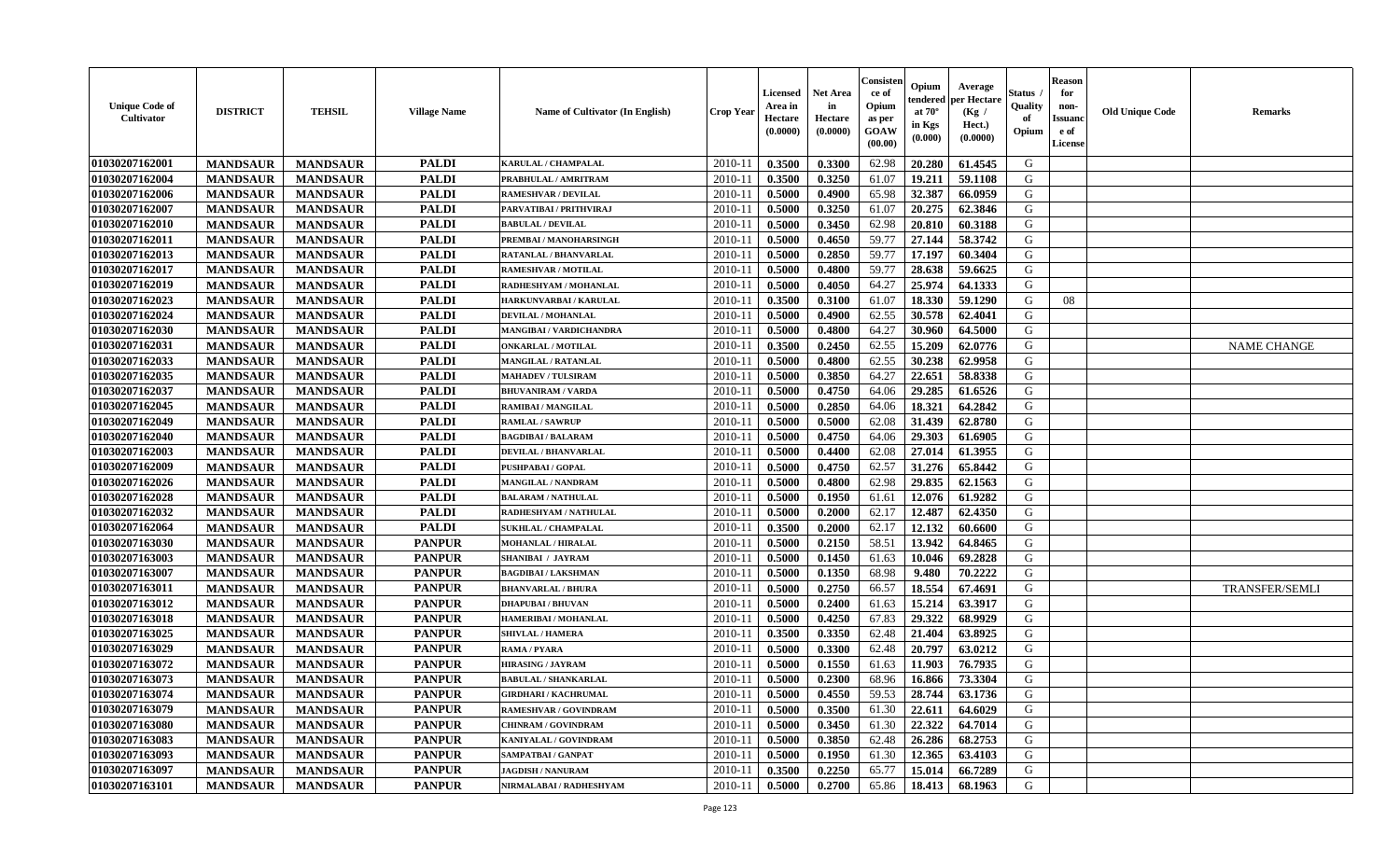| Unique Code of Cultivator | DISTRICT | TEHSIL | Village Name | Name of Cultivator (In English) | Crop Year | Licensed Area in Hectare (0.0000) | Net Area in Hectare (0.0000) | Consistence of Opium as per GOAW (00.00) | Opium tendered at 70° in Kgs (0.000) | Average per Hectare (Kg / Hect.) (0.0000) | Status / Quality of Opium | Reason for non-Issuance of License | Old Unique Code | Remarks |
|---|---|---|---|---|---|---|---|---|---|---|---|---|---|---|
| 01030207162001 | MANDSAUR | MANDSAUR | PALDI | KARULAL / CHAMPALAL | 2010-11 | 0.3500 | 0.3300 | 62.98 | 20.280 | 61.4545 | G | | | |
| 01030207162004 | MANDSAUR | MANDSAUR | PALDI | PRABHULAL / AMRITRAM | 2010-11 | 0.3500 | 0.3250 | 61.07 | 19.211 | 59.1108 | G | | | |
| 01030207162006 | MANDSAUR | MANDSAUR | PALDI | RAMESHVAR / DEVILAL | 2010-11 | 0.5000 | 0.4900 | 65.98 | 32.387 | 66.0959 | G | | | |
| 01030207162007 | MANDSAUR | MANDSAUR | PALDI | PARVATIBAI / PRITHVIRAJ | 2010-11 | 0.5000 | 0.3250 | 61.07 | 20.275 | 62.3846 | G | | | |
| 01030207162010 | MANDSAUR | MANDSAUR | PALDI | BABULAL / DEVILAL | 2010-11 | 0.5000 | 0.3450 | 62.98 | 20.810 | 60.3188 | G | | | |
| 01030207162011 | MANDSAUR | MANDSAUR | PALDI | PREMBAI / MANOHARSINGH | 2010-11 | 0.5000 | 0.4650 | 59.77 | 27.144 | 58.3742 | G | | | |
| 01030207162013 | MANDSAUR | MANDSAUR | PALDI | RATANLAL / BHANVARLAL | 2010-11 | 0.5000 | 0.2850 | 59.77 | 17.197 | 60.3404 | G | | | |
| 01030207162017 | MANDSAUR | MANDSAUR | PALDI | RAMESHVAR / MOTILAL | 2010-11 | 0.5000 | 0.4800 | 59.77 | 28.638 | 59.6625 | G | | | |
| 01030207162019 | MANDSAUR | MANDSAUR | PALDI | RADHESHYAM / MOHANLAL | 2010-11 | 0.5000 | 0.4050 | 64.27 | 25.974 | 64.1333 | G | | | |
| 01030207162023 | MANDSAUR | MANDSAUR | PALDI | HARKUNVARBAI / KARULAL | 2010-11 | 0.3500 | 0.3100 | 61.07 | 18.330 | 59.1290 | G | 08 | | |
| 01030207162024 | MANDSAUR | MANDSAUR | PALDI | DEVILAL / MOHANLAL | 2010-11 | 0.5000 | 0.4900 | 62.55 | 30.578 | 62.4041 | G | | | |
| 01030207162030 | MANDSAUR | MANDSAUR | PALDI | MANGIBAI / VARDICHANDRA | 2010-11 | 0.5000 | 0.4800 | 64.27 | 30.960 | 64.5000 | G | | | |
| 01030207162031 | MANDSAUR | MANDSAUR | PALDI | ONKARLAL / MOTILAL | 2010-11 | 0.3500 | 0.2450 | 62.55 | 15.209 | 62.0776 | G | | | NAME CHANGE |
| 01030207162033 | MANDSAUR | MANDSAUR | PALDI | MANGILAL / RATANLAL | 2010-11 | 0.5000 | 0.4800 | 62.55 | 30.238 | 62.9958 | G | | | |
| 01030207162035 | MANDSAUR | MANDSAUR | PALDI | MAHADEV / TULSIRAM | 2010-11 | 0.5000 | 0.3850 | 64.27 | 22.651 | 58.8338 | G | | | |
| 01030207162037 | MANDSAUR | MANDSAUR | PALDI | BHUVANIRAM / VARDA | 2010-11 | 0.5000 | 0.4750 | 64.06 | 29.285 | 61.6526 | G | | | |
| 01030207162045 | MANDSAUR | MANDSAUR | PALDI | RAMIBAI / MANGILAL | 2010-11 | 0.5000 | 0.2850 | 64.06 | 18.321 | 64.2842 | G | | | |
| 01030207162049 | MANDSAUR | MANDSAUR | PALDI | RAMLAL / SAWRUP | 2010-11 | 0.5000 | 0.5000 | 62.08 | 31.439 | 62.8780 | G | | | |
| 01030207162040 | MANDSAUR | MANDSAUR | PALDI | BAGDIBAI / BALARAM | 2010-11 | 0.5000 | 0.4750 | 64.06 | 29.303 | 61.6905 | G | | | |
| 01030207162003 | MANDSAUR | MANDSAUR | PALDI | DEVILAL / BHANVARLAL | 2010-11 | 0.5000 | 0.4400 | 62.08 | 27.014 | 61.3955 | G | | | |
| 01030207162009 | MANDSAUR | MANDSAUR | PALDI | PUSHPABAI / GOPAL | 2010-11 | 0.5000 | 0.4750 | 62.57 | 31.276 | 65.8442 | G | | | |
| 01030207162026 | MANDSAUR | MANDSAUR | PALDI | MANGILAL / NANDRAM | 2010-11 | 0.5000 | 0.4800 | 62.98 | 29.835 | 62.1563 | G | | | |
| 01030207162028 | MANDSAUR | MANDSAUR | PALDI | BALARAM / NATHULAL | 2010-11 | 0.5000 | 0.1950 | 61.61 | 12.076 | 61.9282 | G | | | |
| 01030207162032 | MANDSAUR | MANDSAUR | PALDI | RADHESHYAM / NATHULAL | 2010-11 | 0.5000 | 0.2000 | 62.17 | 12.487 | 62.4350 | G | | | |
| 01030207162064 | MANDSAUR | MANDSAUR | PALDI | SUKHLAL / CHAMPALAL | 2010-11 | 0.3500 | 0.2000 | 62.17 | 12.132 | 60.6600 | G | | | |
| 01030207163030 | MANDSAUR | MANDSAUR | PANPUR | MOHANLAL / HIRALAL | 2010-11 | 0.5000 | 0.2150 | 58.51 | 13.942 | 64.8465 | G | | | |
| 01030207163003 | MANDSAUR | MANDSAUR | PANPUR | SHANIBAI / JAYRAM | 2010-11 | 0.5000 | 0.1450 | 61.63 | 10.046 | 69.2828 | G | | | |
| 01030207163007 | MANDSAUR | MANDSAUR | PANPUR | BAGDIBAI / LAKSHMAN | 2010-11 | 0.5000 | 0.1350 | 68.98 | 9.480 | 70.2222 | G | | | |
| 01030207163011 | MANDSAUR | MANDSAUR | PANPUR | BHANVARLAL / BHURA | 2010-11 | 0.5000 | 0.2750 | 66.57 | 18.554 | 67.4691 | G | | | TRANSFER/SEMLI |
| 01030207163012 | MANDSAUR | MANDSAUR | PANPUR | DHAPUBAI / BHUVAN | 2010-11 | 0.5000 | 0.2400 | 61.63 | 15.214 | 63.3917 | G | | | |
| 01030207163018 | MANDSAUR | MANDSAUR | PANPUR | HAMERIBAI / MOHANLAL | 2010-11 | 0.5000 | 0.4250 | 67.83 | 29.322 | 68.9929 | G | | | |
| 01030207163025 | MANDSAUR | MANDSAUR | PANPUR | SHIVLAL / HAMERA | 2010-11 | 0.3500 | 0.3350 | 62.48 | 21.404 | 63.8925 | G | | | |
| 01030207163029 | MANDSAUR | MANDSAUR | PANPUR | RAMA / PYARA | 2010-11 | 0.5000 | 0.3300 | 62.48 | 20.797 | 63.0212 | G | | | |
| 01030207163072 | MANDSAUR | MANDSAUR | PANPUR | HIRASING / JAYRAM | 2010-11 | 0.5000 | 0.1550 | 61.63 | 11.903 | 76.7935 | G | | | |
| 01030207163073 | MANDSAUR | MANDSAUR | PANPUR | BABULAL / SHANKARLAL | 2010-11 | 0.5000 | 0.2300 | 68.96 | 16.866 | 73.3304 | G | | | |
| 01030207163074 | MANDSAUR | MANDSAUR | PANPUR | GIRDHARI / KACHRUMAL | 2010-11 | 0.5000 | 0.4550 | 59.53 | 28.744 | 63.1736 | G | | | |
| 01030207163079 | MANDSAUR | MANDSAUR | PANPUR | RAMESHVAR / GOVINDRAM | 2010-11 | 0.5000 | 0.3500 | 61.30 | 22.611 | 64.6029 | G | | | |
| 01030207163080 | MANDSAUR | MANDSAUR | PANPUR | CHINRAM / GOVINDRAM | 2010-11 | 0.5000 | 0.3450 | 61.30 | 22.322 | 64.7014 | G | | | |
| 01030207163083 | MANDSAUR | MANDSAUR | PANPUR | KANIYALAL / GOVINDRAM | 2010-11 | 0.5000 | 0.3850 | 62.48 | 26.286 | 68.2753 | G | | | |
| 01030207163093 | MANDSAUR | MANDSAUR | PANPUR | SAMPATBAI / GANPAT | 2010-11 | 0.5000 | 0.1950 | 61.30 | 12.365 | 63.4103 | G | | | |
| 01030207163097 | MANDSAUR | MANDSAUR | PANPUR | JAGDISH / NANURAM | 2010-11 | 0.3500 | 0.2250 | 65.77 | 15.014 | 66.7289 | G | | | |
| 01030207163101 | MANDSAUR | MANDSAUR | PANPUR | NIRMALABAI / RADHESHYAM | 2010-11 | 0.5000 | 0.2700 | 65.86 | 18.413 | 68.1963 | G | | | |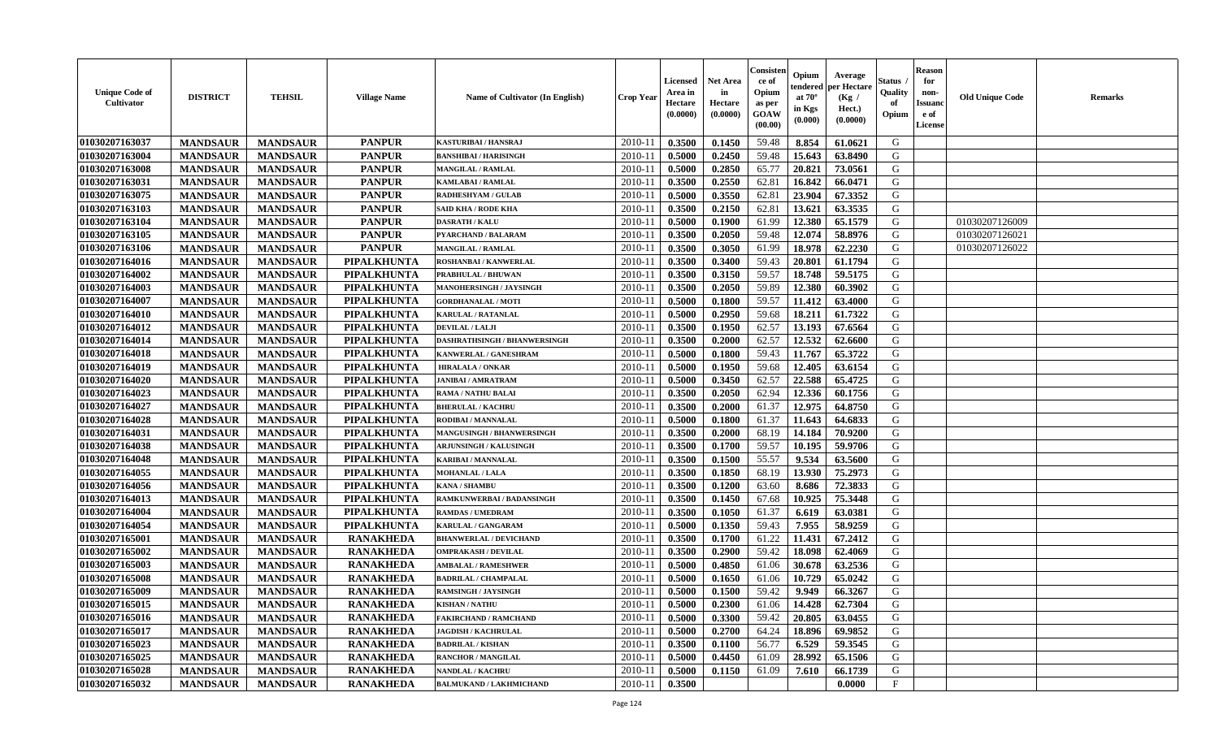| Unique Code of Cultivator | DISTRICT | TEHSIL | Village Name | Name of Cultivator (In English) | Crop Year | Licensed Area in Hectare (0.0000) | Net Area in Hectare (0.0000) | Consistence of Opium as per GOAW (00.00) | Opium tendered at 70° in Kgs (0.000) | Average per Hectare (Kg / Hect.) (0.0000) | Status / Quality of Opium | Reason for non-Issuance of License | Old Unique Code | Remarks |
|---|---|---|---|---|---|---|---|---|---|---|---|---|---|---|
| 01030207163037 | MANDSAUR | MANDSAUR | PANPUR | KASTURIBAI / HANSRAJ | 2010-11 | 0.3500 | 0.1450 | 59.48 | 8.854 | 61.0621 | G | | | |
| 01030207163004 | MANDSAUR | MANDSAUR | PANPUR | BANSHIBAI / HARISINGH | 2010-11 | 0.5000 | 0.2450 | 59.48 | 15.643 | 63.8490 | G | | | |
| 01030207163008 | MANDSAUR | MANDSAUR | PANPUR | MANGILAL / RAMLAL | 2010-11 | 0.5000 | 0.2850 | 65.77 | 20.821 | 73.0561 | G | | | |
| 01030207163031 | MANDSAUR | MANDSAUR | PANPUR | KAMLABAI / RAMLAL | 2010-11 | 0.3500 | 0.2550 | 62.81 | 16.842 | 66.0471 | G | | | |
| 01030207163075 | MANDSAUR | MANDSAUR | PANPUR | RADHESHYAM / GULAB | 2010-11 | 0.5000 | 0.3550 | 62.81 | 23.904 | 67.3352 | G | | | |
| 01030207163103 | MANDSAUR | MANDSAUR | PANPUR | SAID KHA / RODE KHA | 2010-11 | 0.3500 | 0.2150 | 62.81 | 13.621 | 63.3535 | G | | | |
| 01030207163104 | MANDSAUR | MANDSAUR | PANPUR | DASRATH / KALU | 2010-11 | 0.5000 | 0.1900 | 61.99 | 12.380 | 65.1579 | G | | 01030207126009 | |
| 01030207163105 | MANDSAUR | MANDSAUR | PANPUR | PYARCHAND / BALARAM | 2010-11 | 0.3500 | 0.2050 | 59.48 | 12.074 | 58.8976 | G | | 01030207126021 | |
| 01030207163106 | MANDSAUR | MANDSAUR | PANPUR | MANGILAL / RAMLAL | 2010-11 | 0.3500 | 0.3050 | 61.99 | 18.978 | 62.2230 | G | | 01030207126022 | |
| 01030207164016 | MANDSAUR | MANDSAUR | PIPALKHUNTA | ROSHANBAI / KANWERLAL | 2010-11 | 0.3500 | 0.3400 | 59.43 | 20.801 | 61.1794 | G | | | |
| 01030207164002 | MANDSAUR | MANDSAUR | PIPALKHUNTA | PRABHULAL / BHUWAN | 2010-11 | 0.3500 | 0.3150 | 59.57 | 18.748 | 59.5175 | G | | | |
| 01030207164003 | MANDSAUR | MANDSAUR | PIPALKHUNTA | MANOHERSINGH / JAYSINGH | 2010-11 | 0.3500 | 0.2050 | 59.89 | 12.380 | 60.3902 | G | | | |
| 01030207164007 | MANDSAUR | MANDSAUR | PIPALKHUNTA | GORDHANALAL / MOTI | 2010-11 | 0.5000 | 0.1800 | 59.57 | 11.412 | 63.4000 | G | | | |
| 01030207164010 | MANDSAUR | MANDSAUR | PIPALKHUNTA | KARULAL / RATANLAL | 2010-11 | 0.5000 | 0.2950 | 59.68 | 18.211 | 61.7322 | G | | | |
| 01030207164012 | MANDSAUR | MANDSAUR | PIPALKHUNTA | DEVILAL / LALJI | 2010-11 | 0.3500 | 0.1950 | 62.57 | 13.193 | 67.6564 | G | | | |
| 01030207164014 | MANDSAUR | MANDSAUR | PIPALKHUNTA | DASHRATHSINGH / BHANWERSINGH | 2010-11 | 0.3500 | 0.2000 | 62.57 | 12.532 | 62.6600 | G | | | |
| 01030207164018 | MANDSAUR | MANDSAUR | PIPALKHUNTA | KANWERLAL / GANESHRAM | 2010-11 | 0.5000 | 0.1800 | 59.43 | 11.767 | 65.3722 | G | | | |
| 01030207164019 | MANDSAUR | MANDSAUR | PIPALKHUNTA | HIRALALA / ONKAR | 2010-11 | 0.5000 | 0.1950 | 59.68 | 12.405 | 63.6154 | G | | | |
| 01030207164020 | MANDSAUR | MANDSAUR | PIPALKHUNTA | JANIBAI / AMRATRAM | 2010-11 | 0.5000 | 0.3450 | 62.57 | 22.588 | 65.4725 | G | | | |
| 01030207164023 | MANDSAUR | MANDSAUR | PIPALKHUNTA | RAMA / NATHU BALAI | 2010-11 | 0.3500 | 0.2050 | 62.94 | 12.336 | 60.1756 | G | | | |
| 01030207164027 | MANDSAUR | MANDSAUR | PIPALKHUNTA | BHERULAL / KACHRU | 2010-11 | 0.3500 | 0.2000 | 61.37 | 12.975 | 64.8750 | G | | | |
| 01030207164028 | MANDSAUR | MANDSAUR | PIPALKHUNTA | RODIBAI / MANNALAL | 2010-11 | 0.5000 | 0.1800 | 61.37 | 11.643 | 64.6833 | G | | | |
| 01030207164031 | MANDSAUR | MANDSAUR | PIPALKHUNTA | MANGUSINGH / BHANWERSINGH | 2010-11 | 0.3500 | 0.2000 | 68.19 | 14.184 | 70.9200 | G | | | |
| 01030207164038 | MANDSAUR | MANDSAUR | PIPALKHUNTA | ARJUNSINGH / KALUSINGH | 2010-11 | 0.3500 | 0.1700 | 59.57 | 10.195 | 59.9706 | G | | | |
| 01030207164048 | MANDSAUR | MANDSAUR | PIPALKHUNTA | KARIBAI / MANNALAL | 2010-11 | 0.3500 | 0.1500 | 55.57 | 9.534 | 63.5600 | G | | | |
| 01030207164055 | MANDSAUR | MANDSAUR | PIPALKHUNTA | MOHANLAL / LALA | 2010-11 | 0.3500 | 0.1850 | 68.19 | 13.930 | 75.2973 | G | | | |
| 01030207164056 | MANDSAUR | MANDSAUR | PIPALKHUNTA | KANA / SHAMBU | 2010-11 | 0.3500 | 0.1200 | 63.60 | 8.686 | 72.3833 | G | | | |
| 01030207164013 | MANDSAUR | MANDSAUR | PIPALKHUNTA | RAMKUNWERBAI / BADANSINGH | 2010-11 | 0.3500 | 0.1450 | 67.68 | 10.925 | 75.3448 | G | | | |
| 01030207164004 | MANDSAUR | MANDSAUR | PIPALKHUNTA | RAMDAS / UMEDRAM | 2010-11 | 0.3500 | 0.1050 | 61.37 | 6.619 | 63.0381 | G | | | |
| 01030207164054 | MANDSAUR | MANDSAUR | PIPALKHUNTA | KARULAL / GANGARAM | 2010-11 | 0.5000 | 0.1350 | 59.43 | 7.955 | 58.9259 | G | | | |
| 01030207165001 | MANDSAUR | MANDSAUR | RANAKHEDA | BHANWERLAL / DEVICHAND | 2010-11 | 0.3500 | 0.1700 | 61.22 | 11.431 | 67.2412 | G | | | |
| 01030207165002 | MANDSAUR | MANDSAUR | RANAKHEDA | OMPRAKASH / DEVILAL | 2010-11 | 0.3500 | 0.2900 | 59.42 | 18.098 | 62.4069 | G | | | |
| 01030207165003 | MANDSAUR | MANDSAUR | RANAKHEDA | AMBALAL / RAMESHWER | 2010-11 | 0.5000 | 0.4850 | 61.06 | 30.678 | 63.2536 | G | | | |
| 01030207165008 | MANDSAUR | MANDSAUR | RANAKHEDA | BADRILAL / CHAMPALAL | 2010-11 | 0.5000 | 0.1650 | 61.06 | 10.729 | 65.0242 | G | | | |
| 01030207165009 | MANDSAUR | MANDSAUR | RANAKHEDA | RAMSINGH / JAYSINGH | 2010-11 | 0.5000 | 0.1500 | 59.42 | 9.949 | 66.3267 | G | | | |
| 01030207165015 | MANDSAUR | MANDSAUR | RANAKHEDA | KISHAN / NATHU | 2010-11 | 0.5000 | 0.2300 | 61.06 | 14.428 | 62.7304 | G | | | |
| 01030207165016 | MANDSAUR | MANDSAUR | RANAKHEDA | FAKIRCHAND / RAMCHAND | 2010-11 | 0.5000 | 0.3300 | 59.42 | 20.805 | 63.0455 | G | | | |
| 01030207165017 | MANDSAUR | MANDSAUR | RANAKHEDA | JAGDISH / KACHRULAL | 2010-11 | 0.5000 | 0.2700 | 64.24 | 18.896 | 69.9852 | G | | | |
| 01030207165023 | MANDSAUR | MANDSAUR | RANAKHEDA | BADRILAL / KISHAN | 2010-11 | 0.3500 | 0.1100 | 56.77 | 6.529 | 59.3545 | G | | | |
| 01030207165025 | MANDSAUR | MANDSAUR | RANAKHEDA | RANCHOR / MANGILAL | 2010-11 | 0.5000 | 0.4450 | 61.09 | 28.992 | 65.1506 | G | | | |
| 01030207165028 | MANDSAUR | MANDSAUR | RANAKHEDA | NANDLAL / KACHRU | 2010-11 | 0.5000 | 0.1150 | 61.09 | 7.610 | 66.1739 | G | | | |
| 01030207165032 | MANDSAUR | MANDSAUR | RANAKHEDA | BALMUKAND / LAKHMICHAND | 2010-11 | 0.3500 | | | | 0.0000 | F | | | |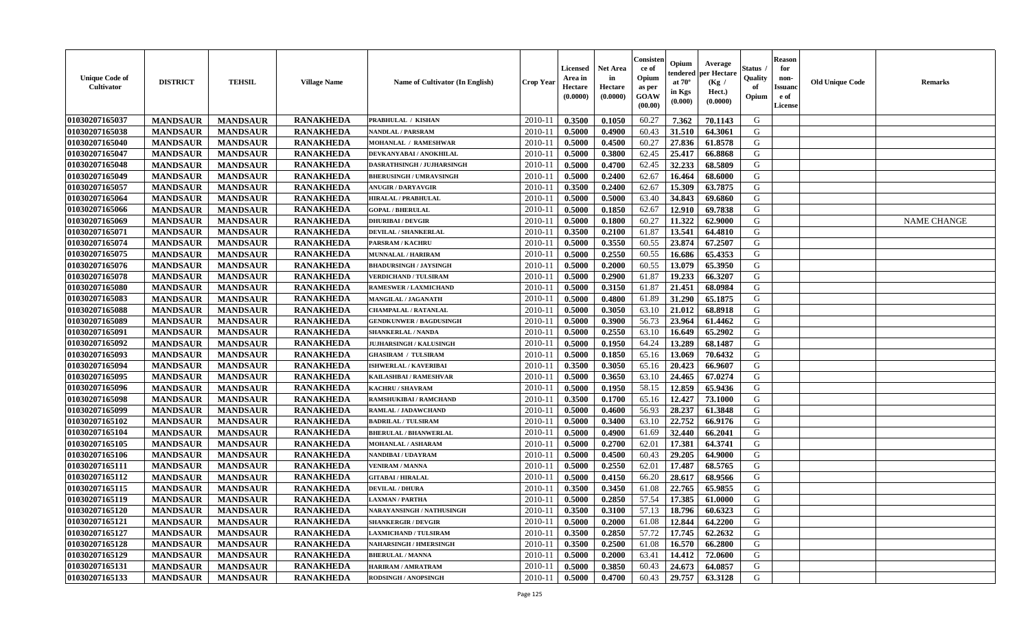| Unique Code of Cultivator | DISTRICT | TEHSIL | Village Name | Name of Cultivator (In English) | Crop Year | Licensed Area in Hectare (0.0000) | Net Area in Hectare (0.0000) | Consistence of Opium as per GOAW (00.00) | Opium tendered at 70° in Kgs (0.000) | Average per Hectare (Kg / Hect.) (0.0000) | Status / Quality of Opium | Reason for non-Issuance of License | Old Unique Code | Remarks |
|---|---|---|---|---|---|---|---|---|---|---|---|---|---|---|
| 01030207165037 | MANDSAUR | MANDSAUR | RANAKHEDA | PRABHULAL / KISHAN | 2010-11 | 0.3500 | 0.1050 | 60.27 | 7.362 | 70.1143 | G | | | |
| 01030207165038 | MANDSAUR | MANDSAUR | RANAKHEDA | NANDLAL / PARSRAM | 2010-11 | 0.5000 | 0.4900 | 60.43 | 31.510 | 64.3061 | G | | | |
| 01030207165040 | MANDSAUR | MANDSAUR | RANAKHEDA | MOHANLAL / RAMESHWAR | 2010-11 | 0.5000 | 0.4500 | 60.27 | 27.836 | 61.8578 | G | | | |
| 01030207165047 | MANDSAUR | MANDSAUR | RANAKHEDA | DEVKANYABAI / ANOKHILAL | 2010-11 | 0.5000 | 0.3800 | 62.45 | 25.417 | 66.8868 | G | | | |
| 01030207165048 | MANDSAUR | MANDSAUR | RANAKHEDA | DASRATHSINGH / JUJHARSINGH | 2010-11 | 0.5000 | 0.4700 | 62.45 | 32.233 | 68.5809 | G | | | |
| 01030207165049 | MANDSAUR | MANDSAUR | RANAKHEDA | BHERUSINGH / UMRAVSINGH | 2010-11 | 0.5000 | 0.2400 | 62.67 | 16.464 | 68.6000 | G | | | |
| 01030207165057 | MANDSAUR | MANDSAUR | RANAKHEDA | ANUGIR / DARYAVGIR | 2010-11 | 0.3500 | 0.2400 | 62.67 | 15.309 | 63.7875 | G | | | |
| 01030207165064 | MANDSAUR | MANDSAUR | RANAKHEDA | HIRALAL / PRABHULAL | 2010-11 | 0.5000 | 0.5000 | 63.40 | 34.843 | 69.6860 | G | | | |
| 01030207165066 | MANDSAUR | MANDSAUR | RANAKHEDA | GOPAL / BHERULAL | 2010-11 | 0.5000 | 0.1850 | 62.67 | 12.910 | 69.7838 | G | | | |
| 01030207165069 | MANDSAUR | MANDSAUR | RANAKHEDA | DHURIBAI / DEVGIR | 2010-11 | 0.5000 | 0.1800 | 60.27 | 11.322 | 62.9000 | G | | | NAME CHANGE |
| 01030207165071 | MANDSAUR | MANDSAUR | RANAKHEDA | DEVILAL / SHANKERLAL | 2010-11 | 0.3500 | 0.2100 | 61.87 | 13.541 | 64.4810 | G | | | |
| 01030207165074 | MANDSAUR | MANDSAUR | RANAKHEDA | PARSRAM / KACHRU | 2010-11 | 0.5000 | 0.3550 | 60.55 | 23.874 | 67.2507 | G | | | |
| 01030207165075 | MANDSAUR | MANDSAUR | RANAKHEDA | MUNNALAL / HARIRAM | 2010-11 | 0.5000 | 0.2550 | 60.55 | 16.686 | 65.4353 | G | | | |
| 01030207165076 | MANDSAUR | MANDSAUR | RANAKHEDA | BHADURSINGH / JAYSINGH | 2010-11 | 0.5000 | 0.2000 | 60.55 | 13.079 | 65.3950 | G | | | |
| 01030207165078 | MANDSAUR | MANDSAUR | RANAKHEDA | VERDICHAND / TULSIRAM | 2010-11 | 0.5000 | 0.2900 | 61.87 | 19.233 | 66.3207 | G | | | |
| 01030207165080 | MANDSAUR | MANDSAUR | RANAKHEDA | RAMESWER / LAXMICHAND | 2010-11 | 0.5000 | 0.3150 | 61.87 | 21.451 | 68.0984 | G | | | |
| 01030207165083 | MANDSAUR | MANDSAUR | RANAKHEDA | MANGILAL / JAGANATH | 2010-11 | 0.5000 | 0.4800 | 61.89 | 31.290 | 65.1875 | G | | | |
| 01030207165088 | MANDSAUR | MANDSAUR | RANAKHEDA | CHAMPALAL / RATANLAL | 2010-11 | 0.5000 | 0.3050 | 63.10 | 21.012 | 68.8918 | G | | | |
| 01030207165089 | MANDSAUR | MANDSAUR | RANAKHEDA | GENDKUNWER / BAGDUSINGH | 2010-11 | 0.5000 | 0.3900 | 56.73 | 23.964 | 61.4462 | G | | | |
| 01030207165091 | MANDSAUR | MANDSAUR | RANAKHEDA | SHANKERLAL / NANDA | 2010-11 | 0.5000 | 0.2550 | 63.10 | 16.649 | 65.2902 | G | | | |
| 01030207165092 | MANDSAUR | MANDSAUR | RANAKHEDA | JUJHARSINGH / KALUSINGH | 2010-11 | 0.5000 | 0.1950 | 64.24 | 13.289 | 68.1487 | G | | | |
| 01030207165093 | MANDSAUR | MANDSAUR | RANAKHEDA | GHASIRAM / TULSIRAM | 2010-11 | 0.5000 | 0.1850 | 65.16 | 13.069 | 70.6432 | G | | | |
| 01030207165094 | MANDSAUR | MANDSAUR | RANAKHEDA | ISHWERLAL / KAVERIBAI | 2010-11 | 0.3500 | 0.3050 | 65.16 | 20.423 | 66.9607 | G | | | |
| 01030207165095 | MANDSAUR | MANDSAUR | RANAKHEDA | KAILASHBAI / RAMESHVAR | 2010-11 | 0.5000 | 0.3650 | 63.10 | 24.465 | 67.0274 | G | | | |
| 01030207165096 | MANDSAUR | MANDSAUR | RANAKHEDA | KACHRU / SHAVRAM | 2010-11 | 0.5000 | 0.1950 | 58.15 | 12.859 | 65.9436 | G | | | |
| 01030207165098 | MANDSAUR | MANDSAUR | RANAKHEDA | RAMSHUKIBAI / RAMCHAND | 2010-11 | 0.3500 | 0.1700 | 65.16 | 12.427 | 73.1000 | G | | | |
| 01030207165099 | MANDSAUR | MANDSAUR | RANAKHEDA | RAMLAL / JADAWCHAND | 2010-11 | 0.5000 | 0.4600 | 56.93 | 28.237 | 61.3848 | G | | | |
| 01030207165102 | MANDSAUR | MANDSAUR | RANAKHEDA | BADRILAL / TULSIRAM | 2010-11 | 0.5000 | 0.3400 | 63.10 | 22.752 | 66.9176 | G | | | |
| 01030207165104 | MANDSAUR | MANDSAUR | RANAKHEDA | BHERULAL / BHANWERLAL | 2010-11 | 0.5000 | 0.4900 | 61.69 | 32.440 | 66.2041 | G | | | |
| 01030207165105 | MANDSAUR | MANDSAUR | RANAKHEDA | MOHANLAL / ASHARAM | 2010-11 | 0.5000 | 0.2700 | 62.01 | 17.381 | 64.3741 | G | | | |
| 01030207165106 | MANDSAUR | MANDSAUR | RANAKHEDA | NANDIBAI / UDAYRAM | 2010-11 | 0.5000 | 0.4500 | 60.43 | 29.205 | 64.9000 | G | | | |
| 01030207165111 | MANDSAUR | MANDSAUR | RANAKHEDA | VENIRAM / MANNA | 2010-11 | 0.5000 | 0.2550 | 62.01 | 17.487 | 68.5765 | G | | | |
| 01030207165112 | MANDSAUR | MANDSAUR | RANAKHEDA | GITABAI / HIRALAL | 2010-11 | 0.5000 | 0.4150 | 66.20 | 28.617 | 68.9566 | G | | | |
| 01030207165115 | MANDSAUR | MANDSAUR | RANAKHEDA | DEVILAL / DHURA | 2010-11 | 0.3500 | 0.3450 | 61.08 | 22.765 | 65.9855 | G | | | |
| 01030207165119 | MANDSAUR | MANDSAUR | RANAKHEDA | LAXMAN / PARTHA | 2010-11 | 0.5000 | 0.2850 | 57.54 | 17.385 | 61.0000 | G | | | |
| 01030207165120 | MANDSAUR | MANDSAUR | RANAKHEDA | NARAYANSINGH / NATHUSINGH | 2010-11 | 0.3500 | 0.3100 | 57.13 | 18.796 | 60.6323 | G | | | |
| 01030207165121 | MANDSAUR | MANDSAUR | RANAKHEDA | SHANKERGIR / DEVGIR | 2010-11 | 0.5000 | 0.2000 | 61.08 | 12.844 | 64.2200 | G | | | |
| 01030207165127 | MANDSAUR | MANDSAUR | RANAKHEDA | LAXMICHAND / TULSIRAM | 2010-11 | 0.3500 | 0.2850 | 57.72 | 17.745 | 62.2632 | G | | | |
| 01030207165128 | MANDSAUR | MANDSAUR | RANAKHEDA | NAHARSINGH / HMERSINGH | 2010-11 | 0.3500 | 0.2500 | 61.08 | 16.570 | 66.2800 | G | | | |
| 01030207165129 | MANDSAUR | MANDSAUR | RANAKHEDA | BHERULAL / MANNA | 2010-11 | 0.5000 | 0.2000 | 63.41 | 14.412 | 72.0600 | G | | | |
| 01030207165131 | MANDSAUR | MANDSAUR | RANAKHEDA | HARIRAM / AMRATRAM | 2010-11 | 0.5000 | 0.3850 | 60.43 | 24.673 | 64.0857 | G | | | |
| 01030207165133 | MANDSAUR | MANDSAUR | RANAKHEDA | RODSINGH / ANOPSINGH | 2010-11 | 0.5000 | 0.4700 | 60.43 | 29.757 | 63.3128 | G | | | |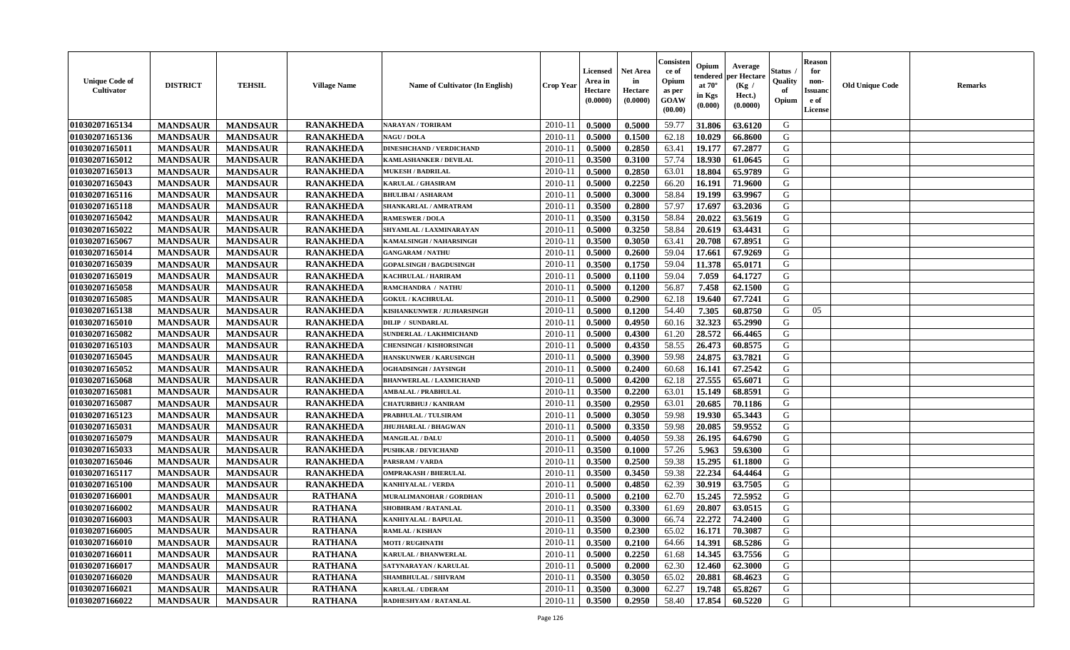| Unique Code of Cultivator | DISTRICT | TEHSIL | Village Name | Name of Cultivator (In English) | Crop Year | Licensed Area in Hectare (0.0000) | Net Area in Hectare (0.0000) | Consistence of Opium as per GOAW (00.00) | Opium tendered at 70° in Kgs (0.000) | Average per Hectare (Kg / Hect.) (0.0000) | Status / Quality of Opium | Reason for non-Issuance of License | Old Unique Code | Remarks |
|---|---|---|---|---|---|---|---|---|---|---|---|---|---|---|
| 01030207165134 | MANDSAUR | MANDSAUR | RANAKHEDA | NARAYAN / TORIRAM | 2010-11 | 0.5000 | 0.5000 | 59.77 | 31.806 | 63.6120 | G | | | |
| 01030207165136 | MANDSAUR | MANDSAUR | RANAKHEDA | NAGU / DOLA | 2010-11 | 0.5000 | 0.1500 | 62.18 | 10.029 | 66.8600 | G | | | |
| 01030207165011 | MANDSAUR | MANDSAUR | RANAKHEDA | DINESHCHAND / VERDICHAND | 2010-11 | 0.5000 | 0.2850 | 63.41 | 19.177 | 67.2877 | G | | | |
| 01030207165012 | MANDSAUR | MANDSAUR | RANAKHEDA | KAMLASHANKER / DEVILAL | 2010-11 | 0.3500 | 0.3100 | 57.74 | 18.930 | 61.0645 | G | | | |
| 01030207165013 | MANDSAUR | MANDSAUR | RANAKHEDA | MUKESH / BADRILAL | 2010-11 | 0.5000 | 0.2850 | 63.01 | 18.804 | 65.9789 | G | | | |
| 01030207165043 | MANDSAUR | MANDSAUR | RANAKHEDA | KARULAL / GHASIRAM | 2010-11 | 0.5000 | 0.2250 | 66.20 | 16.191 | 71.9600 | G | | | |
| 01030207165116 | MANDSAUR | MANDSAUR | RANAKHEDA | BHULIBAI / ASHARAM | 2010-11 | 0.5000 | 0.3000 | 58.84 | 19.199 | 63.9967 | G | | | |
| 01030207165118 | MANDSAUR | MANDSAUR | RANAKHEDA | SHANKARLAL / AMRATRAM | 2010-11 | 0.3500 | 0.2800 | 57.97 | 17.697 | 63.2036 | G | | | |
| 01030207165042 | MANDSAUR | MANDSAUR | RANAKHEDA | RAMESWER / DOLA | 2010-11 | 0.3500 | 0.3150 | 58.84 | 20.022 | 63.5619 | G | | | |
| 01030207165022 | MANDSAUR | MANDSAUR | RANAKHEDA | SHYAMLAL / LAXMINARAYAN | 2010-11 | 0.5000 | 0.3250 | 58.84 | 20.619 | 63.4431 | G | | | |
| 01030207165067 | MANDSAUR | MANDSAUR | RANAKHEDA | KAMALSINGH / NAHARSINGH | 2010-11 | 0.3500 | 0.3050 | 63.41 | 20.708 | 67.8951 | G | | | |
| 01030207165014 | MANDSAUR | MANDSAUR | RANAKHEDA | GANGARAM / NATHU | 2010-11 | 0.5000 | 0.2600 | 59.04 | 17.661 | 67.9269 | G | | | |
| 01030207165039 | MANDSAUR | MANDSAUR | RANAKHEDA | GOPALSINGH / BAGDUSINGH | 2010-11 | 0.3500 | 0.1750 | 59.04 | 11.378 | 65.0171 | G | | | |
| 01030207165019 | MANDSAUR | MANDSAUR | RANAKHEDA | KACHRULAL / HARIRAM | 2010-11 | 0.5000 | 0.1100 | 59.04 | 7.059 | 64.1727 | G | | | |
| 01030207165058 | MANDSAUR | MANDSAUR | RANAKHEDA | RAMCHANDRA / NATHU | 2010-11 | 0.5000 | 0.1200 | 56.87 | 7.458 | 62.1500 | G | | | |
| 01030207165085 | MANDSAUR | MANDSAUR | RANAKHEDA | GOKUL / KACHRULAL | 2010-11 | 0.5000 | 0.2900 | 62.18 | 19.640 | 67.7241 | G | | | |
| 01030207165138 | MANDSAUR | MANDSAUR | RANAKHEDA | KISHANKUNWER / JUJHARSINGH | 2010-11 | 0.5000 | 0.1200 | 54.40 | 7.305 | 60.8750 | G | 05 | | |
| 01030207165010 | MANDSAUR | MANDSAUR | RANAKHEDA | DILIP / SUNDARLAL | 2010-11 | 0.5000 | 0.4950 | 60.16 | 32.323 | 65.2990 | G | | | |
| 01030207165082 | MANDSAUR | MANDSAUR | RANAKHEDA | SUNDERLAL / LAKHMICHAND | 2010-11 | 0.5000 | 0.4300 | 61.20 | 28.572 | 66.4465 | G | | | |
| 01030207165103 | MANDSAUR | MANDSAUR | RANAKHEDA | CHENSINGH / KISHORSINGH | 2010-11 | 0.5000 | 0.4350 | 58.55 | 26.473 | 60.8575 | G | | | |
| 01030207165045 | MANDSAUR | MANDSAUR | RANAKHEDA | HANSKUNWER / KARUSINGH | 2010-11 | 0.5000 | 0.3900 | 59.98 | 24.875 | 63.7821 | G | | | |
| 01030207165052 | MANDSAUR | MANDSAUR | RANAKHEDA | OGHADSINGH / JAYSINGH | 2010-11 | 0.5000 | 0.2400 | 60.68 | 16.141 | 67.2542 | G | | | |
| 01030207165068 | MANDSAUR | MANDSAUR | RANAKHEDA | BHANWERLAL / LAXMICHAND | 2010-11 | 0.5000 | 0.4200 | 62.18 | 27.555 | 65.6071 | G | | | |
| 01030207165081 | MANDSAUR | MANDSAUR | RANAKHEDA | AMBALAL / PRABHULAL | 2010-11 | 0.3500 | 0.2200 | 63.01 | 15.149 | 68.8591 | G | | | |
| 01030207165087 | MANDSAUR | MANDSAUR | RANAKHEDA | CHATURBHUJ / KANIRAM | 2010-11 | 0.3500 | 0.2950 | 63.01 | 20.685 | 70.1186 | G | | | |
| 01030207165123 | MANDSAUR | MANDSAUR | RANAKHEDA | PRABHULAL / TULSIRAM | 2010-11 | 0.5000 | 0.3050 | 59.98 | 19.930 | 65.3443 | G | | | |
| 01030207165031 | MANDSAUR | MANDSAUR | RANAKHEDA | JHUJHARLAL / BHAGWAN | 2010-11 | 0.5000 | 0.3350 | 59.98 | 20.085 | 59.9552 | G | | | |
| 01030207165079 | MANDSAUR | MANDSAUR | RANAKHEDA | MANGILAL / DALU | 2010-11 | 0.5000 | 0.4050 | 59.38 | 26.195 | 64.6790 | G | | | |
| 01030207165033 | MANDSAUR | MANDSAUR | RANAKHEDA | PUSHKAR / DEVICHAND | 2010-11 | 0.3500 | 0.1000 | 57.26 | 5.963 | 59.6300 | G | | | |
| 01030207165046 | MANDSAUR | MANDSAUR | RANAKHEDA | PARSRAM / VARDA | 2010-11 | 0.3500 | 0.2500 | 59.38 | 15.295 | 61.1800 | G | | | |
| 01030207165117 | MANDSAUR | MANDSAUR | RANAKHEDA | OMPRAKASH / BHERULAL | 2010-11 | 0.3500 | 0.3450 | 59.38 | 22.234 | 64.4464 | G | | | |
| 01030207165100 | MANDSAUR | MANDSAUR | RANAKHEDA | KANHIYALAL / VERDA | 2010-11 | 0.5000 | 0.4850 | 62.39 | 30.919 | 63.7505 | G | | | |
| 01030207166001 | MANDSAUR | MANDSAUR | RATHANA | MURALIMANOHAR / GORDHAN | 2010-11 | 0.5000 | 0.2100 | 62.70 | 15.245 | 72.5952 | G | | | |
| 01030207166002 | MANDSAUR | MANDSAUR | RATHANA | SHOBHRAM / RATANLAL | 2010-11 | 0.3500 | 0.3300 | 61.69 | 20.807 | 63.0515 | G | | | |
| 01030207166003 | MANDSAUR | MANDSAUR | RATHANA | KANHIYALAL / BAPULAL | 2010-11 | 0.3500 | 0.3000 | 66.74 | 22.272 | 74.2400 | G | | | |
| 01030207166005 | MANDSAUR | MANDSAUR | RATHANA | RAMLAL / KISHAN | 2010-11 | 0.3500 | 0.2300 | 65.02 | 16.171 | 70.3087 | G | | | |
| 01030207166010 | MANDSAUR | MANDSAUR | RATHANA | MOTI / RUGHNATH | 2010-11 | 0.3500 | 0.2100 | 64.66 | 14.391 | 68.5286 | G | | | |
| 01030207166011 | MANDSAUR | MANDSAUR | RATHANA | KARULAL / BHANWERLAL | 2010-11 | 0.5000 | 0.2250 | 61.68 | 14.345 | 63.7556 | G | | | |
| 01030207166017 | MANDSAUR | MANDSAUR | RATHANA | SATYNARAYAN / KARULAL | 2010-11 | 0.5000 | 0.2000 | 62.30 | 12.460 | 62.3000 | G | | | |
| 01030207166020 | MANDSAUR | MANDSAUR | RATHANA | SHAMBHULAL / SHIVRAM | 2010-11 | 0.3500 | 0.3050 | 65.02 | 20.881 | 68.4623 | G | | | |
| 01030207166021 | MANDSAUR | MANDSAUR | RATHANA | KARULAL / UDERAM | 2010-11 | 0.3500 | 0.3000 | 62.27 | 19.748 | 65.8267 | G | | | |
| 01030207166022 | MANDSAUR | MANDSAUR | RATHANA | RADHESHYAM / RATANLAL | 2010-11 | 0.3500 | 0.2950 | 58.40 | 17.854 | 60.5220 | G | | | |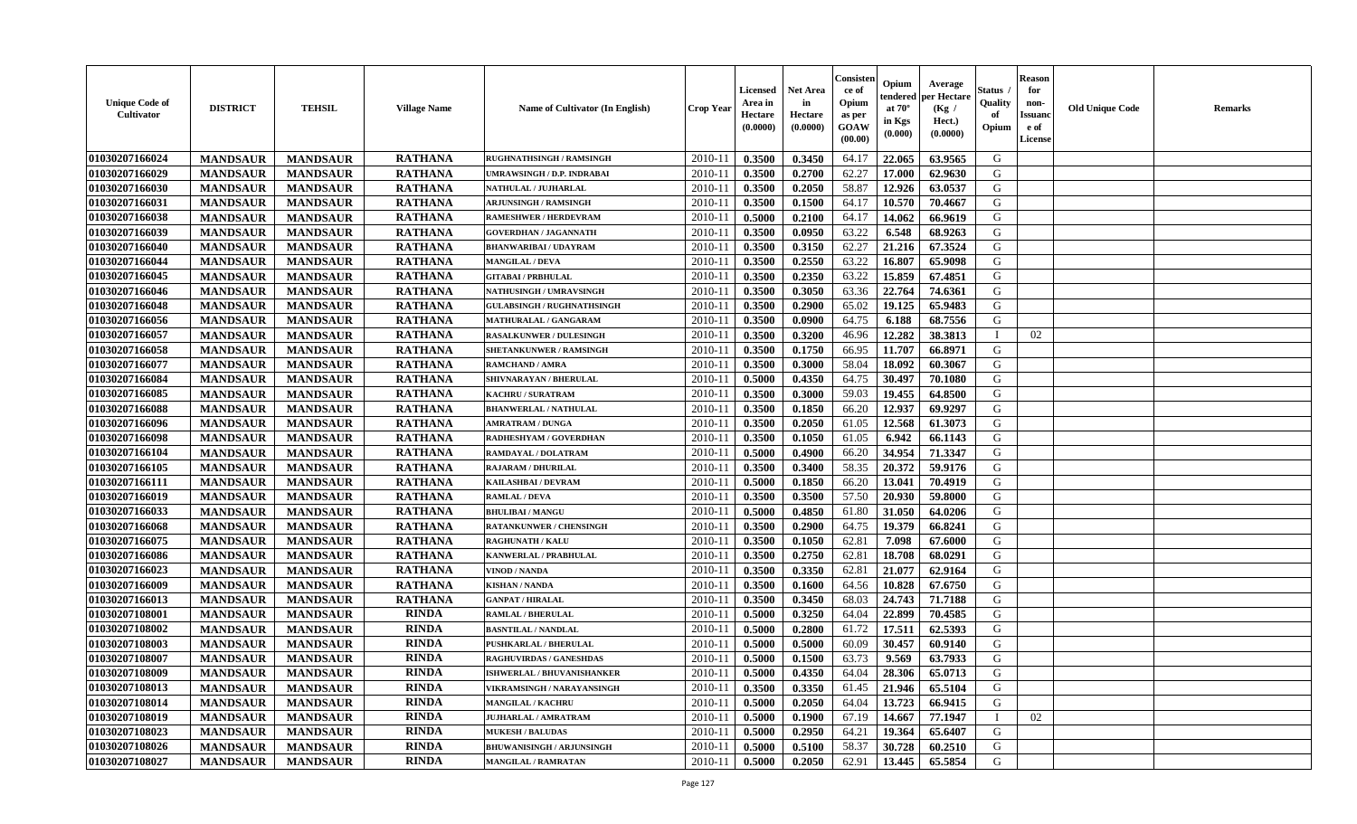| Unique Code of Cultivator | DISTRICT | TEHSIL | Village Name | Name of Cultivator (In English) | Crop Year | Licensed Area in Hectare (0.0000) | Net Area in Hectare (0.0000) | Consistence of Opium as per GOAW (00.00) | Opium tendered at 70° in Kgs (0.000) | Average per Hectare (Kg / Hect.) (0.0000) | Status / Quality of Opium | Reason for non-Issuance of License | Old Unique Code | Remarks |
|---|---|---|---|---|---|---|---|---|---|---|---|---|---|---|
| 01030207166024 | MANDSAUR | MANDSAUR | RATHANA | RUGHNATHSINGH / RAMSINGH | 2010-11 | 0.3500 | 0.3450 | 64.17 | 22.065 | 63.9565 | G | | | |
| 01030207166029 | MANDSAUR | MANDSAUR | RATHANA | UMRAWSINGH / D.P. INDRABAI | 2010-11 | 0.3500 | 0.2700 | 62.27 | 17.000 | 62.9630 | G | | | |
| 01030207166030 | MANDSAUR | MANDSAUR | RATHANA | NATHULAL / JUJHARLAL | 2010-11 | 0.3500 | 0.2050 | 58.87 | 12.926 | 63.0537 | G | | | |
| 01030207166031 | MANDSAUR | MANDSAUR | RATHANA | ARJUNSINGH / RAMSINGH | 2010-11 | 0.3500 | 0.1500 | 64.17 | 10.570 | 70.4667 | G | | | |
| 01030207166038 | MANDSAUR | MANDSAUR | RATHANA | RAMESHWER / HERDEVRAM | 2010-11 | 0.5000 | 0.2100 | 64.17 | 14.062 | 66.9619 | G | | | |
| 01030207166039 | MANDSAUR | MANDSAUR | RATHANA | GOVERDHAN / JAGANNATH | 2010-11 | 0.3500 | 0.0950 | 63.22 | 6.548 | 68.9263 | G | | | |
| 01030207166040 | MANDSAUR | MANDSAUR | RATHANA | BHANWARIBAI / UDAYRAM | 2010-11 | 0.3500 | 0.3150 | 62.27 | 21.216 | 67.3524 | G | | | |
| 01030207166044 | MANDSAUR | MANDSAUR | RATHANA | MANGILAL / DEVA | 2010-11 | 0.3500 | 0.2550 | 63.22 | 16.807 | 65.9098 | G | | | |
| 01030207166045 | MANDSAUR | MANDSAUR | RATHANA | GITABAI / PRBHULAL | 2010-11 | 0.3500 | 0.2350 | 63.22 | 15.859 | 67.4851 | G | | | |
| 01030207166046 | MANDSAUR | MANDSAUR | RATHANA | NATHUSINGH / UMRAVSINGH | 2010-11 | 0.3500 | 0.3050 | 63.36 | 22.764 | 74.6361 | G | | | |
| 01030207166048 | MANDSAUR | MANDSAUR | RATHANA | GULABSINGH / RUGHNATHSINGH | 2010-11 | 0.3500 | 0.2900 | 65.02 | 19.125 | 65.9483 | G | | | |
| 01030207166056 | MANDSAUR | MANDSAUR | RATHANA | MATHURALAL / GANGARAM | 2010-11 | 0.3500 | 0.0900 | 64.75 | 6.188 | 68.7556 | G | | | |
| 01030207166057 | MANDSAUR | MANDSAUR | RATHANA | RASALKUNWER / DULESINGH | 2010-11 | 0.3500 | 0.3200 | 46.96 | 12.282 | 38.3813 | I | 02 | | |
| 01030207166058 | MANDSAUR | MANDSAUR | RATHANA | SHETANKUNWER / RAMSINGH | 2010-11 | 0.3500 | 0.1750 | 66.95 | 11.707 | 66.8971 | G | | | |
| 01030207166077 | MANDSAUR | MANDSAUR | RATHANA | RAMCHAND / AMRA | 2010-11 | 0.3500 | 0.3000 | 58.04 | 18.092 | 60.3067 | G | | | |
| 01030207166084 | MANDSAUR | MANDSAUR | RATHANA | SHIVNARAYAN / BHERULAL | 2010-11 | 0.5000 | 0.4350 | 64.75 | 30.497 | 70.1080 | G | | | |
| 01030207166085 | MANDSAUR | MANDSAUR | RATHANA | KACHRU / SURATRAM | 2010-11 | 0.3500 | 0.3000 | 59.03 | 19.455 | 64.8500 | G | | | |
| 01030207166088 | MANDSAUR | MANDSAUR | RATHANA | BHANWERLAL / NATHULAL | 2010-11 | 0.3500 | 0.1850 | 66.20 | 12.937 | 69.9297 | G | | | |
| 01030207166096 | MANDSAUR | MANDSAUR | RATHANA | AMRATRAM / DUNGA | 2010-11 | 0.3500 | 0.2050 | 61.05 | 12.568 | 61.3073 | G | | | |
| 01030207166098 | MANDSAUR | MANDSAUR | RATHANA | RADHESHYAM / GOVERDHAN | 2010-11 | 0.3500 | 0.1050 | 61.05 | 6.942 | 66.1143 | G | | | |
| 01030207166104 | MANDSAUR | MANDSAUR | RATHANA | RAMDAYAL / DOLATRAM | 2010-11 | 0.5000 | 0.4900 | 66.20 | 34.954 | 71.3347 | G | | | |
| 01030207166105 | MANDSAUR | MANDSAUR | RATHANA | RAJARAM / DHURILAL | 2010-11 | 0.3500 | 0.3400 | 58.35 | 20.372 | 59.9176 | G | | | |
| 01030207166111 | MANDSAUR | MANDSAUR | RATHANA | KAILASHBAI / DEVRAM | 2010-11 | 0.5000 | 0.1850 | 66.20 | 13.041 | 70.4919 | G | | | |
| 01030207166019 | MANDSAUR | MANDSAUR | RATHANA | RAMLAL / DEVA | 2010-11 | 0.3500 | 0.3500 | 57.50 | 20.930 | 59.8000 | G | | | |
| 01030207166033 | MANDSAUR | MANDSAUR | RATHANA | BHULIBAI / MANGU | 2010-11 | 0.5000 | 0.4850 | 61.80 | 31.050 | 64.0206 | G | | | |
| 01030207166068 | MANDSAUR | MANDSAUR | RATHANA | RATANKUNWER / CHENSINGH | 2010-11 | 0.3500 | 0.2900 | 64.75 | 19.379 | 66.8241 | G | | | |
| 01030207166075 | MANDSAUR | MANDSAUR | RATHANA | RAGHUNATH / KALU | 2010-11 | 0.3500 | 0.1050 | 62.81 | 7.098 | 67.6000 | G | | | |
| 01030207166086 | MANDSAUR | MANDSAUR | RATHANA | KANWERLAL / PRABHULAL | 2010-11 | 0.3500 | 0.2750 | 62.81 | 18.708 | 68.0291 | G | | | |
| 01030207166023 | MANDSAUR | MANDSAUR | RATHANA | VINOD / NANDA | 2010-11 | 0.3500 | 0.3350 | 62.81 | 21.077 | 62.9164 | G | | | |
| 01030207166009 | MANDSAUR | MANDSAUR | RATHANA | KISHAN / NANDA | 2010-11 | 0.3500 | 0.1600 | 64.56 | 10.828 | 67.6750 | G | | | |
| 01030207166013 | MANDSAUR | MANDSAUR | RATHANA | GANPAT / HIRALAL | 2010-11 | 0.3500 | 0.3450 | 68.03 | 24.743 | 71.7188 | G | | | |
| 01030207108001 | MANDSAUR | MANDSAUR | RINDA | RAMLAL / BHERULAL | 2010-11 | 0.5000 | 0.3250 | 64.04 | 22.899 | 70.4585 | G | | | |
| 01030207108002 | MANDSAUR | MANDSAUR | RINDA | BASNTILAL / NANDLAL | 2010-11 | 0.5000 | 0.2800 | 61.72 | 17.511 | 62.5393 | G | | | |
| 01030207108003 | MANDSAUR | MANDSAUR | RINDA | PUSHKARLAL / BHERULAL | 2010-11 | 0.5000 | 0.5000 | 60.09 | 30.457 | 60.9140 | G | | | |
| 01030207108007 | MANDSAUR | MANDSAUR | RINDA | RAGHUVIRDAS / GANESHDAS | 2010-11 | 0.5000 | 0.1500 | 63.73 | 9.569 | 63.7933 | G | | | |
| 01030207108009 | MANDSAUR | MANDSAUR | RINDA | ISHWERLAL / BHUVANISHANKER | 2010-11 | 0.5000 | 0.4350 | 64.04 | 28.306 | 65.0713 | G | | | |
| 01030207108013 | MANDSAUR | MANDSAUR | RINDA | VIKRAMSINGH / NARAYANSINGH | 2010-11 | 0.3500 | 0.3350 | 61.45 | 21.946 | 65.5104 | G | | | |
| 01030207108014 | MANDSAUR | MANDSAUR | RINDA | MANGILAL / KACHRU | 2010-11 | 0.5000 | 0.2050 | 64.04 | 13.723 | 66.9415 | G | | | |
| 01030207108019 | MANDSAUR | MANDSAUR | RINDA | JUJHARLAL / AMRATRAM | 2010-11 | 0.5000 | 0.1900 | 67.19 | 14.667 | 77.1947 | I | 02 | | |
| 01030207108023 | MANDSAUR | MANDSAUR | RINDA | MUKESH / BALUDAS | 2010-11 | 0.5000 | 0.2950 | 64.21 | 19.364 | 65.6407 | G | | | |
| 01030207108026 | MANDSAUR | MANDSAUR | RINDA | BHUWANISINGH / ARJUNSINGH | 2010-11 | 0.5000 | 0.5100 | 58.37 | 30.728 | 60.2510 | G | | | |
| 01030207108027 | MANDSAUR | MANDSAUR | RINDA | MANGILAL / RAMRATAN | 2010-11 | 0.5000 | 0.2050 | 62.91 | 13.445 | 65.5854 | G | | | |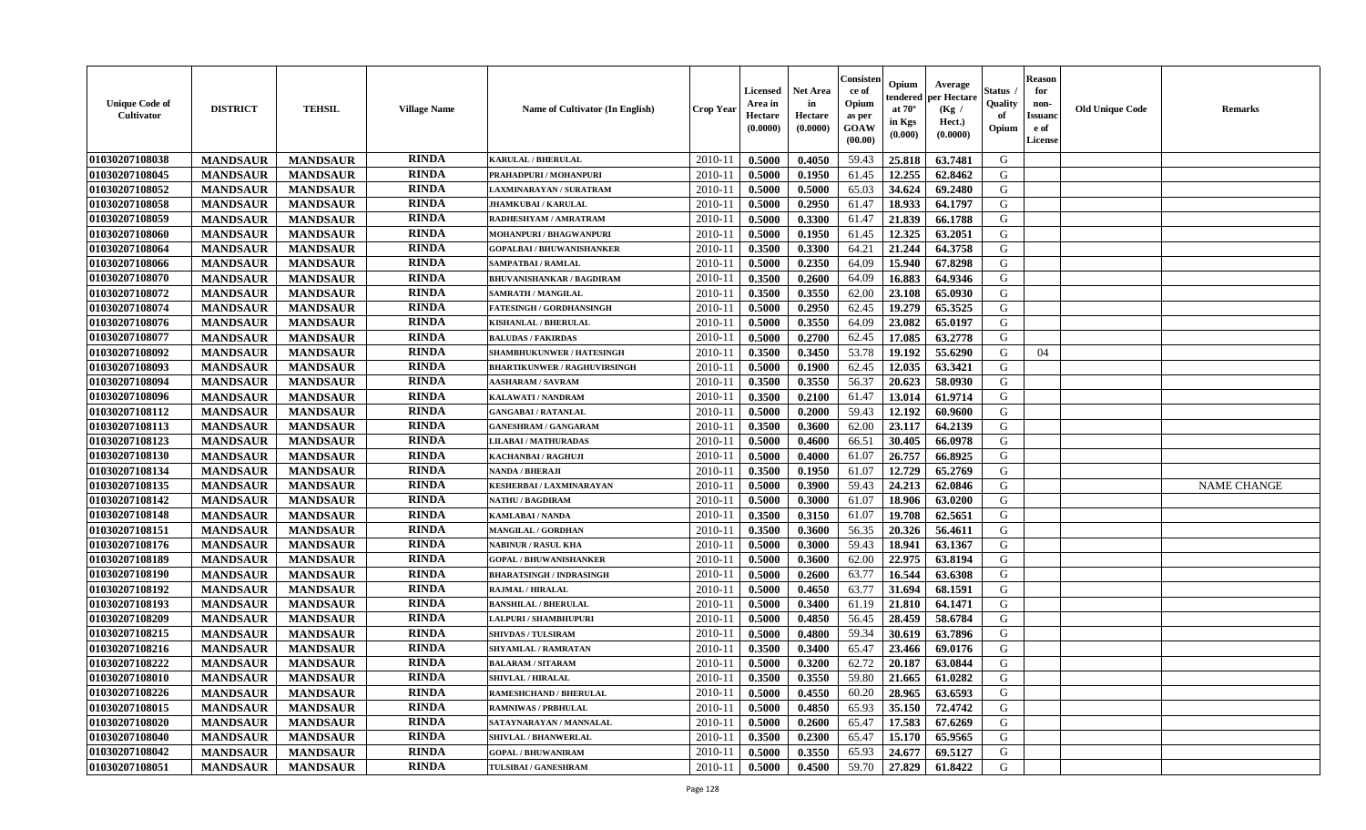| Unique Code of Cultivator | DISTRICT | TEHSIL | Village Name | Name of Cultivator (In English) | Crop Year | Licensed Area in Hectare (0.0000) | Net Area in Hectare (0.0000) | Consistence of Opium as per GOAW (00.00) | Opium tendered at 70° in Kgs (0.000) | Average per Hectare (Kg / Hect.) (0.0000) | Status / Quality of Opium | Reason for non-Issuance of License | Old Unique Code | Remarks |
|---|---|---|---|---|---|---|---|---|---|---|---|---|---|---|
| 01030207108038 | MANDSAUR | MANDSAUR | RINDA | KARULAL / BHERULAL | 2010-11 | 0.5000 | 0.4050 | 59.43 | 25.818 | 63.7481 | G | | | |
| 01030207108045 | MANDSAUR | MANDSAUR | RINDA | PRAHADPURI / MOHANPURI | 2010-11 | 0.5000 | 0.1950 | 61.45 | 12.255 | 62.8462 | G | | | |
| 01030207108052 | MANDSAUR | MANDSAUR | RINDA | LAXMINARAYAN / SURATRAM | 2010-11 | 0.5000 | 0.5000 | 65.03 | 34.624 | 69.2480 | G | | | |
| 01030207108058 | MANDSAUR | MANDSAUR | RINDA | JHAMKUBAI / KARULAL | 2010-11 | 0.5000 | 0.2950 | 61.47 | 18.933 | 64.1797 | G | | | |
| 01030207108059 | MANDSAUR | MANDSAUR | RINDA | RADHESHYAM / AMRATRAM | 2010-11 | 0.5000 | 0.3300 | 61.47 | 21.839 | 66.1788 | G | | | |
| 01030207108060 | MANDSAUR | MANDSAUR | RINDA | MOHANPURI / BHAGWANPURI | 2010-11 | 0.5000 | 0.1950 | 61.45 | 12.325 | 63.2051 | G | | | |
| 01030207108064 | MANDSAUR | MANDSAUR | RINDA | GOPALBAI / BHUWANISHANKER | 2010-11 | 0.3500 | 0.3300 | 64.21 | 21.244 | 64.3758 | G | | | |
| 01030207108066 | MANDSAUR | MANDSAUR | RINDA | SAMPATBAI / RAMLAL | 2010-11 | 0.5000 | 0.2350 | 64.09 | 15.940 | 67.8298 | G | | | |
| 01030207108070 | MANDSAUR | MANDSAUR | RINDA | BHUVANISHANKAR / BAGDIRAM | 2010-11 | 0.3500 | 0.2600 | 64.09 | 16.883 | 64.9346 | G | | | |
| 01030207108072 | MANDSAUR | MANDSAUR | RINDA | SAMRATH / MANGILAL | 2010-11 | 0.3500 | 0.3550 | 62.00 | 23.108 | 65.0930 | G | | | |
| 01030207108074 | MANDSAUR | MANDSAUR | RINDA | FATESINGH / GORDHANSINGH | 2010-11 | 0.5000 | 0.2950 | 62.45 | 19.279 | 65.3525 | G | | | |
| 01030207108076 | MANDSAUR | MANDSAUR | RINDA | KISHANLAL / BHERULAL | 2010-11 | 0.5000 | 0.3550 | 64.09 | 23.082 | 65.0197 | G | | | |
| 01030207108077 | MANDSAUR | MANDSAUR | RINDA | BALUDAS / FAKIRDAS | 2010-11 | 0.5000 | 0.2700 | 62.45 | 17.085 | 63.2778 | G | | | |
| 01030207108092 | MANDSAUR | MANDSAUR | RINDA | SHAMBHUKUNWER / HATESINGH | 2010-11 | 0.3500 | 0.3450 | 53.78 | 19.192 | 55.6290 | G | 04 | | |
| 01030207108093 | MANDSAUR | MANDSAUR | RINDA | BHARTIKUNWER / RAGHUVIRSINGH | 2010-11 | 0.5000 | 0.1900 | 62.45 | 12.035 | 63.3421 | G | | | |
| 01030207108094 | MANDSAUR | MANDSAUR | RINDA | AASHARAM / SAVRAM | 2010-11 | 0.3500 | 0.3550 | 56.37 | 20.623 | 58.0930 | G | | | |
| 01030207108096 | MANDSAUR | MANDSAUR | RINDA | KALAWATI / NANDRAM | 2010-11 | 0.3500 | 0.2100 | 61.47 | 13.014 | 61.9714 | G | | | |
| 01030207108112 | MANDSAUR | MANDSAUR | RINDA | GANGABAI / RATANLAL | 2010-11 | 0.5000 | 0.2000 | 59.43 | 12.192 | 60.9600 | G | | | |
| 01030207108113 | MANDSAUR | MANDSAUR | RINDA | GANESHRAM / GANGARAM | 2010-11 | 0.3500 | 0.3600 | 62.00 | 23.117 | 64.2139 | G | | | |
| 01030207108123 | MANDSAUR | MANDSAUR | RINDA | LILABAI / MATHURADAS | 2010-11 | 0.5000 | 0.4600 | 66.51 | 30.405 | 66.0978 | G | | | |
| 01030207108130 | MANDSAUR | MANDSAUR | RINDA | KACHANBAI / RAGHUJI | 2010-11 | 0.5000 | 0.4000 | 61.07 | 26.757 | 66.8925 | G | | | |
| 01030207108134 | MANDSAUR | MANDSAUR | RINDA | NANDA / BHERAJI | 2010-11 | 0.3500 | 0.1950 | 61.07 | 12.729 | 65.2769 | G | | | |
| 01030207108135 | MANDSAUR | MANDSAUR | RINDA | KESHERBAI / LAXMINARAYAN | 2010-11 | 0.5000 | 0.3900 | 59.43 | 24.213 | 62.0846 | G | | | NAME CHANGE |
| 01030207108142 | MANDSAUR | MANDSAUR | RINDA | NATHU / BAGDIRAM | 2010-11 | 0.5000 | 0.3000 | 61.07 | 18.906 | 63.0200 | G | | | |
| 01030207108148 | MANDSAUR | MANDSAUR | RINDA | KAMLABAI / NANDA | 2010-11 | 0.3500 | 0.3150 | 61.07 | 19.708 | 62.5651 | G | | | |
| 01030207108151 | MANDSAUR | MANDSAUR | RINDA | MANGILAL / GORDHAN | 2010-11 | 0.3500 | 0.3600 | 56.35 | 20.326 | 56.4611 | G | | | |
| 01030207108176 | MANDSAUR | MANDSAUR | RINDA | NABINUR / RASUL KHA | 2010-11 | 0.5000 | 0.3000 | 59.43 | 18.941 | 63.1367 | G | | | |
| 01030207108189 | MANDSAUR | MANDSAUR | RINDA | GOPAL / BHUWANISHANKER | 2010-11 | 0.5000 | 0.3600 | 62.00 | 22.975 | 63.8194 | G | | | |
| 01030207108190 | MANDSAUR | MANDSAUR | RINDA | BHARATSINGH / INDRASINGH | 2010-11 | 0.5000 | 0.2600 | 63.77 | 16.544 | 63.6308 | G | | | |
| 01030207108192 | MANDSAUR | MANDSAUR | RINDA | RAJMAL / HIRALAL | 2010-11 | 0.5000 | 0.4650 | 63.77 | 31.694 | 68.1591 | G | | | |
| 01030207108193 | MANDSAUR | MANDSAUR | RINDA | BANSHILAL / BHERULAL | 2010-11 | 0.5000 | 0.3400 | 61.19 | 21.810 | 64.1471 | G | | | |
| 01030207108209 | MANDSAUR | MANDSAUR | RINDA | LALPURI / SHAMBHUPURI | 2010-11 | 0.5000 | 0.4850 | 56.45 | 28.459 | 58.6784 | G | | | |
| 01030207108215 | MANDSAUR | MANDSAUR | RINDA | SHIVDAS / TULSIRAM | 2010-11 | 0.5000 | 0.4800 | 59.34 | 30.619 | 63.7896 | G | | | |
| 01030207108216 | MANDSAUR | MANDSAUR | RINDA | SHYAMLAL / RAMRATAN | 2010-11 | 0.3500 | 0.3400 | 65.47 | 23.466 | 69.0176 | G | | | |
| 01030207108222 | MANDSAUR | MANDSAUR | RINDA | BALARAM / SITARAM | 2010-11 | 0.5000 | 0.3200 | 62.72 | 20.187 | 63.0844 | G | | | |
| 01030207108010 | MANDSAUR | MANDSAUR | RINDA | SHIVLAL / HIRALAL | 2010-11 | 0.3500 | 0.3550 | 59.80 | 21.665 | 61.0282 | G | | | |
| 01030207108226 | MANDSAUR | MANDSAUR | RINDA | RAMESHCHAND / BHERULAL | 2010-11 | 0.5000 | 0.4550 | 60.20 | 28.965 | 63.6593 | G | | | |
| 01030207108015 | MANDSAUR | MANDSAUR | RINDA | RAMNIWAS / PRBHULAL | 2010-11 | 0.5000 | 0.4850 | 65.93 | 35.150 | 72.4742 | G | | | |
| 01030207108020 | MANDSAUR | MANDSAUR | RINDA | SATAYNARAYAN / MANNALAL | 2010-11 | 0.5000 | 0.2600 | 65.47 | 17.583 | 67.6269 | G | | | |
| 01030207108040 | MANDSAUR | MANDSAUR | RINDA | SHIVLAL / BHANWERLAL | 2010-11 | 0.3500 | 0.2300 | 65.47 | 15.170 | 65.9565 | G | | | |
| 01030207108042 | MANDSAUR | MANDSAUR | RINDA | GOPAL / BHUWANIRAM | 2010-11 | 0.5000 | 0.3550 | 65.93 | 24.677 | 69.5127 | G | | | |
| 01030207108051 | MANDSAUR | MANDSAUR | RINDA | TULSIBAI / GANESHRAM | 2010-11 | 0.5000 | 0.4500 | 59.70 | 27.829 | 61.8422 | G | | | |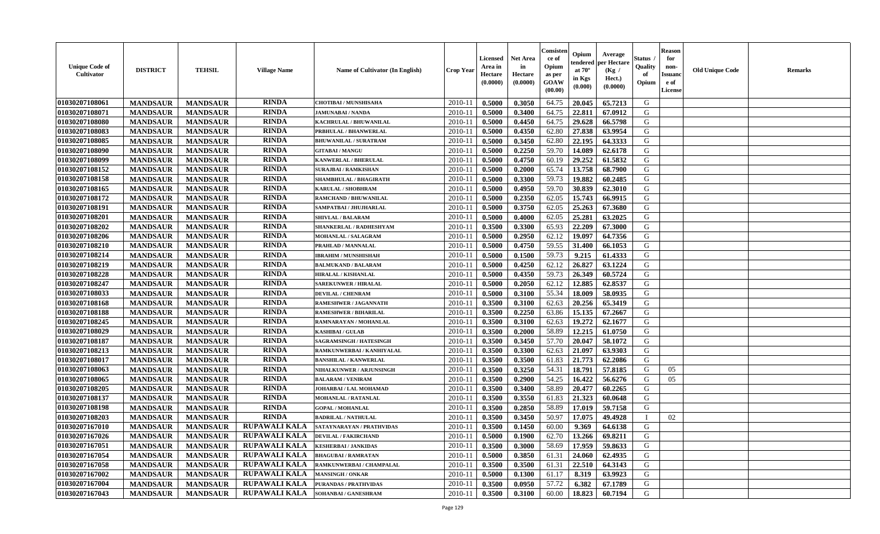| Unique Code of Cultivator | DISTRICT | TEHSIL | Village Name | Name of Cultivator (In English) | Crop Year | Licensed Area in Hectare (0.0000) | Net Area in Hectare (0.0000) | Consistence of Opium as per GOAW (00.00) | Opium tendered at 70° in Kgs (0.000) | Average per Hectare (Kg / Hect.) (0.0000) | Status / Quality of Opium | Reason for non-Issuance of License | Old Unique Code | Remarks |
|---|---|---|---|---|---|---|---|---|---|---|---|---|---|---|
| 01030207108061 | MANDSAUR | MANDSAUR | RINDA | CHOTIBAI / MUNSHISAHA | 2010-11 | 0.5000 | 0.3050 | 64.75 | 20.045 | 65.7213 | G | | | |
| 01030207108071 | MANDSAUR | MANDSAUR | RINDA | JAMUNABAI / NANDA | 2010-11 | 0.5000 | 0.3400 | 64.75 | 22.811 | 67.0912 | G | | | |
| 01030207108080 | MANDSAUR | MANDSAUR | RINDA | KACHRULAL / BHUWANILAL | 2010-11 | 0.5000 | 0.4450 | 64.75 | 29.628 | 66.5798 | G | | | |
| 01030207108083 | MANDSAUR | MANDSAUR | RINDA | PRBHULAL / BHANWERLAL | 2010-11 | 0.5000 | 0.4350 | 62.80 | 27.838 | 63.9954 | G | | | |
| 01030207108085 | MANDSAUR | MANDSAUR | RINDA | BHUWANILAL / SURATRAM | 2010-11 | 0.5000 | 0.3450 | 62.80 | 22.195 | 64.3333 | G | | | |
| 01030207108090 | MANDSAUR | MANDSAUR | RINDA | GITABAI / MANGU | 2010-11 | 0.5000 | 0.2250 | 59.70 | 14.089 | 62.6178 | G | | | |
| 01030207108099 | MANDSAUR | MANDSAUR | RINDA | KANWERLAL / BHERULAL | 2010-11 | 0.5000 | 0.4750 | 60.19 | 29.252 | 61.5832 | G | | | |
| 01030207108152 | MANDSAUR | MANDSAUR | RINDA | SURAJBAI / RAMKISHAN | 2010-11 | 0.5000 | 0.2000 | 65.74 | 13.758 | 68.7900 | G | | | |
| 01030207108158 | MANDSAUR | MANDSAUR | RINDA | SHAMBHULAL / BHAGIRATH | 2010-11 | 0.5000 | 0.3300 | 59.73 | 19.882 | 60.2485 | G | | | |
| 01030207108165 | MANDSAUR | MANDSAUR | RINDA | KARULAL / SHOBHRAM | 2010-11 | 0.5000 | 0.4950 | 59.70 | 30.839 | 62.3010 | G | | | |
| 01030207108172 | MANDSAUR | MANDSAUR | RINDA | RAMCHAND / BHUWANILAL | 2010-11 | 0.5000 | 0.2350 | 62.05 | 15.743 | 66.9915 | G | | | |
| 01030207108191 | MANDSAUR | MANDSAUR | RINDA | SAMPATBAI / JHUJHARLAL | 2010-11 | 0.5000 | 0.3750 | 62.05 | 25.263 | 67.3680 | G | | | |
| 01030207108201 | MANDSAUR | MANDSAUR | RINDA | SHIVLAL / BALARAM | 2010-11 | 0.5000 | 0.4000 | 62.05 | 25.281 | 63.2025 | G | | | |
| 01030207108202 | MANDSAUR | MANDSAUR | RINDA | SHANKERLAL / RADHESHYAM | 2010-11 | 0.3500 | 0.3300 | 65.93 | 22.209 | 67.3000 | G | | | |
| 01030207108206 | MANDSAUR | MANDSAUR | RINDA | MOHANLAL / SALAGRAM | 2010-11 | 0.5000 | 0.2950 | 62.12 | 19.097 | 64.7356 | G | | | |
| 01030207108210 | MANDSAUR | MANDSAUR | RINDA | PRAHLAD / MANNALAL | 2010-11 | 0.5000 | 0.4750 | 59.55 | 31.400 | 66.1053 | G | | | |
| 01030207108214 | MANDSAUR | MANDSAUR | RINDA | IBRAHIM / MUNSHISHAH | 2010-11 | 0.5000 | 0.1500 | 59.73 | 9.215 | 61.4333 | G | | | |
| 01030207108219 | MANDSAUR | MANDSAUR | RINDA | BALMUKAND / BALARAM | 2010-11 | 0.5000 | 0.4250 | 62.12 | 26.827 | 63.1224 | G | | | |
| 01030207108228 | MANDSAUR | MANDSAUR | RINDA | HIRALAL / KISHANLAL | 2010-11 | 0.5000 | 0.4350 | 59.73 | 26.349 | 60.5724 | G | | | |
| 01030207108247 | MANDSAUR | MANDSAUR | RINDA | SAREKUNWER / HIRALAL | 2010-11 | 0.5000 | 0.2050 | 62.12 | 12.885 | 62.8537 | G | | | |
| 01030207108033 | MANDSAUR | MANDSAUR | RINDA | DEVILAL / CHENRAM | 2010-11 | 0.5000 | 0.3100 | 55.34 | 18.009 | 58.0935 | G | | | |
| 01030207108168 | MANDSAUR | MANDSAUR | RINDA | RAMESHWER / JAGANNATH | 2010-11 | 0.3500 | 0.3100 | 62.63 | 20.256 | 65.3419 | G | | | |
| 01030207108188 | MANDSAUR | MANDSAUR | RINDA | RAMESHWER / BIHARILAL | 2010-11 | 0.3500 | 0.2250 | 63.86 | 15.135 | 67.2667 | G | | | |
| 01030207108245 | MANDSAUR | MANDSAUR | RINDA | RAMNARAYAN / MOHANLAL | 2010-11 | 0.3500 | 0.3100 | 62.63 | 19.272 | 62.1677 | G | | | |
| 01030207108029 | MANDSAUR | MANDSAUR | RINDA | KASHIBAI / GULAB | 2010-11 | 0.3500 | 0.2000 | 58.89 | 12.215 | 61.0750 | G | | | |
| 01030207108187 | MANDSAUR | MANDSAUR | RINDA | SAGRAMSINGH / HATESINGH | 2010-11 | 0.3500 | 0.3450 | 57.70 | 20.047 | 58.1072 | G | | | |
| 01030207108213 | MANDSAUR | MANDSAUR | RINDA | RAMKUNWERBAI / KANHIYALAL | 2010-11 | 0.3500 | 0.3300 | 62.63 | 21.097 | 63.9303 | G | | | |
| 01030207108017 | MANDSAUR | MANDSAUR | RINDA | BANSHILAL / KANWERLAL | 2010-11 | 0.3500 | 0.3500 | 61.83 | 21.773 | 62.2086 | G | | | |
| 01030207108063 | MANDSAUR | MANDSAUR | RINDA | NIHALKUNWER / ARJUNSINGH | 2010-11 | 0.3500 | 0.3250 | 54.31 | 18.791 | 57.8185 | G | 05 | | |
| 01030207108065 | MANDSAUR | MANDSAUR | RINDA | BALARAM / VENIRAM | 2010-11 | 0.3500 | 0.2900 | 54.25 | 16.422 | 56.6276 | G | 05 | | |
| 01030207108205 | MANDSAUR | MANDSAUR | RINDA | JOHARBAI / LAL MOHAMAD | 2010-11 | 0.3500 | 0.3400 | 58.89 | 20.477 | 60.2265 | G | | | |
| 01030207108137 | MANDSAUR | MANDSAUR | RINDA | MOHANLAL / RATANLAL | 2010-11 | 0.3500 | 0.3550 | 61.83 | 21.323 | 60.0648 | G | | | |
| 01030207108198 | MANDSAUR | MANDSAUR | RINDA | GOPAL / MOHANLAL | 2010-11 | 0.3500 | 0.2850 | 58.89 | 17.019 | 59.7158 | G | | | |
| 01030207108203 | MANDSAUR | MANDSAUR | RINDA | BADRILAL / NATHULAL | 2010-11 | 0.3500 | 0.3450 | 50.97 | 17.075 | 49.4928 | I | 02 | | |
| 01030207167010 | MANDSAUR | MANDSAUR | RUPAWALI KALA | SATAYNARAYAN / PRATHVIDAS | 2010-11 | 0.3500 | 0.1450 | 60.00 | 9.369 | 64.6138 | G | | | |
| 01030207167026 | MANDSAUR | MANDSAUR | RUPAWALI KALA | DEVILAL / FAKIRCHAND | 2010-11 | 0.5000 | 0.1900 | 62.70 | 13.266 | 69.8211 | G | | | |
| 01030207167051 | MANDSAUR | MANDSAUR | RUPAWALI KALA | KESHERBAI / JANKIDAS | 2010-11 | 0.3500 | 0.3000 | 58.69 | 17.959 | 59.8633 | G | | | |
| 01030207167054 | MANDSAUR | MANDSAUR | RUPAWALI KALA | BHAGUBAI / RAMRATAN | 2010-11 | 0.5000 | 0.3850 | 61.31 | 24.060 | 62.4935 | G | | | |
| 01030207167058 | MANDSAUR | MANDSAUR | RUPAWALI KALA | RAMKUNWERBAI / CHAMPALAL | 2010-11 | 0.3500 | 0.3500 | 61.31 | 22.510 | 64.3143 | G | | | |
| 01030207167002 | MANDSAUR | MANDSAUR | RUPAWALI KALA | MANSINGH / ONKAR | 2010-11 | 0.5000 | 0.1300 | 61.17 | 8.319 | 63.9923 | G | | | |
| 01030207167004 | MANDSAUR | MANDSAUR | RUPAWALI KALA | PURANDAS / PRATHVIDAS | 2010-11 | 0.3500 | 0.0950 | 57.72 | 6.382 | 67.1789 | G | | | |
| 01030207167043 | MANDSAUR | MANDSAUR | RUPAWALI KALA | SOHANBAI / GANESHRAM | 2010-11 | 0.3500 | 0.3100 | 60.00 | 18.823 | 60.7194 | G | | | |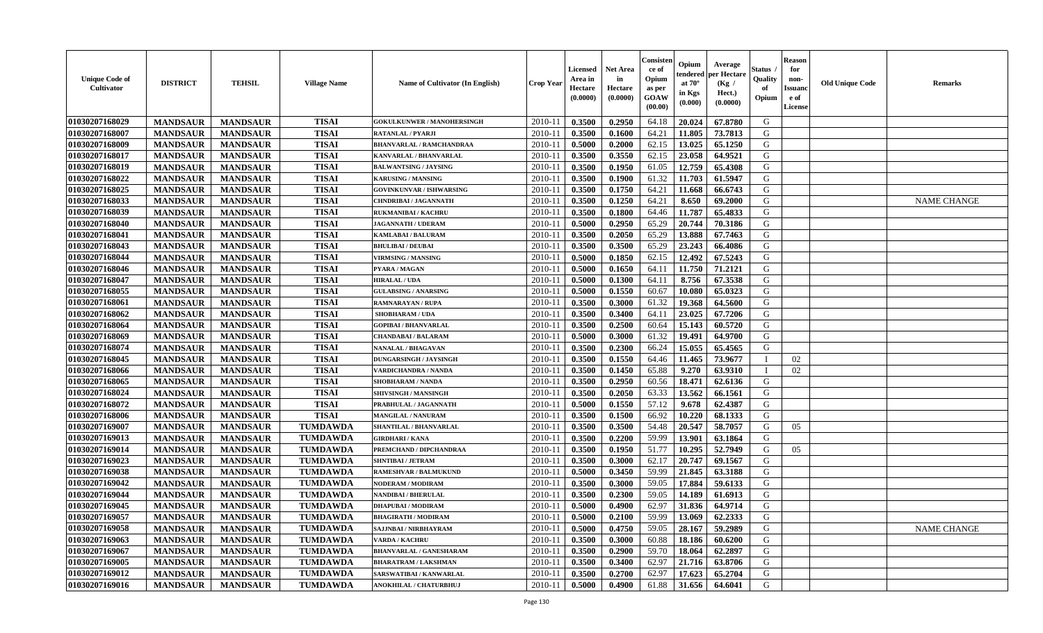| Unique Code of Cultivator | DISTRICT | TEHSIL | Village Name | Name of Cultivator (In English) | Crop Year | Licensed Area in Hectare (0.0000) | Net Area in Hectare (0.0000) | Consistence of Opium as per GOAW (00.00) | Opium tendered at 70° in Kgs (0.000) | Average per Hectare (Kg / Hect.) (0.0000) | Status / Quality of Opium | Reason for non-Issuance of License | Old Unique Code | Remarks |
|---|---|---|---|---|---|---|---|---|---|---|---|---|---|---|
| 01030207168029 | MANDSAUR | MANDSAUR | TISAI | GOKULKUNWER / MANOHERSINGH | 2010-11 | 0.3500 | 0.2950 | 64.18 | 20.024 | 67.8780 | G | | | |
| 01030207168007 | MANDSAUR | MANDSAUR | TISAI | RATANLAL / PYARJI | 2010-11 | 0.3500 | 0.1600 | 64.21 | 11.805 | 73.7813 | G | | | |
| 01030207168009 | MANDSAUR | MANDSAUR | TISAI | BHANVARLAL / RAMCHANDRAA | 2010-11 | 0.5000 | 0.2000 | 62.15 | 13.025 | 65.1250 | G | | | |
| 01030207168017 | MANDSAUR | MANDSAUR | TISAI | KANVARLAL / BHANVARLAL | 2010-11 | 0.3500 | 0.3550 | 62.15 | 23.058 | 64.9521 | G | | | |
| 01030207168019 | MANDSAUR | MANDSAUR | TISAI | BALWANTSING / JAYSING | 2010-11 | 0.3500 | 0.1950 | 61.05 | 12.759 | 65.4308 | G | | | |
| 01030207168022 | MANDSAUR | MANDSAUR | TISAI | KARUSING / MANSING | 2010-11 | 0.3500 | 0.1900 | 61.32 | 11.703 | 61.5947 | G | | | |
| 01030207168025 | MANDSAUR | MANDSAUR | TISAI | GOVINKUNVAR / ISHWARSING | 2010-11 | 0.3500 | 0.1750 | 64.21 | 11.668 | 66.6743 | G | | | |
| 01030207168033 | MANDSAUR | MANDSAUR | TISAI | CHNDRIBAI / JAGANNATH | 2010-11 | 0.3500 | 0.1250 | 64.21 | 8.650 | 69.2000 | G | | | NAME CHANGE |
| 01030207168039 | MANDSAUR | MANDSAUR | TISAI | RUKMANIBAI / KACHRU | 2010-11 | 0.3500 | 0.1800 | 64.46 | 11.787 | 65.4833 | G | | | |
| 01030207168040 | MANDSAUR | MANDSAUR | TISAI | JAGANNATH / UDERAM | 2010-11 | 0.5000 | 0.2950 | 65.29 | 20.744 | 70.3186 | G | | | |
| 01030207168041 | MANDSAUR | MANDSAUR | TISAI | KAMLABAI / BALURAM | 2010-11 | 0.3500 | 0.2050 | 65.29 | 13.888 | 67.7463 | G | | | |
| 01030207168043 | MANDSAUR | MANDSAUR | TISAI | BHULIBAI / DEUBAI | 2010-11 | 0.3500 | 0.3500 | 65.29 | 23.243 | 66.4086 | G | | | |
| 01030207168044 | MANDSAUR | MANDSAUR | TISAI | VIRMSING / MANSING | 2010-11 | 0.5000 | 0.1850 | 62.15 | 12.492 | 67.5243 | G | | | |
| 01030207168046 | MANDSAUR | MANDSAUR | TISAI | PYARA / MAGAN | 2010-11 | 0.5000 | 0.1650 | 64.11 | 11.750 | 71.2121 | G | | | |
| 01030207168047 | MANDSAUR | MANDSAUR | TISAI | HIRALAL / UDA | 2010-11 | 0.5000 | 0.1300 | 64.11 | 8.756 | 67.3538 | G | | | |
| 01030207168055 | MANDSAUR | MANDSAUR | TISAI | GULABSING / ANARSING | 2010-11 | 0.5000 | 0.1550 | 60.67 | 10.080 | 65.0323 | G | | | |
| 01030207168061 | MANDSAUR | MANDSAUR | TISAI | RAMNARAYAN / RUPA | 2010-11 | 0.3500 | 0.3000 | 61.32 | 19.368 | 64.5600 | G | | | |
| 01030207168062 | MANDSAUR | MANDSAUR | TISAI | SHOBHARAM / UDA | 2010-11 | 0.3500 | 0.3400 | 64.11 | 23.025 | 67.7206 | G | | | |
| 01030207168064 | MANDSAUR | MANDSAUR | TISAI | GOPIBAI / BHANVARLAL | 2010-11 | 0.3500 | 0.2500 | 60.64 | 15.143 | 60.5720 | G | | | |
| 01030207168069 | MANDSAUR | MANDSAUR | TISAI | CHANDABAI / BALARAM | 2010-11 | 0.5000 | 0.3000 | 61.32 | 19.491 | 64.9700 | G | | | |
| 01030207168074 | MANDSAUR | MANDSAUR | TISAI | NANALAL / BHAGAVAN | 2010-11 | 0.3500 | 0.2300 | 66.24 | 15.055 | 65.4565 | G | | | |
| 01030207168045 | MANDSAUR | MANDSAUR | TISAI | DUNGARSINGH / JAYSINGH | 2010-11 | 0.3500 | 0.1550 | 64.46 | 11.465 | 73.9677 | I | 02 | | |
| 01030207168066 | MANDSAUR | MANDSAUR | TISAI | VARDICHANDRA / NANDA | 2010-11 | 0.3500 | 0.1450 | 65.88 | 9.270 | 63.9310 | I | 02 | | |
| 01030207168065 | MANDSAUR | MANDSAUR | TISAI | SHOBHARAM / NANDA | 2010-11 | 0.3500 | 0.2950 | 60.56 | 18.471 | 62.6136 | G | | | |
| 01030207168024 | MANDSAUR | MANDSAUR | TISAI | SHIVSINGH / MANSINGH | 2010-11 | 0.3500 | 0.2050 | 63.33 | 13.562 | 66.1561 | G | | | |
| 01030207168072 | MANDSAUR | MANDSAUR | TISAI | PRABHULAL / JAGANNATH | 2010-11 | 0.5000 | 0.1550 | 57.12 | 9.678 | 62.4387 | G | | | |
| 01030207168006 | MANDSAUR | MANDSAUR | TISAI | MANGILAL / NANURAM | 2010-11 | 0.3500 | 0.1500 | 66.92 | 10.220 | 68.1333 | G | | | |
| 01030207169007 | MANDSAUR | MANDSAUR | TUMDAWDA | SHANTILAL / BHANVARLAL | 2010-11 | 0.3500 | 0.3500 | 54.48 | 20.547 | 58.7057 | G | 05 | | |
| 01030207169013 | MANDSAUR | MANDSAUR | TUMDAWDA | GIRDHARI / KANA | 2010-11 | 0.3500 | 0.2200 | 59.99 | 13.901 | 63.1864 | G | | | |
| 01030207169014 | MANDSAUR | MANDSAUR | TUMDAWDA | PREMCHAND / DIPCHANDRAA | 2010-11 | 0.3500 | 0.1950 | 51.77 | 10.295 | 52.7949 | G | 05 | | |
| 01030207169023 | MANDSAUR | MANDSAUR | TUMDAWDA | SHNTIBAI / JETRAM | 2010-11 | 0.3500 | 0.3000 | 62.17 | 20.747 | 69.1567 | G | | | |
| 01030207169038 | MANDSAUR | MANDSAUR | TUMDAWDA | RAMESHVAR / BALMUKUND | 2010-11 | 0.5000 | 0.3450 | 59.99 | 21.845 | 63.3188 | G | | | |
| 01030207169042 | MANDSAUR | MANDSAUR | TUMDAWDA | NODERAM / MODIRAM | 2010-11 | 0.3500 | 0.3000 | 59.05 | 17.884 | 59.6133 | G | | | |
| 01030207169044 | MANDSAUR | MANDSAUR | TUMDAWDA | NANDIBAI / BHERULAL | 2010-11 | 0.3500 | 0.2300 | 59.05 | 14.189 | 61.6913 | G | | | |
| 01030207169045 | MANDSAUR | MANDSAUR | TUMDAWDA | DHAPUBAI / MODIRAM | 2010-11 | 0.5000 | 0.4900 | 62.97 | 31.836 | 64.9714 | G | | | |
| 01030207169057 | MANDSAUR | MANDSAUR | TUMDAWDA | BHAGIRATH / MODIRAM | 2010-11 | 0.5000 | 0.2100 | 59.99 | 13.069 | 62.2333 | G | | | |
| 01030207169058 | MANDSAUR | MANDSAUR | TUMDAWDA | SAJJNBAI / NIRBHAYRAM | 2010-11 | 0.5000 | 0.4750 | 59.05 | 28.167 | 59.2989 | G | | | NAME CHANGE |
| 01030207169063 | MANDSAUR | MANDSAUR | TUMDAWDA | VARDA / KACHRU | 2010-11 | 0.3500 | 0.3000 | 60.88 | 18.186 | 60.6200 | G | | | |
| 01030207169067 | MANDSAUR | MANDSAUR | TUMDAWDA | BHANVARLAL / GANESHARAM | 2010-11 | 0.3500 | 0.2900 | 59.70 | 18.064 | 62.2897 | G | | | |
| 01030207169005 | MANDSAUR | MANDSAUR | TUMDAWDA | BHARATRAM / LAKSHMAN | 2010-11 | 0.3500 | 0.3400 | 62.97 | 21.716 | 63.8706 | G | | | |
| 01030207169012 | MANDSAUR | MANDSAUR | TUMDAWDA | SARSWATIBAI / KANWARLAL | 2010-11 | 0.3500 | 0.2700 | 62.97 | 17.623 | 65.2704 | G | | | |
| 01030207169016 | MANDSAUR | MANDSAUR | TUMDAWDA | ANOKHILAL / CHATURBHUJ | 2010-11 | 0.5000 | 0.4900 | 61.88 | 31.656 | 64.6041 | G | | | |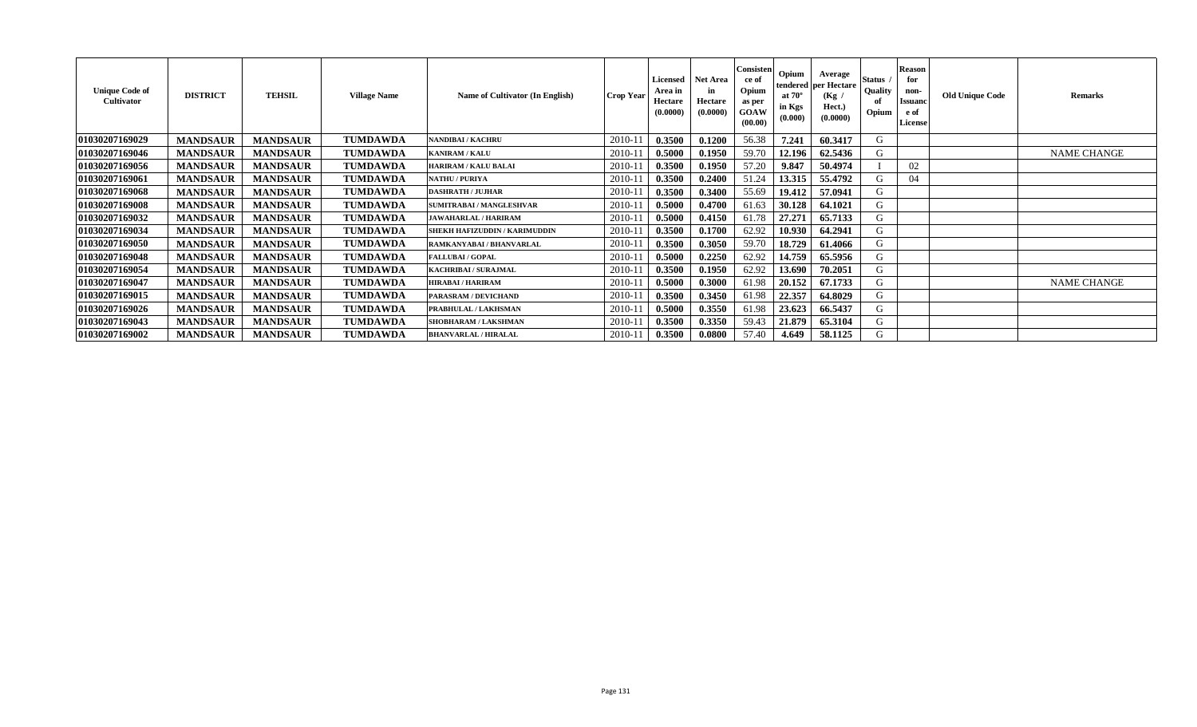| Unique Code of Cultivator | DISTRICT | TEHSIL | Village Name | Name of Cultivator (In English) | Crop Year | Licensed Area in Hectare (0.0000) | Net Area in Hectare (0.0000) | Consistence of Opium as per GOAW (00.00) | Opium tendered at 70° in Kgs (0.000) | Average per Hectare (Kg / Hect.) (0.0000) | Status / Quality of Opium | Reason for non-Issuance of License | Old Unique Code | Remarks |
|---|---|---|---|---|---|---|---|---|---|---|---|---|---|---|
| 01030207169029 | MANDSAUR | MANDSAUR | TUMDAWDA | NANDIBAI / KACHRU | 2010-11 | 0.3500 | 0.1200 | 56.38 | 7.241 | 60.3417 | G | | | |
| 01030207169046 | MANDSAUR | MANDSAUR | TUMDAWDA | KANIRAM / KALU | 2010-11 | 0.5000 | 0.1950 | 59.70 | 12.196 | 62.5436 | G | | | NAME CHANGE |
| 01030207169056 | MANDSAUR | MANDSAUR | TUMDAWDA | HARIRAM / KALU BALAI | 2010-11 | 0.3500 | 0.1950 | 57.20 | 9.847 | 50.4974 | I | 02 | | |
| 01030207169061 | MANDSAUR | MANDSAUR | TUMDAWDA | NATHU / PURIYA | 2010-11 | 0.3500 | 0.2400 | 51.24 | 13.315 | 55.4792 | G | 04 | | |
| 01030207169068 | MANDSAUR | MANDSAUR | TUMDAWDA | DASHRATH / JUJHAR | 2010-11 | 0.3500 | 0.3400 | 55.69 | 19.412 | 57.0941 | G | | | |
| 01030207169008 | MANDSAUR | MANDSAUR | TUMDAWDA | SUMITRABAI / MANGLESHVAR | 2010-11 | 0.5000 | 0.4700 | 61.63 | 30.128 | 64.1021 | G | | | |
| 01030207169032 | MANDSAUR | MANDSAUR | TUMDAWDA | JAWAHARLAL / HARIRAM | 2010-11 | 0.5000 | 0.4150 | 61.78 | 27.271 | 65.7133 | G | | | |
| 01030207169034 | MANDSAUR | MANDSAUR | TUMDAWDA | SHEKH HAFIZUDDIN / KARIMUDDIN | 2010-11 | 0.3500 | 0.1700 | 62.92 | 10.930 | 64.2941 | G | | | |
| 01030207169050 | MANDSAUR | MANDSAUR | TUMDAWDA | RAMKANYABAI / BHANVARLAL | 2010-11 | 0.3500 | 0.3050 | 59.70 | 18.729 | 61.4066 | G | | | |
| 01030207169048 | MANDSAUR | MANDSAUR | TUMDAWDA | FALLUBAI / GOPAL | 2010-11 | 0.5000 | 0.2250 | 62.92 | 14.759 | 65.5956 | G | | | |
| 01030207169054 | MANDSAUR | MANDSAUR | TUMDAWDA | KACHRIBAI / SURAJMAL | 2010-11 | 0.3500 | 0.1950 | 62.92 | 13.690 | 70.2051 | G | | | |
| 01030207169047 | MANDSAUR | MANDSAUR | TUMDAWDA | HIRABAI / HARIRAM | 2010-11 | 0.5000 | 0.3000 | 61.98 | 20.152 | 67.1733 | G | | | NAME CHANGE |
| 01030207169015 | MANDSAUR | MANDSAUR | TUMDAWDA | PARASRAM / DEVICHAND | 2010-11 | 0.3500 | 0.3450 | 61.98 | 22.357 | 64.8029 | G | | | |
| 01030207169026 | MANDSAUR | MANDSAUR | TUMDAWDA | PRABHULAL / LAKHSMAN | 2010-11 | 0.5000 | 0.3550 | 61.98 | 23.623 | 66.5437 | G | | | |
| 01030207169043 | MANDSAUR | MANDSAUR | TUMDAWDA | SHOBHARAM / LAKSHMAN | 2010-11 | 0.3500 | 0.3350 | 59.43 | 21.879 | 65.3104 | G | | | |
| 01030207169002 | MANDSAUR | MANDSAUR | TUMDAWDA | BHANVARLAL / HIRALAL | 2010-11 | 0.3500 | 0.0800 | 57.40 | 4.649 | 58.1125 | G | | | |